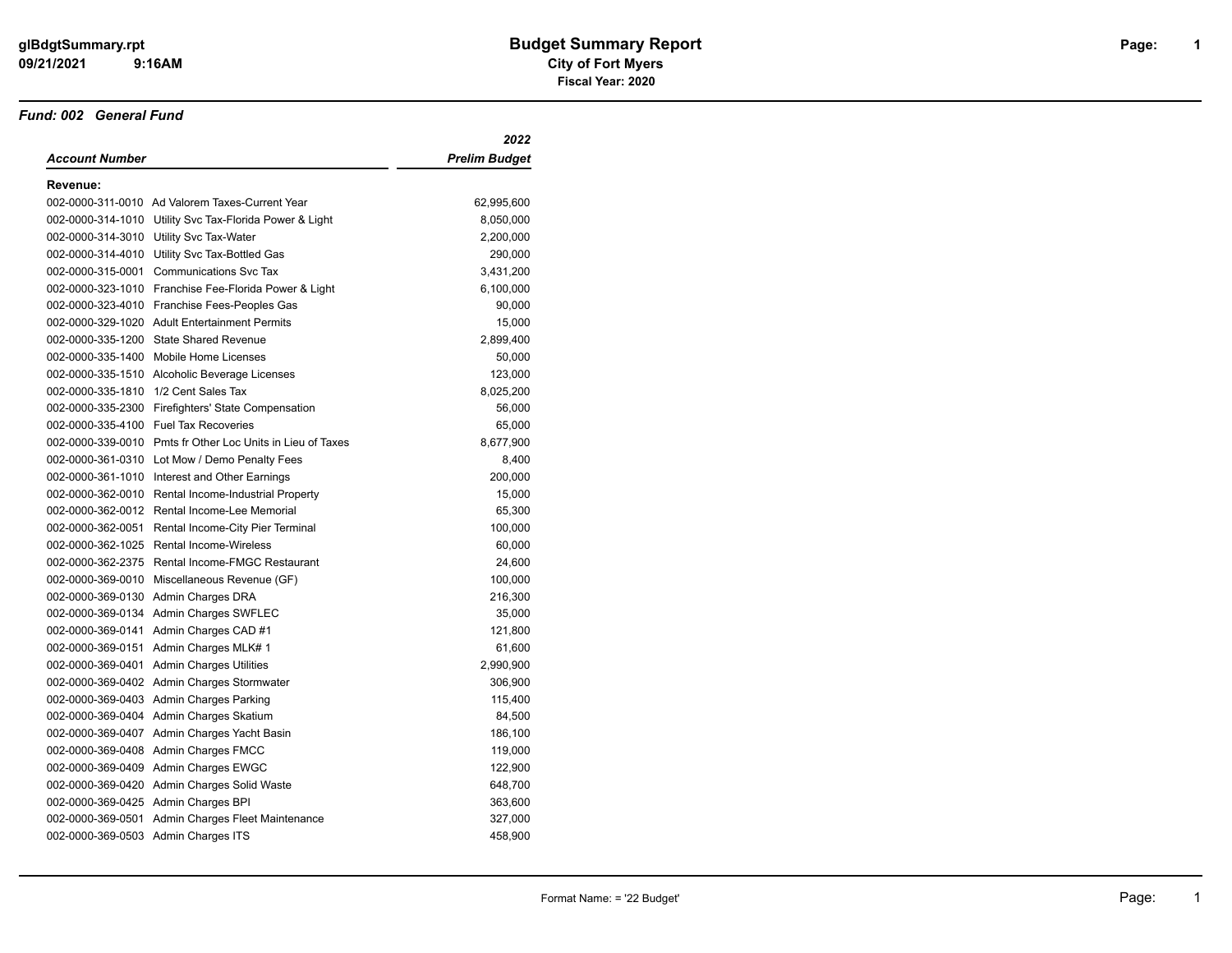# Budget Summary Report

**City of Fort Myers**

**Fiscal Year: 2020**

glBdgtSummary.rpt
09/21/2021 9:16AM

***Fund: 002 General Fund***

| *Account Number* | | *2022 Prelim Budget* |
|---|---|---|
| **Revenue:** | | |
| 002-0000-311-0010 | Ad Valorem Taxes-Current Year | 62,995,600 |
| 002-0000-314-1010 | Utility Svc Tax-Florida Power & Light | 8,050,000 |
| 002-0000-314-3010 | Utility Svc Tax-Water | 2,200,000 |
| 002-0000-314-4010 | Utility Svc Tax-Bottled Gas | 290,000 |
| 002-0000-315-0001 | Communications Svc Tax | 3,431,200 |
| 002-0000-323-1010 | Franchise Fee-Florida Power & Light | 6,100,000 |
| 002-0000-323-4010 | Franchise Fees-Peoples Gas | 90,000 |
| 002-0000-329-1020 | Adult Entertainment Permits | 15,000 |
| 002-0000-335-1200 | State Shared Revenue | 2,899,400 |
| 002-0000-335-1400 | Mobile Home Licenses | 50,000 |
| 002-0000-335-1510 | Alcoholic Beverage Licenses | 123,000 |
| 002-0000-335-1810 | 1/2 Cent Sales Tax | 8,025,200 |
| 002-0000-335-2300 | Firefighters' State Compensation | 56,000 |
| 002-0000-335-4100 | Fuel Tax Recoveries | 65,000 |
| 002-0000-339-0010 | Pmts fr Other Loc Units in Lieu of Taxes | 8,677,900 |
| 002-0000-361-0310 | Lot Mow / Demo Penalty Fees | 8,400 |
| 002-0000-361-1010 | Interest and Other Earnings | 200,000 |
| 002-0000-362-0010 | Rental Income-Industrial Property | 15,000 |
| 002-0000-362-0012 | Rental Income-Lee Memorial | 65,300 |
| 002-0000-362-0051 | Rental Income-City Pier Terminal | 100,000 |
| 002-0000-362-1025 | Rental Income-Wireless | 60,000 |
| 002-0000-362-2375 | Rental Income-FMGC Restaurant | 24,600 |
| 002-0000-369-0010 | Miscellaneous Revenue (GF) | 100,000 |
| 002-0000-369-0130 | Admin Charges DRA | 216,300 |
| 002-0000-369-0134 | Admin Charges SWFLEC | 35,000 |
| 002-0000-369-0141 | Admin Charges CAD #1 | 121,800 |
| 002-0000-369-0151 | Admin Charges MLK# 1 | 61,600 |
| 002-0000-369-0401 | Admin Charges Utilities | 2,990,900 |
| 002-0000-369-0402 | Admin Charges Stormwater | 306,900 |
| 002-0000-369-0403 | Admin Charges Parking | 115,400 |
| 002-0000-369-0404 | Admin Charges Skatium | 84,500 |
| 002-0000-369-0407 | Admin Charges Yacht Basin | 186,100 |
| 002-0000-369-0408 | Admin Charges FMCC | 119,000 |
| 002-0000-369-0409 | Admin Charges EWGC | 122,900 |
| 002-0000-369-0420 | Admin Charges Solid Waste | 648,700 |
| 002-0000-369-0425 | Admin Charges BPI | 363,600 |
| 002-0000-369-0501 | Admin Charges Fleet Maintenance | 327,000 |
| 002-0000-369-0503 | Admin Charges ITS | 458,900 |

Format Name: = '22 Budget'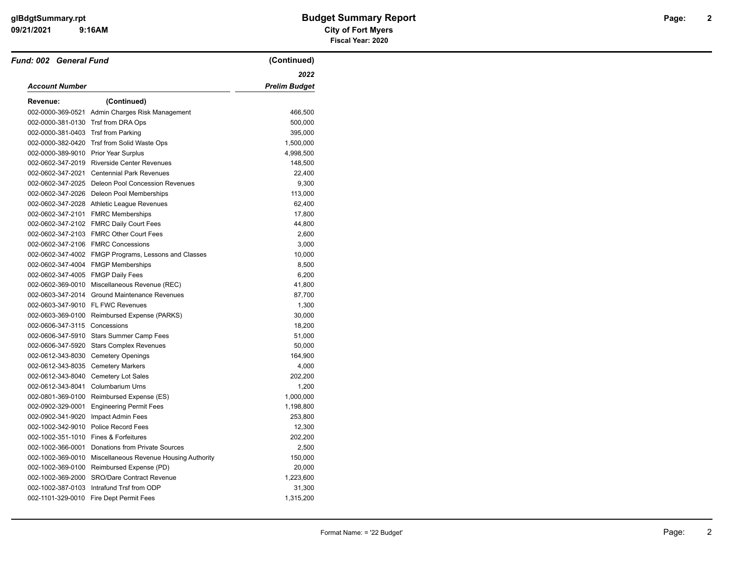# Budget Summary Report

**City of Fort Myers**

**Fiscal Year: 2020**

***Fund: 002 General Fund*** **(Continued)**

| *Account Number* | | *2022 Prelim Budget* |
|---|---|---|
| **Revenue:** | **(Continued)** | |
| 002-0000-369-0521 | Admin Charges Risk Management | 466,500 |
| 002-0000-381-0130 | Trsf from DRA Ops | 500,000 |
| 002-0000-381-0403 | Trsf from Parking | 395,000 |
| 002-0000-382-0420 | Trsf from Solid Waste Ops | 1,500,000 |
| 002-0000-389-9010 | Prior Year Surplus | 4,998,500 |
| 002-0602-347-2019 | Riverside Center Revenues | 148,500 |
| 002-0602-347-2021 | Centennial Park Revenues | 22,400 |
| 002-0602-347-2025 | Deleon Pool Concession Revenues | 9,300 |
| 002-0602-347-2026 | Deleon Pool Memberships | 113,000 |
| 002-0602-347-2028 | Athletic League Revenues | 62,400 |
| 002-0602-347-2101 | FMRC Memberships | 17,800 |
| 002-0602-347-2102 | FMRC Daily Court Fees | 44,800 |
| 002-0602-347-2103 | FMRC Other Court Fees | 2,600 |
| 002-0602-347-2106 | FMRC Concessions | 3,000 |
| 002-0602-347-4002 | FMGP Programs, Lessons and Classes | 10,000 |
| 002-0602-347-4004 | FMGP Memberships | 8,500 |
| 002-0602-347-4005 | FMGP Daily Fees | 6,200 |
| 002-0602-369-0010 | Miscellaneous Revenue (REC) | 41,800 |
| 002-0603-347-2014 | Ground Maintenance Revenues | 87,700 |
| 002-0603-347-9010 | FL FWC Revenues | 1,300 |
| 002-0603-369-0100 | Reimbursed Expense (PARKS) | 30,000 |
| 002-0606-347-3115 | Concessions | 18,200 |
| 002-0606-347-5910 | Stars Summer Camp Fees | 51,000 |
| 002-0606-347-5920 | Stars Complex Revenues | 50,000 |
| 002-0612-343-8030 | Cemetery Openings | 164,900 |
| 002-0612-343-8035 | Cemetery Markers | 4,000 |
| 002-0612-343-8040 | Cemetery Lot Sales | 202,200 |
| 002-0612-343-8041 | Columbarium Urns | 1,200 |
| 002-0801-369-0100 | Reimbursed Expense (ES) | 1,000,000 |
| 002-0902-329-0001 | Engineering Permit Fees | 1,198,800 |
| 002-0902-341-9020 | Impact Admin Fees | 253,800 |
| 002-1002-342-9010 | Police Record Fees | 12,300 |
| 002-1002-351-1010 | Fines & Forfeitures | 202,200 |
| 002-1002-366-0001 | Donations from Private Sources | 2,500 |
| 002-1002-369-0010 | Miscellaneous Revenue Housing Authority | 150,000 |
| 002-1002-369-0100 | Reimbursed Expense (PD) | 20,000 |
| 002-1002-369-2000 | SRO/Dare Contract Revenue | 1,223,600 |
| 002-1002-387-0103 | Intrafund Trsf from ODP | 31,300 |
| 002-1101-329-0010 | Fire Dept Permit Fees | 1,315,200 |

Format Name: = '22 Budget'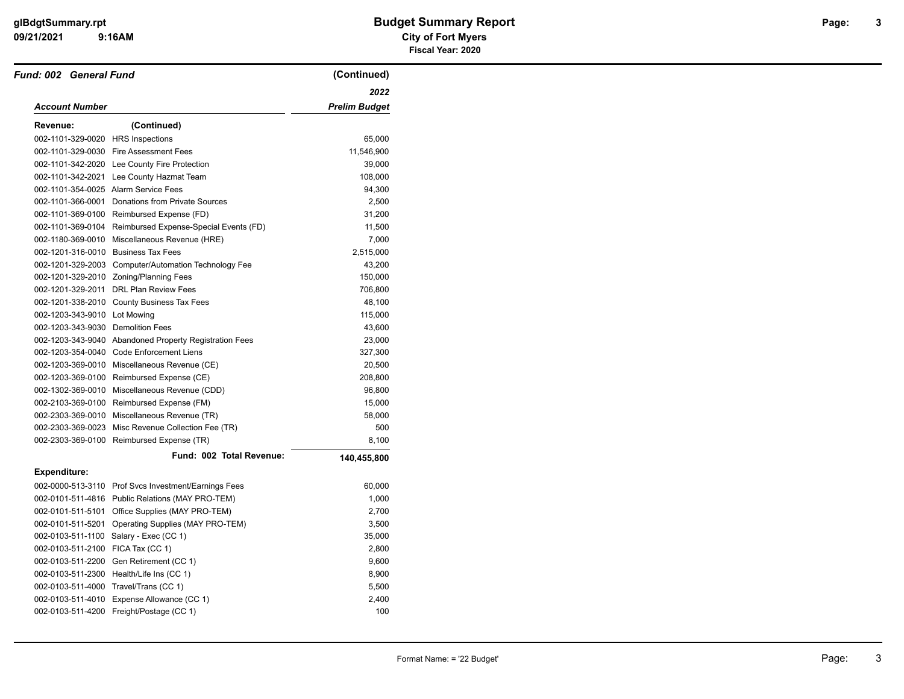**Fund: 002 General Fund** (Continued)

| Account Number | | 2022 Prelim Budget |
|---|---|---|
| **Revenue:** | (Continued) | |
| 002-1101-329-0020 | HRS Inspections | 65,000 |
| 002-1101-329-0030 | Fire Assessment Fees | 11,546,900 |
| 002-1101-342-2020 | Lee County Fire Protection | 39,000 |
| 002-1101-342-2021 | Lee County Hazmat Team | 108,000 |
| 002-1101-354-0025 | Alarm Service Fees | 94,300 |
| 002-1101-366-0001 | Donations from Private Sources | 2,500 |
| 002-1101-369-0100 | Reimbursed Expense (FD) | 31,200 |
| 002-1101-369-0104 | Reimbursed Expense-Special Events (FD) | 11,500 |
| 002-1180-369-0010 | Miscellaneous Revenue (HRE) | 7,000 |
| 002-1201-316-0010 | Business Tax Fees | 2,515,000 |
| 002-1201-329-2003 | Computer/Automation Technology Fee | 43,200 |
| 002-1201-329-2010 | Zoning/Planning Fees | 150,000 |
| 002-1201-329-2011 | DRL Plan Review Fees | 706,800 |
| 002-1201-338-2010 | County Business Tax Fees | 48,100 |
| 002-1203-343-9010 | Lot Mowing | 115,000 |
| 002-1203-343-9030 | Demolition Fees | 43,600 |
| 002-1203-343-9040 | Abandoned Property Registration Fees | 23,000 |
| 002-1203-354-0040 | Code Enforcement Liens | 327,300 |
| 002-1203-369-0010 | Miscellaneous Revenue (CE) | 20,500 |
| 002-1203-369-0100 | Reimbursed Expense (CE) | 208,800 |
| 002-1302-369-0010 | Miscellaneous Revenue (CDD) | 96,800 |
| 002-2103-369-0100 | Reimbursed Expense (FM) | 15,000 |
| 002-2303-369-0010 | Miscellaneous Revenue (TR) | 58,000 |
| 002-2303-369-0023 | Misc Revenue Collection Fee (TR) | 500 |
| 002-2303-369-0100 | Reimbursed Expense (TR) | 8,100 |
| | **Fund: 002 Total Revenue:** | **140,455,800** |
| **Expenditure:** | | |
| 002-0000-513-3110 | Prof Svcs Investment/Earnings Fees | 60,000 |
| 002-0101-511-4816 | Public Relations (MAY PRO-TEM) | 1,000 |
| 002-0101-511-5101 | Office Supplies (MAY PRO-TEM) | 2,700 |
| 002-0101-511-5201 | Operating Supplies (MAY PRO-TEM) | 3,500 |
| 002-0103-511-1100 | Salary - Exec (CC 1) | 35,000 |
| 002-0103-511-2100 | FICA Tax (CC 1) | 2,800 |
| 002-0103-511-2200 | Gen Retirement (CC 1) | 9,600 |
| 002-0103-511-2300 | Health/Life Ins (CC 1) | 8,900 |
| 002-0103-511-4000 | Travel/Trans (CC 1) | 5,500 |
| 002-0103-511-4010 | Expense Allowance (CC 1) | 2,400 |
| 002-0103-511-4200 | Freight/Postage (CC 1) | 100 |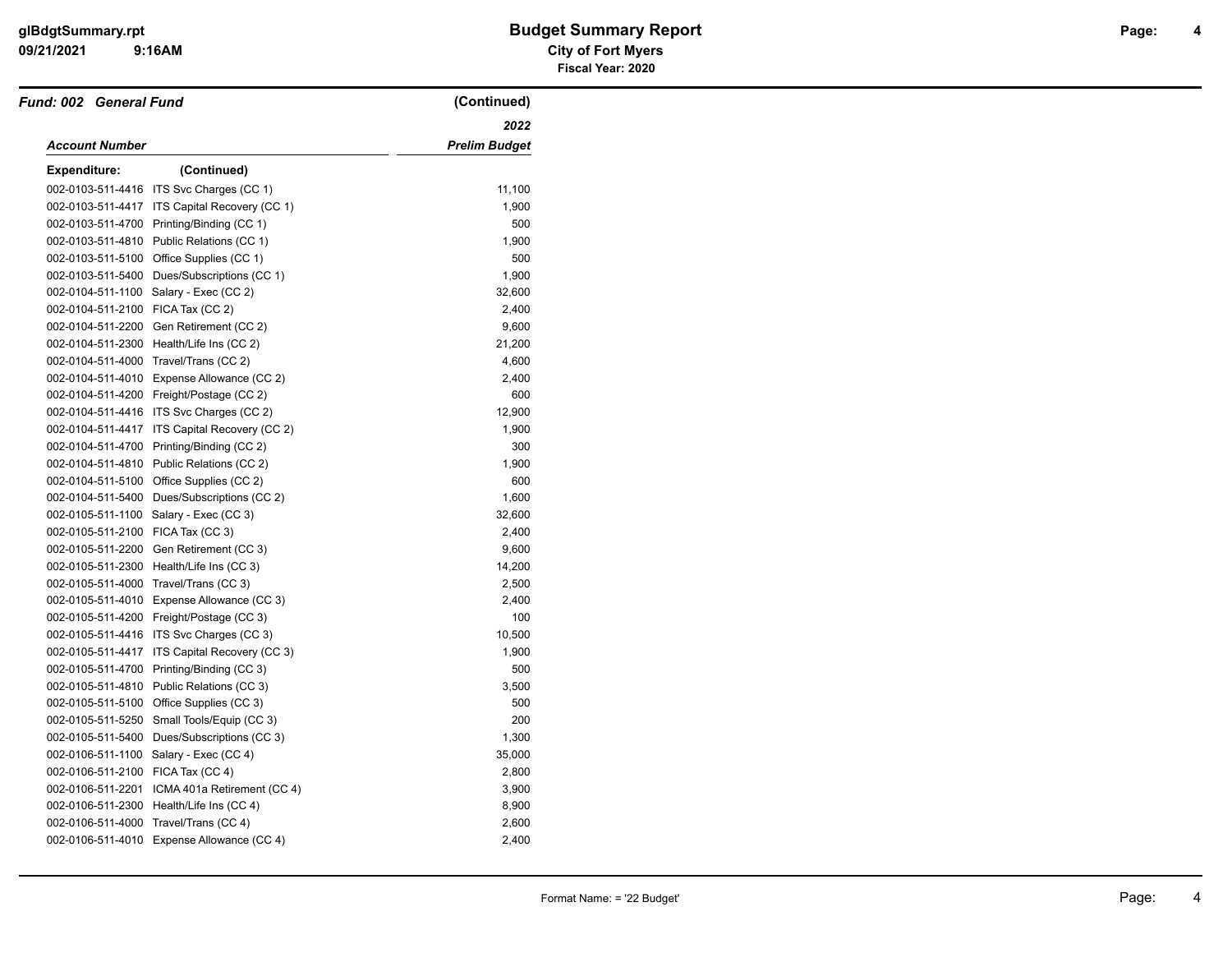## Fund: 002 General Fund (Continued)

| Account Number | | 2022 Prelim Budget |
|---|---|---|
| **Expenditure:** (Continued) | | |
| 002-0103-511-4416 | ITS Svc Charges (CC 1) | 11,100 |
| 002-0103-511-4417 | ITS Capital Recovery (CC 1) | 1,900 |
| 002-0103-511-4700 | Printing/Binding (CC 1) | 500 |
| 002-0103-511-4810 | Public Relations (CC 1) | 1,900 |
| 002-0103-511-5100 | Office Supplies (CC 1) | 500 |
| 002-0103-511-5400 | Dues/Subscriptions (CC 1) | 1,900 |
| 002-0104-511-1100 | Salary - Exec (CC 2) | 32,600 |
| 002-0104-511-2100 | FICA Tax (CC 2) | 2,400 |
| 002-0104-511-2200 | Gen Retirement (CC 2) | 9,600 |
| 002-0104-511-2300 | Health/Life Ins (CC 2) | 21,200 |
| 002-0104-511-4000 | Travel/Trans (CC 2) | 4,600 |
| 002-0104-511-4010 | Expense Allowance (CC 2) | 2,400 |
| 002-0104-511-4200 | Freight/Postage (CC 2) | 600 |
| 002-0104-511-4416 | ITS Svc Charges (CC 2) | 12,900 |
| 002-0104-511-4417 | ITS Capital Recovery (CC 2) | 1,900 |
| 002-0104-511-4700 | Printing/Binding (CC 2) | 300 |
| 002-0104-511-4810 | Public Relations (CC 2) | 1,900 |
| 002-0104-511-5100 | Office Supplies (CC 2) | 600 |
| 002-0104-511-5400 | Dues/Subscriptions (CC 2) | 1,600 |
| 002-0105-511-1100 | Salary - Exec (CC 3) | 32,600 |
| 002-0105-511-2100 | FICA Tax (CC 3) | 2,400 |
| 002-0105-511-2200 | Gen Retirement (CC 3) | 9,600 |
| 002-0105-511-2300 | Health/Life Ins (CC 3) | 14,200 |
| 002-0105-511-4000 | Travel/Trans (CC 3) | 2,500 |
| 002-0105-511-4010 | Expense Allowance (CC 3) | 2,400 |
| 002-0105-511-4200 | Freight/Postage (CC 3) | 100 |
| 002-0105-511-4416 | ITS Svc Charges (CC 3) | 10,500 |
| 002-0105-511-4417 | ITS Capital Recovery (CC 3) | 1,900 |
| 002-0105-511-4700 | Printing/Binding (CC 3) | 500 |
| 002-0105-511-4810 | Public Relations (CC 3) | 3,500 |
| 002-0105-511-5100 | Office Supplies (CC 3) | 500 |
| 002-0105-511-5250 | Small Tools/Equip (CC 3) | 200 |
| 002-0105-511-5400 | Dues/Subscriptions (CC 3) | 1,300 |
| 002-0106-511-1100 | Salary - Exec (CC 4) | 35,000 |
| 002-0106-511-2100 | FICA Tax (CC 4) | 2,800 |
| 002-0106-511-2201 | ICMA 401a Retirement (CC 4) | 3,900 |
| 002-0106-511-2300 | Health/Life Ins (CC 4) | 8,900 |
| 002-0106-511-4000 | Travel/Trans (CC 4) | 2,600 |
| 002-0106-511-4010 | Expense Allowance (CC 4) | 2,400 |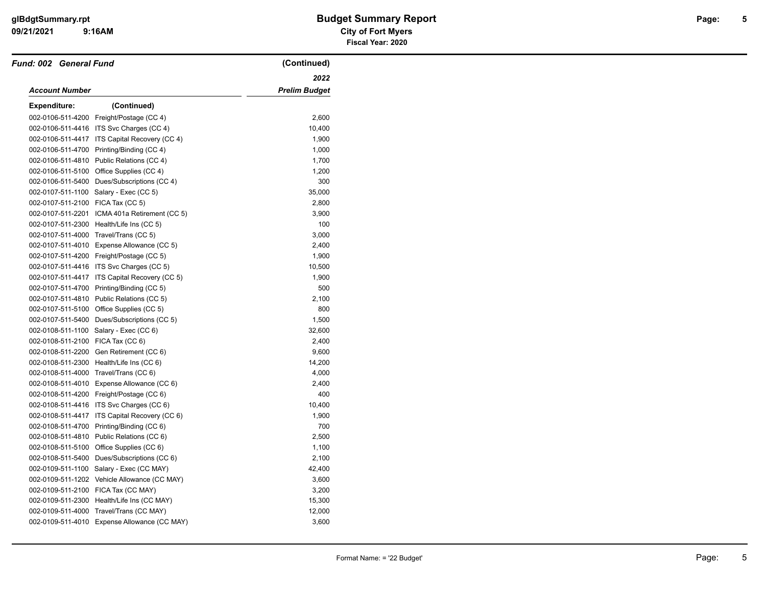**Fund: 002 General Fund** (Continued)

| Account Number | | 2022 Prelim Budget |
|---|---|---|
| **Expenditure:** | **(Continued)** | |
| 002-0106-511-4200 | Freight/Postage (CC 4) | 2,600 |
| 002-0106-511-4416 | ITS Svc Charges (CC 4) | 10,400 |
| 002-0106-511-4417 | ITS Capital Recovery (CC 4) | 1,900 |
| 002-0106-511-4700 | Printing/Binding (CC 4) | 1,000 |
| 002-0106-511-4810 | Public Relations (CC 4) | 1,700 |
| 002-0106-511-5100 | Office Supplies (CC 4) | 1,200 |
| 002-0106-511-5400 | Dues/Subscriptions (CC 4) | 300 |
| 002-0107-511-1100 | Salary - Exec (CC 5) | 35,000 |
| 002-0107-511-2100 | FICA Tax (CC 5) | 2,800 |
| 002-0107-511-2201 | ICMA 401a Retirement (CC 5) | 3,900 |
| 002-0107-511-2300 | Health/Life Ins (CC 5) | 100 |
| 002-0107-511-4000 | Travel/Trans (CC 5) | 3,000 |
| 002-0107-511-4010 | Expense Allowance (CC 5) | 2,400 |
| 002-0107-511-4200 | Freight/Postage (CC 5) | 1,900 |
| 002-0107-511-4416 | ITS Svc Charges (CC 5) | 10,500 |
| 002-0107-511-4417 | ITS Capital Recovery (CC 5) | 1,900 |
| 002-0107-511-4700 | Printing/Binding (CC 5) | 500 |
| 002-0107-511-4810 | Public Relations (CC 5) | 2,100 |
| 002-0107-511-5100 | Office Supplies (CC 5) | 800 |
| 002-0107-511-5400 | Dues/Subscriptions (CC 5) | 1,500 |
| 002-0108-511-1100 | Salary - Exec (CC 6) | 32,600 |
| 002-0108-511-2100 | FICA Tax (CC 6) | 2,400 |
| 002-0108-511-2200 | Gen Retirement (CC 6) | 9,600 |
| 002-0108-511-2300 | Health/Life Ins (CC 6) | 14,200 |
| 002-0108-511-4000 | Travel/Trans (CC 6) | 4,000 |
| 002-0108-511-4010 | Expense Allowance (CC 6) | 2,400 |
| 002-0108-511-4200 | Freight/Postage (CC 6) | 400 |
| 002-0108-511-4416 | ITS Svc Charges (CC 6) | 10,400 |
| 002-0108-511-4417 | ITS Capital Recovery (CC 6) | 1,900 |
| 002-0108-511-4700 | Printing/Binding (CC 6) | 700 |
| 002-0108-511-4810 | Public Relations (CC 6) | 2,500 |
| 002-0108-511-5100 | Office Supplies (CC 6) | 1,100 |
| 002-0108-511-5400 | Dues/Subscriptions (CC 6) | 2,100 |
| 002-0109-511-1100 | Salary - Exec (CC MAY) | 42,400 |
| 002-0109-511-1202 | Vehicle Allowance (CC MAY) | 3,600 |
| 002-0109-511-2100 | FICA Tax (CC MAY) | 3,200 |
| 002-0109-511-2300 | Health/Life Ins (CC MAY) | 15,300 |
| 002-0109-511-4000 | Travel/Trans (CC MAY) | 12,000 |
| 002-0109-511-4010 | Expense Allowance (CC MAY) | 3,600 |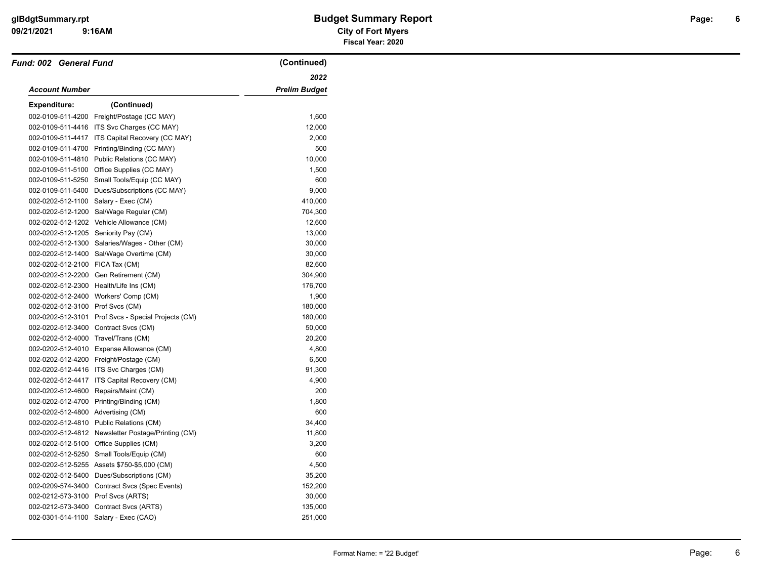# Budget Summary Report

**City of Fort Myers**

**Fiscal Year: 2020**

***Fund: 002 General Fund*** **(Continued)**

| *Account Number* | | *2022 Prelim Budget* |
|---|---|---|
| **Expenditure:** | **(Continued)** | |
| 002-0109-511-4200 | Freight/Postage (CC MAY) | 1,600 |
| 002-0109-511-4416 | ITS Svc Charges (CC MAY) | 12,000 |
| 002-0109-511-4417 | ITS Capital Recovery (CC MAY) | 2,000 |
| 002-0109-511-4700 | Printing/Binding (CC MAY) | 500 |
| 002-0109-511-4810 | Public Relations (CC MAY) | 10,000 |
| 002-0109-511-5100 | Office Supplies (CC MAY) | 1,500 |
| 002-0109-511-5250 | Small Tools/Equip (CC MAY) | 600 |
| 002-0109-511-5400 | Dues/Subscriptions (CC MAY) | 9,000 |
| 002-0202-512-1100 | Salary - Exec (CM) | 410,000 |
| 002-0202-512-1200 | Sal/Wage Regular (CM) | 704,300 |
| 002-0202-512-1202 | Vehicle Allowance (CM) | 12,600 |
| 002-0202-512-1205 | Seniority Pay (CM) | 13,000 |
| 002-0202-512-1300 | Salaries/Wages - Other (CM) | 30,000 |
| 002-0202-512-1400 | Sal/Wage Overtime (CM) | 30,000 |
| 002-0202-512-2100 | FICA Tax (CM) | 82,600 |
| 002-0202-512-2200 | Gen Retirement (CM) | 304,900 |
| 002-0202-512-2300 | Health/Life Ins (CM) | 176,700 |
| 002-0202-512-2400 | Workers' Comp (CM) | 1,900 |
| 002-0202-512-3100 | Prof Svcs (CM) | 180,000 |
| 002-0202-512-3101 | Prof Svcs - Special Projects (CM) | 180,000 |
| 002-0202-512-3400 | Contract Svcs (CM) | 50,000 |
| 002-0202-512-4000 | Travel/Trans (CM) | 20,200 |
| 002-0202-512-4010 | Expense Allowance (CM) | 4,800 |
| 002-0202-512-4200 | Freight/Postage (CM) | 6,500 |
| 002-0202-512-4416 | ITS Svc Charges (CM) | 91,300 |
| 002-0202-512-4417 | ITS Capital Recovery (CM) | 4,900 |
| 002-0202-512-4600 | Repairs/Maint (CM) | 200 |
| 002-0202-512-4700 | Printing/Binding (CM) | 1,800 |
| 002-0202-512-4800 | Advertising (CM) | 600 |
| 002-0202-512-4810 | Public Relations (CM) | 34,400 |
| 002-0202-512-4812 | Newsletter Postage/Printing (CM) | 11,800 |
| 002-0202-512-5100 | Office Supplies (CM) | 3,200 |
| 002-0202-512-5250 | Small Tools/Equip (CM) | 600 |
| 002-0202-512-5255 | Assets $750-$5,000 (CM) | 4,500 |
| 002-0202-512-5400 | Dues/Subscriptions (CM) | 35,200 |
| 002-0209-574-3400 | Contract Svcs (Spec Events) | 152,200 |
| 002-0212-573-3100 | Prof Svcs (ARTS) | 30,000 |
| 002-0212-573-3400 | Contract Svcs (ARTS) | 135,000 |
| 002-0301-514-1100 | Salary - Exec (CAO) | 251,000 |

Format Name: = '22 Budget'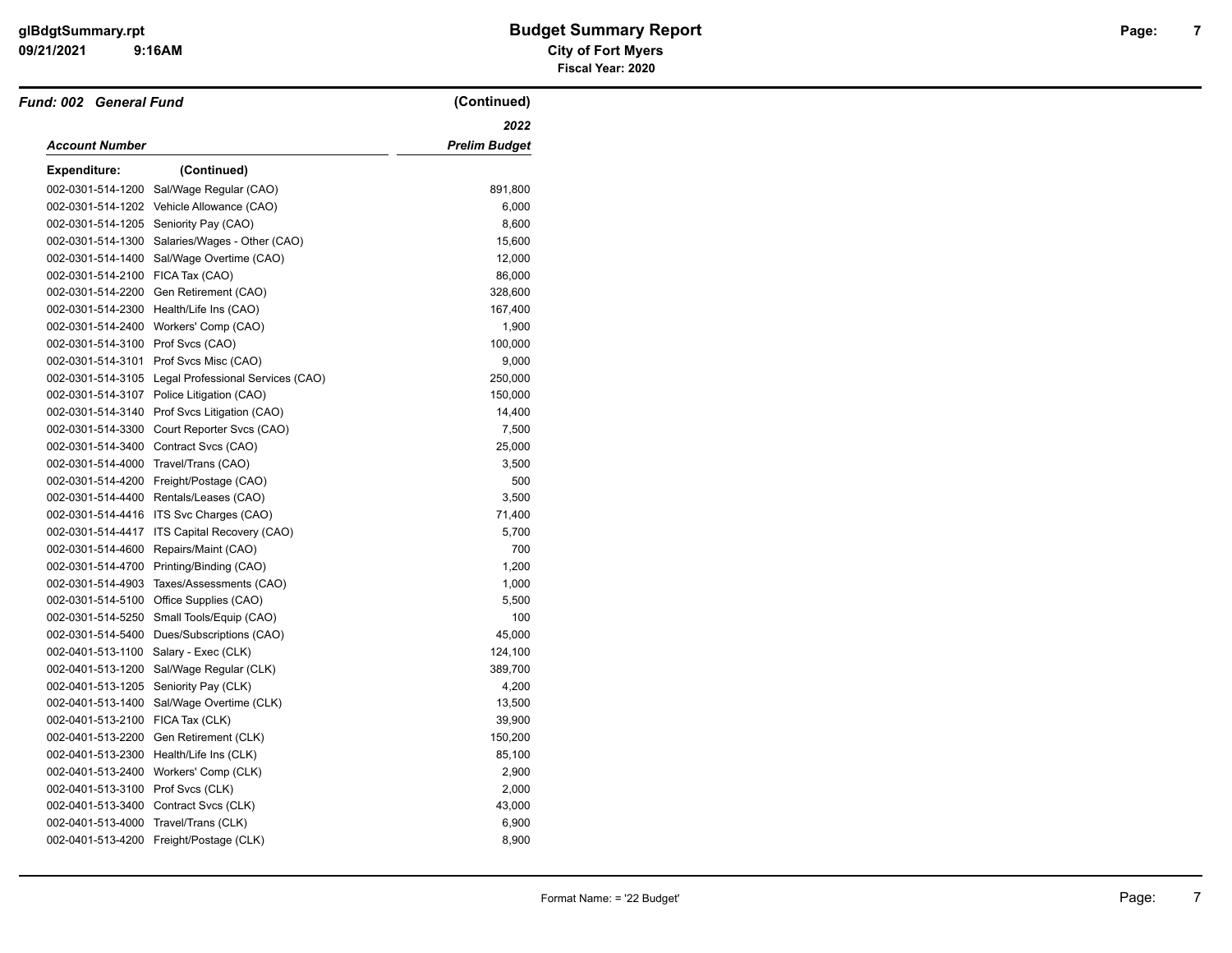## Budget Summary Report

**City of Fort Myers**

**Fiscal Year: 2020**

### *Fund: 002 General Fund* (Continued)

| *Account Number* | | *2022 Prelim Budget* |
|---|---|---|
| **Expenditure:** | **(Continued)** | |
| 002-0301-514-1200 | Sal/Wage Regular (CAO) | 891,800 |
| 002-0301-514-1202 | Vehicle Allowance (CAO) | 6,000 |
| 002-0301-514-1205 | Seniority Pay (CAO) | 8,600 |
| 002-0301-514-1300 | Salaries/Wages - Other (CAO) | 15,600 |
| 002-0301-514-1400 | Sal/Wage Overtime (CAO) | 12,000 |
| 002-0301-514-2100 | FICA Tax (CAO) | 86,000 |
| 002-0301-514-2200 | Gen Retirement (CAO) | 328,600 |
| 002-0301-514-2300 | Health/Life Ins (CAO) | 167,400 |
| 002-0301-514-2400 | Workers' Comp (CAO) | 1,900 |
| 002-0301-514-3100 | Prof Svcs (CAO) | 100,000 |
| 002-0301-514-3101 | Prof Svcs Misc (CAO) | 9,000 |
| 002-0301-514-3105 | Legal Professional Services (CAO) | 250,000 |
| 002-0301-514-3107 | Police Litigation (CAO) | 150,000 |
| 002-0301-514-3140 | Prof Svcs Litigation (CAO) | 14,400 |
| 002-0301-514-3300 | Court Reporter Svcs (CAO) | 7,500 |
| 002-0301-514-3400 | Contract Svcs (CAO) | 25,000 |
| 002-0301-514-4000 | Travel/Trans (CAO) | 3,500 |
| 002-0301-514-4200 | Freight/Postage (CAO) | 500 |
| 002-0301-514-4400 | Rentals/Leases (CAO) | 3,500 |
| 002-0301-514-4416 | ITS Svc Charges (CAO) | 71,400 |
| 002-0301-514-4417 | ITS Capital Recovery (CAO) | 5,700 |
| 002-0301-514-4600 | Repairs/Maint (CAO) | 700 |
| 002-0301-514-4700 | Printing/Binding (CAO) | 1,200 |
| 002-0301-514-4903 | Taxes/Assessments (CAO) | 1,000 |
| 002-0301-514-5100 | Office Supplies (CAO) | 5,500 |
| 002-0301-514-5250 | Small Tools/Equip (CAO) | 100 |
| 002-0301-514-5400 | Dues/Subscriptions (CAO) | 45,000 |
| 002-0401-513-1100 | Salary - Exec (CLK) | 124,100 |
| 002-0401-513-1200 | Sal/Wage Regular (CLK) | 389,700 |
| 002-0401-513-1205 | Seniority Pay (CLK) | 4,200 |
| 002-0401-513-1400 | Sal/Wage Overtime (CLK) | 13,500 |
| 002-0401-513-2100 | FICA Tax (CLK) | 39,900 |
| 002-0401-513-2200 | Gen Retirement (CLK) | 150,200 |
| 002-0401-513-2300 | Health/Life Ins (CLK) | 85,100 |
| 002-0401-513-2400 | Workers' Comp (CLK) | 2,900 |
| 002-0401-513-3100 | Prof Svcs (CLK) | 2,000 |
| 002-0401-513-3400 | Contract Svcs (CLK) | 43,000 |
| 002-0401-513-4000 | Travel/Trans (CLK) | 6,900 |
| 002-0401-513-4200 | Freight/Postage (CLK) | 8,900 |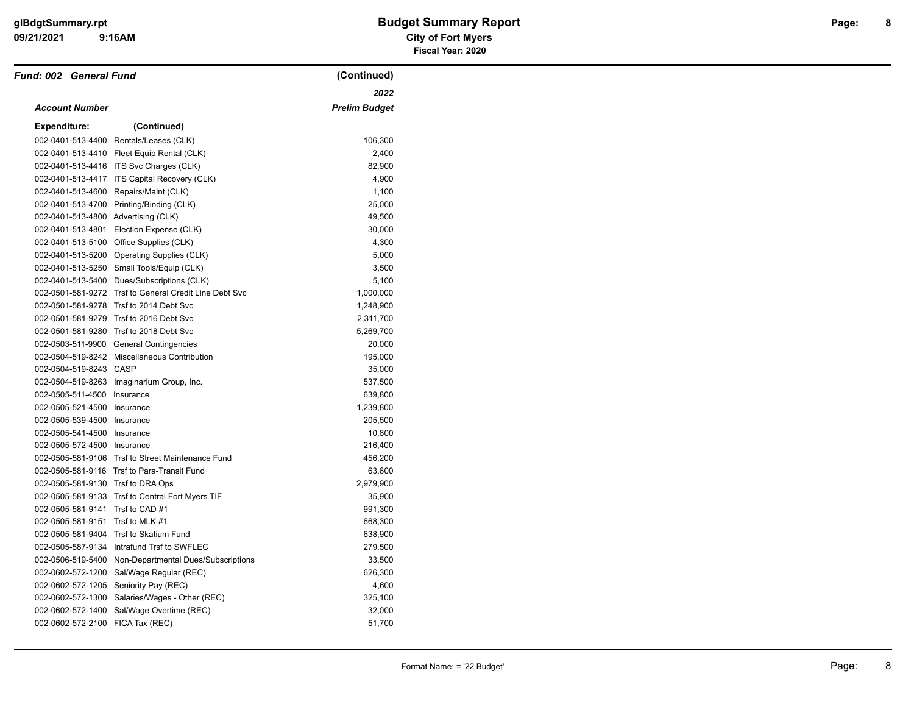**Fund: 002 General Fund** (Continued)

| Account Number | | 2022 Prelim Budget |
|---|---|---|
| **Expenditure:** | (Continued) | |
| 002-0401-513-4400 | Rentals/Leases (CLK) | 106,300 |
| 002-0401-513-4410 | Fleet Equip Rental (CLK) | 2,400 |
| 002-0401-513-4416 | ITS Svc Charges (CLK) | 82,900 |
| 002-0401-513-4417 | ITS Capital Recovery (CLK) | 4,900 |
| 002-0401-513-4600 | Repairs/Maint (CLK) | 1,100 |
| 002-0401-513-4700 | Printing/Binding (CLK) | 25,000 |
| 002-0401-513-4800 | Advertising (CLK) | 49,500 |
| 002-0401-513-4801 | Election Expense (CLK) | 30,000 |
| 002-0401-513-5100 | Office Supplies (CLK) | 4,300 |
| 002-0401-513-5200 | Operating Supplies (CLK) | 5,000 |
| 002-0401-513-5250 | Small Tools/Equip (CLK) | 3,500 |
| 002-0401-513-5400 | Dues/Subscriptions (CLK) | 5,100 |
| 002-0501-581-9272 | Trsf to General Credit Line Debt Svc | 1,000,000 |
| 002-0501-581-9278 | Trsf to 2014 Debt Svc | 1,248,900 |
| 002-0501-581-9279 | Trsf to 2016 Debt Svc | 2,311,700 |
| 002-0501-581-9280 | Trsf to 2018 Debt Svc | 5,269,700 |
| 002-0503-511-9900 | General Contingencies | 20,000 |
| 002-0504-519-8242 | Miscellaneous Contribution | 195,000 |
| 002-0504-519-8243 | CASP | 35,000 |
| 002-0504-519-8263 | Imaginarium Group, Inc. | 537,500 |
| 002-0505-511-4500 | Insurance | 639,800 |
| 002-0505-521-4500 | Insurance | 1,239,800 |
| 002-0505-539-4500 | Insurance | 205,500 |
| 002-0505-541-4500 | Insurance | 10,800 |
| 002-0505-572-4500 | Insurance | 216,400 |
| 002-0505-581-9106 | Trsf to Street Maintenance Fund | 456,200 |
| 002-0505-581-9116 | Trsf to Para-Transit Fund | 63,600 |
| 002-0505-581-9130 | Trsf to DRA Ops | 2,979,900 |
| 002-0505-581-9133 | Trsf to Central Fort Myers TIF | 35,900 |
| 002-0505-581-9141 | Trsf to CAD #1 | 991,300 |
| 002-0505-581-9151 | Trsf to MLK #1 | 668,300 |
| 002-0505-581-9404 | Trsf to Skatium Fund | 638,900 |
| 002-0505-587-9134 | Intrafund Trsf to SWFLEC | 279,500 |
| 002-0506-519-5400 | Non-Departmental Dues/Subscriptions | 33,500 |
| 002-0602-572-1200 | Sal/Wage Regular (REC) | 626,300 |
| 002-0602-572-1205 | Seniority Pay (REC) | 4,600 |
| 002-0602-572-1300 | Salaries/Wages - Other (REC) | 325,100 |
| 002-0602-572-1400 | Sal/Wage Overtime (REC) | 32,000 |
| 002-0602-572-2100 | FICA Tax (REC) | 51,700 |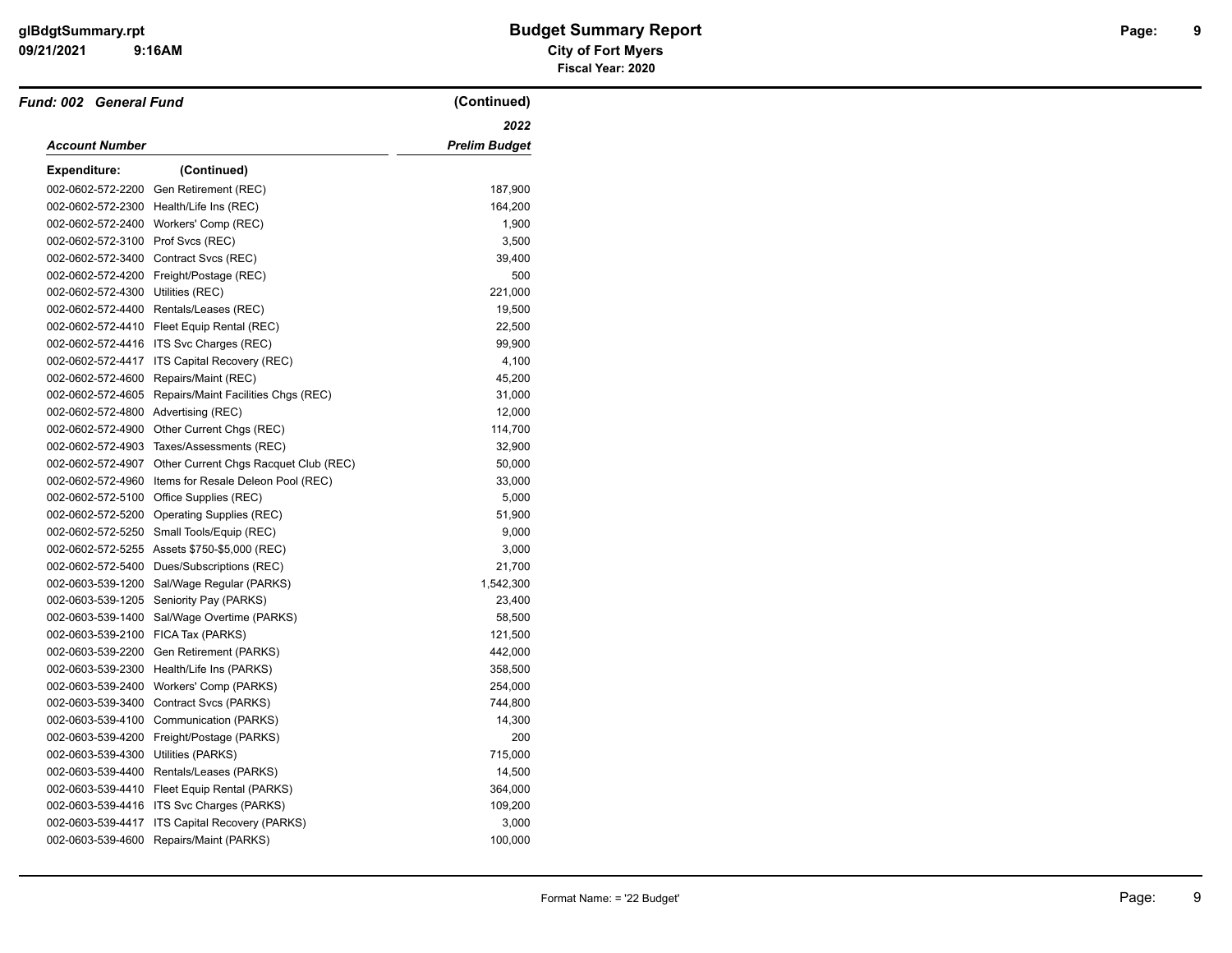# Budget Summary Report

**City of Fort Myers**

**Fiscal Year: 2020**

***Fund: 002 General Fund*** **(Continued)**

| ***Account Number*** | | ***2022 Prelim Budget*** |
|---|---|---|
| **Expenditure:** | **(Continued)** | |
| 002-0602-572-2200 | Gen Retirement (REC) | 187,900 |
| 002-0602-572-2300 | Health/Life Ins (REC) | 164,200 |
| 002-0602-572-2400 | Workers' Comp (REC) | 1,900 |
| 002-0602-572-3100 | Prof Svcs (REC) | 3,500 |
| 002-0602-572-3400 | Contract Svcs (REC) | 39,400 |
| 002-0602-572-4200 | Freight/Postage (REC) | 500 |
| 002-0602-572-4300 | Utilities (REC) | 221,000 |
| 002-0602-572-4400 | Rentals/Leases (REC) | 19,500 |
| 002-0602-572-4410 | Fleet Equip Rental (REC) | 22,500 |
| 002-0602-572-4416 | ITS Svc Charges (REC) | 99,900 |
| 002-0602-572-4417 | ITS Capital Recovery (REC) | 4,100 |
| 002-0602-572-4600 | Repairs/Maint (REC) | 45,200 |
| 002-0602-572-4605 | Repairs/Maint Facilities Chgs (REC) | 31,000 |
| 002-0602-572-4800 | Advertising (REC) | 12,000 |
| 002-0602-572-4900 | Other Current Chgs (REC) | 114,700 |
| 002-0602-572-4903 | Taxes/Assessments (REC) | 32,900 |
| 002-0602-572-4907 | Other Current Chgs Racquet Club (REC) | 50,000 |
| 002-0602-572-4960 | Items for Resale Deleon Pool (REC) | 33,000 |
| 002-0602-572-5100 | Office Supplies (REC) | 5,000 |
| 002-0602-572-5200 | Operating Supplies (REC) | 51,900 |
| 002-0602-572-5250 | Small Tools/Equip (REC) | 9,000 |
| 002-0602-572-5255 | Assets $750-$5,000 (REC) | 3,000 |
| 002-0602-572-5400 | Dues/Subscriptions (REC) | 21,700 |
| 002-0603-539-1200 | Sal/Wage Regular (PARKS) | 1,542,300 |
| 002-0603-539-1205 | Seniority Pay (PARKS) | 23,400 |
| 002-0603-539-1400 | Sal/Wage Overtime (PARKS) | 58,500 |
| 002-0603-539-2100 | FICA Tax (PARKS) | 121,500 |
| 002-0603-539-2200 | Gen Retirement (PARKS) | 442,000 |
| 002-0603-539-2300 | Health/Life Ins (PARKS) | 358,500 |
| 002-0603-539-2400 | Workers' Comp (PARKS) | 254,000 |
| 002-0603-539-3400 | Contract Svcs (PARKS) | 744,800 |
| 002-0603-539-4100 | Communication (PARKS) | 14,300 |
| 002-0603-539-4200 | Freight/Postage (PARKS) | 200 |
| 002-0603-539-4300 | Utilities (PARKS) | 715,000 |
| 002-0603-539-4400 | Rentals/Leases (PARKS) | 14,500 |
| 002-0603-539-4410 | Fleet Equip Rental (PARKS) | 364,000 |
| 002-0603-539-4416 | ITS Svc Charges (PARKS) | 109,200 |
| 002-0603-539-4417 | ITS Capital Recovery (PARKS) | 3,000 |
| 002-0603-539-4600 | Repairs/Maint (PARKS) | 100,000 |

Format Name: = '22 Budget'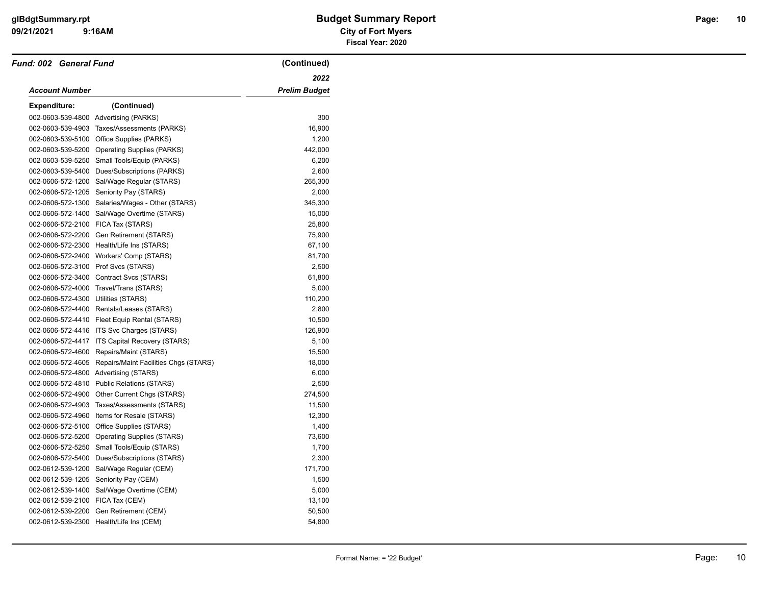## Fund: 002 General Fund (Continued)

| Account Number | | 2022 Prelim Budget |
|---|---|---|
| **Expenditure:** (Continued) | | |
| 002-0603-539-4800 | Advertising (PARKS) | 300 |
| 002-0603-539-4903 | Taxes/Assessments (PARKS) | 16,900 |
| 002-0603-539-5100 | Office Supplies (PARKS) | 1,200 |
| 002-0603-539-5200 | Operating Supplies (PARKS) | 442,000 |
| 002-0603-539-5250 | Small Tools/Equip (PARKS) | 6,200 |
| 002-0603-539-5400 | Dues/Subscriptions (PARKS) | 2,600 |
| 002-0606-572-1200 | Sal/Wage Regular (STARS) | 265,300 |
| 002-0606-572-1205 | Seniority Pay (STARS) | 2,000 |
| 002-0606-572-1300 | Salaries/Wages - Other (STARS) | 345,300 |
| 002-0606-572-1400 | Sal/Wage Overtime (STARS) | 15,000 |
| 002-0606-572-2100 | FICA Tax (STARS) | 25,800 |
| 002-0606-572-2200 | Gen Retirement (STARS) | 75,900 |
| 002-0606-572-2300 | Health/Life Ins (STARS) | 67,100 |
| 002-0606-572-2400 | Workers' Comp (STARS) | 81,700 |
| 002-0606-572-3100 | Prof Svcs (STARS) | 2,500 |
| 002-0606-572-3400 | Contract Svcs (STARS) | 61,800 |
| 002-0606-572-4000 | Travel/Trans (STARS) | 5,000 |
| 002-0606-572-4300 | Utilities (STARS) | 110,200 |
| 002-0606-572-4400 | Rentals/Leases (STARS) | 2,800 |
| 002-0606-572-4410 | Fleet Equip Rental (STARS) | 10,500 |
| 002-0606-572-4416 | ITS Svc Charges (STARS) | 126,900 |
| 002-0606-572-4417 | ITS Capital Recovery (STARS) | 5,100 |
| 002-0606-572-4600 | Repairs/Maint (STARS) | 15,500 |
| 002-0606-572-4605 | Repairs/Maint Facilities Chgs (STARS) | 18,000 |
| 002-0606-572-4800 | Advertising (STARS) | 6,000 |
| 002-0606-572-4810 | Public Relations (STARS) | 2,500 |
| 002-0606-572-4900 | Other Current Chgs (STARS) | 274,500 |
| 002-0606-572-4903 | Taxes/Assessments (STARS) | 11,500 |
| 002-0606-572-4960 | Items for Resale (STARS) | 12,300 |
| 002-0606-572-5100 | Office Supplies (STARS) | 1,400 |
| 002-0606-572-5200 | Operating Supplies (STARS) | 73,600 |
| 002-0606-572-5250 | Small Tools/Equip (STARS) | 1,700 |
| 002-0606-572-5400 | Dues/Subscriptions (STARS) | 2,300 |
| 002-0612-539-1200 | Sal/Wage Regular (CEM) | 171,700 |
| 002-0612-539-1205 | Seniority Pay (CEM) | 1,500 |
| 002-0612-539-1400 | Sal/Wage Overtime (CEM) | 5,000 |
| 002-0612-539-2100 | FICA Tax (CEM) | 13,100 |
| 002-0612-539-2200 | Gen Retirement (CEM) | 50,500 |
| 002-0612-539-2300 | Health/Life Ins (CEM) | 54,800 |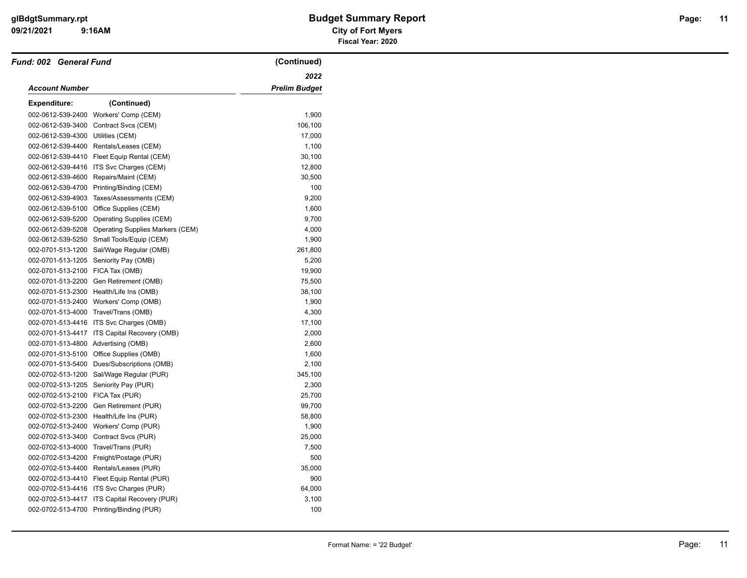**Fund: 002 General Fund** (Continued)

| Account Number | | 2022 Prelim Budget |
|---|---|---|
| **Expenditure:** (Continued) | | |
| 002-0612-539-2400 | Workers' Comp (CEM) | 1,900 |
| 002-0612-539-3400 | Contract Svcs (CEM) | 106,100 |
| 002-0612-539-4300 | Utilities (CEM) | 17,000 |
| 002-0612-539-4400 | Rentals/Leases (CEM) | 1,100 |
| 002-0612-539-4410 | Fleet Equip Rental (CEM) | 30,100 |
| 002-0612-539-4416 | ITS Svc Charges (CEM) | 12,800 |
| 002-0612-539-4600 | Repairs/Maint (CEM) | 30,500 |
| 002-0612-539-4700 | Printing/Binding (CEM) | 100 |
| 002-0612-539-4903 | Taxes/Assessments (CEM) | 9,200 |
| 002-0612-539-5100 | Office Supplies (CEM) | 1,600 |
| 002-0612-539-5200 | Operating Supplies (CEM) | 9,700 |
| 002-0612-539-5208 | Operating Supplies Markers (CEM) | 4,000 |
| 002-0612-539-5250 | Small Tools/Equip (CEM) | 1,900 |
| 002-0701-513-1200 | Sal/Wage Regular (OMB) | 261,800 |
| 002-0701-513-1205 | Seniority Pay (OMB) | 5,200 |
| 002-0701-513-2100 | FICA Tax (OMB) | 19,900 |
| 002-0701-513-2200 | Gen Retirement (OMB) | 75,500 |
| 002-0701-513-2300 | Health/Life Ins (OMB) | 38,100 |
| 002-0701-513-2400 | Workers' Comp (OMB) | 1,900 |
| 002-0701-513-4000 | Travel/Trans (OMB) | 4,300 |
| 002-0701-513-4416 | ITS Svc Charges (OMB) | 17,100 |
| 002-0701-513-4417 | ITS Capital Recovery (OMB) | 2,000 |
| 002-0701-513-4800 | Advertising (OMB) | 2,600 |
| 002-0701-513-5100 | Office Supplies (OMB) | 1,600 |
| 002-0701-513-5400 | Dues/Subscriptions (OMB) | 2,100 |
| 002-0702-513-1200 | Sal/Wage Regular (PUR) | 345,100 |
| 002-0702-513-1205 | Seniority Pay (PUR) | 2,300 |
| 002-0702-513-2100 | FICA Tax (PUR) | 25,700 |
| 002-0702-513-2200 | Gen Retirement (PUR) | 99,700 |
| 002-0702-513-2300 | Health/Life Ins (PUR) | 58,800 |
| 002-0702-513-2400 | Workers' Comp (PUR) | 1,900 |
| 002-0702-513-3400 | Contract Svcs (PUR) | 25,000 |
| 002-0702-513-4000 | Travel/Trans (PUR) | 7,500 |
| 002-0702-513-4200 | Freight/Postage (PUR) | 500 |
| 002-0702-513-4400 | Rentals/Leases (PUR) | 35,000 |
| 002-0702-513-4410 | Fleet Equip Rental (PUR) | 900 |
| 002-0702-513-4416 | ITS Svc Charges (PUR) | 64,000 |
| 002-0702-513-4417 | ITS Capital Recovery (PUR) | 3,100 |
| 002-0702-513-4700 | Printing/Binding (PUR) | 100 |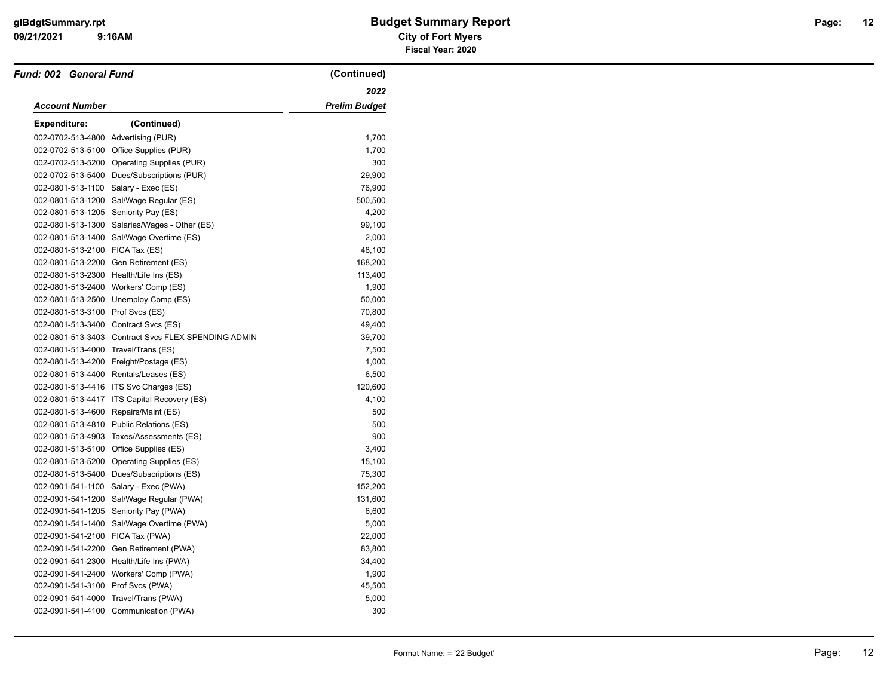# Budget Summary Report

**City of Fort Myers**

**Fiscal Year: 2020**

## *Fund: 002 General Fund* (Continued)

| *Account Number* | | *2022 Prelim Budget* |
|---|---|---|
| **Expenditure:** | **(Continued)** | |
| 002-0702-513-4800 | Advertising (PUR) | 1,700 |
| 002-0702-513-5100 | Office Supplies (PUR) | 1,700 |
| 002-0702-513-5200 | Operating Supplies (PUR) | 300 |
| 002-0702-513-5400 | Dues/Subscriptions (PUR) | 29,900 |
| 002-0801-513-1100 | Salary - Exec (ES) | 76,900 |
| 002-0801-513-1200 | Sal/Wage Regular (ES) | 500,500 |
| 002-0801-513-1205 | Seniority Pay (ES) | 4,200 |
| 002-0801-513-1300 | Salaries/Wages - Other (ES) | 99,100 |
| 002-0801-513-1400 | Sal/Wage Overtime (ES) | 2,000 |
| 002-0801-513-2100 | FICA Tax (ES) | 48,100 |
| 002-0801-513-2200 | Gen Retirement (ES) | 168,200 |
| 002-0801-513-2300 | Health/Life Ins (ES) | 113,400 |
| 002-0801-513-2400 | Workers' Comp (ES) | 1,900 |
| 002-0801-513-2500 | Unemploy Comp (ES) | 50,000 |
| 002-0801-513-3100 | Prof Svcs (ES) | 70,800 |
| 002-0801-513-3400 | Contract Svcs (ES) | 49,400 |
| 002-0801-513-3403 | Contract Svcs FLEX SPENDING ADMIN | 39,700 |
| 002-0801-513-4000 | Travel/Trans (ES) | 7,500 |
| 002-0801-513-4200 | Freight/Postage (ES) | 1,000 |
| 002-0801-513-4400 | Rentals/Leases (ES) | 6,500 |
| 002-0801-513-4416 | ITS Svc Charges (ES) | 120,600 |
| 002-0801-513-4417 | ITS Capital Recovery (ES) | 4,100 |
| 002-0801-513-4600 | Repairs/Maint (ES) | 500 |
| 002-0801-513-4810 | Public Relations (ES) | 500 |
| 002-0801-513-4903 | Taxes/Assessments (ES) | 900 |
| 002-0801-513-5100 | Office Supplies (ES) | 3,400 |
| 002-0801-513-5200 | Operating Supplies (ES) | 15,100 |
| 002-0801-513-5400 | Dues/Subscriptions (ES) | 75,300 |
| 002-0901-541-1100 | Salary - Exec (PWA) | 152,200 |
| 002-0901-541-1200 | Sal/Wage Regular (PWA) | 131,600 |
| 002-0901-541-1205 | Seniority Pay (PWA) | 6,600 |
| 002-0901-541-1400 | Sal/Wage Overtime (PWA) | 5,000 |
| 002-0901-541-2100 | FICA Tax (PWA) | 22,000 |
| 002-0901-541-2200 | Gen Retirement (PWA) | 83,800 |
| 002-0901-541-2300 | Health/Life Ins (PWA) | 34,400 |
| 002-0901-541-2400 | Workers' Comp (PWA) | 1,900 |
| 002-0901-541-3100 | Prof Svcs (PWA) | 45,500 |
| 002-0901-541-4000 | Travel/Trans (PWA) | 5,000 |
| 002-0901-541-4100 | Communication (PWA) | 300 |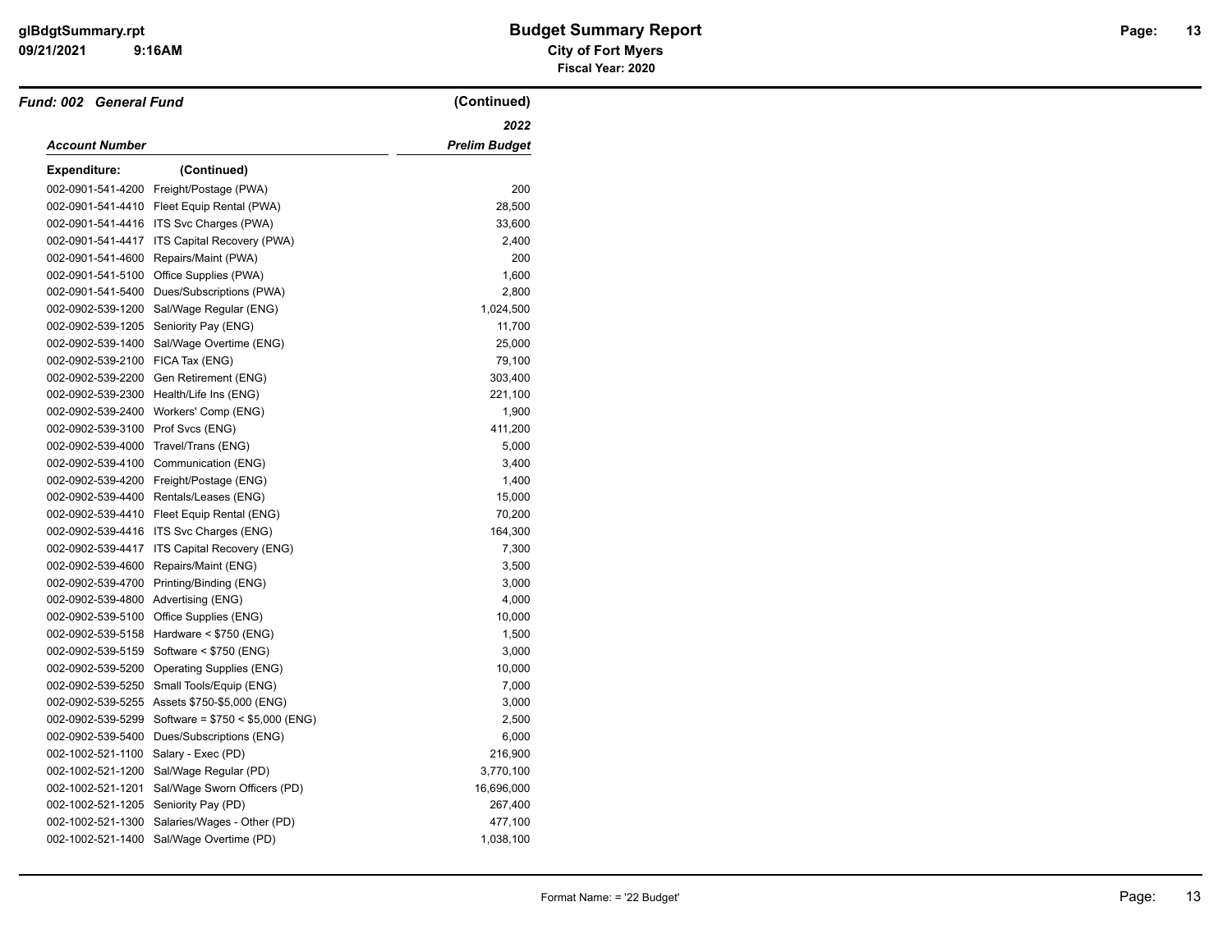## Fund: 002 General Fund (Continued)

| Account Number | | 2022 Prelim Budget |
|---|---|---|
| **Expenditure:** | **(Continued)** | |
| 002-0901-541-4200 | Freight/Postage (PWA) | 200 |
| 002-0901-541-4410 | Fleet Equip Rental (PWA) | 28,500 |
| 002-0901-541-4416 | ITS Svc Charges (PWA) | 33,600 |
| 002-0901-541-4417 | ITS Capital Recovery (PWA) | 2,400 |
| 002-0901-541-4600 | Repairs/Maint (PWA) | 200 |
| 002-0901-541-5100 | Office Supplies (PWA) | 1,600 |
| 002-0901-541-5400 | Dues/Subscriptions (PWA) | 2,800 |
| 002-0902-539-1200 | Sal/Wage Regular (ENG) | 1,024,500 |
| 002-0902-539-1205 | Seniority Pay (ENG) | 11,700 |
| 002-0902-539-1400 | Sal/Wage Overtime (ENG) | 25,000 |
| 002-0902-539-2100 | FICA Tax (ENG) | 79,100 |
| 002-0902-539-2200 | Gen Retirement (ENG) | 303,400 |
| 002-0902-539-2300 | Health/Life Ins (ENG) | 221,100 |
| 002-0902-539-2400 | Workers' Comp (ENG) | 1,900 |
| 002-0902-539-3100 | Prof Svcs (ENG) | 411,200 |
| 002-0902-539-4000 | Travel/Trans (ENG) | 5,000 |
| 002-0902-539-4100 | Communication (ENG) | 3,400 |
| 002-0902-539-4200 | Freight/Postage (ENG) | 1,400 |
| 002-0902-539-4400 | Rentals/Leases (ENG) | 15,000 |
| 002-0902-539-4410 | Fleet Equip Rental (ENG) | 70,200 |
| 002-0902-539-4416 | ITS Svc Charges (ENG) | 164,300 |
| 002-0902-539-4417 | ITS Capital Recovery (ENG) | 7,300 |
| 002-0902-539-4600 | Repairs/Maint (ENG) | 3,500 |
| 002-0902-539-4700 | Printing/Binding (ENG) | 3,000 |
| 002-0902-539-4800 | Advertising (ENG) | 4,000 |
| 002-0902-539-5100 | Office Supplies (ENG) | 10,000 |
| 002-0902-539-5158 | Hardware < $750 (ENG) | 1,500 |
| 002-0902-539-5159 | Software < $750 (ENG) | 3,000 |
| 002-0902-539-5200 | Operating Supplies (ENG) | 10,000 |
| 002-0902-539-5250 | Small Tools/Equip (ENG) | 7,000 |
| 002-0902-539-5255 | Assets $750-$5,000 (ENG) | 3,000 |
| 002-0902-539-5299 | Software = $750 < $5,000 (ENG) | 2,500 |
| 002-0902-539-5400 | Dues/Subscriptions (ENG) | 6,000 |
| 002-1002-521-1100 | Salary - Exec (PD) | 216,900 |
| 002-1002-521-1200 | Sal/Wage Regular (PD) | 3,770,100 |
| 002-1002-521-1201 | Sal/Wage Sworn Officers (PD) | 16,696,000 |
| 002-1002-521-1205 | Seniority Pay (PD) | 267,400 |
| 002-1002-521-1300 | Salaries/Wages - Other (PD) | 477,100 |
| 002-1002-521-1400 | Sal/Wage Overtime (PD) | 1,038,100 |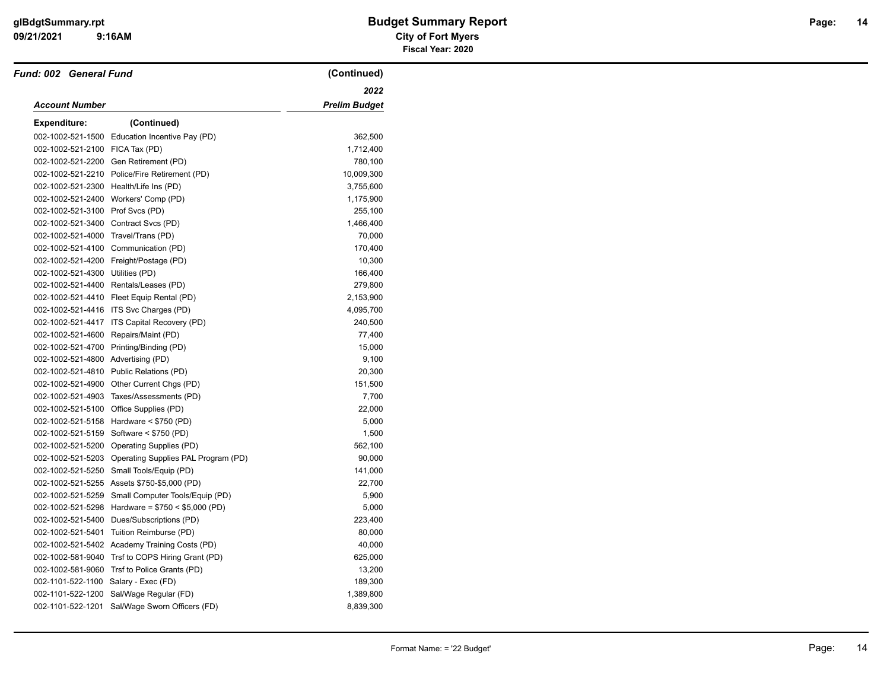**Budget Summary Report**
**City of Fort Myers**
**Fiscal Year: 2020**

***Fund: 002 General Fund*** **(Continued)**

| *Account Number* | | *2022 Prelim Budget* |
|---|---|---|
| **Expenditure:** | **(Continued)** | |
| 002-1002-521-1500 | Education Incentive Pay (PD) | 362,500 |
| 002-1002-521-2100 | FICA Tax (PD) | 1,712,400 |
| 002-1002-521-2200 | Gen Retirement (PD) | 780,100 |
| 002-1002-521-2210 | Police/Fire Retirement (PD) | 10,009,300 |
| 002-1002-521-2300 | Health/Life Ins (PD) | 3,755,600 |
| 002-1002-521-2400 | Workers' Comp (PD) | 1,175,900 |
| 002-1002-521-3100 | Prof Svcs (PD) | 255,100 |
| 002-1002-521-3400 | Contract Svcs (PD) | 1,466,400 |
| 002-1002-521-4000 | Travel/Trans (PD) | 70,000 |
| 002-1002-521-4100 | Communication (PD) | 170,400 |
| 002-1002-521-4200 | Freight/Postage (PD) | 10,300 |
| 002-1002-521-4300 | Utilities (PD) | 166,400 |
| 002-1002-521-4400 | Rentals/Leases (PD) | 279,800 |
| 002-1002-521-4410 | Fleet Equip Rental (PD) | 2,153,900 |
| 002-1002-521-4416 | ITS Svc Charges (PD) | 4,095,700 |
| 002-1002-521-4417 | ITS Capital Recovery (PD) | 240,500 |
| 002-1002-521-4600 | Repairs/Maint (PD) | 77,400 |
| 002-1002-521-4700 | Printing/Binding (PD) | 15,000 |
| 002-1002-521-4800 | Advertising (PD) | 9,100 |
| 002-1002-521-4810 | Public Relations (PD) | 20,300 |
| 002-1002-521-4900 | Other Current Chgs (PD) | 151,500 |
| 002-1002-521-4903 | Taxes/Assessments (PD) | 7,700 |
| 002-1002-521-5100 | Office Supplies (PD) | 22,000 |
| 002-1002-521-5158 | Hardware < $750 (PD) | 5,000 |
| 002-1002-521-5159 | Software < $750 (PD) | 1,500 |
| 002-1002-521-5200 | Operating Supplies (PD) | 562,100 |
| 002-1002-521-5203 | Operating Supplies PAL Program (PD) | 90,000 |
| 002-1002-521-5250 | Small Tools/Equip (PD) | 141,000 |
| 002-1002-521-5255 | Assets $750-$5,000 (PD) | 22,700 |
| 002-1002-521-5259 | Small Computer Tools/Equip (PD) | 5,900 |
| 002-1002-521-5298 | Hardware = $750 < $5,000 (PD) | 5,000 |
| 002-1002-521-5400 | Dues/Subscriptions (PD) | 223,400 |
| 002-1002-521-5401 | Tuition Reimburse (PD) | 80,000 |
| 002-1002-521-5402 | Academy Training Costs (PD) | 40,000 |
| 002-1002-581-9040 | Trsf to COPS Hiring Grant (PD) | 625,000 |
| 002-1002-581-9060 | Trsf to Police Grants (PD) | 13,200 |
| 002-1101-522-1100 | Salary - Exec (FD) | 189,300 |
| 002-1101-522-1200 | Sal/Wage Regular (FD) | 1,389,800 |
| 002-1101-522-1201 | Sal/Wage Sworn Officers (FD) | 8,839,300 |

Format Name: = '22 Budget'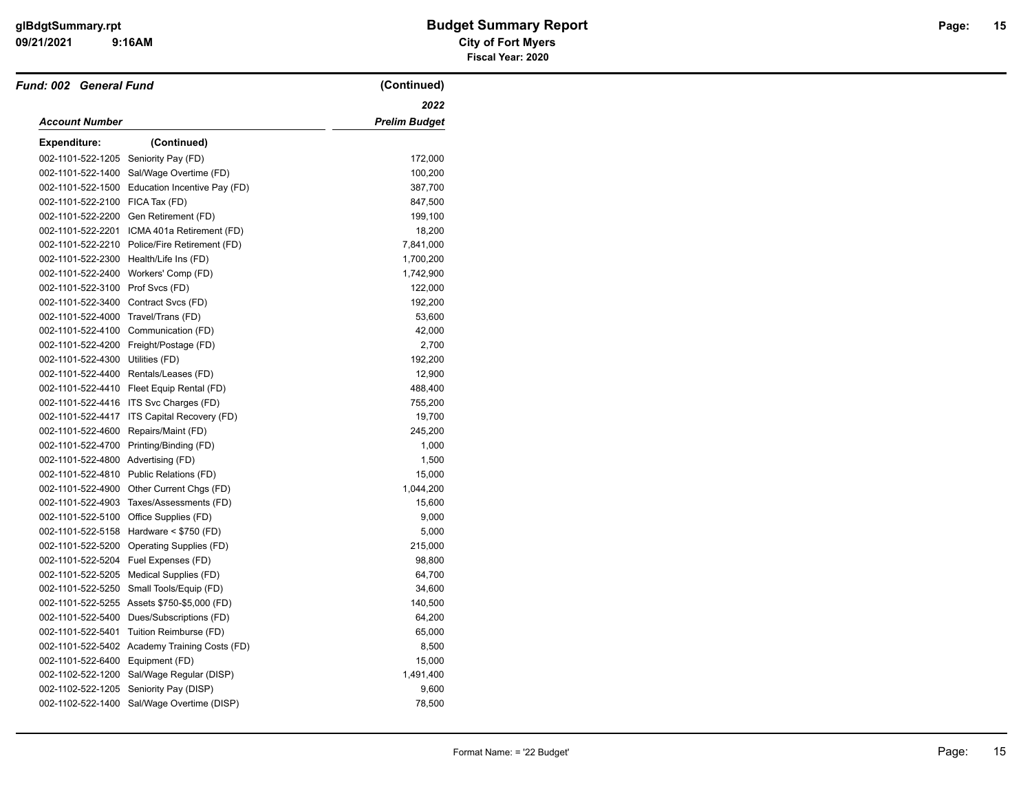# Budget Summary Report

**City of Fort Myers**

**Fiscal Year: 2020**

***Fund: 002 General Fund*** **(Continued)**

| ***Account Number*** | | ***2022 Prelim Budget*** |
|---|---|---|
| **Expenditure:** | **(Continued)** | |
| 002-1101-522-1205 | Seniority Pay (FD) | 172,000 |
| 002-1101-522-1400 | Sal/Wage Overtime (FD) | 100,200 |
| 002-1101-522-1500 | Education Incentive Pay (FD) | 387,700 |
| 002-1101-522-2100 | FICA Tax (FD) | 847,500 |
| 002-1101-522-2200 | Gen Retirement (FD) | 199,100 |
| 002-1101-522-2201 | ICMA 401a Retirement (FD) | 18,200 |
| 002-1101-522-2210 | Police/Fire Retirement (FD) | 7,841,000 |
| 002-1101-522-2300 | Health/Life Ins (FD) | 1,700,200 |
| 002-1101-522-2400 | Workers' Comp (FD) | 1,742,900 |
| 002-1101-522-3100 | Prof Svcs (FD) | 122,000 |
| 002-1101-522-3400 | Contract Svcs (FD) | 192,200 |
| 002-1101-522-4000 | Travel/Trans (FD) | 53,600 |
| 002-1101-522-4100 | Communication (FD) | 42,000 |
| 002-1101-522-4200 | Freight/Postage (FD) | 2,700 |
| 002-1101-522-4300 | Utilities (FD) | 192,200 |
| 002-1101-522-4400 | Rentals/Leases (FD) | 12,900 |
| 002-1101-522-4410 | Fleet Equip Rental (FD) | 488,400 |
| 002-1101-522-4416 | ITS Svc Charges (FD) | 755,200 |
| 002-1101-522-4417 | ITS Capital Recovery (FD) | 19,700 |
| 002-1101-522-4600 | Repairs/Maint (FD) | 245,200 |
| 002-1101-522-4700 | Printing/Binding (FD) | 1,000 |
| 002-1101-522-4800 | Advertising (FD) | 1,500 |
| 002-1101-522-4810 | Public Relations (FD) | 15,000 |
| 002-1101-522-4900 | Other Current Chgs (FD) | 1,044,200 |
| 002-1101-522-4903 | Taxes/Assessments (FD) | 15,600 |
| 002-1101-522-5100 | Office Supplies (FD) | 9,000 |
| 002-1101-522-5158 | Hardware < $750 (FD) | 5,000 |
| 002-1101-522-5200 | Operating Supplies (FD) | 215,000 |
| 002-1101-522-5204 | Fuel Expenses (FD) | 98,800 |
| 002-1101-522-5205 | Medical Supplies (FD) | 64,700 |
| 002-1101-522-5250 | Small Tools/Equip (FD) | 34,600 |
| 002-1101-522-5255 | Assets $750-$5,000 (FD) | 140,500 |
| 002-1101-522-5400 | Dues/Subscriptions (FD) | 64,200 |
| 002-1101-522-5401 | Tuition Reimburse (FD) | 65,000 |
| 002-1101-522-5402 | Academy Training Costs (FD) | 8,500 |
| 002-1101-522-6400 | Equipment (FD) | 15,000 |
| 002-1102-522-1200 | Sal/Wage Regular (DISP) | 1,491,400 |
| 002-1102-522-1205 | Seniority Pay (DISP) | 9,600 |
| 002-1102-522-1400 | Sal/Wage Overtime (DISP) | 78,500 |

Format Name: = '22 Budget'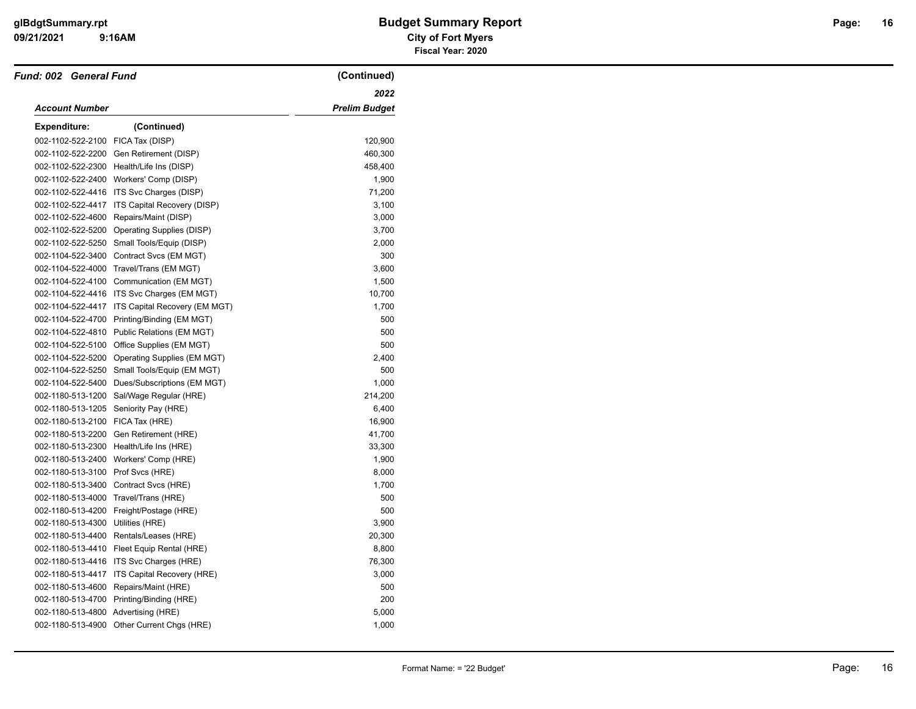# Budget Summary Report

**City of Fort Myers**

**Fiscal Year: 2020**

***Fund: 002 General Fund*** **(Continued)**

| *Account Number* | | *2022 Prelim Budget* |
|---|---|---|
| **Expenditure:** | **(Continued)** | |
| 002-1102-522-2100 | FICA Tax (DISP) | 120,900 |
| 002-1102-522-2200 | Gen Retirement (DISP) | 460,300 |
| 002-1102-522-2300 | Health/Life Ins (DISP) | 458,400 |
| 002-1102-522-2400 | Workers' Comp (DISP) | 1,900 |
| 002-1102-522-4416 | ITS Svc Charges (DISP) | 71,200 |
| 002-1102-522-4417 | ITS Capital Recovery (DISP) | 3,100 |
| 002-1102-522-4600 | Repairs/Maint (DISP) | 3,000 |
| 002-1102-522-5200 | Operating Supplies (DISP) | 3,700 |
| 002-1102-522-5250 | Small Tools/Equip (DISP) | 2,000 |
| 002-1104-522-3400 | Contract Svcs (EM MGT) | 300 |
| 002-1104-522-4000 | Travel/Trans (EM MGT) | 3,600 |
| 002-1104-522-4100 | Communication (EM MGT) | 1,500 |
| 002-1104-522-4416 | ITS Svc Charges (EM MGT) | 10,700 |
| 002-1104-522-4417 | ITS Capital Recovery (EM MGT) | 1,700 |
| 002-1104-522-4700 | Printing/Binding (EM MGT) | 500 |
| 002-1104-522-4810 | Public Relations (EM MGT) | 500 |
| 002-1104-522-5100 | Office Supplies (EM MGT) | 500 |
| 002-1104-522-5200 | Operating Supplies (EM MGT) | 2,400 |
| 002-1104-522-5250 | Small Tools/Equip (EM MGT) | 500 |
| 002-1104-522-5400 | Dues/Subscriptions (EM MGT) | 1,000 |
| 002-1180-513-1200 | Sal/Wage Regular (HRE) | 214,200 |
| 002-1180-513-1205 | Seniority Pay (HRE) | 6,400 |
| 002-1180-513-2100 | FICA Tax (HRE) | 16,900 |
| 002-1180-513-2200 | Gen Retirement (HRE) | 41,700 |
| 002-1180-513-2300 | Health/Life Ins (HRE) | 33,300 |
| 002-1180-513-2400 | Workers' Comp (HRE) | 1,900 |
| 002-1180-513-3100 | Prof Svcs (HRE) | 8,000 |
| 002-1180-513-3400 | Contract Svcs (HRE) | 1,700 |
| 002-1180-513-4000 | Travel/Trans (HRE) | 500 |
| 002-1180-513-4200 | Freight/Postage (HRE) | 500 |
| 002-1180-513-4300 | Utilities (HRE) | 3,900 |
| 002-1180-513-4400 | Rentals/Leases (HRE) | 20,300 |
| 002-1180-513-4410 | Fleet Equip Rental (HRE) | 8,800 |
| 002-1180-513-4416 | ITS Svc Charges (HRE) | 76,300 |
| 002-1180-513-4417 | ITS Capital Recovery (HRE) | 3,000 |
| 002-1180-513-4600 | Repairs/Maint (HRE) | 500 |
| 002-1180-513-4700 | Printing/Binding (HRE) | 200 |
| 002-1180-513-4800 | Advertising (HRE) | 5,000 |
| 002-1180-513-4900 | Other Current Chgs (HRE) | 1,000 |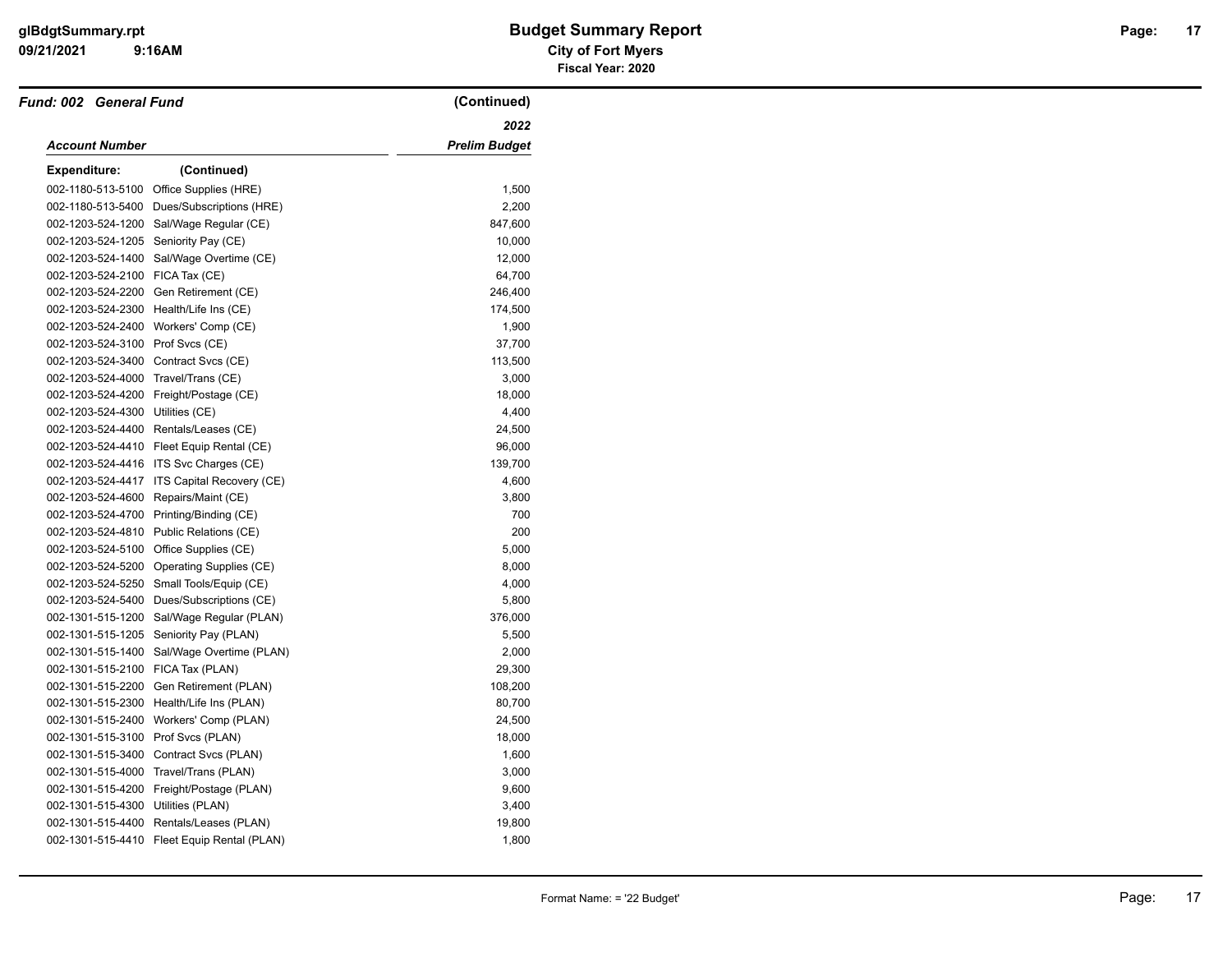**Fund: 002 General Fund** (Continued)

| Account Number | | 2022 Prelim Budget |
|---|---|---|
| **Expenditure:** | (Continued) | |
| 002-1180-513-5100 | Office Supplies (HRE) | 1,500 |
| 002-1180-513-5400 | Dues/Subscriptions (HRE) | 2,200 |
| 002-1203-524-1200 | Sal/Wage Regular (CE) | 847,600 |
| 002-1203-524-1205 | Seniority Pay (CE) | 10,000 |
| 002-1203-524-1400 | Sal/Wage Overtime (CE) | 12,000 |
| 002-1203-524-2100 | FICA Tax (CE) | 64,700 |
| 002-1203-524-2200 | Gen Retirement (CE) | 246,400 |
| 002-1203-524-2300 | Health/Life Ins (CE) | 174,500 |
| 002-1203-524-2400 | Workers' Comp (CE) | 1,900 |
| 002-1203-524-3100 | Prof Svcs (CE) | 37,700 |
| 002-1203-524-3400 | Contract Svcs (CE) | 113,500 |
| 002-1203-524-4000 | Travel/Trans (CE) | 3,000 |
| 002-1203-524-4200 | Freight/Postage (CE) | 18,000 |
| 002-1203-524-4300 | Utilities (CE) | 4,400 |
| 002-1203-524-4400 | Rentals/Leases (CE) | 24,500 |
| 002-1203-524-4410 | Fleet Equip Rental (CE) | 96,000 |
| 002-1203-524-4416 | ITS Svc Charges (CE) | 139,700 |
| 002-1203-524-4417 | ITS Capital Recovery (CE) | 4,600 |
| 002-1203-524-4600 | Repairs/Maint (CE) | 3,800 |
| 002-1203-524-4700 | Printing/Binding (CE) | 700 |
| 002-1203-524-4810 | Public Relations (CE) | 200 |
| 002-1203-524-5100 | Office Supplies (CE) | 5,000 |
| 002-1203-524-5200 | Operating Supplies (CE) | 8,000 |
| 002-1203-524-5250 | Small Tools/Equip (CE) | 4,000 |
| 002-1203-524-5400 | Dues/Subscriptions (CE) | 5,800 |
| 002-1301-515-1200 | Sal/Wage Regular (PLAN) | 376,000 |
| 002-1301-515-1205 | Seniority Pay (PLAN) | 5,500 |
| 002-1301-515-1400 | Sal/Wage Overtime (PLAN) | 2,000 |
| 002-1301-515-2100 | FICA Tax (PLAN) | 29,300 |
| 002-1301-515-2200 | Gen Retirement (PLAN) | 108,200 |
| 002-1301-515-2300 | Health/Life Ins (PLAN) | 80,700 |
| 002-1301-515-2400 | Workers' Comp (PLAN) | 24,500 |
| 002-1301-515-3100 | Prof Svcs (PLAN) | 18,000 |
| 002-1301-515-3400 | Contract Svcs (PLAN) | 1,600 |
| 002-1301-515-4000 | Travel/Trans (PLAN) | 3,000 |
| 002-1301-515-4200 | Freight/Postage (PLAN) | 9,600 |
| 002-1301-515-4300 | Utilities (PLAN) | 3,400 |
| 002-1301-515-4400 | Rentals/Leases (PLAN) | 19,800 |
| 002-1301-515-4410 | Fleet Equip Rental (PLAN) | 1,800 |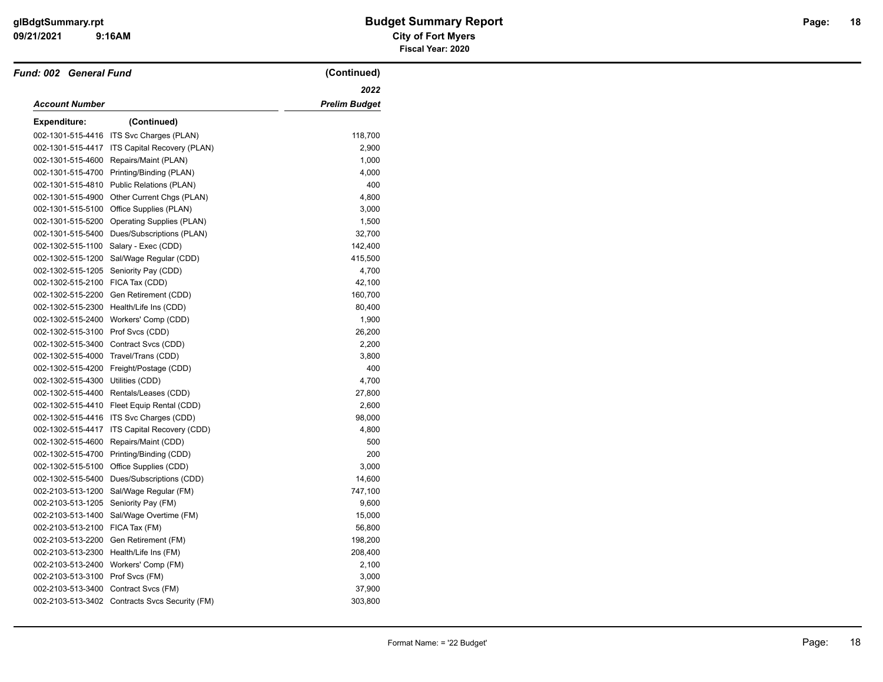## Budget Summary Report

**City of Fort Myers**

**Fiscal Year: 2020**

***Fund: 002 General Fund*** **(Continued)**

| *Account Number* | | *2022 Prelim Budget* |
|---|---|---|
| **Expenditure:** | **(Continued)** | |
| 002-1301-515-4416 | ITS Svc Charges (PLAN) | 118,700 |
| 002-1301-515-4417 | ITS Capital Recovery (PLAN) | 2,900 |
| 002-1301-515-4600 | Repairs/Maint (PLAN) | 1,000 |
| 002-1301-515-4700 | Printing/Binding (PLAN) | 4,000 |
| 002-1301-515-4810 | Public Relations (PLAN) | 400 |
| 002-1301-515-4900 | Other Current Chgs (PLAN) | 4,800 |
| 002-1301-515-5100 | Office Supplies (PLAN) | 3,000 |
| 002-1301-515-5200 | Operating Supplies (PLAN) | 1,500 |
| 002-1301-515-5400 | Dues/Subscriptions (PLAN) | 32,700 |
| 002-1302-515-1100 | Salary - Exec (CDD) | 142,400 |
| 002-1302-515-1200 | Sal/Wage Regular (CDD) | 415,500 |
| 002-1302-515-1205 | Seniority Pay (CDD) | 4,700 |
| 002-1302-515-2100 | FICA Tax (CDD) | 42,100 |
| 002-1302-515-2200 | Gen Retirement (CDD) | 160,700 |
| 002-1302-515-2300 | Health/Life Ins (CDD) | 80,400 |
| 002-1302-515-2400 | Workers' Comp (CDD) | 1,900 |
| 002-1302-515-3100 | Prof Svcs (CDD) | 26,200 |
| 002-1302-515-3400 | Contract Svcs (CDD) | 2,200 |
| 002-1302-515-4000 | Travel/Trans (CDD) | 3,800 |
| 002-1302-515-4200 | Freight/Postage (CDD) | 400 |
| 002-1302-515-4300 | Utilities (CDD) | 4,700 |
| 002-1302-515-4400 | Rentals/Leases (CDD) | 27,800 |
| 002-1302-515-4410 | Fleet Equip Rental (CDD) | 2,600 |
| 002-1302-515-4416 | ITS Svc Charges (CDD) | 98,000 |
| 002-1302-515-4417 | ITS Capital Recovery (CDD) | 4,800 |
| 002-1302-515-4600 | Repairs/Maint (CDD) | 500 |
| 002-1302-515-4700 | Printing/Binding (CDD) | 200 |
| 002-1302-515-5100 | Office Supplies (CDD) | 3,000 |
| 002-1302-515-5400 | Dues/Subscriptions (CDD) | 14,600 |
| 002-2103-513-1200 | Sal/Wage Regular (FM) | 747,100 |
| 002-2103-513-1205 | Seniority Pay (FM) | 9,600 |
| 002-2103-513-1400 | Sal/Wage Overtime (FM) | 15,000 |
| 002-2103-513-2100 | FICA Tax (FM) | 56,800 |
| 002-2103-513-2200 | Gen Retirement (FM) | 198,200 |
| 002-2103-513-2300 | Health/Life Ins (FM) | 208,400 |
| 002-2103-513-2400 | Workers' Comp (FM) | 2,100 |
| 002-2103-513-3100 | Prof Svcs (FM) | 3,000 |
| 002-2103-513-3400 | Contract Svcs (FM) | 37,900 |
| 002-2103-513-3402 | Contracts Svcs Security (FM) | 303,800 |

Format Name: = '22 Budget'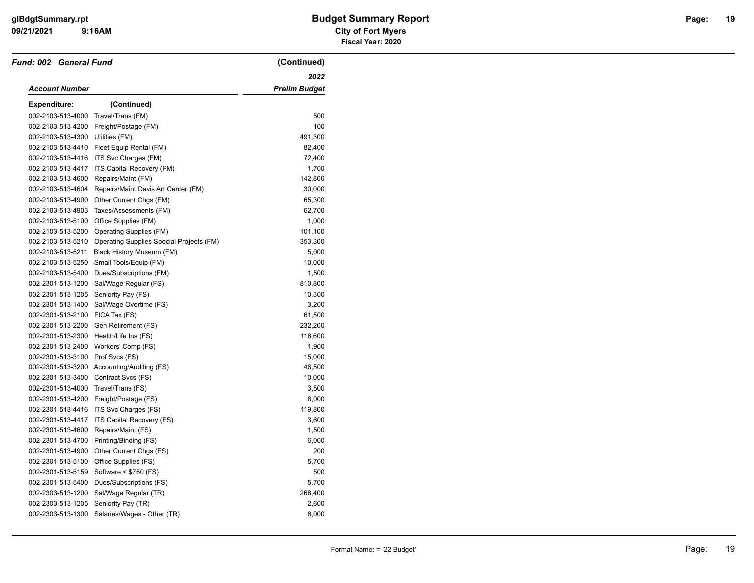## Budget Summary Report

**City of Fort Myers**

**Fiscal Year: 2020**

### *Fund: 002 General Fund* (Continued)

| *Account Number* | | *2022 Prelim Budget* |
|---|---|---|
| **Expenditure:** | **(Continued)** | |
| 002-2103-513-4000 | Travel/Trans (FM) | 500 |
| 002-2103-513-4200 | Freight/Postage (FM) | 100 |
| 002-2103-513-4300 | Utilities (FM) | 491,300 |
| 002-2103-513-4410 | Fleet Equip Rental (FM) | 82,400 |
| 002-2103-513-4416 | ITS Svc Charges (FM) | 72,400 |
| 002-2103-513-4417 | ITS Capital Recovery (FM) | 1,700 |
| 002-2103-513-4600 | Repairs/Maint (FM) | 142,800 |
| 002-2103-513-4604 | Repairs/Maint Davis Art Center (FM) | 30,000 |
| 002-2103-513-4900 | Other Current Chgs (FM) | 65,300 |
| 002-2103-513-4903 | Taxes/Assessments (FM) | 62,700 |
| 002-2103-513-5100 | Office Supplies (FM) | 1,000 |
| 002-2103-513-5200 | Operating Supplies (FM) | 101,100 |
| 002-2103-513-5210 | Operating Supplies Special Projects (FM) | 353,300 |
| 002-2103-513-5211 | Black History Museum (FM) | 5,000 |
| 002-2103-513-5250 | Small Tools/Equip (FM) | 10,000 |
| 002-2103-513-5400 | Dues/Subscriptions (FM) | 1,500 |
| 002-2301-513-1200 | Sal/Wage Regular (FS) | 810,800 |
| 002-2301-513-1205 | Seniority Pay (FS) | 10,300 |
| 002-2301-513-1400 | Sal/Wage Overtime (FS) | 3,200 |
| 002-2301-513-2100 | FICA Tax (FS) | 61,500 |
| 002-2301-513-2200 | Gen Retirement (FS) | 232,200 |
| 002-2301-513-2300 | Health/Life Ins (FS) | 116,600 |
| 002-2301-513-2400 | Workers' Comp (FS) | 1,900 |
| 002-2301-513-3100 | Prof Svcs (FS) | 15,000 |
| 002-2301-513-3200 | Accounting/Auditing (FS) | 46,500 |
| 002-2301-513-3400 | Contract Svcs (FS) | 10,000 |
| 002-2301-513-4000 | Travel/Trans (FS) | 3,500 |
| 002-2301-513-4200 | Freight/Postage (FS) | 8,000 |
| 002-2301-513-4416 | ITS Svc Charges (FS) | 119,800 |
| 002-2301-513-4417 | ITS Capital Recovery (FS) | 3,600 |
| 002-2301-513-4600 | Repairs/Maint (FS) | 1,500 |
| 002-2301-513-4700 | Printing/Binding (FS) | 6,000 |
| 002-2301-513-4900 | Other Current Chgs (FS) | 200 |
| 002-2301-513-5100 | Office Supplies (FS) | 5,700 |
| 002-2301-513-5159 | Software < $750 (FS) | 500 |
| 002-2301-513-5400 | Dues/Subscriptions (FS) | 5,700 |
| 002-2303-513-1200 | Sal/Wage Regular (TR) | 268,400 |
| 002-2303-513-1205 | Seniority Pay (TR) | 2,600 |
| 002-2303-513-1300 | Salaries/Wages - Other (TR) | 6,000 |

Format Name: = '22 Budget'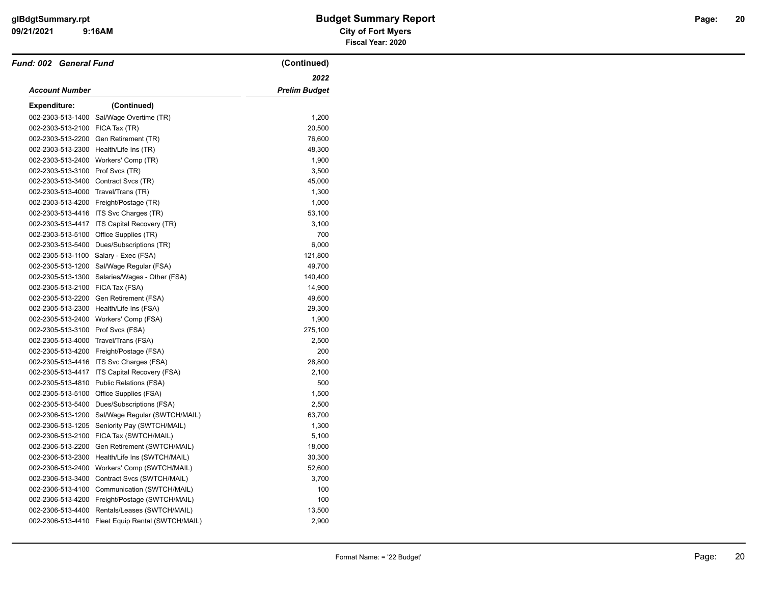# Budget Summary Report

**City of Fort Myers**

**Fiscal Year: 2020**

***Fund: 002 General Fund*** **(Continued)**

| *Account Number* | | *2022 Prelim Budget* |
|---|---|---|
| **Expenditure:** | **(Continued)** | |
| 002-2303-513-1400 | Sal/Wage Overtime (TR) | 1,200 |
| 002-2303-513-2100 | FICA Tax (TR) | 20,500 |
| 002-2303-513-2200 | Gen Retirement (TR) | 76,600 |
| 002-2303-513-2300 | Health/Life Ins (TR) | 48,300 |
| 002-2303-513-2400 | Workers' Comp (TR) | 1,900 |
| 002-2303-513-3100 | Prof Svcs (TR) | 3,500 |
| 002-2303-513-3400 | Contract Svcs (TR) | 45,000 |
| 002-2303-513-4000 | Travel/Trans (TR) | 1,300 |
| 002-2303-513-4200 | Freight/Postage (TR) | 1,000 |
| 002-2303-513-4416 | ITS Svc Charges (TR) | 53,100 |
| 002-2303-513-4417 | ITS Capital Recovery (TR) | 3,100 |
| 002-2303-513-5100 | Office Supplies (TR) | 700 |
| 002-2303-513-5400 | Dues/Subscriptions (TR) | 6,000 |
| 002-2305-513-1100 | Salary - Exec (FSA) | 121,800 |
| 002-2305-513-1200 | Sal/Wage Regular (FSA) | 49,700 |
| 002-2305-513-1300 | Salaries/Wages - Other (FSA) | 140,400 |
| 002-2305-513-2100 | FICA Tax (FSA) | 14,900 |
| 002-2305-513-2200 | Gen Retirement (FSA) | 49,600 |
| 002-2305-513-2300 | Health/Life Ins (FSA) | 29,300 |
| 002-2305-513-2400 | Workers' Comp (FSA) | 1,900 |
| 002-2305-513-3100 | Prof Svcs (FSA) | 275,100 |
| 002-2305-513-4000 | Travel/Trans (FSA) | 2,500 |
| 002-2305-513-4200 | Freight/Postage (FSA) | 200 |
| 002-2305-513-4416 | ITS Svc Charges (FSA) | 28,800 |
| 002-2305-513-4417 | ITS Capital Recovery (FSA) | 2,100 |
| 002-2305-513-4810 | Public Relations (FSA) | 500 |
| 002-2305-513-5100 | Office Supplies (FSA) | 1,500 |
| 002-2305-513-5400 | Dues/Subscriptions (FSA) | 2,500 |
| 002-2306-513-1200 | Sal/Wage Regular (SWTCH/MAIL) | 63,700 |
| 002-2306-513-1205 | Seniority Pay (SWTCH/MAIL) | 1,300 |
| 002-2306-513-2100 | FICA Tax (SWTCH/MAIL) | 5,100 |
| 002-2306-513-2200 | Gen Retirement (SWTCH/MAIL) | 18,000 |
| 002-2306-513-2300 | Health/Life Ins (SWTCH/MAIL) | 30,300 |
| 002-2306-513-2400 | Workers' Comp (SWTCH/MAIL) | 52,600 |
| 002-2306-513-3400 | Contract Svcs (SWTCH/MAIL) | 3,700 |
| 002-2306-513-4100 | Communication (SWTCH/MAIL) | 100 |
| 002-2306-513-4200 | Freight/Postage (SWTCH/MAIL) | 100 |
| 002-2306-513-4400 | Rentals/Leases (SWTCH/MAIL) | 13,500 |
| 002-2306-513-4410 | Fleet Equip Rental (SWTCH/MAIL) | 2,900 |

Format Name: = '22 Budget'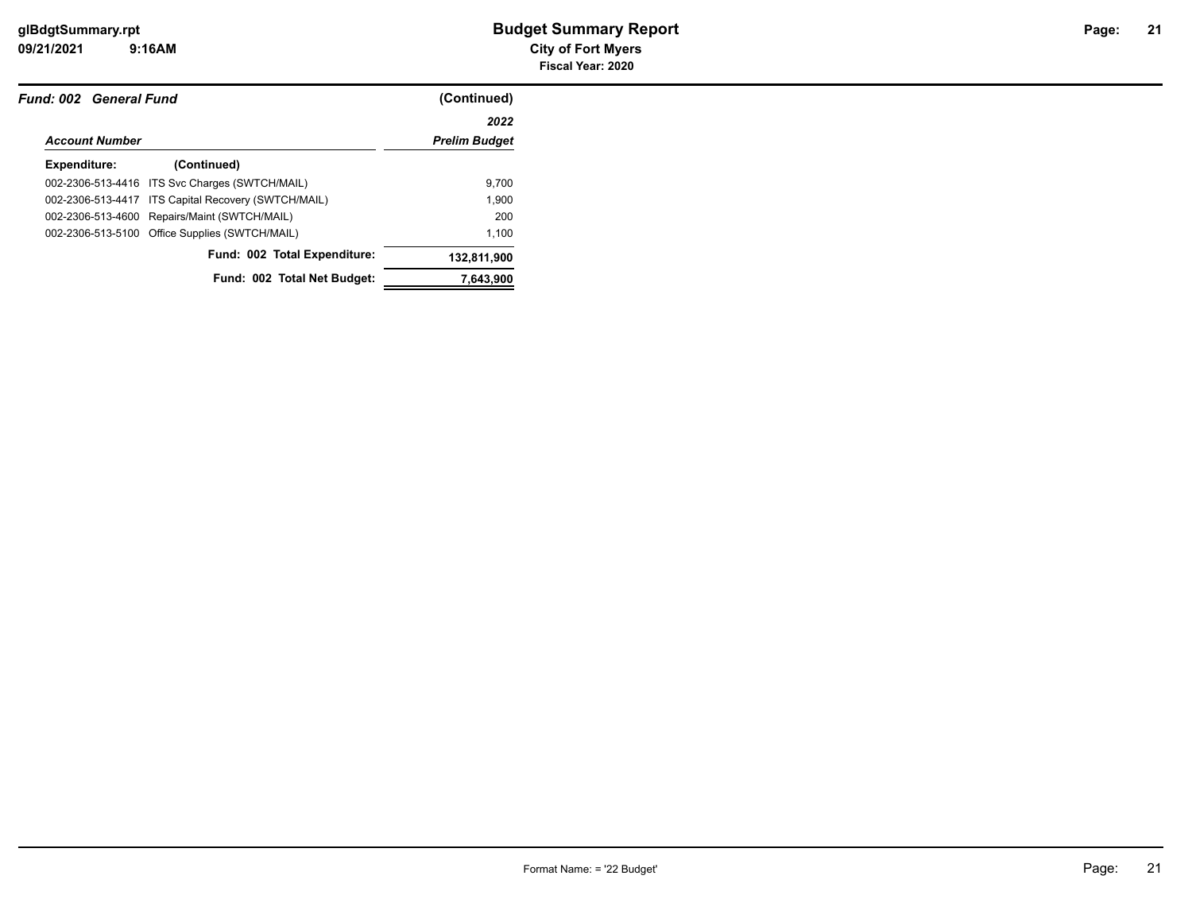**Budget Summary Report**

**City of Fort Myers**

**Fiscal Year: 2020**

***Fund: 002 General Fund*** **(Continued)**

| *Account Number* | | *2022 Prelim Budget* |
|---|---|---|
| **Expenditure:** | **(Continued)** | |
| 002-2306-513-4416 | ITS Svc Charges (SWTCH/MAIL) | 9,700 |
| 002-2306-513-4417 | ITS Capital Recovery (SWTCH/MAIL) | 1,900 |
| 002-2306-513-4600 | Repairs/Maint (SWTCH/MAIL) | 200 |
| 002-2306-513-5100 | Office Supplies (SWTCH/MAIL) | 1,100 |
| | **Fund: 002 Total Expenditure:** | **132,811,900** |
| | **Fund: 002 Total Net Budget:** | **7,643,900** |

Format Name: = '22 Budget'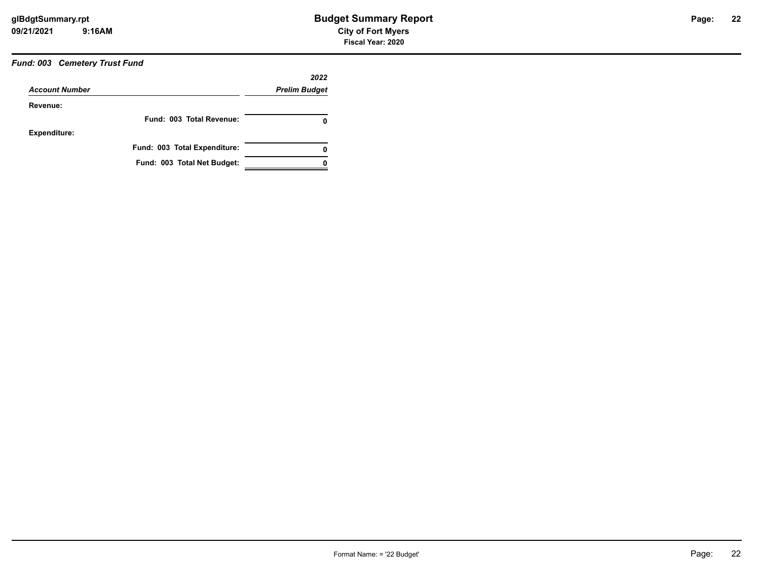# Budget Summary Report

**City of Fort Myers**

**Fiscal Year: 2020**

***Fund: 003 Cemetery Trust Fund***

| *Account Number* | *2022 Prelim Budget* |
|---|---|
| **Revenue:** | |
| **Fund: 003 Total Revenue:** | **0** |
| **Expenditure:** | |
| **Fund: 003 Total Expenditure:** | **0** |
| **Fund: 003 Total Net Budget:** | **0** |

Format Name: = '22 Budget'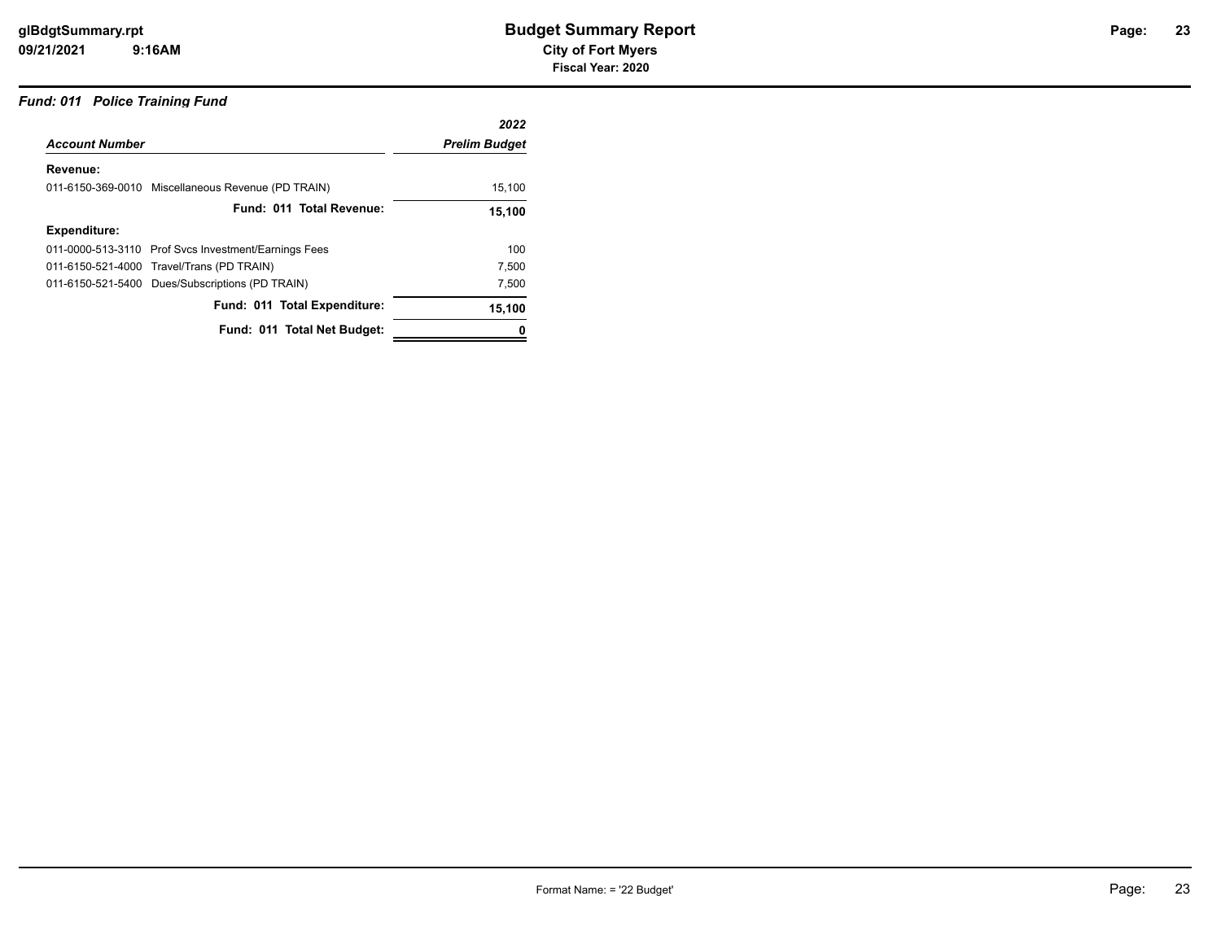### *Fund: 011 Police Training Fund*

| *Account Number* | | *2022 Prelim Budget* |
|---|---|---|
| **Revenue:** | | |
| 011-6150-369-0010 | Miscellaneous Revenue (PD TRAIN) | 15,100 |
| | **Fund: 011 Total Revenue:** | **15,100** |
| **Expenditure:** | | |
| 011-0000-513-3110 | Prof Svcs Investment/Earnings Fees | 100 |
| 011-6150-521-4000 | Travel/Trans (PD TRAIN) | 7,500 |
| 011-6150-521-5400 | Dues/Subscriptions (PD TRAIN) | 7,500 |
| | **Fund: 011 Total Expenditure:** | **15,100** |
| | **Fund: 011 Total Net Budget:** | **0** |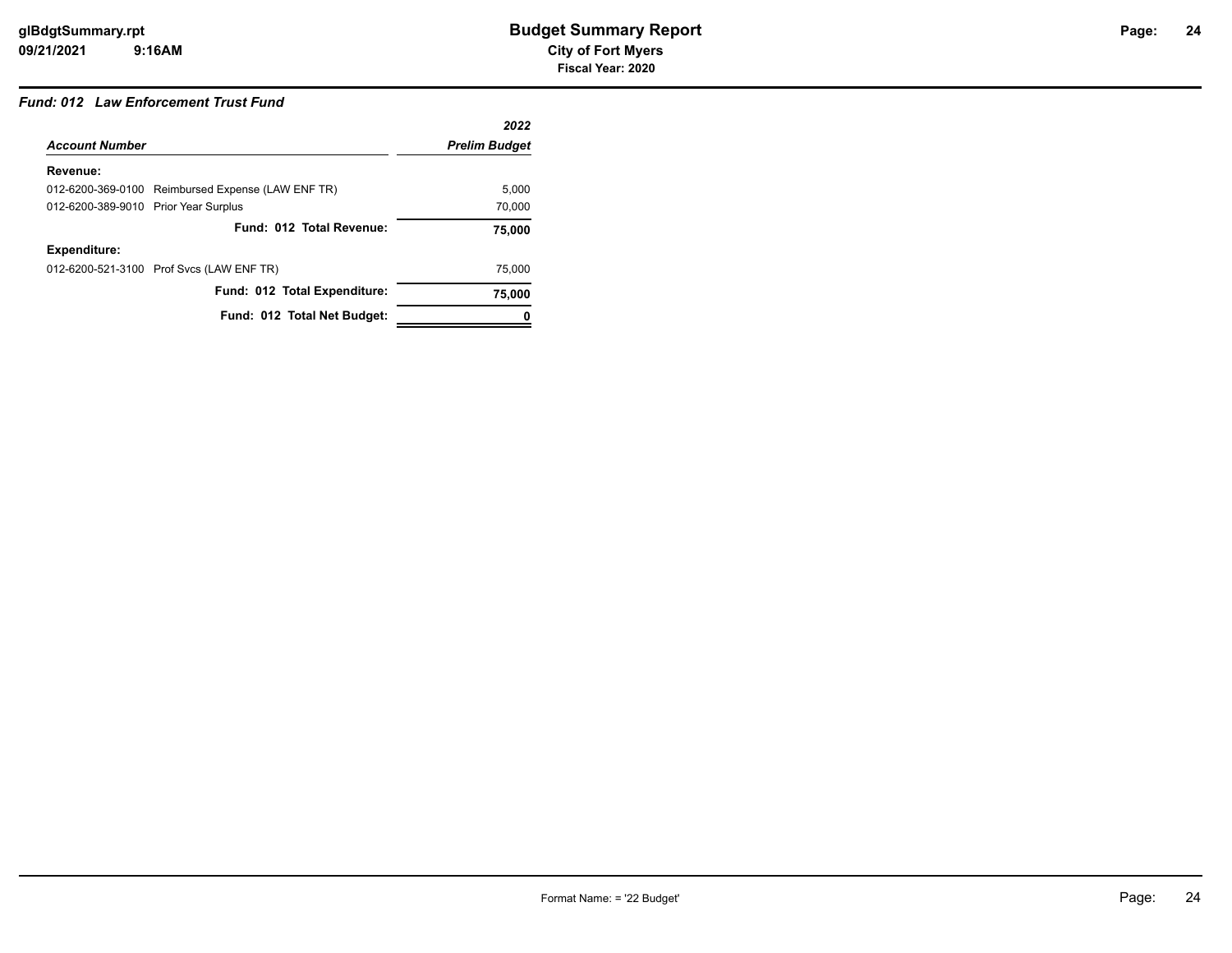## Fund: 012 Law Enforcement Trust Fund

| Account Number | | 2022 Prelim Budget |
|---|---|---|
| **Revenue:** | | |
| 012-6200-369-0100 | Reimbursed Expense (LAW ENF TR) | 5,000 |
| 012-6200-389-9010 | Prior Year Surplus | 70,000 |
| | **Fund: 012 Total Revenue:** | **75,000** |
| **Expenditure:** | | |
| 012-6200-521-3100 | Prof Svcs (LAW ENF TR) | 75,000 |
| | **Fund: 012 Total Expenditure:** | **75,000** |
| | **Fund: 012 Total Net Budget:** | **0** |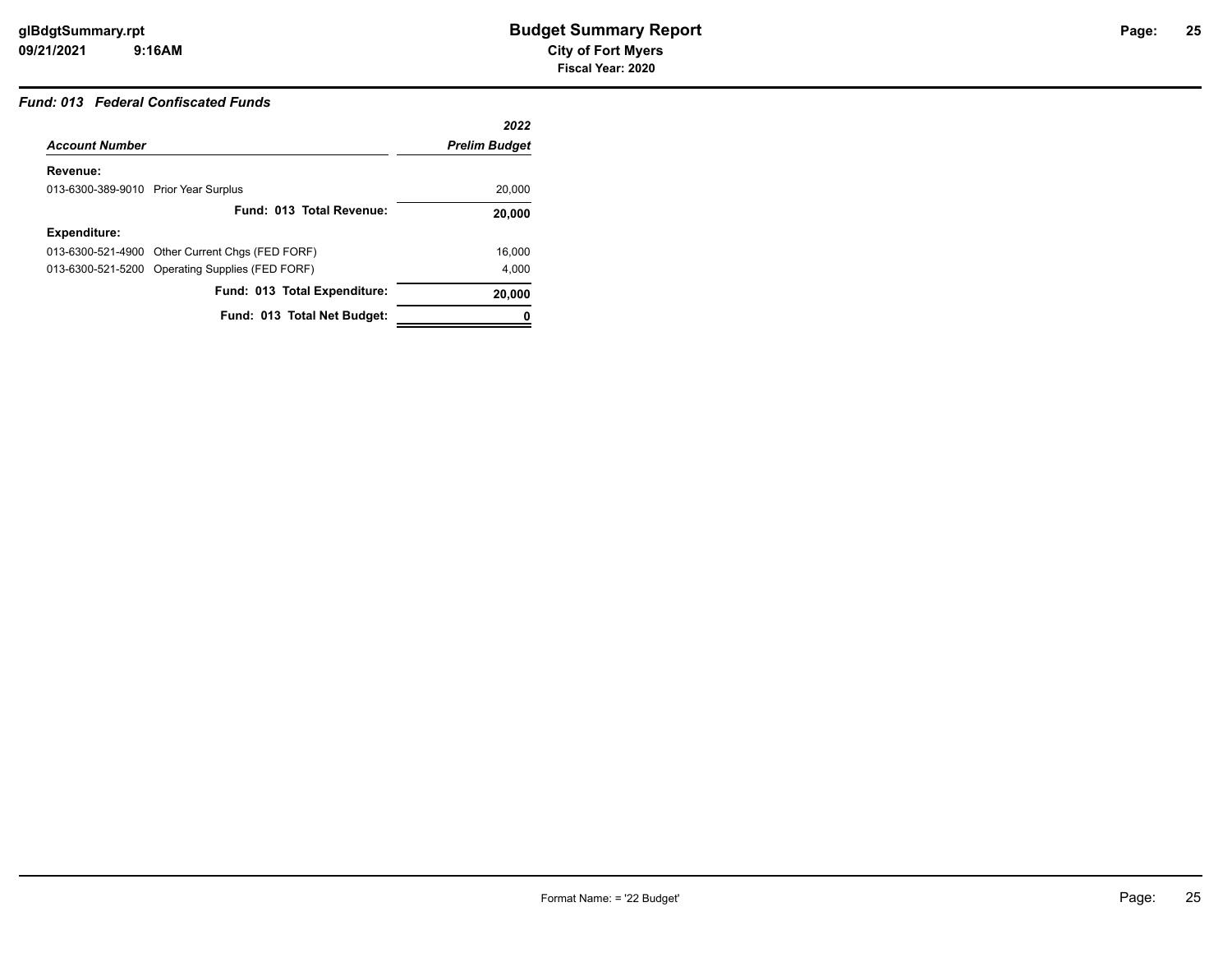# Budget Summary Report

**City of Fort Myers**

**Fiscal Year: 2020**

### *Fund: 013 Federal Confiscated Funds*

| *Account Number* | | *2022 Prelim Budget* |
|---|---|---|
| **Revenue:** | | |
| 013-6300-389-9010 | Prior Year Surplus | 20,000 |
| | **Fund: 013 Total Revenue:** | **20,000** |
| **Expenditure:** | | |
| 013-6300-521-4900 | Other Current Chgs (FED FORF) | 16,000 |
| 013-6300-521-5200 | Operating Supplies (FED FORF) | 4,000 |
| | **Fund: 013 Total Expenditure:** | **20,000** |
| | **Fund: 013 Total Net Budget:** | **0** |

Format Name: = '22 Budget'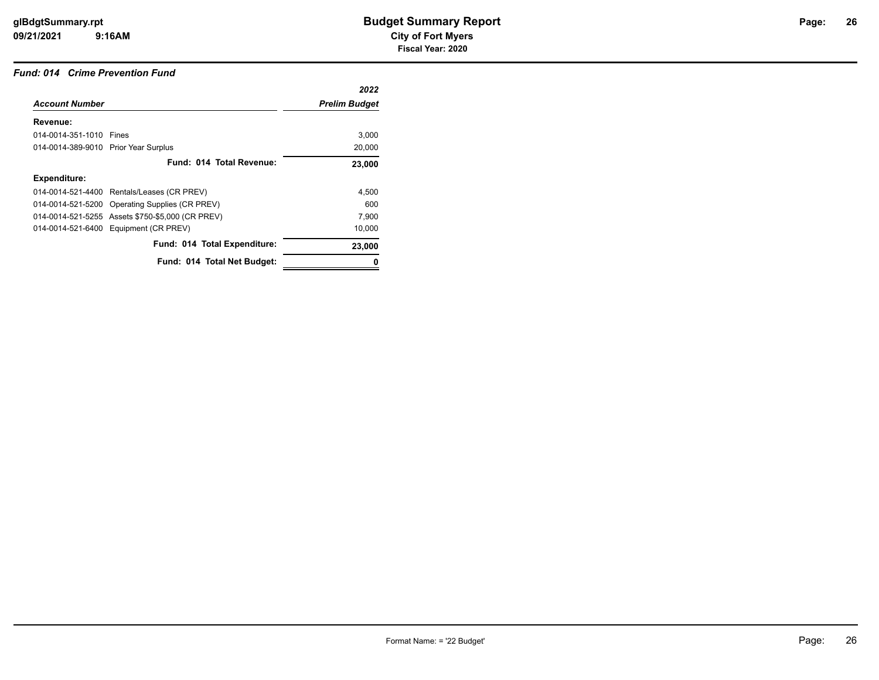# Budget Summary Report

**City of Fort Myers**

**Fiscal Year: 2020**

### *Fund: 014 Crime Prevention Fund*

| *Account Number* | | *2022 Prelim Budget* |
|---|---|---|
| **Revenue:** | | |
| 014-0014-351-1010 | Fines | 3,000 |
| 014-0014-389-9010 | Prior Year Surplus | 20,000 |
| | **Fund: 014 Total Revenue:** | **23,000** |
| **Expenditure:** | | |
| 014-0014-521-4400 | Rentals/Leases (CR PREV) | 4,500 |
| 014-0014-521-5200 | Operating Supplies (CR PREV) | 600 |
| 014-0014-521-5255 | Assets $750-$5,000 (CR PREV) | 7,900 |
| 014-0014-521-6400 | Equipment (CR PREV) | 10,000 |
| | **Fund: 014 Total Expenditure:** | **23,000** |
| | **Fund: 014 Total Net Budget:** | **0** |

Format Name: = '22 Budget'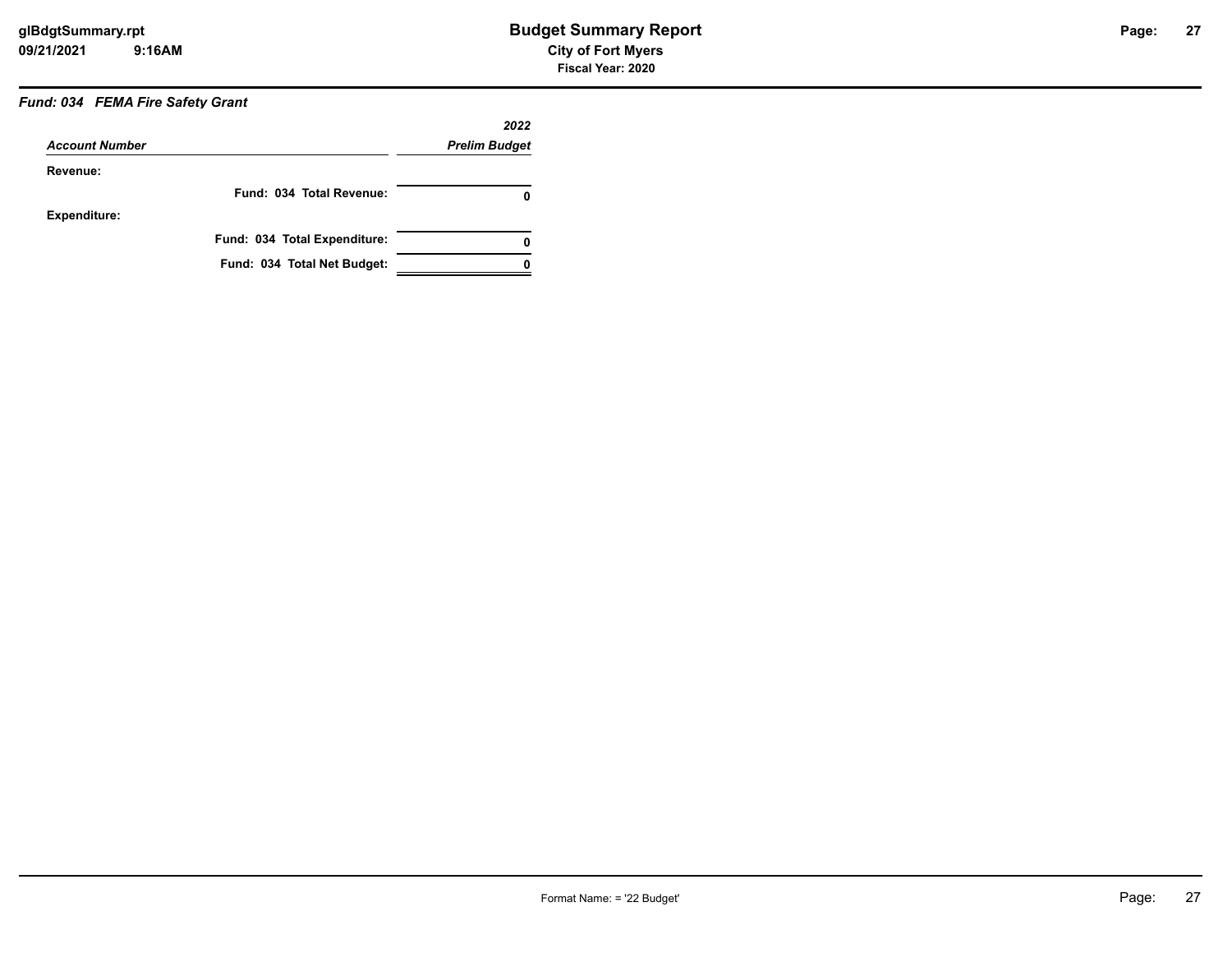# Budget Summary Report

**City of Fort Myers**

**Fiscal Year: 2020**

***Fund: 034 FEMA Fire Safety Grant***

| *Account Number* | *2022 Prelim Budget* |
|---|---|
| **Revenue:** | |
| **Fund: 034 Total Revenue:** | **0** |
| **Expenditure:** | |
| **Fund: 034 Total Expenditure:** | **0** |
| **Fund: 034 Total Net Budget:** | **0** |

Format Name: = '22 Budget'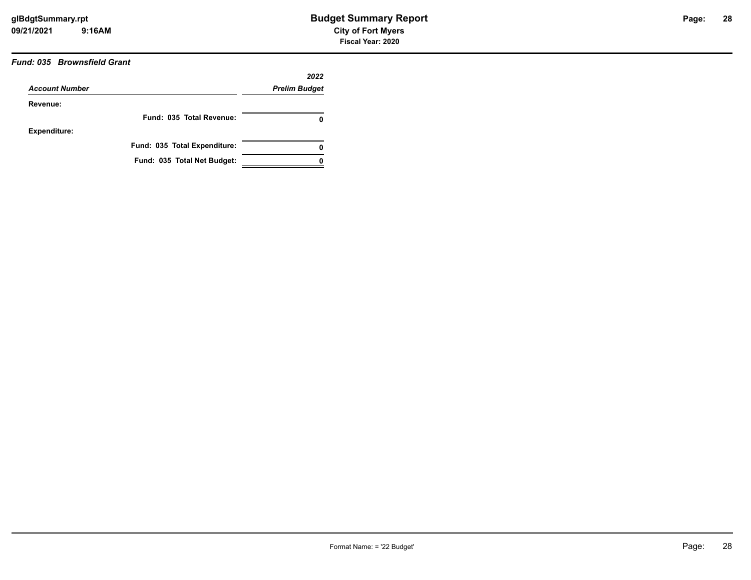### *Fund: 035 Brownsfield Grant*

| *Account Number* | *2022 Prelim Budget* |
|---|---|
| **Revenue:** | |
| **Fund: 035 Total Revenue:** | **0** |
| **Expenditure:** | |
| **Fund: 035 Total Expenditure:** | **0** |
| **Fund: 035 Total Net Budget:** | **0** |

Format Name: = '22 Budget'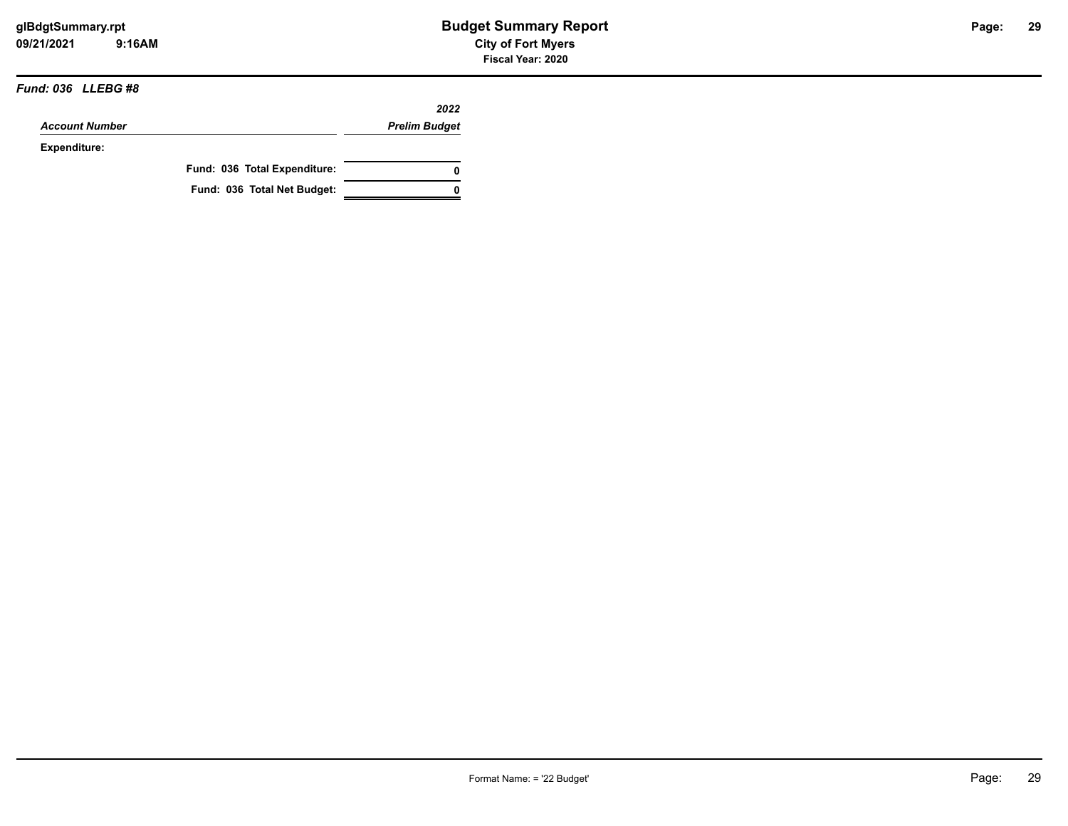**Budget Summary Report**

**City of Fort Myers**

**Fiscal Year: 2020**

### *Fund: 036 LLEBG #8*

| *Account Number* | *2022 Prelim Budget* |
|---|---|
| **Expenditure:** | |
| **Fund: 036 Total Expenditure:** | **0** |
| **Fund: 036 Total Net Budget:** | **0** |

Format Name: = '22 Budget'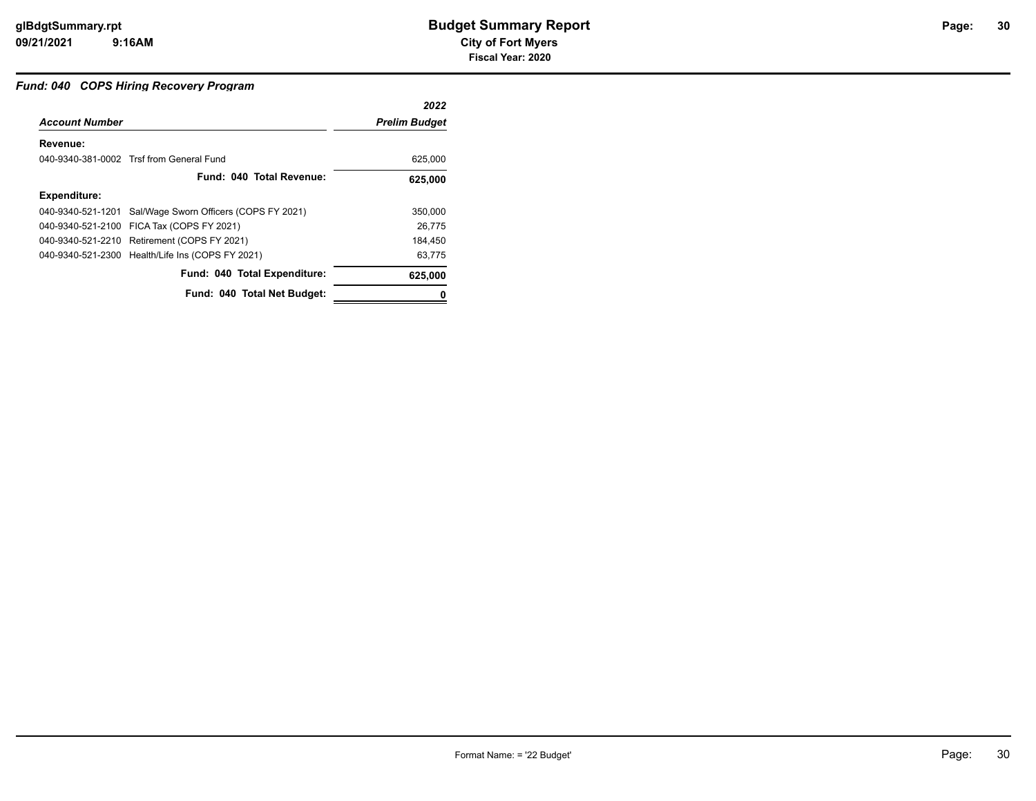### *Fund: 040 COPS Hiring Recovery Program*

| *Account Number* | | *2022 Prelim Budget* |
|---|---|---|
| **Revenue:** | | |
| 040-9340-381-0002 | Trsf from General Fund | 625,000 |
| | **Fund: 040 Total Revenue:** | **625,000** |
| **Expenditure:** | | |
| 040-9340-521-1201 | Sal/Wage Sworn Officers (COPS FY 2021) | 350,000 |
| 040-9340-521-2100 | FICA Tax (COPS FY 2021) | 26,775 |
| 040-9340-521-2210 | Retirement (COPS FY 2021) | 184,450 |
| 040-9340-521-2300 | Health/Life Ins (COPS FY 2021) | 63,775 |
| | **Fund: 040 Total Expenditure:** | **625,000** |
| | **Fund: 040 Total Net Budget:** | **0** |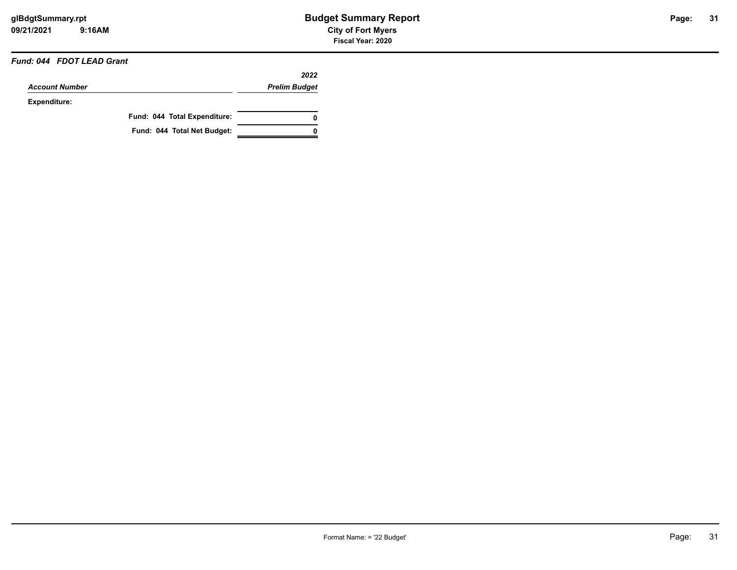# Budget Summary Report

**City of Fort Myers**

**Fiscal Year: 2020**

***Fund: 044 FDOT LEAD Grant***

| *Account Number* | *2022 Prelim Budget* |
|---|---|
| **Expenditure:** | |
| **Fund: 044 Total Expenditure:** | **0** |
| **Fund: 044 Total Net Budget:** | **0** |

Format Name: = '22 Budget'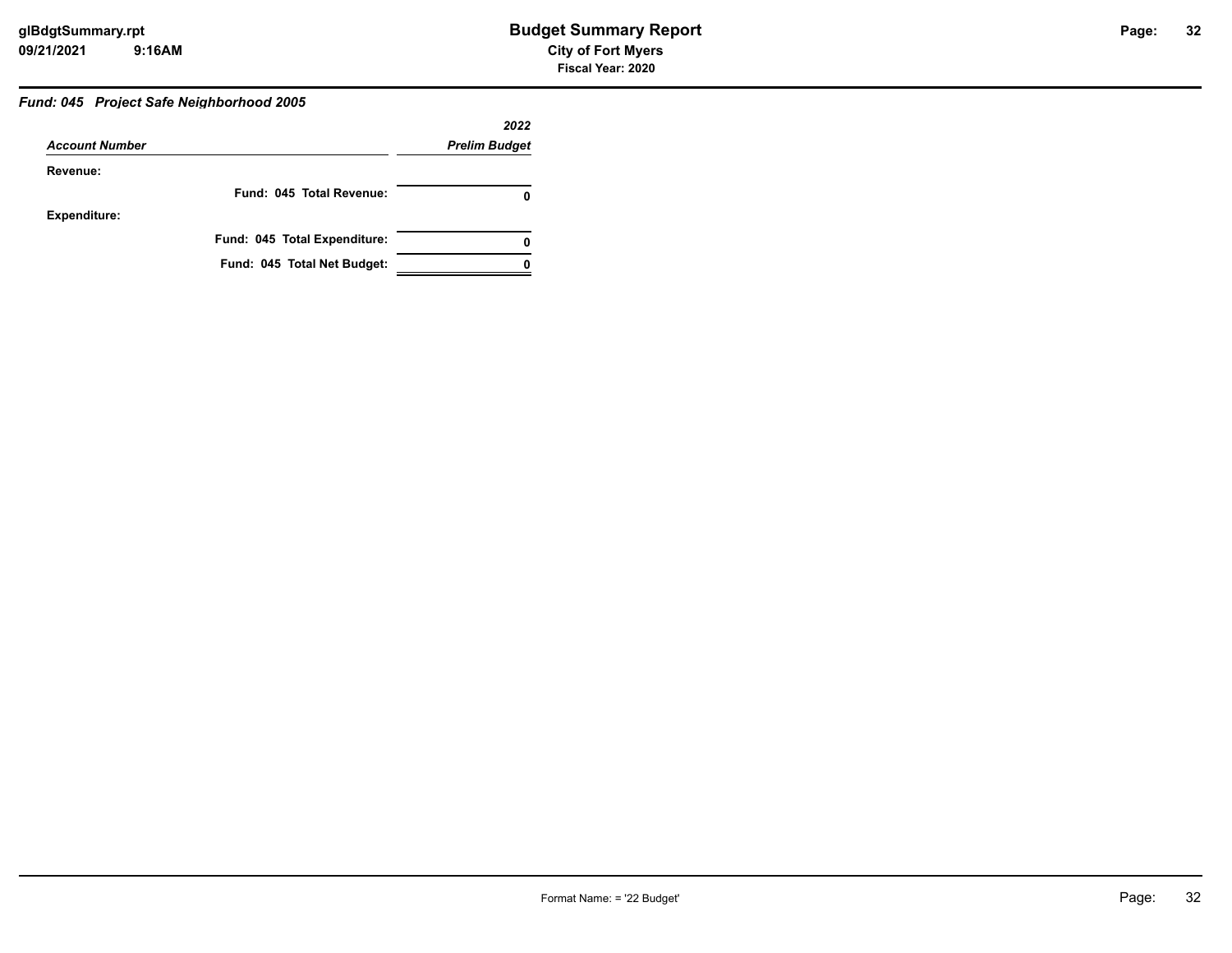# Budget Summary Report

**City of Fort Myers**

**Fiscal Year: 2020**

***Fund: 045 Project Safe Neighborhood 2005***

| *Account Number* | *2022 Prelim Budget* |
|---|---|
| **Revenue:** | |
| **Fund: 045 Total Revenue:** | **0** |
| **Expenditure:** | |
| **Fund: 045 Total Expenditure:** | **0** |
| **Fund: 045 Total Net Budget:** | **0** |

Format Name: = '22 Budget'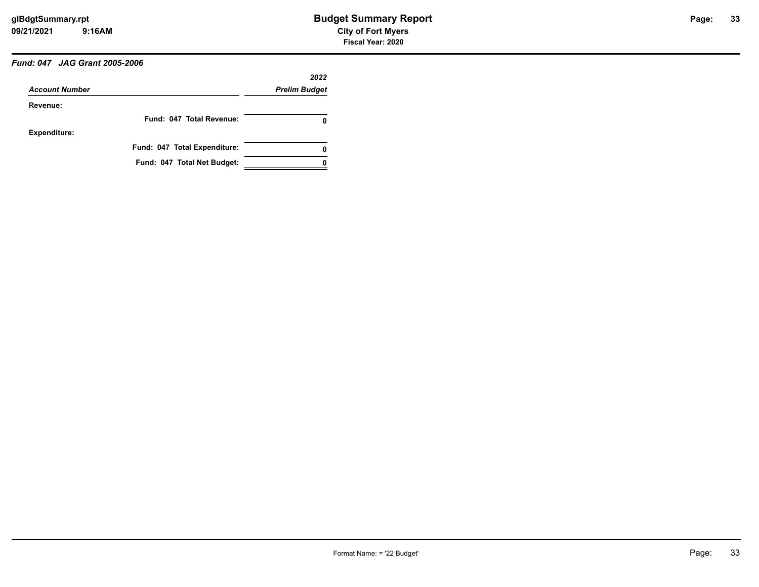### *Fund: 047 JAG Grant 2005-2006*

| *Account Number* | *2022 Prelim Budget* |
|---|---|
| **Revenue:** | |
| **Fund: 047 Total Revenue:** | **0** |
| **Expenditure:** | |
| **Fund: 047 Total Expenditure:** | **0** |
| **Fund: 047 Total Net Budget:** | **0** |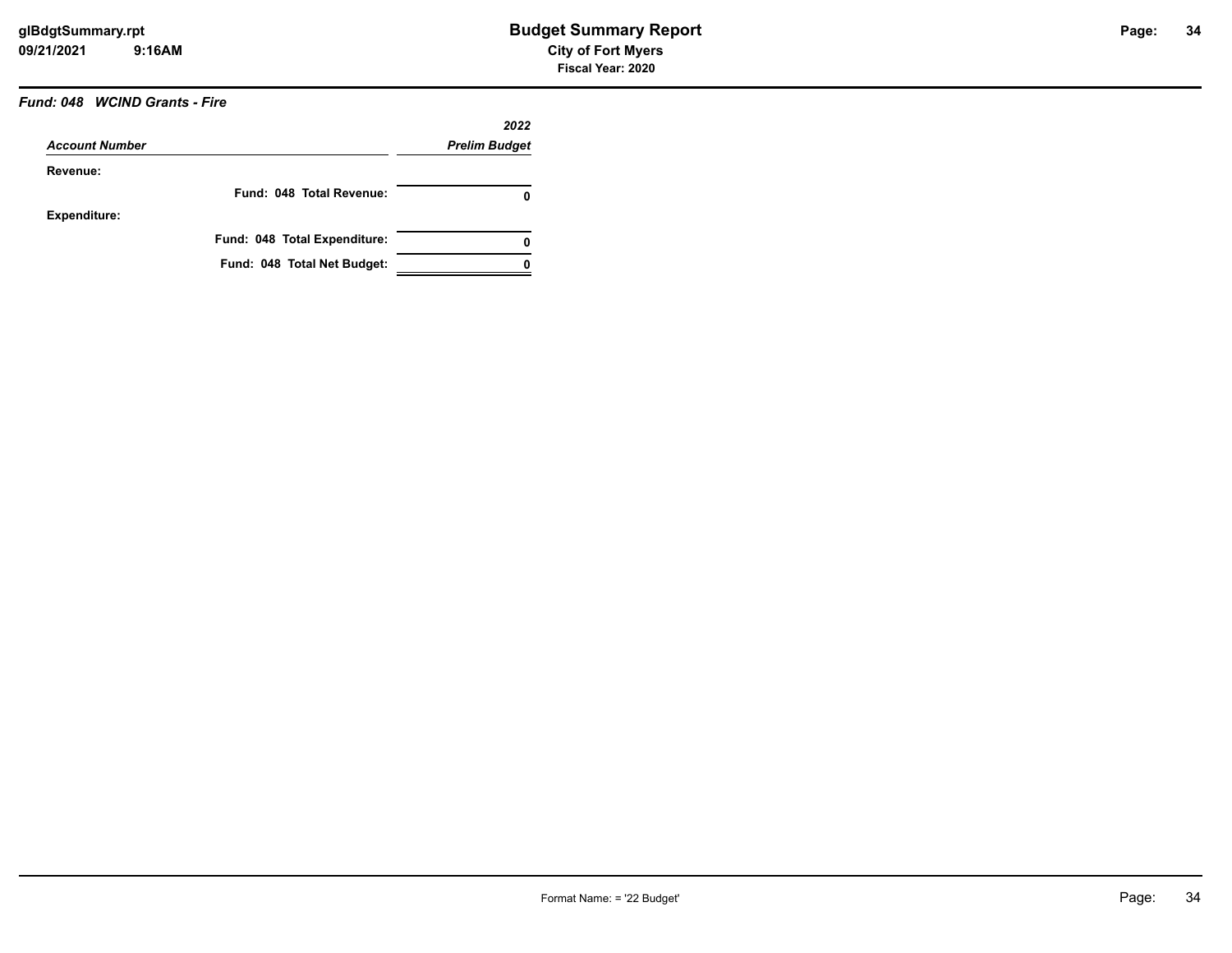# Budget Summary Report

**City of Fort Myers**

**Fiscal Year: 2020**

***Fund: 048 WCIND Grants - Fire***

| *Account Number* | *2022 Prelim Budget* |
|---|---|
| **Revenue:** | |
| **Fund: 048 Total Revenue:** | **0** |
| **Expenditure:** | |
| **Fund: 048 Total Expenditure:** | **0** |
| **Fund: 048 Total Net Budget:** | **0** |

Format Name: = '22 Budget'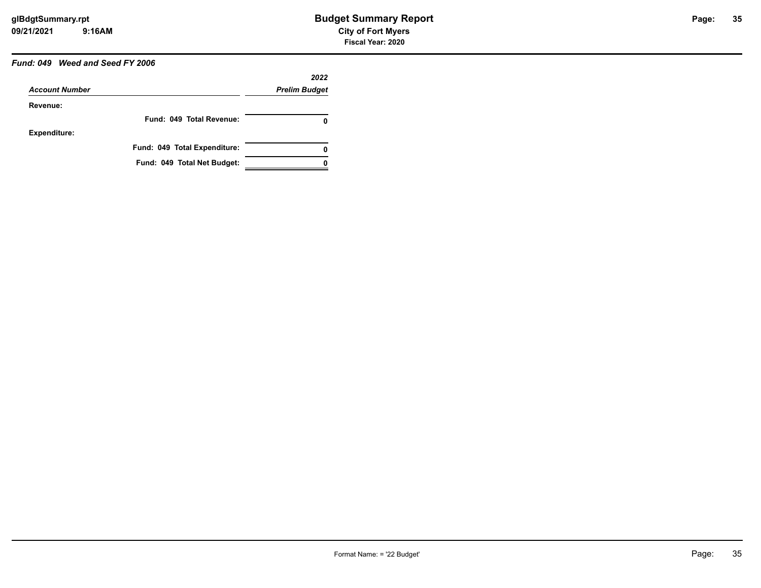**Budget Summary Report**
**City of Fort Myers**
**Fiscal Year: 2020**

glBdgtSummary.rpt
09/21/2021 9:16AM

***Fund: 049 Weed and Seed FY 2006***

| *Account Number* | *2022 Prelim Budget* |
|---|---|
| **Revenue:** | |
| **Fund: 049 Total Revenue:** | **0** |
| **Expenditure:** | |
| **Fund: 049 Total Expenditure:** | **0** |
| **Fund: 049 Total Net Budget:** | **0** |

Format Name: = '22 Budget'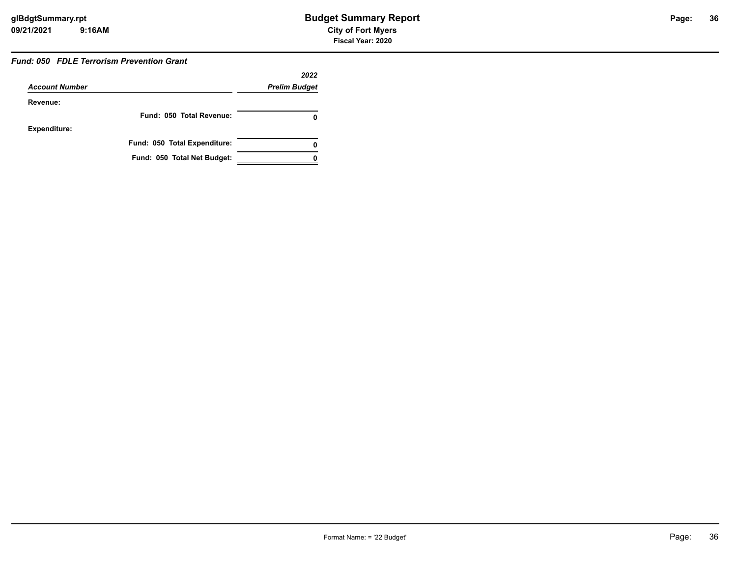### *Fund: 050 FDLE Terrorism Prevention Grant*

| *Account Number* | *2022 Prelim Budget* |
|---|---|
| **Revenue:** | |
| **Fund: 050 Total Revenue:** | **0** |
| **Expenditure:** | |
| **Fund: 050 Total Expenditure:** | **0** |
| **Fund: 050 Total Net Budget:** | **0** |

Format Name: = '22 Budget'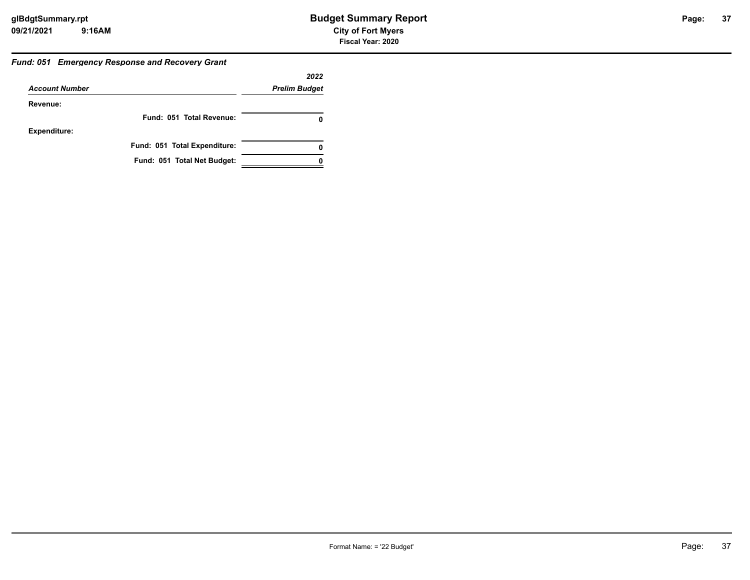### *Fund: 051 Emergency Response and Recovery Grant*

| *Account Number* | *2022 Prelim Budget* |
|---|---|
| **Revenue:** | |
| **Fund: 051 Total Revenue:** | **0** |
| **Expenditure:** | |
| **Fund: 051 Total Expenditure:** | **0** |
| **Fund: 051 Total Net Budget:** | **0** |

Format Name: = '22 Budget'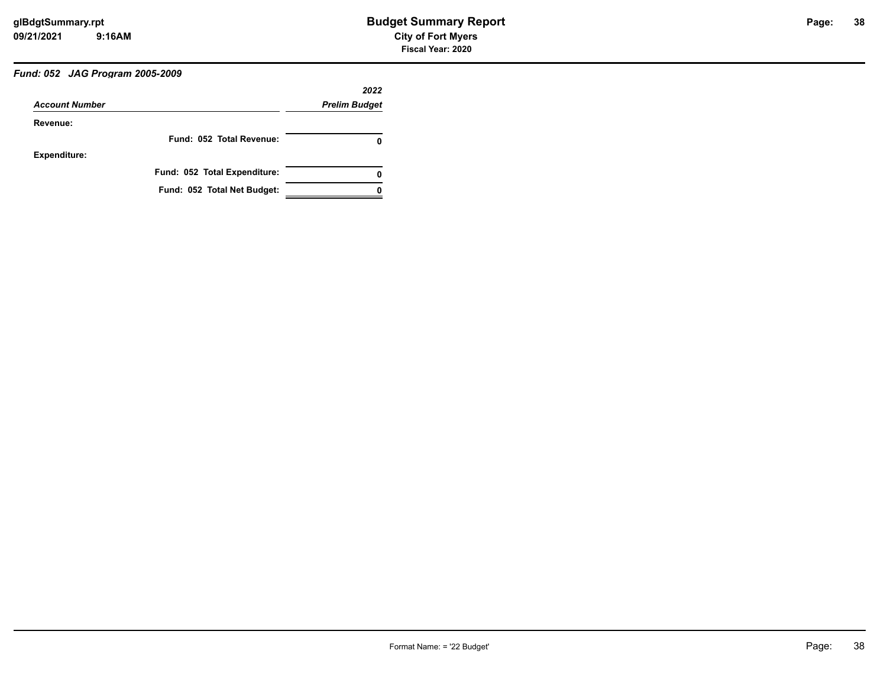### *Fund: 052 JAG Program 2005-2009*

| *Account Number* | *2022 Prelim Budget* |
|---|---|
| **Revenue:** | |
| **Fund: 052 Total Revenue:** | **0** |
| **Expenditure:** | |
| **Fund: 052 Total Expenditure:** | **0** |
| **Fund: 052 Total Net Budget:** | **0** |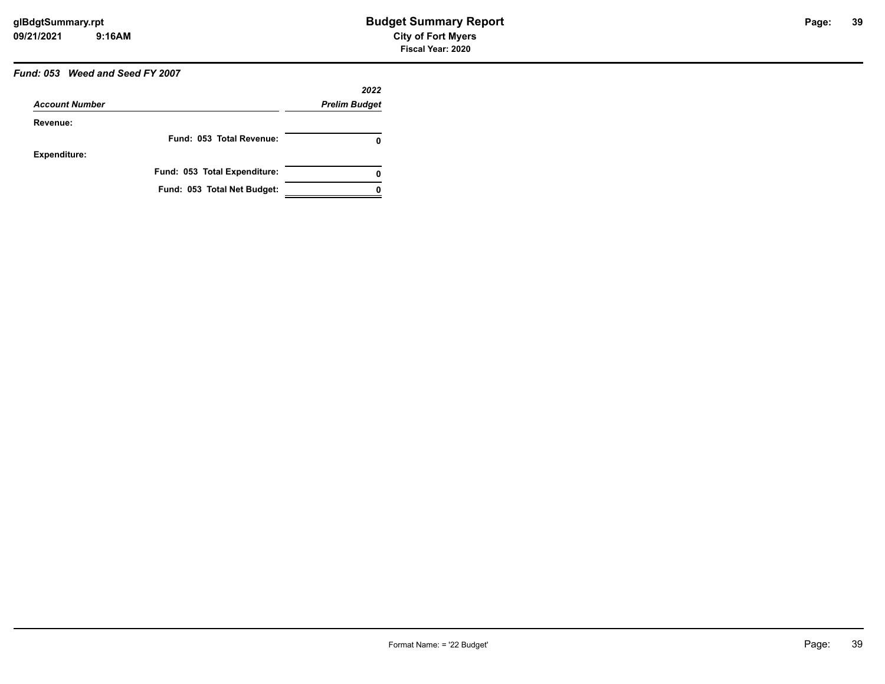# Budget Summary Report

**City of Fort Myers**

**Fiscal Year: 2020**

***Fund: 053 Weed and Seed FY 2007***

| *Account Number* | *2022 Prelim Budget* |
|---|---|
| **Revenue:** | |
| **Fund: 053 Total Revenue:** | **0** |
| **Expenditure:** | |
| **Fund: 053 Total Expenditure:** | **0** |
| **Fund: 053 Total Net Budget:** | **0** |

Format Name: = '22 Budget'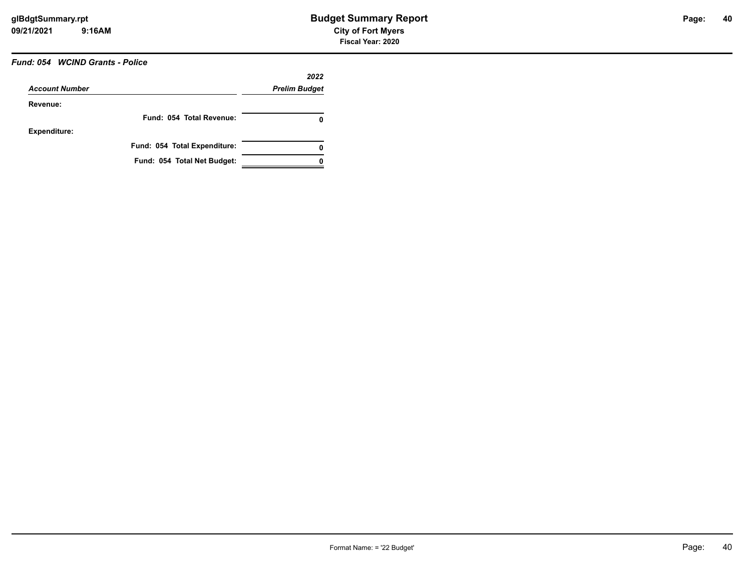### *Fund: 054 WCIND Grants - Police*

| *Account Number* | *2022* *Prelim Budget* |
|---|---|
| **Revenue:** | |
| **Fund: 054 Total Revenue:** | **0** |
| **Expenditure:** | |
| **Fund: 054 Total Expenditure:** | **0** |
| **Fund: 054 Total Net Budget:** | **0** |

Format Name: = '22 Budget'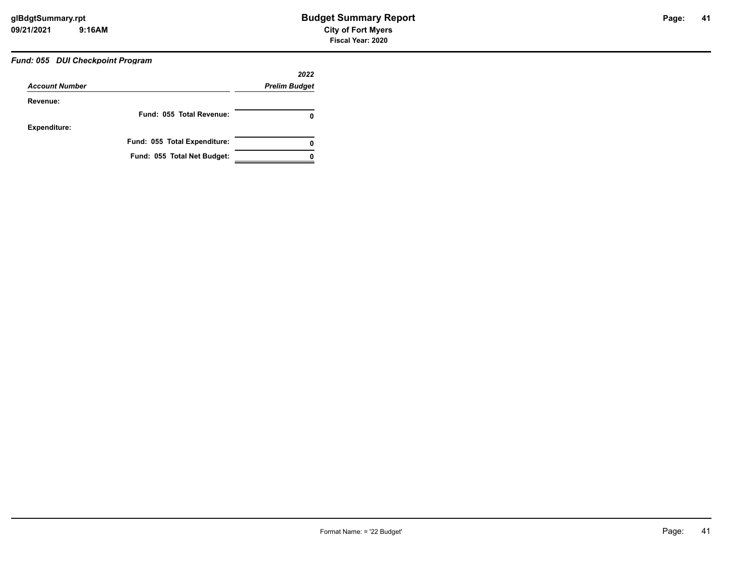# Budget Summary Report

**City of Fort Myers**

**Fiscal Year: 2020**

***Fund: 055 DUI Checkpoint Program***

| *Account Number* | *2022 Prelim Budget* |
|---|---|
| **Revenue:** | |
| **Fund: 055 Total Revenue:** | **0** |
| **Expenditure:** | |
| **Fund: 055 Total Expenditure:** | **0** |
| **Fund: 055 Total Net Budget:** | **0** |

Format Name: = '22 Budget'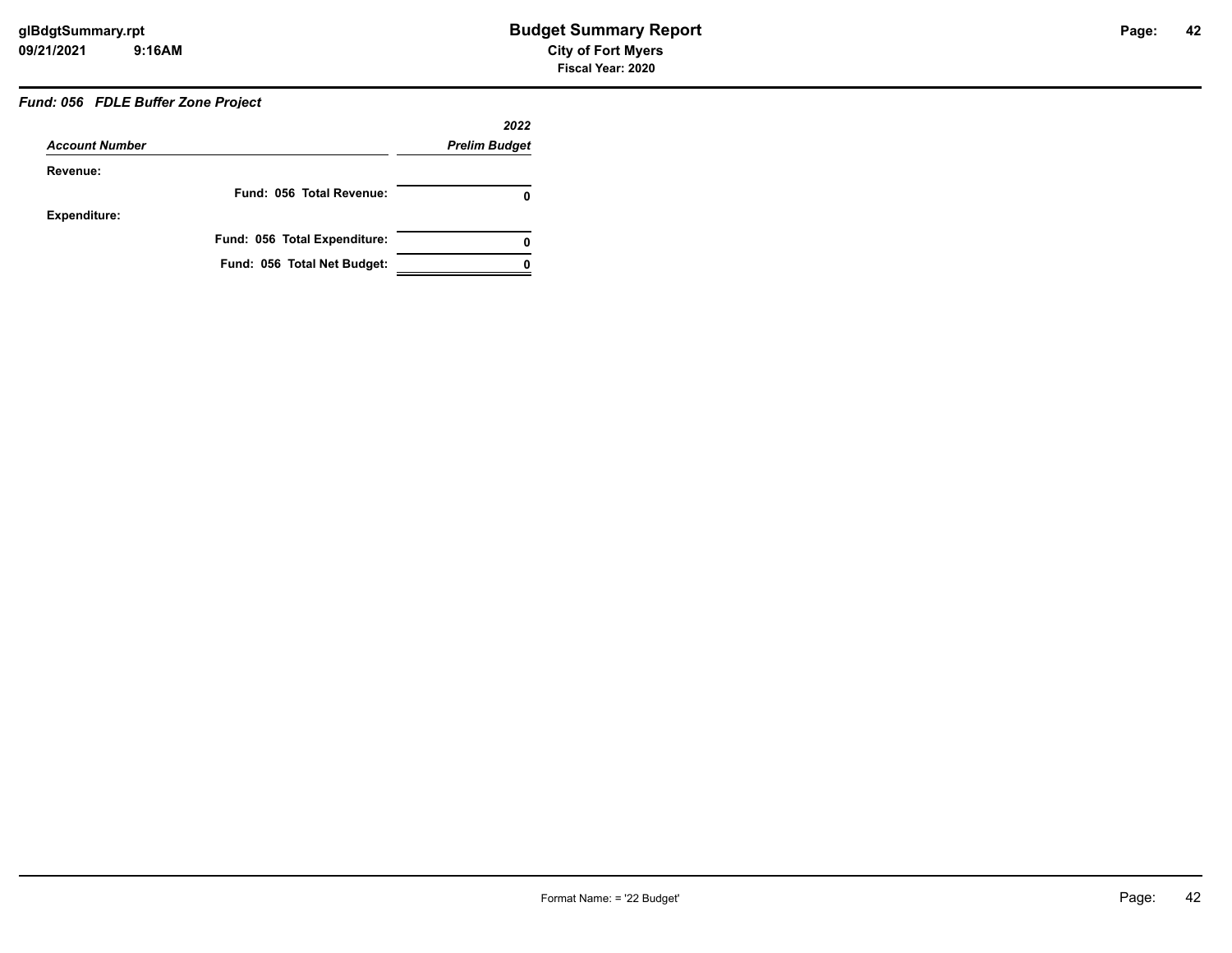### *Fund: 056 FDLE Buffer Zone Project*

| *Account Number* | *2022 Prelim Budget* |
|---|---|
| **Revenue:** | |
| **Fund: 056 Total Revenue:** | **0** |
| **Expenditure:** | |
| **Fund: 056 Total Expenditure:** | **0** |
| **Fund: 056 Total Net Budget:** | **0** |

Format Name: = '22 Budget'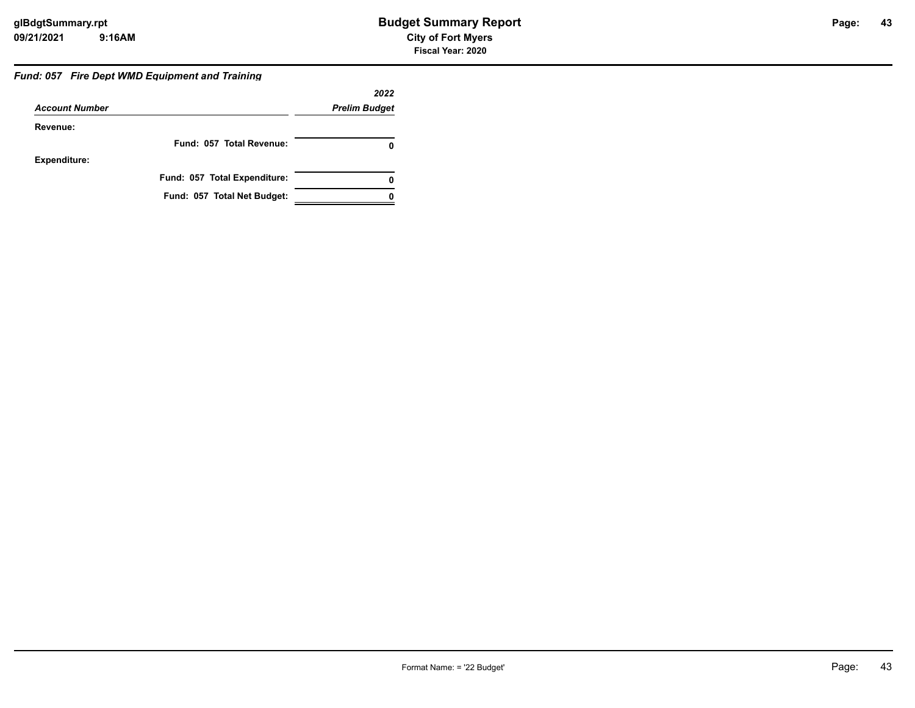### Fund: 057 Fire Dept WMD Equipment and Training

| Account Number | 2022 Prelim Budget |
|---|---|
| **Revenue:** | |
| **Fund: 057 Total Revenue:** | **0** |
| **Expenditure:** | |
| **Fund: 057 Total Expenditure:** | **0** |
| **Fund: 057 Total Net Budget:** | **0** |

Format Name: = '22 Budget'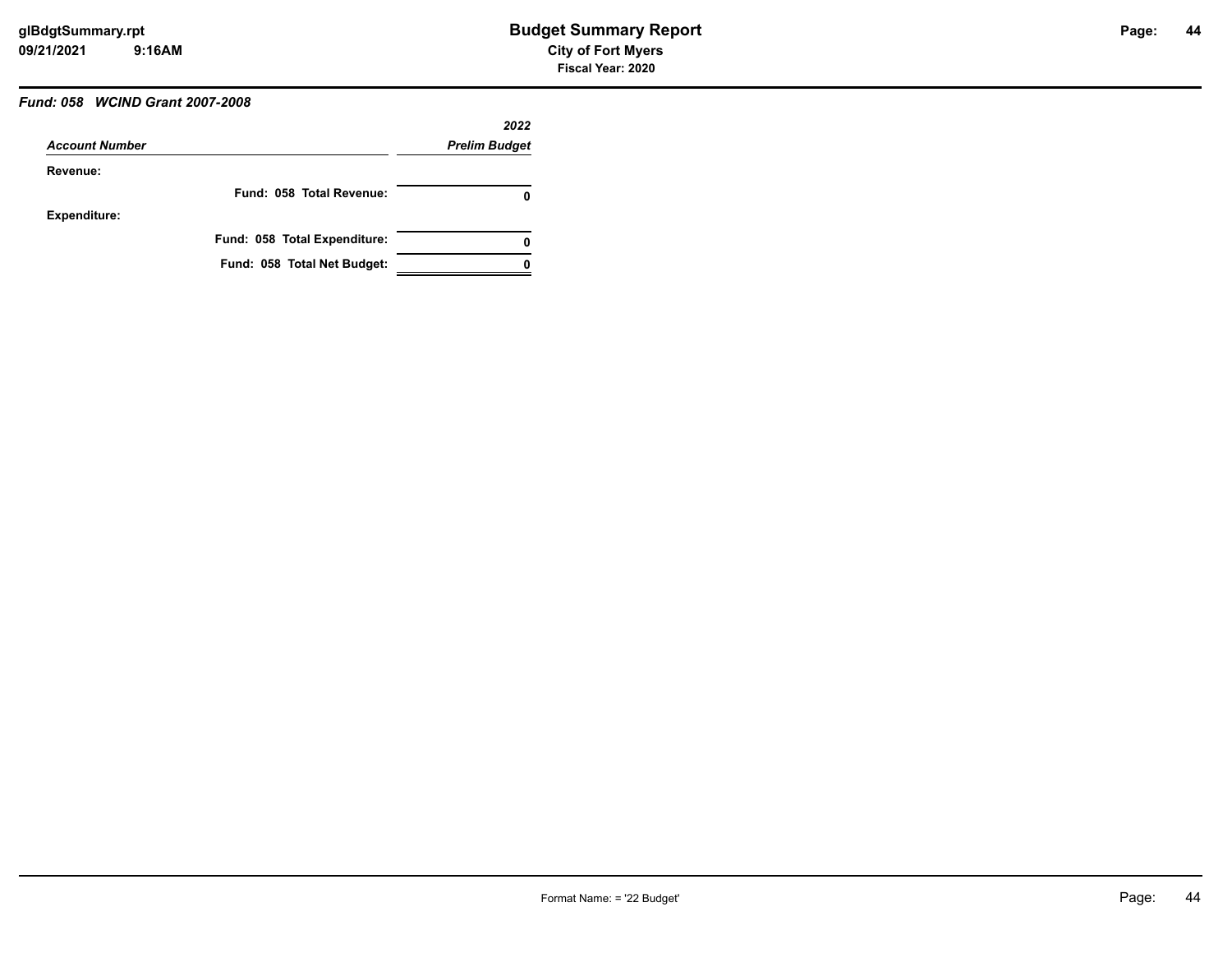### *Fund: 058 WCIND Grant 2007-2008*

| *Account Number* | *2022 Prelim Budget* |
|---|---|
| **Revenue:** | |
| **Fund: 058 Total Revenue:** | **0** |
| **Expenditure:** | |
| **Fund: 058 Total Expenditure:** | **0** |
| **Fund: 058 Total Net Budget:** | **0** |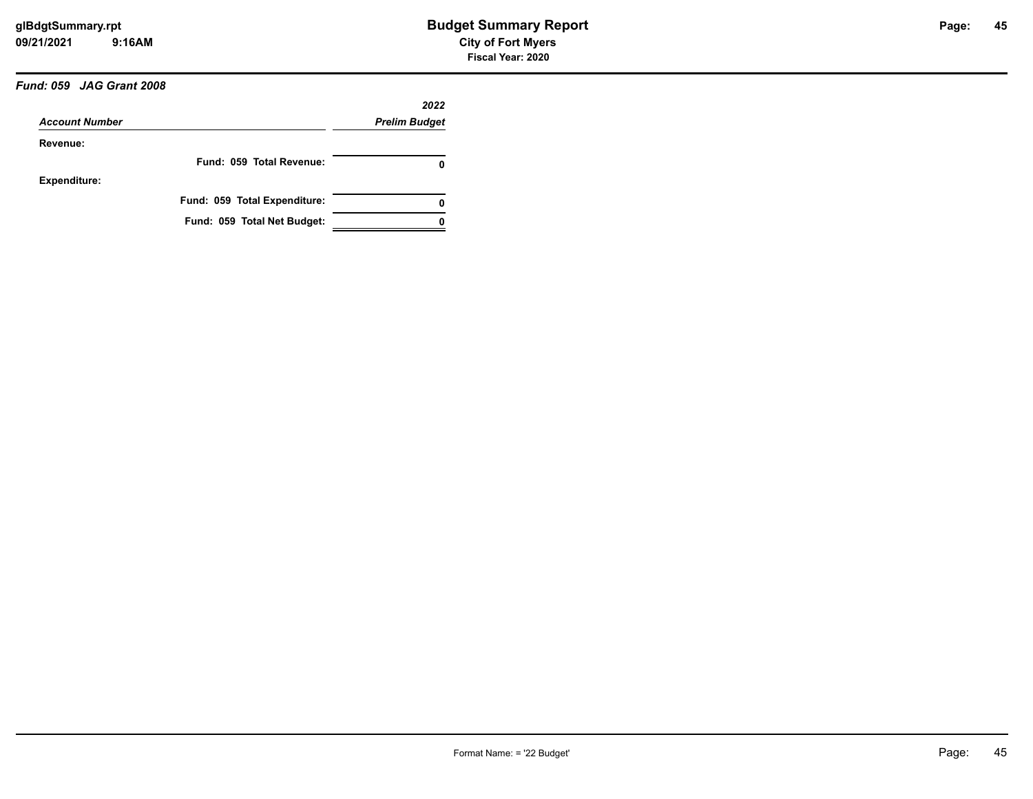***Fund: 059 JAG Grant 2008***

| *Account Number* | *2022 Prelim Budget* |
|---|---|
| **Revenue:** | |
| **Fund: 059 Total Revenue:** | **0** |
| **Expenditure:** | |
| **Fund: 059 Total Expenditure:** | **0** |
| **Fund: 059 Total Net Budget:** | **0** |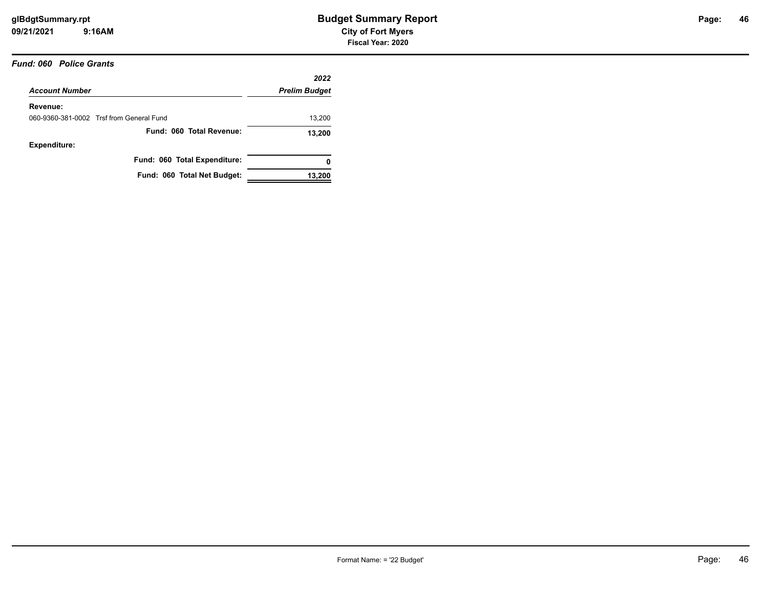# Budget Summary Report

**City of Fort Myers**

**Fiscal Year: 2020**

***Fund: 060 Police Grants***

| *Account Number* | *2022 Prelim Budget* |
|---|---|
| **Revenue:** | |
| 060-9360-381-0002 Trsf from General Fund | 13,200 |
| **Fund: 060 Total Revenue:** | **13,200** |
| **Expenditure:** | |
| **Fund: 060 Total Expenditure:** | **0** |
| **Fund: 060 Total Net Budget:** | **13,200** |

Format Name: = '22 Budget'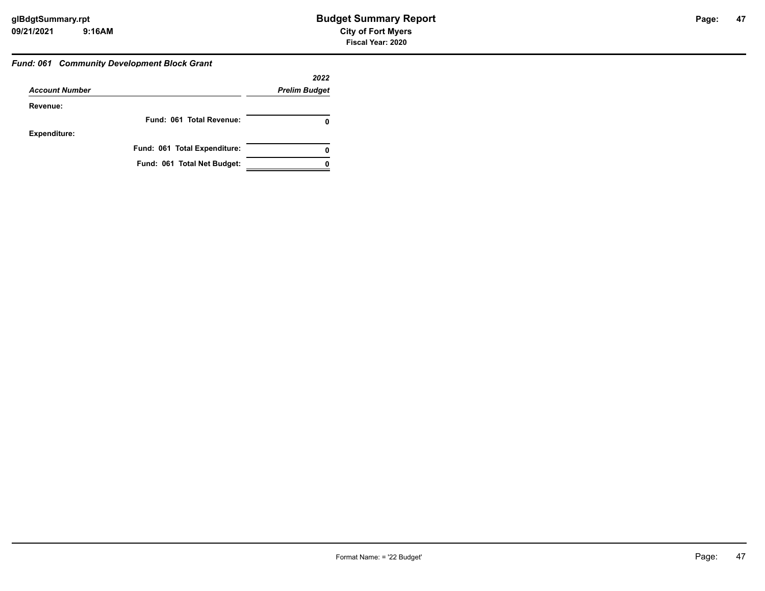## Budget Summary Report

**City of Fort Myers**

**Fiscal Year: 2020**

### *Fund: 061 Community Development Block Grant*

| *Account Number* | *2022 Prelim Budget* |
|---|---|
| **Revenue:** | |
| **Fund: 061 Total Revenue:** | **0** |
| **Expenditure:** | |
| **Fund: 061 Total Expenditure:** | **0** |
| **Fund: 061 Total Net Budget:** | **0** |

Format Name: = '22 Budget'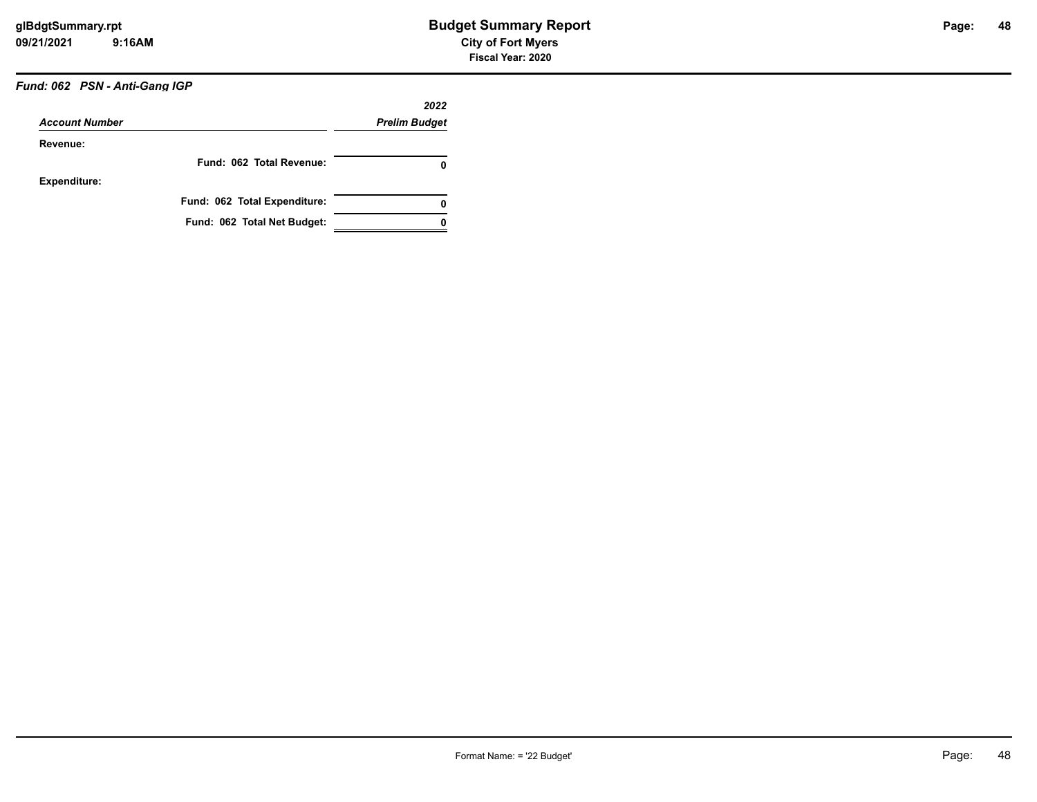**Fund: 062 PSN - Anti-Gang IGP**

| Account Number | 2022 Prelim Budget |
|---|---|
| **Revenue:** | |
| Fund: 062 Total Revenue: | 0 |
| **Expenditure:** | |
| Fund: 062 Total Expenditure: | 0 |
| Fund: 062 Total Net Budget: | 0 |

Format Name: = '22 Budget'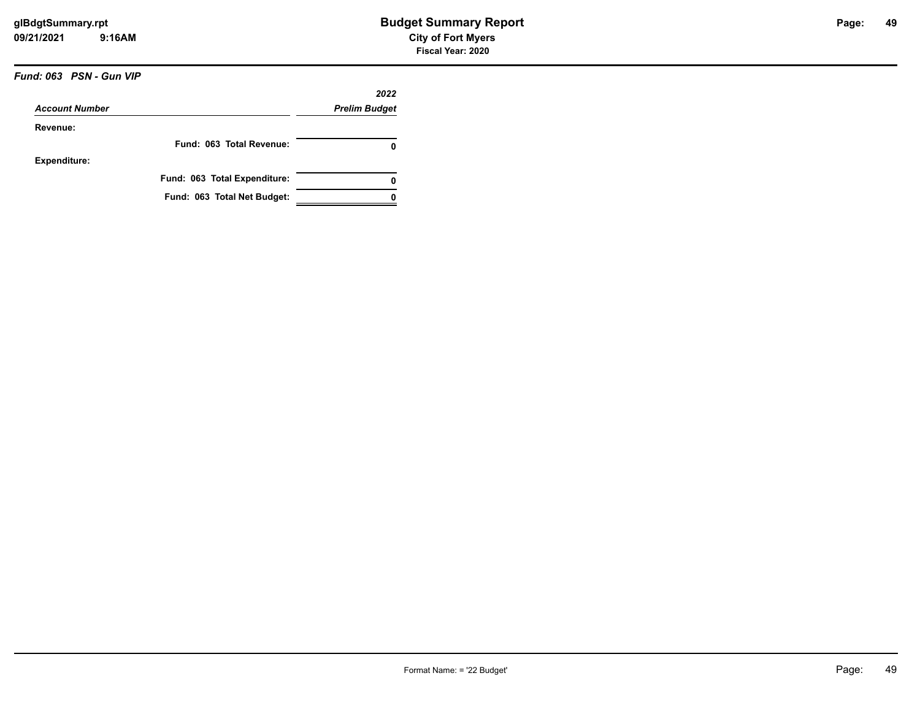# Budget Summary Report

**City of Fort Myers**

**Fiscal Year: 2020**

***Fund: 063 PSN - Gun VIP***

| *Account Number* | *2022 Prelim Budget* |
|---|---|
| **Revenue:** | |
| **Fund: 063 Total Revenue:** | **0** |
| **Expenditure:** | |
| **Fund: 063 Total Expenditure:** | **0** |
| **Fund: 063 Total Net Budget:** | **0** |

Format Name: = '22 Budget'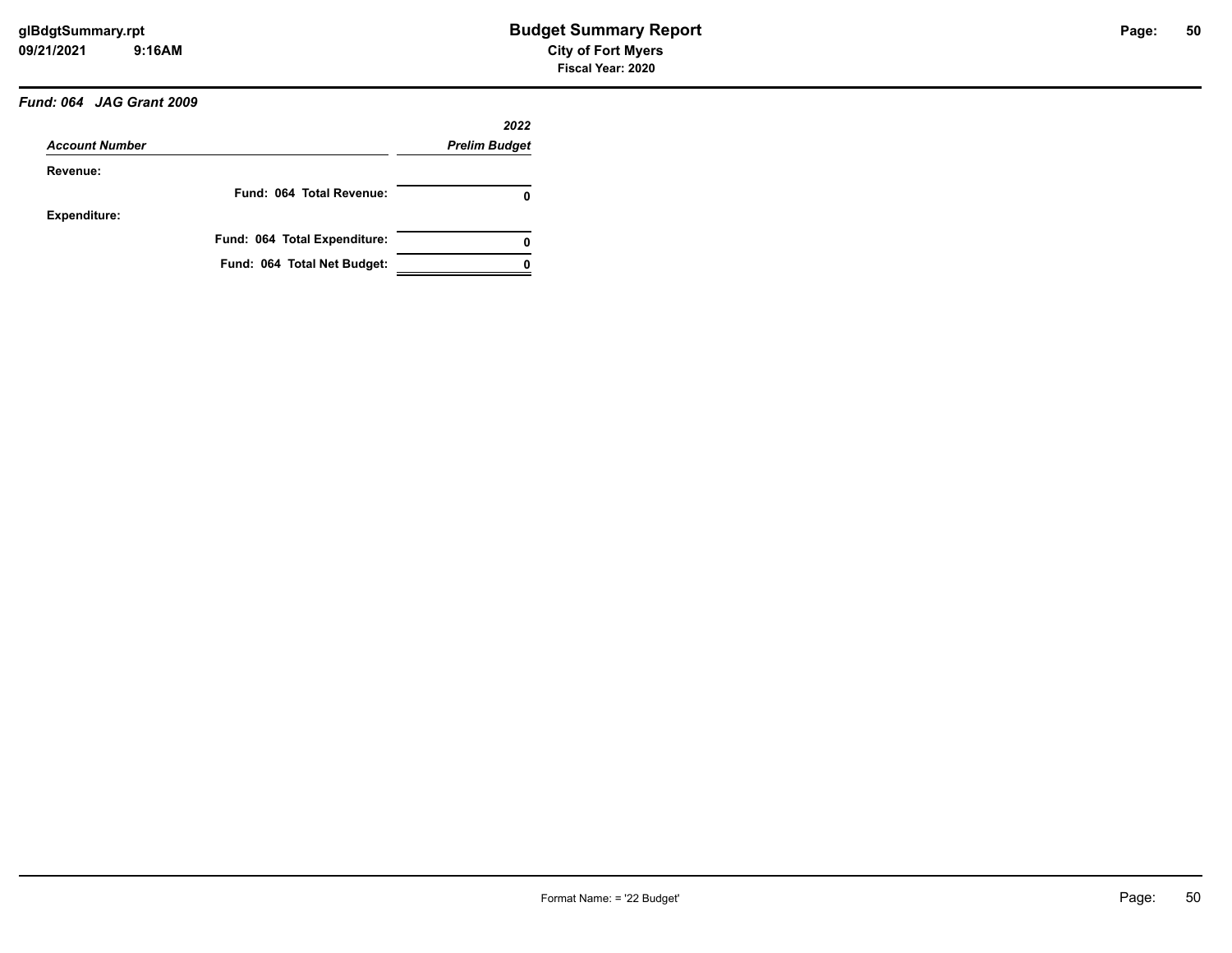### *Fund: 064 JAG Grant 2009*

| *Account Number* | *2022 Prelim Budget* |
|---|---|
| **Revenue:** | |
| **Fund: 064 Total Revenue:** | **0** |
| **Expenditure:** | |
| **Fund: 064 Total Expenditure:** | **0** |
| **Fund: 064 Total Net Budget:** | **0** |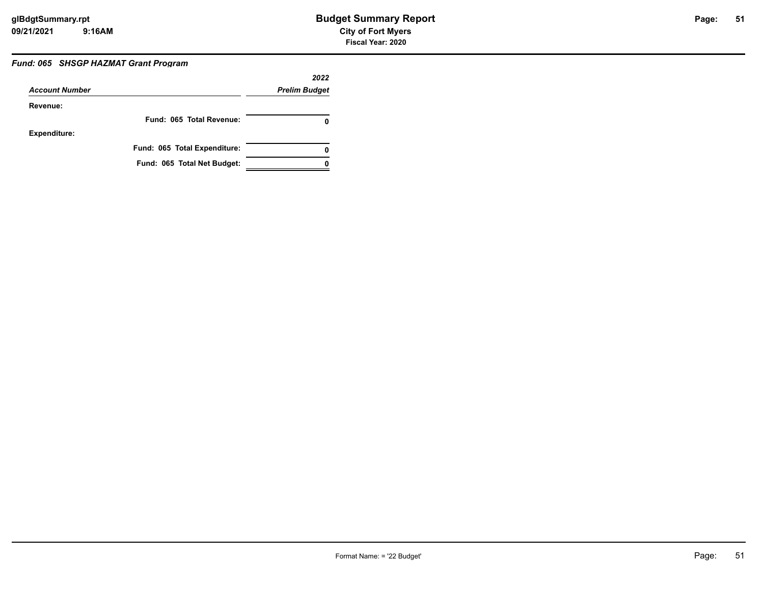### Fund: 065 SHSGP HAZMAT Grant Program

| Account Number | 2022 Prelim Budget |
|---|---|
| **Revenue:** | |
| Fund: 065 Total Revenue: | 0 |
| **Expenditure:** | |
| Fund: 065 Total Expenditure: | 0 |
| Fund: 065 Total Net Budget: | 0 |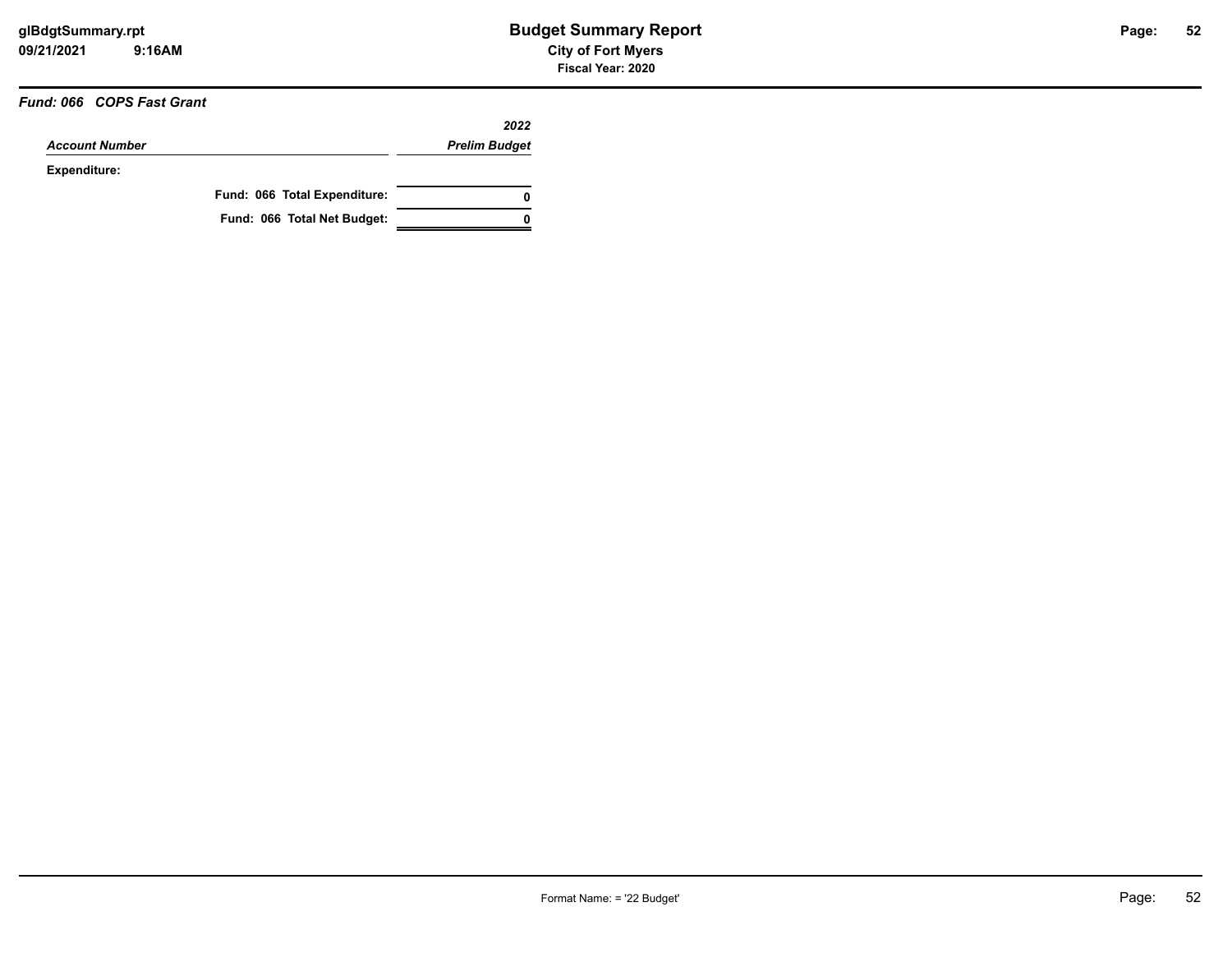# Budget Summary Report

## City of Fort Myers

### Fiscal Year: 2020

### *Fund: 066 COPS Fast Grant*

| *Account Number* | *2022 Prelim Budget* |
|---|---|
| **Expenditure:** | |
| **Fund: 066 Total Expenditure:** | **0** |
| **Fund: 066 Total Net Budget:** | **0** |

Format Name: = '22 Budget'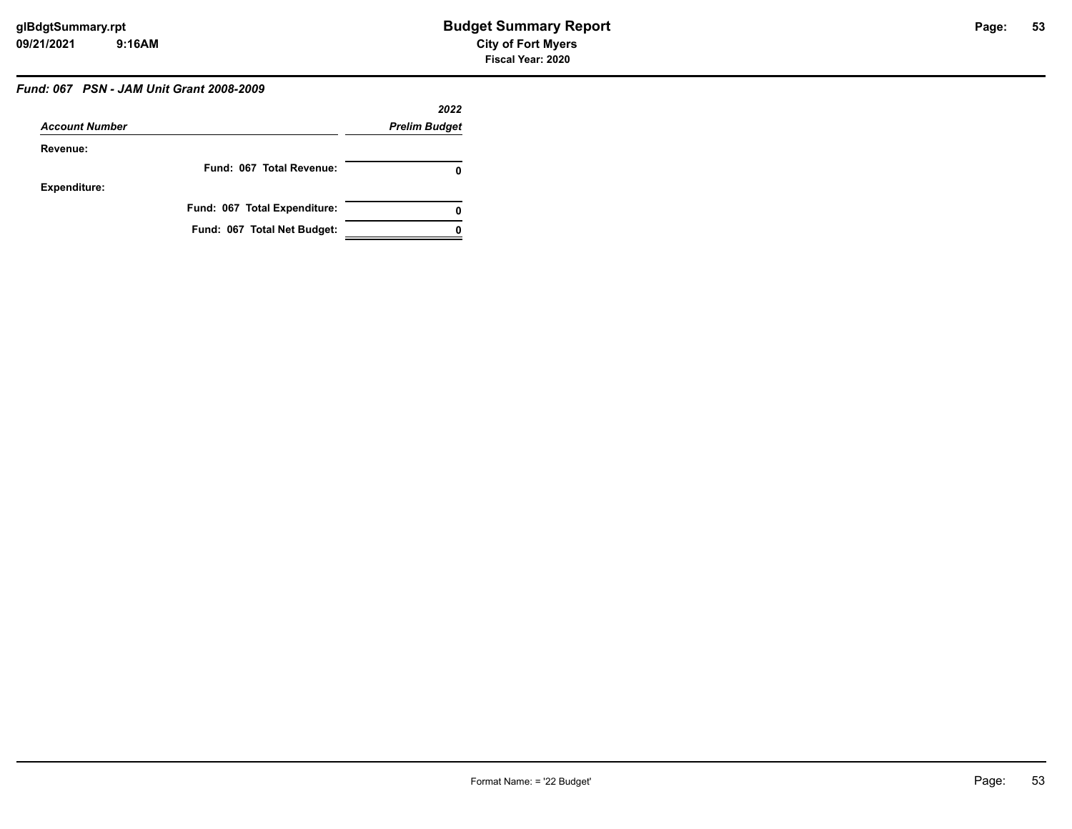# Budget Summary Report

**City of Fort Myers**

**Fiscal Year: 2020**

***Fund: 067 PSN - JAM Unit Grant 2008-2009***

| *Account Number* | *2022 Prelim Budget* |
|---|---|
| **Revenue:** | |
| **Fund: 067 Total Revenue:** | **0** |
| **Expenditure:** | |
| **Fund: 067 Total Expenditure:** | **0** |
| **Fund: 067 Total Net Budget:** | **0** |

Format Name: = '22 Budget'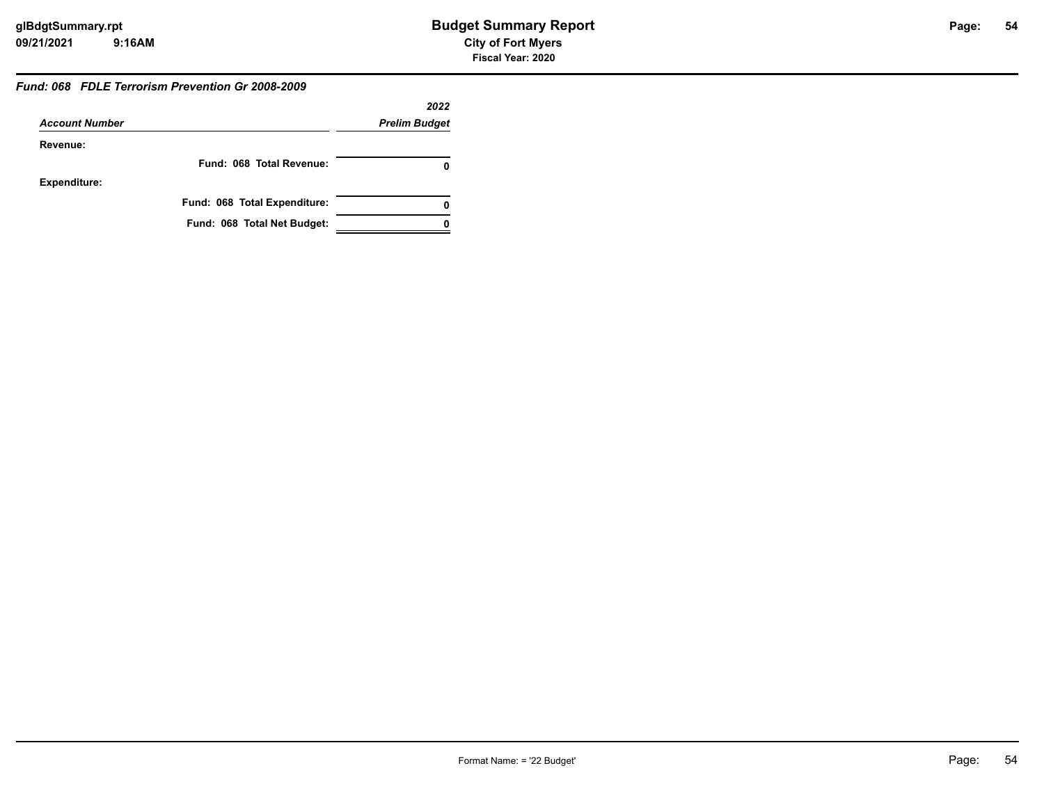# Budget Summary Report

**City of Fort Myers**

**Fiscal Year: 2020**

***Fund: 068 FDLE Terrorism Prevention Gr 2008-2009***

| *Account Number* | *2022 Prelim Budget* |
|---|---|
| **Revenue:** | |
| **Fund: 068 Total Revenue:** | **0** |
| **Expenditure:** | |
| **Fund: 068 Total Expenditure:** | **0** |
| **Fund: 068 Total Net Budget:** | **0** |

Format Name: = '22 Budget'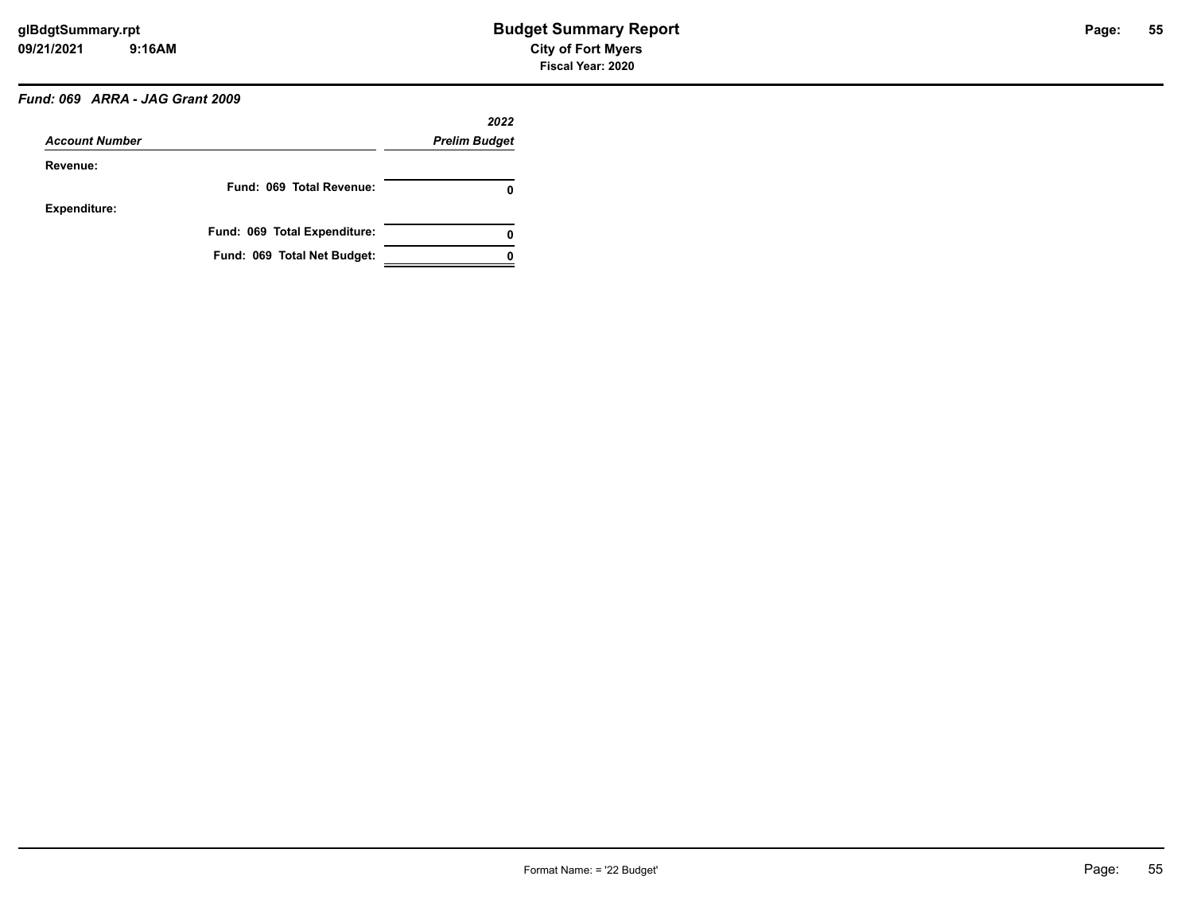# Budget Summary Report

**City of Fort Myers**

**Fiscal Year: 2020**

***Fund: 069 ARRA - JAG Grant 2009***

| *Account Number* | *2022 Prelim Budget* |
|---|---|
| **Revenue:** | |
| **Fund: 069 Total Revenue:** | **0** |
| **Expenditure:** | |
| **Fund: 069 Total Expenditure:** | **0** |
| **Fund: 069 Total Net Budget:** | **0** |

Format Name: = '22 Budget'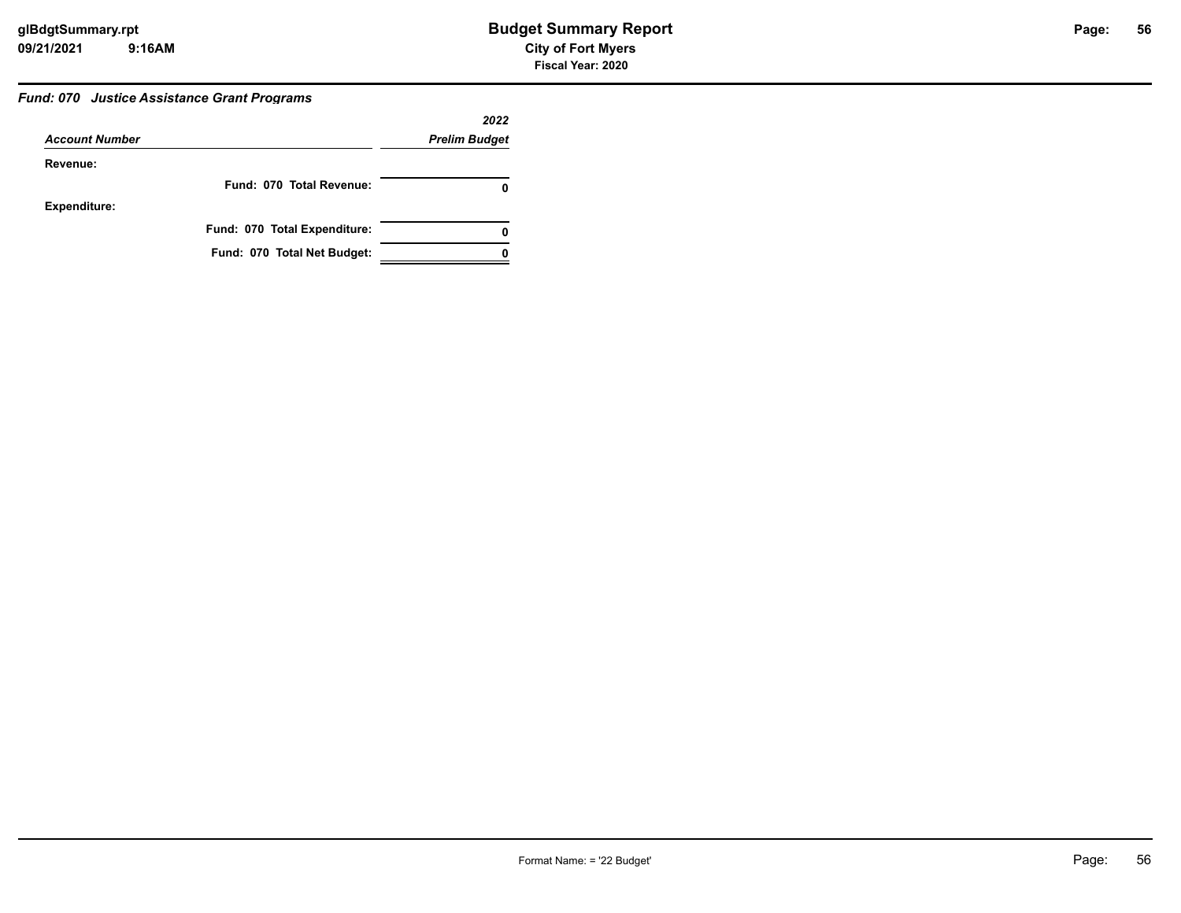# Budget Summary Report

**City of Fort Myers**

**Fiscal Year: 2020**

***Fund: 070 Justice Assistance Grant Programs***

| *Account Number* | *2022 Prelim Budget* |
|---|---|
| **Revenue:** | |
| **Fund: 070 Total Revenue:** | **0** |
| **Expenditure:** | |
| **Fund: 070 Total Expenditure:** | **0** |
| **Fund: 070 Total Net Budget:** | **0** |

Format Name: = '22 Budget'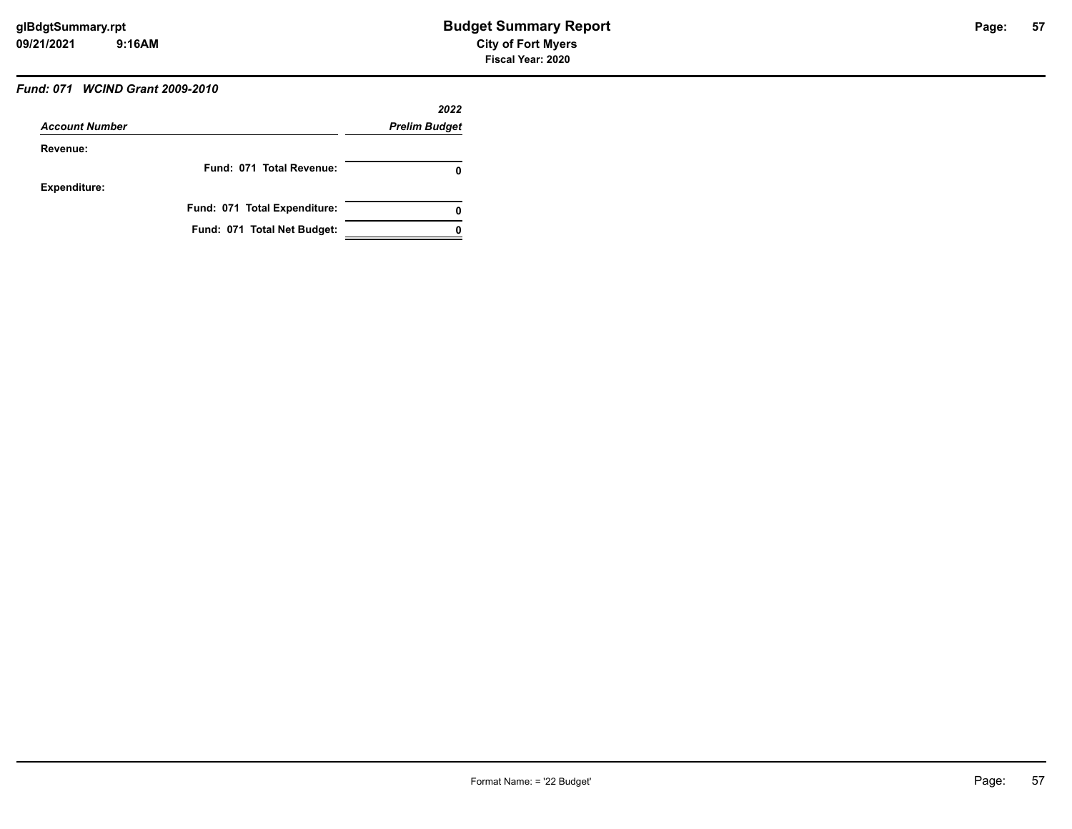### Fund: 071 WCIND Grant 2009-2010

| Account Number | 2022 Prelim Budget |
|---|---|
| **Revenue:** | |
| Fund: 071 Total Revenue: | 0 |
| **Expenditure:** | |
| Fund: 071 Total Expenditure: | 0 |
| Fund: 071 Total Net Budget: | 0 |

Format Name: = '22 Budget'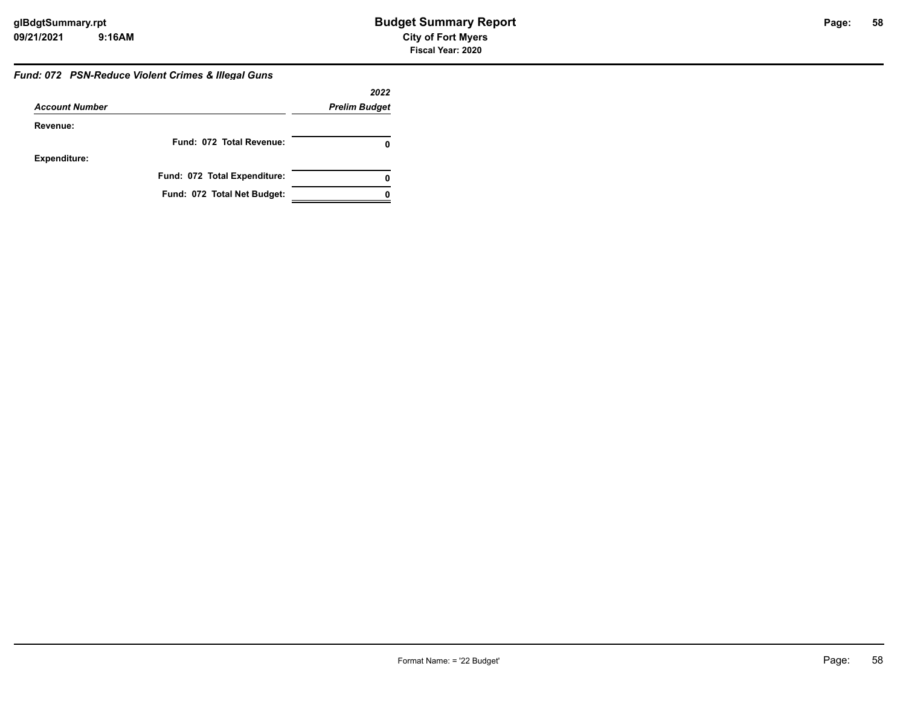## *Fund: 072 PSN-Reduce Violent Crimes & Illegal Guns*

| *Account Number* | *2022 Prelim Budget* |
|---|---|
| **Revenue:** | |
| **Fund: 072 Total Revenue:** | **0** |
| **Expenditure:** | |
| **Fund: 072 Total Expenditure:** | **0** |
| **Fund: 072 Total Net Budget:** | **0** |

Format Name: = '22 Budget'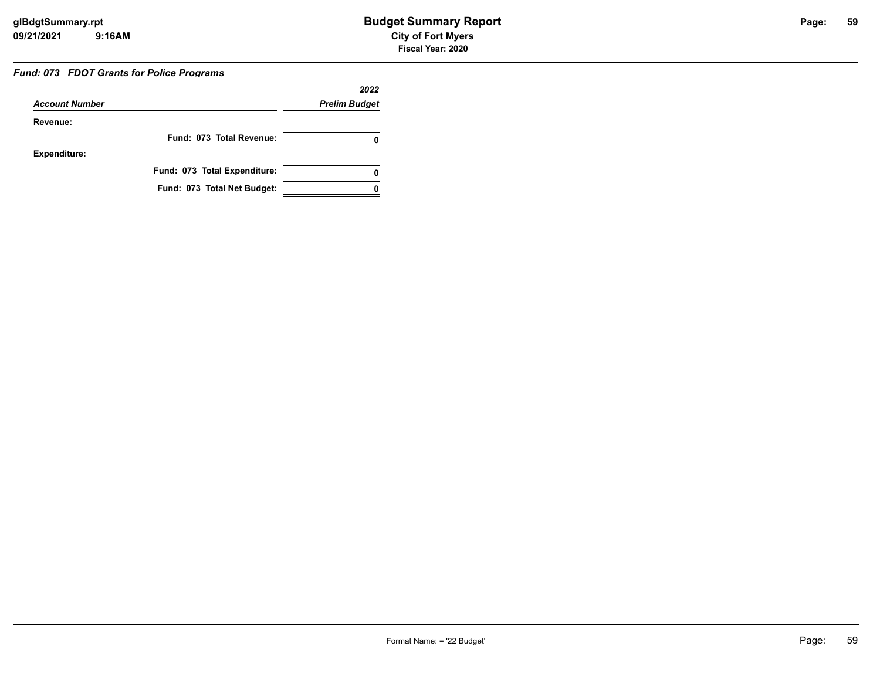# Budget Summary Report

**City of Fort Myers**

**Fiscal Year: 2020**

***Fund: 073 FDOT Grants for Police Programs***

| *Account Number* | *2022 Prelim Budget* |
|---|---|
| **Revenue:** | |
| **Fund: 073 Total Revenue:** | **0** |
| **Expenditure:** | |
| **Fund: 073 Total Expenditure:** | **0** |
| **Fund: 073 Total Net Budget:** | **0** |

Format Name: = '22 Budget'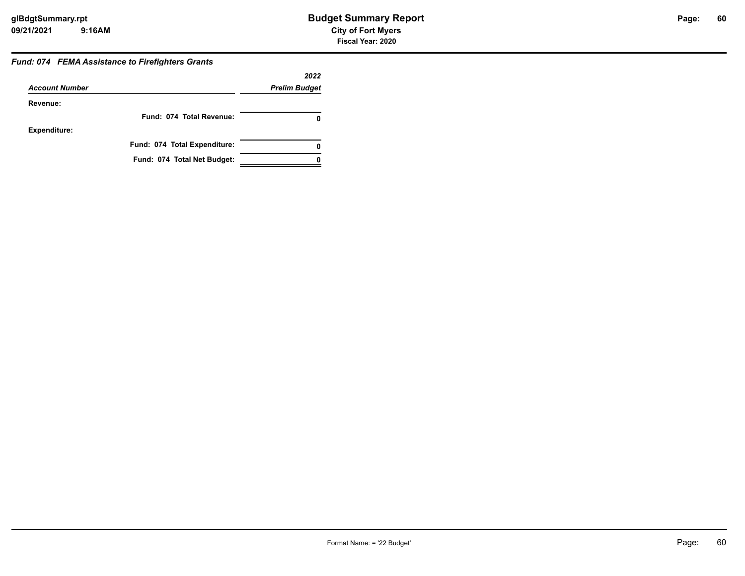### *Fund: 074 FEMA Assistance to Firefighters Grants*

| *Account Number* | *2022 Prelim Budget* |
|---|---|
| **Revenue:** | |
| **Fund: 074 Total Revenue:** | **0** |
| **Expenditure:** | |
| **Fund: 074 Total Expenditure:** | **0** |
| **Fund: 074 Total Net Budget:** | **0** |

Format Name: = '22 Budget'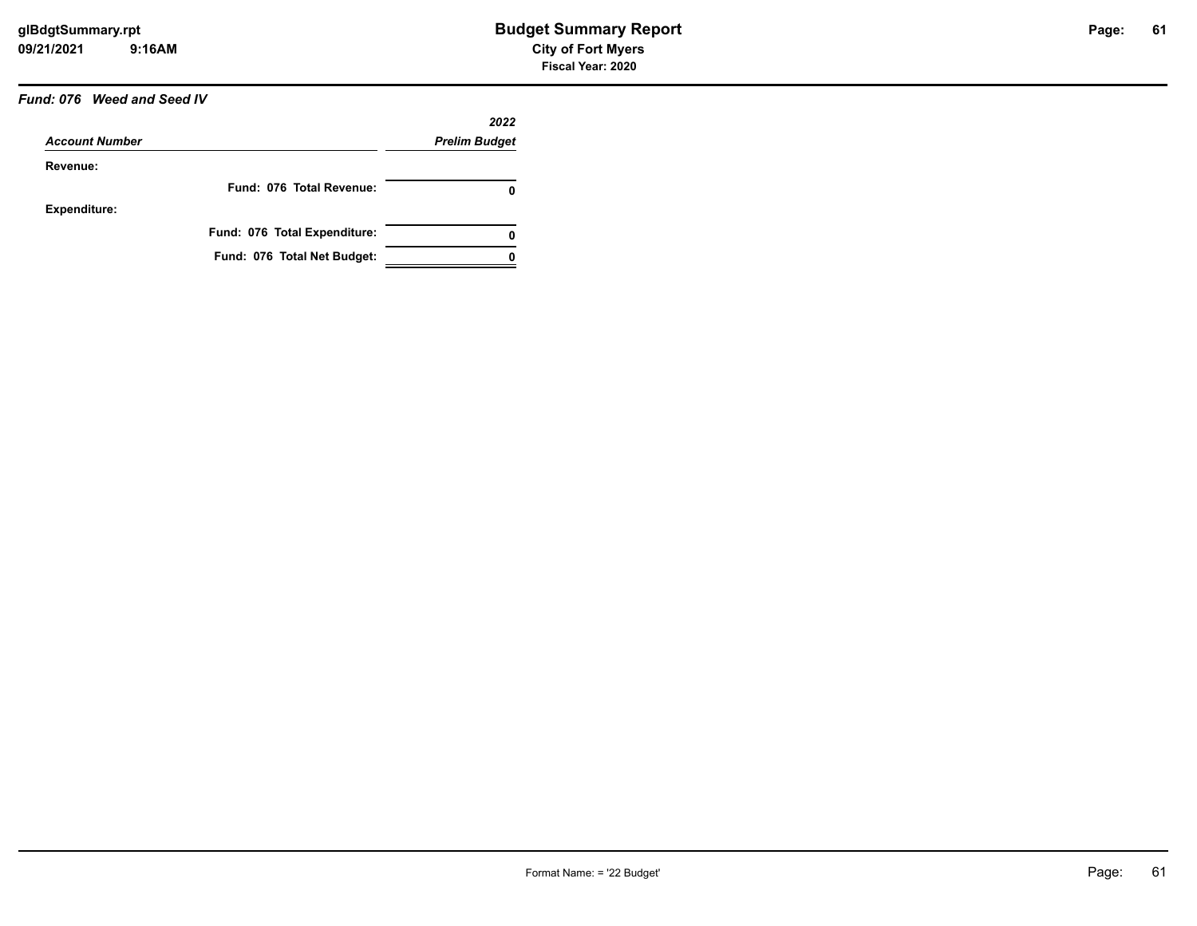## Fund: 076 Weed and Seed IV

| Account Number | 2022 Prelim Budget |
|---|---|
| **Revenue:** | |
| Fund: 076 Total Revenue: | 0 |
| **Expenditure:** | |
| Fund: 076 Total Expenditure: | 0 |
| Fund: 076 Total Net Budget: | 0 |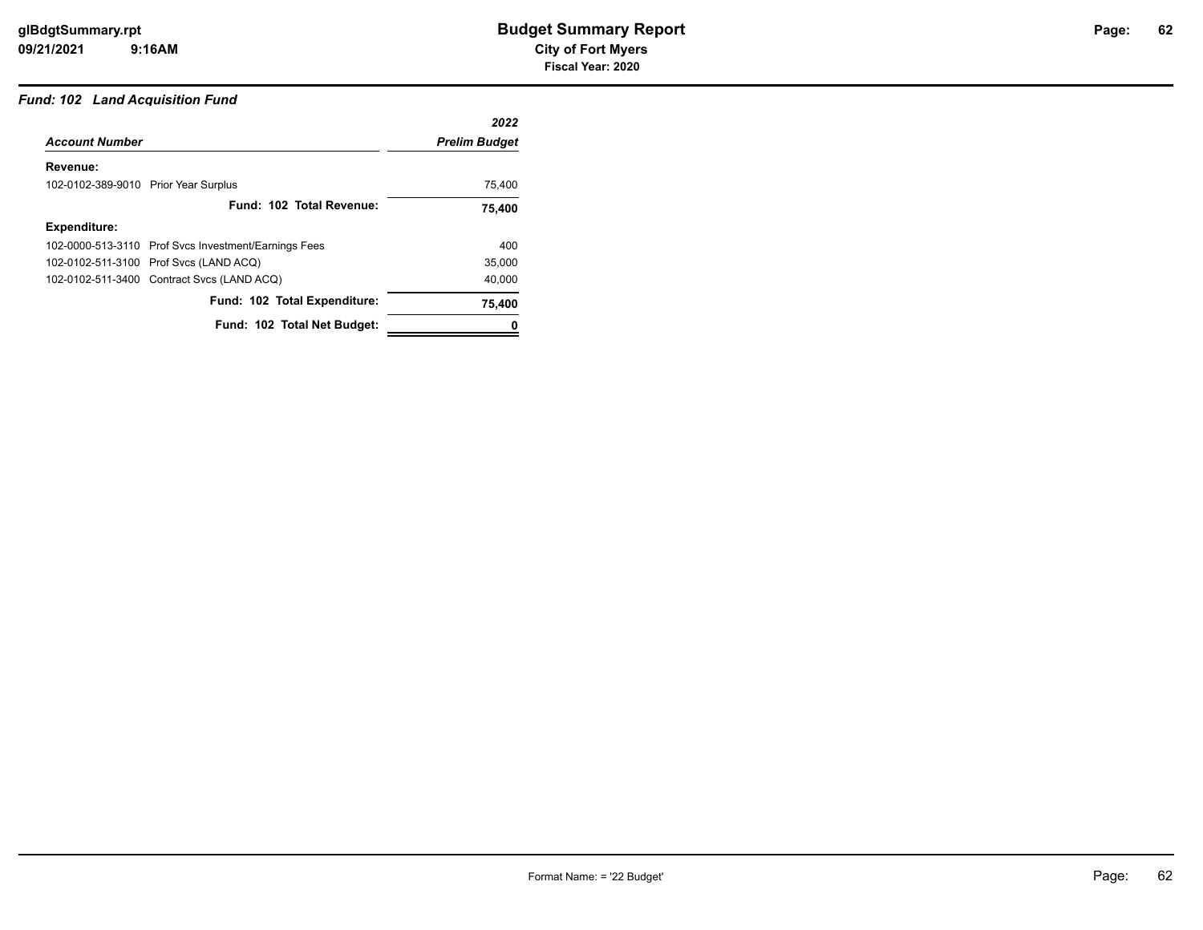# Budget Summary Report

## City of Fort Myers

**Fiscal Year: 2020**

### *Fund: 102 Land Acquisition Fund*

| *Account Number* | | *2022 Prelim Budget* |
|---|---|---|
| **Revenue:** | | |
| 102-0102-389-9010 | Prior Year Surplus | 75,400 |
| | **Fund: 102 Total Revenue:** | **75,400** |
| **Expenditure:** | | |
| 102-0000-513-3110 | Prof Svcs Investment/Earnings Fees | 400 |
| 102-0102-511-3100 | Prof Svcs (LAND ACQ) | 35,000 |
| 102-0102-511-3400 | Contract Svcs (LAND ACQ) | 40,000 |
| | **Fund: 102 Total Expenditure:** | **75,400** |
| | **Fund: 102 Total Net Budget:** | **0** |

Format Name: = '22 Budget'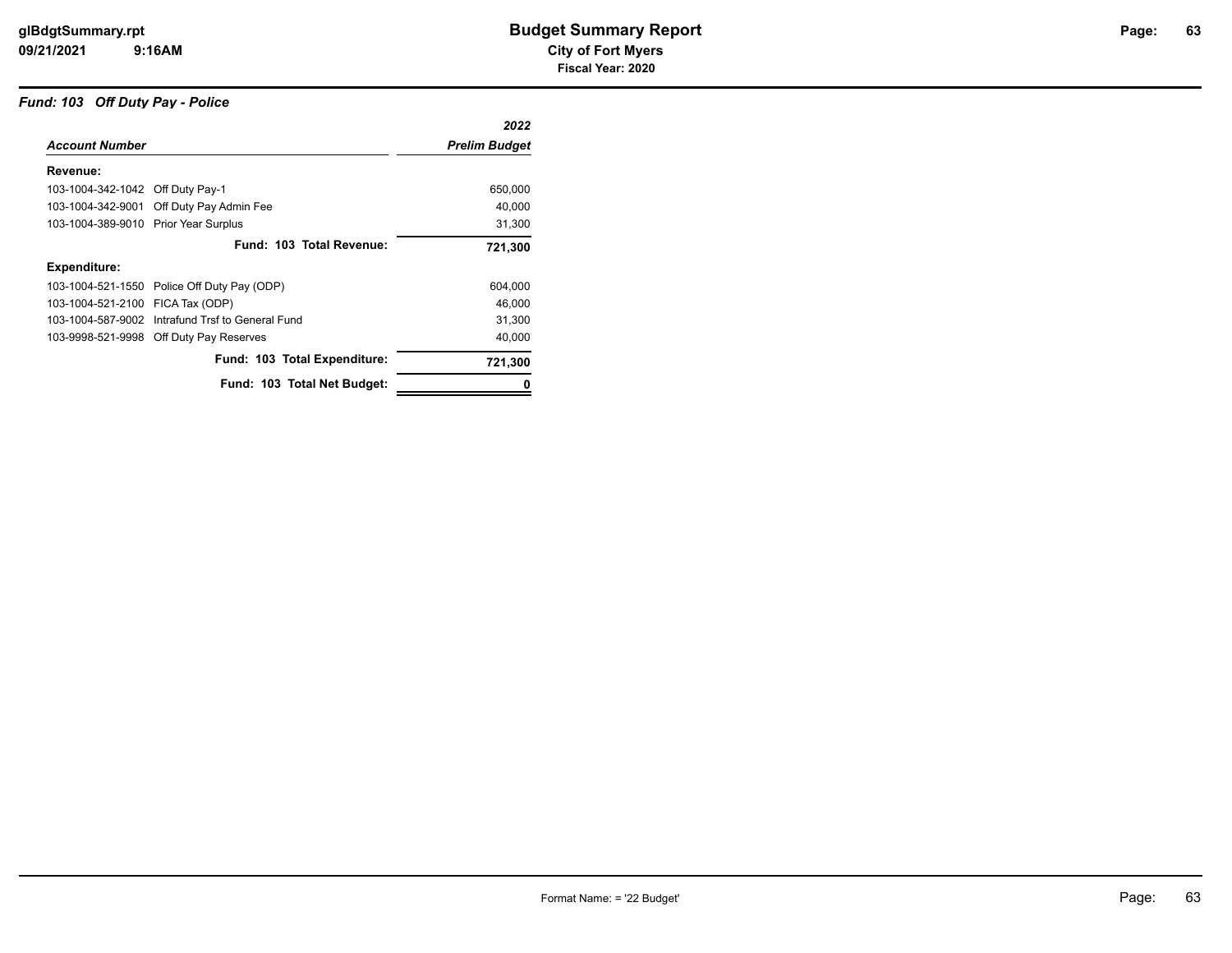# Budget Summary Report

**City of Fort Myers**

**Fiscal Year: 2020**

### *Fund: 103 Off Duty Pay - Police*

| *Account Number* | | *2022 Prelim Budget* |
|---|---|---|
| **Revenue:** | | |
| 103-1004-342-1042 | Off Duty Pay-1 | 650,000 |
| 103-1004-342-9001 | Off Duty Pay Admin Fee | 40,000 |
| 103-1004-389-9010 | Prior Year Surplus | 31,300 |
| | **Fund: 103 Total Revenue:** | **721,300** |
| **Expenditure:** | | |
| 103-1004-521-1550 | Police Off Duty Pay (ODP) | 604,000 |
| 103-1004-521-2100 | FICA Tax (ODP) | 46,000 |
| 103-1004-587-9002 | Intrafund Trsf to General Fund | 31,300 |
| 103-9998-521-9998 | Off Duty Pay Reserves | 40,000 |
| | **Fund: 103 Total Expenditure:** | **721,300** |
| | **Fund: 103 Total Net Budget:** | **0** |

Format Name: = '22 Budget'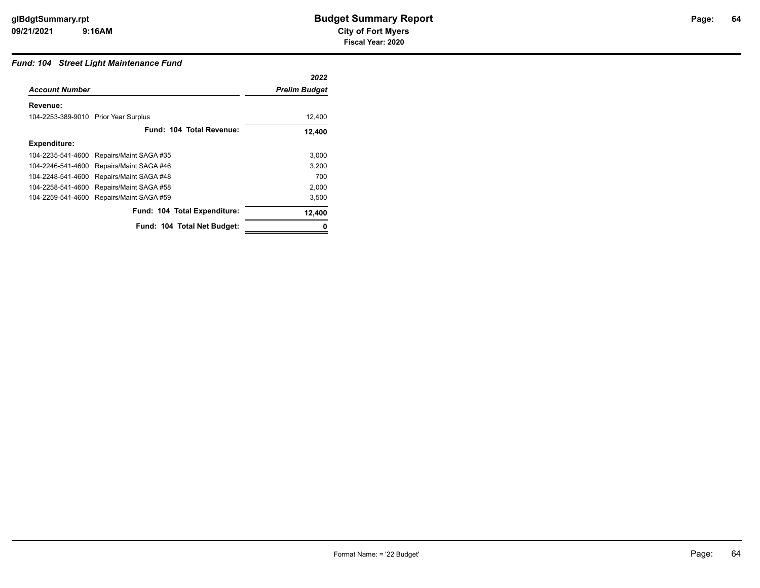# Budget Summary Report

**City of Fort Myers**

**Fiscal Year: 2020**

### *Fund: 104 Street Light Maintenance Fund*

| *Account Number* | | *2022 Prelim Budget* |
|---|---|---|
| **Revenue:** | | |
| 104-2253-389-9010 | Prior Year Surplus | 12,400 |
| | **Fund: 104 Total Revenue:** | **12,400** |
| **Expenditure:** | | |
| 104-2235-541-4600 | Repairs/Maint SAGA #35 | 3,000 |
| 104-2246-541-4600 | Repairs/Maint SAGA #46 | 3,200 |
| 104-2248-541-4600 | Repairs/Maint SAGA #48 | 700 |
| 104-2258-541-4600 | Repairs/Maint SAGA #58 | 2,000 |
| 104-2259-541-4600 | Repairs/Maint SAGA #59 | 3,500 |
| | **Fund: 104 Total Expenditure:** | **12,400** |
| | **Fund: 104 Total Net Budget:** | **0** |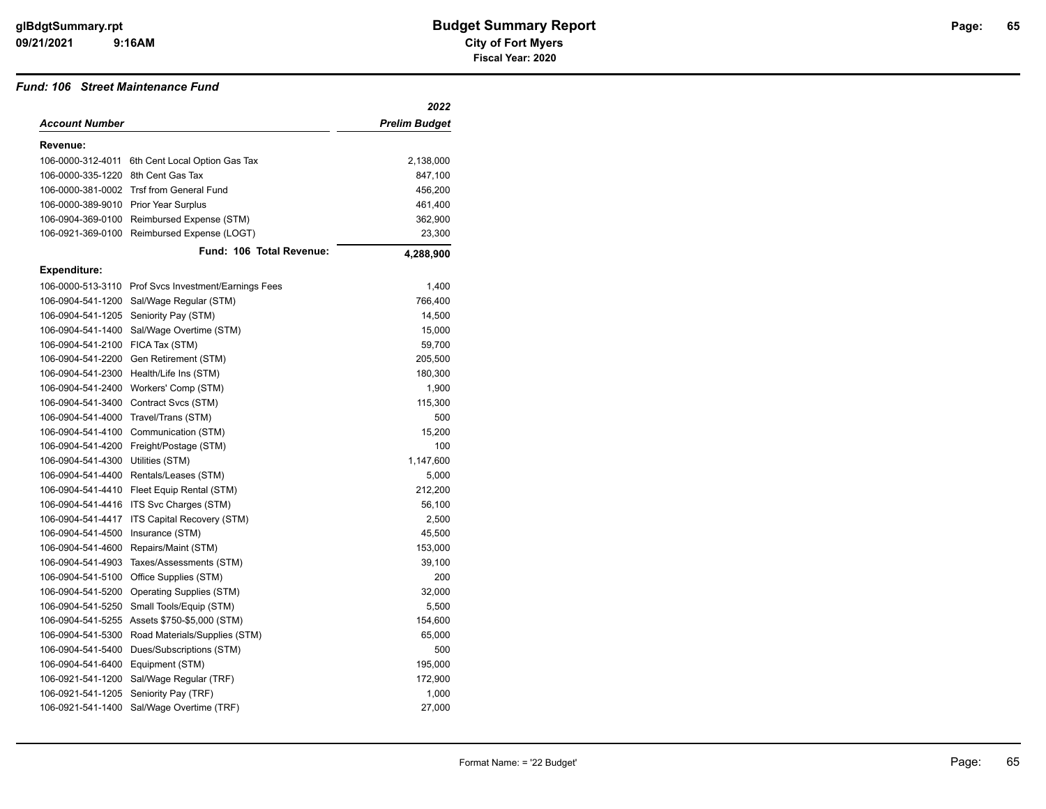# Budget Summary Report

**City of Fort Myers**

**Fiscal Year: 2020**

### *Fund: 106 Street Maintenance Fund*

| Account Number | | 2022 Prelim Budget |
|---|---|---|
| **Revenue:** | | |
| 106-0000-312-4011 | 6th Cent Local Option Gas Tax | 2,138,000 |
| 106-0000-335-1220 | 8th Cent Gas Tax | 847,100 |
| 106-0000-381-0002 | Trsf from General Fund | 456,200 |
| 106-0000-389-9010 | Prior Year Surplus | 461,400 |
| 106-0904-369-0100 | Reimbursed Expense (STM) | 362,900 |
| 106-0921-369-0100 | Reimbursed Expense (LOGT) | 23,300 |
| | **Fund: 106 Total Revenue:** | **4,288,900** |
| **Expenditure:** | | |
| 106-0000-513-3110 | Prof Svcs Investment/Earnings Fees | 1,400 |
| 106-0904-541-1200 | Sal/Wage Regular (STM) | 766,400 |
| 106-0904-541-1205 | Seniority Pay (STM) | 14,500 |
| 106-0904-541-1400 | Sal/Wage Overtime (STM) | 15,000 |
| 106-0904-541-2100 | FICA Tax (STM) | 59,700 |
| 106-0904-541-2200 | Gen Retirement (STM) | 205,500 |
| 106-0904-541-2300 | Health/Life Ins (STM) | 180,300 |
| 106-0904-541-2400 | Workers' Comp (STM) | 1,900 |
| 106-0904-541-3400 | Contract Svcs (STM) | 115,300 |
| 106-0904-541-4000 | Travel/Trans (STM) | 500 |
| 106-0904-541-4100 | Communication (STM) | 15,200 |
| 106-0904-541-4200 | Freight/Postage (STM) | 100 |
| 106-0904-541-4300 | Utilities (STM) | 1,147,600 |
| 106-0904-541-4400 | Rentals/Leases (STM) | 5,000 |
| 106-0904-541-4410 | Fleet Equip Rental (STM) | 212,200 |
| 106-0904-541-4416 | ITS Svc Charges (STM) | 56,100 |
| 106-0904-541-4417 | ITS Capital Recovery (STM) | 2,500 |
| 106-0904-541-4500 | Insurance (STM) | 45,500 |
| 106-0904-541-4600 | Repairs/Maint (STM) | 153,000 |
| 106-0904-541-4903 | Taxes/Assessments (STM) | 39,100 |
| 106-0904-541-5100 | Office Supplies (STM) | 200 |
| 106-0904-541-5200 | Operating Supplies (STM) | 32,000 |
| 106-0904-541-5250 | Small Tools/Equip (STM) | 5,500 |
| 106-0904-541-5255 | Assets $750-$5,000 (STM) | 154,600 |
| 106-0904-541-5300 | Road Materials/Supplies (STM) | 65,000 |
| 106-0904-541-5400 | Dues/Subscriptions (STM) | 500 |
| 106-0904-541-6400 | Equipment (STM) | 195,000 |
| 106-0921-541-1200 | Sal/Wage Regular (TRF) | 172,900 |
| 106-0921-541-1205 | Seniority Pay (TRF) | 1,000 |
| 106-0921-541-1400 | Sal/Wage Overtime (TRF) | 27,000 |

Format Name: = '22 Budget'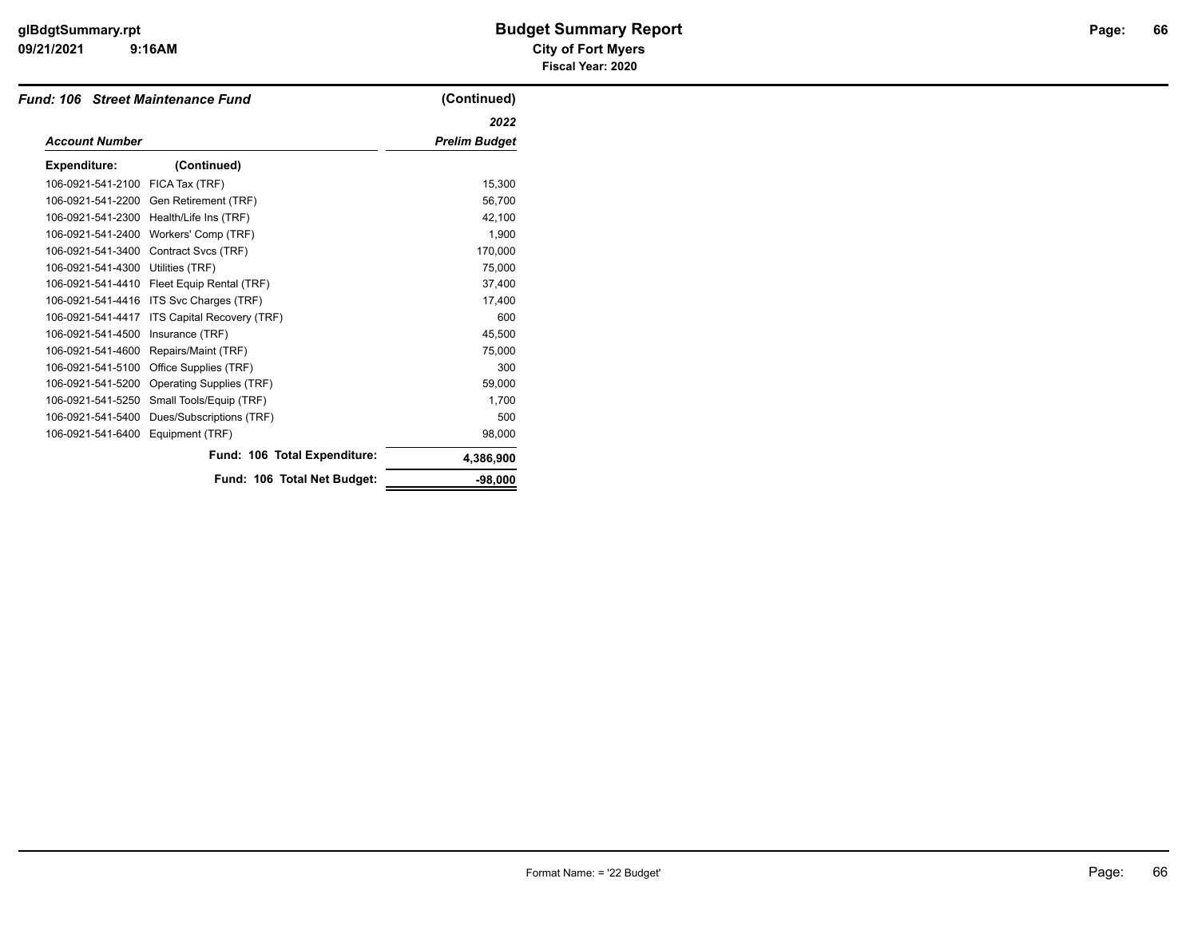# Budget Summary Report

**City of Fort Myers**

**Fiscal Year: 2020**

***Fund: 106 Street Maintenance Fund*** **(Continued)**

| *Account Number* | | *2022 Prelim Budget* |
|---|---|---|
| **Expenditure:** | **(Continued)** | |
| 106-0921-541-2100 | FICA Tax (TRF) | 15,300 |
| 106-0921-541-2200 | Gen Retirement (TRF) | 56,700 |
| 106-0921-541-2300 | Health/Life Ins (TRF) | 42,100 |
| 106-0921-541-2400 | Workers' Comp (TRF) | 1,900 |
| 106-0921-541-3400 | Contract Svcs (TRF) | 170,000 |
| 106-0921-541-4300 | Utilities (TRF) | 75,000 |
| 106-0921-541-4410 | Fleet Equip Rental (TRF) | 37,400 |
| 106-0921-541-4416 | ITS Svc Charges (TRF) | 17,400 |
| 106-0921-541-4417 | ITS Capital Recovery (TRF) | 600 |
| 106-0921-541-4500 | Insurance (TRF) | 45,500 |
| 106-0921-541-4600 | Repairs/Maint (TRF) | 75,000 |
| 106-0921-541-5100 | Office Supplies (TRF) | 300 |
| 106-0921-541-5200 | Operating Supplies (TRF) | 59,000 |
| 106-0921-541-5250 | Small Tools/Equip (TRF) | 1,700 |
| 106-0921-541-5400 | Dues/Subscriptions (TRF) | 500 |
| 106-0921-541-6400 | Equipment (TRF) | 98,000 |
| | **Fund: 106 Total Expenditure:** | **4,386,900** |
| | **Fund: 106 Total Net Budget:** | **-98,000** |

Format Name: = '22 Budget'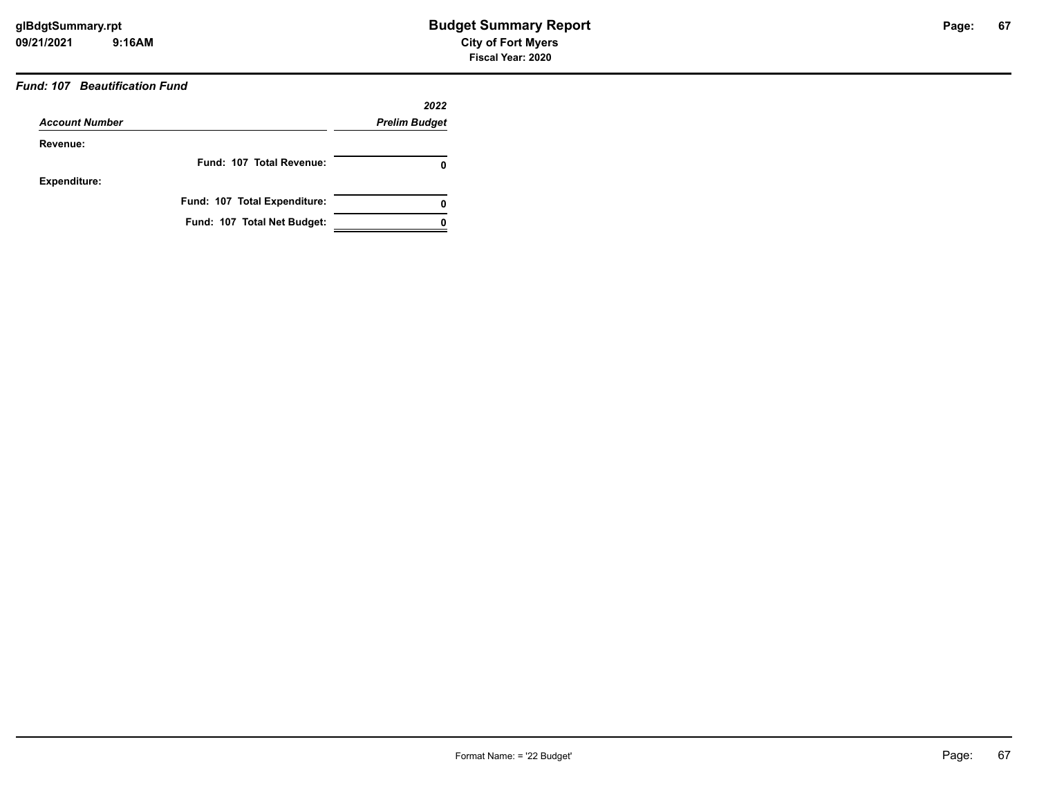### *Fund: 107 Beautification Fund*

| *Account Number* | *2022 Prelim Budget* |
|---|---|
| **Revenue:** | |
| **Fund: 107 Total Revenue:** | **0** |
| **Expenditure:** | |
| **Fund: 107 Total Expenditure:** | **0** |
| **Fund: 107 Total Net Budget:** | **0** |

Format Name: = '22 Budget'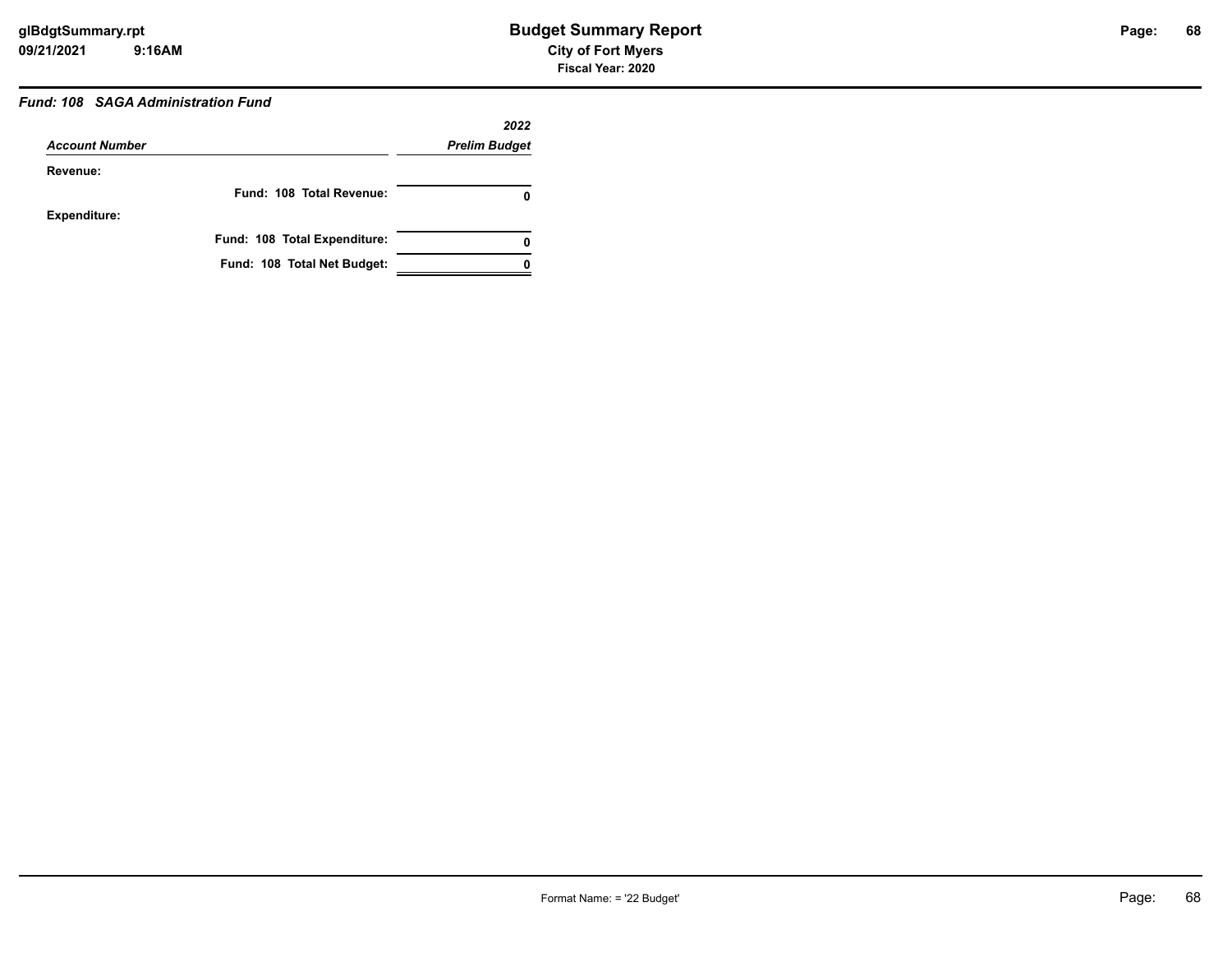# Budget Summary Report

**City of Fort Myers**

**Fiscal Year: 2020**

***Fund: 108 SAGA Administration Fund***

| *Account Number* | *2022 Prelim Budget* |
|---|---|
| **Revenue:** | |
| **Fund: 108 Total Revenue:** | **0** |
| **Expenditure:** | |
| **Fund: 108 Total Expenditure:** | **0** |
| **Fund: 108 Total Net Budget:** | **0** |

Format Name: = '22 Budget'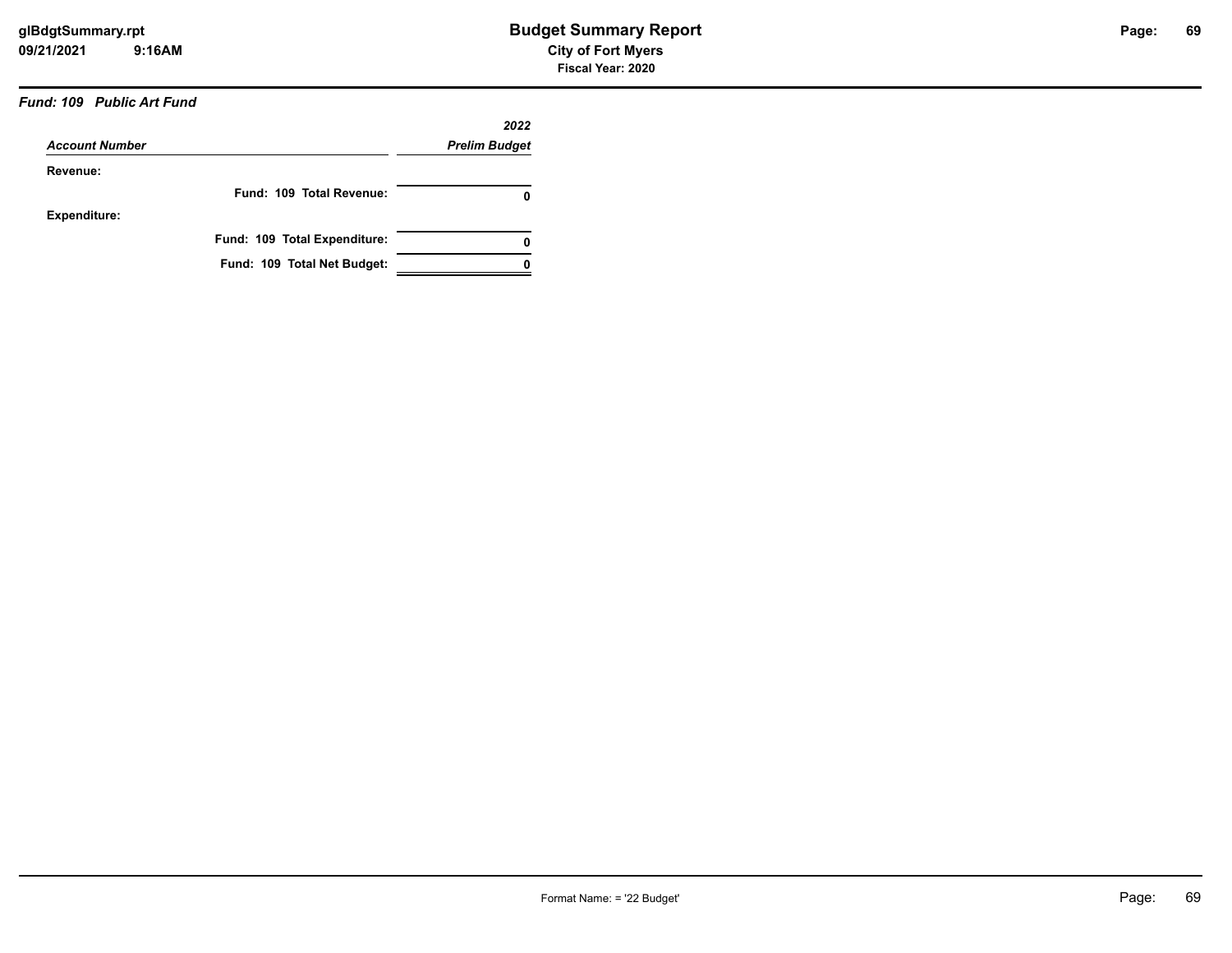### Fund: 109 Public Art Fund

| Account Number | 2022 Prelim Budget |
|---|---|
| **Revenue:** | |
| **Fund: 109 Total Revenue:** | **0** |
| **Expenditure:** | |
| **Fund: 109 Total Expenditure:** | **0** |
| **Fund: 109 Total Net Budget:** | **0** |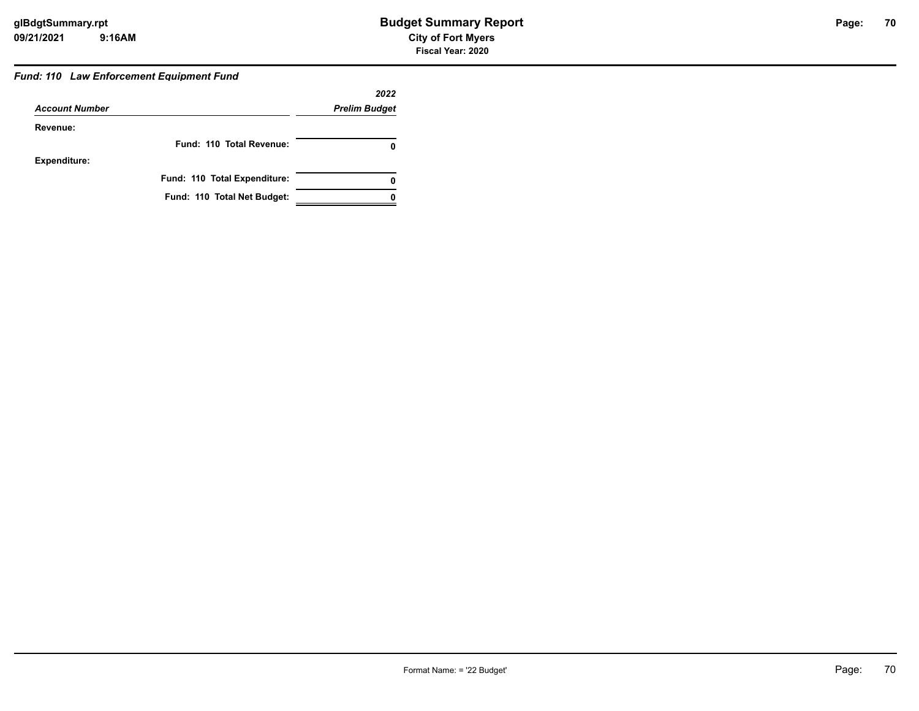**Budget Summary Report**

**City of Fort Myers**

**Fiscal Year: 2020**

### *Fund: 110 Law Enforcement Equipment Fund*

| *Account Number* | *2022 Prelim Budget* |
|---|---|
| **Revenue:** | |
| **Fund: 110 Total Revenue:** | **0** |
| **Expenditure:** | |
| **Fund: 110 Total Expenditure:** | **0** |
| **Fund: 110 Total Net Budget:** | **0** |

Format Name: = '22 Budget'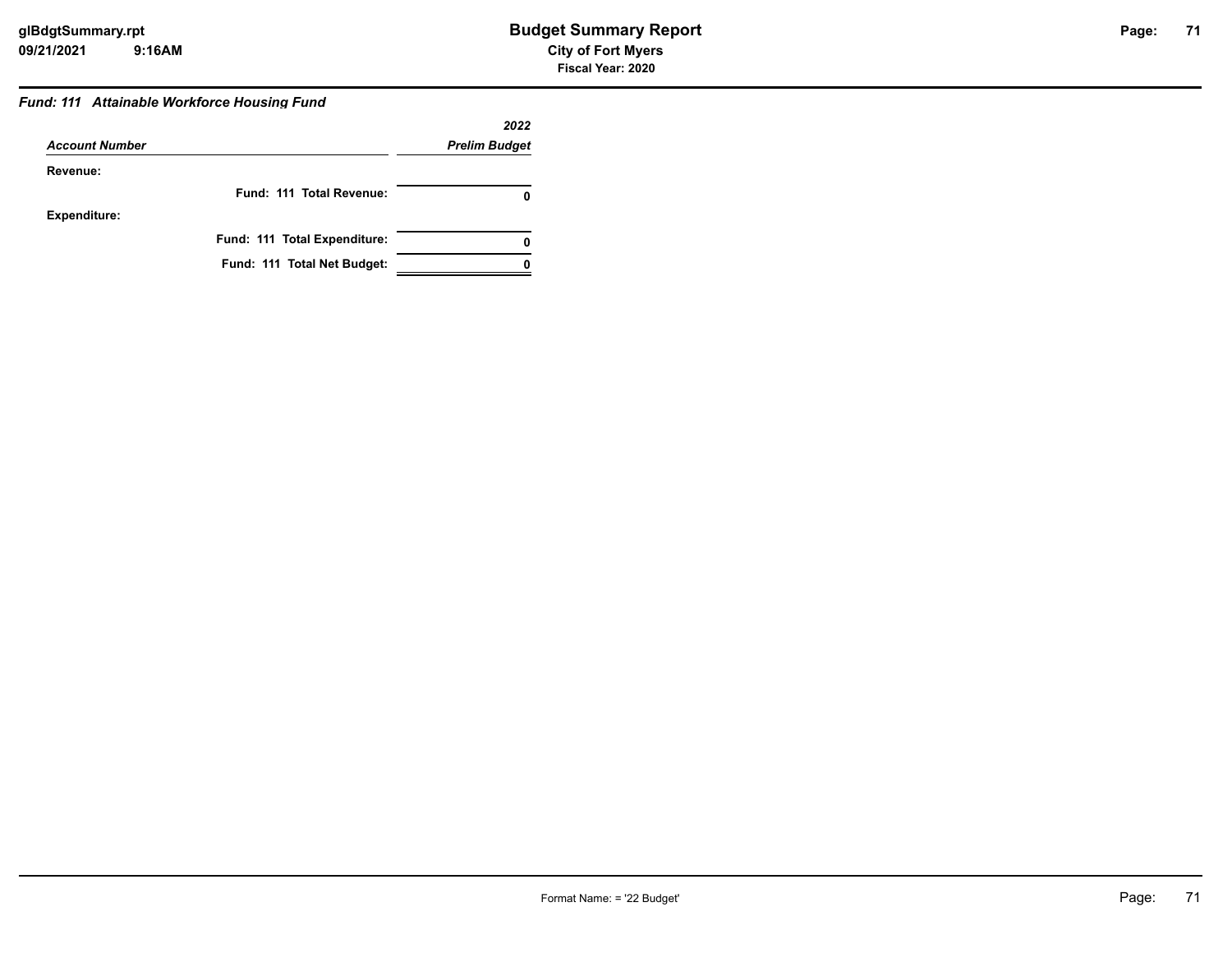### *Fund: 111 Attainable Workforce Housing Fund*

| *Account Number* | *2022 Prelim Budget* |
|---|---|
| **Revenue:** | |
| **Fund: 111 Total Revenue:** | **0** |
| **Expenditure:** | |
| **Fund: 111 Total Expenditure:** | **0** |
| **Fund: 111 Total Net Budget:** | **0** |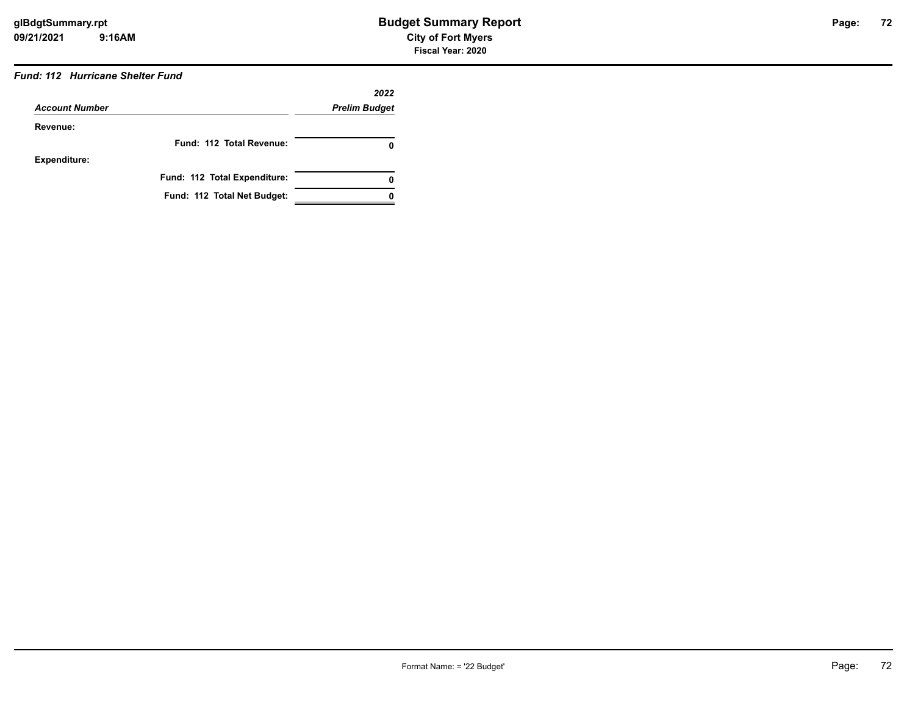# Budget Summary Report

**City of Fort Myers**

**Fiscal Year: 2020**

***Fund: 112 Hurricane Shelter Fund***

| *Account Number* | *2022 Prelim Budget* |
|---|---|
| **Revenue:** | |
| **Fund: 112 Total Revenue:** | **0** |
| **Expenditure:** | |
| **Fund: 112 Total Expenditure:** | **0** |
| **Fund: 112 Total Net Budget:** | **0** |

Format Name: = '22 Budget'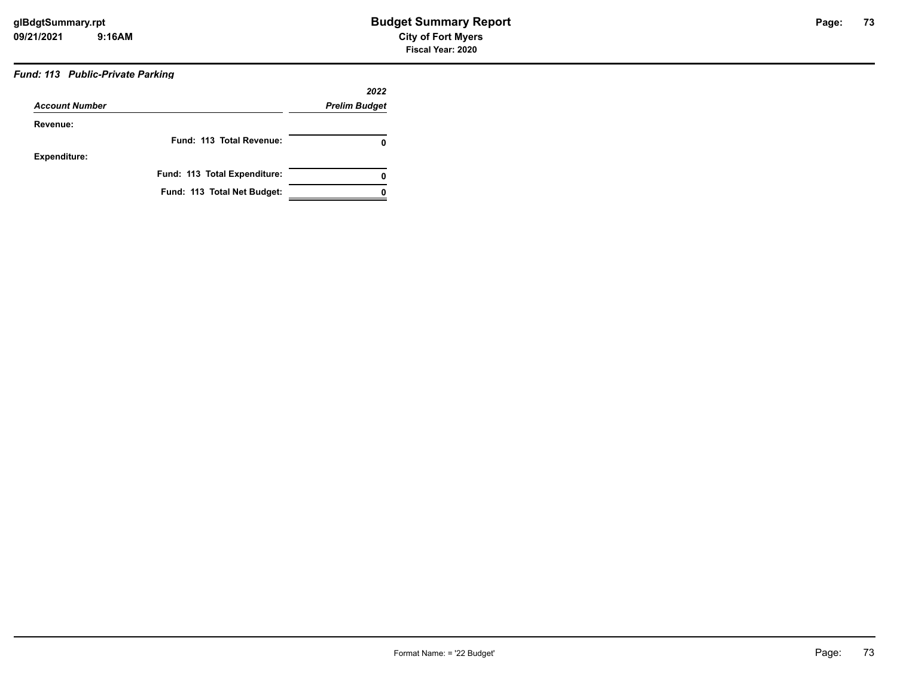### *Fund: 113 Public-Private Parking*

| *Account Number* | *2022 Prelim Budget* |
|---|---|
| **Revenue:** | |
| **Fund: 113 Total Revenue:** | **0** |
| **Expenditure:** | |
| **Fund: 113 Total Expenditure:** | **0** |
| **Fund: 113 Total Net Budget:** | **0** |

Format Name: = '22 Budget'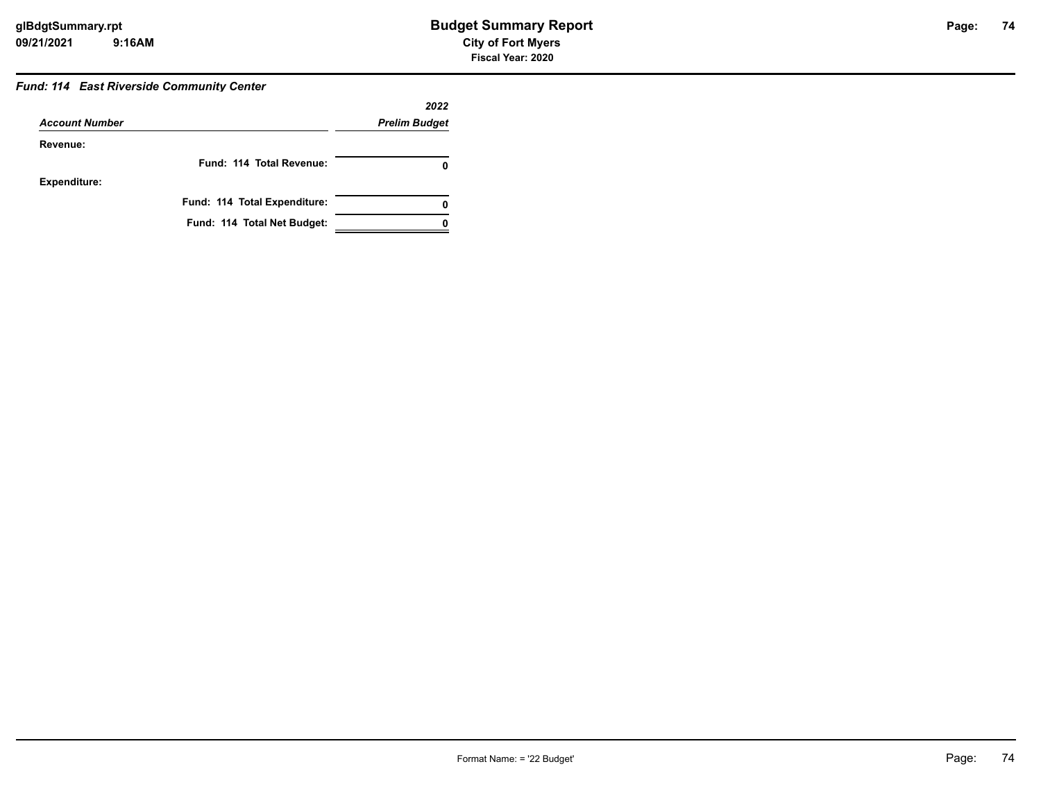### *Fund: 114 East Riverside Community Center*

| *Account Number* | *2022 Prelim Budget* |
|---|---|
| **Revenue:** | |
| **Fund: 114 Total Revenue:** | **0** |
| **Expenditure:** | |
| **Fund: 114 Total Expenditure:** | **0** |
| **Fund: 114 Total Net Budget:** | **0** |

Format Name: = '22 Budget'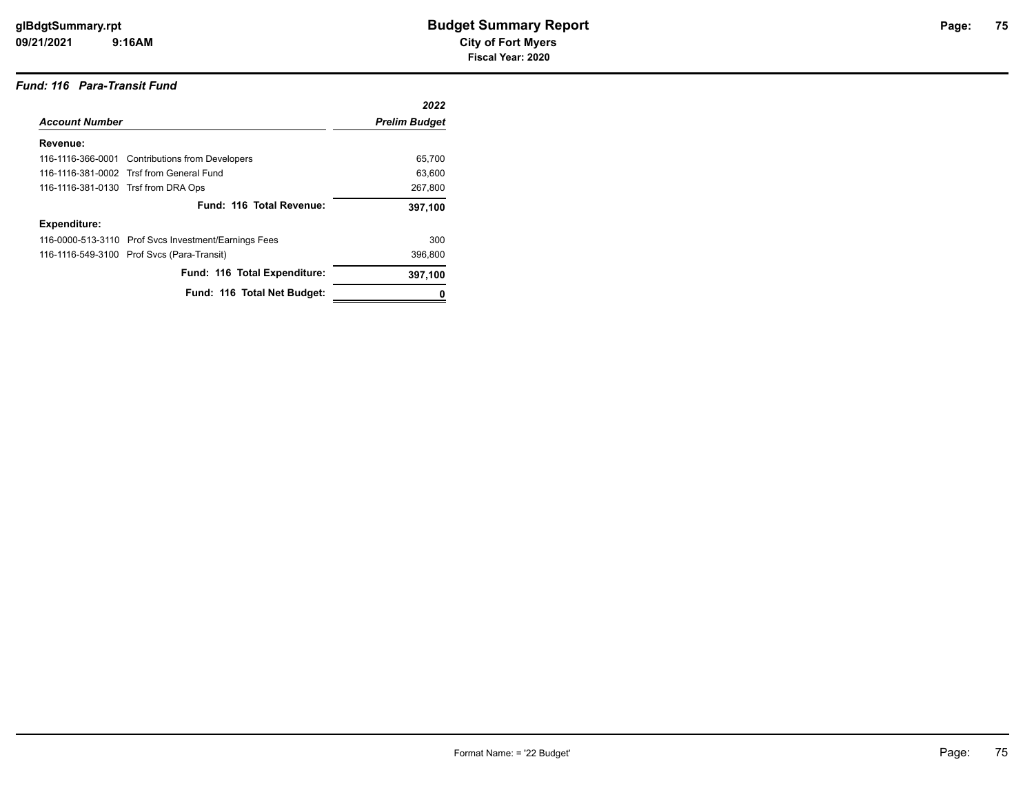### Fund: 116 Para-Transit Fund

| Account Number | | 2022 Prelim Budget |
|---|---|---|
| **Revenue:** | | |
| 116-1116-366-0001 | Contributions from Developers | 65,700 |
| 116-1116-381-0002 | Trsf from General Fund | 63,600 |
| 116-1116-381-0130 | Trsf from DRA Ops | 267,800 |
| | **Fund: 116 Total Revenue:** | **397,100** |
| **Expenditure:** | | |
| 116-0000-513-3110 | Prof Svcs Investment/Earnings Fees | 300 |
| 116-1116-549-3100 | Prof Svcs (Para-Transit) | 396,800 |
| | **Fund: 116 Total Expenditure:** | **397,100** |
| | **Fund: 116 Total Net Budget:** | **0** |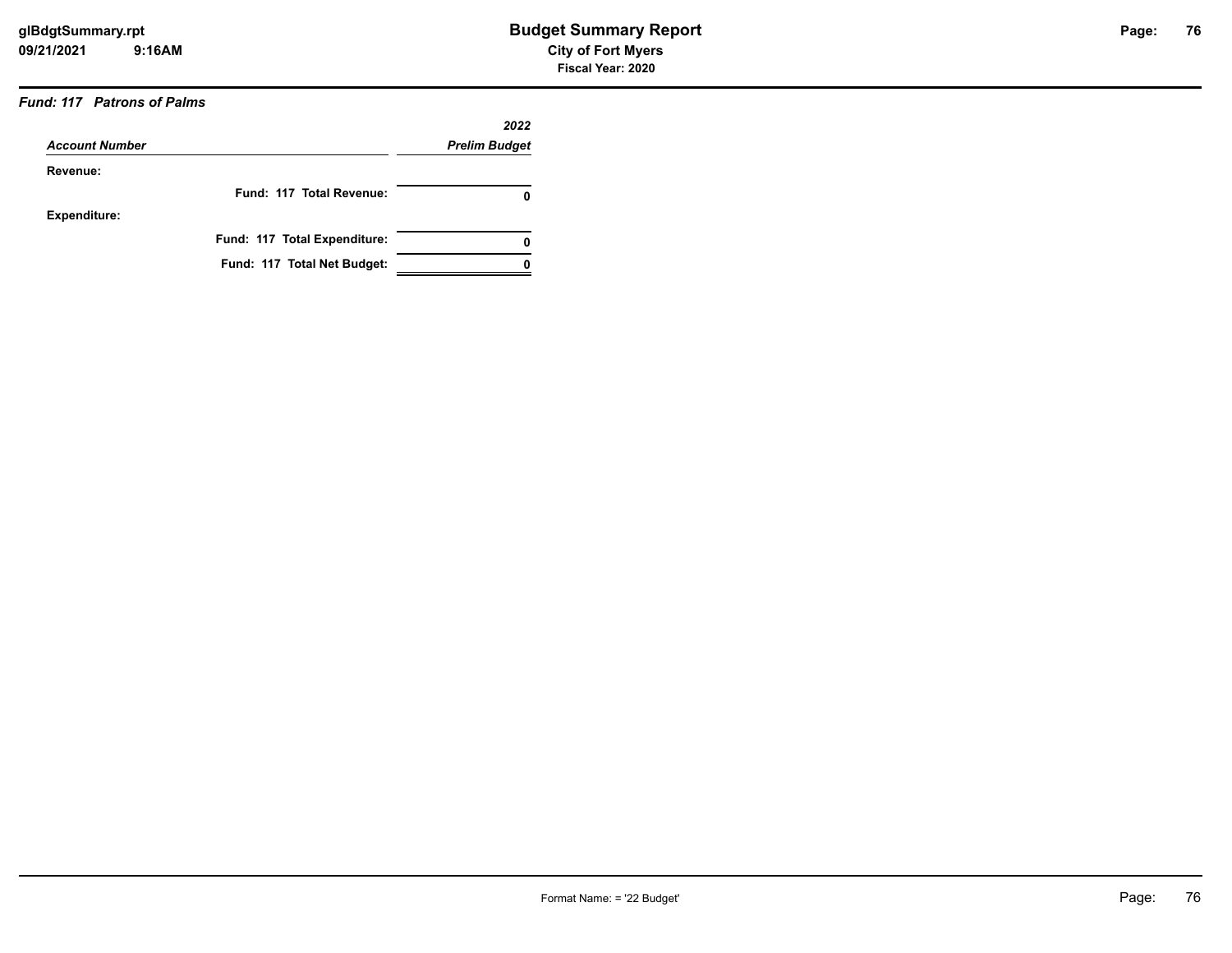**Budget Summary Report**
**City of Fort Myers**
**Fiscal Year: 2020**

glBdgtSummary.rpt
09/21/2021 9:16AM

### *Fund: 117 Patrons of Palms*

| *Account Number* | *2022 Prelim Budget* |
|---|---|
| **Revenue:** | |
| **Fund: 117 Total Revenue:** | **0** |
| **Expenditure:** | |
| **Fund: 117 Total Expenditure:** | **0** |
| **Fund: 117 Total Net Budget:** | **0** |

Format Name: = '22 Budget'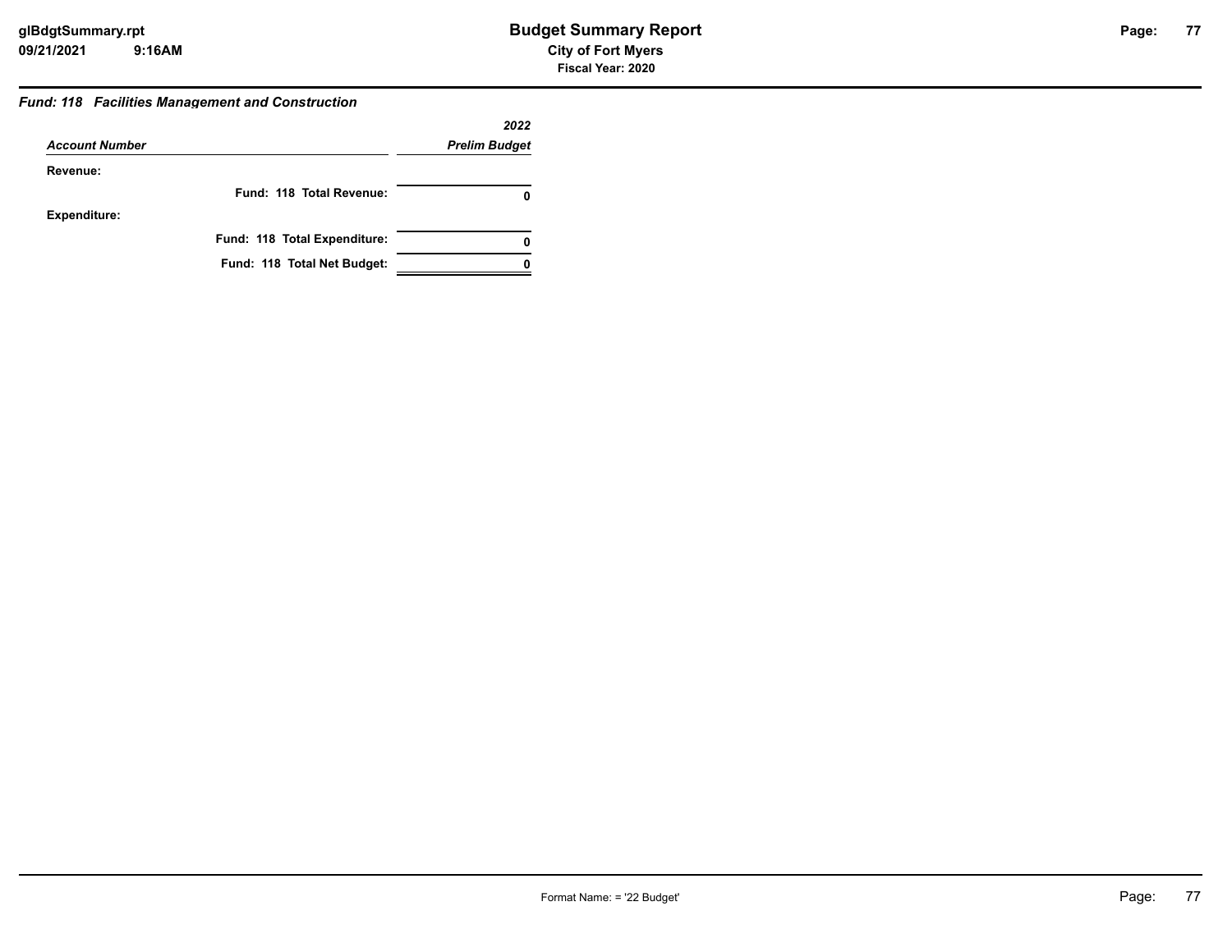### Budget Summary Report

**City of Fort Myers**

**Fiscal Year: 2020**

***Fund: 118 Facilities Management and Construction***

| *Account Number* | *2022 Prelim Budget* |
| --- | --- |
| **Revenue:** | |
| **Fund: 118 Total Revenue:** | **0** |
| **Expenditure:** | |
| **Fund: 118 Total Expenditure:** | **0** |
| **Fund: 118 Total Net Budget:** | **0** |

Format Name: = '22 Budget'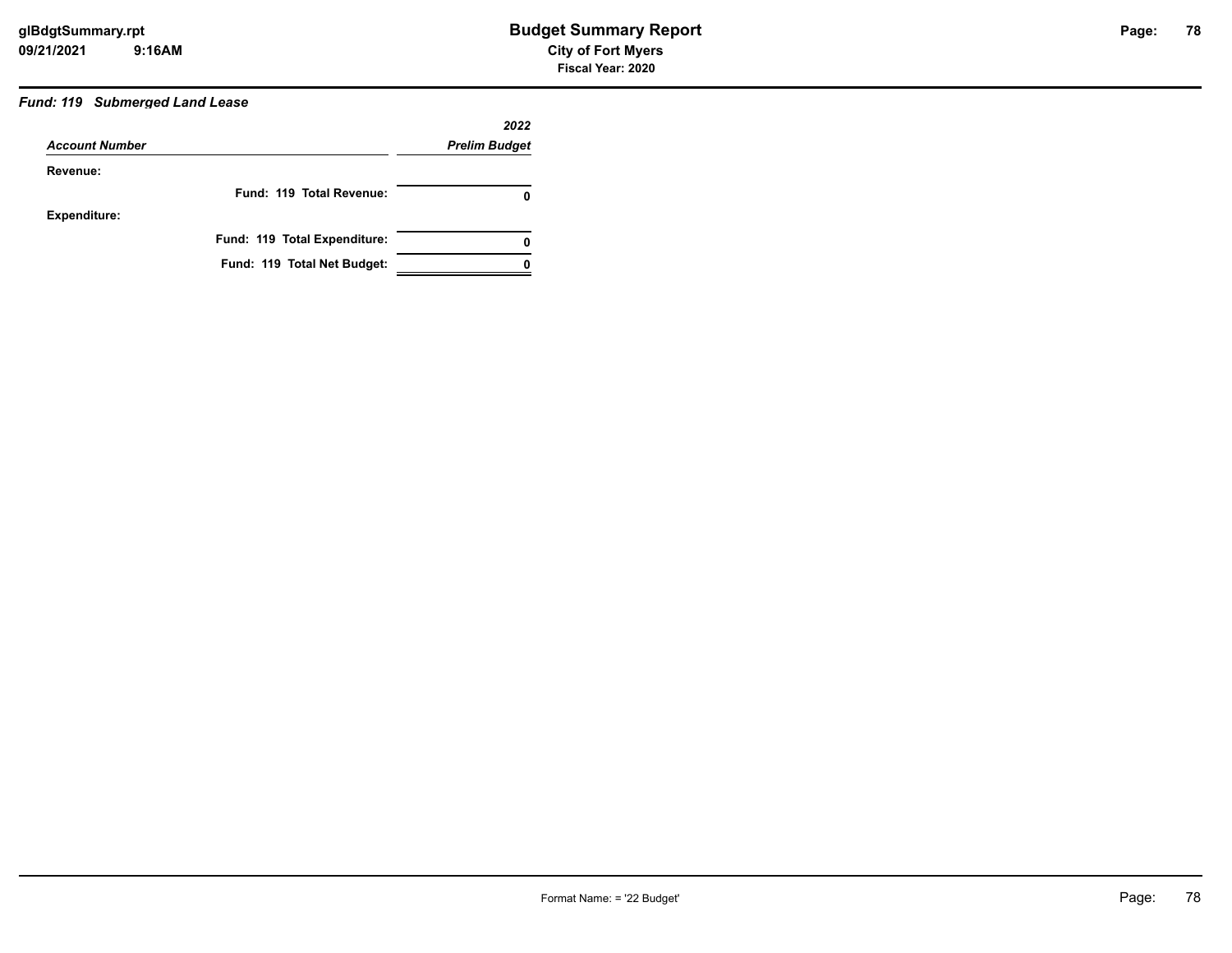### *Fund: 119 Submerged Land Lease*

| *Account Number* | *2022 Prelim Budget* |
|---|---|
| **Revenue:** | |
| **Fund: 119 Total Revenue:** | **0** |
| **Expenditure:** | |
| **Fund: 119 Total Expenditure:** | **0** |
| **Fund: 119 Total Net Budget:** | **0** |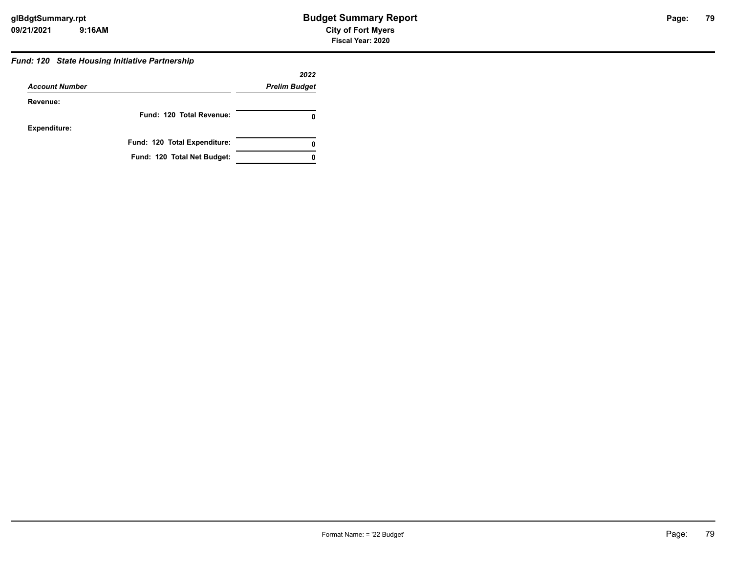## *Fund: 120 State Housing Initiative Partnership*

| *Account Number* | *2022 Prelim Budget* |
|---|---|
| **Revenue:** | |
| **Fund: 120 Total Revenue:** | **0** |
| **Expenditure:** | |
| **Fund: 120 Total Expenditure:** | **0** |
| **Fund: 120 Total Net Budget:** | **0** |

Format Name: = '22 Budget'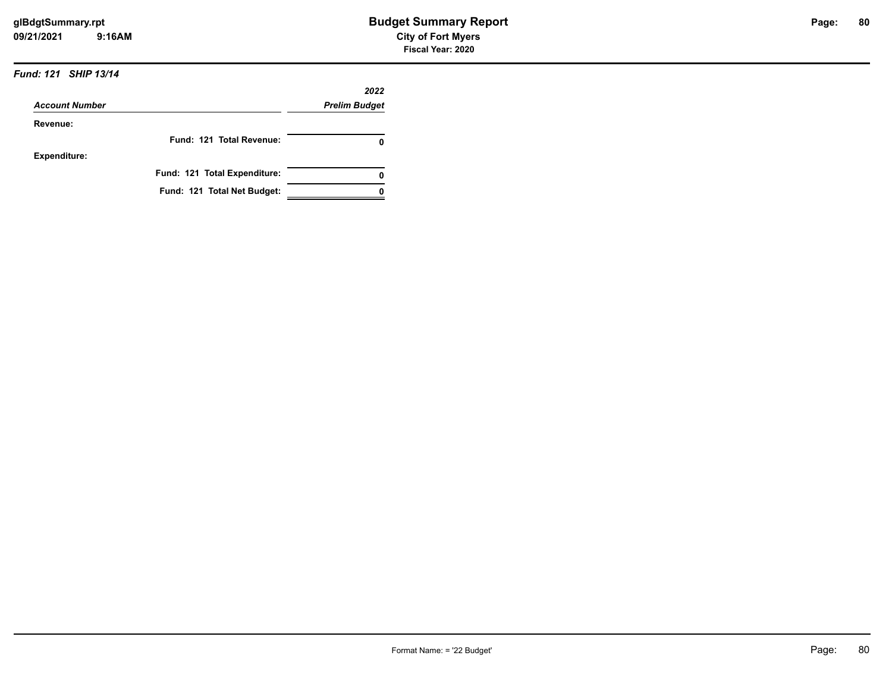***Fund: 121 SHIP 13/14***

| *Account Number* | *2022 Prelim Budget* |
|---|---|
| **Revenue:** | |
| **Fund: 121 Total Revenue:** | **0** |
| **Expenditure:** | |
| **Fund: 121 Total Expenditure:** | **0** |
| **Fund: 121 Total Net Budget:** | **0** |

Format Name: = '22 Budget'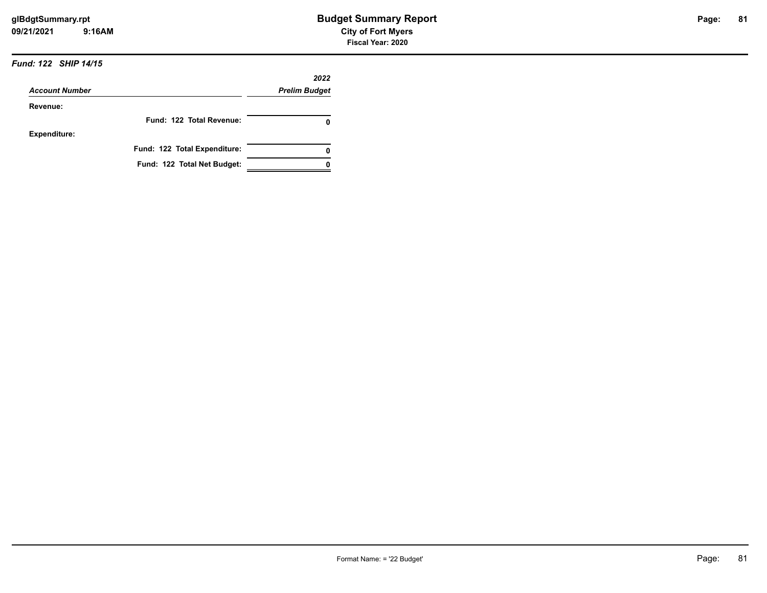### *Fund: 122 SHIP 14/15*

| *Account Number* | *2022 Prelim Budget* |
|---|---|
| **Revenue:** | |
| **Fund: 122 Total Revenue:** | **0** |
| **Expenditure:** | |
| **Fund: 122 Total Expenditure:** | **0** |
| **Fund: 122 Total Net Budget:** | **0** |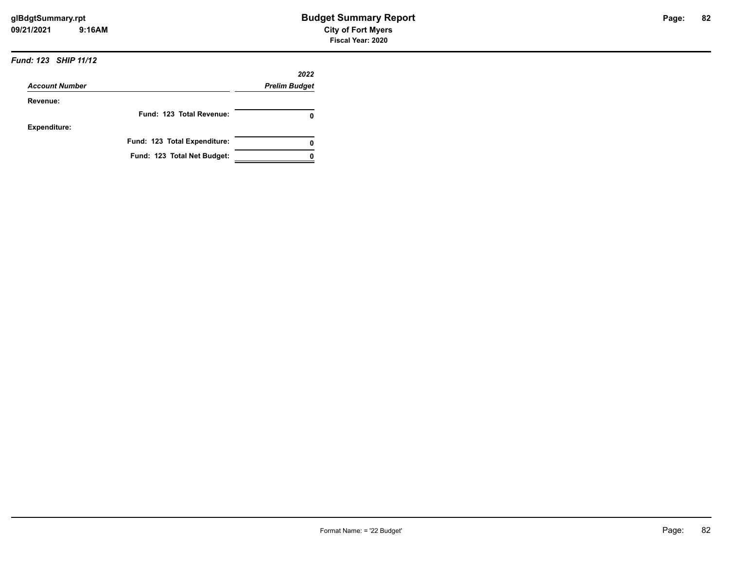***Fund: 123 SHIP 11/12***

| *Account Number* | *2022 Prelim Budget* |
|---|---|
| **Revenue:** | |
| **Fund: 123 Total Revenue:** | **0** |
| **Expenditure:** | |
| **Fund: 123 Total Expenditure:** | **0** |
| **Fund: 123 Total Net Budget:** | **0** |

Format Name: = '22 Budget'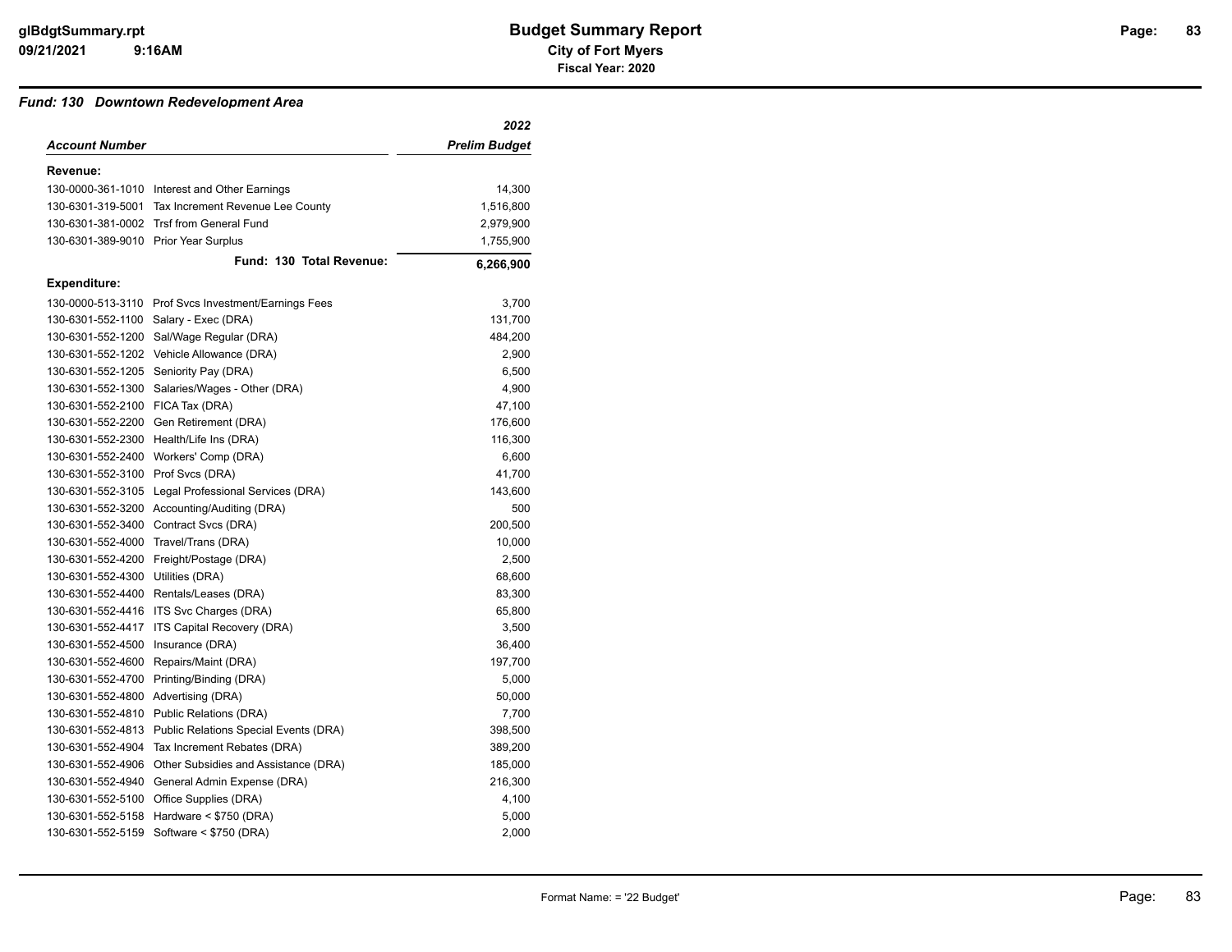# Budget Summary Report

**City of Fort Myers**

**Fiscal Year: 2020**

### *Fund: 130 Downtown Redevelopment Area*

| *Account Number* | | *2022 Prelim Budget* |
|---|---|---|
| **Revenue:** | | |
| 130-0000-361-1010 | Interest and Other Earnings | 14,300 |
| 130-6301-319-5001 | Tax Increment Revenue Lee County | 1,516,800 |
| 130-6301-381-0002 | Trsf from General Fund | 2,979,900 |
| 130-6301-389-9010 | Prior Year Surplus | 1,755,900 |
| | **Fund: 130 Total Revenue:** | **6,266,900** |
| **Expenditure:** | | |
| 130-0000-513-3110 | Prof Svcs Investment/Earnings Fees | 3,700 |
| 130-6301-552-1100 | Salary - Exec (DRA) | 131,700 |
| 130-6301-552-1200 | Sal/Wage Regular (DRA) | 484,200 |
| 130-6301-552-1202 | Vehicle Allowance (DRA) | 2,900 |
| 130-6301-552-1205 | Seniority Pay (DRA) | 6,500 |
| 130-6301-552-1300 | Salaries/Wages - Other (DRA) | 4,900 |
| 130-6301-552-2100 | FICA Tax (DRA) | 47,100 |
| 130-6301-552-2200 | Gen Retirement (DRA) | 176,600 |
| 130-6301-552-2300 | Health/Life Ins (DRA) | 116,300 |
| 130-6301-552-2400 | Workers' Comp (DRA) | 6,600 |
| 130-6301-552-3100 | Prof Svcs (DRA) | 41,700 |
| 130-6301-552-3105 | Legal Professional Services (DRA) | 143,600 |
| 130-6301-552-3200 | Accounting/Auditing (DRA) | 500 |
| 130-6301-552-3400 | Contract Svcs (DRA) | 200,500 |
| 130-6301-552-4000 | Travel/Trans (DRA) | 10,000 |
| 130-6301-552-4200 | Freight/Postage (DRA) | 2,500 |
| 130-6301-552-4300 | Utilities (DRA) | 68,600 |
| 130-6301-552-4400 | Rentals/Leases (DRA) | 83,300 |
| 130-6301-552-4416 | ITS Svc Charges (DRA) | 65,800 |
| 130-6301-552-4417 | ITS Capital Recovery (DRA) | 3,500 |
| 130-6301-552-4500 | Insurance (DRA) | 36,400 |
| 130-6301-552-4600 | Repairs/Maint (DRA) | 197,700 |
| 130-6301-552-4700 | Printing/Binding (DRA) | 5,000 |
| 130-6301-552-4800 | Advertising (DRA) | 50,000 |
| 130-6301-552-4810 | Public Relations (DRA) | 7,700 |
| 130-6301-552-4813 | Public Relations Special Events (DRA) | 398,500 |
| 130-6301-552-4904 | Tax Increment Rebates (DRA) | 389,200 |
| 130-6301-552-4906 | Other Subsidies and Assistance (DRA) | 185,000 |
| 130-6301-552-4940 | General Admin Expense (DRA) | 216,300 |
| 130-6301-552-5100 | Office Supplies (DRA) | 4,100 |
| 130-6301-552-5158 | Hardware < $750 (DRA) | 5,000 |
| 130-6301-552-5159 | Software < $750 (DRA) | 2,000 |

Format Name: = '22 Budget'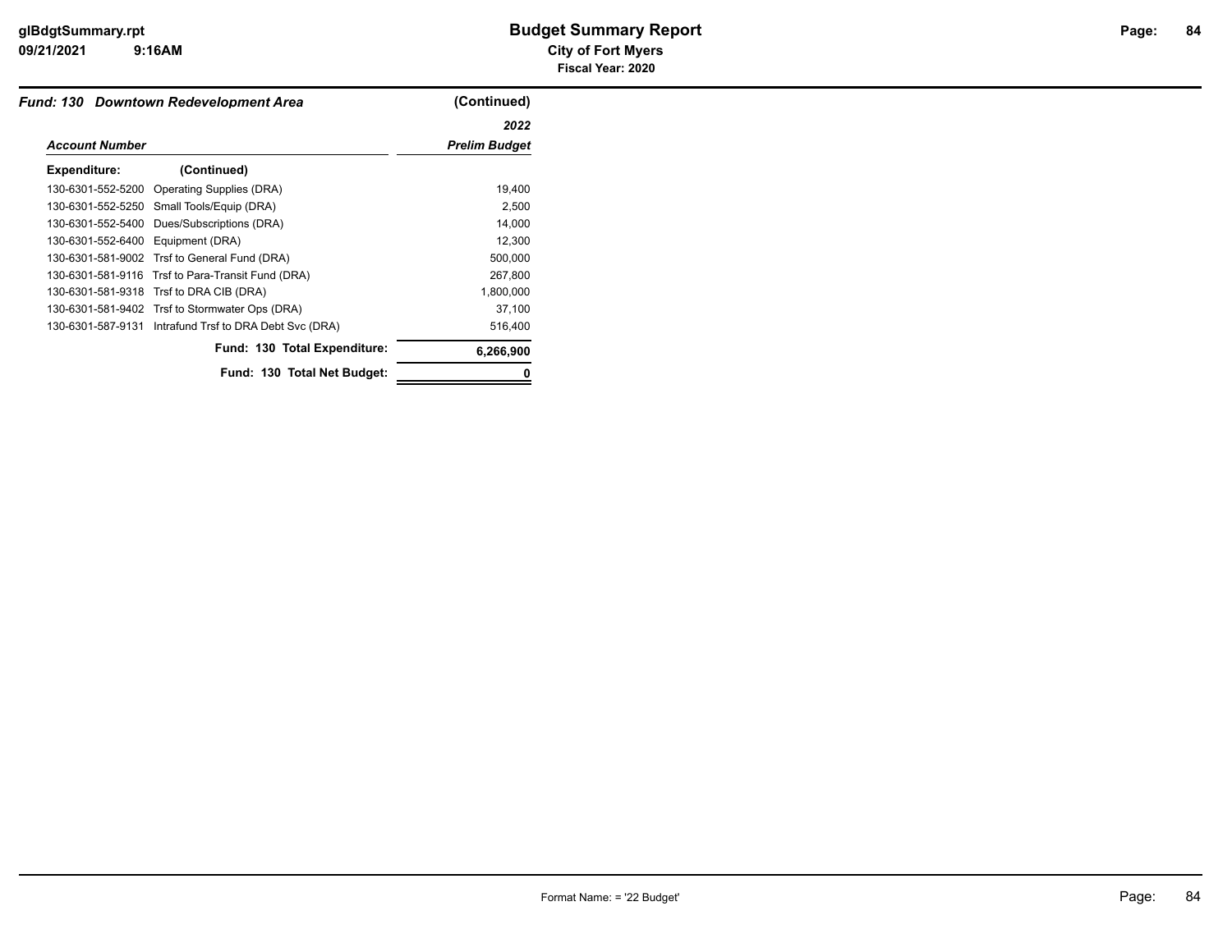### Fund: 130 Downtown Redevelopment Area (Continued)

| Account Number | | 2022 Prelim Budget |
|---|---|---|
| **Expenditure:** | **(Continued)** | |
| 130-6301-552-5200 | Operating Supplies (DRA) | 19,400 |
| 130-6301-552-5250 | Small Tools/Equip (DRA) | 2,500 |
| 130-6301-552-5400 | Dues/Subscriptions (DRA) | 14,000 |
| 130-6301-552-6400 | Equipment (DRA) | 12,300 |
| 130-6301-581-9002 | Trsf to General Fund (DRA) | 500,000 |
| 130-6301-581-9116 | Trsf to Para-Transit Fund (DRA) | 267,800 |
| 130-6301-581-9318 | Trsf to DRA CIB (DRA) | 1,800,000 |
| 130-6301-581-9402 | Trsf to Stormwater Ops (DRA) | 37,100 |
| 130-6301-587-9131 | Intrafund Trsf to DRA Debt Svc (DRA) | 516,400 |
| | **Fund: 130 Total Expenditure:** | **6,266,900** |
| | **Fund: 130 Total Net Budget:** | **0** |

Format Name: = '22 Budget'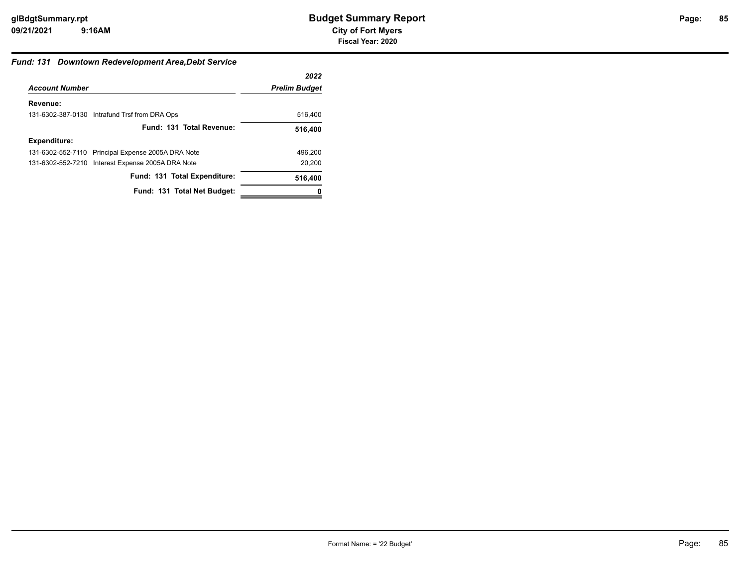# Budget Summary Report

**City of Fort Myers**

**Fiscal Year: 2020**

### *Fund: 131 Downtown Redevelopment Area,Debt Service*

| *Account Number* | *2022 Prelim Budget* |
|---|---|
| **Revenue:** | |
| 131-6302-387-0130 Intrafund Trsf from DRA Ops | 516,400 |
| **Fund: 131 Total Revenue:** | **516,400** |
| **Expenditure:** | |
| 131-6302-552-7110 Principal Expense 2005A DRA Note | 496,200 |
| 131-6302-552-7210 Interest Expense 2005A DRA Note | 20,200 |
| **Fund: 131 Total Expenditure:** | **516,400** |
| **Fund: 131 Total Net Budget:** | **0** |

Format Name: = '22 Budget'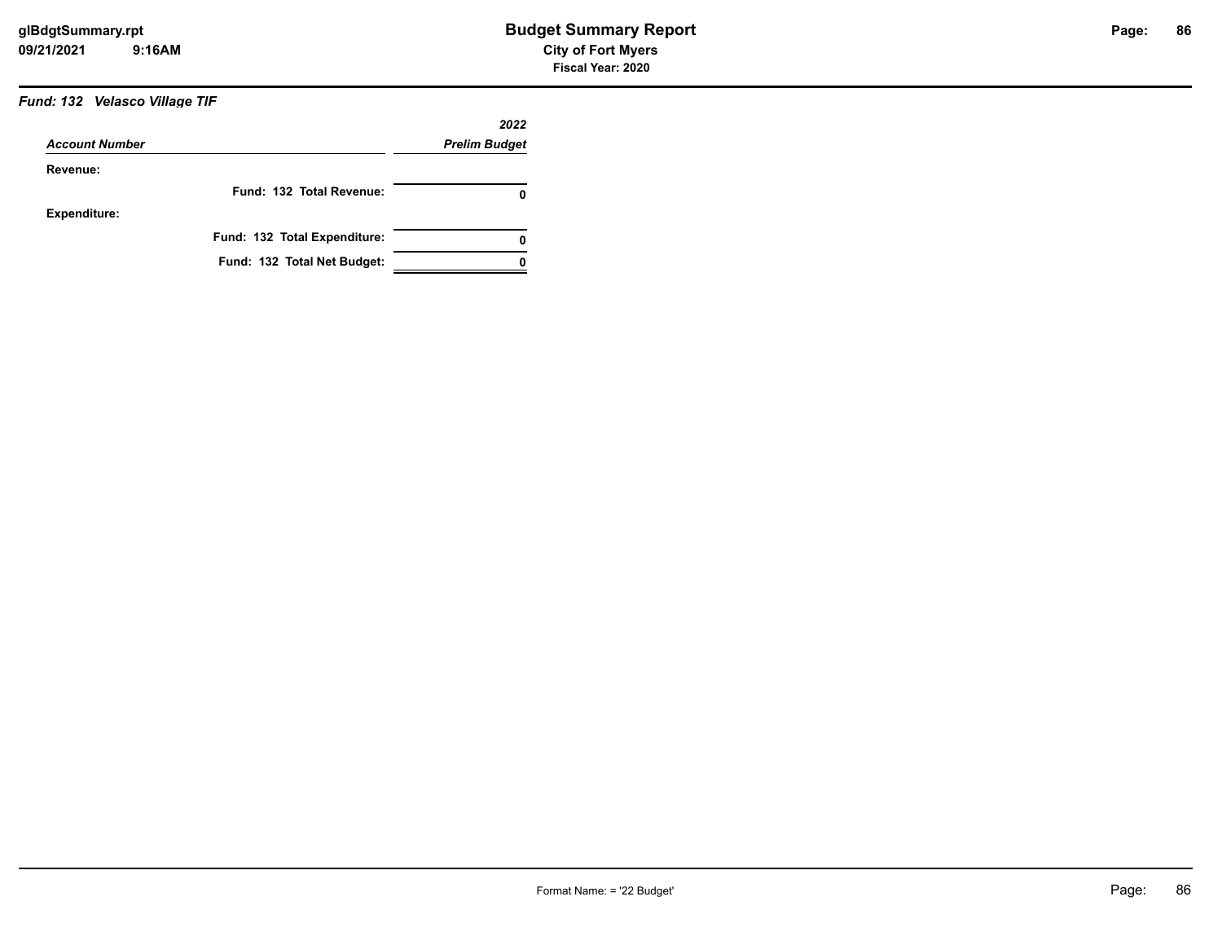## Budget Summary Report

**City of Fort Myers**

**Fiscal Year: 2020**

***Fund: 132 Velasco Village TIF***

| *Account Number* | *2022 Prelim Budget* |
|---|---|
| **Revenue:** | |
| **Fund: 132 Total Revenue:** | **0** |
| **Expenditure:** | |
| **Fund: 132 Total Expenditure:** | **0** |
| **Fund: 132 Total Net Budget:** | **0** |

Format Name: = '22 Budget'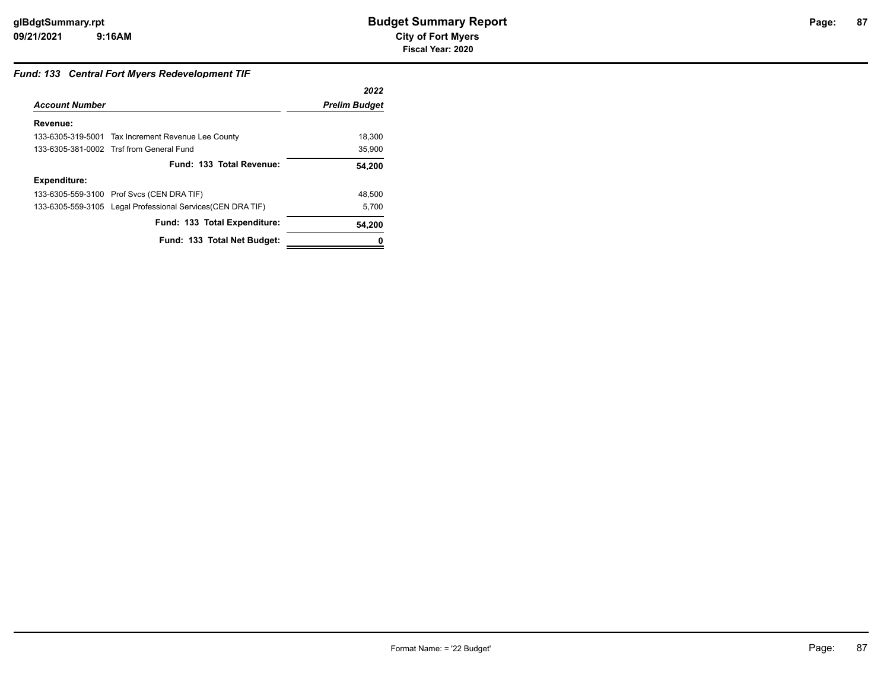### *Fund: 133 Central Fort Myers Redevelopment TIF*

| *Account Number* | | *2022 Prelim Budget* |
|---|---|---|
| **Revenue:** | | |
| 133-6305-319-5001 | Tax Increment Revenue Lee County | 18,300 |
| 133-6305-381-0002 | Trsf from General Fund | 35,900 |
| | **Fund: 133 Total Revenue:** | **54,200** |
| **Expenditure:** | | |
| 133-6305-559-3100 | Prof Svcs (CEN DRA TIF) | 48,500 |
| 133-6305-559-3105 | Legal Professional Services(CEN DRA TIF) | 5,700 |
| | **Fund: 133 Total Expenditure:** | **54,200** |
| | **Fund: 133 Total Net Budget:** | **0** |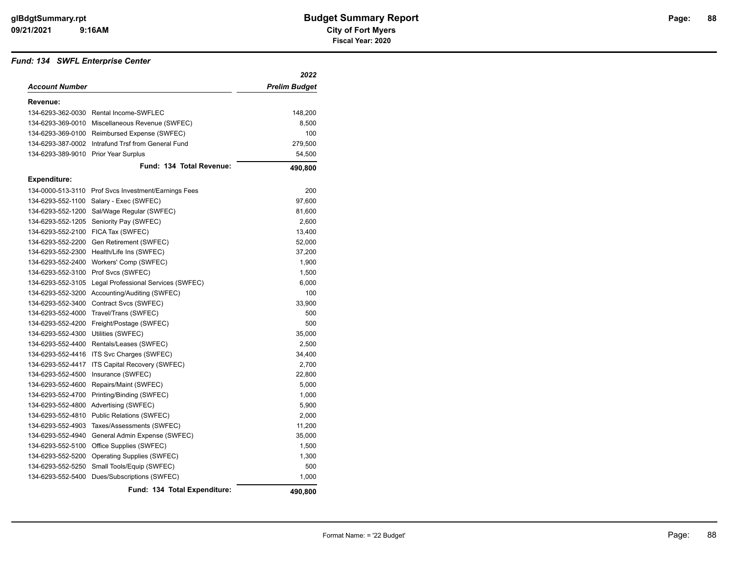# Budget Summary Report

**City of Fort Myers**

**Fiscal Year: 2020**

### *Fund: 134 SWFL Enterprise Center*

| *Account Number* | | *2022 Prelim Budget* |
|---|---|---|
| **Revenue:** | | |
| 134-6293-362-0030 | Rental Income-SWFLEC | 148,200 |
| 134-6293-369-0010 | Miscellaneous Revenue (SWFEC) | 8,500 |
| 134-6293-369-0100 | Reimbursed Expense (SWFEC) | 100 |
| 134-6293-387-0002 | Intrafund Trsf from General Fund | 279,500 |
| 134-6293-389-9010 | Prior Year Surplus | 54,500 |
| | **Fund: 134 Total Revenue:** | **490,800** |
| **Expenditure:** | | |
| 134-0000-513-3110 | Prof Svcs Investment/Earnings Fees | 200 |
| 134-6293-552-1100 | Salary - Exec (SWFEC) | 97,600 |
| 134-6293-552-1200 | Sal/Wage Regular (SWFEC) | 81,600 |
| 134-6293-552-1205 | Seniority Pay (SWFEC) | 2,600 |
| 134-6293-552-2100 | FICA Tax (SWFEC) | 13,400 |
| 134-6293-552-2200 | Gen Retirement (SWFEC) | 52,000 |
| 134-6293-552-2300 | Health/Life Ins (SWFEC) | 37,200 |
| 134-6293-552-2400 | Workers' Comp (SWFEC) | 1,900 |
| 134-6293-552-3100 | Prof Svcs (SWFEC) | 1,500 |
| 134-6293-552-3105 | Legal Professional Services (SWFEC) | 6,000 |
| 134-6293-552-3200 | Accounting/Auditing (SWFEC) | 100 |
| 134-6293-552-3400 | Contract Svcs (SWFEC) | 33,900 |
| 134-6293-552-4000 | Travel/Trans (SWFEC) | 500 |
| 134-6293-552-4200 | Freight/Postage (SWFEC) | 500 |
| 134-6293-552-4300 | Utilities (SWFEC) | 35,000 |
| 134-6293-552-4400 | Rentals/Leases (SWFEC) | 2,500 |
| 134-6293-552-4416 | ITS Svc Charges (SWFEC) | 34,400 |
| 134-6293-552-4417 | ITS Capital Recovery (SWFEC) | 2,700 |
| 134-6293-552-4500 | Insurance (SWFEC) | 22,800 |
| 134-6293-552-4600 | Repairs/Maint (SWFEC) | 5,000 |
| 134-6293-552-4700 | Printing/Binding (SWFEC) | 1,000 |
| 134-6293-552-4800 | Advertising (SWFEC) | 5,900 |
| 134-6293-552-4810 | Public Relations (SWFEC) | 2,000 |
| 134-6293-552-4903 | Taxes/Assessments (SWFEC) | 11,200 |
| 134-6293-552-4940 | General Admin Expense (SWFEC) | 35,000 |
| 134-6293-552-5100 | Office Supplies (SWFEC) | 1,500 |
| 134-6293-552-5200 | Operating Supplies (SWFEC) | 1,300 |
| 134-6293-552-5250 | Small Tools/Equip (SWFEC) | 500 |
| 134-6293-552-5400 | Dues/Subscriptions (SWFEC) | 1,000 |
| | **Fund: 134 Total Expenditure:** | **490,800** |

Format Name: = '22 Budget'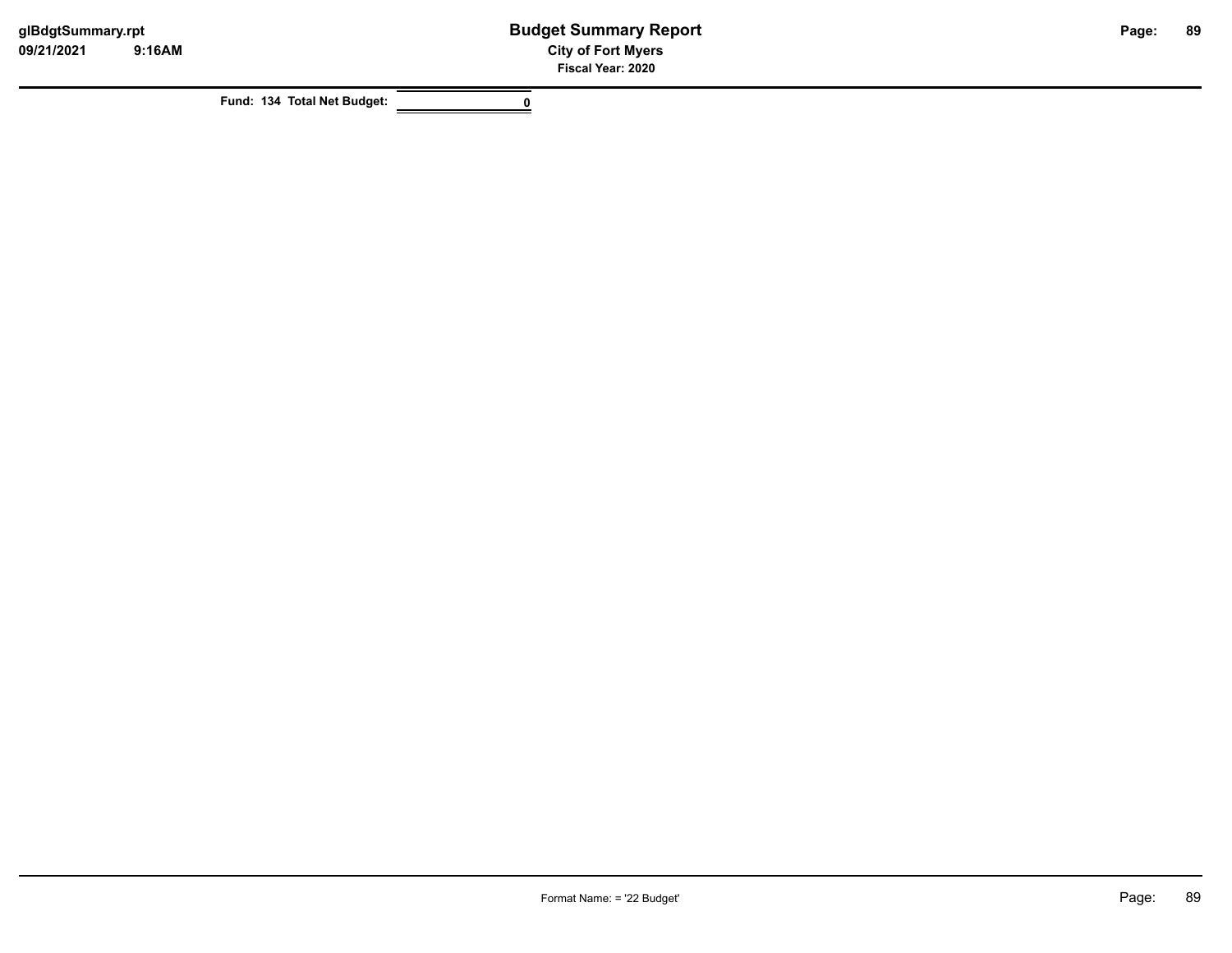| Fund: 134 Total Net Budget: | 0 |
|---|---|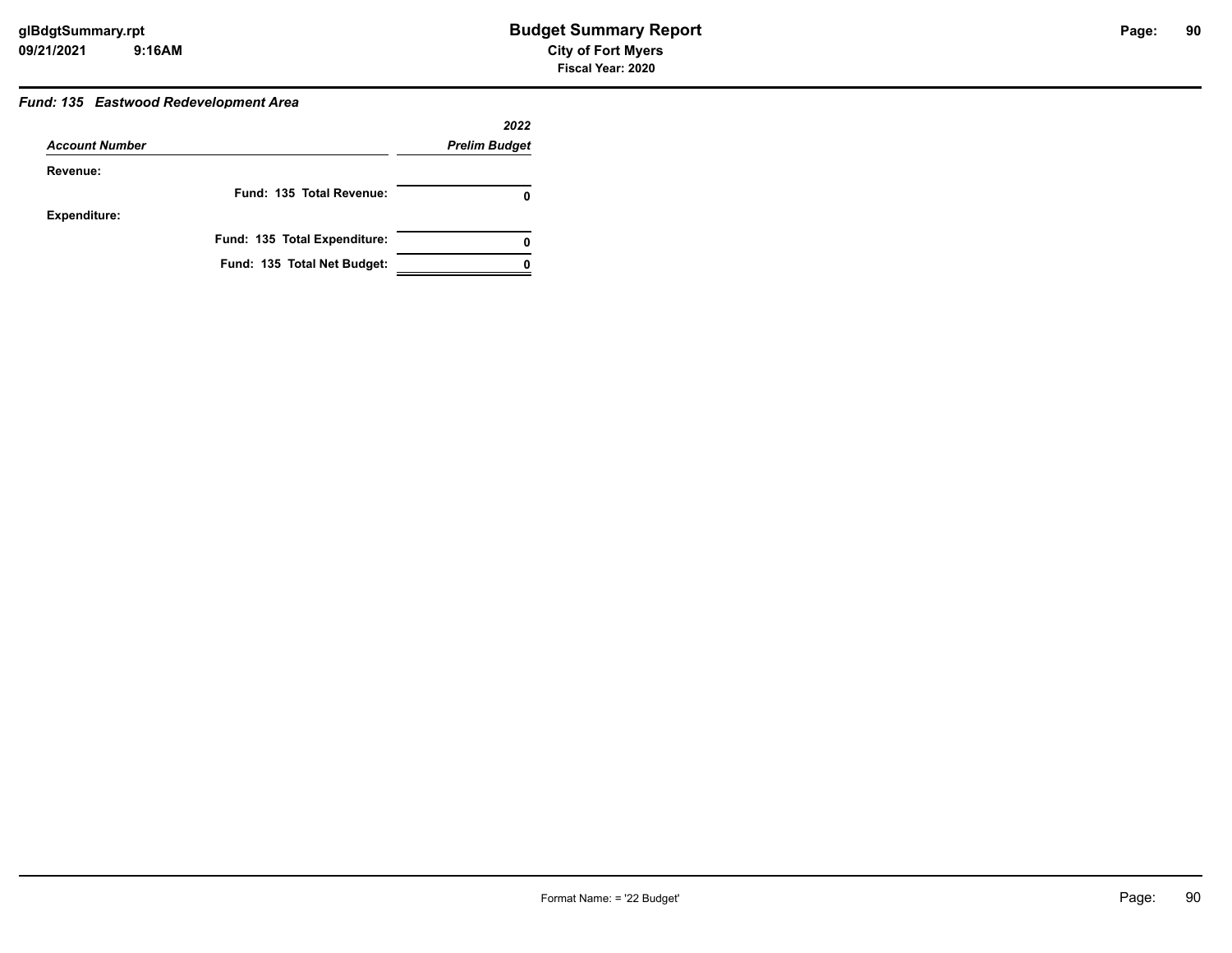### Fund: 135 Eastwood Redevelopment Area

| Account Number | 2022 Prelim Budget |
|---|---|
| **Revenue:** | |
| Fund: 135 Total Revenue: | 0 |
| **Expenditure:** | |
| Fund: 135 Total Expenditure: | 0 |
| Fund: 135 Total Net Budget: | 0 |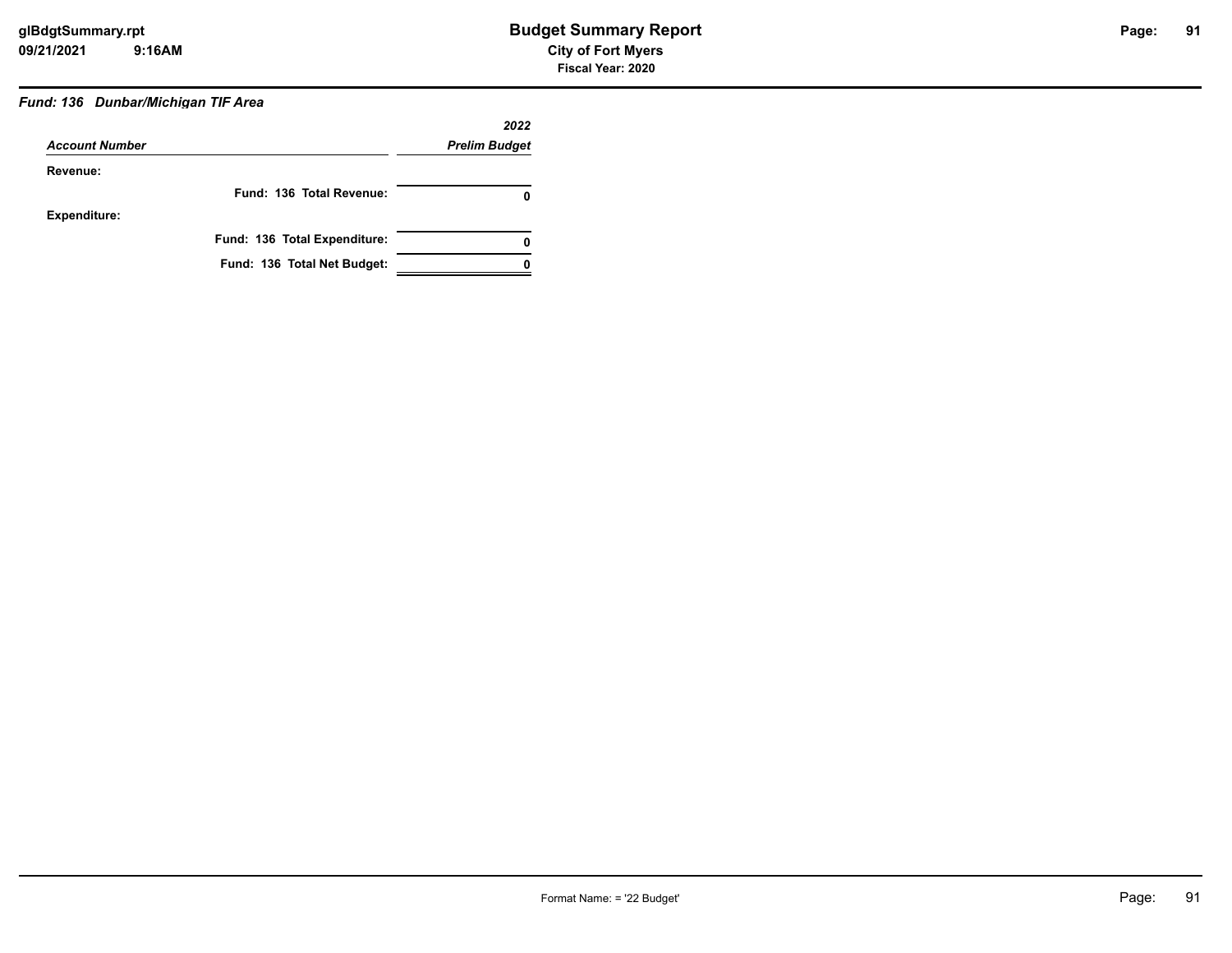# Budget Summary Report

## City of Fort Myers

### Fiscal Year: 2020

***Fund: 136 Dunbar/Michigan TIF Area***

| *Account Number* | *2022 Prelim Budget* |
|---|---|
| **Revenue:** | |
| **Fund: 136 Total Revenue:** | **0** |
| **Expenditure:** | |
| **Fund: 136 Total Expenditure:** | **0** |
| **Fund: 136 Total Net Budget:** | **0** |

Format Name: = '22 Budget'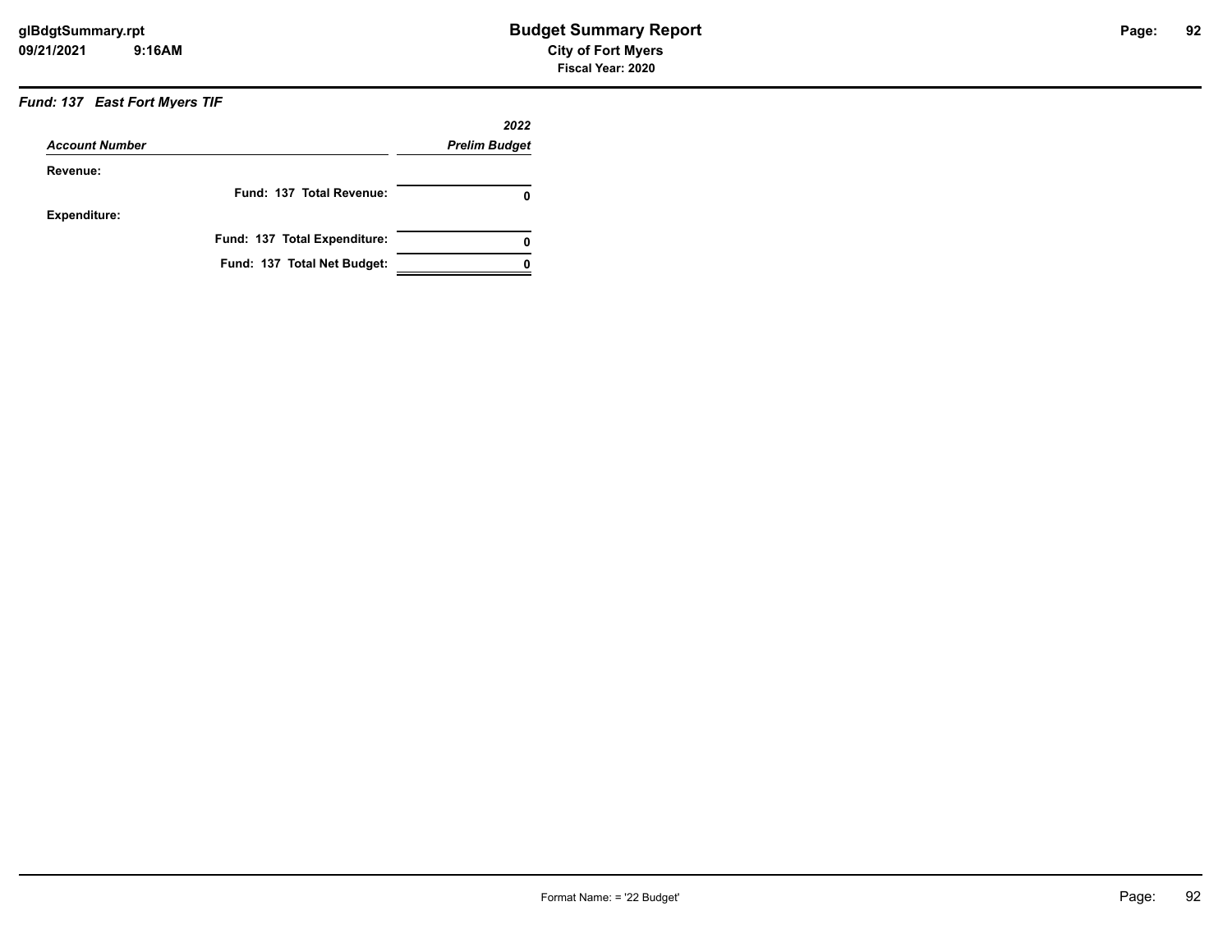# Budget Summary Report

**City of Fort Myers**

**Fiscal Year: 2020**

***Fund: 137 East Fort Myers TIF***

| *Account Number* | *2022 Prelim Budget* |
|---|---|
| **Revenue:** | |
| **Fund: 137 Total Revenue:** | **0** |
| **Expenditure:** | |
| **Fund: 137 Total Expenditure:** | **0** |
| **Fund: 137 Total Net Budget:** | **0** |

Format Name: = '22 Budget'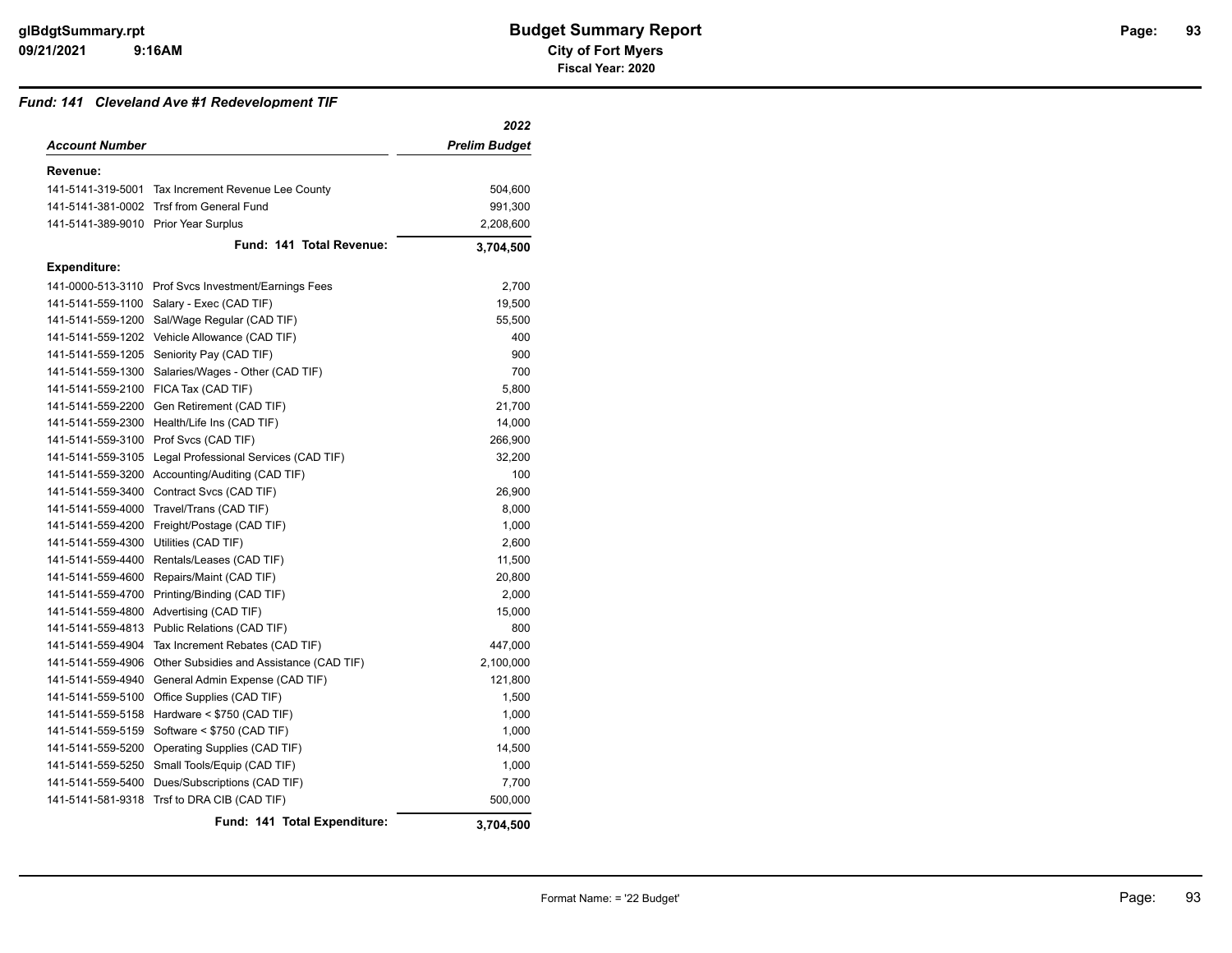# Budget Summary Report

**City of Fort Myers**

**Fiscal Year: 2020**

### *Fund: 141 Cleveland Ave #1 Redevelopment TIF*

| *Account Number* | | *2022 Prelim Budget* |
|---|---|---|
| **Revenue:** | | |
| 141-5141-319-5001 | Tax Increment Revenue Lee County | 504,600 |
| 141-5141-381-0002 | Trsf from General Fund | 991,300 |
| 141-5141-389-9010 | Prior Year Surplus | 2,208,600 |
| | **Fund: 141 Total Revenue:** | **3,704,500** |
| **Expenditure:** | | |
| 141-0000-513-3110 | Prof Svcs Investment/Earnings Fees | 2,700 |
| 141-5141-559-1100 | Salary - Exec (CAD TIF) | 19,500 |
| 141-5141-559-1200 | Sal/Wage Regular (CAD TIF) | 55,500 |
| 141-5141-559-1202 | Vehicle Allowance (CAD TIF) | 400 |
| 141-5141-559-1205 | Seniority Pay (CAD TIF) | 900 |
| 141-5141-559-1300 | Salaries/Wages - Other (CAD TIF) | 700 |
| 141-5141-559-2100 | FICA Tax (CAD TIF) | 5,800 |
| 141-5141-559-2200 | Gen Retirement (CAD TIF) | 21,700 |
| 141-5141-559-2300 | Health/Life Ins (CAD TIF) | 14,000 |
| 141-5141-559-3100 | Prof Svcs (CAD TIF) | 266,900 |
| 141-5141-559-3105 | Legal Professional Services (CAD TIF) | 32,200 |
| 141-5141-559-3200 | Accounting/Auditing (CAD TIF) | 100 |
| 141-5141-559-3400 | Contract Svcs (CAD TIF) | 26,900 |
| 141-5141-559-4000 | Travel/Trans (CAD TIF) | 8,000 |
| 141-5141-559-4200 | Freight/Postage (CAD TIF) | 1,000 |
| 141-5141-559-4300 | Utilities (CAD TIF) | 2,600 |
| 141-5141-559-4400 | Rentals/Leases (CAD TIF) | 11,500 |
| 141-5141-559-4600 | Repairs/Maint (CAD TIF) | 20,800 |
| 141-5141-559-4700 | Printing/Binding (CAD TIF) | 2,000 |
| 141-5141-559-4800 | Advertising (CAD TIF) | 15,000 |
| 141-5141-559-4813 | Public Relations (CAD TIF) | 800 |
| 141-5141-559-4904 | Tax Increment Rebates (CAD TIF) | 447,000 |
| 141-5141-559-4906 | Other Subsidies and Assistance (CAD TIF) | 2,100,000 |
| 141-5141-559-4940 | General Admin Expense (CAD TIF) | 121,800 |
| 141-5141-559-5100 | Office Supplies (CAD TIF) | 1,500 |
| 141-5141-559-5158 | Hardware < $750 (CAD TIF) | 1,000 |
| 141-5141-559-5159 | Software < $750 (CAD TIF) | 1,000 |
| 141-5141-559-5200 | Operating Supplies (CAD TIF) | 14,500 |
| 141-5141-559-5250 | Small Tools/Equip (CAD TIF) | 1,000 |
| 141-5141-559-5400 | Dues/Subscriptions (CAD TIF) | 7,700 |
| 141-5141-581-9318 | Trsf to DRA CIB (CAD TIF) | 500,000 |
| | **Fund: 141 Total Expenditure:** | **3,704,500** |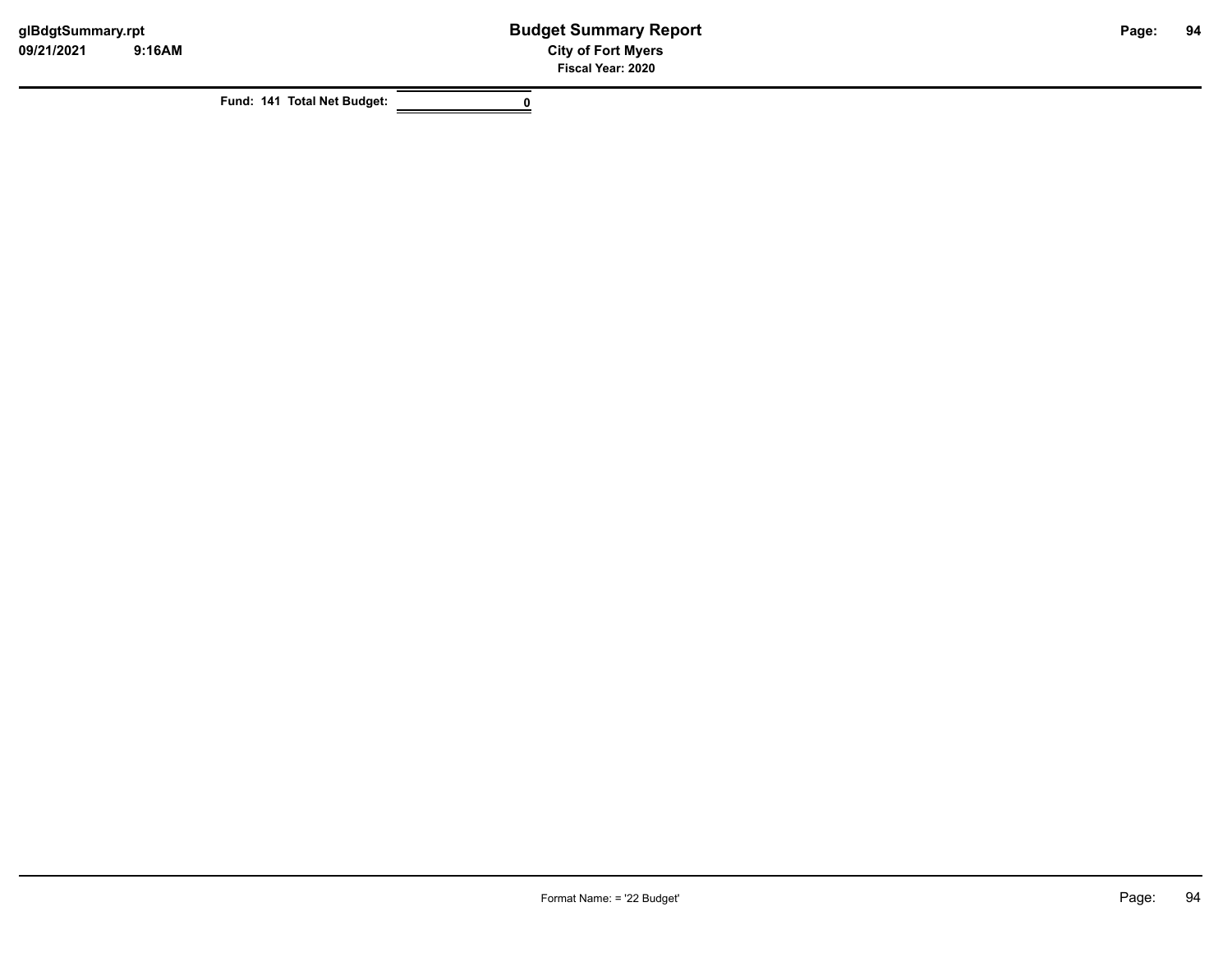| Fund: 141 Total Net Budget: | 0 |
|---|---|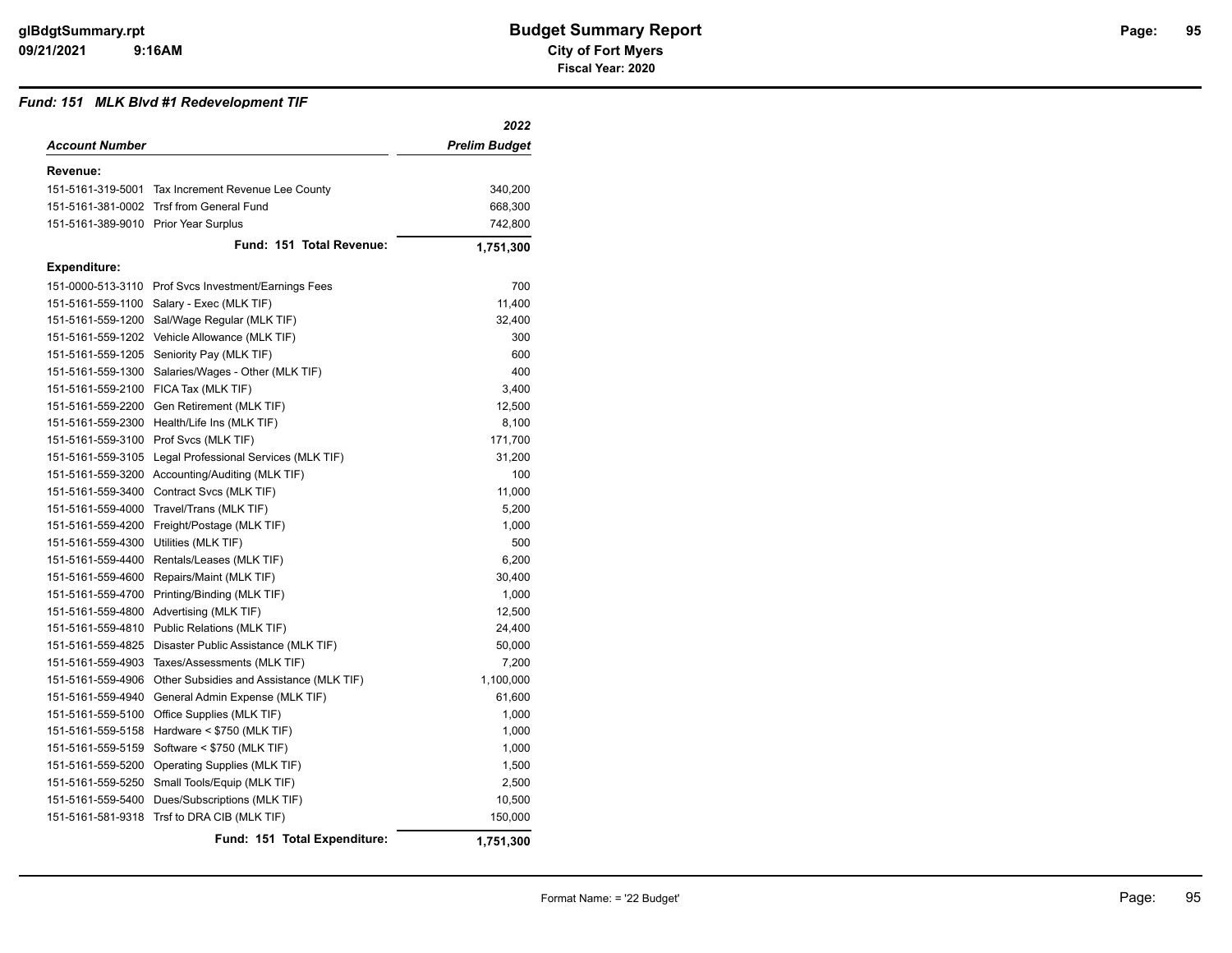# Budget Summary Report

**City of Fort Myers**

**Fiscal Year: 2020**

### *Fund: 151 MLK Blvd #1 Redevelopment TIF*

| *Account Number* | | *2022 Prelim Budget* |
|---|---|---|
| **Revenue:** | | |
| 151-5161-319-5001 | Tax Increment Revenue Lee County | 340,200 |
| 151-5161-381-0002 | Trsf from General Fund | 668,300 |
| 151-5161-389-9010 | Prior Year Surplus | 742,800 |
| | **Fund: 151 Total Revenue:** | **1,751,300** |
| **Expenditure:** | | |
| 151-0000-513-3110 | Prof Svcs Investment/Earnings Fees | 700 |
| 151-5161-559-1100 | Salary - Exec (MLK TIF) | 11,400 |
| 151-5161-559-1200 | Sal/Wage Regular (MLK TIF) | 32,400 |
| 151-5161-559-1202 | Vehicle Allowance (MLK TIF) | 300 |
| 151-5161-559-1205 | Seniority Pay (MLK TIF) | 600 |
| 151-5161-559-1300 | Salaries/Wages - Other (MLK TIF) | 400 |
| 151-5161-559-2100 | FICA Tax (MLK TIF) | 3,400 |
| 151-5161-559-2200 | Gen Retirement (MLK TIF) | 12,500 |
| 151-5161-559-2300 | Health/Life Ins (MLK TIF) | 8,100 |
| 151-5161-559-3100 | Prof Svcs (MLK TIF) | 171,700 |
| 151-5161-559-3105 | Legal Professional Services (MLK TIF) | 31,200 |
| 151-5161-559-3200 | Accounting/Auditing (MLK TIF) | 100 |
| 151-5161-559-3400 | Contract Svcs (MLK TIF) | 11,000 |
| 151-5161-559-4000 | Travel/Trans (MLK TIF) | 5,200 |
| 151-5161-559-4200 | Freight/Postage (MLK TIF) | 1,000 |
| 151-5161-559-4300 | Utilities (MLK TIF) | 500 |
| 151-5161-559-4400 | Rentals/Leases (MLK TIF) | 6,200 |
| 151-5161-559-4600 | Repairs/Maint (MLK TIF) | 30,400 |
| 151-5161-559-4700 | Printing/Binding (MLK TIF) | 1,000 |
| 151-5161-559-4800 | Advertising (MLK TIF) | 12,500 |
| 151-5161-559-4810 | Public Relations (MLK TIF) | 24,400 |
| 151-5161-559-4825 | Disaster Public Assistance (MLK TIF) | 50,000 |
| 151-5161-559-4903 | Taxes/Assessments (MLK TIF) | 7,200 |
| 151-5161-559-4906 | Other Subsidies and Assistance (MLK TIF) | 1,100,000 |
| 151-5161-559-4940 | General Admin Expense (MLK TIF) | 61,600 |
| 151-5161-559-5100 | Office Supplies (MLK TIF) | 1,000 |
| 151-5161-559-5158 | Hardware < $750 (MLK TIF) | 1,000 |
| 151-5161-559-5159 | Software < $750 (MLK TIF) | 1,000 |
| 151-5161-559-5200 | Operating Supplies (MLK TIF) | 1,500 |
| 151-5161-559-5250 | Small Tools/Equip (MLK TIF) | 2,500 |
| 151-5161-559-5400 | Dues/Subscriptions (MLK TIF) | 10,500 |
| 151-5161-581-9318 | Trsf to DRA CIB (MLK TIF) | 150,000 |
| | **Fund: 151 Total Expenditure:** | **1,751,300** |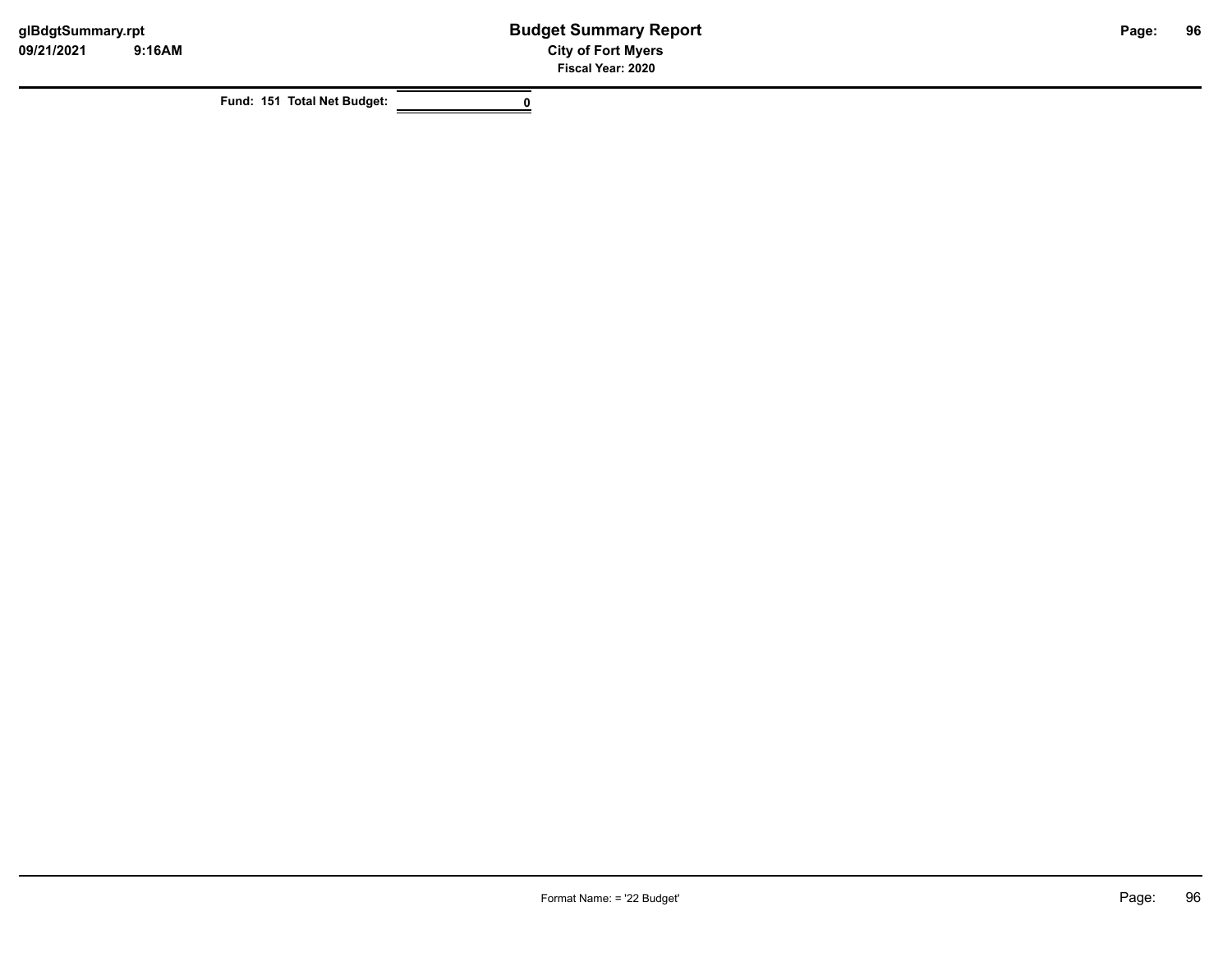| Fund: 151 Total Net Budget: | 0 |
| --- | --- |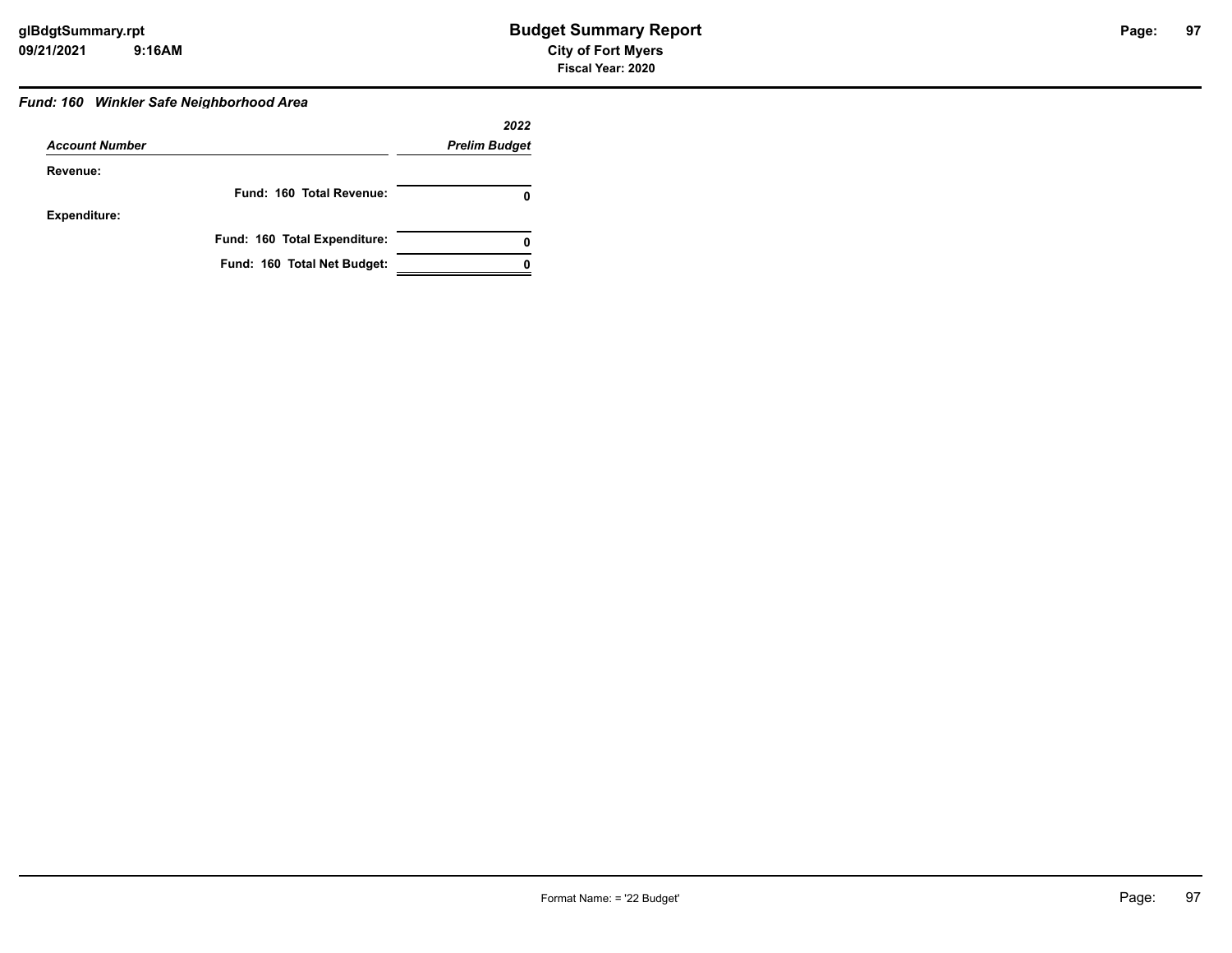### Fund: 160 Winkler Safe Neighborhood Area

| Account Number | 2022 Prelim Budget |
| --- | --- |
| **Revenue:** | |
| **Fund: 160 Total Revenue:** | **0** |
| **Expenditure:** | |
| **Fund: 160 Total Expenditure:** | **0** |
| **Fund: 160 Total Net Budget:** | **0** |

Format Name: = '22 Budget'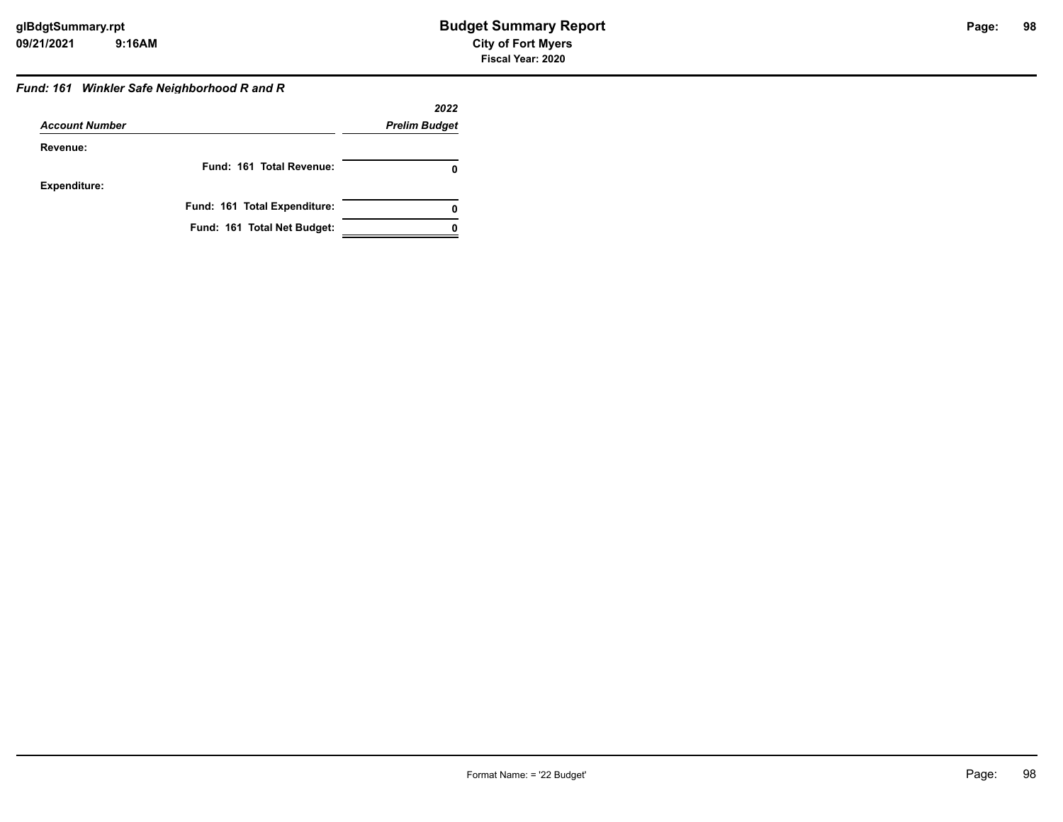### Fund: 161 Winkler Safe Neighborhood R and R

| Account Number | 2022 Prelim Budget |
|---|---|
| **Revenue:** | |
| **Fund: 161 Total Revenue:** | **0** |
| **Expenditure:** | |
| **Fund: 161 Total Expenditure:** | **0** |
| **Fund: 161 Total Net Budget:** | **0** |

Format Name: = '22 Budget'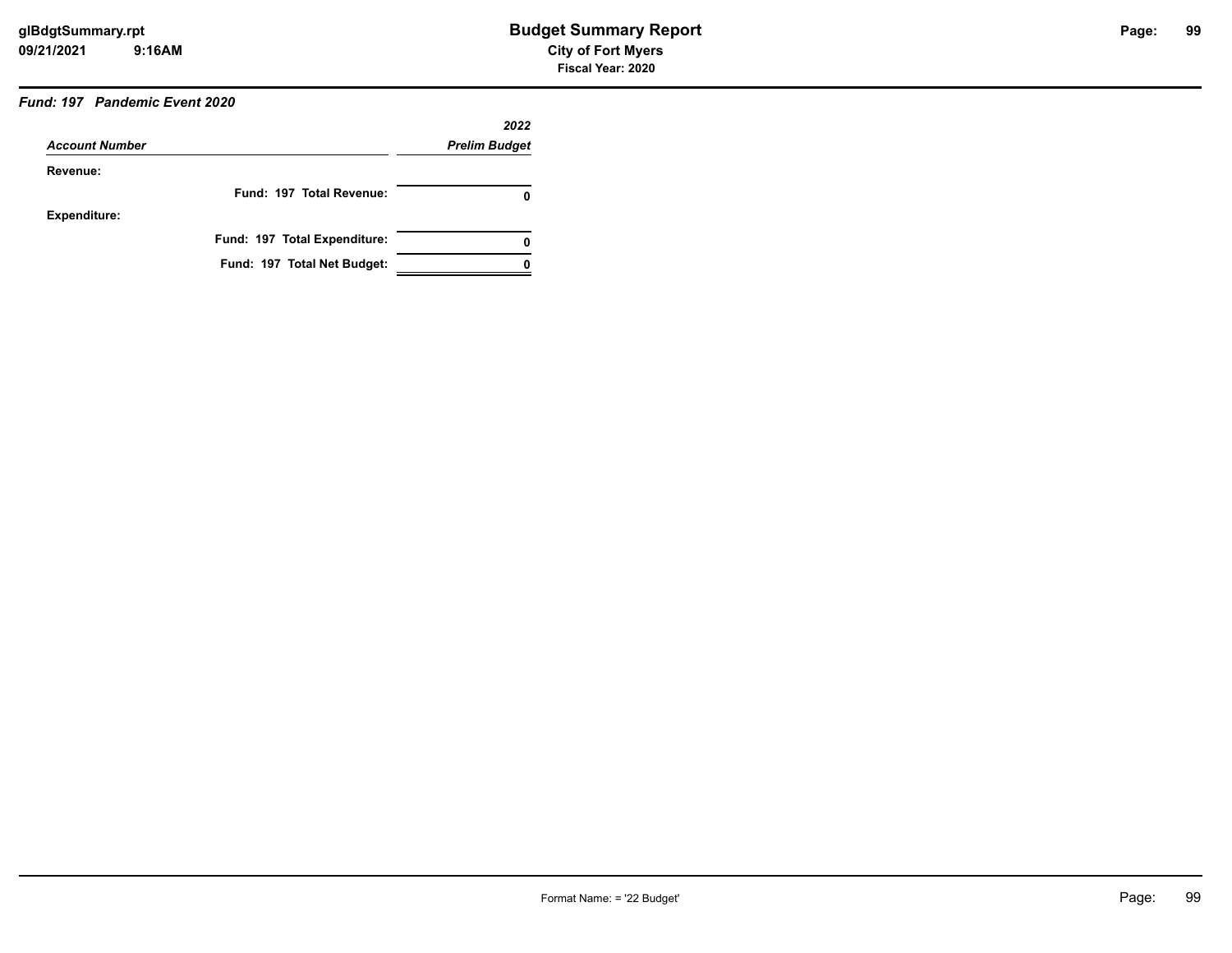### *Fund: 197 Pandemic Event 2020*

| *Account Number* | *2022 Prelim Budget* |
|---|---|
| **Revenue:** | |
| **Fund: 197 Total Revenue:** | **0** |
| **Expenditure:** | |
| **Fund: 197 Total Expenditure:** | **0** |
| **Fund: 197 Total Net Budget:** | **0** |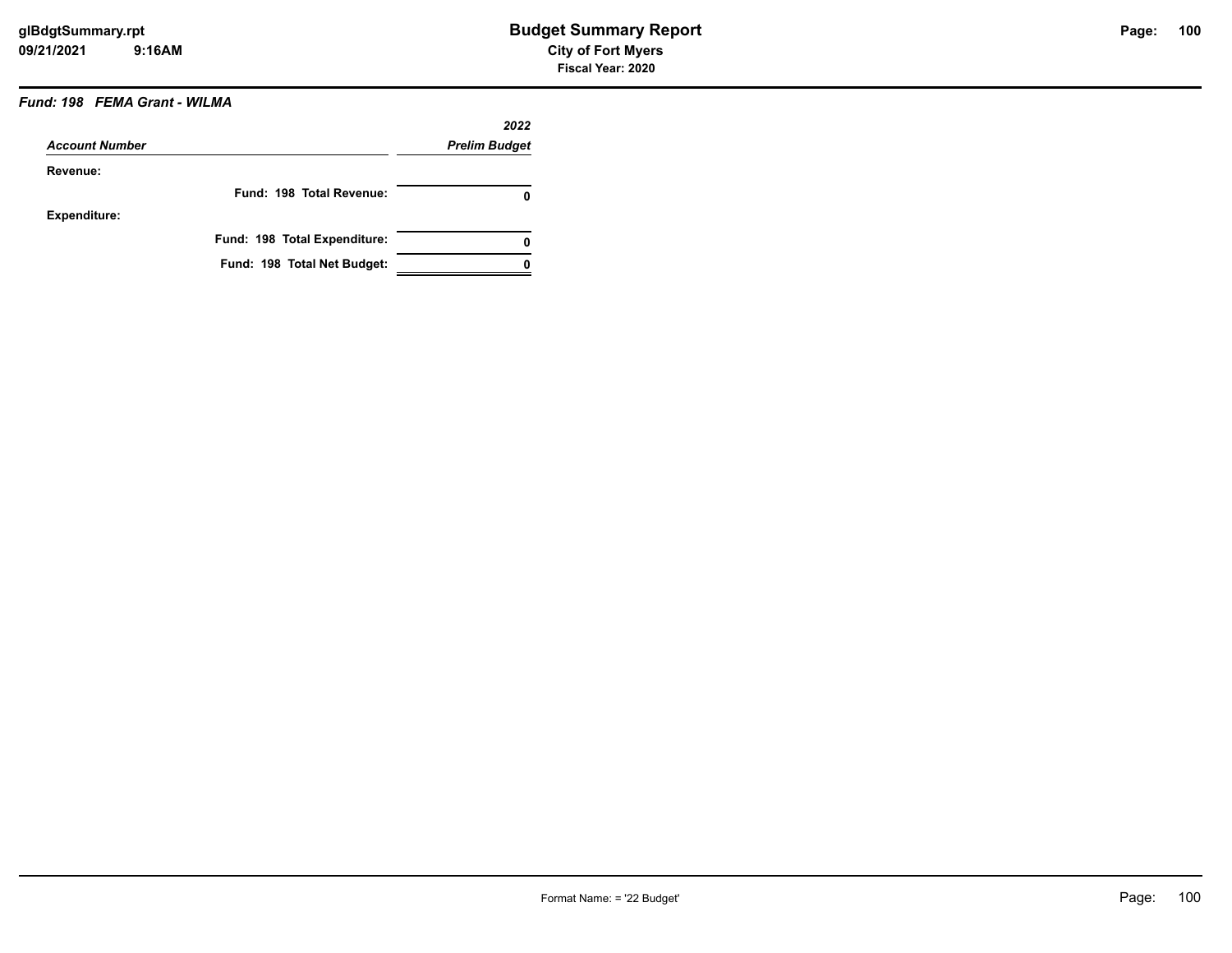## Budget Summary Report

**City of Fort Myers**

**Fiscal Year: 2020**

### *Fund: 198 FEMA Grant - WILMA*

| *Account Number* | *2022 Prelim Budget* |
|---|---|
| **Revenue:** | |
| **Fund: 198 Total Revenue:** | **0** |
| **Expenditure:** | |
| **Fund: 198 Total Expenditure:** | **0** |
| **Fund: 198 Total Net Budget:** | **0** |

Format Name: = '22 Budget'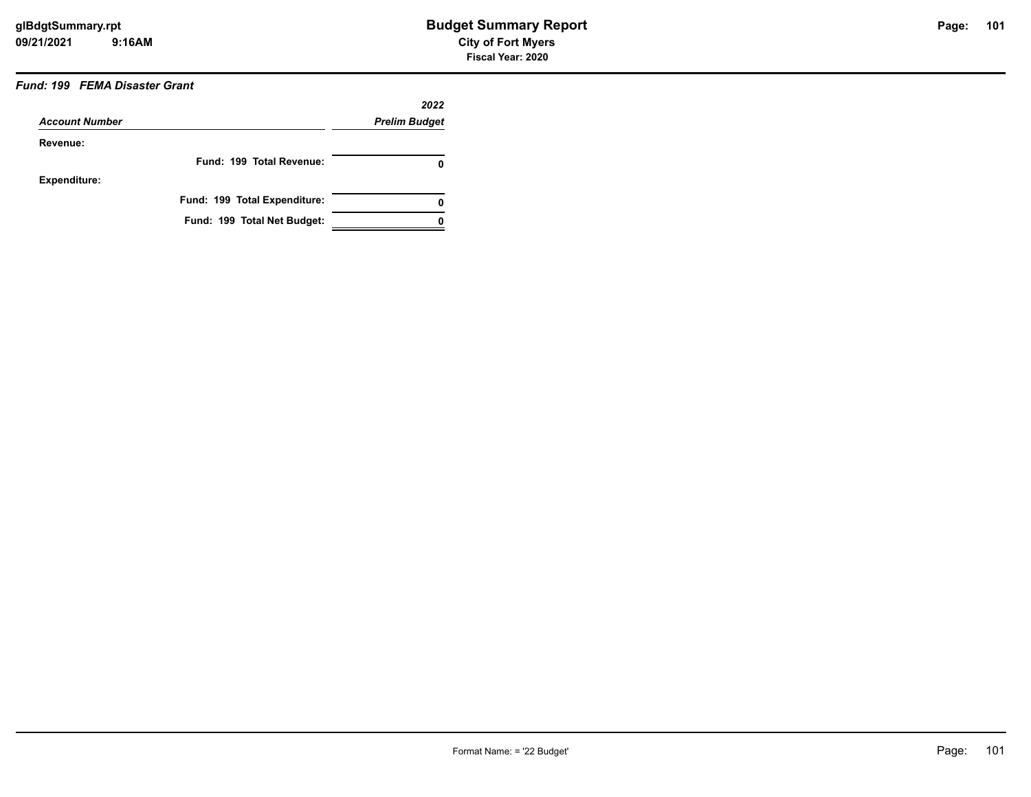**Budget Summary Report**

**City of Fort Myers**

**Fiscal Year: 2020**

### *Fund: 199 FEMA Disaster Grant*

| *Account Number* | *2022 Prelim Budget* |
|---|---|
| **Revenue:** | |
| **Fund: 199 Total Revenue:** | **0** |
| **Expenditure:** | |
| **Fund: 199 Total Expenditure:** | **0** |
| **Fund: 199 Total Net Budget:** | **0** |

Format Name: = '22 Budget'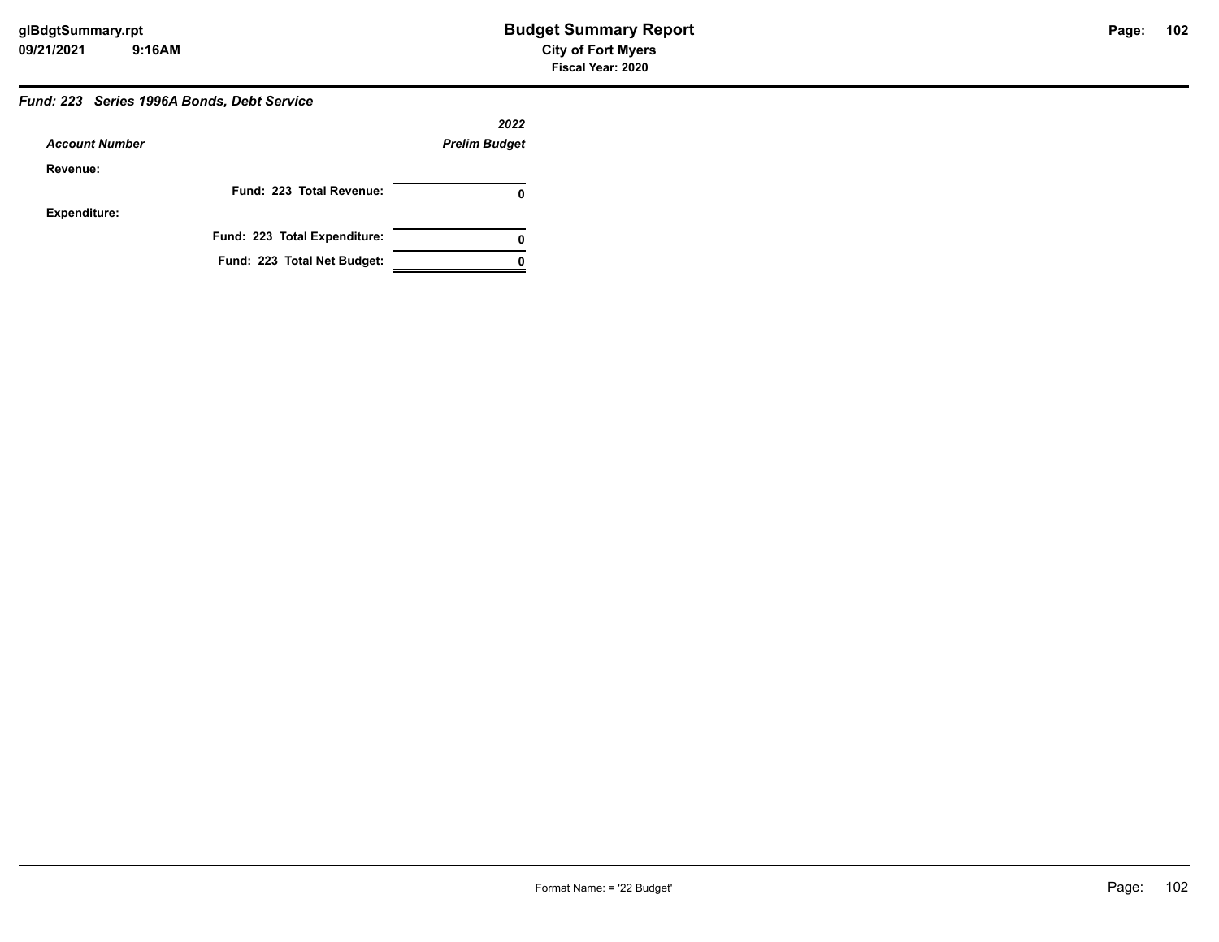### Fund: 223 Series 1996A Bonds, Debt Service

| Account Number | 2022 Prelim Budget |
|---|---|
| **Revenue:** | |
| **Fund: 223 Total Revenue:** | **0** |
| **Expenditure:** | |
| **Fund: 223 Total Expenditure:** | **0** |
| **Fund: 223 Total Net Budget:** | **0** |

Format Name: = '22 Budget'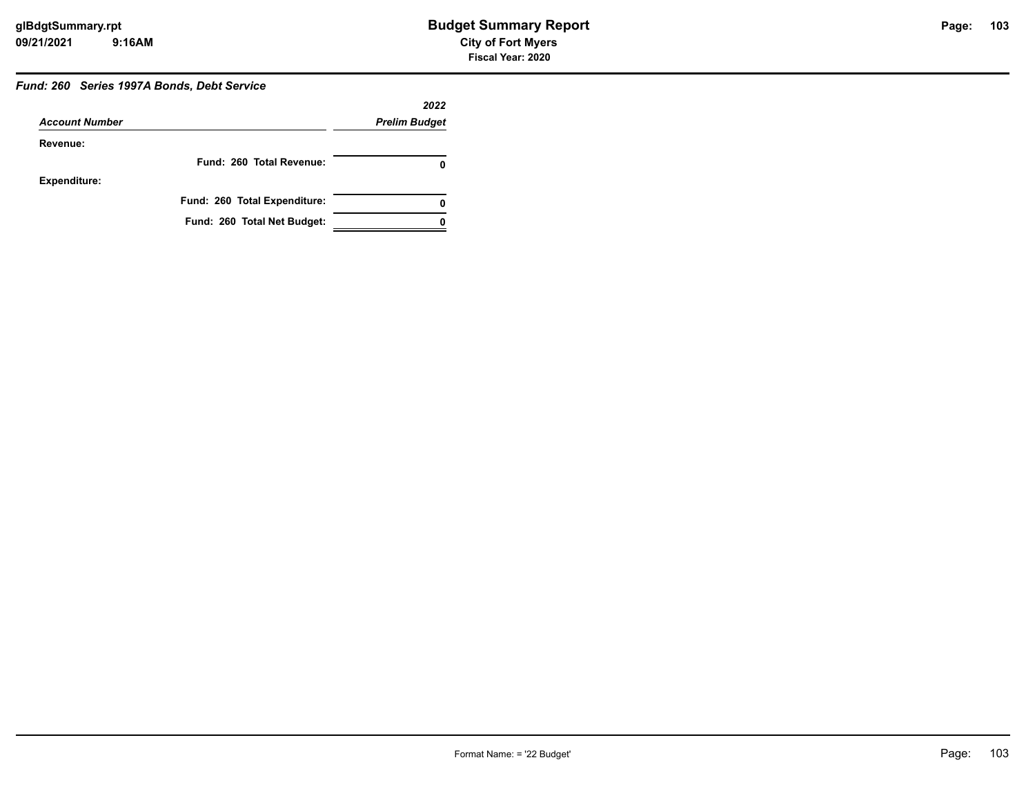### *Fund: 260   Series 1997A Bonds, Debt Service*

| *Account Number* | *2022 Prelim Budget* |
|---|---|
| **Revenue:** | |
| **Fund: 260 Total Revenue:** | **0** |
| **Expenditure:** | |
| **Fund: 260 Total Expenditure:** | **0** |
| **Fund: 260 Total Net Budget:** | **0** |

Format Name: = '22 Budget'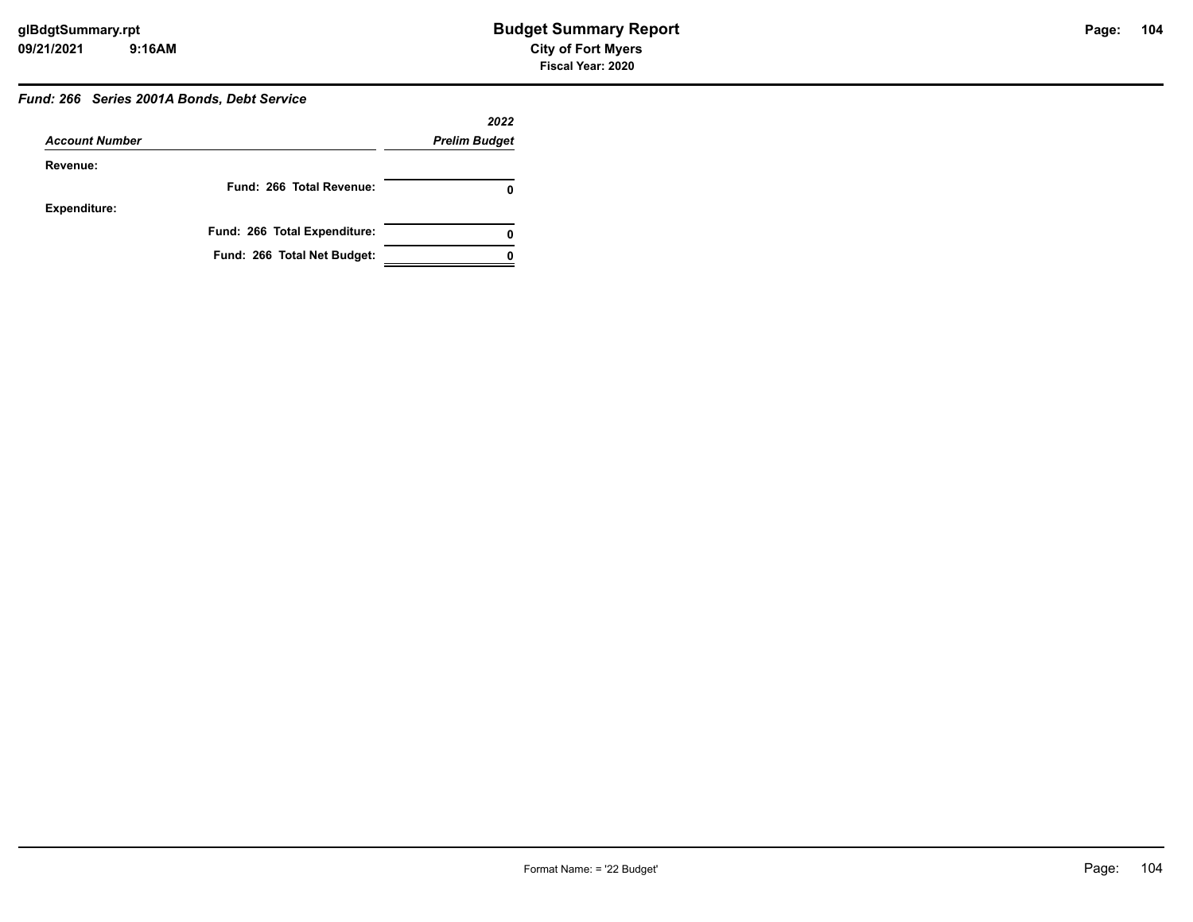### *Fund: 266 Series 2001A Bonds, Debt Service*

| *Account Number* | *2022 Prelim Budget* |
|---|---|
| **Revenue:** | |
| **Fund: 266 Total Revenue:** | **0** |
| **Expenditure:** | |
| **Fund: 266 Total Expenditure:** | **0** |
| **Fund: 266 Total Net Budget:** | **0** |

Format Name: = '22 Budget'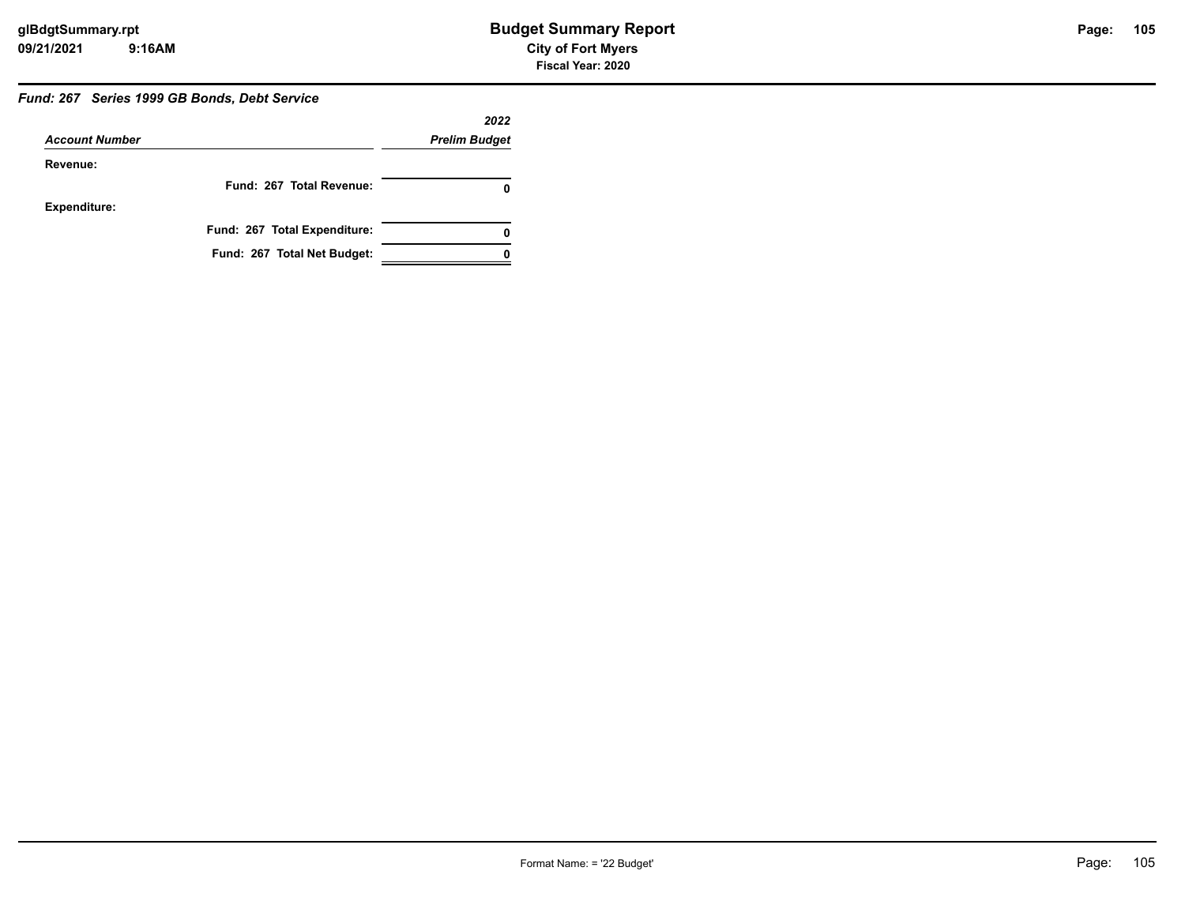### *Fund: 267 Series 1999 GB Bonds, Debt Service*

| *Account Number* | *2022 Prelim Budget* |
|---|---|
| **Revenue:** | |
| **Fund: 267 Total Revenue:** | **0** |
| **Expenditure:** | |
| **Fund: 267 Total Expenditure:** | **0** |
| **Fund: 267 Total Net Budget:** | **0** |

Format Name: = '22 Budget'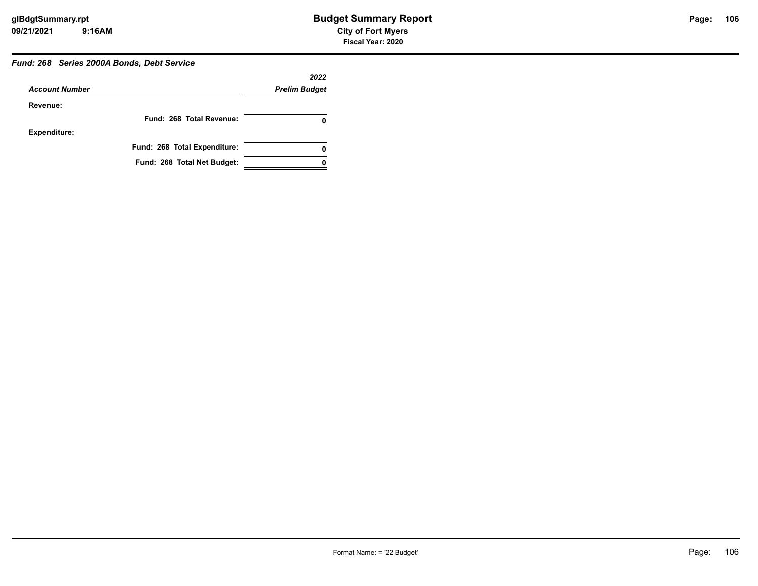### *Fund: 268 Series 2000A Bonds, Debt Service*

| *Account Number* | *2022 Prelim Budget* |
|---|---|
| **Revenue:** | |
| **Fund: 268 Total Revenue:** | **0** |
| **Expenditure:** | |
| **Fund: 268 Total Expenditure:** | **0** |
| **Fund: 268 Total Net Budget:** | **0** |

Format Name: = '22 Budget'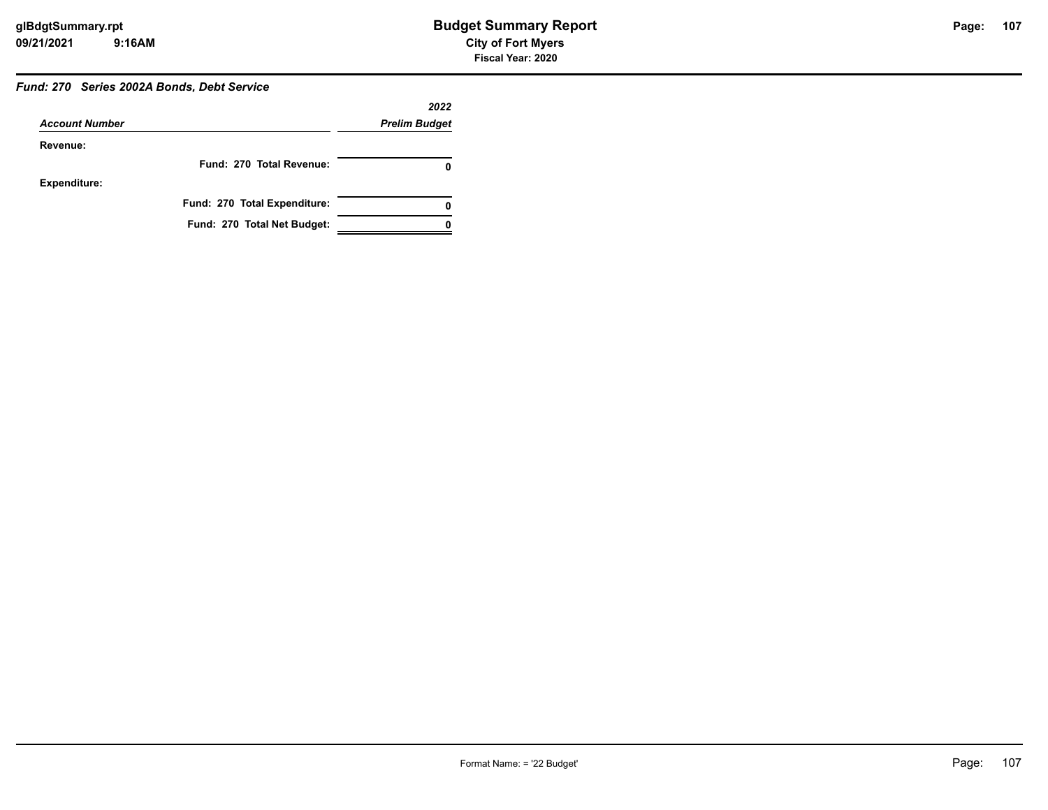### Fund: 270 Series 2002A Bonds, Debt Service

| Account Number | 2022 Prelim Budget |
|---|---|
| **Revenue:** | |
| **Fund: 270 Total Revenue:** | **0** |
| **Expenditure:** | |
| **Fund: 270 Total Expenditure:** | **0** |
| **Fund: 270 Total Net Budget:** | **0** |

Format Name: = '22 Budget'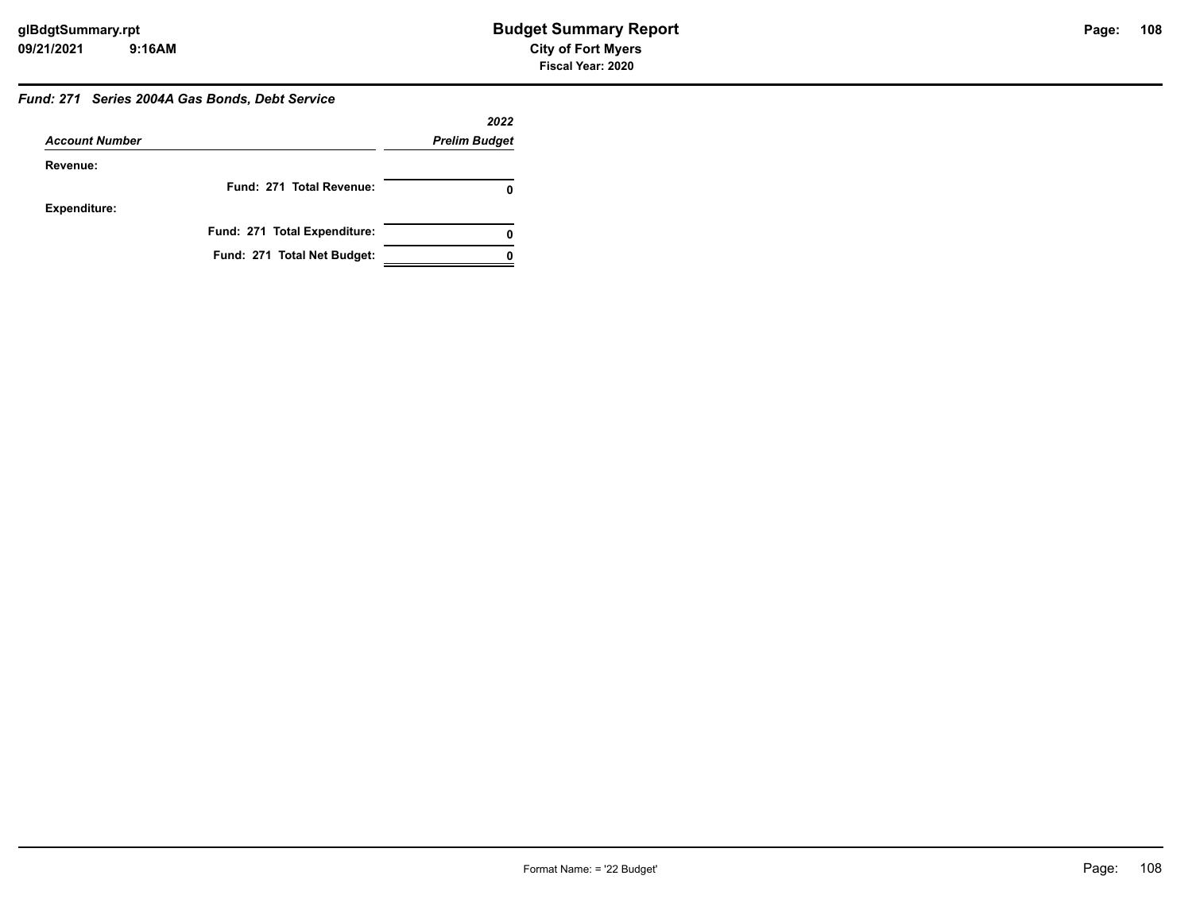### *Fund: 271 Series 2004A Gas Bonds, Debt Service*

| *Account Number* | *2022 Prelim Budget* |
|---|---|
| **Revenue:** | |
| **Fund: 271 Total Revenue:** | **0** |
| **Expenditure:** | |
| **Fund: 271 Total Expenditure:** | **0** |
| **Fund: 271 Total Net Budget:** | **0** |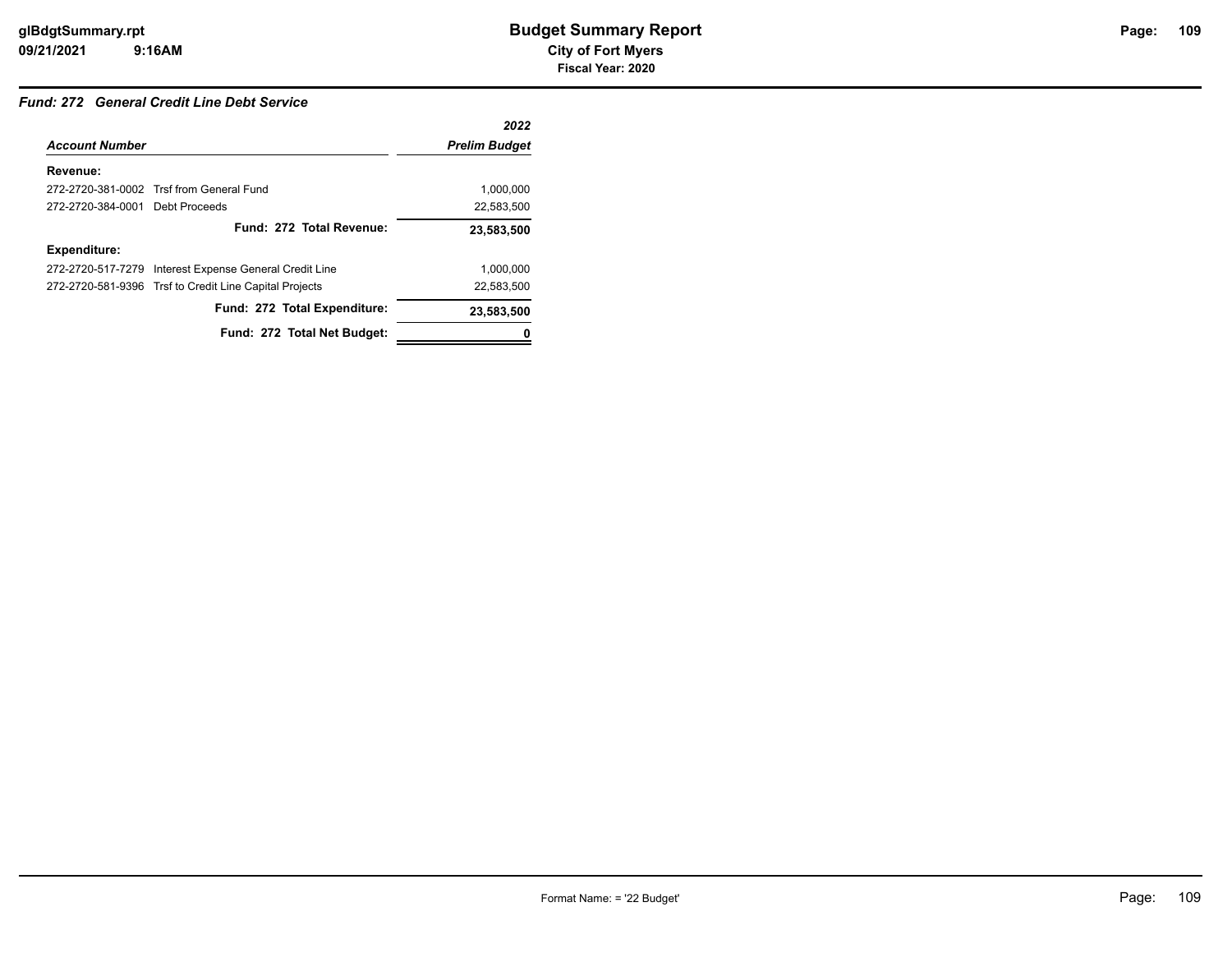### *Fund: 272 General Credit Line Debt Service*

| *Account Number* | | *2022 Prelim Budget* |
|---|---|---|
| **Revenue:** | | |
| 272-2720-381-0002 | Trsf from General Fund | 1,000,000 |
| 272-2720-384-0001 | Debt Proceeds | 22,583,500 |
| | **Fund: 272 Total Revenue:** | **23,583,500** |
| **Expenditure:** | | |
| 272-2720-517-7279 | Interest Expense General Credit Line | 1,000,000 |
| 272-2720-581-9396 | Trsf to Credit Line Capital Projects | 22,583,500 |
| | **Fund: 272 Total Expenditure:** | **23,583,500** |
| | **Fund: 272 Total Net Budget:** | **0** |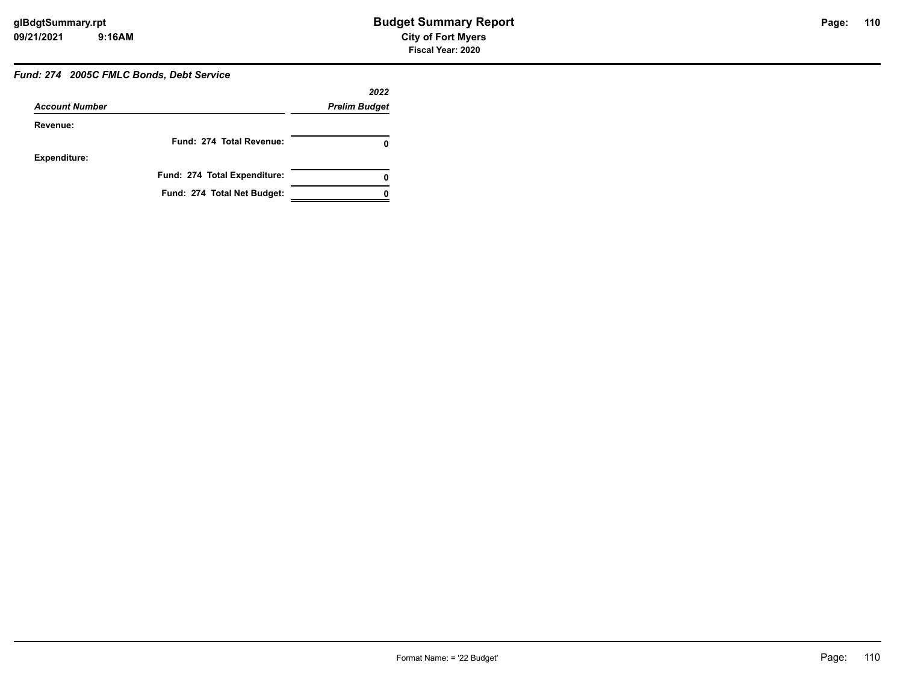# Budget Summary Report

**City of Fort Myers**

**Fiscal Year: 2020**

***Fund: 274 2005C FMLC Bonds, Debt Service***

| *Account Number* | *2022 Prelim Budget* |
|---|---|
| **Revenue:** | |
| **Fund: 274 Total Revenue:** | **0** |
| **Expenditure:** | |
| **Fund: 274 Total Expenditure:** | **0** |
| **Fund: 274 Total Net Budget:** | **0** |

Format Name: = '22 Budget'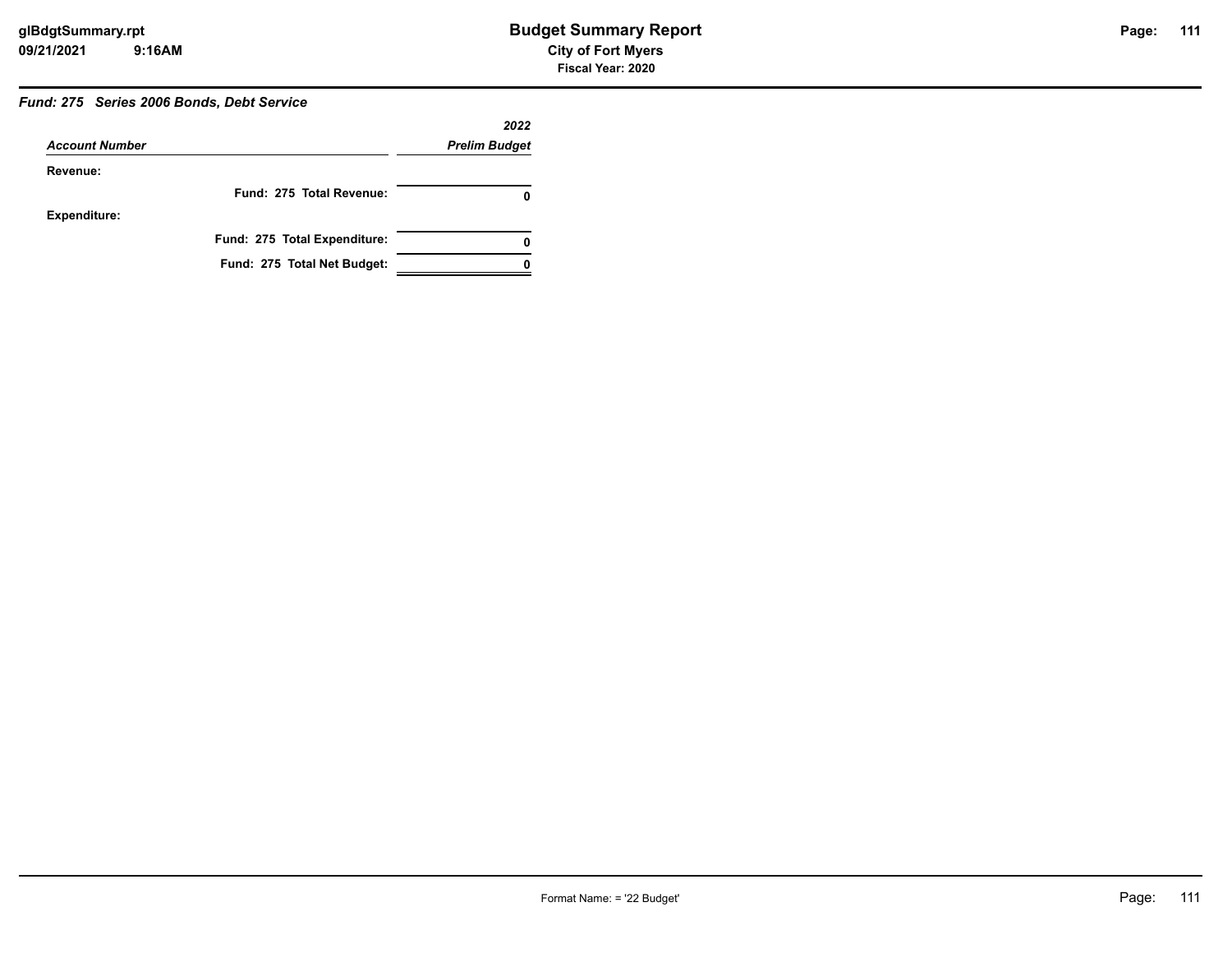# Budget Summary Report

**City of Fort Myers**

**Fiscal Year: 2020**

***Fund: 275 Series 2006 Bonds, Debt Service***

| *Account Number* | *2022 Prelim Budget* |
|---|---|
| **Revenue:** | |
| **Fund: 275 Total Revenue:** | **0** |
| **Expenditure:** | |
| **Fund: 275 Total Expenditure:** | **0** |
| **Fund: 275 Total Net Budget:** | **0** |

Format Name: = '22 Budget'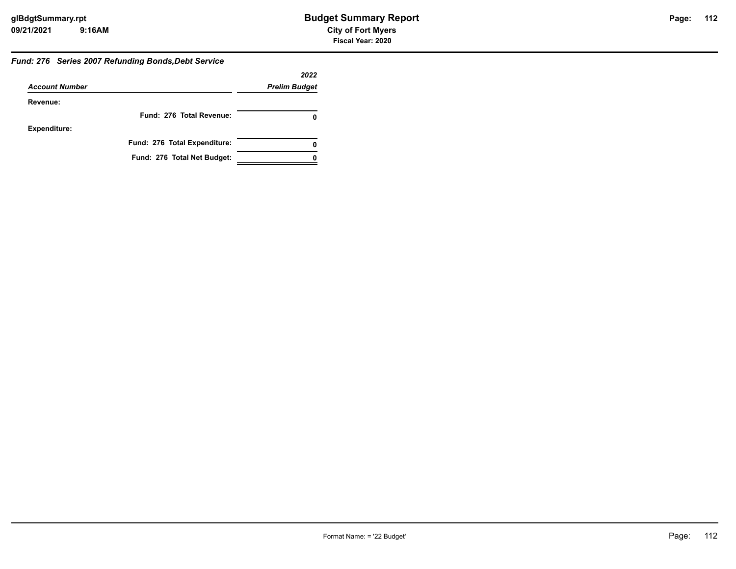# Budget Summary Report

**City of Fort Myers**

**Fiscal Year: 2020**

glBdgtSummary.rpt
09/21/2021 9:16AM

### *Fund: 276 Series 2007 Refunding Bonds,Debt Service*

| *Account Number* | *2022 Prelim Budget* |
|---|---|
| **Revenue:** | |
| **Fund: 276 Total Revenue:** | **0** |
| **Expenditure:** | |
| **Fund: 276 Total Expenditure:** | **0** |
| **Fund: 276 Total Net Budget:** | **0** |

Format Name: = '22 Budget'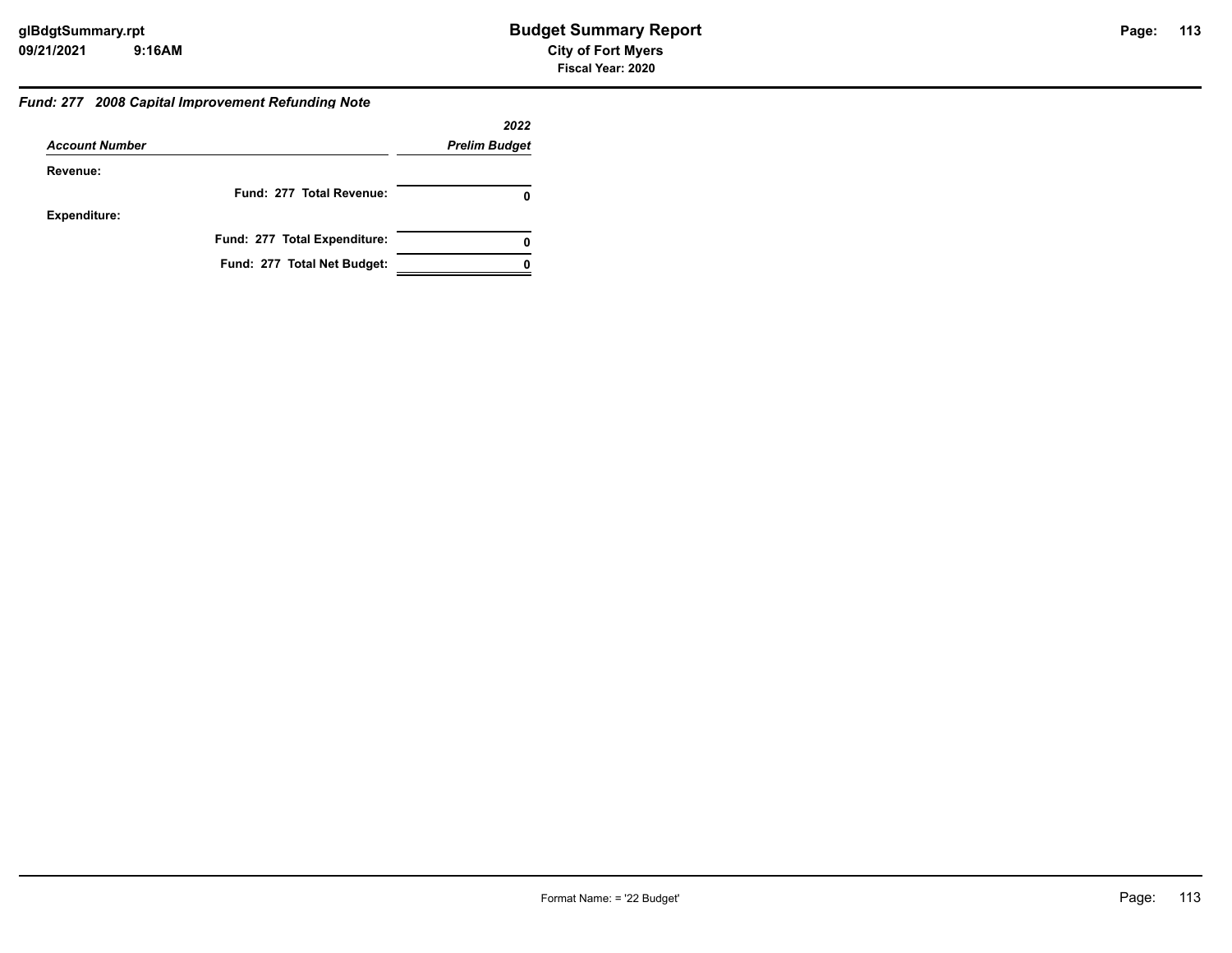# Budget Summary Report

**City of Fort Myers**

**Fiscal Year: 2020**

***Fund: 277 2008 Capital Improvement Refunding Note***

| *Account Number* | *2022 Prelim Budget* |
|---|---|
| **Revenue:** | |
| **Fund: 277 Total Revenue:** | **0** |
| **Expenditure:** | |
| **Fund: 277 Total Expenditure:** | **0** |
| **Fund: 277 Total Net Budget:** | **0** |

Format Name: = '22 Budget'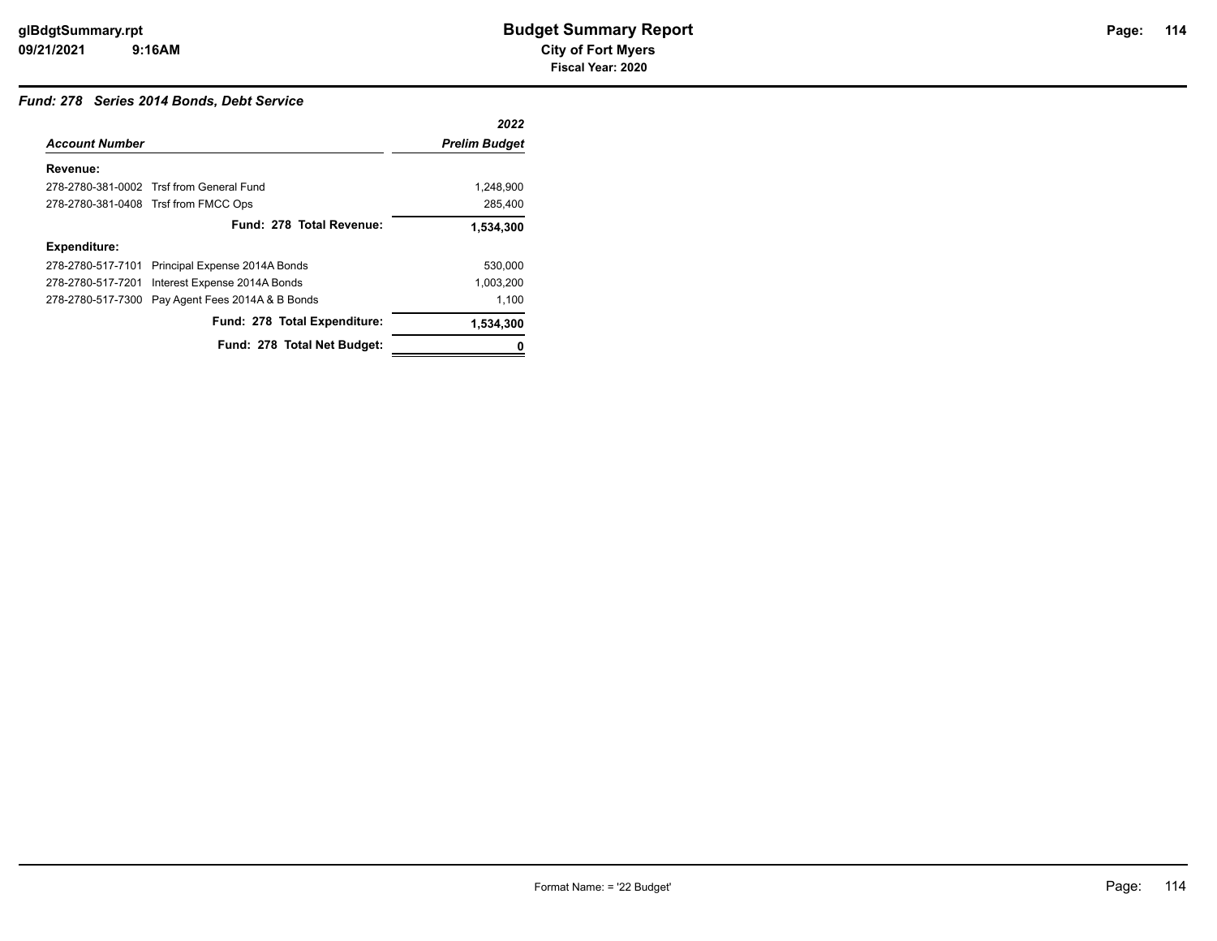# Budget Summary Report

**City of Fort Myers**

**Fiscal Year: 2020**

### *Fund: 278 Series 2014 Bonds, Debt Service*

| *Account Number* | | *2022 Prelim Budget* |
|---|---|---|
| **Revenue:** | | |
| 278-2780-381-0002 | Trsf from General Fund | 1,248,900 |
| 278-2780-381-0408 | Trsf from FMCC Ops | 285,400 |
| | **Fund: 278 Total Revenue:** | **1,534,300** |
| **Expenditure:** | | |
| 278-2780-517-7101 | Principal Expense 2014A Bonds | 530,000 |
| 278-2780-517-7201 | Interest Expense 2014A Bonds | 1,003,200 |
| 278-2780-517-7300 | Pay Agent Fees 2014A & B Bonds | 1,100 |
| | **Fund: 278 Total Expenditure:** | **1,534,300** |
| | **Fund: 278 Total Net Budget:** | **0** |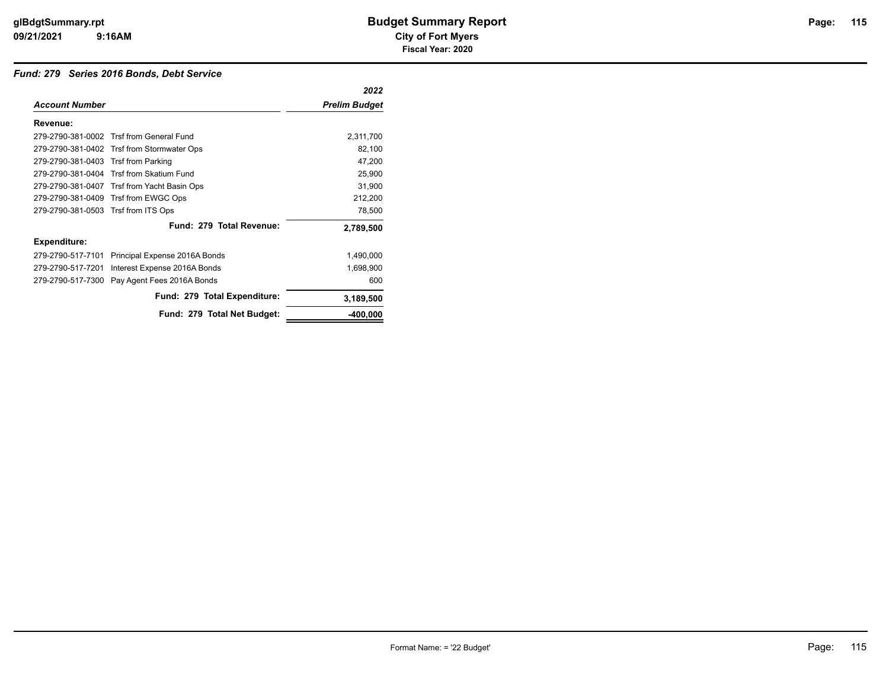# Budget Summary Report

**City of Fort Myers**

**Fiscal Year: 2020**

### *Fund: 279 Series 2016 Bonds, Debt Service*

| *Account Number* | | *2022 Prelim Budget* |
|---|---|---|
| **Revenue:** | | |
| 279-2790-381-0002 | Trsf from General Fund | 2,311,700 |
| 279-2790-381-0402 | Trsf from Stormwater Ops | 82,100 |
| 279-2790-381-0403 | Trsf from Parking | 47,200 |
| 279-2790-381-0404 | Trsf from Skatium Fund | 25,900 |
| 279-2790-381-0407 | Trsf from Yacht Basin Ops | 31,900 |
| 279-2790-381-0409 | Trsf from EWGC Ops | 212,200 |
| 279-2790-381-0503 | Trsf from ITS Ops | 78,500 |
| | **Fund: 279 Total Revenue:** | **2,789,500** |
| **Expenditure:** | | |
| 279-2790-517-7101 | Principal Expense 2016A Bonds | 1,490,000 |
| 279-2790-517-7201 | Interest Expense 2016A Bonds | 1,698,900 |
| 279-2790-517-7300 | Pay Agent Fees 2016A Bonds | 600 |
| | **Fund: 279 Total Expenditure:** | **3,189,500** |
| | **Fund: 279 Total Net Budget:** | **-400,000** |

Format Name: = '22 Budget'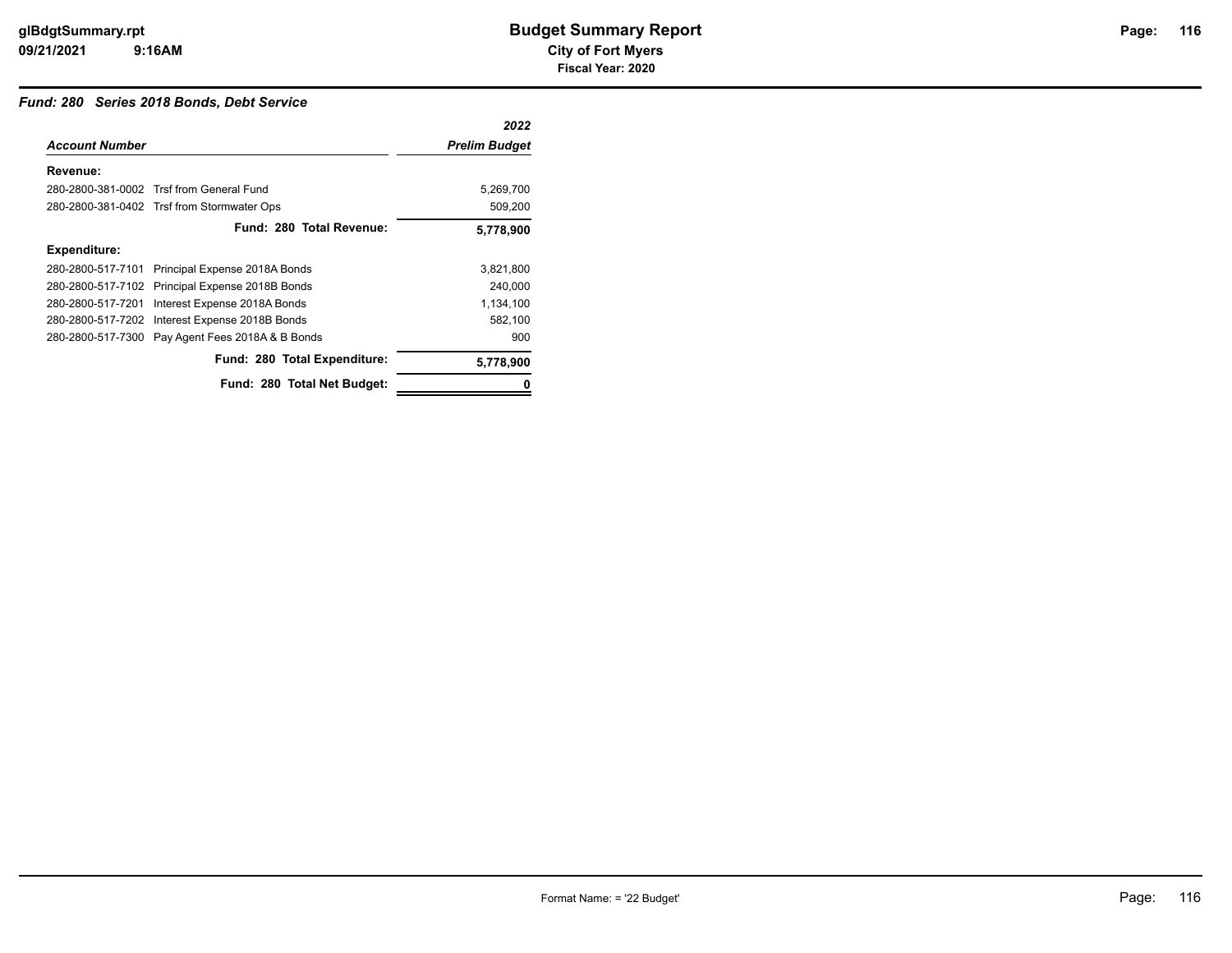### *Fund: 280 Series 2018 Bonds, Debt Service*

| *Account Number* | | *2022 Prelim Budget* |
|---|---|---|
| **Revenue:** | | |
| 280-2800-381-0002 | Trsf from General Fund | 5,269,700 |
| 280-2800-381-0402 | Trsf from Stormwater Ops | 509,200 |
| | **Fund: 280 Total Revenue:** | **5,778,900** |
| **Expenditure:** | | |
| 280-2800-517-7101 | Principal Expense 2018A Bonds | 3,821,800 |
| 280-2800-517-7102 | Principal Expense 2018B Bonds | 240,000 |
| 280-2800-517-7201 | Interest Expense 2018A Bonds | 1,134,100 |
| 280-2800-517-7202 | Interest Expense 2018B Bonds | 582,100 |
| 280-2800-517-7300 | Pay Agent Fees 2018A & B Bonds | 900 |
| | **Fund: 280 Total Expenditure:** | **5,778,900** |
| | **Fund: 280 Total Net Budget:** | **0** |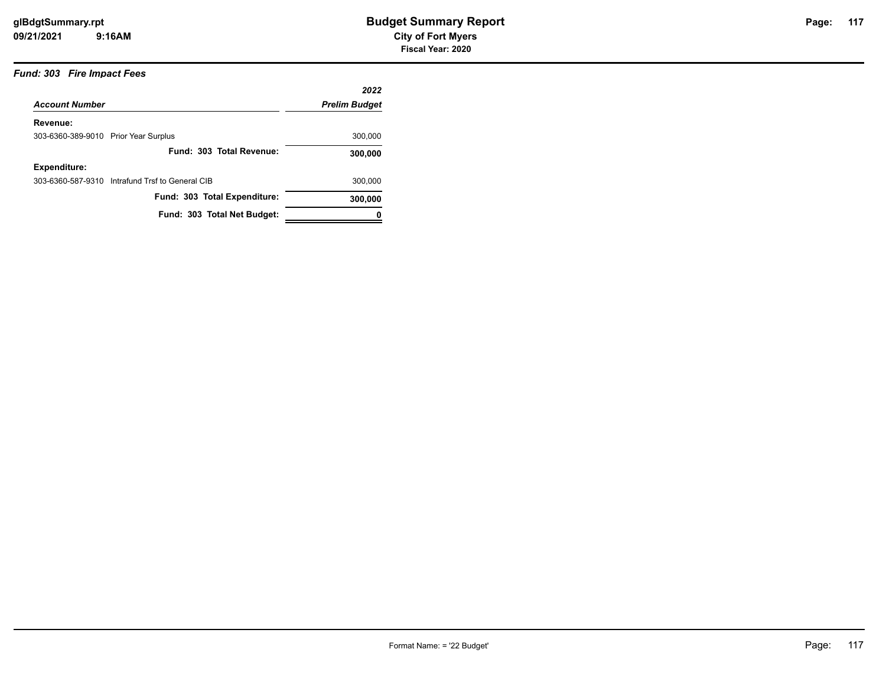### *Fund: 303 Fire Impact Fees*

| *Account Number* | *2022 Prelim Budget* |
|---|---|
| **Revenue:** | |
| 303-6360-389-9010 Prior Year Surplus | 300,000 |
| **Fund: 303 Total Revenue:** | **300,000** |
| **Expenditure:** | |
| 303-6360-587-9310 Intrafund Trsf to General CIB | 300,000 |
| **Fund: 303 Total Expenditure:** | **300,000** |
| **Fund: 303 Total Net Budget:** | **0** |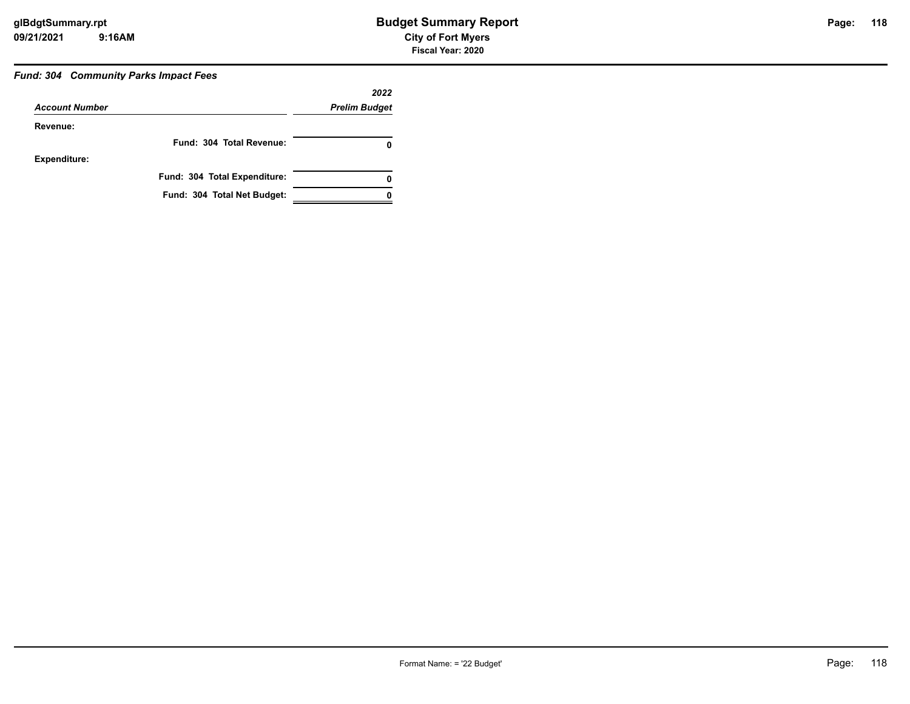## Fund: 304 Community Parks Impact Fees

| Account Number | 2022 Prelim Budget |
|---|---|
| **Revenue:** | |
| Fund: 304 Total Revenue: | 0 |
| **Expenditure:** | |
| Fund: 304 Total Expenditure: | 0 |
| Fund: 304 Total Net Budget: | 0 |

Format Name: = '22 Budget'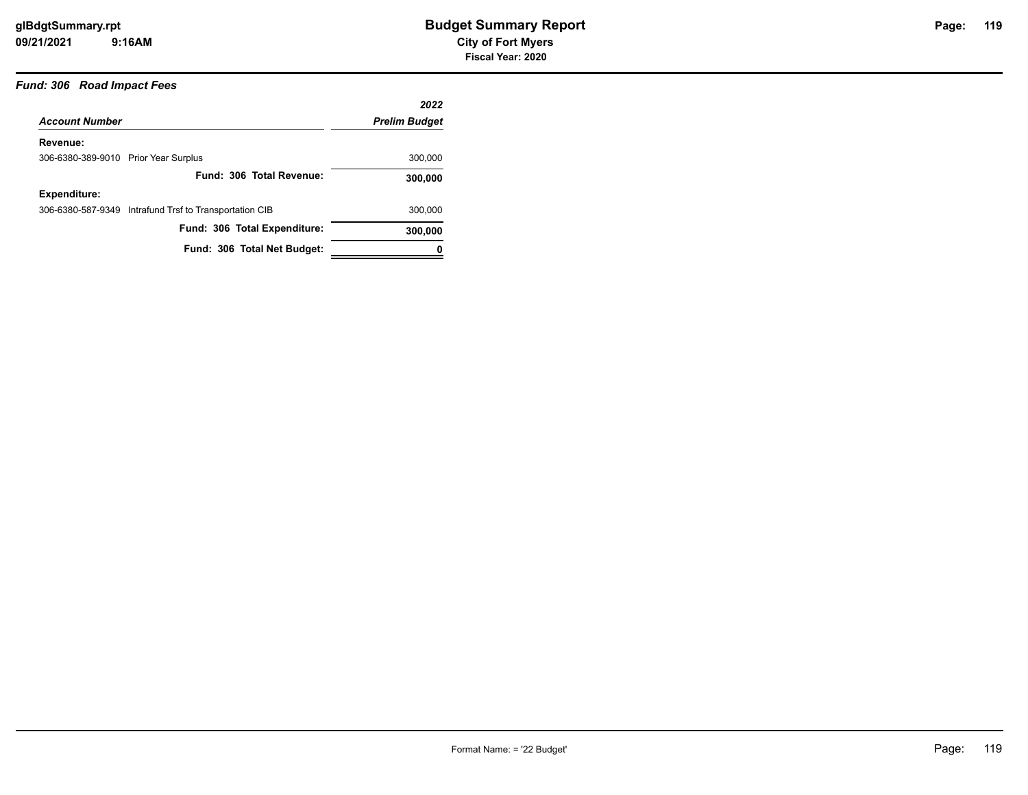# Budget Summary Report

**City of Fort Myers**

**Fiscal Year: 2020**

### *Fund: 306 Road Impact Fees*

| *Account Number* | *2022 Prelim Budget* |
|---|---|
| **Revenue:** | |
| 306-6380-389-9010 Prior Year Surplus | 300,000 |
| **Fund: 306 Total Revenue:** | **300,000** |
| **Expenditure:** | |
| 306-6380-587-9349 Intrafund Trsf to Transportation CIB | 300,000 |
| **Fund: 306 Total Expenditure:** | **300,000** |
| **Fund: 306 Total Net Budget:** | **0** |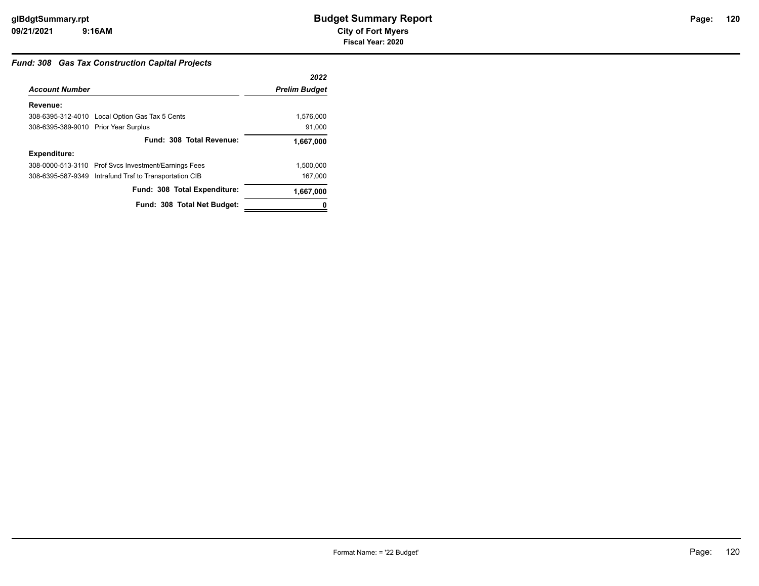### *Fund: 308 Gas Tax Construction Capital Projects*

| *Account Number* | | *2022 Prelim Budget* |
|---|---|---|
| **Revenue:** | | |
| 308-6395-312-4010 | Local Option Gas Tax 5 Cents | 1,576,000 |
| 308-6395-389-9010 | Prior Year Surplus | 91,000 |
| | **Fund: 308 Total Revenue:** | **1,667,000** |
| **Expenditure:** | | |
| 308-0000-513-3110 | Prof Svcs Investment/Earnings Fees | 1,500,000 |
| 308-6395-587-9349 | Intrafund Trsf to Transportation CIB | 167,000 |
| | **Fund: 308 Total Expenditure:** | **1,667,000** |
| | **Fund: 308 Total Net Budget:** | **0** |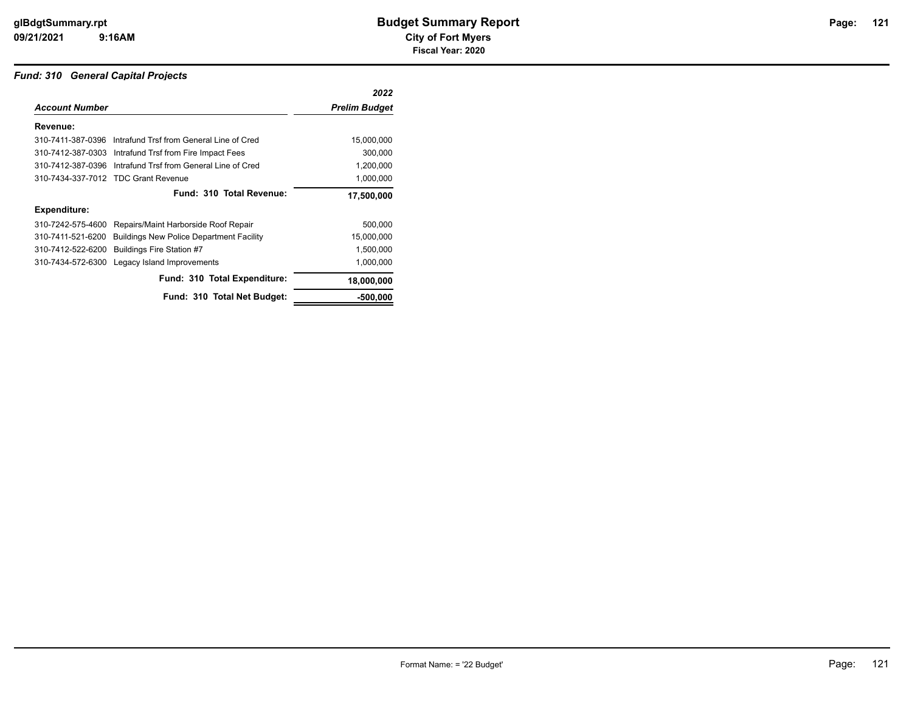# Budget Summary Report

**City of Fort Myers**

**Fiscal Year: 2020**

### *Fund: 310 General Capital Projects*

| *Account Number* | | *2022 Prelim Budget* |
|---|---|---|
| **Revenue:** | | |
| 310-7411-387-0396 | Intrafund Trsf from General Line of Cred | 15,000,000 |
| 310-7412-387-0303 | Intrafund Trsf from Fire Impact Fees | 300,000 |
| 310-7412-387-0396 | Intrafund Trsf from General Line of Cred | 1,200,000 |
| 310-7434-337-7012 | TDC Grant Revenue | 1,000,000 |
| | **Fund: 310 Total Revenue:** | **17,500,000** |
| **Expenditure:** | | |
| 310-7242-575-4600 | Repairs/Maint Harborside Roof Repair | 500,000 |
| 310-7411-521-6200 | Buildings New Police Department Facility | 15,000,000 |
| 310-7412-522-6200 | Buildings Fire Station #7 | 1,500,000 |
| 310-7434-572-6300 | Legacy Island Improvements | 1,000,000 |
| | **Fund: 310 Total Expenditure:** | **18,000,000** |
| | **Fund: 310 Total Net Budget:** | **-500,000** |

Format Name: = '22 Budget'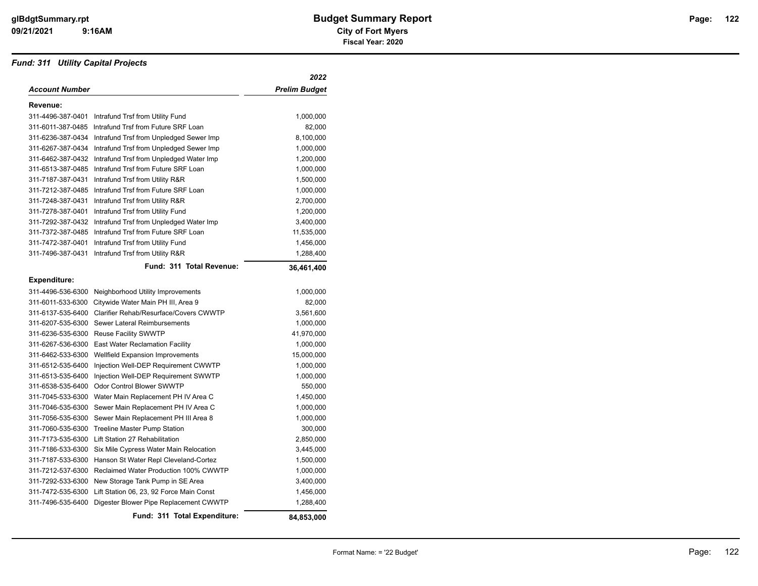# Budget Summary Report

**City of Fort Myers**

**Fiscal Year: 2020**

***Fund: 311 Utility Capital Projects***

| ***Account Number*** | | ***2022 Prelim Budget*** |
|---|---|---|
| **Revenue:** | | |
| 311-4496-387-0401 | Intrafund Trsf from Utility Fund | 1,000,000 |
| 311-6011-387-0485 | Intrafund Trsf from Future SRF Loan | 82,000 |
| 311-6236-387-0434 | Intrafund Trsf from Unpledged Sewer Imp | 8,100,000 |
| 311-6267-387-0434 | Intrafund Trsf from Unpledged Sewer Imp | 1,000,000 |
| 311-6462-387-0432 | Intrafund Trsf from Unpledged Water Imp | 1,200,000 |
| 311-6513-387-0485 | Intrafund Trsf from Future SRF Loan | 1,000,000 |
| 311-7187-387-0431 | Intrafund Trsf from Utility R&R | 1,500,000 |
| 311-7212-387-0485 | Intrafund Trsf from Future SRF Loan | 1,000,000 |
| 311-7248-387-0431 | Intrafund Trsf from Utility R&R | 2,700,000 |
| 311-7278-387-0401 | Intrafund Trsf from Utility Fund | 1,200,000 |
| 311-7292-387-0432 | Intrafund Trsf from Unpledged Water Imp | 3,400,000 |
| 311-7372-387-0485 | Intrafund Trsf from Future SRF Loan | 11,535,000 |
| 311-7472-387-0401 | Intrafund Trsf from Utility Fund | 1,456,000 |
| 311-7496-387-0431 | Intrafund Trsf from Utility R&R | 1,288,400 |
| | **Fund: 311 Total Revenue:** | **36,461,400** |
| **Expenditure:** | | |
| 311-4496-536-6300 | Neighborhood Utility Improvements | 1,000,000 |
| 311-6011-533-6300 | Citywide Water Main PH III, Area 9 | 82,000 |
| 311-6137-535-6400 | Clarifier Rehab/Resurface/Covers CWWTP | 3,561,600 |
| 311-6207-535-6300 | Sewer Lateral Reimbursements | 1,000,000 |
| 311-6236-535-6300 | Reuse Facility SWWTP | 41,970,000 |
| 311-6267-536-6300 | East Water Reclamation Facility | 1,000,000 |
| 311-6462-533-6300 | Wellfield Expansion Improvements | 15,000,000 |
| 311-6512-535-6400 | Injection Well-DEP Requirement CWWTP | 1,000,000 |
| 311-6513-535-6400 | Injection Well-DEP Requirement SWWTP | 1,000,000 |
| 311-6538-535-6400 | Odor Control Blower SWWTP | 550,000 |
| 311-7045-533-6300 | Water Main Replacement PH IV Area C | 1,450,000 |
| 311-7046-535-6300 | Sewer Main Replacement PH IV Area C | 1,000,000 |
| 311-7056-535-6300 | Sewer Main Replacement PH III Area 8 | 1,000,000 |
| 311-7060-535-6300 | Treeline Master Pump Station | 300,000 |
| 311-7173-535-6300 | Lift Station 27 Rehabilitation | 2,850,000 |
| 311-7186-533-6300 | Six Mile Cypress Water Main Relocation | 3,445,000 |
| 311-7187-533-6300 | Hanson St Water Repl Cleveland-Cortez | 1,500,000 |
| 311-7212-537-6300 | Reclaimed Water Production 100% CWWTP | 1,000,000 |
| 311-7292-533-6300 | New Storage Tank Pump in SE Area | 3,400,000 |
| 311-7472-535-6300 | Lift Station 06, 23, 92 Force Main Const | 1,456,000 |
| 311-7496-535-6400 | Digester Blower Pipe Replacement CWWTP | 1,288,400 |
| | **Fund: 311 Total Expenditure:** | **84,853,000** |

Format Name: = '22 Budget'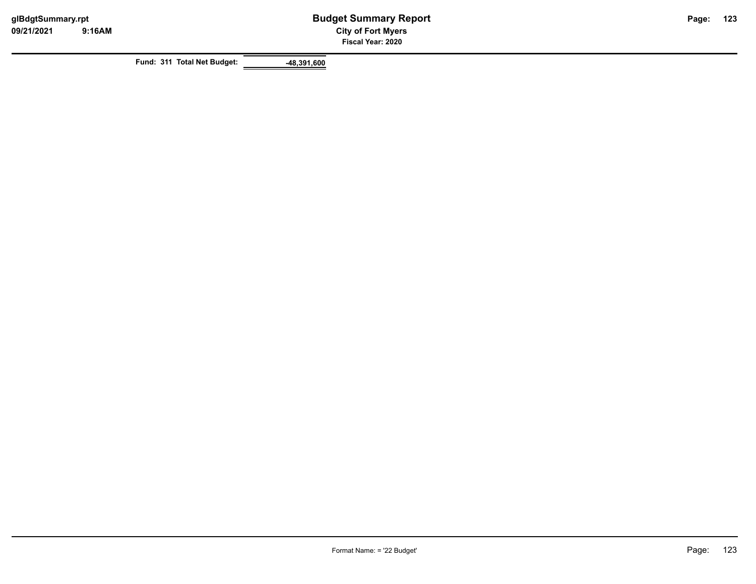| Fund: 311 Total Net Budget: | -48,391,600 |
| --- | --- |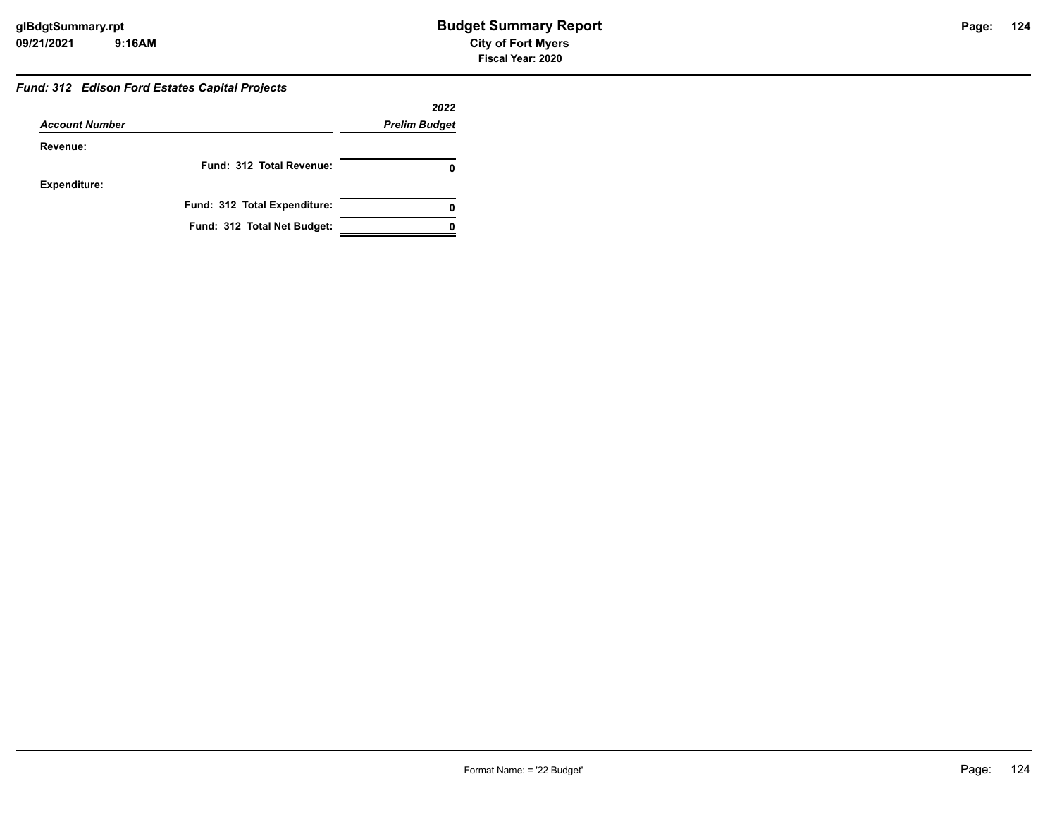# Budget Summary Report

**City of Fort Myers**

**Fiscal Year: 2020**

***Fund: 312 Edison Ford Estates Capital Projects***

| *Account Number* | *2022 Prelim Budget* |
|---|---|
| **Revenue:** | |
| **Fund: 312 Total Revenue:** | **0** |
| **Expenditure:** | |
| **Fund: 312 Total Expenditure:** | **0** |
| **Fund: 312 Total Net Budget:** | **0** |

Format Name: = '22 Budget'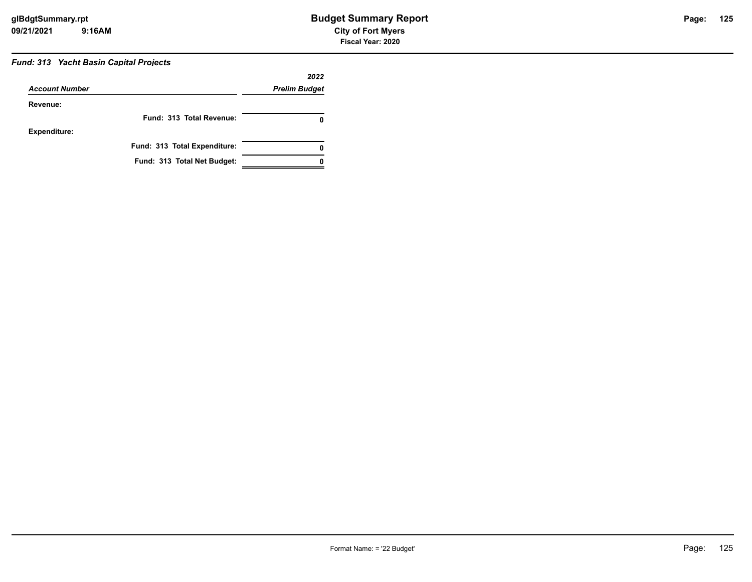### Fund: 313 Yacht Basin Capital Projects

| Account Number | 2022 Prelim Budget |
|---|---|
| **Revenue:** | |
| **Fund: 313 Total Revenue:** | **0** |
| **Expenditure:** | |
| **Fund: 313 Total Expenditure:** | **0** |
| **Fund: 313 Total Net Budget:** | **0** |

Format Name: = '22 Budget'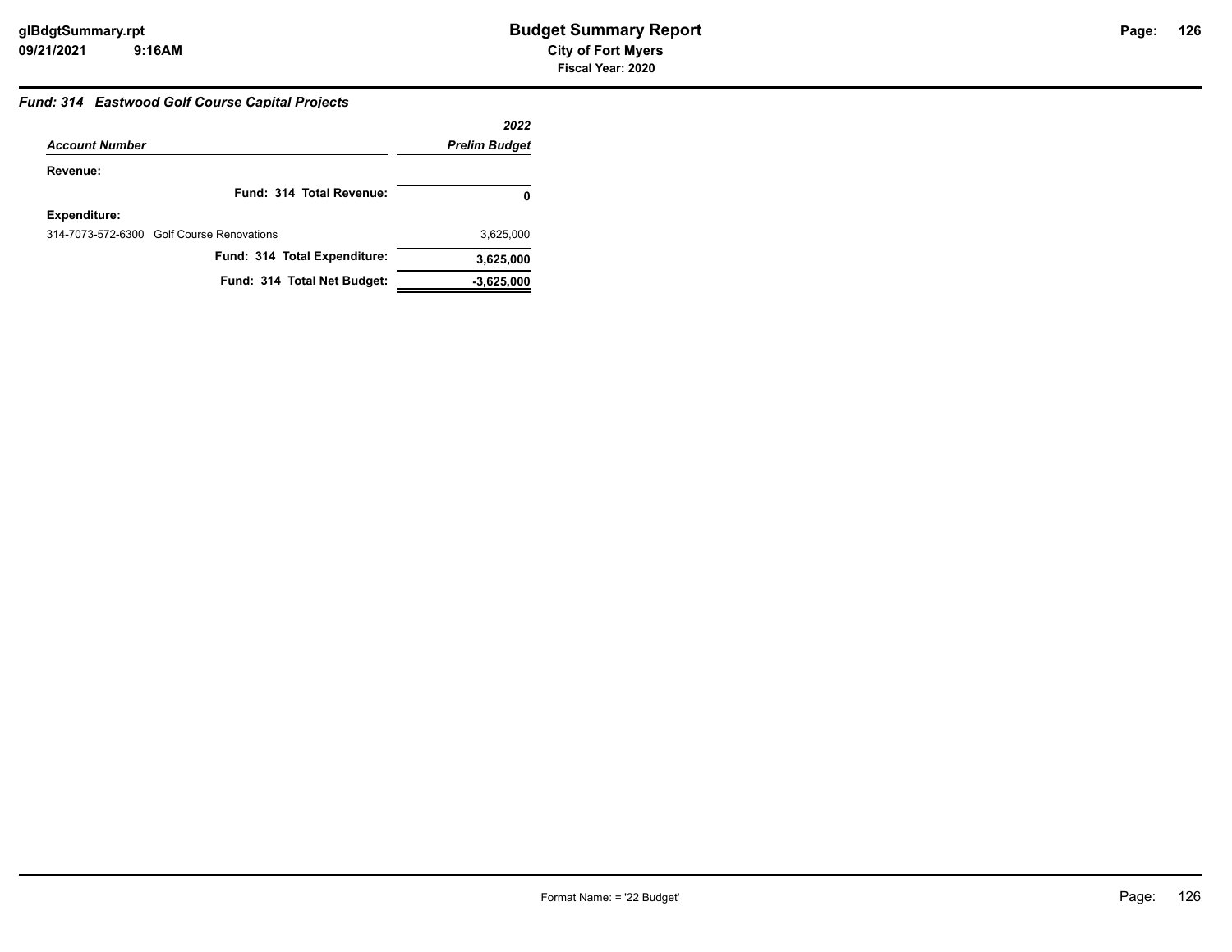# Budget Summary Report

**City of Fort Myers**

**Fiscal Year: 2020**

### *Fund: 314 Eastwood Golf Course Capital Projects*

| *Account Number* | *2022 Prelim Budget* |
|---|---|
| **Revenue:** | |
| **Fund: 314 Total Revenue:** | **0** |
| **Expenditure:** | |
| 314-7073-572-6300 Golf Course Renovations | 3,625,000 |
| **Fund: 314 Total Expenditure:** | **3,625,000** |
| **Fund: 314 Total Net Budget:** | **-3,625,000** |

Format Name: = '22 Budget'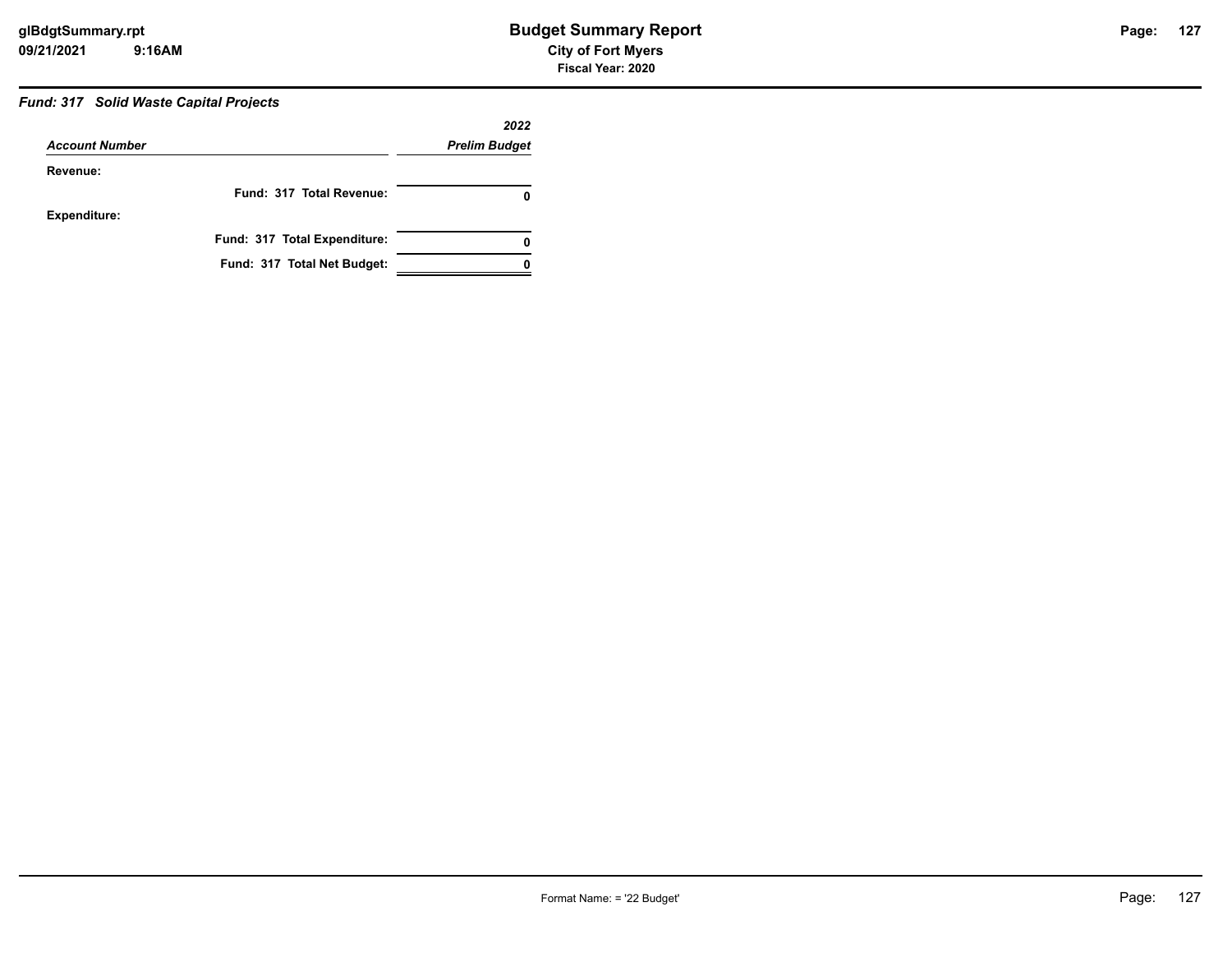### *Fund: 317 Solid Waste Capital Projects*

| *Account Number* | *2022 Prelim Budget* |
|---|---|
| **Revenue:** | |
| **Fund: 317 Total Revenue:** | **0** |
| **Expenditure:** | |
| **Fund: 317 Total Expenditure:** | **0** |
| **Fund: 317 Total Net Budget:** | **0** |

Format Name: = '22 Budget'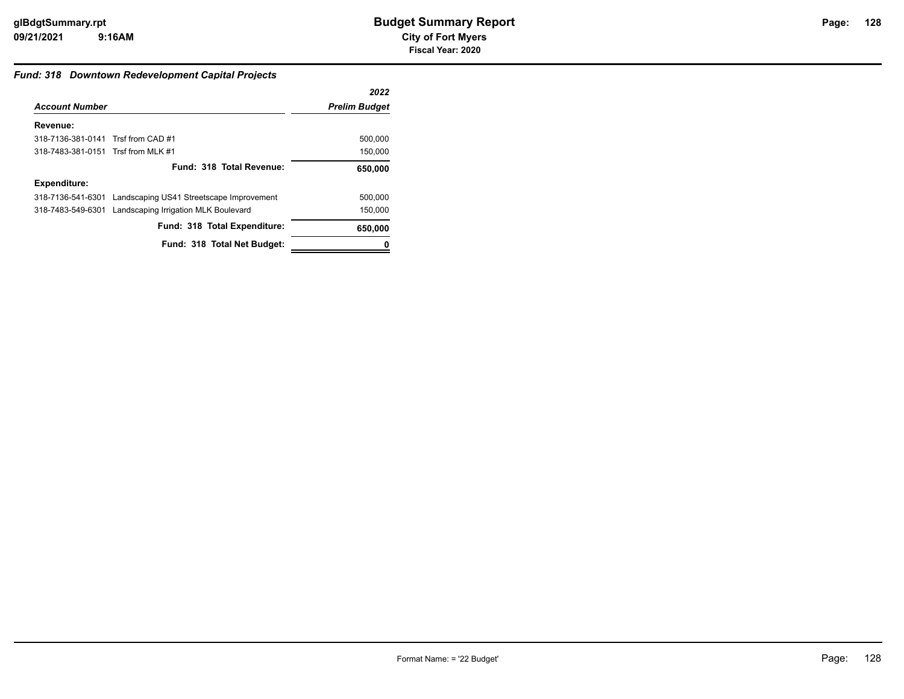### *Fund: 318 Downtown Redevelopment Capital Projects*

| *Account Number* | | *2022 Prelim Budget* |
|---|---|---|
| **Revenue:** | | |
| 318-7136-381-0141 | Trsf from CAD #1 | 500,000 |
| 318-7483-381-0151 | Trsf from MLK #1 | 150,000 |
| | **Fund: 318 Total Revenue:** | **650,000** |
| **Expenditure:** | | |
| 318-7136-541-6301 | Landscaping US41 Streetscape Improvement | 500,000 |
| 318-7483-549-6301 | Landscaping Irrigation MLK Boulevard | 150,000 |
| | **Fund: 318 Total Expenditure:** | **650,000** |
| | **Fund: 318 Total Net Budget:** | **0** |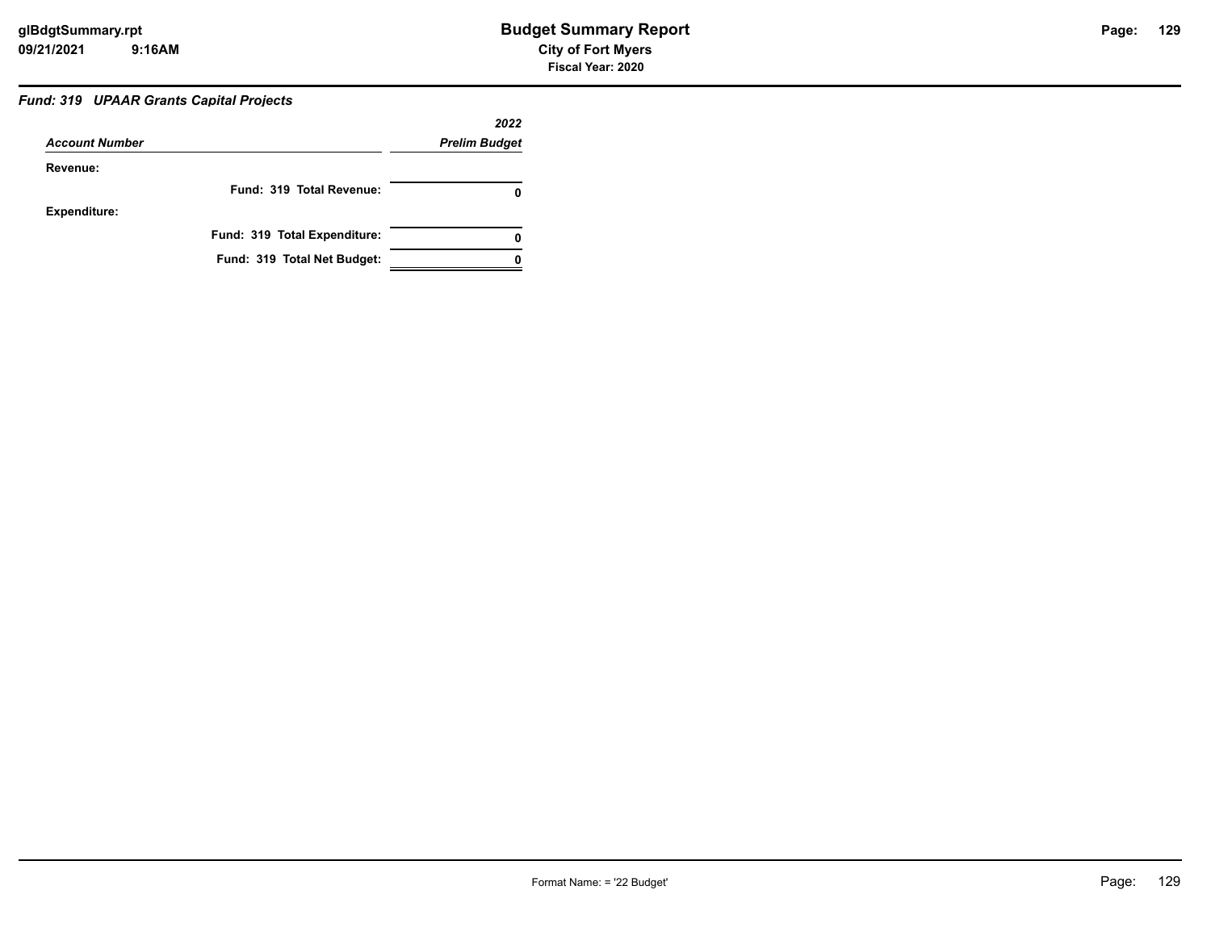### Fund: 319 UPAAR Grants Capital Projects

| Account Number | 2022 Prelim Budget |
|---|---|
| **Revenue:** | |
| **Fund: 319 Total Revenue:** | **0** |
| **Expenditure:** | |
| **Fund: 319 Total Expenditure:** | **0** |
| **Fund: 319 Total Net Budget:** | **0** |

Format Name: = '22 Budget'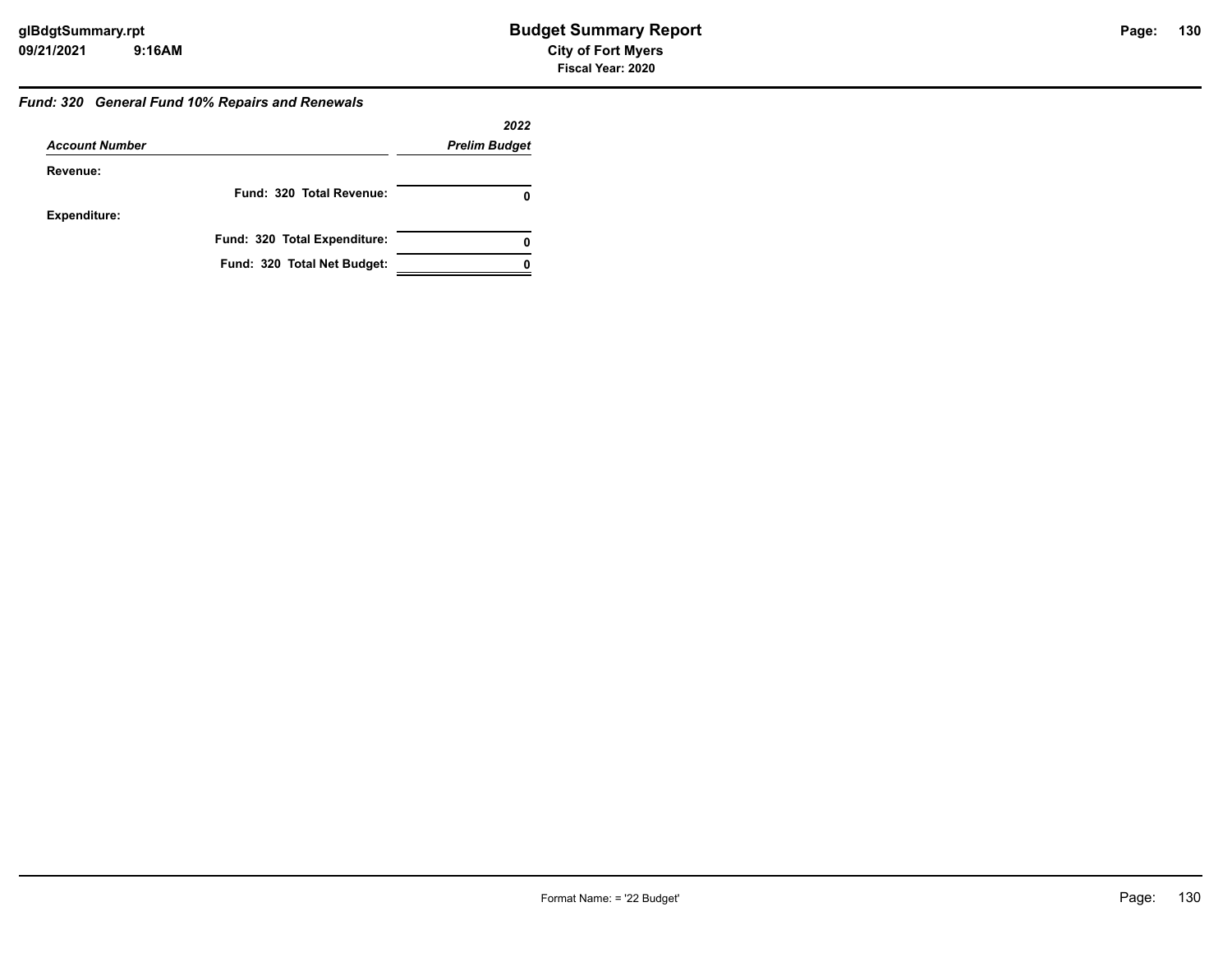### Fund: 320 General Fund 10% Repairs and Renewals

| Account Number | 2022 Prelim Budget |
|---|---|
| **Revenue:** | |
| Fund: 320 Total Revenue: | 0 |
| **Expenditure:** | |
| Fund: 320 Total Expenditure: | 0 |
| Fund: 320 Total Net Budget: | 0 |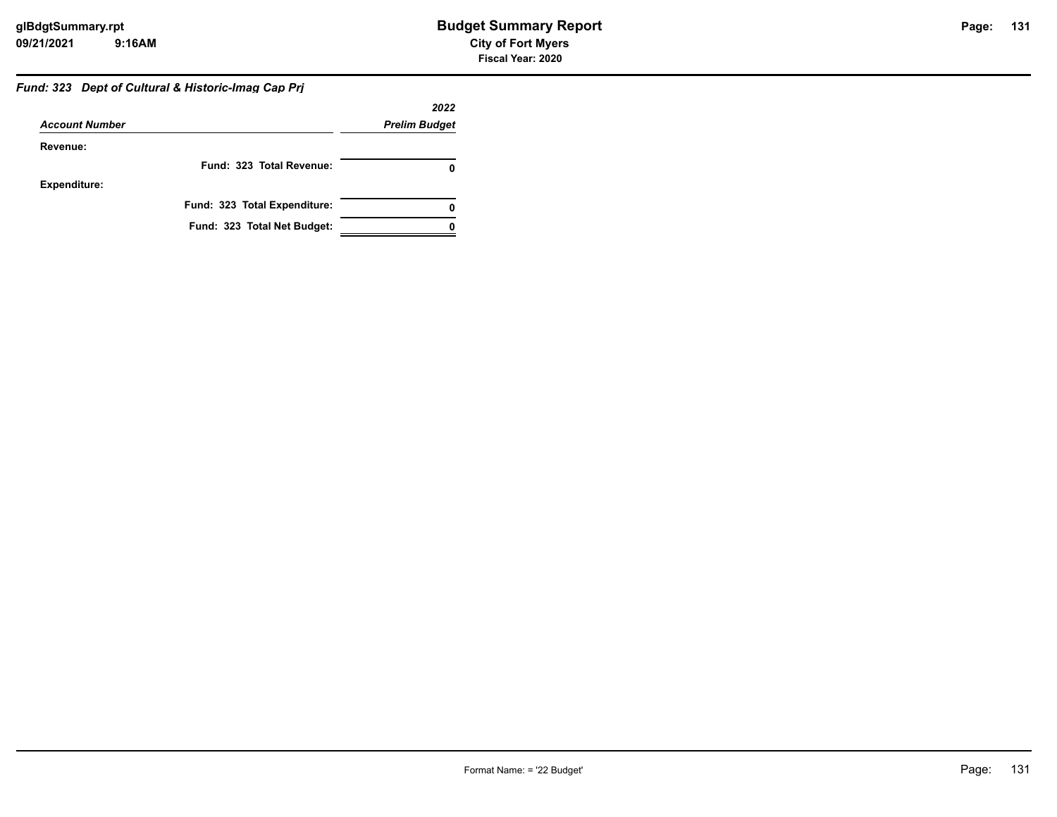# Budget Summary Report

**City of Fort Myers**

**Fiscal Year: 2020**

***Fund: 323 Dept of Cultural & Historic-Imag Cap Prj***

| *Account Number* | *2022 Prelim Budget* |
|---|---|
| **Revenue:** | |
| **Fund: 323 Total Revenue:** | **0** |
| **Expenditure:** | |
| **Fund: 323 Total Expenditure:** | **0** |
| **Fund: 323 Total Net Budget:** | **0** |

Format Name: = '22 Budget'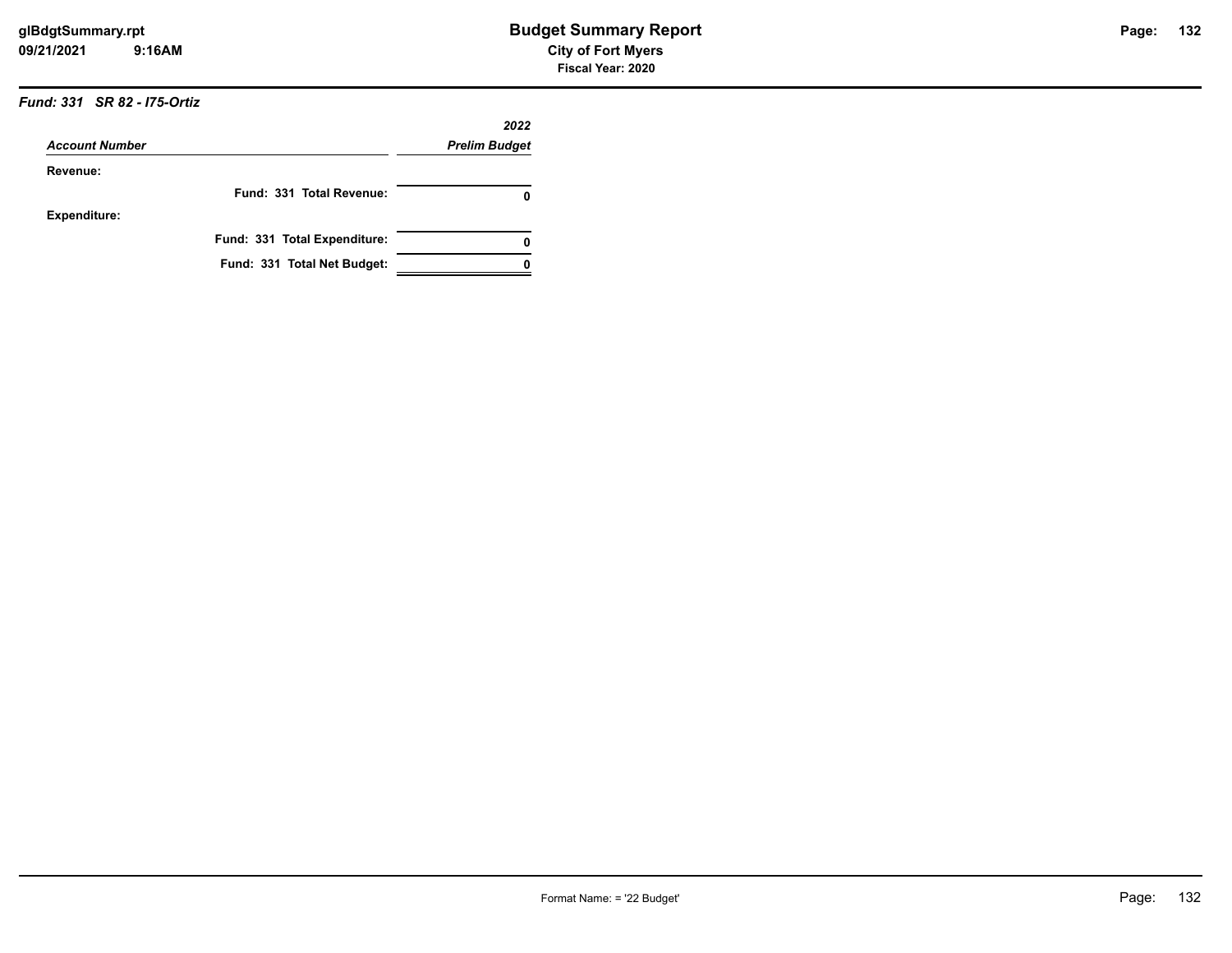### *Fund: 331 SR 82 - I75-Ortiz*

| *Account Number* | *2022 Prelim Budget* |
|---|---|
| **Revenue:** | |
| **Fund: 331 Total Revenue:** | **0** |
| **Expenditure:** | |
| **Fund: 331 Total Expenditure:** | **0** |
| **Fund: 331 Total Net Budget:** | **0** |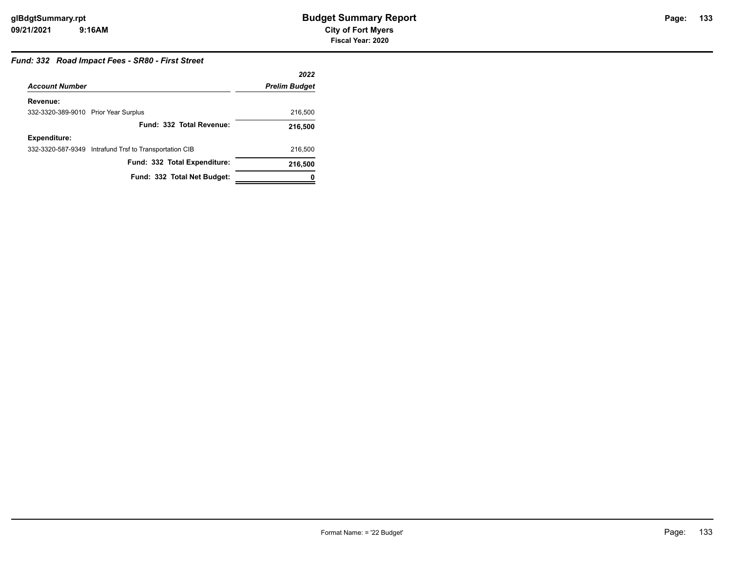# Budget Summary Report

**City of Fort Myers**

**Fiscal Year: 2020**

### *Fund: 332 Road Impact Fees - SR80 - First Street*

| *Account Number* | *2022 Prelim Budget* |
|---|---|
| **Revenue:** | |
| 332-3320-389-9010 Prior Year Surplus | 216,500 |
| **Fund: 332 Total Revenue:** | **216,500** |
| **Expenditure:** | |
| 332-3320-587-9349 Intrafund Trsf to Transportation CIB | 216,500 |
| **Fund: 332 Total Expenditure:** | **216,500** |
| **Fund: 332 Total Net Budget:** | **0** |

Format Name: = '22 Budget'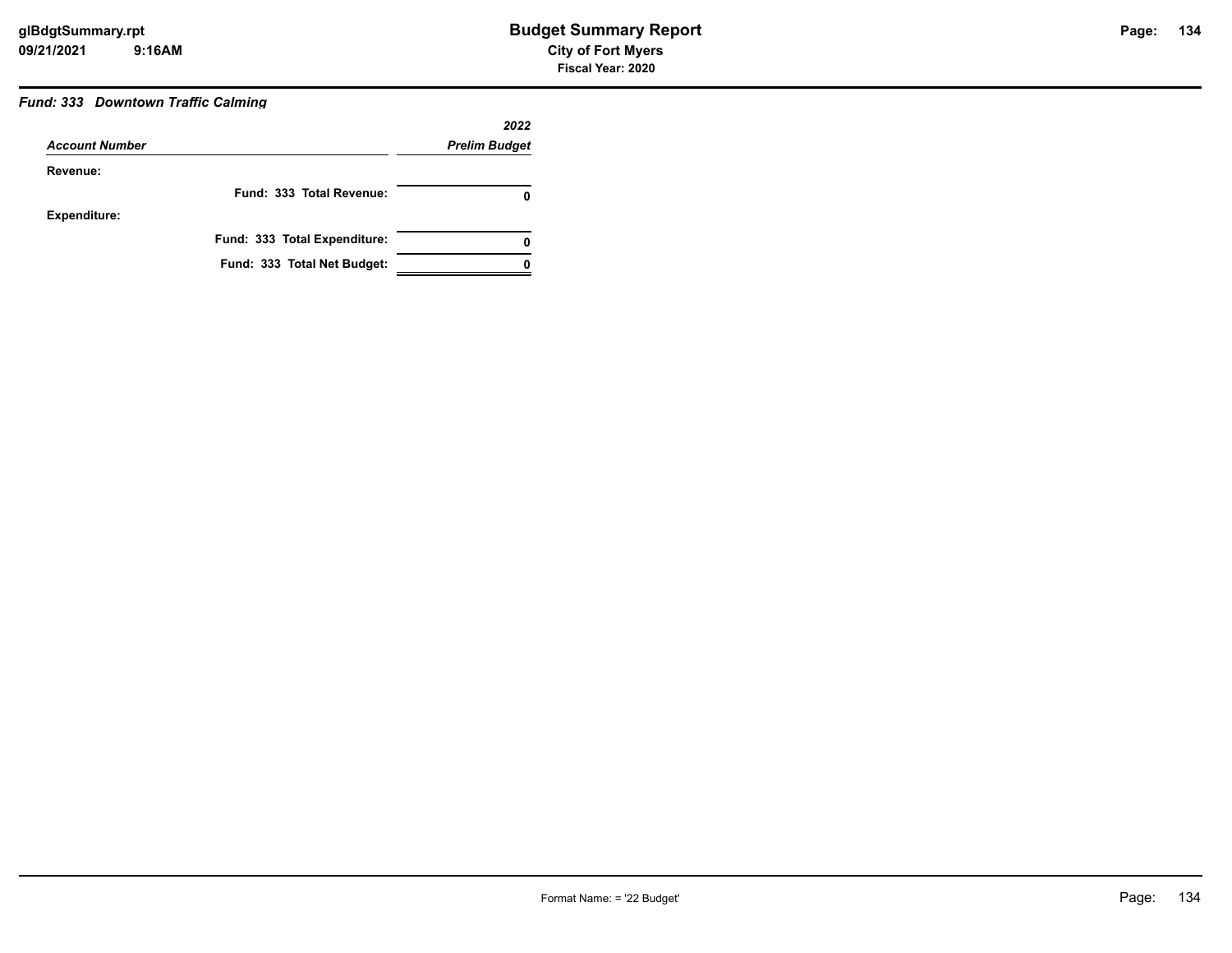## Fund: 333 Downtown Traffic Calming

| Account Number | 2022 Prelim Budget |
|---|---|
| **Revenue:** | |
| **Fund: 333 Total Revenue:** | **0** |
| **Expenditure:** | |
| **Fund: 333 Total Expenditure:** | **0** |
| **Fund: 333 Total Net Budget:** | **0** |

Format Name: = '22 Budget'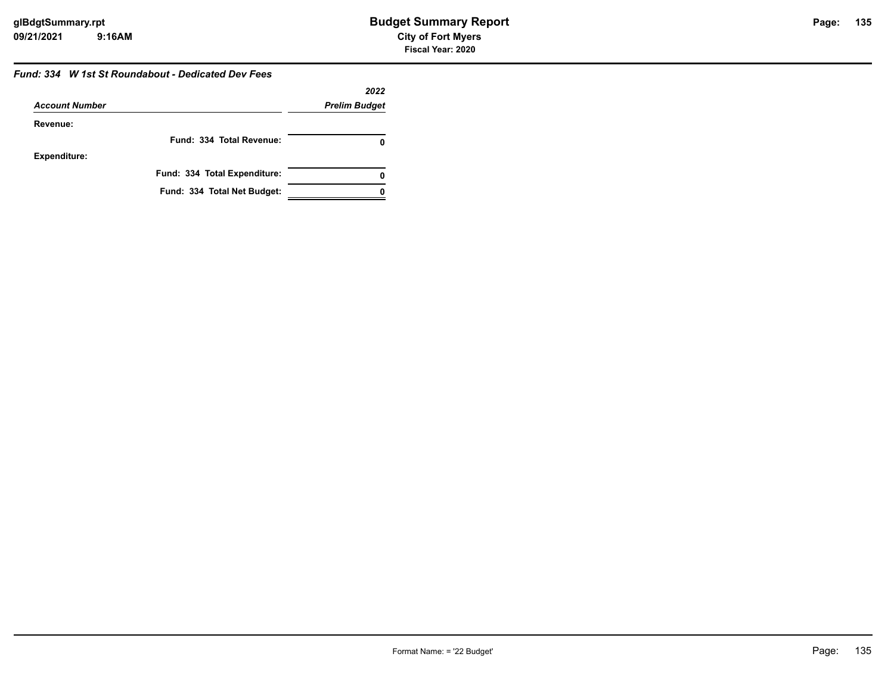### *Fund: 334 W 1st St Roundabout - Dedicated Dev Fees*

| *Account Number* | *2022 Prelim Budget* |
|---|---|
| **Revenue:** | |
| **Fund: 334 Total Revenue:** | **0** |
| **Expenditure:** | |
| **Fund: 334 Total Expenditure:** | **0** |
| **Fund: 334 Total Net Budget:** | **0** |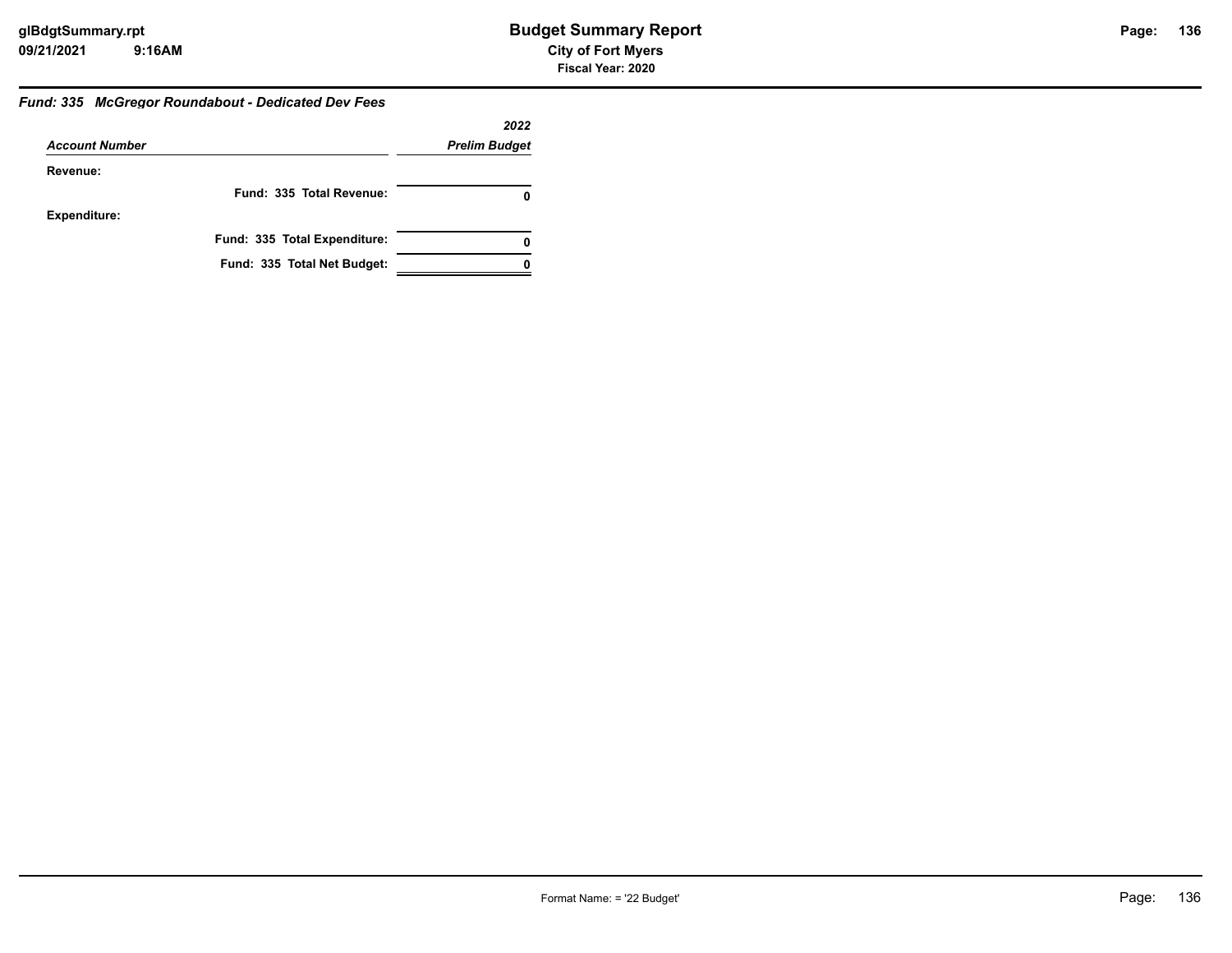### *Fund: 335 McGregor Roundabout - Dedicated Dev Fees*

| *Account Number* | *2022 Prelim Budget* |
|---|---|
| **Revenue:** | |
| **Fund: 335 Total Revenue:** | **0** |
| **Expenditure:** | |
| **Fund: 335 Total Expenditure:** | **0** |
| **Fund: 335 Total Net Budget:** | **0** |

Format Name: = '22 Budget'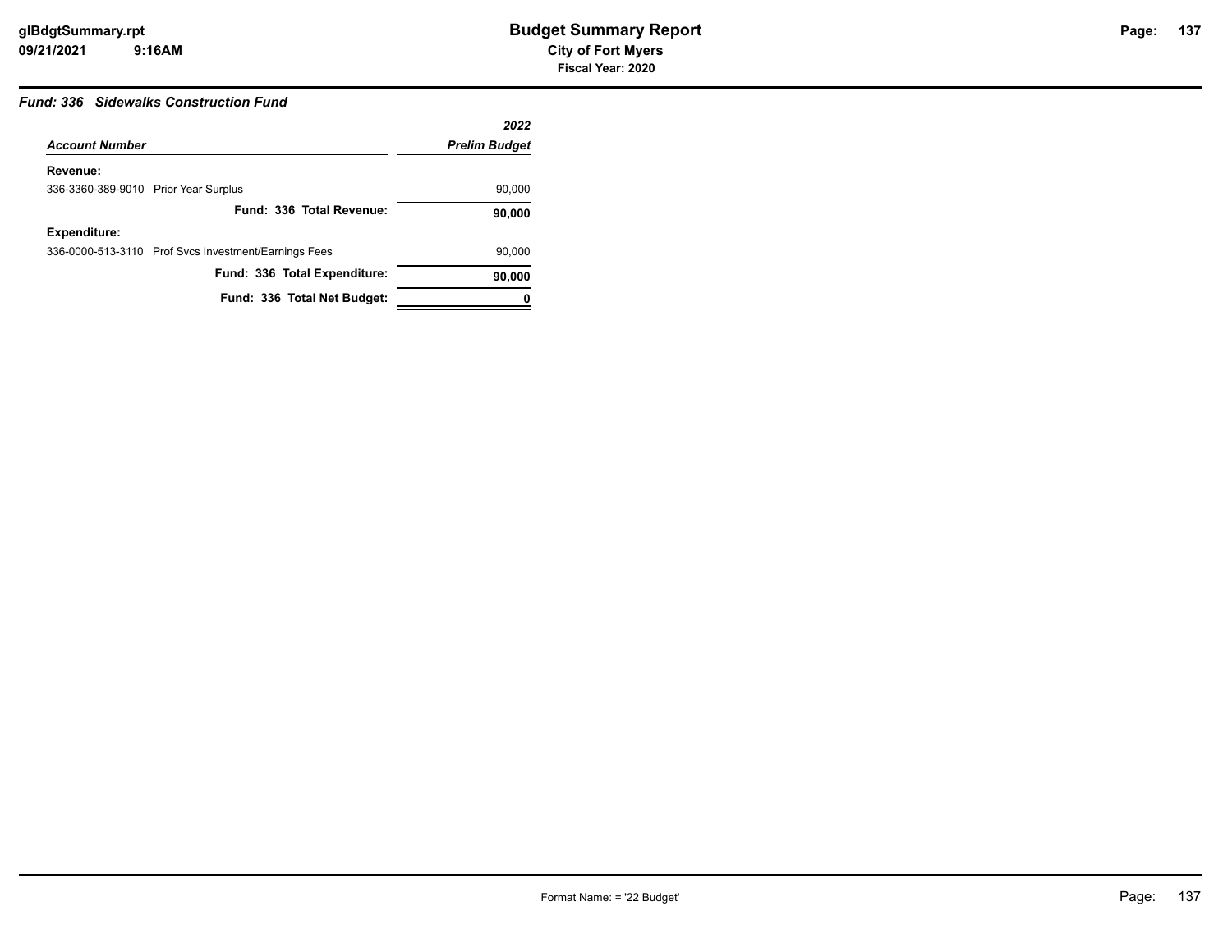# Budget Summary Report

**City of Fort Myers**

**Fiscal Year: 2020**

***Fund: 336 Sidewalks Construction Fund***

| *Account Number* | | *2022 Prelim Budget* |
|---|---|---|
| **Revenue:** | | |
| 336-3360-389-9010 | Prior Year Surplus | 90,000 |
| | **Fund: 336 Total Revenue:** | **90,000** |
| **Expenditure:** | | |
| 336-0000-513-3110 | Prof Svcs Investment/Earnings Fees | 90,000 |
| | **Fund: 336 Total Expenditure:** | **90,000** |
| | **Fund: 336 Total Net Budget:** | **0** |

Format Name: = '22 Budget'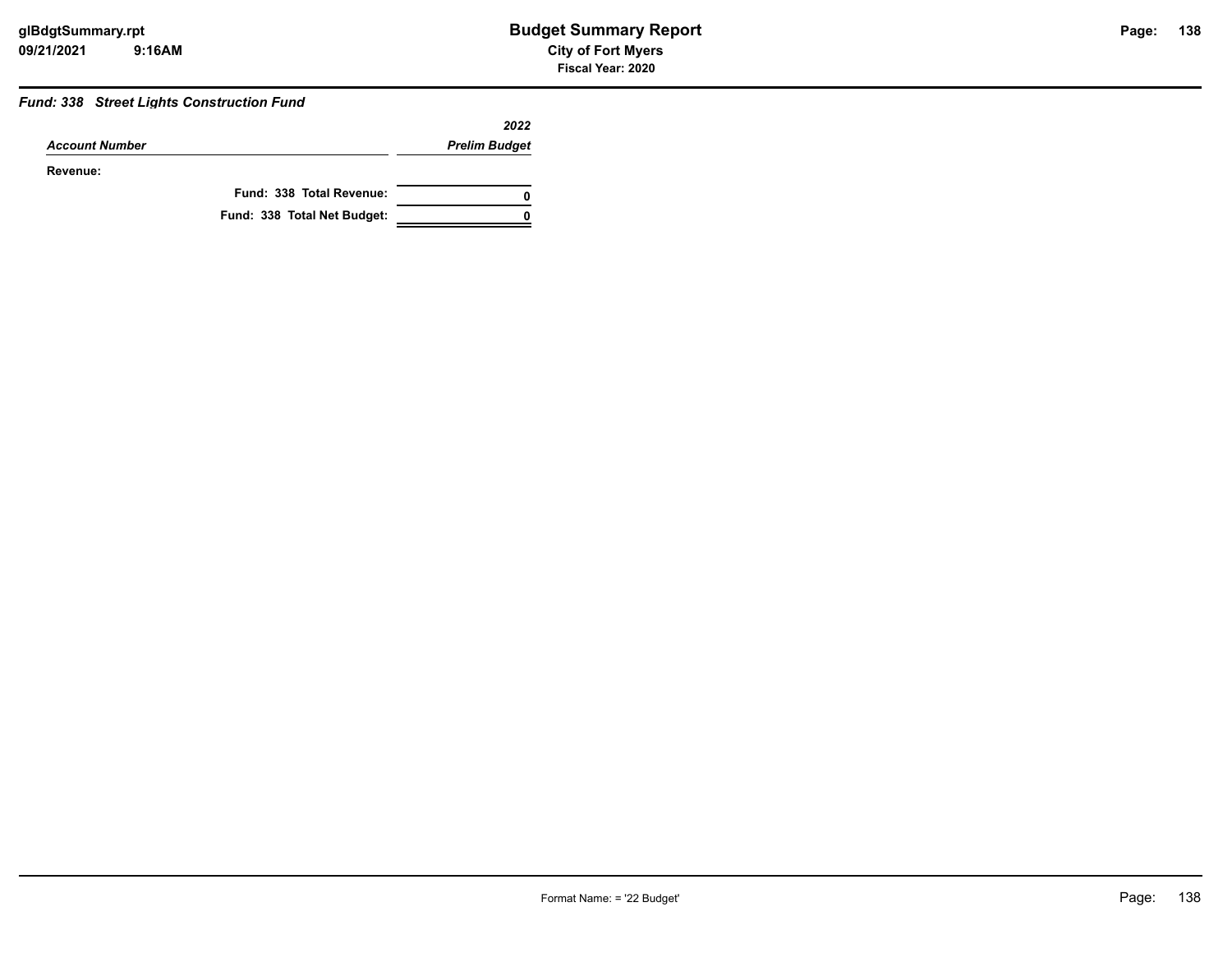### Fund: 338 Street Lights Construction Fund

| Account Number | 2022 Prelim Budget |
|---|---|
| **Revenue:** | |
| **Fund: 338 Total Revenue:** | **0** |
| **Fund: 338 Total Net Budget:** | **0** |

Format Name: = '22 Budget'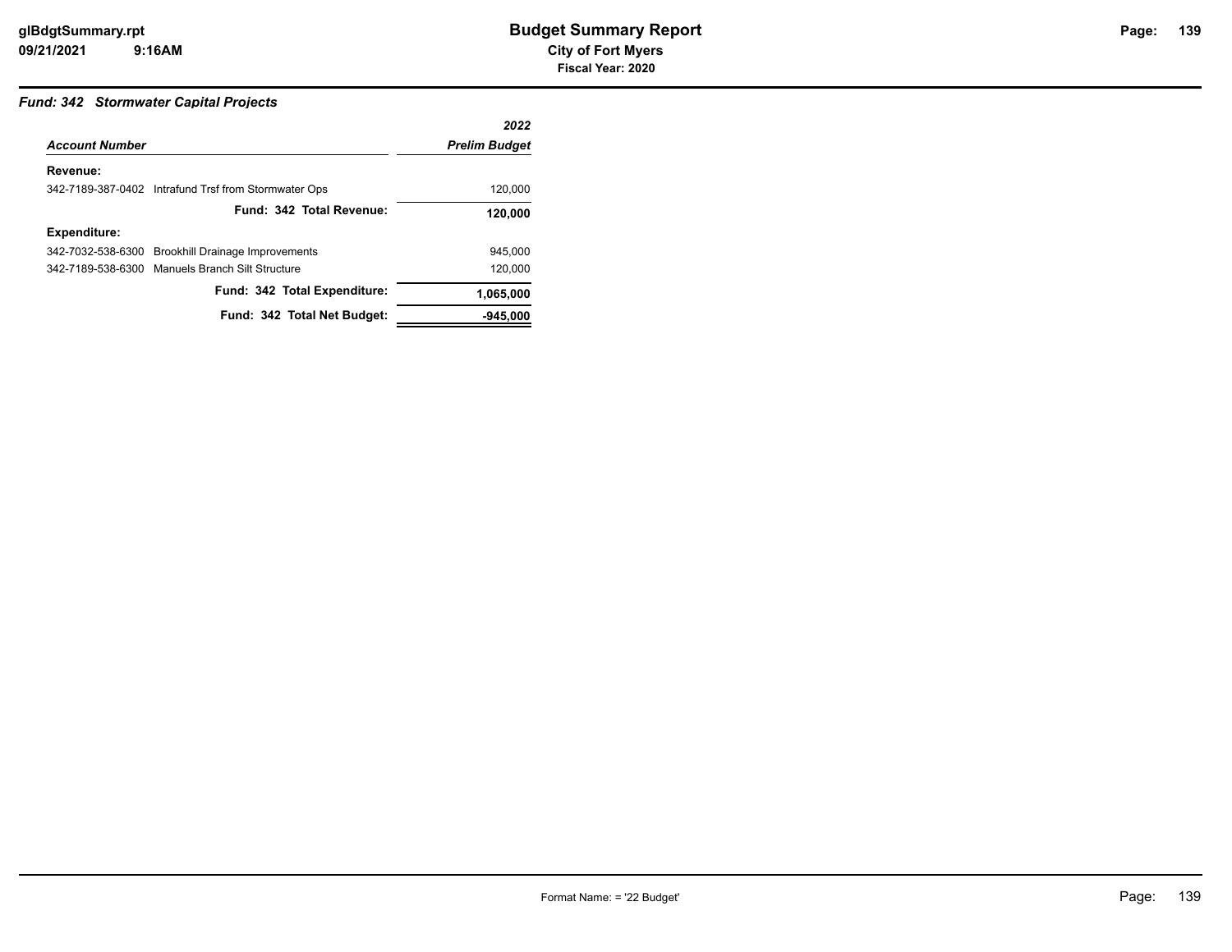### *Fund: 342 Stormwater Capital Projects*

| *Account Number* | | *2022 Prelim Budget* |
|---|---|---|
| **Revenue:** | | |
| 342-7189-387-0402 | Intrafund Trsf from Stormwater Ops | 120,000 |
| | **Fund: 342 Total Revenue:** | **120,000** |
| **Expenditure:** | | |
| 342-7032-538-6300 | Brookhill Drainage Improvements | 945,000 |
| 342-7189-538-6300 | Manuels Branch Silt Structure | 120,000 |
| | **Fund: 342 Total Expenditure:** | **1,065,000** |
| | **Fund: 342 Total Net Budget:** | **-945,000** |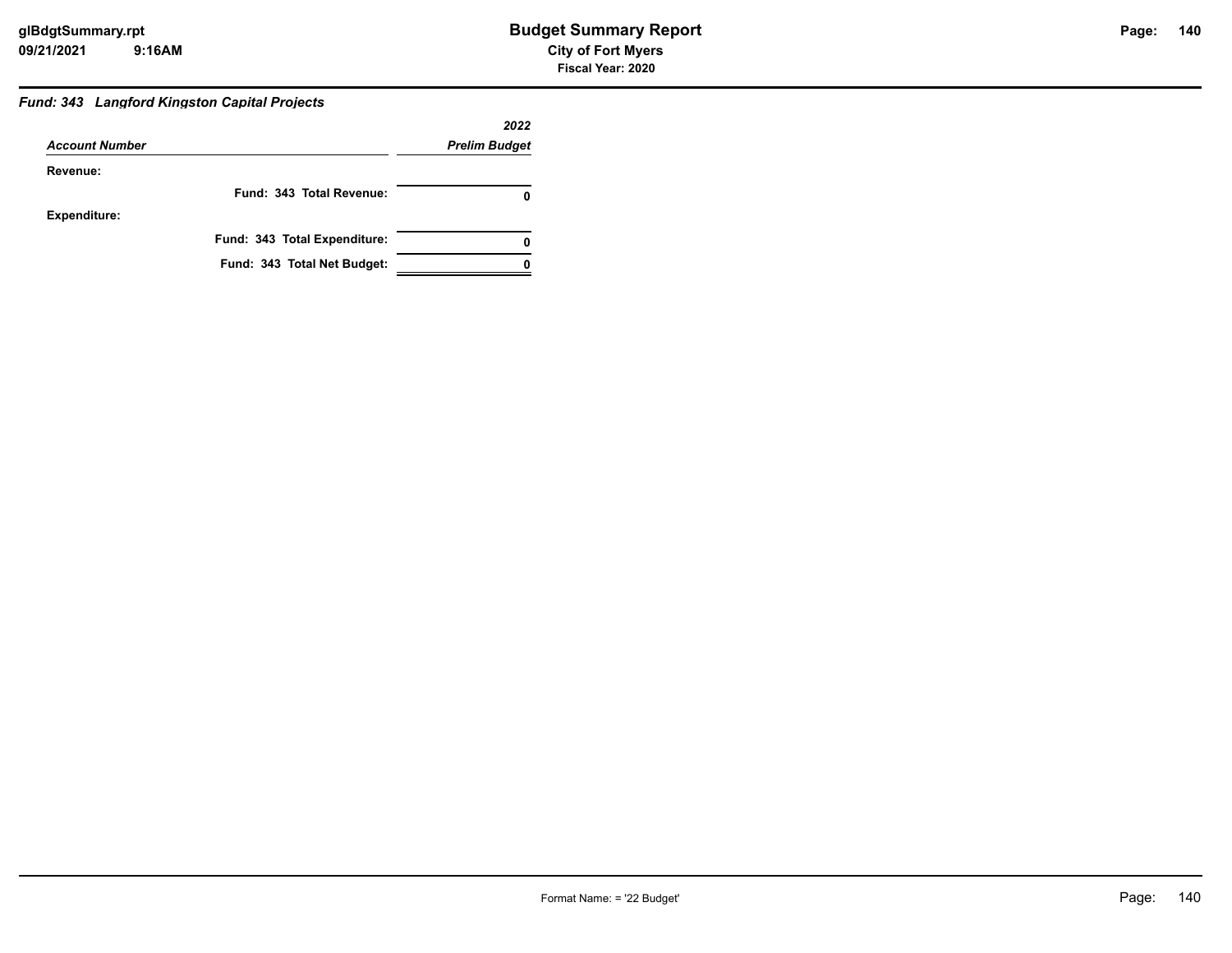### *Fund: 343 Langford Kingston Capital Projects*

| *Account Number* | *2022 Prelim Budget* |
|---|---|
| **Revenue:** | |
| **Fund: 343 Total Revenue:** | **0** |
| **Expenditure:** | |
| **Fund: 343 Total Expenditure:** | **0** |
| **Fund: 343 Total Net Budget:** | **0** |

Format Name: = '22 Budget'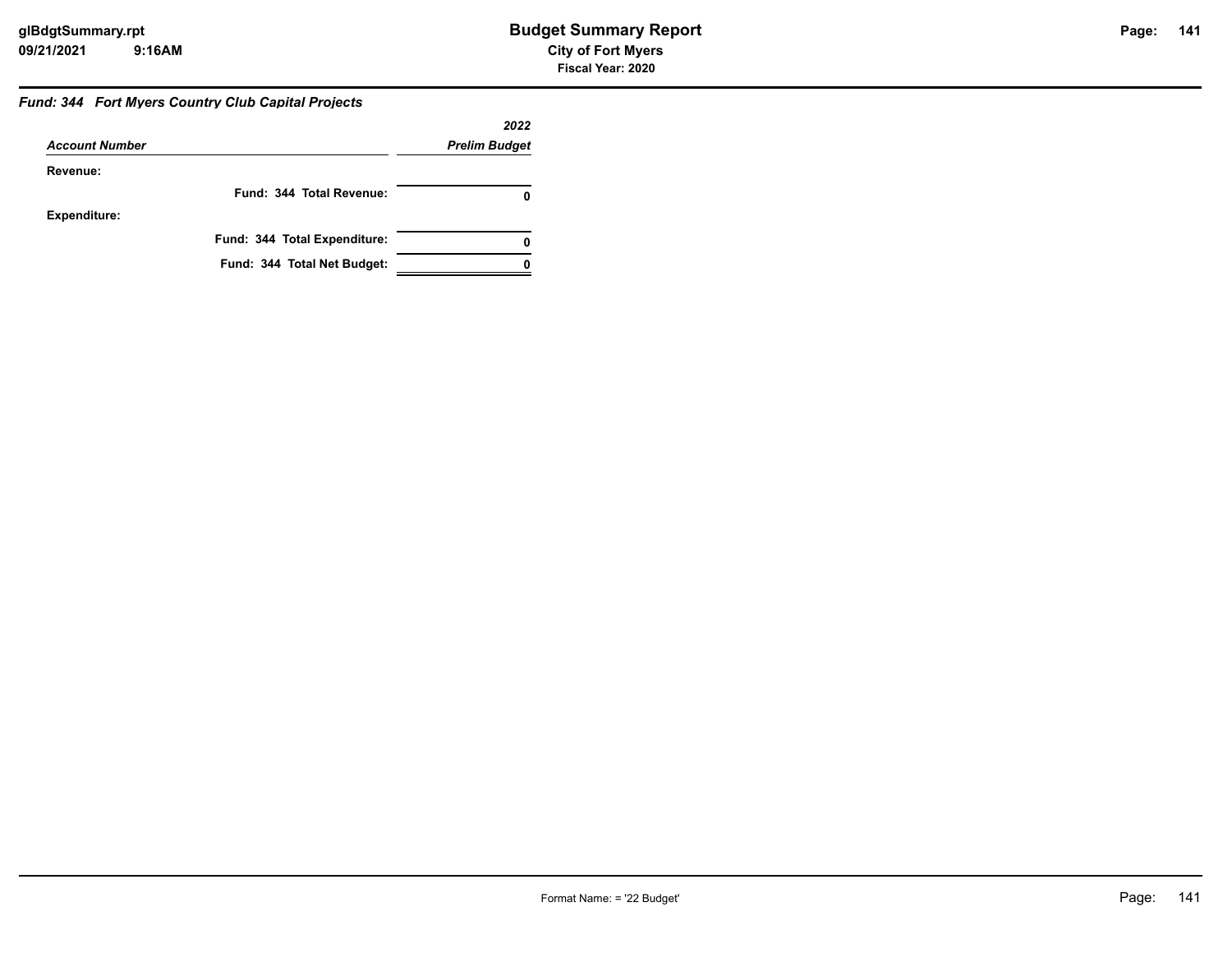### *Fund: 344 Fort Myers Country Club Capital Projects*

| *Account Number* | *2022 Prelim Budget* |
|---|---|
| **Revenue:** | |
| **Fund: 344 Total Revenue:** | **0** |
| **Expenditure:** | |
| **Fund: 344 Total Expenditure:** | **0** |
| **Fund: 344 Total Net Budget:** | **0** |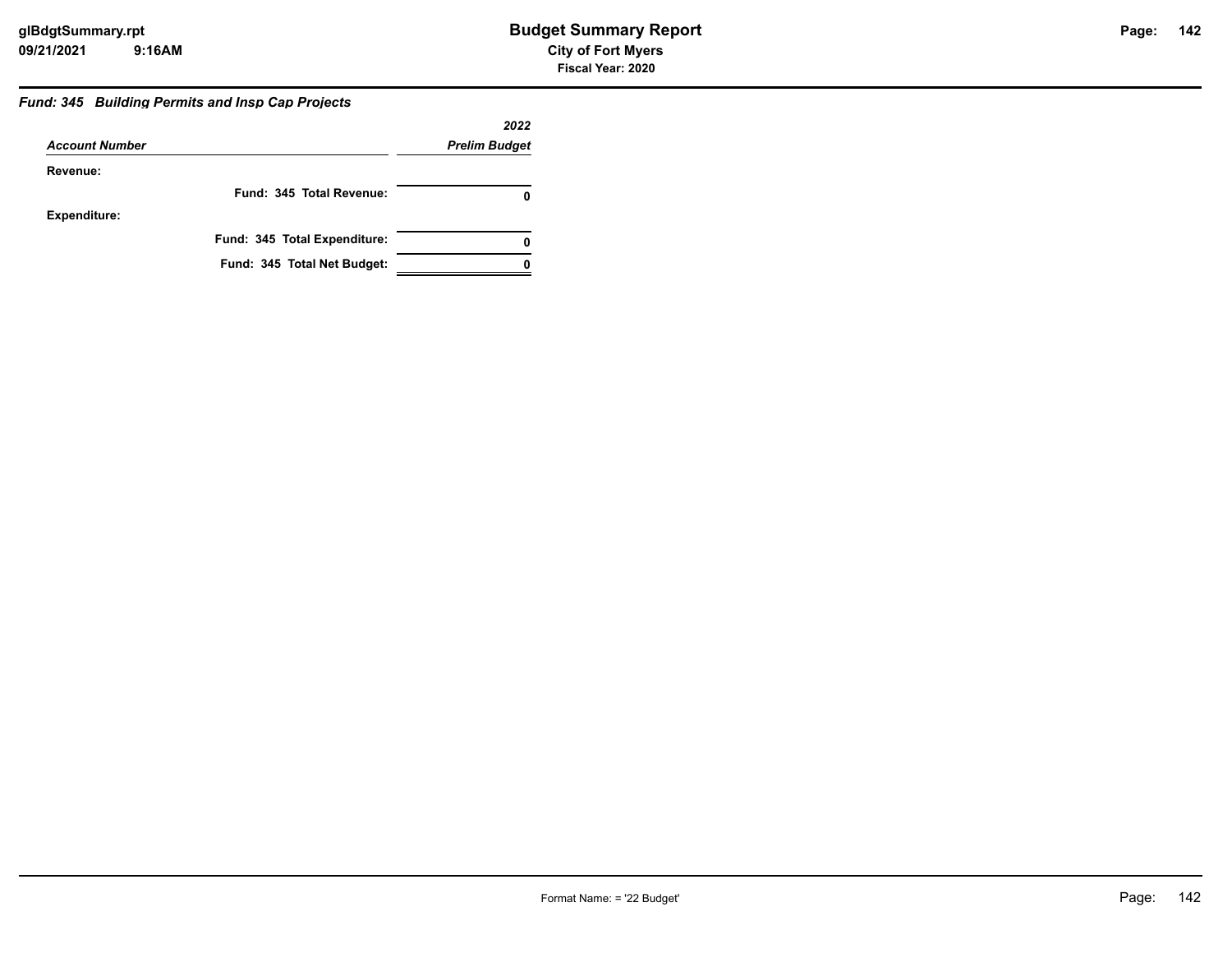### *Fund: 345 Building Permits and Insp Cap Projects*

| *Account Number* | *2022 Prelim Budget* |
|---|---|
| **Revenue:** | |
| **Fund: 345 Total Revenue:** | **0** |
| **Expenditure:** | |
| **Fund: 345 Total Expenditure:** | **0** |
| **Fund: 345 Total Net Budget:** | **0** |

Format Name: = '22 Budget'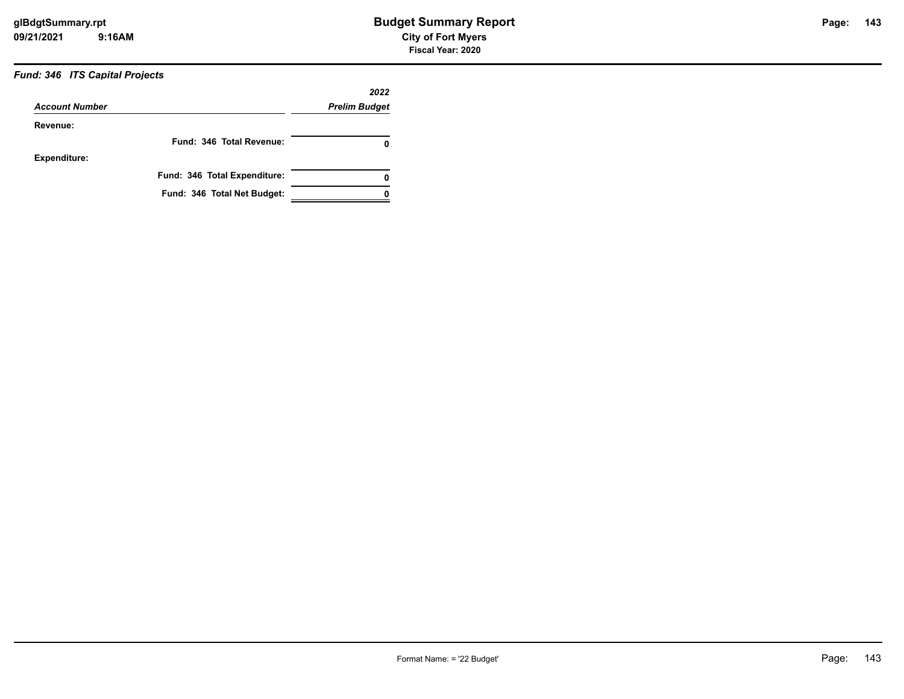### *Fund: 346 ITS Capital Projects*

| *Account Number* | *2022 Prelim Budget* |
|---|---|
| **Revenue:** | |
| **Fund: 346 Total Revenue:** | **0** |
| **Expenditure:** | |
| **Fund: 346 Total Expenditure:** | **0** |
| **Fund: 346 Total Net Budget:** | **0** |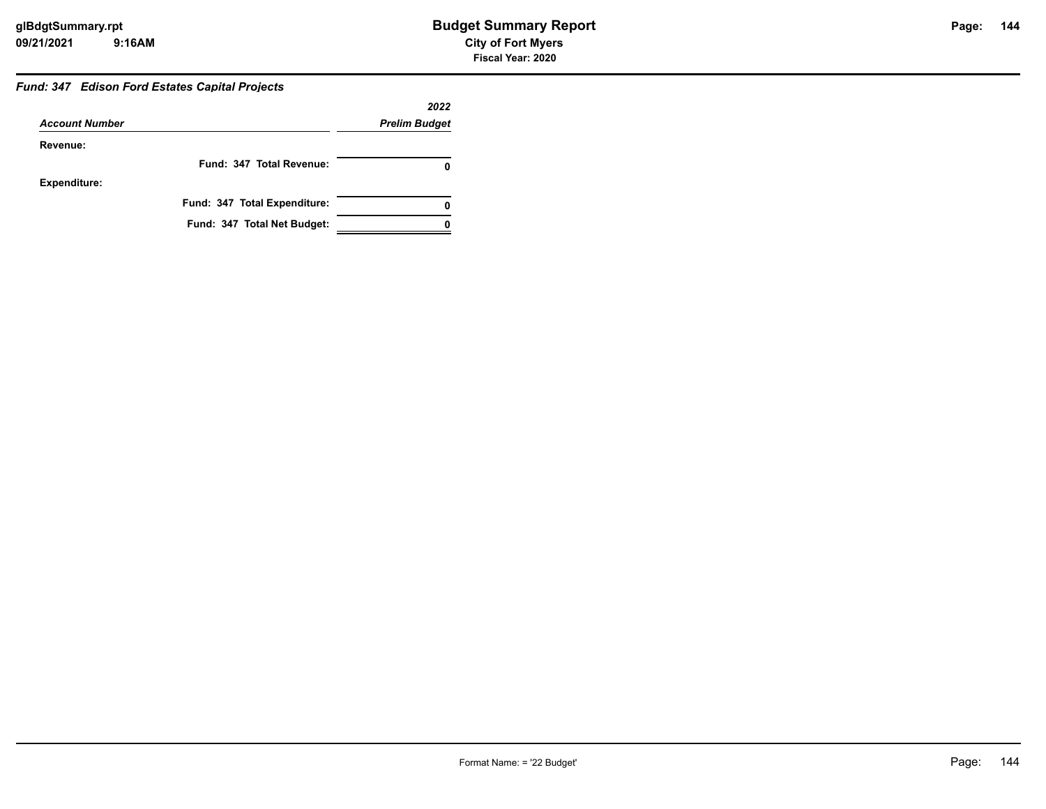### *Fund: 347 Edison Ford Estates Capital Projects*

| *Account Number* | *2022 Prelim Budget* |
|---|---|
| **Revenue:** | |
| **Fund: 347 Total Revenue:** | **0** |
| **Expenditure:** | |
| **Fund: 347 Total Expenditure:** | **0** |
| **Fund: 347 Total Net Budget:** | **0** |

Format Name: = '22 Budget'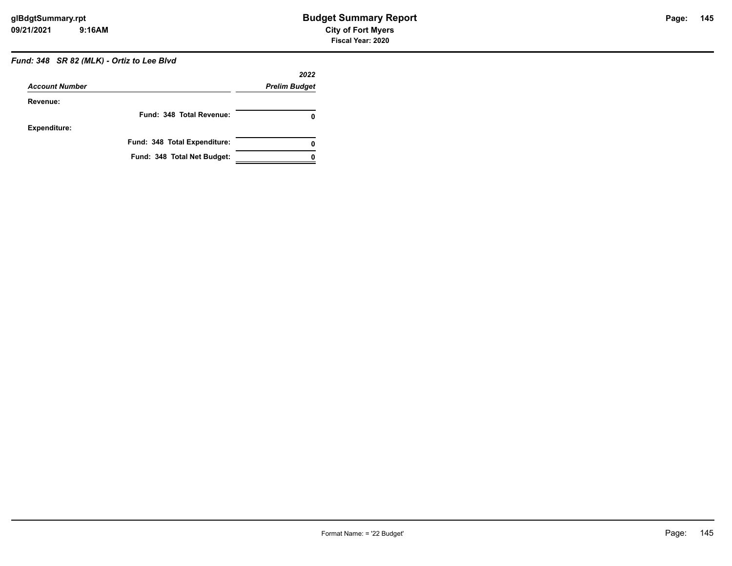### *Fund: 348 SR 82 (MLK) - Ortiz to Lee Blvd*

| *Account Number* | *2022 Prelim Budget* |
|---|---|
| **Revenue:** | |
| **Fund: 348 Total Revenue:** | **0** |
| **Expenditure:** | |
| **Fund: 348 Total Expenditure:** | **0** |
| **Fund: 348 Total Net Budget:** | **0** |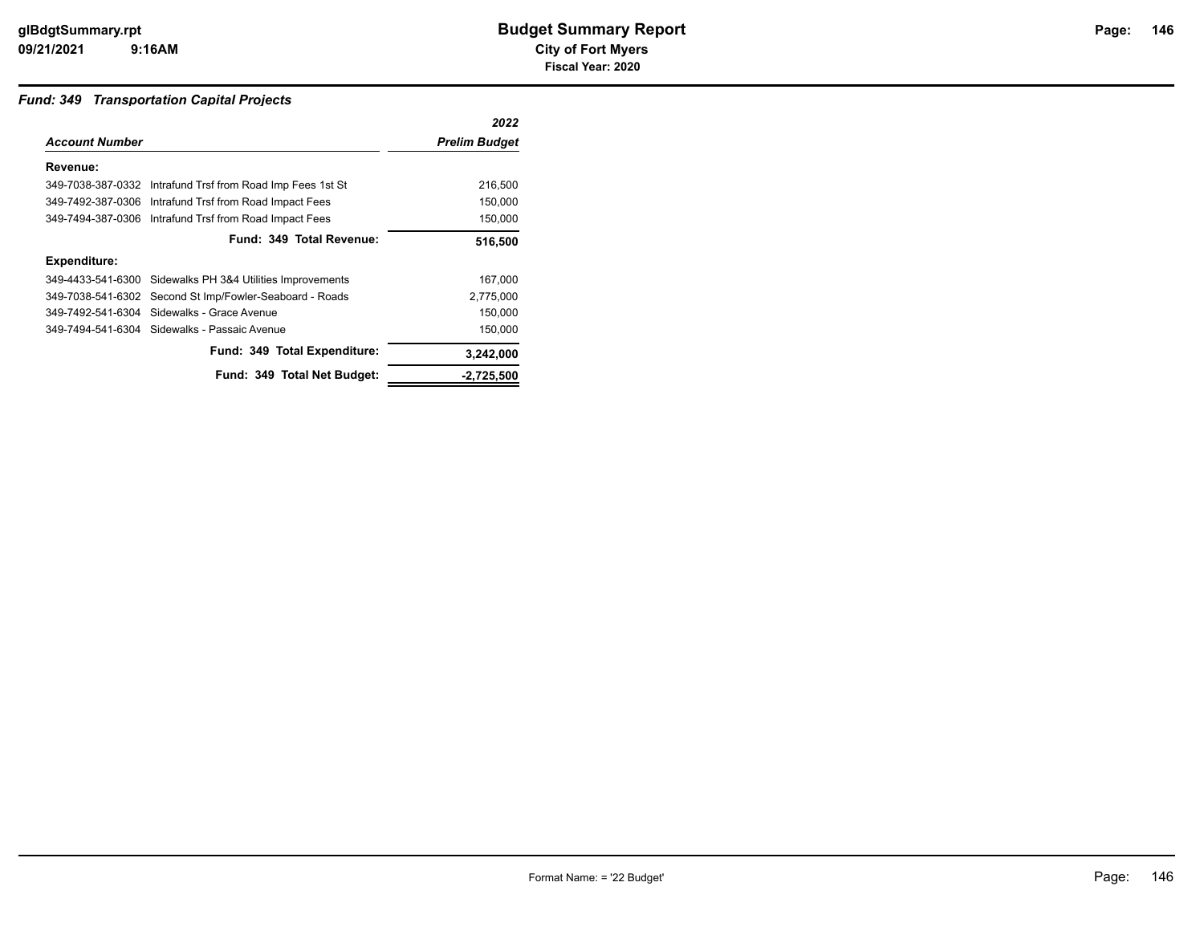### *Fund: 349 Transportation Capital Projects*

| *Account Number* | | *2022 Prelim Budget* |
|---|---|---|
| **Revenue:** | | |
| 349-7038-387-0332 | Intrafund Trsf from Road Imp Fees 1st St | 216,500 |
| 349-7492-387-0306 | Intrafund Trsf from Road Impact Fees | 150,000 |
| 349-7494-387-0306 | Intrafund Trsf from Road Impact Fees | 150,000 |
| | **Fund: 349 Total Revenue:** | **516,500** |
| **Expenditure:** | | |
| 349-4433-541-6300 | Sidewalks PH 3&4 Utilities Improvements | 167,000 |
| 349-7038-541-6302 | Second St Imp/Fowler-Seaboard - Roads | 2,775,000 |
| 349-7492-541-6304 | Sidewalks - Grace Avenue | 150,000 |
| 349-7494-541-6304 | Sidewalks - Passaic Avenue | 150,000 |
| | **Fund: 349 Total Expenditure:** | **3,242,000** |
| | **Fund: 349 Total Net Budget:** | **-2,725,500** |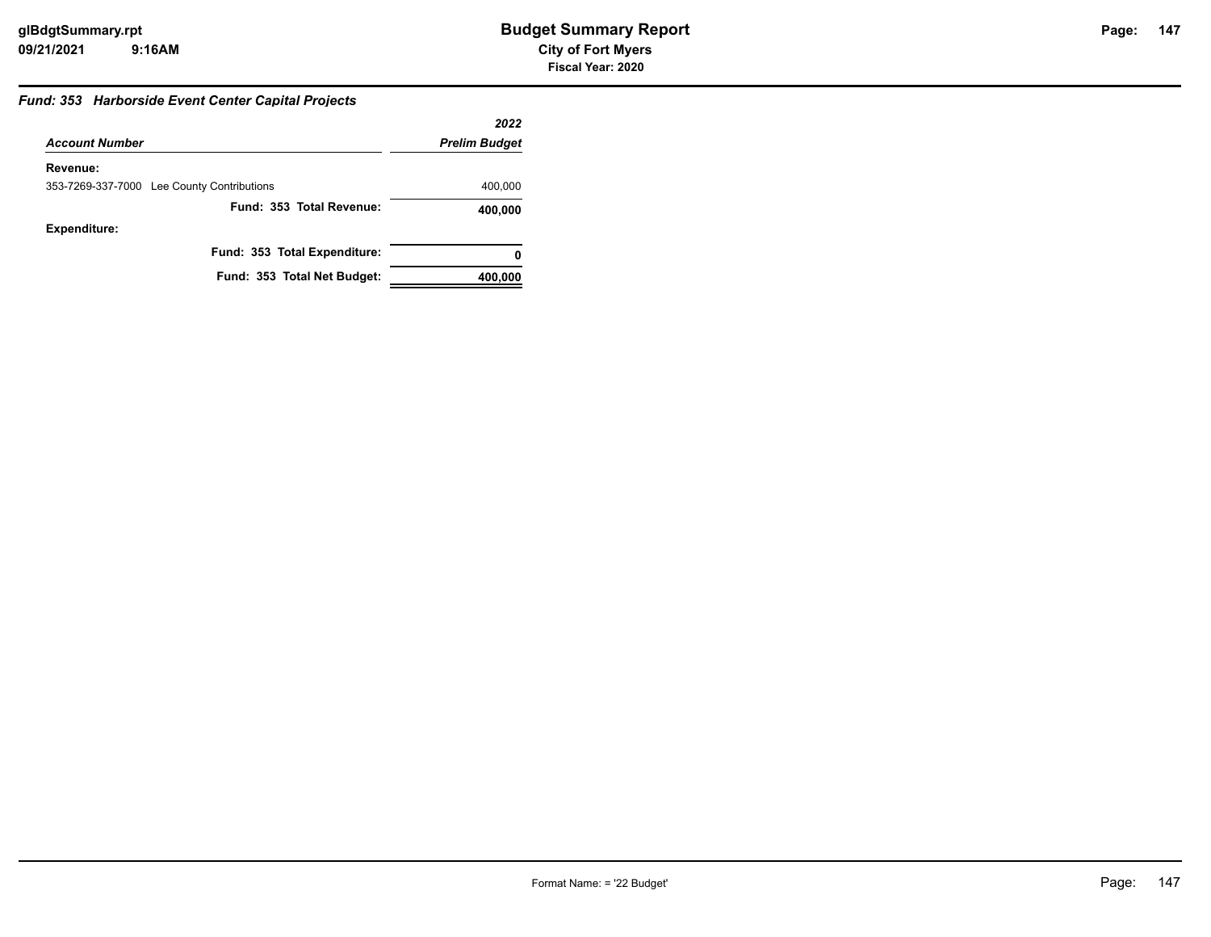### *Fund: 353 Harborside Event Center Capital Projects*

| *Account Number* | *2022 Prelim Budget* |
|---|---|
| **Revenue:** | |
| 353-7269-337-7000 Lee County Contributions | 400,000 |
| **Fund: 353 Total Revenue:** | **400,000** |
| **Expenditure:** | |
| **Fund: 353 Total Expenditure:** | **0** |
| **Fund: 353 Total Net Budget:** | **400,000** |

Format Name: = '22 Budget'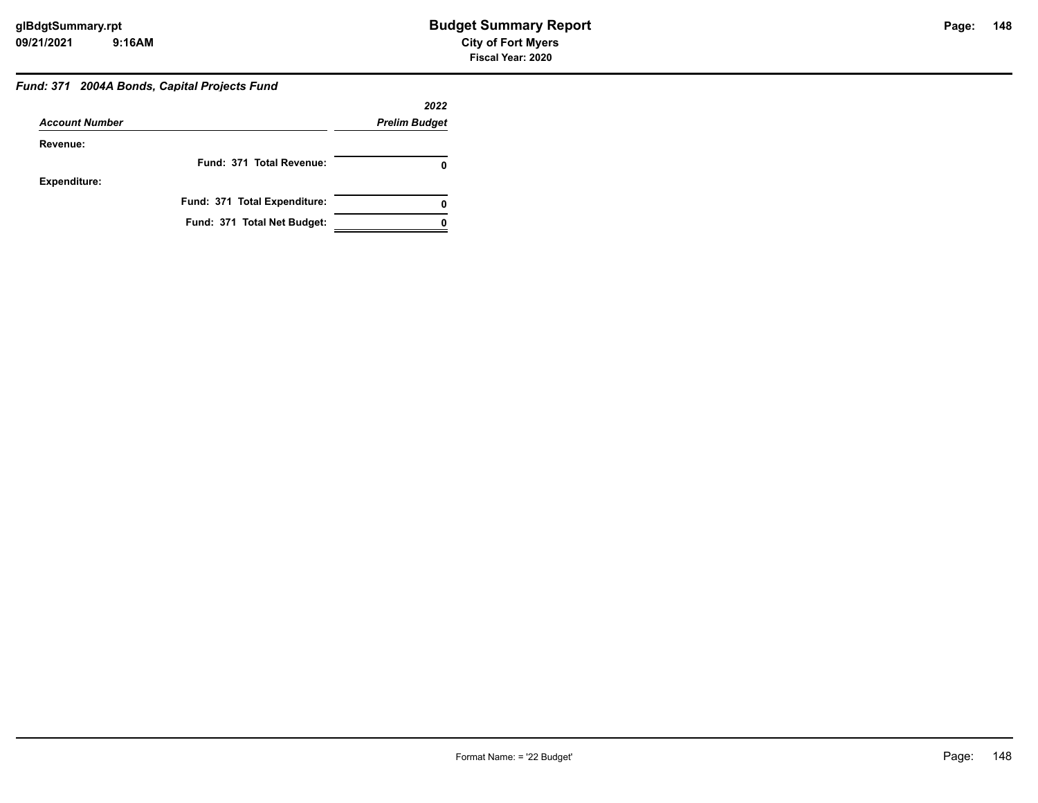### *Fund: 371 2004A Bonds, Capital Projects Fund*

| *Account Number* | *2022 Prelim Budget* |
|---|---|
| **Revenue:** | |
| **Fund: 371 Total Revenue:** | **0** |
| **Expenditure:** | |
| **Fund: 371 Total Expenditure:** | **0** |
| **Fund: 371 Total Net Budget:** | **0** |

Format Name: = '22 Budget'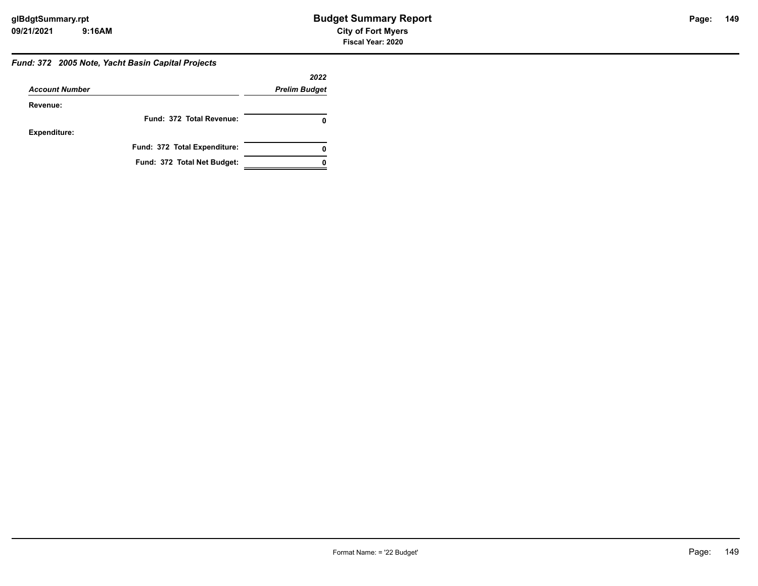## Fund: 372 2005 Note, Yacht Basin Capital Projects

| Account Number | 2022 Prelim Budget |
|---|---|
| **Revenue:** | |
| **Fund: 372 Total Revenue:** | **0** |
| **Expenditure:** | |
| **Fund: 372 Total Expenditure:** | **0** |
| **Fund: 372 Total Net Budget:** | **0** |

Format Name: = '22 Budget'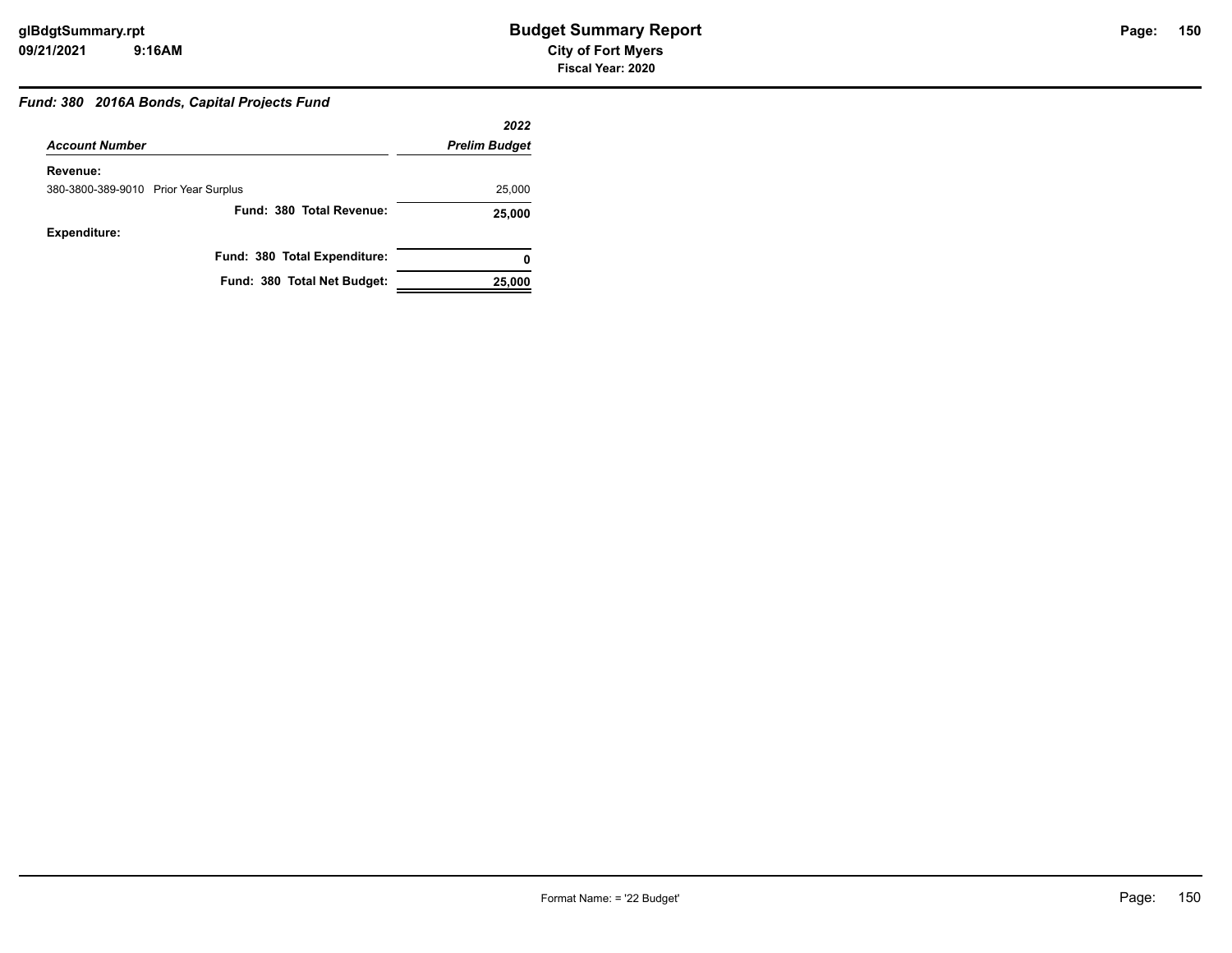# Budget Summary Report

**City of Fort Myers**

**Fiscal Year: 2020**

### *Fund: 380 2016A Bonds, Capital Projects Fund*

| *Account Number* | *2022 Prelim Budget* |
| --- | --- |
| **Revenue:** | |
| 380-3800-389-9010 Prior Year Surplus | 25,000 |
| **Fund: 380 Total Revenue:** | **25,000** |
| **Expenditure:** | |
| **Fund: 380 Total Expenditure:** | **0** |
| **Fund: 380 Total Net Budget:** | **25,000** |

Format Name: = '22 Budget'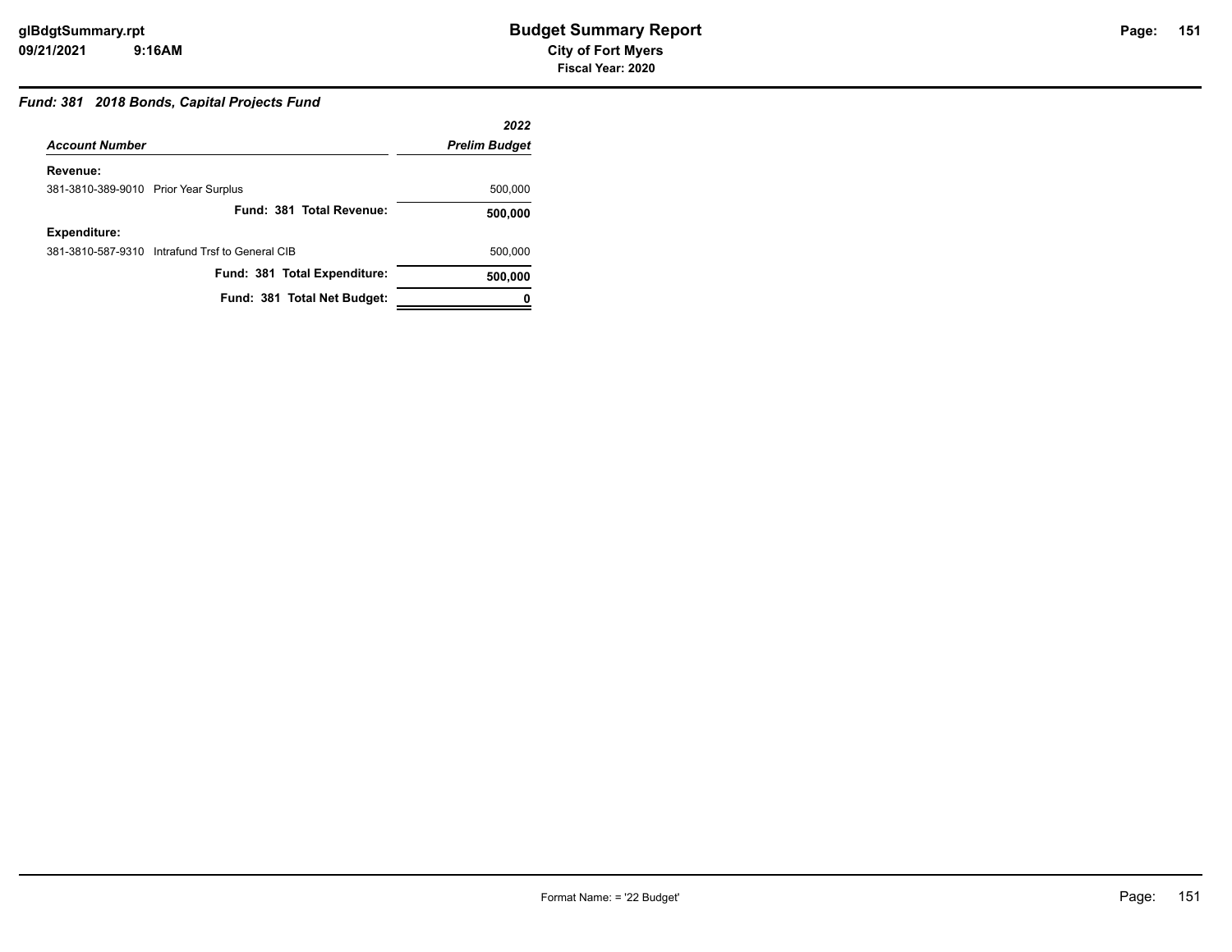### *Fund: 381 2018 Bonds, Capital Projects Fund*

| *Account Number* | *2022 Prelim Budget* |
|---|---|
| **Revenue:** | |
| 381-3810-389-9010 Prior Year Surplus | 500,000 |
| **Fund: 381 Total Revenue:** | **500,000** |
| **Expenditure:** | |
| 381-3810-587-9310 Intrafund Trsf to General CIB | 500,000 |
| **Fund: 381 Total Expenditure:** | **500,000** |
| **Fund: 381 Total Net Budget:** | **0** |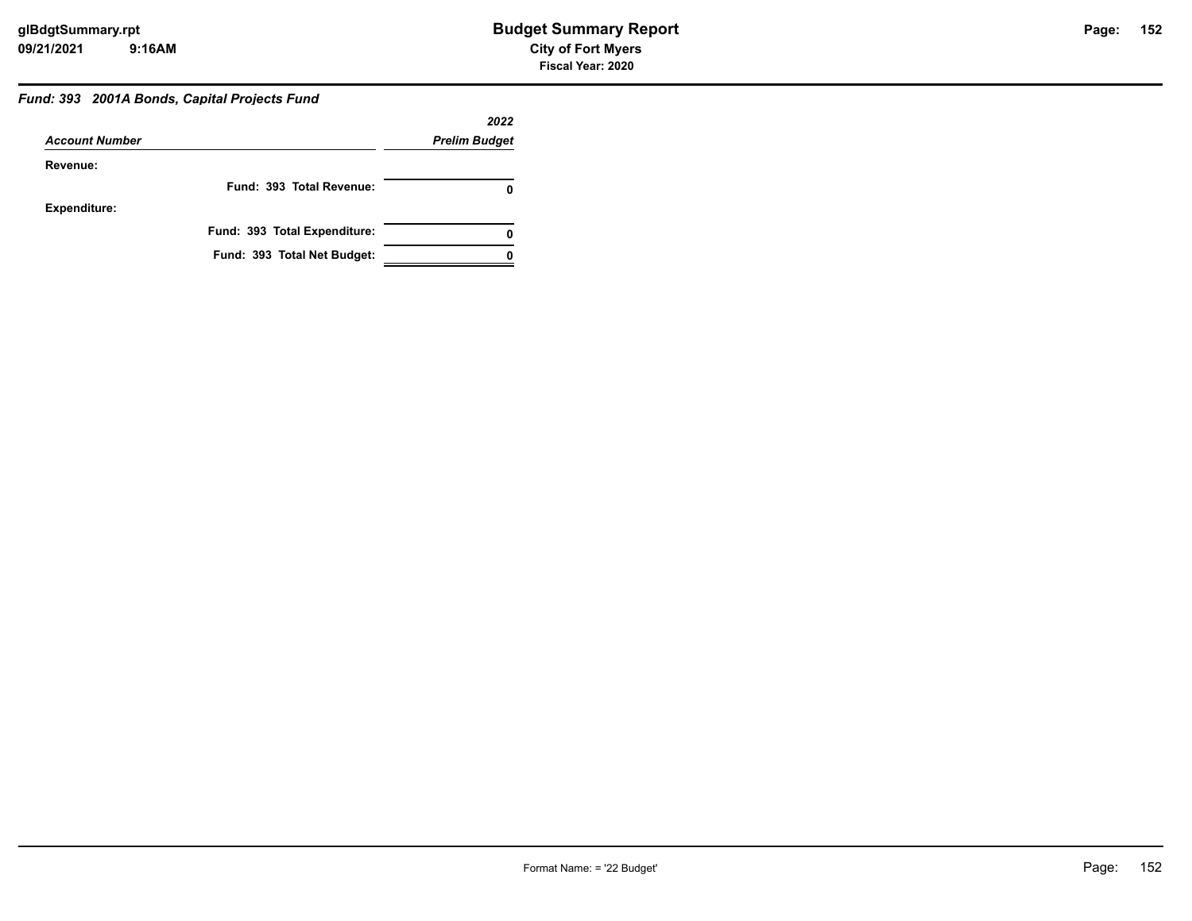### Fund: 393 2001A Bonds, Capital Projects Fund

| Account Number | 2022 Prelim Budget |
|---|---|
| **Revenue:** | |
| Fund: 393 Total Revenue: | 0 |
| **Expenditure:** | |
| Fund: 393 Total Expenditure: | 0 |
| Fund: 393 Total Net Budget: | 0 |

Format Name: = '22 Budget'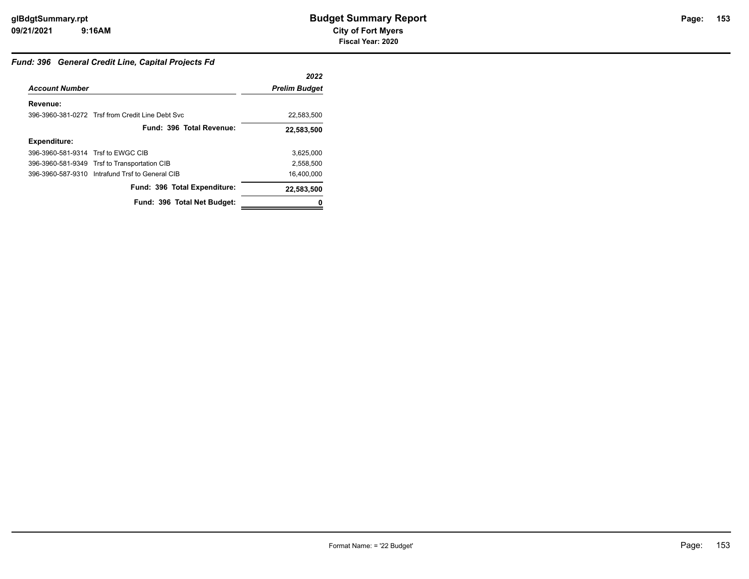## Budget Summary Report

**City of Fort Myers**

**Fiscal Year: 2020**

### *Fund: 396 General Credit Line, Capital Projects Fd*

| *Account Number* | | *2022 Prelim Budget* |
|---|---|---|
| **Revenue:** | | |
| 396-3960-381-0272 | Trsf from Credit Line Debt Svc | 22,583,500 |
| | **Fund: 396 Total Revenue:** | **22,583,500** |
| **Expenditure:** | | |
| 396-3960-581-9314 | Trsf to EWGC CIB | 3,625,000 |
| 396-3960-581-9349 | Trsf to Transportation CIB | 2,558,500 |
| 396-3960-587-9310 | Intrafund Trsf to General CIB | 16,400,000 |
| | **Fund: 396 Total Expenditure:** | **22,583,500** |
| | **Fund: 396 Total Net Budget:** | **0** |

Format Name: = '22 Budget'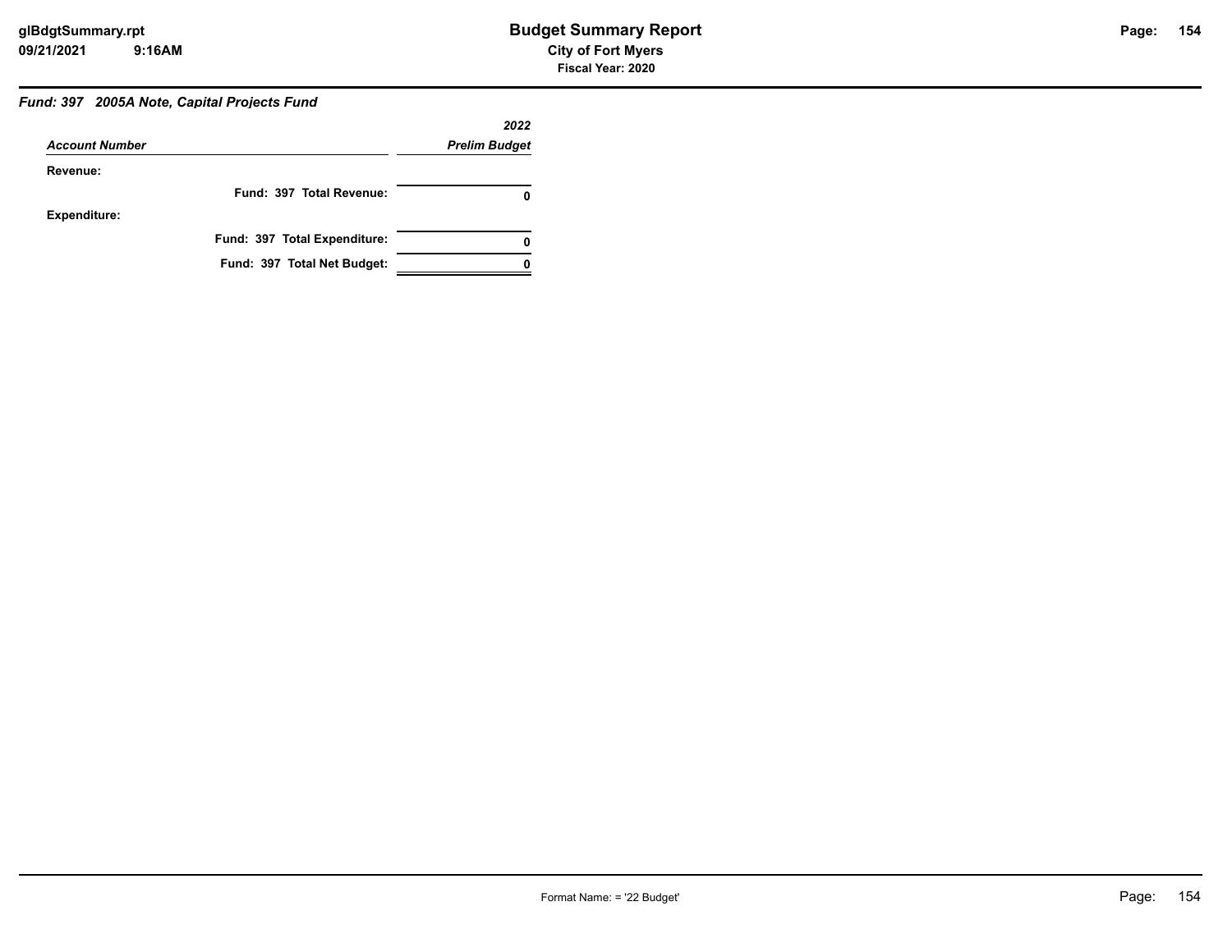### Fund: 397 2005A Note, Capital Projects Fund

| Account Number | 2022 Prelim Budget |
|---|---|
| **Revenue:** | |
| **Fund: 397 Total Revenue:** | **0** |
| **Expenditure:** | |
| **Fund: 397 Total Expenditure:** | **0** |
| **Fund: 397 Total Net Budget:** | **0** |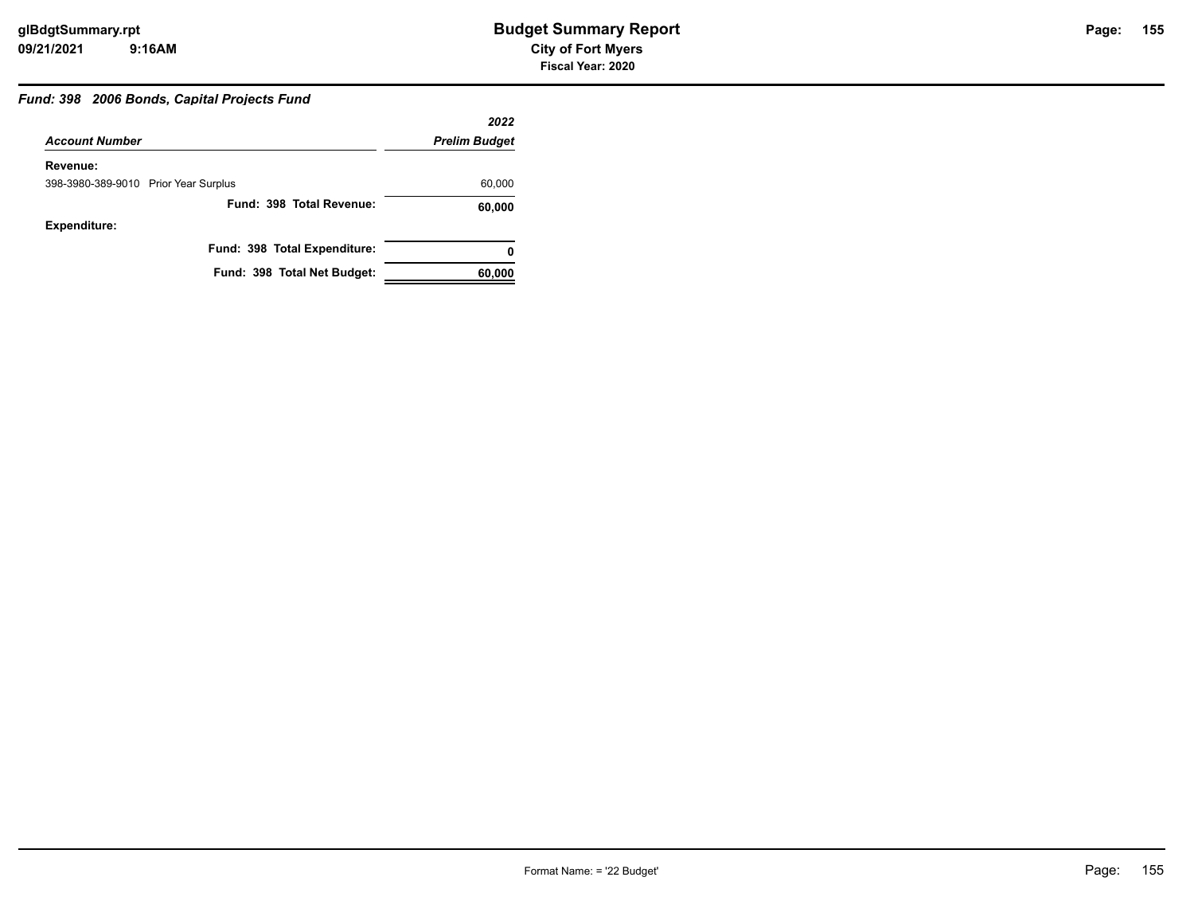### Fund: 398 2006 Bonds, Capital Projects Fund

| Account Number | 2022 Prelim Budget |
|---|---|
| **Revenue:** | |
| 398-3980-389-9010 Prior Year Surplus | 60,000 |
| **Fund: 398 Total Revenue:** | **60,000** |
| **Expenditure:** | |
| **Fund: 398 Total Expenditure:** | **0** |
| **Fund: 398 Total Net Budget:** | **60,000** |

Format Name: = '22 Budget'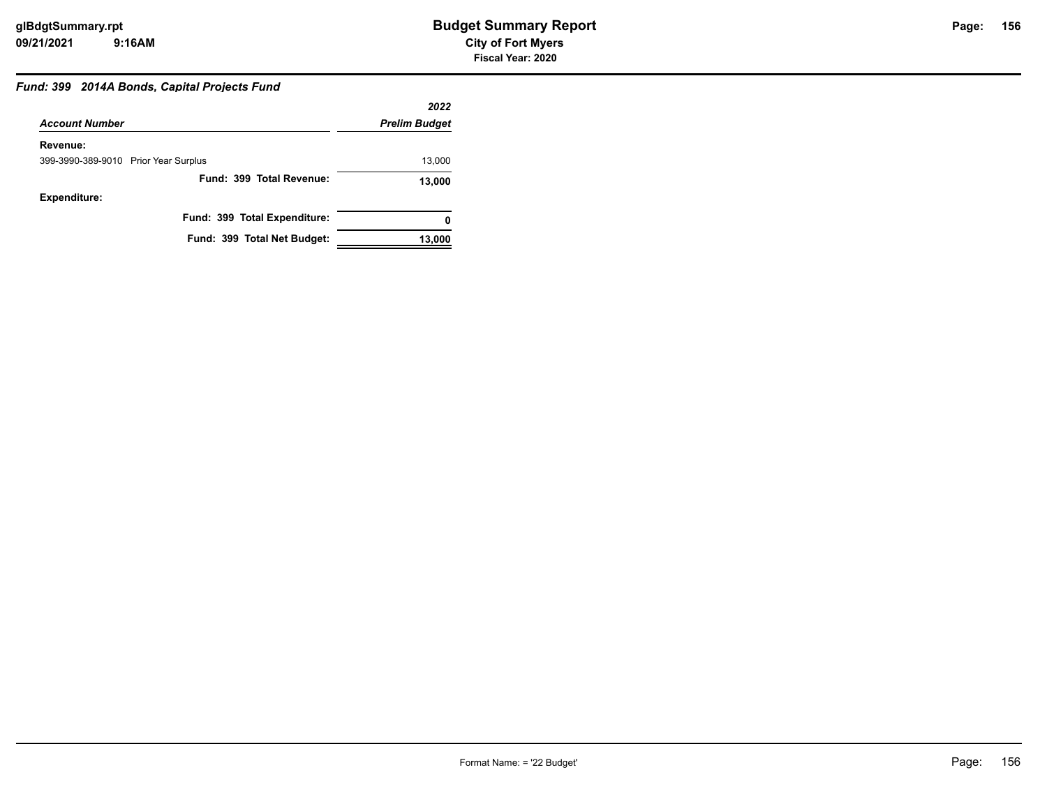**Budget Summary Report**

**City of Fort Myers**

**Fiscal Year: 2020**

### *Fund: 399 2014A Bonds, Capital Projects Fund*

| *Account Number* | *2022 Prelim Budget* |
|---|---|
| **Revenue:** | |
| 399-3990-389-9010 Prior Year Surplus | 13,000 |
| **Fund: 399 Total Revenue:** | **13,000** |
| **Expenditure:** | |
| **Fund: 399 Total Expenditure:** | **0** |
| **Fund: 399 Total Net Budget:** | **13,000** |

Format Name: = '22 Budget'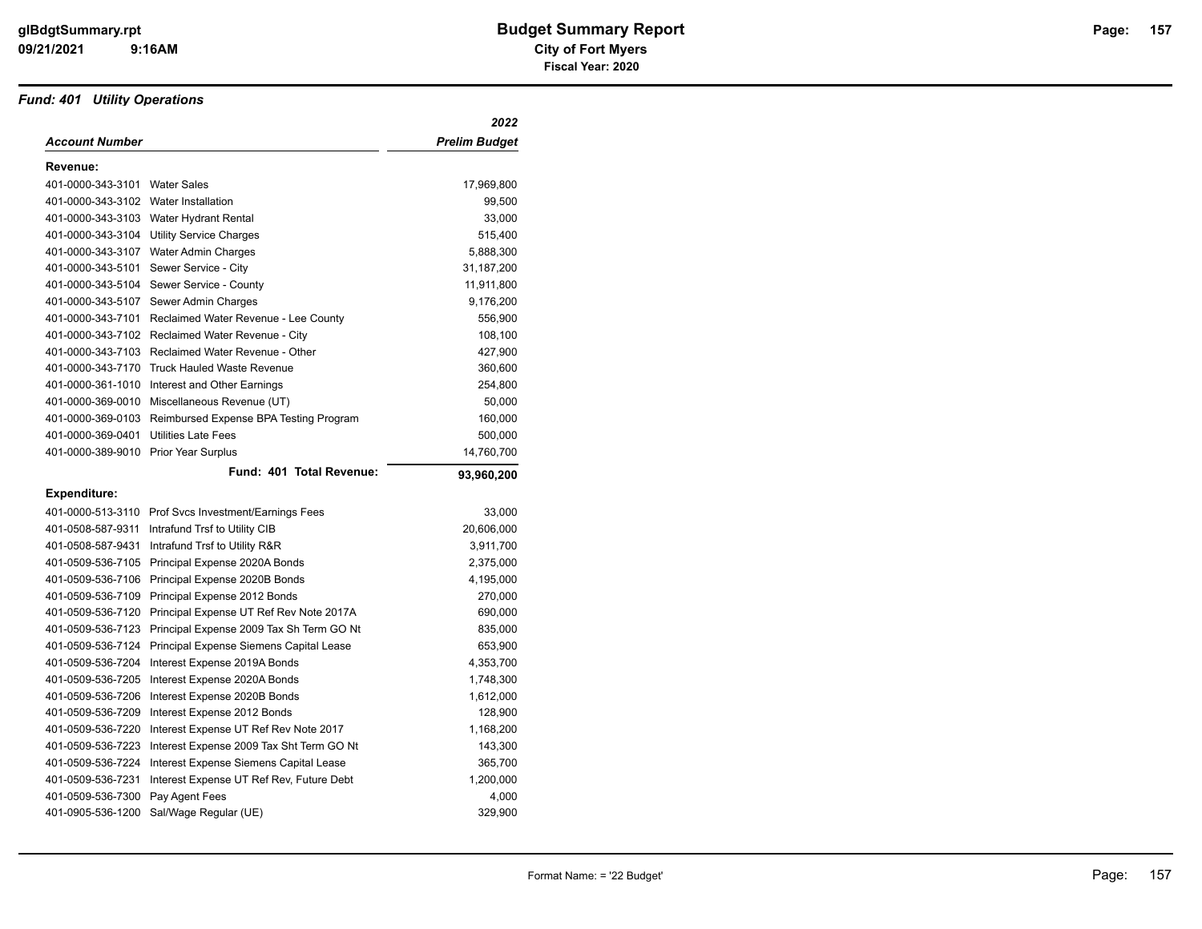# Budget Summary Report

**City of Fort Myers**

**Fiscal Year: 2020**

### *Fund: 401 Utility Operations*

| *Account Number* | | *2022 Prelim Budget* |
|---|---|---|
| **Revenue:** | | |
| 401-0000-343-3101 | Water Sales | 17,969,800 |
| 401-0000-343-3102 | Water Installation | 99,500 |
| 401-0000-343-3103 | Water Hydrant Rental | 33,000 |
| 401-0000-343-3104 | Utility Service Charges | 515,400 |
| 401-0000-343-3107 | Water Admin Charges | 5,888,300 |
| 401-0000-343-5101 | Sewer Service - City | 31,187,200 |
| 401-0000-343-5104 | Sewer Service - County | 11,911,800 |
| 401-0000-343-5107 | Sewer Admin Charges | 9,176,200 |
| 401-0000-343-7101 | Reclaimed Water Revenue - Lee County | 556,900 |
| 401-0000-343-7102 | Reclaimed Water Revenue - City | 108,100 |
| 401-0000-343-7103 | Reclaimed Water Revenue - Other | 427,900 |
| 401-0000-343-7170 | Truck Hauled Waste Revenue | 360,600 |
| 401-0000-361-1010 | Interest and Other Earnings | 254,800 |
| 401-0000-369-0010 | Miscellaneous Revenue (UT) | 50,000 |
| 401-0000-369-0103 | Reimbursed Expense BPA Testing Program | 160,000 |
| 401-0000-369-0401 | Utilities Late Fees | 500,000 |
| 401-0000-389-9010 | Prior Year Surplus | 14,760,700 |
| | **Fund: 401 Total Revenue:** | **93,960,200** |
| **Expenditure:** | | |
| 401-0000-513-3110 | Prof Svcs Investment/Earnings Fees | 33,000 |
| 401-0508-587-9311 | Intrafund Trsf to Utility CIB | 20,606,000 |
| 401-0508-587-9431 | Intrafund Trsf to Utility R&R | 3,911,700 |
| 401-0509-536-7105 | Principal Expense 2020A Bonds | 2,375,000 |
| 401-0509-536-7106 | Principal Expense 2020B Bonds | 4,195,000 |
| 401-0509-536-7109 | Principal Expense 2012 Bonds | 270,000 |
| 401-0509-536-7120 | Principal Expense UT Ref Rev Note 2017A | 690,000 |
| 401-0509-536-7123 | Principal Expense 2009 Tax Sh Term GO Nt | 835,000 |
| 401-0509-536-7124 | Principal Expense Siemens Capital Lease | 653,900 |
| 401-0509-536-7204 | Interest Expense 2019A Bonds | 4,353,700 |
| 401-0509-536-7205 | Interest Expense 2020A Bonds | 1,748,300 |
| 401-0509-536-7206 | Interest Expense 2020B Bonds | 1,612,000 |
| 401-0509-536-7209 | Interest Expense 2012 Bonds | 128,900 |
| 401-0509-536-7220 | Interest Expense UT Ref Rev Note 2017 | 1,168,200 |
| 401-0509-536-7223 | Interest Expense 2009 Tax Sht Term GO Nt | 143,300 |
| 401-0509-536-7224 | Interest Expense Siemens Capital Lease | 365,700 |
| 401-0509-536-7231 | Interest Expense UT Ref Rev, Future Debt | 1,200,000 |
| 401-0509-536-7300 | Pay Agent Fees | 4,000 |
| 401-0905-536-1200 | Sal/Wage Regular (UE) | 329,900 |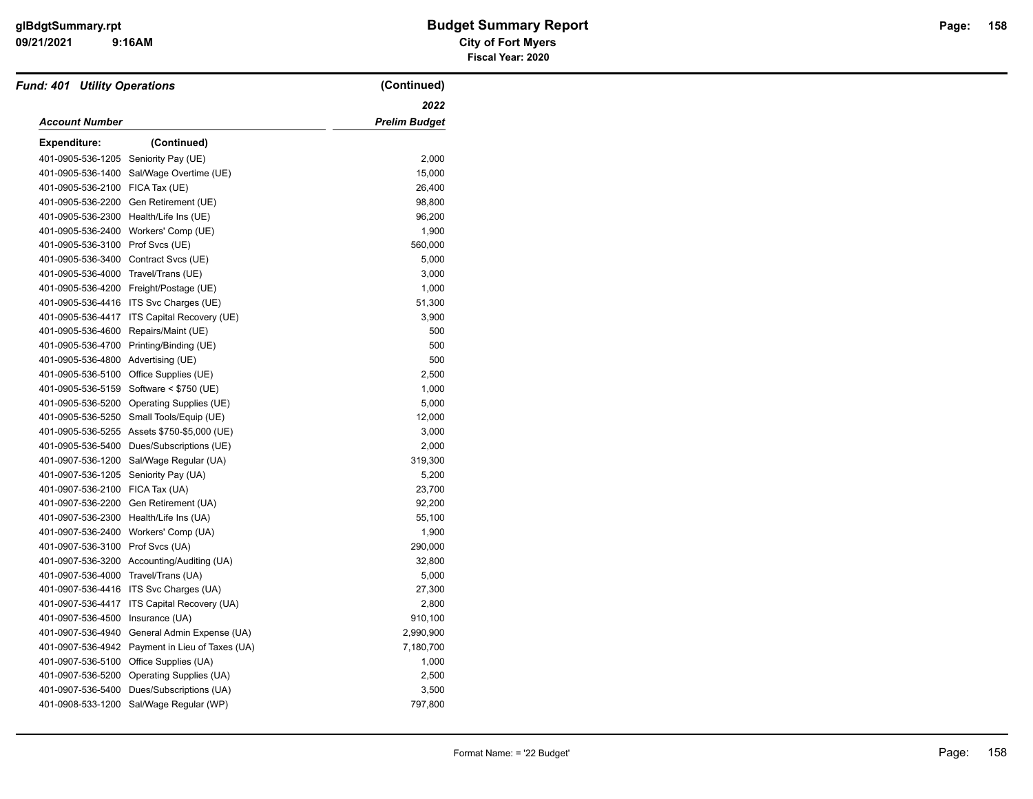# Budget Summary Report

**City of Fort Myers**

**Fiscal Year: 2020**

***Fund: 401 Utility Operations*** **(Continued)**

| *Account Number* | | *2022 Prelim Budget* |
|---|---|---|
| **Expenditure:** | **(Continued)** | |
| 401-0905-536-1205 | Seniority Pay (UE) | 2,000 |
| 401-0905-536-1400 | Sal/Wage Overtime (UE) | 15,000 |
| 401-0905-536-2100 | FICA Tax (UE) | 26,400 |
| 401-0905-536-2200 | Gen Retirement (UE) | 98,800 |
| 401-0905-536-2300 | Health/Life Ins (UE) | 96,200 |
| 401-0905-536-2400 | Workers' Comp (UE) | 1,900 |
| 401-0905-536-3100 | Prof Svcs (UE) | 560,000 |
| 401-0905-536-3400 | Contract Svcs (UE) | 5,000 |
| 401-0905-536-4000 | Travel/Trans (UE) | 3,000 |
| 401-0905-536-4200 | Freight/Postage (UE) | 1,000 |
| 401-0905-536-4416 | ITS Svc Charges (UE) | 51,300 |
| 401-0905-536-4417 | ITS Capital Recovery (UE) | 3,900 |
| 401-0905-536-4600 | Repairs/Maint (UE) | 500 |
| 401-0905-536-4700 | Printing/Binding (UE) | 500 |
| 401-0905-536-4800 | Advertising (UE) | 500 |
| 401-0905-536-5100 | Office Supplies (UE) | 2,500 |
| 401-0905-536-5159 | Software < $750 (UE) | 1,000 |
| 401-0905-536-5200 | Operating Supplies (UE) | 5,000 |
| 401-0905-536-5250 | Small Tools/Equip (UE) | 12,000 |
| 401-0905-536-5255 | Assets $750-$5,000 (UE) | 3,000 |
| 401-0905-536-5400 | Dues/Subscriptions (UE) | 2,000 |
| 401-0907-536-1200 | Sal/Wage Regular (UA) | 319,300 |
| 401-0907-536-1205 | Seniority Pay (UA) | 5,200 |
| 401-0907-536-2100 | FICA Tax (UA) | 23,700 |
| 401-0907-536-2200 | Gen Retirement (UA) | 92,200 |
| 401-0907-536-2300 | Health/Life Ins (UA) | 55,100 |
| 401-0907-536-2400 | Workers' Comp (UA) | 1,900 |
| 401-0907-536-3100 | Prof Svcs (UA) | 290,000 |
| 401-0907-536-3200 | Accounting/Auditing (UA) | 32,800 |
| 401-0907-536-4000 | Travel/Trans (UA) | 5,000 |
| 401-0907-536-4416 | ITS Svc Charges (UA) | 27,300 |
| 401-0907-536-4417 | ITS Capital Recovery (UA) | 2,800 |
| 401-0907-536-4500 | Insurance (UA) | 910,100 |
| 401-0907-536-4940 | General Admin Expense (UA) | 2,990,900 |
| 401-0907-536-4942 | Payment in Lieu of Taxes (UA) | 7,180,700 |
| 401-0907-536-5100 | Office Supplies (UA) | 1,000 |
| 401-0907-536-5200 | Operating Supplies (UA) | 2,500 |
| 401-0907-536-5400 | Dues/Subscriptions (UA) | 3,500 |
| 401-0908-533-1200 | Sal/Wage Regular (WP) | 797,800 |

Format Name: = '22 Budget'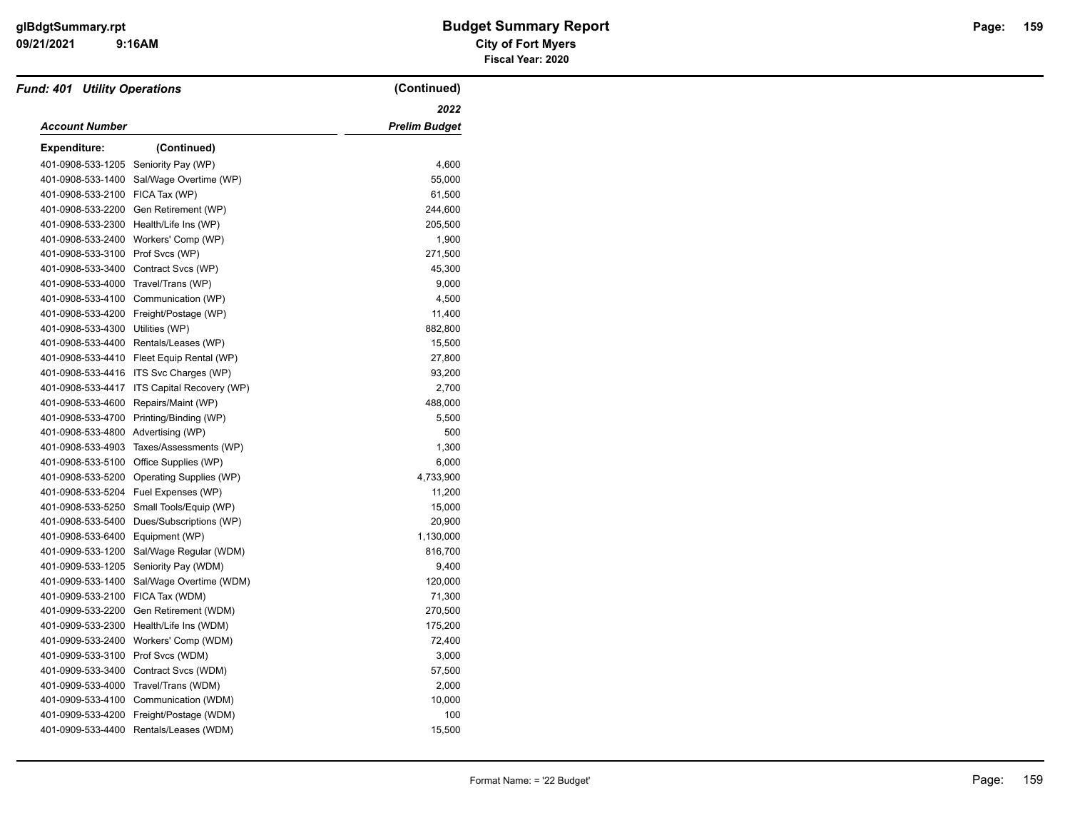## Budget Summary Report

**City of Fort Myers**

**Fiscal Year: 2020**

***Fund: 401 Utility Operations*** **(Continued)**

| *Account Number* | | *2022 Prelim Budget* |
|---|---|---|
| **Expenditure:** | **(Continued)** | |
| 401-0908-533-1205 | Seniority Pay (WP) | 4,600 |
| 401-0908-533-1400 | Sal/Wage Overtime (WP) | 55,000 |
| 401-0908-533-2100 | FICA Tax (WP) | 61,500 |
| 401-0908-533-2200 | Gen Retirement (WP) | 244,600 |
| 401-0908-533-2300 | Health/Life Ins (WP) | 205,500 |
| 401-0908-533-2400 | Workers' Comp (WP) | 1,900 |
| 401-0908-533-3100 | Prof Svcs (WP) | 271,500 |
| 401-0908-533-3400 | Contract Svcs (WP) | 45,300 |
| 401-0908-533-4000 | Travel/Trans (WP) | 9,000 |
| 401-0908-533-4100 | Communication (WP) | 4,500 |
| 401-0908-533-4200 | Freight/Postage (WP) | 11,400 |
| 401-0908-533-4300 | Utilities (WP) | 882,800 |
| 401-0908-533-4400 | Rentals/Leases (WP) | 15,500 |
| 401-0908-533-4410 | Fleet Equip Rental (WP) | 27,800 |
| 401-0908-533-4416 | ITS Svc Charges (WP) | 93,200 |
| 401-0908-533-4417 | ITS Capital Recovery (WP) | 2,700 |
| 401-0908-533-4600 | Repairs/Maint (WP) | 488,000 |
| 401-0908-533-4700 | Printing/Binding (WP) | 5,500 |
| 401-0908-533-4800 | Advertising (WP) | 500 |
| 401-0908-533-4903 | Taxes/Assessments (WP) | 1,300 |
| 401-0908-533-5100 | Office Supplies (WP) | 6,000 |
| 401-0908-533-5200 | Operating Supplies (WP) | 4,733,900 |
| 401-0908-533-5204 | Fuel Expenses (WP) | 11,200 |
| 401-0908-533-5250 | Small Tools/Equip (WP) | 15,000 |
| 401-0908-533-5400 | Dues/Subscriptions (WP) | 20,900 |
| 401-0908-533-6400 | Equipment (WP) | 1,130,000 |
| 401-0909-533-1200 | Sal/Wage Regular (WDM) | 816,700 |
| 401-0909-533-1205 | Seniority Pay (WDM) | 9,400 |
| 401-0909-533-1400 | Sal/Wage Overtime (WDM) | 120,000 |
| 401-0909-533-2100 | FICA Tax (WDM) | 71,300 |
| 401-0909-533-2200 | Gen Retirement (WDM) | 270,500 |
| 401-0909-533-2300 | Health/Life Ins (WDM) | 175,200 |
| 401-0909-533-2400 | Workers' Comp (WDM) | 72,400 |
| 401-0909-533-3100 | Prof Svcs (WDM) | 3,000 |
| 401-0909-533-3400 | Contract Svcs (WDM) | 57,500 |
| 401-0909-533-4000 | Travel/Trans (WDM) | 2,000 |
| 401-0909-533-4100 | Communication (WDM) | 10,000 |
| 401-0909-533-4200 | Freight/Postage (WDM) | 100 |
| 401-0909-533-4400 | Rentals/Leases (WDM) | 15,500 |

Format Name: = '22 Budget'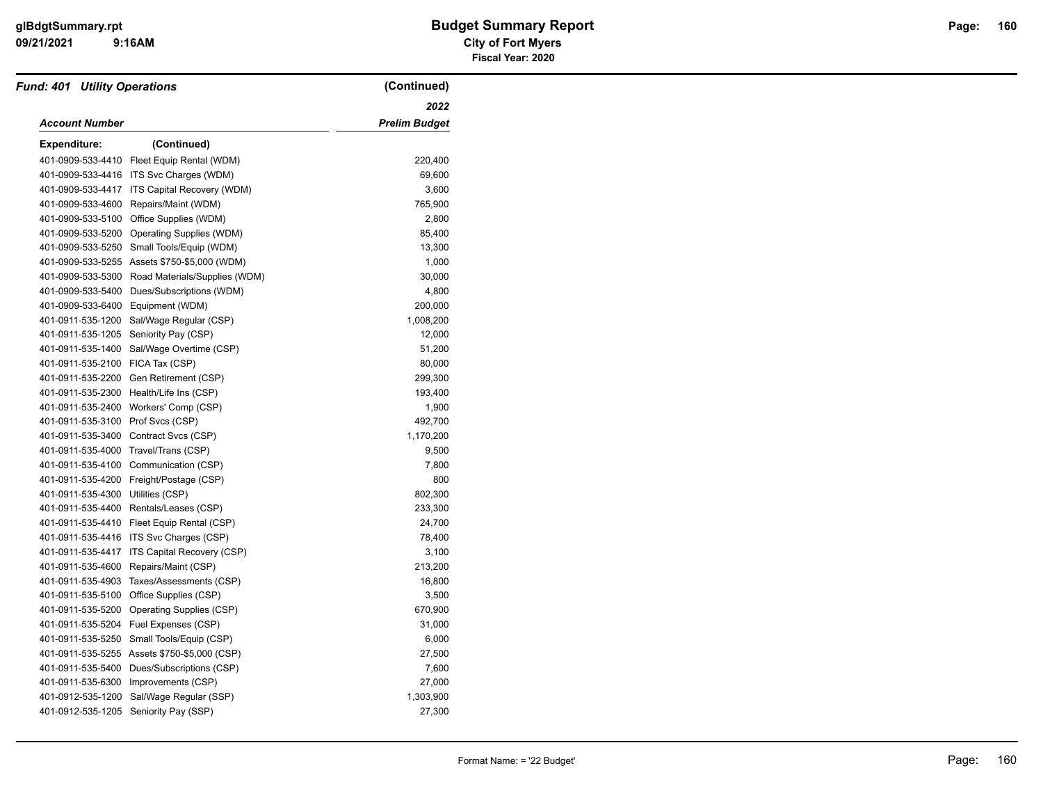**Fund: 401 Utility Operations** (Continued)

| Account Number | | 2022 Prelim Budget |
|---|---|---|
| **Expenditure:** | (Continued) | |
| 401-0909-533-4410 | Fleet Equip Rental (WDM) | 220,400 |
| 401-0909-533-4416 | ITS Svc Charges (WDM) | 69,600 |
| 401-0909-533-4417 | ITS Capital Recovery (WDM) | 3,600 |
| 401-0909-533-4600 | Repairs/Maint (WDM) | 765,900 |
| 401-0909-533-5100 | Office Supplies (WDM) | 2,800 |
| 401-0909-533-5200 | Operating Supplies (WDM) | 85,400 |
| 401-0909-533-5250 | Small Tools/Equip (WDM) | 13,300 |
| 401-0909-533-5255 | Assets $750-$5,000 (WDM) | 1,000 |
| 401-0909-533-5300 | Road Materials/Supplies (WDM) | 30,000 |
| 401-0909-533-5400 | Dues/Subscriptions (WDM) | 4,800 |
| 401-0909-533-6400 | Equipment (WDM) | 200,000 |
| 401-0911-535-1200 | Sal/Wage Regular (CSP) | 1,008,200 |
| 401-0911-535-1205 | Seniority Pay (CSP) | 12,000 |
| 401-0911-535-1400 | Sal/Wage Overtime (CSP) | 51,200 |
| 401-0911-535-2100 | FICA Tax (CSP) | 80,000 |
| 401-0911-535-2200 | Gen Retirement (CSP) | 299,300 |
| 401-0911-535-2300 | Health/Life Ins (CSP) | 193,400 |
| 401-0911-535-2400 | Workers' Comp (CSP) | 1,900 |
| 401-0911-535-3100 | Prof Svcs (CSP) | 492,700 |
| 401-0911-535-3400 | Contract Svcs (CSP) | 1,170,200 |
| 401-0911-535-4000 | Travel/Trans (CSP) | 9,500 |
| 401-0911-535-4100 | Communication (CSP) | 7,800 |
| 401-0911-535-4200 | Freight/Postage (CSP) | 800 |
| 401-0911-535-4300 | Utilities (CSP) | 802,300 |
| 401-0911-535-4400 | Rentals/Leases (CSP) | 233,300 |
| 401-0911-535-4410 | Fleet Equip Rental (CSP) | 24,700 |
| 401-0911-535-4416 | ITS Svc Charges (CSP) | 78,400 |
| 401-0911-535-4417 | ITS Capital Recovery (CSP) | 3,100 |
| 401-0911-535-4600 | Repairs/Maint (CSP) | 213,200 |
| 401-0911-535-4903 | Taxes/Assessments (CSP) | 16,800 |
| 401-0911-535-5100 | Office Supplies (CSP) | 3,500 |
| 401-0911-535-5200 | Operating Supplies (CSP) | 670,900 |
| 401-0911-535-5204 | Fuel Expenses (CSP) | 31,000 |
| 401-0911-535-5250 | Small Tools/Equip (CSP) | 6,000 |
| 401-0911-535-5255 | Assets $750-$5,000 (CSP) | 27,500 |
| 401-0911-535-5400 | Dues/Subscriptions (CSP) | 7,600 |
| 401-0911-535-6300 | Improvements (CSP) | 27,000 |
| 401-0912-535-1200 | Sal/Wage Regular (SSP) | 1,303,900 |
| 401-0912-535-1205 | Seniority Pay (SSP) | 27,300 |

Format Name: = '22 Budget'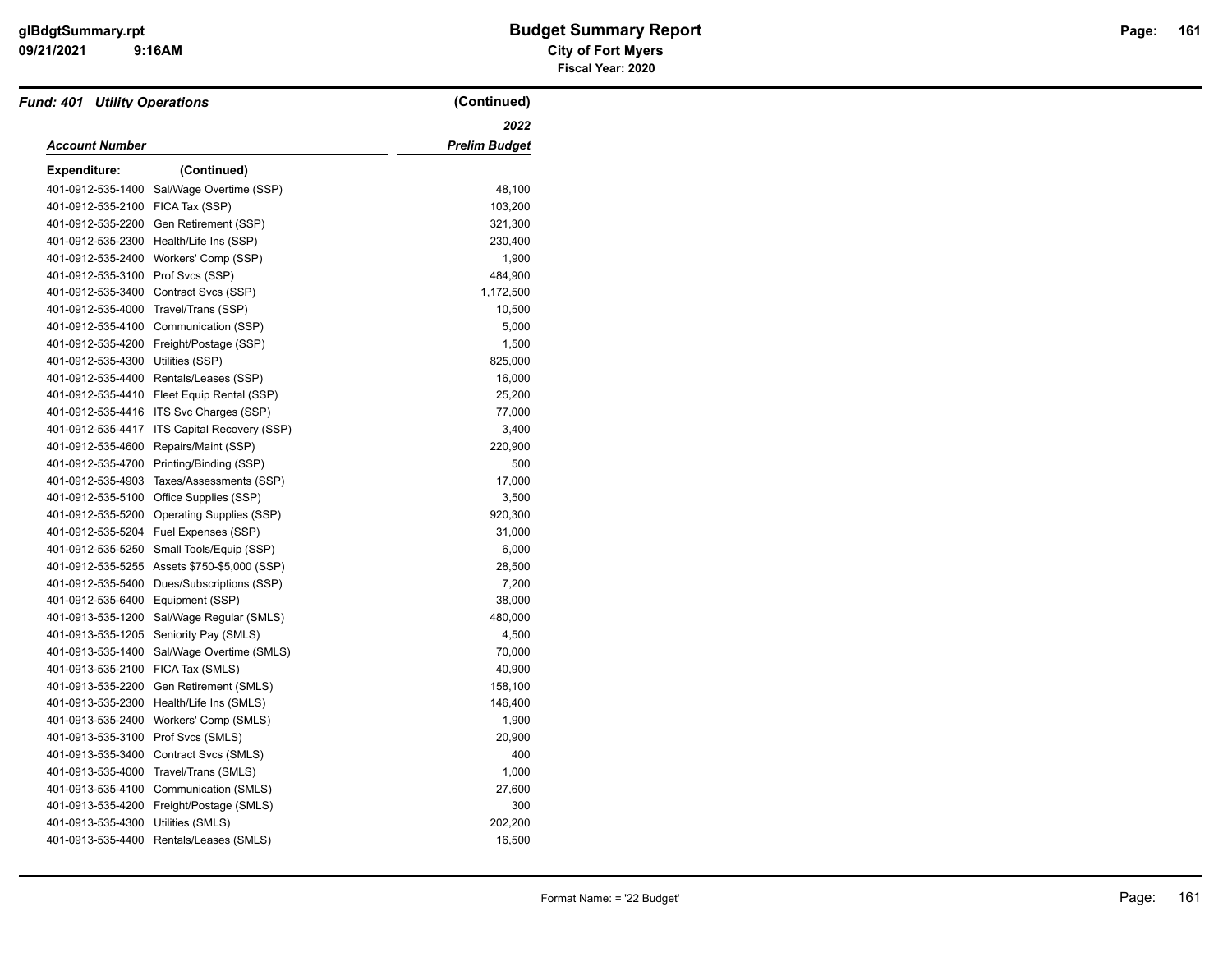# Budget Summary Report

**City of Fort Myers**

**Fiscal Year: 2020**

## Fund: 401 Utility Operations (Continued)

| Account Number | | 2022 Prelim Budget |
|---|---|---|
| **Expenditure:** | **(Continued)** | |
| 401-0912-535-1400 | Sal/Wage Overtime (SSP) | 48,100 |
| 401-0912-535-2100 | FICA Tax (SSP) | 103,200 |
| 401-0912-535-2200 | Gen Retirement (SSP) | 321,300 |
| 401-0912-535-2300 | Health/Life Ins (SSP) | 230,400 |
| 401-0912-535-2400 | Workers' Comp (SSP) | 1,900 |
| 401-0912-535-3100 | Prof Svcs (SSP) | 484,900 |
| 401-0912-535-3400 | Contract Svcs (SSP) | 1,172,500 |
| 401-0912-535-4000 | Travel/Trans (SSP) | 10,500 |
| 401-0912-535-4100 | Communication (SSP) | 5,000 |
| 401-0912-535-4200 | Freight/Postage (SSP) | 1,500 |
| 401-0912-535-4300 | Utilities (SSP) | 825,000 |
| 401-0912-535-4400 | Rentals/Leases (SSP) | 16,000 |
| 401-0912-535-4410 | Fleet Equip Rental (SSP) | 25,200 |
| 401-0912-535-4416 | ITS Svc Charges (SSP) | 77,000 |
| 401-0912-535-4417 | ITS Capital Recovery (SSP) | 3,400 |
| 401-0912-535-4600 | Repairs/Maint (SSP) | 220,900 |
| 401-0912-535-4700 | Printing/Binding (SSP) | 500 |
| 401-0912-535-4903 | Taxes/Assessments (SSP) | 17,000 |
| 401-0912-535-5100 | Office Supplies (SSP) | 3,500 |
| 401-0912-535-5200 | Operating Supplies (SSP) | 920,300 |
| 401-0912-535-5204 | Fuel Expenses (SSP) | 31,000 |
| 401-0912-535-5250 | Small Tools/Equip (SSP) | 6,000 |
| 401-0912-535-5255 | Assets $750-$5,000 (SSP) | 28,500 |
| 401-0912-535-5400 | Dues/Subscriptions (SSP) | 7,200 |
| 401-0912-535-6400 | Equipment (SSP) | 38,000 |
| 401-0913-535-1200 | Sal/Wage Regular (SMLS) | 480,000 |
| 401-0913-535-1205 | Seniority Pay (SMLS) | 4,500 |
| 401-0913-535-1400 | Sal/Wage Overtime (SMLS) | 70,000 |
| 401-0913-535-2100 | FICA Tax (SMLS) | 40,900 |
| 401-0913-535-2200 | Gen Retirement (SMLS) | 158,100 |
| 401-0913-535-2300 | Health/Life Ins (SMLS) | 146,400 |
| 401-0913-535-2400 | Workers' Comp (SMLS) | 1,900 |
| 401-0913-535-3100 | Prof Svcs (SMLS) | 20,900 |
| 401-0913-535-3400 | Contract Svcs (SMLS) | 400 |
| 401-0913-535-4000 | Travel/Trans (SMLS) | 1,000 |
| 401-0913-535-4100 | Communication (SMLS) | 27,600 |
| 401-0913-535-4200 | Freight/Postage (SMLS) | 300 |
| 401-0913-535-4300 | Utilities (SMLS) | 202,200 |
| 401-0913-535-4400 | Rentals/Leases (SMLS) | 16,500 |

Format Name: = '22 Budget'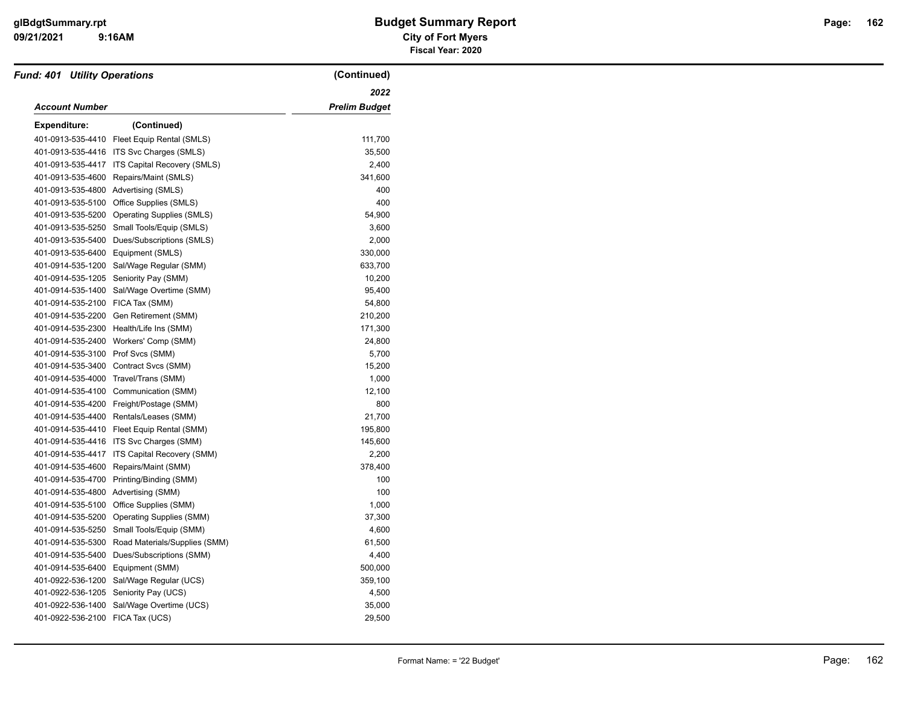# Budget Summary Report

**City of Fort Myers**

**Fiscal Year: 2020**

***Fund: 401 Utility Operations*** **(Continued)**

| *Account Number* | *2022 Prelim Budget* |
|---|---|
| **Expenditure: (Continued)** | |
| 401-0913-535-4410 Fleet Equip Rental (SMLS) | 111,700 |
| 401-0913-535-4416 ITS Svc Charges (SMLS) | 35,500 |
| 401-0913-535-4417 ITS Capital Recovery (SMLS) | 2,400 |
| 401-0913-535-4600 Repairs/Maint (SMLS) | 341,600 |
| 401-0913-535-4800 Advertising (SMLS) | 400 |
| 401-0913-535-5100 Office Supplies (SMLS) | 400 |
| 401-0913-535-5200 Operating Supplies (SMLS) | 54,900 |
| 401-0913-535-5250 Small Tools/Equip (SMLS) | 3,600 |
| 401-0913-535-5400 Dues/Subscriptions (SMLS) | 2,000 |
| 401-0913-535-6400 Equipment (SMLS) | 330,000 |
| 401-0914-535-1200 Sal/Wage Regular (SMM) | 633,700 |
| 401-0914-535-1205 Seniority Pay (SMM) | 10,200 |
| 401-0914-535-1400 Sal/Wage Overtime (SMM) | 95,400 |
| 401-0914-535-2100 FICA Tax (SMM) | 54,800 |
| 401-0914-535-2200 Gen Retirement (SMM) | 210,200 |
| 401-0914-535-2300 Health/Life Ins (SMM) | 171,300 |
| 401-0914-535-2400 Workers' Comp (SMM) | 24,800 |
| 401-0914-535-3100 Prof Svcs (SMM) | 5,700 |
| 401-0914-535-3400 Contract Svcs (SMM) | 15,200 |
| 401-0914-535-4000 Travel/Trans (SMM) | 1,000 |
| 401-0914-535-4100 Communication (SMM) | 12,100 |
| 401-0914-535-4200 Freight/Postage (SMM) | 800 |
| 401-0914-535-4400 Rentals/Leases (SMM) | 21,700 |
| 401-0914-535-4410 Fleet Equip Rental (SMM) | 195,800 |
| 401-0914-535-4416 ITS Svc Charges (SMM) | 145,600 |
| 401-0914-535-4417 ITS Capital Recovery (SMM) | 2,200 |
| 401-0914-535-4600 Repairs/Maint (SMM) | 378,400 |
| 401-0914-535-4700 Printing/Binding (SMM) | 100 |
| 401-0914-535-4800 Advertising (SMM) | 100 |
| 401-0914-535-5100 Office Supplies (SMM) | 1,000 |
| 401-0914-535-5200 Operating Supplies (SMM) | 37,300 |
| 401-0914-535-5250 Small Tools/Equip (SMM) | 4,600 |
| 401-0914-535-5300 Road Materials/Supplies (SMM) | 61,500 |
| 401-0914-535-5400 Dues/Subscriptions (SMM) | 4,400 |
| 401-0914-535-6400 Equipment (SMM) | 500,000 |
| 401-0922-536-1200 Sal/Wage Regular (UCS) | 359,100 |
| 401-0922-536-1205 Seniority Pay (UCS) | 4,500 |
| 401-0922-536-1400 Sal/Wage Overtime (UCS) | 35,000 |
| 401-0922-536-2100 FICA Tax (UCS) | 29,500 |

Format Name: = '22 Budget'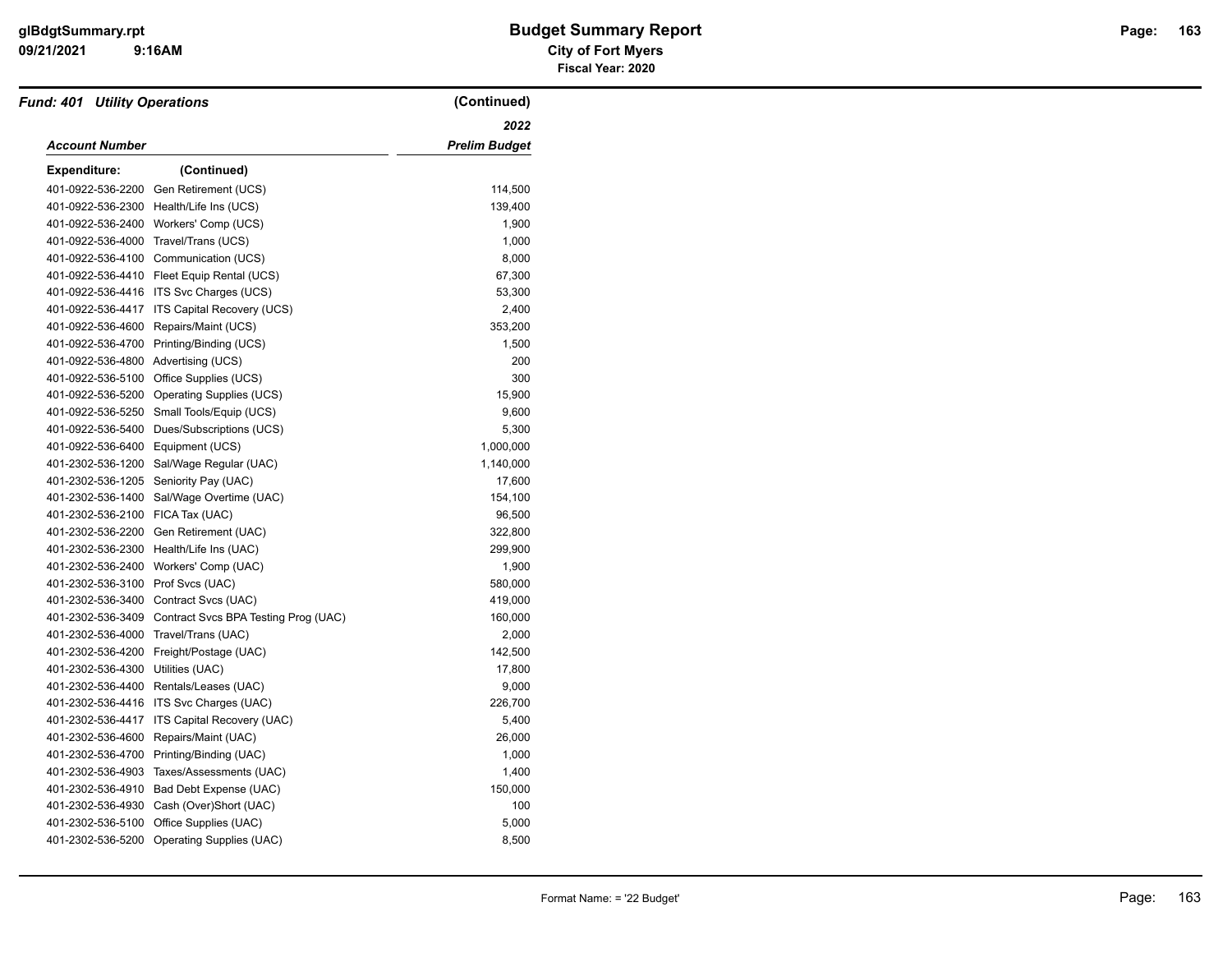# Budget Summary Report

**City of Fort Myers**

**Fiscal Year: 2020**

***Fund: 401 Utility Operations*** **(Continued)**

| *Account Number* | | *2022 Prelim Budget* |
|---|---|---|
| **Expenditure:** | **(Continued)** | |
| 401-0922-536-2200 | Gen Retirement (UCS) | 114,500 |
| 401-0922-536-2300 | Health/Life Ins (UCS) | 139,400 |
| 401-0922-536-2400 | Workers' Comp (UCS) | 1,900 |
| 401-0922-536-4000 | Travel/Trans (UCS) | 1,000 |
| 401-0922-536-4100 | Communication (UCS) | 8,000 |
| 401-0922-536-4410 | Fleet Equip Rental (UCS) | 67,300 |
| 401-0922-536-4416 | ITS Svc Charges (UCS) | 53,300 |
| 401-0922-536-4417 | ITS Capital Recovery (UCS) | 2,400 |
| 401-0922-536-4600 | Repairs/Maint (UCS) | 353,200 |
| 401-0922-536-4700 | Printing/Binding (UCS) | 1,500 |
| 401-0922-536-4800 | Advertising (UCS) | 200 |
| 401-0922-536-5100 | Office Supplies (UCS) | 300 |
| 401-0922-536-5200 | Operating Supplies (UCS) | 15,900 |
| 401-0922-536-5250 | Small Tools/Equip (UCS) | 9,600 |
| 401-0922-536-5400 | Dues/Subscriptions (UCS) | 5,300 |
| 401-0922-536-6400 | Equipment (UCS) | 1,000,000 |
| 401-2302-536-1200 | Sal/Wage Regular (UAC) | 1,140,000 |
| 401-2302-536-1205 | Seniority Pay (UAC) | 17,600 |
| 401-2302-536-1400 | Sal/Wage Overtime (UAC) | 154,100 |
| 401-2302-536-2100 | FICA Tax (UAC) | 96,500 |
| 401-2302-536-2200 | Gen Retirement (UAC) | 322,800 |
| 401-2302-536-2300 | Health/Life Ins (UAC) | 299,900 |
| 401-2302-536-2400 | Workers' Comp (UAC) | 1,900 |
| 401-2302-536-3100 | Prof Svcs (UAC) | 580,000 |
| 401-2302-536-3400 | Contract Svcs (UAC) | 419,000 |
| 401-2302-536-3409 | Contract Svcs BPA Testing Prog (UAC) | 160,000 |
| 401-2302-536-4000 | Travel/Trans (UAC) | 2,000 |
| 401-2302-536-4200 | Freight/Postage (UAC) | 142,500 |
| 401-2302-536-4300 | Utilities (UAC) | 17,800 |
| 401-2302-536-4400 | Rentals/Leases (UAC) | 9,000 |
| 401-2302-536-4416 | ITS Svc Charges (UAC) | 226,700 |
| 401-2302-536-4417 | ITS Capital Recovery (UAC) | 5,400 |
| 401-2302-536-4600 | Repairs/Maint (UAC) | 26,000 |
| 401-2302-536-4700 | Printing/Binding (UAC) | 1,000 |
| 401-2302-536-4903 | Taxes/Assessments (UAC) | 1,400 |
| 401-2302-536-4910 | Bad Debt Expense (UAC) | 150,000 |
| 401-2302-536-4930 | Cash (Over)Short (UAC) | 100 |
| 401-2302-536-5100 | Office Supplies (UAC) | 5,000 |
| 401-2302-536-5200 | Operating Supplies (UAC) | 8,500 |

Format Name: = '22 Budget'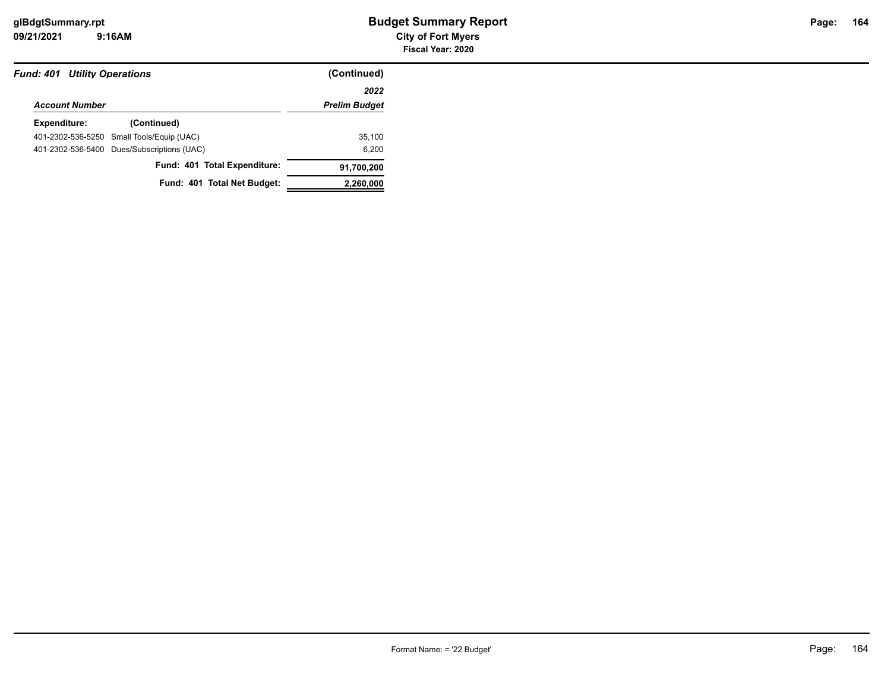**Budget Summary Report**
**City of Fort Myers**
**Fiscal Year: 2020**

***Fund: 401 Utility Operations*** **(Continued)**

| *Account Number* | | *2022 Prelim Budget* |
|---|---|---|
| **Expenditure:** | **(Continued)** | |
| 401-2302-536-5250 | Small Tools/Equip (UAC) | 35,100 |
| 401-2302-536-5400 | Dues/Subscriptions (UAC) | 6,200 |
| | **Fund: 401 Total Expenditure:** | **91,700,200** |
| | **Fund: 401 Total Net Budget:** | **2,260,000** |

Format Name: = '22 Budget'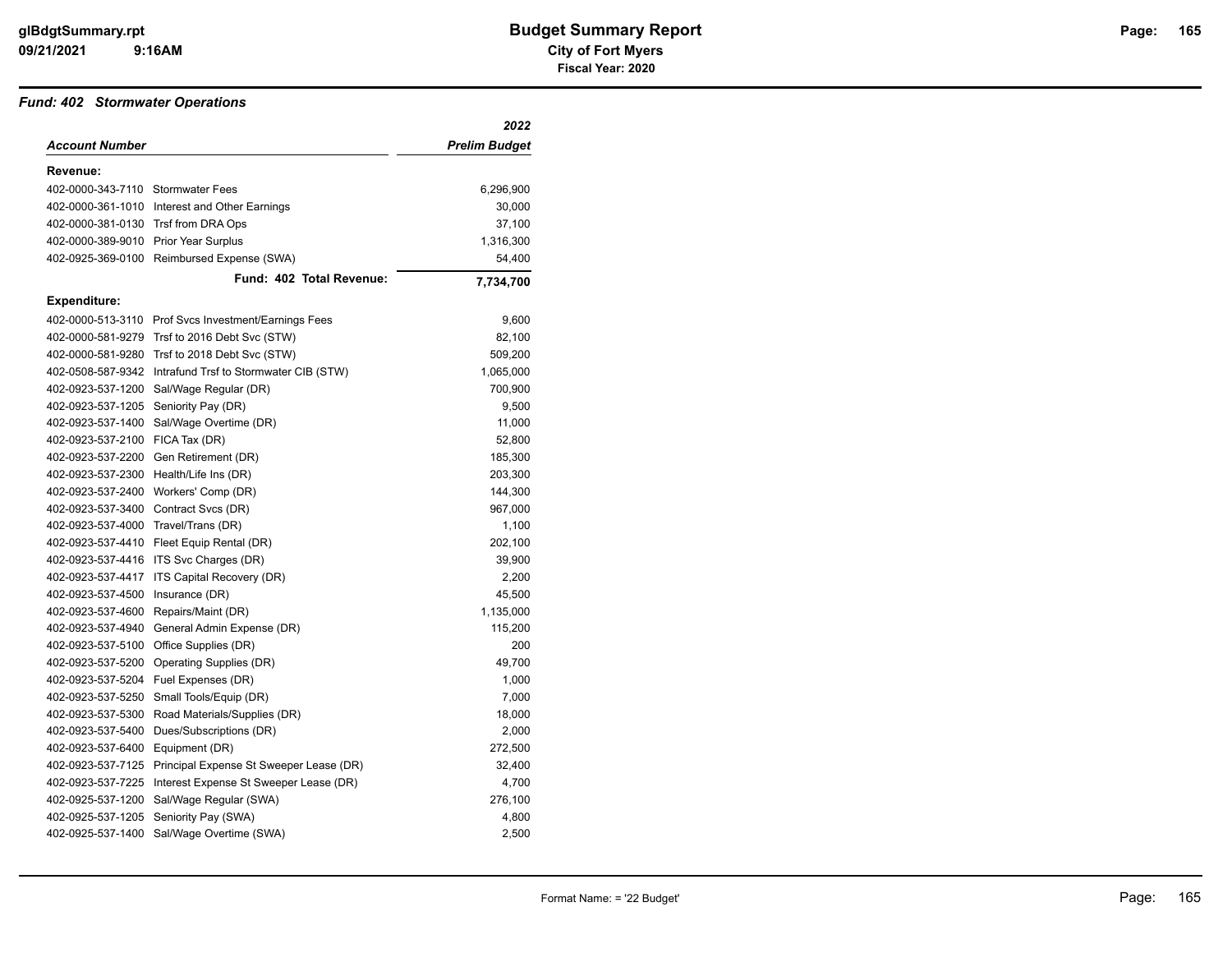# Budget Summary Report

**City of Fort Myers**

**Fiscal Year: 2020**

### *Fund: 402 Stormwater Operations*

| *Account Number* | | *2022 Prelim Budget* |
|---|---|---:|
| **Revenue:** | | |
| 402-0000-343-7110 | Stormwater Fees | 6,296,900 |
| 402-0000-361-1010 | Interest and Other Earnings | 30,000 |
| 402-0000-381-0130 | Trsf from DRA Ops | 37,100 |
| 402-0000-389-9010 | Prior Year Surplus | 1,316,300 |
| 402-0925-369-0100 | Reimbursed Expense (SWA) | 54,400 |
| | **Fund: 402 Total Revenue:** | **7,734,700** |
| **Expenditure:** | | |
| 402-0000-513-3110 | Prof Svcs Investment/Earnings Fees | 9,600 |
| 402-0000-581-9279 | Trsf to 2016 Debt Svc (STW) | 82,100 |
| 402-0000-581-9280 | Trsf to 2018 Debt Svc (STW) | 509,200 |
| 402-0508-587-9342 | Intrafund Trsf to Stormwater CIB (STW) | 1,065,000 |
| 402-0923-537-1200 | Sal/Wage Regular (DR) | 700,900 |
| 402-0923-537-1205 | Seniority Pay (DR) | 9,500 |
| 402-0923-537-1400 | Sal/Wage Overtime (DR) | 11,000 |
| 402-0923-537-2100 | FICA Tax (DR) | 52,800 |
| 402-0923-537-2200 | Gen Retirement (DR) | 185,300 |
| 402-0923-537-2300 | Health/Life Ins (DR) | 203,300 |
| 402-0923-537-2400 | Workers' Comp (DR) | 144,300 |
| 402-0923-537-3400 | Contract Svcs (DR) | 967,000 |
| 402-0923-537-4000 | Travel/Trans (DR) | 1,100 |
| 402-0923-537-4410 | Fleet Equip Rental (DR) | 202,100 |
| 402-0923-537-4416 | ITS Svc Charges (DR) | 39,900 |
| 402-0923-537-4417 | ITS Capital Recovery (DR) | 2,200 |
| 402-0923-537-4500 | Insurance (DR) | 45,500 |
| 402-0923-537-4600 | Repairs/Maint (DR) | 1,135,000 |
| 402-0923-537-4940 | General Admin Expense (DR) | 115,200 |
| 402-0923-537-5100 | Office Supplies (DR) | 200 |
| 402-0923-537-5200 | Operating Supplies (DR) | 49,700 |
| 402-0923-537-5204 | Fuel Expenses (DR) | 1,000 |
| 402-0923-537-5250 | Small Tools/Equip (DR) | 7,000 |
| 402-0923-537-5300 | Road Materials/Supplies (DR) | 18,000 |
| 402-0923-537-5400 | Dues/Subscriptions (DR) | 2,000 |
| 402-0923-537-6400 | Equipment (DR) | 272,500 |
| 402-0923-537-7125 | Principal Expense St Sweeper Lease (DR) | 32,400 |
| 402-0923-537-7225 | Interest Expense St Sweeper Lease (DR) | 4,700 |
| 402-0925-537-1200 | Sal/Wage Regular (SWA) | 276,100 |
| 402-0925-537-1205 | Seniority Pay (SWA) | 4,800 |
| 402-0925-537-1400 | Sal/Wage Overtime (SWA) | 2,500 |

Format Name: = '22 Budget'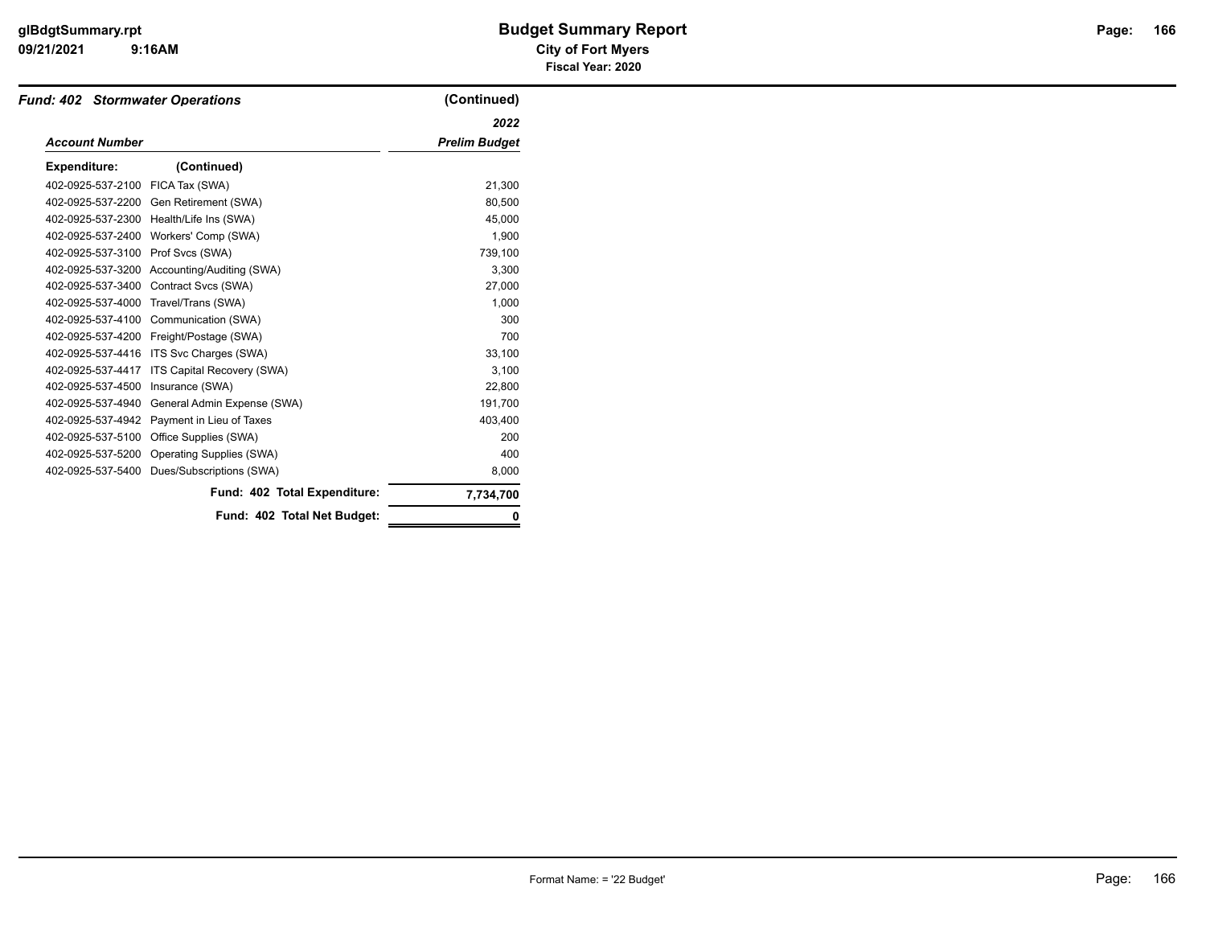# Budget Summary Report

**City of Fort Myers**

**Fiscal Year: 2020**

***Fund: 402 Stormwater Operations*** **(Continued)**

| *Account Number* | | *2022 Prelim Budget* |
|---|---|---|
| **Expenditure:** | **(Continued)** | |
| 402-0925-537-2100 | FICA Tax (SWA) | 21,300 |
| 402-0925-537-2200 | Gen Retirement (SWA) | 80,500 |
| 402-0925-537-2300 | Health/Life Ins (SWA) | 45,000 |
| 402-0925-537-2400 | Workers' Comp (SWA) | 1,900 |
| 402-0925-537-3100 | Prof Svcs (SWA) | 739,100 |
| 402-0925-537-3200 | Accounting/Auditing (SWA) | 3,300 |
| 402-0925-537-3400 | Contract Svcs (SWA) | 27,000 |
| 402-0925-537-4000 | Travel/Trans (SWA) | 1,000 |
| 402-0925-537-4100 | Communication (SWA) | 300 |
| 402-0925-537-4200 | Freight/Postage (SWA) | 700 |
| 402-0925-537-4416 | ITS Svc Charges (SWA) | 33,100 |
| 402-0925-537-4417 | ITS Capital Recovery (SWA) | 3,100 |
| 402-0925-537-4500 | Insurance (SWA) | 22,800 |
| 402-0925-537-4940 | General Admin Expense (SWA) | 191,700 |
| 402-0925-537-4942 | Payment in Lieu of Taxes | 403,400 |
| 402-0925-537-5100 | Office Supplies (SWA) | 200 |
| 402-0925-537-5200 | Operating Supplies (SWA) | 400 |
| 402-0925-537-5400 | Dues/Subscriptions (SWA) | 8,000 |
| | **Fund: 402 Total Expenditure:** | **7,734,700** |
| | **Fund: 402 Total Net Budget:** | **0** |

Format Name: = '22 Budget'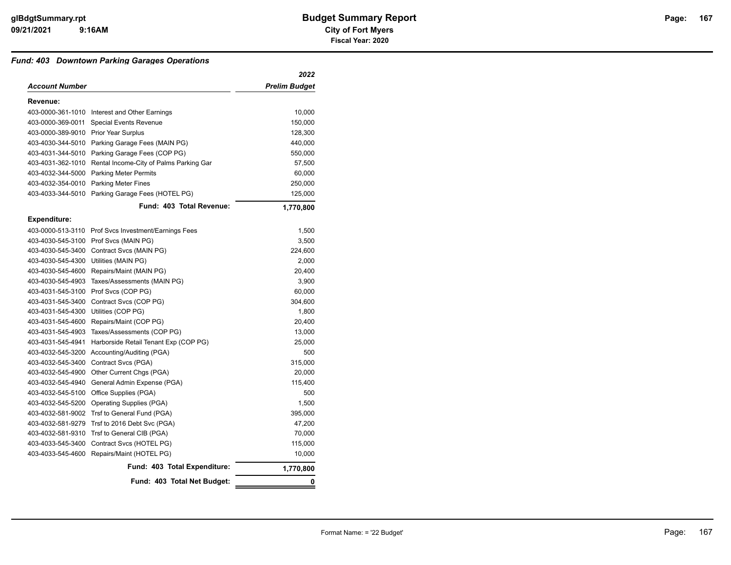# Budget Summary Report

**City of Fort Myers**

**Fiscal Year: 2020**

### *Fund: 403 Downtown Parking Garages Operations*

| *Account Number* | | *2022 Prelim Budget* |
|---|---|---|
| **Revenue:** | | |
| 403-0000-361-1010 | Interest and Other Earnings | 10,000 |
| 403-0000-369-0011 | Special Events Revenue | 150,000 |
| 403-0000-389-9010 | Prior Year Surplus | 128,300 |
| 403-4030-344-5010 | Parking Garage Fees (MAIN PG) | 440,000 |
| 403-4031-344-5010 | Parking Garage Fees (COP PG) | 550,000 |
| 403-4031-362-1010 | Rental Income-City of Palms Parking Gar | 57,500 |
| 403-4032-344-5000 | Parking Meter Permits | 60,000 |
| 403-4032-354-0010 | Parking Meter Fines | 250,000 |
| 403-4033-344-5010 | Parking Garage Fees (HOTEL PG) | 125,000 |
| | **Fund: 403 Total Revenue:** | **1,770,800** |
| **Expenditure:** | | |
| 403-0000-513-3110 | Prof Svcs Investment/Earnings Fees | 1,500 |
| 403-4030-545-3100 | Prof Svcs (MAIN PG) | 3,500 |
| 403-4030-545-3400 | Contract Svcs (MAIN PG) | 224,600 |
| 403-4030-545-4300 | Utilities (MAIN PG) | 2,000 |
| 403-4030-545-4600 | Repairs/Maint (MAIN PG) | 20,400 |
| 403-4030-545-4903 | Taxes/Assessments (MAIN PG) | 3,900 |
| 403-4031-545-3100 | Prof Svcs (COP PG) | 60,000 |
| 403-4031-545-3400 | Contract Svcs (COP PG) | 304,600 |
| 403-4031-545-4300 | Utilities (COP PG) | 1,800 |
| 403-4031-545-4600 | Repairs/Maint (COP PG) | 20,400 |
| 403-4031-545-4903 | Taxes/Assessments (COP PG) | 13,000 |
| 403-4031-545-4941 | Harborside Retail Tenant Exp (COP PG) | 25,000 |
| 403-4032-545-3200 | Accounting/Auditing (PGA) | 500 |
| 403-4032-545-3400 | Contract Svcs (PGA) | 315,000 |
| 403-4032-545-4900 | Other Current Chgs (PGA) | 20,000 |
| 403-4032-545-4940 | General Admin Expense (PGA) | 115,400 |
| 403-4032-545-5100 | Office Supplies (PGA) | 500 |
| 403-4032-545-5200 | Operating Supplies (PGA) | 1,500 |
| 403-4032-581-9002 | Trsf to General Fund (PGA) | 395,000 |
| 403-4032-581-9279 | Trsf to 2016 Debt Svc (PGA) | 47,200 |
| 403-4032-581-9310 | Trsf to General CIB (PGA) | 70,000 |
| 403-4033-545-3400 | Contract Svcs (HOTEL PG) | 115,000 |
| 403-4033-545-4600 | Repairs/Maint (HOTEL PG) | 10,000 |
| | **Fund: 403 Total Expenditure:** | **1,770,800** |
| | **Fund: 403 Total Net Budget:** | **0** |

Format Name: = '22 Budget'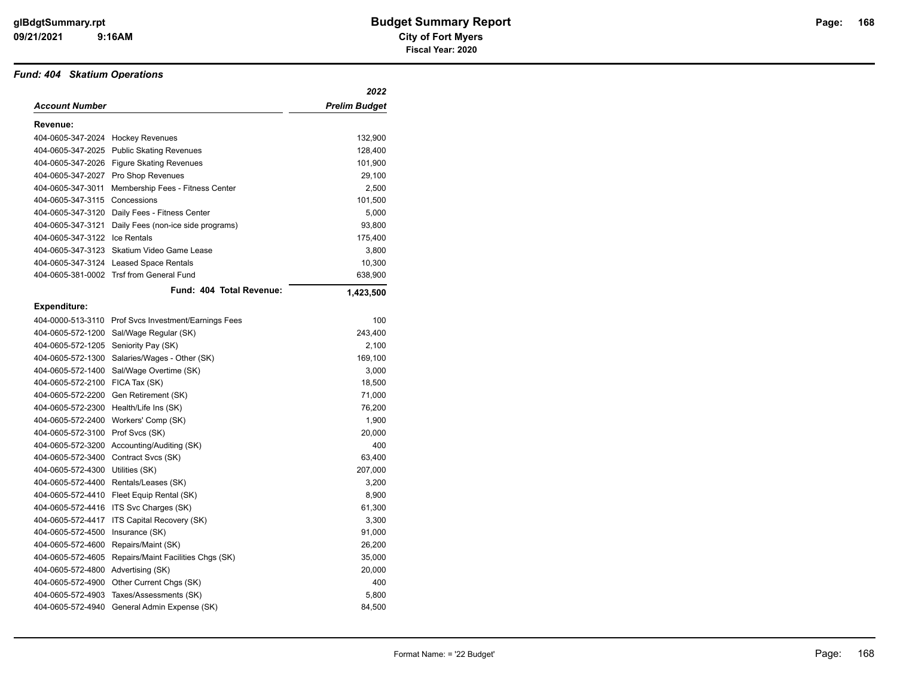# Budget Summary Report

**City of Fort Myers**

**Fiscal Year: 2020**

### *Fund: 404 Skatium Operations*

| *Account Number* | | *2022 Prelim Budget* |
|---|---|---|
| **Revenue:** | | |
| 404-0605-347-2024 | Hockey Revenues | 132,900 |
| 404-0605-347-2025 | Public Skating Revenues | 128,400 |
| 404-0605-347-2026 | Figure Skating Revenues | 101,900 |
| 404-0605-347-2027 | Pro Shop Revenues | 29,100 |
| 404-0605-347-3011 | Membership Fees - Fitness Center | 2,500 |
| 404-0605-347-3115 | Concessions | 101,500 |
| 404-0605-347-3120 | Daily Fees - Fitness Center | 5,000 |
| 404-0605-347-3121 | Daily Fees (non-ice side programs) | 93,800 |
| 404-0605-347-3122 | Ice Rentals | 175,400 |
| 404-0605-347-3123 | Skatium Video Game Lease | 3,800 |
| 404-0605-347-3124 | Leased Space Rentals | 10,300 |
| 404-0605-381-0002 | Trsf from General Fund | 638,900 |
| | **Fund: 404 Total Revenue:** | **1,423,500** |
| **Expenditure:** | | |
| 404-0000-513-3110 | Prof Svcs Investment/Earnings Fees | 100 |
| 404-0605-572-1200 | Sal/Wage Regular (SK) | 243,400 |
| 404-0605-572-1205 | Seniority Pay (SK) | 2,100 |
| 404-0605-572-1300 | Salaries/Wages - Other (SK) | 169,100 |
| 404-0605-572-1400 | Sal/Wage Overtime (SK) | 3,000 |
| 404-0605-572-2100 | FICA Tax (SK) | 18,500 |
| 404-0605-572-2200 | Gen Retirement (SK) | 71,000 |
| 404-0605-572-2300 | Health/Life Ins (SK) | 76,200 |
| 404-0605-572-2400 | Workers' Comp (SK) | 1,900 |
| 404-0605-572-3100 | Prof Svcs (SK) | 20,000 |
| 404-0605-572-3200 | Accounting/Auditing (SK) | 400 |
| 404-0605-572-3400 | Contract Svcs (SK) | 63,400 |
| 404-0605-572-4300 | Utilities (SK) | 207,000 |
| 404-0605-572-4400 | Rentals/Leases (SK) | 3,200 |
| 404-0605-572-4410 | Fleet Equip Rental (SK) | 8,900 |
| 404-0605-572-4416 | ITS Svc Charges (SK) | 61,300 |
| 404-0605-572-4417 | ITS Capital Recovery (SK) | 3,300 |
| 404-0605-572-4500 | Insurance (SK) | 91,000 |
| 404-0605-572-4600 | Repairs/Maint (SK) | 26,200 |
| 404-0605-572-4605 | Repairs/Maint Facilities Chgs (SK) | 35,000 |
| 404-0605-572-4800 | Advertising (SK) | 20,000 |
| 404-0605-572-4900 | Other Current Chgs (SK) | 400 |
| 404-0605-572-4903 | Taxes/Assessments (SK) | 5,800 |
| 404-0605-572-4940 | General Admin Expense (SK) | 84,500 |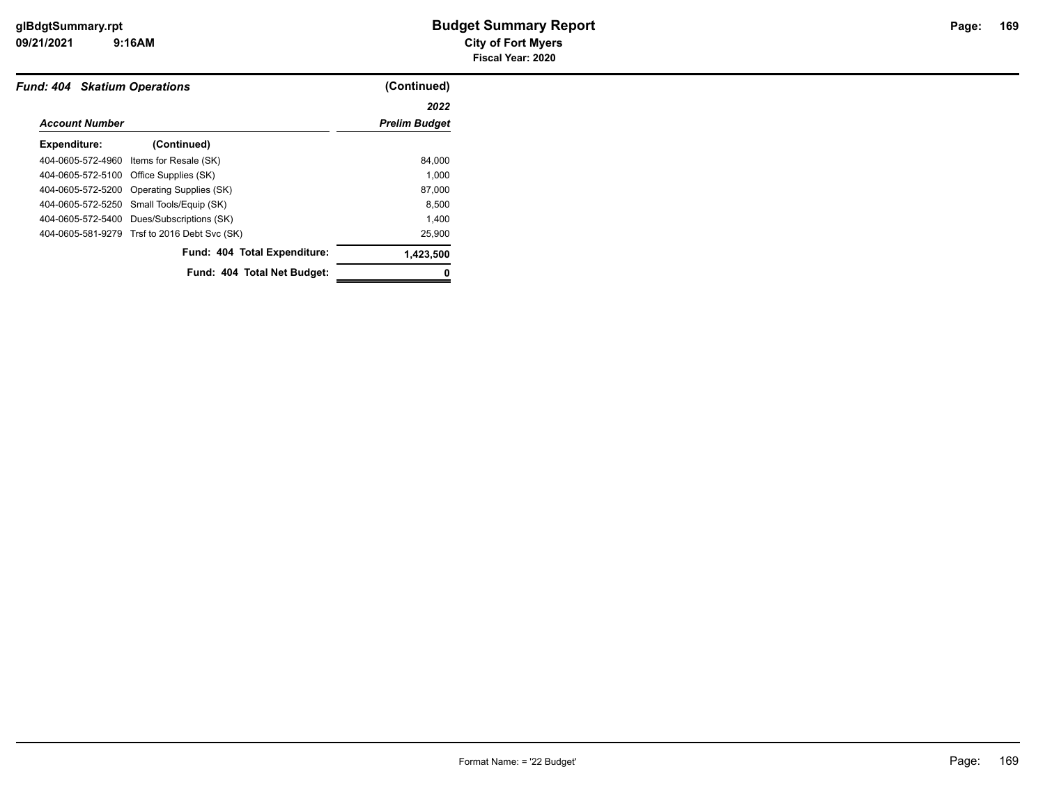## Fund: 404 Skatium Operations (Continued)

| Account Number | | 2022 Prelim Budget |
|---|---|---|
| **Expenditure:** | **(Continued)** | |
| 404-0605-572-4960 | Items for Resale (SK) | 84,000 |
| 404-0605-572-5100 | Office Supplies (SK) | 1,000 |
| 404-0605-572-5200 | Operating Supplies (SK) | 87,000 |
| 404-0605-572-5250 | Small Tools/Equip (SK) | 8,500 |
| 404-0605-572-5400 | Dues/Subscriptions (SK) | 1,400 |
| 404-0605-581-9279 | Trsf to 2016 Debt Svc (SK) | 25,900 |
| | **Fund: 404 Total Expenditure:** | **1,423,500** |
| | **Fund: 404 Total Net Budget:** | **0** |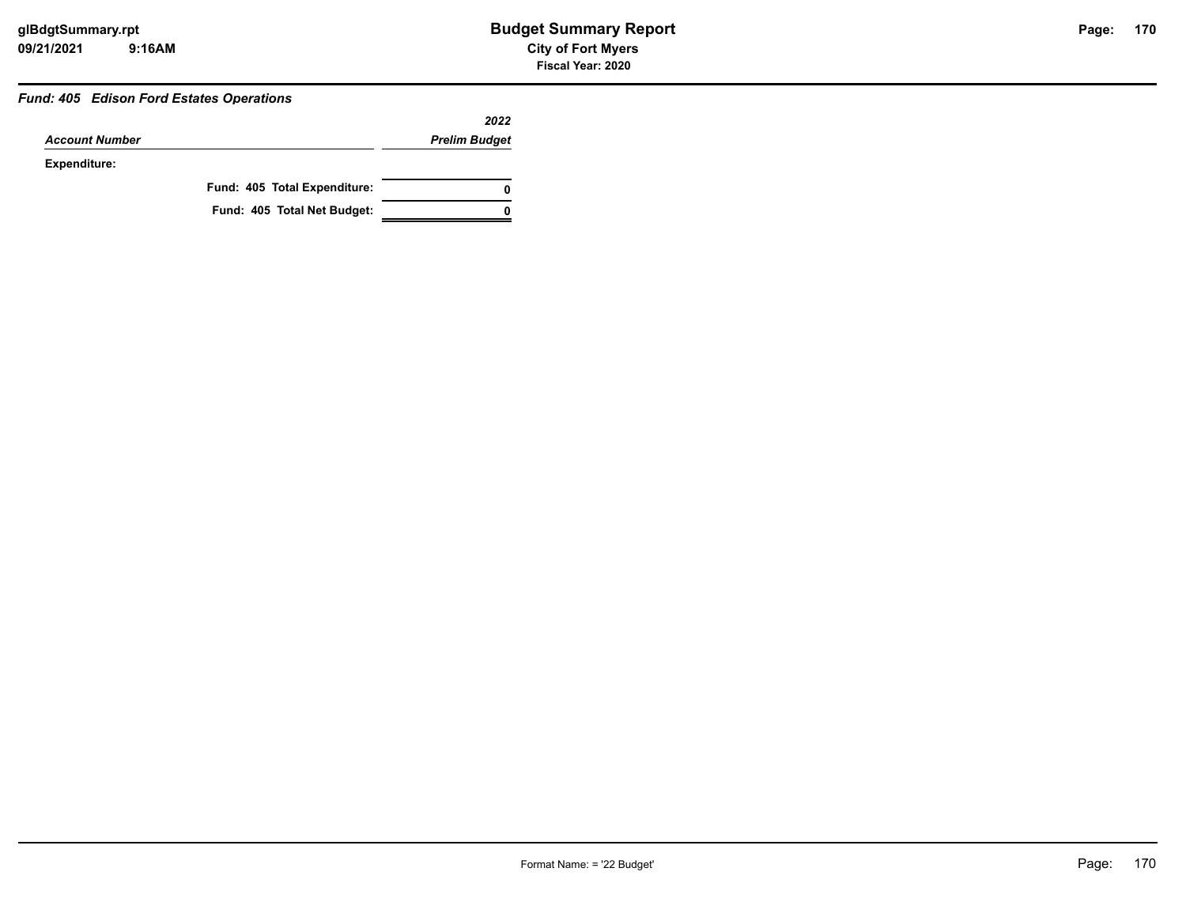**Budget Summary Report**
**City of Fort Myers**
**Fiscal Year: 2020**

### *Fund: 405 Edison Ford Estates Operations*

| *Account Number* | *2022 Prelim Budget* |
|---|---|
| **Expenditure:** | |
| **Fund: 405 Total Expenditure:** | **0** |
| **Fund: 405 Total Net Budget:** | **0** |

Format Name: = '22 Budget'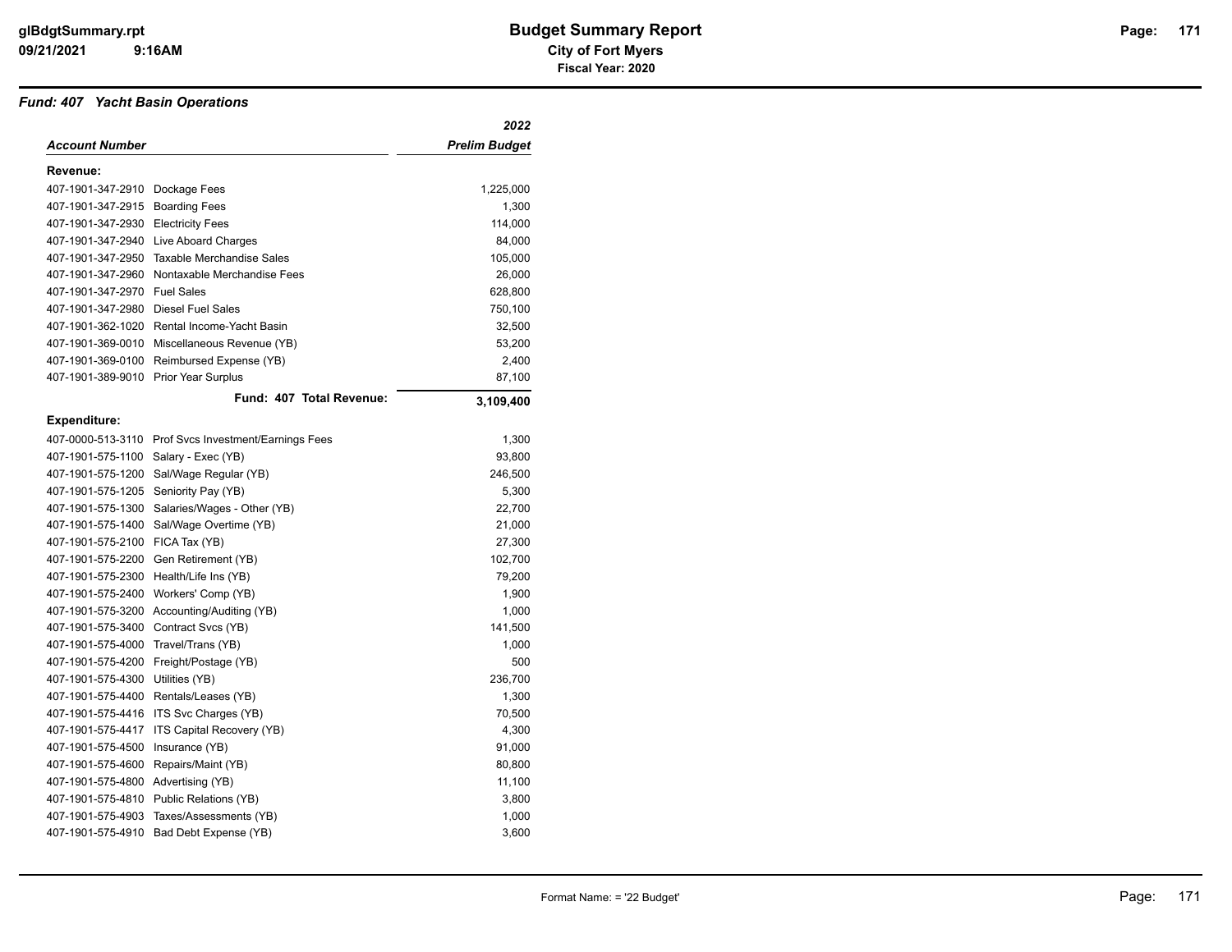# Budget Summary Report

**City of Fort Myers**

**Fiscal Year: 2020**

glBdgtSummary.rpt
09/21/2021 9:16AM

## *Fund: 407 Yacht Basin Operations*

| *Account Number* | | *2022 Prelim Budget* |
|---|---|---|
| **Revenue:** | | |
| 407-1901-347-2910 | Dockage Fees | 1,225,000 |
| 407-1901-347-2915 | Boarding Fees | 1,300 |
| 407-1901-347-2930 | Electricity Fees | 114,000 |
| 407-1901-347-2940 | Live Aboard Charges | 84,000 |
| 407-1901-347-2950 | Taxable Merchandise Sales | 105,000 |
| 407-1901-347-2960 | Nontaxable Merchandise Fees | 26,000 |
| 407-1901-347-2970 | Fuel Sales | 628,800 |
| 407-1901-347-2980 | Diesel Fuel Sales | 750,100 |
| 407-1901-362-1020 | Rental Income-Yacht Basin | 32,500 |
| 407-1901-369-0010 | Miscellaneous Revenue (YB) | 53,200 |
| 407-1901-369-0100 | Reimbursed Expense (YB) | 2,400 |
| 407-1901-389-9010 | Prior Year Surplus | 87,100 |
| | **Fund: 407 Total Revenue:** | **3,109,400** |
| **Expenditure:** | | |
| 407-0000-513-3110 | Prof Svcs Investment/Earnings Fees | 1,300 |
| 407-1901-575-1100 | Salary - Exec (YB) | 93,800 |
| 407-1901-575-1200 | Sal/Wage Regular (YB) | 246,500 |
| 407-1901-575-1205 | Seniority Pay (YB) | 5,300 |
| 407-1901-575-1300 | Salaries/Wages - Other (YB) | 22,700 |
| 407-1901-575-1400 | Sal/Wage Overtime (YB) | 21,000 |
| 407-1901-575-2100 | FICA Tax (YB) | 27,300 |
| 407-1901-575-2200 | Gen Retirement (YB) | 102,700 |
| 407-1901-575-2300 | Health/Life Ins (YB) | 79,200 |
| 407-1901-575-2400 | Workers' Comp (YB) | 1,900 |
| 407-1901-575-3200 | Accounting/Auditing (YB) | 1,000 |
| 407-1901-575-3400 | Contract Svcs (YB) | 141,500 |
| 407-1901-575-4000 | Travel/Trans (YB) | 1,000 |
| 407-1901-575-4200 | Freight/Postage (YB) | 500 |
| 407-1901-575-4300 | Utilities (YB) | 236,700 |
| 407-1901-575-4400 | Rentals/Leases (YB) | 1,300 |
| 407-1901-575-4416 | ITS Svc Charges (YB) | 70,500 |
| 407-1901-575-4417 | ITS Capital Recovery (YB) | 4,300 |
| 407-1901-575-4500 | Insurance (YB) | 91,000 |
| 407-1901-575-4600 | Repairs/Maint (YB) | 80,800 |
| 407-1901-575-4800 | Advertising (YB) | 11,100 |
| 407-1901-575-4810 | Public Relations (YB) | 3,800 |
| 407-1901-575-4903 | Taxes/Assessments (YB) | 1,000 |
| 407-1901-575-4910 | Bad Debt Expense (YB) | 3,600 |

Format Name: = '22 Budget'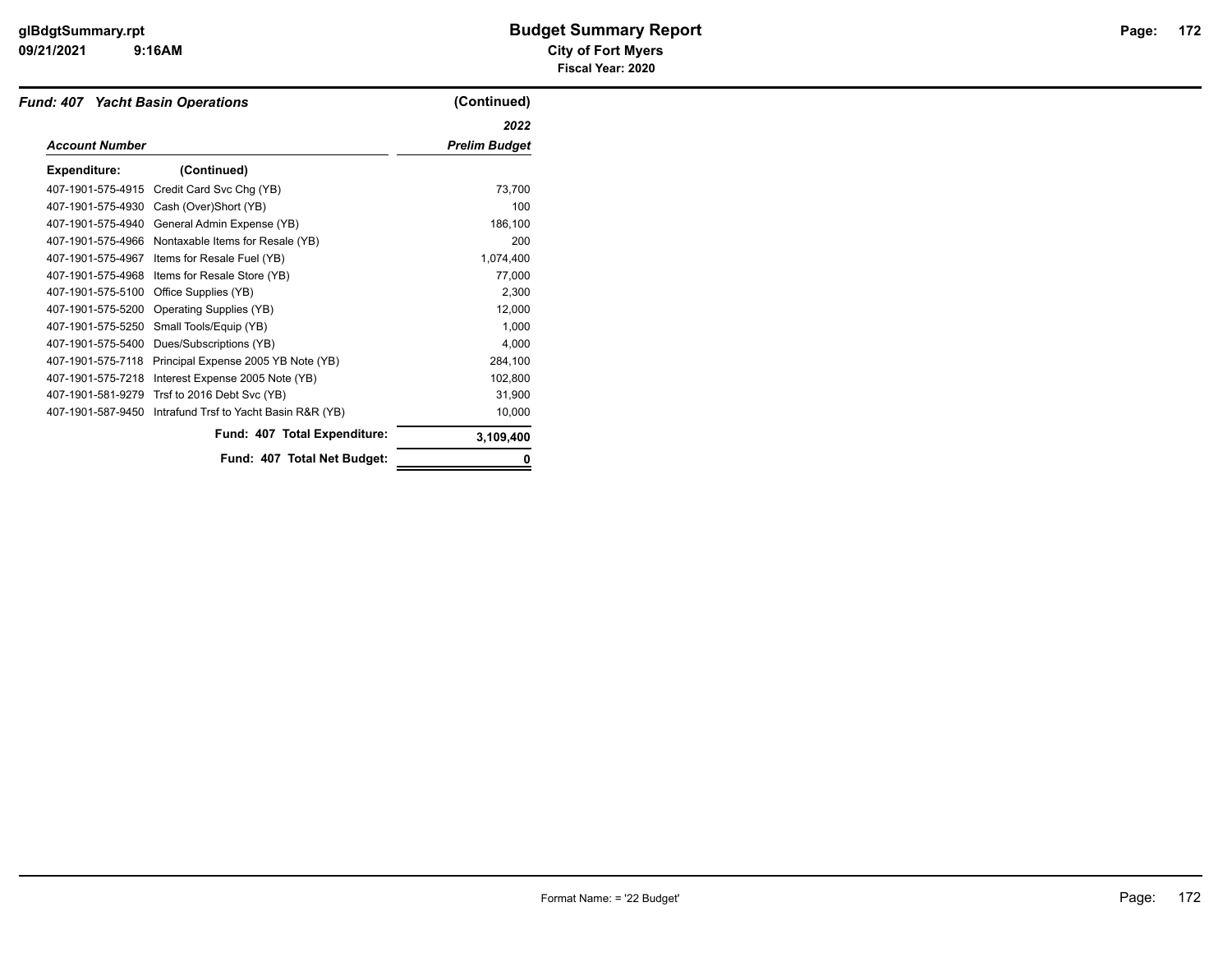## Fund: 407 Yacht Basin Operations (Continued)

| Account Number | | 2022 Prelim Budget |
|---|---|---|
| **Expenditure:** (Continued) | | |
| 407-1901-575-4915 | Credit Card Svc Chg (YB) | 73,700 |
| 407-1901-575-4930 | Cash (Over)Short (YB) | 100 |
| 407-1901-575-4940 | General Admin Expense (YB) | 186,100 |
| 407-1901-575-4966 | Nontaxable Items for Resale (YB) | 200 |
| 407-1901-575-4967 | Items for Resale Fuel (YB) | 1,074,400 |
| 407-1901-575-4968 | Items for Resale Store (YB) | 77,000 |
| 407-1901-575-5100 | Office Supplies (YB) | 2,300 |
| 407-1901-575-5200 | Operating Supplies (YB) | 12,000 |
| 407-1901-575-5250 | Small Tools/Equip (YB) | 1,000 |
| 407-1901-575-5400 | Dues/Subscriptions (YB) | 4,000 |
| 407-1901-575-7118 | Principal Expense 2005 YB Note (YB) | 284,100 |
| 407-1901-575-7218 | Interest Expense 2005 Note (YB) | 102,800 |
| 407-1901-581-9279 | Trsf to 2016 Debt Svc (YB) | 31,900 |
| 407-1901-587-9450 | Intrafund Trsf to Yacht Basin R&R (YB) | 10,000 |
| | **Fund: 407 Total Expenditure:** | **3,109,400** |
| | **Fund: 407 Total Net Budget:** | **0** |

Format Name: = '22 Budget'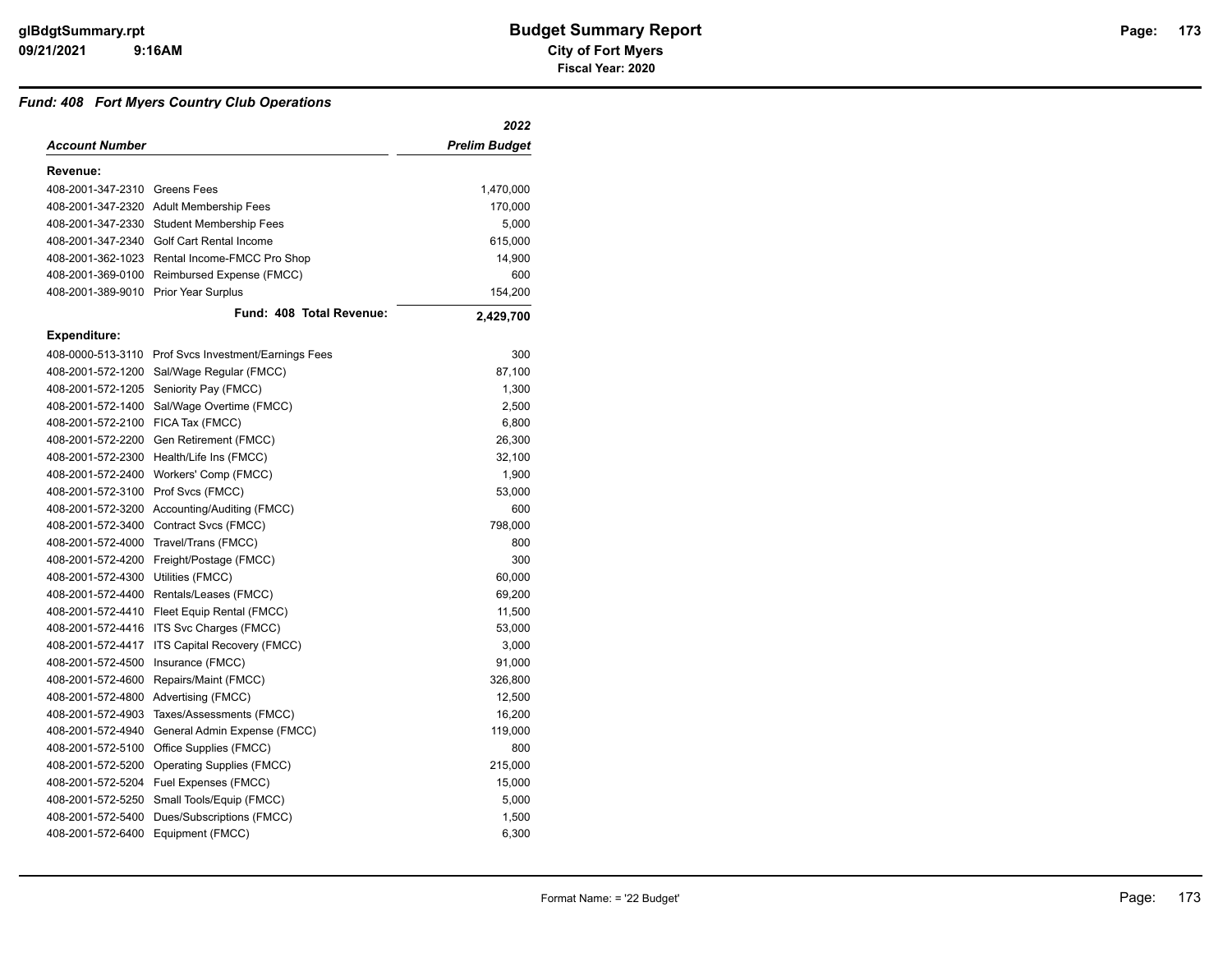# Budget Summary Report

**City of Fort Myers**

**Fiscal Year: 2020**

### *Fund: 408 Fort Myers Country Club Operations*

| *Account Number* | | *2022 Prelim Budget* |
|---|---|---|
| **Revenue:** | | |
| 408-2001-347-2310 | Greens Fees | 1,470,000 |
| 408-2001-347-2320 | Adult Membership Fees | 170,000 |
| 408-2001-347-2330 | Student Membership Fees | 5,000 |
| 408-2001-347-2340 | Golf Cart Rental Income | 615,000 |
| 408-2001-362-1023 | Rental Income-FMCC Pro Shop | 14,900 |
| 408-2001-369-0100 | Reimbursed Expense (FMCC) | 600 |
| 408-2001-389-9010 | Prior Year Surplus | 154,200 |
| | **Fund: 408 Total Revenue:** | **2,429,700** |
| **Expenditure:** | | |
| 408-0000-513-3110 | Prof Svcs Investment/Earnings Fees | 300 |
| 408-2001-572-1200 | Sal/Wage Regular (FMCC) | 87,100 |
| 408-2001-572-1205 | Seniority Pay (FMCC) | 1,300 |
| 408-2001-572-1400 | Sal/Wage Overtime (FMCC) | 2,500 |
| 408-2001-572-2100 | FICA Tax (FMCC) | 6,800 |
| 408-2001-572-2200 | Gen Retirement (FMCC) | 26,300 |
| 408-2001-572-2300 | Health/Life Ins (FMCC) | 32,100 |
| 408-2001-572-2400 | Workers' Comp (FMCC) | 1,900 |
| 408-2001-572-3100 | Prof Svcs (FMCC) | 53,000 |
| 408-2001-572-3200 | Accounting/Auditing (FMCC) | 600 |
| 408-2001-572-3400 | Contract Svcs (FMCC) | 798,000 |
| 408-2001-572-4000 | Travel/Trans (FMCC) | 800 |
| 408-2001-572-4200 | Freight/Postage (FMCC) | 300 |
| 408-2001-572-4300 | Utilities (FMCC) | 60,000 |
| 408-2001-572-4400 | Rentals/Leases (FMCC) | 69,200 |
| 408-2001-572-4410 | Fleet Equip Rental (FMCC) | 11,500 |
| 408-2001-572-4416 | ITS Svc Charges (FMCC) | 53,000 |
| 408-2001-572-4417 | ITS Capital Recovery (FMCC) | 3,000 |
| 408-2001-572-4500 | Insurance (FMCC) | 91,000 |
| 408-2001-572-4600 | Repairs/Maint (FMCC) | 326,800 |
| 408-2001-572-4800 | Advertising (FMCC) | 12,500 |
| 408-2001-572-4903 | Taxes/Assessments (FMCC) | 16,200 |
| 408-2001-572-4940 | General Admin Expense (FMCC) | 119,000 |
| 408-2001-572-5100 | Office Supplies (FMCC) | 800 |
| 408-2001-572-5200 | Operating Supplies (FMCC) | 215,000 |
| 408-2001-572-5204 | Fuel Expenses (FMCC) | 15,000 |
| 408-2001-572-5250 | Small Tools/Equip (FMCC) | 5,000 |
| 408-2001-572-5400 | Dues/Subscriptions (FMCC) | 1,500 |
| 408-2001-572-6400 | Equipment (FMCC) | 6,300 |

Format Name: = '22 Budget'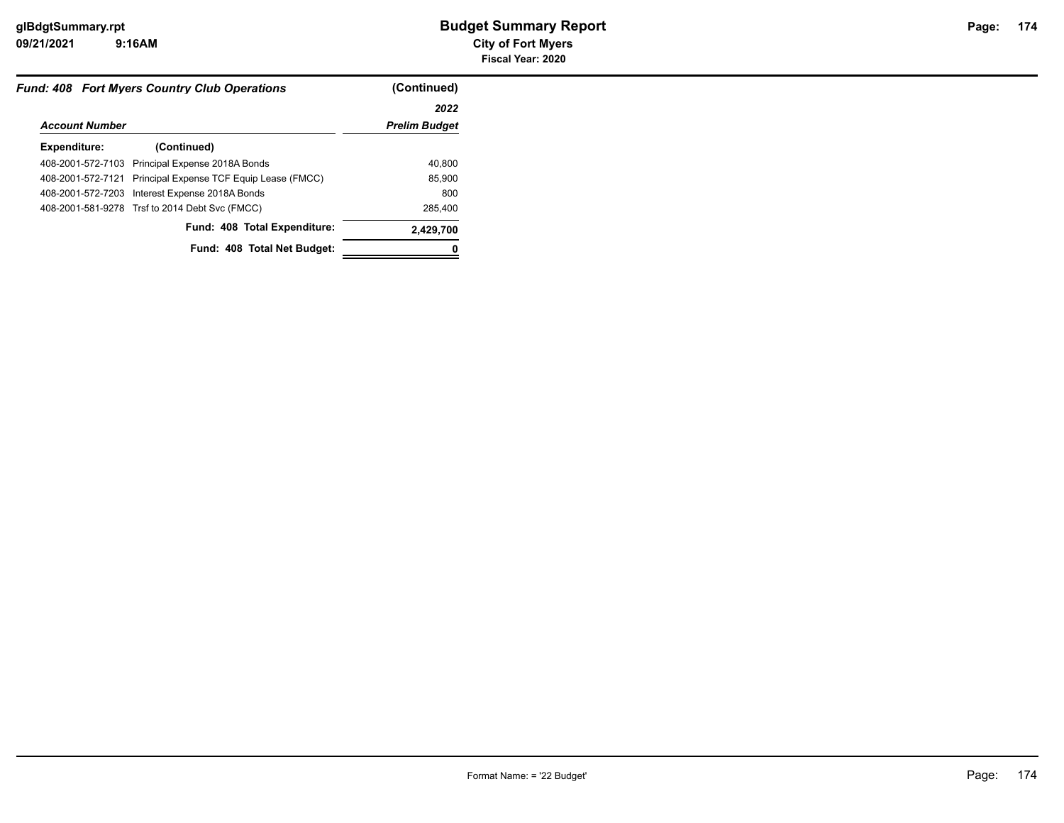## Budget Summary Report

**City of Fort Myers**

**Fiscal Year: 2020**

### *Fund: 408 Fort Myers Country Club Operations* (Continued)

| *Account Number* | | *2022 Prelim Budget* |
|---|---|---|
| **Expenditure:** | **(Continued)** | |
| 408-2001-572-7103 | Principal Expense 2018A Bonds | 40,800 |
| 408-2001-572-7121 | Principal Expense TCF Equip Lease (FMCC) | 85,900 |
| 408-2001-572-7203 | Interest Expense 2018A Bonds | 800 |
| 408-2001-581-9278 | Trsf to 2014 Debt Svc (FMCC) | 285,400 |
| | **Fund: 408 Total Expenditure:** | **2,429,700** |
| | **Fund: 408 Total Net Budget:** | **0** |

Format Name: = '22 Budget'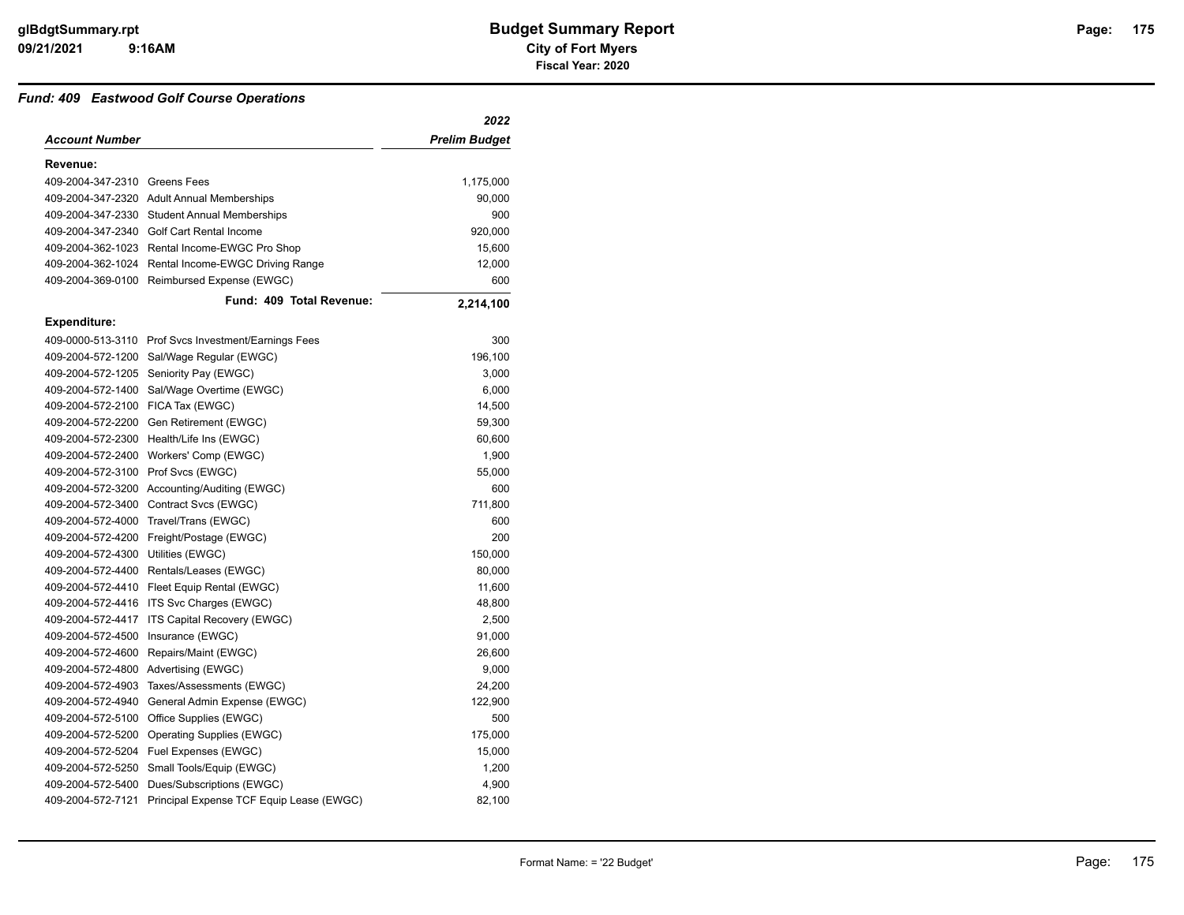# Budget Summary Report

**City of Fort Myers**

**Fiscal Year: 2020**

### *Fund: 409 Eastwood Golf Course Operations*

| *Account Number* | | *2022 Prelim Budget* |
|---|---|---|
| **Revenue:** | | |
| 409-2004-347-2310 | Greens Fees | 1,175,000 |
| 409-2004-347-2320 | Adult Annual Memberships | 90,000 |
| 409-2004-347-2330 | Student Annual Memberships | 900 |
| 409-2004-347-2340 | Golf Cart Rental Income | 920,000 |
| 409-2004-362-1023 | Rental Income-EWGC Pro Shop | 15,600 |
| 409-2004-362-1024 | Rental Income-EWGC Driving Range | 12,000 |
| 409-2004-369-0100 | Reimbursed Expense (EWGC) | 600 |
| | **Fund: 409 Total Revenue:** | **2,214,100** |
| **Expenditure:** | | |
| 409-0000-513-3110 | Prof Svcs Investment/Earnings Fees | 300 |
| 409-2004-572-1200 | Sal/Wage Regular (EWGC) | 196,100 |
| 409-2004-572-1205 | Seniority Pay (EWGC) | 3,000 |
| 409-2004-572-1400 | Sal/Wage Overtime (EWGC) | 6,000 |
| 409-2004-572-2100 | FICA Tax (EWGC) | 14,500 |
| 409-2004-572-2200 | Gen Retirement (EWGC) | 59,300 |
| 409-2004-572-2300 | Health/Life Ins (EWGC) | 60,600 |
| 409-2004-572-2400 | Workers' Comp (EWGC) | 1,900 |
| 409-2004-572-3100 | Prof Svcs (EWGC) | 55,000 |
| 409-2004-572-3200 | Accounting/Auditing (EWGC) | 600 |
| 409-2004-572-3400 | Contract Svcs (EWGC) | 711,800 |
| 409-2004-572-4000 | Travel/Trans (EWGC) | 600 |
| 409-2004-572-4200 | Freight/Postage (EWGC) | 200 |
| 409-2004-572-4300 | Utilities (EWGC) | 150,000 |
| 409-2004-572-4400 | Rentals/Leases (EWGC) | 80,000 |
| 409-2004-572-4410 | Fleet Equip Rental (EWGC) | 11,600 |
| 409-2004-572-4416 | ITS Svc Charges (EWGC) | 48,800 |
| 409-2004-572-4417 | ITS Capital Recovery (EWGC) | 2,500 |
| 409-2004-572-4500 | Insurance (EWGC) | 91,000 |
| 409-2004-572-4600 | Repairs/Maint (EWGC) | 26,600 |
| 409-2004-572-4800 | Advertising (EWGC) | 9,000 |
| 409-2004-572-4903 | Taxes/Assessments (EWGC) | 24,200 |
| 409-2004-572-4940 | General Admin Expense (EWGC) | 122,900 |
| 409-2004-572-5100 | Office Supplies (EWGC) | 500 |
| 409-2004-572-5200 | Operating Supplies (EWGC) | 175,000 |
| 409-2004-572-5204 | Fuel Expenses (EWGC) | 15,000 |
| 409-2004-572-5250 | Small Tools/Equip (EWGC) | 1,200 |
| 409-2004-572-5400 | Dues/Subscriptions (EWGC) | 4,900 |
| 409-2004-572-7121 | Principal Expense TCF Equip Lease (EWGC) | 82,100 |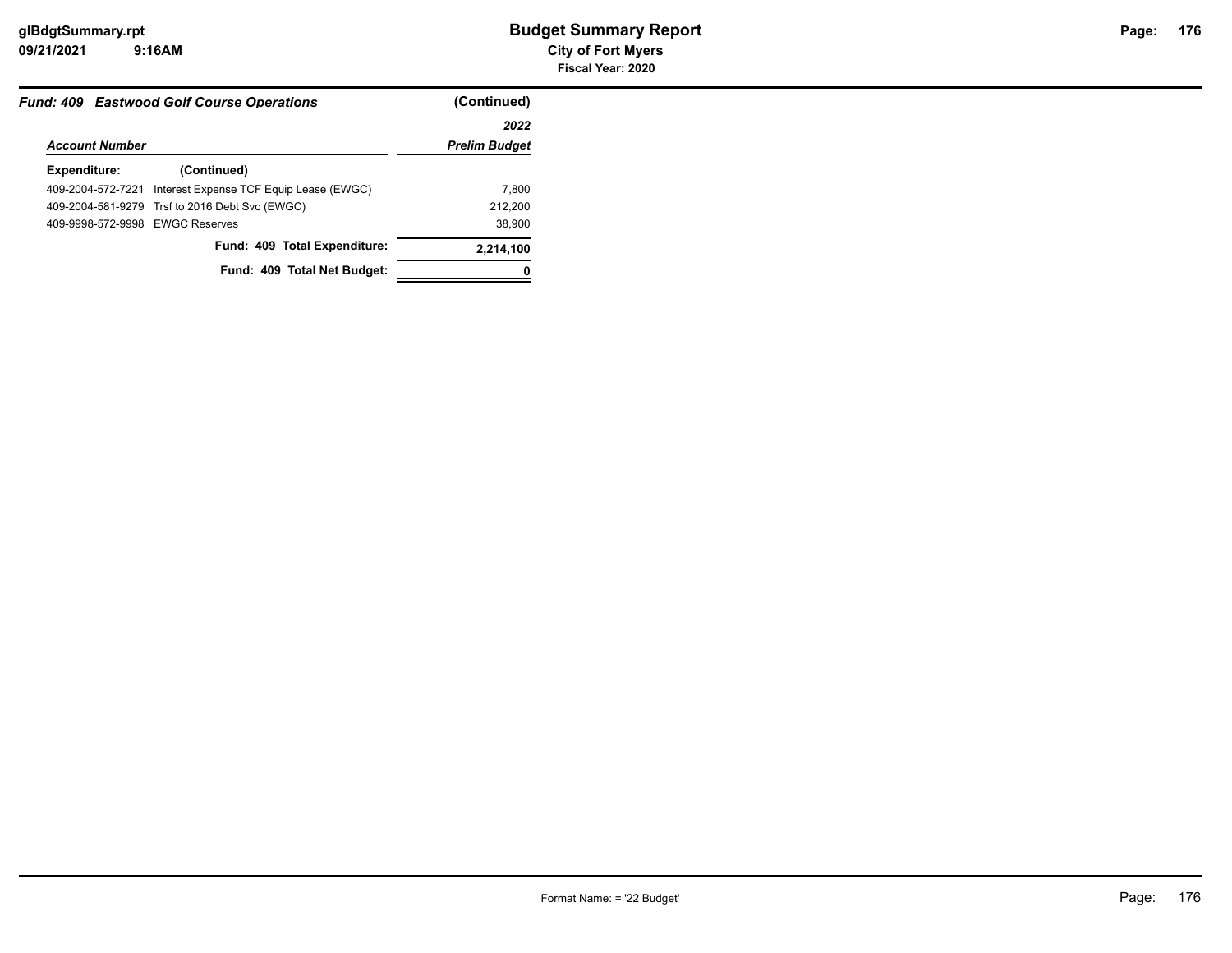## Fund: 409 Eastwood Golf Course Operations (Continued)

| Account Number | | 2022 Prelim Budget |
|---|---|---|
| **Expenditure:** | **(Continued)** | |
| 409-2004-572-7221 | Interest Expense TCF Equip Lease (EWGC) | 7,800 |
| 409-2004-581-9279 | Trsf to 2016 Debt Svc (EWGC) | 212,200 |
| 409-9998-572-9998 | EWGC Reserves | 38,900 |
| | **Fund: 409 Total Expenditure:** | **2,214,100** |
| | **Fund: 409 Total Net Budget:** | **0** |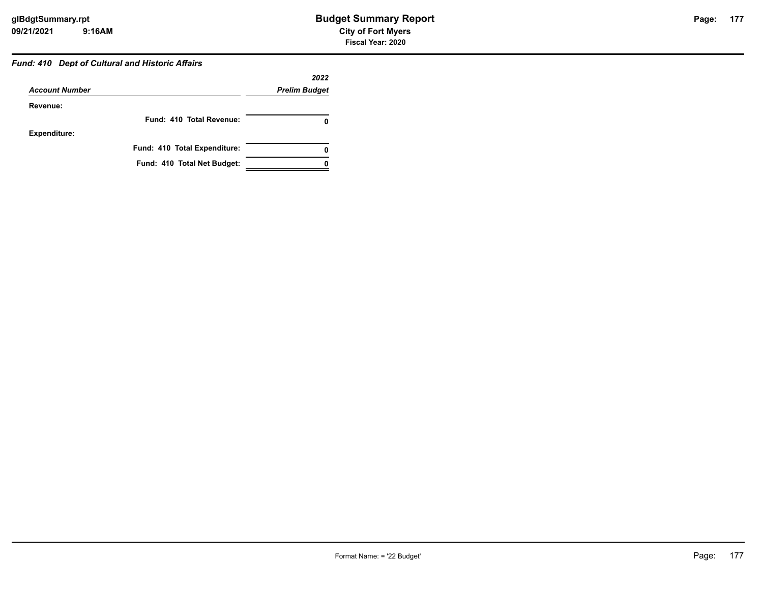### *Fund: 410 Dept of Cultural and Historic Affairs*

| *Account Number* | *2022 Prelim Budget* |
|---|---|
| **Revenue:** | |
| **Fund: 410 Total Revenue:** | **0** |
| **Expenditure:** | |
| **Fund: 410 Total Expenditure:** | **0** |
| **Fund: 410 Total Net Budget:** | **0** |

Format Name: = '22 Budget'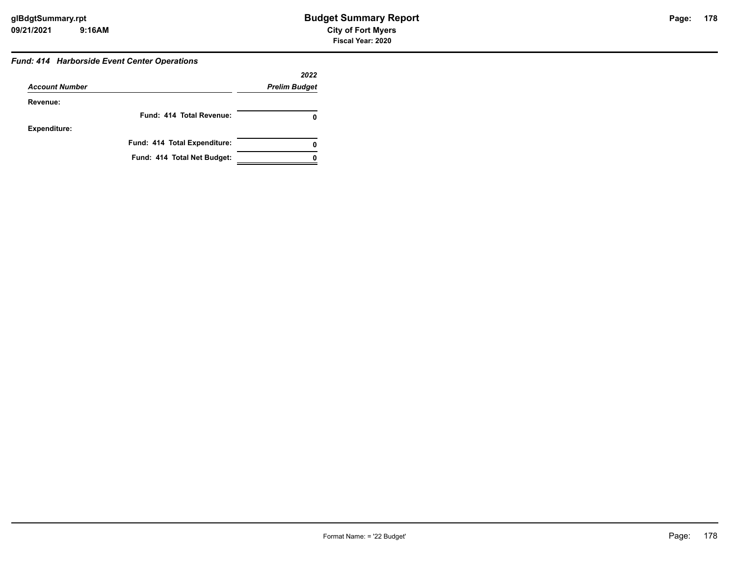### *Fund: 414 Harborside Event Center Operations*

| *Account Number* | *2022 Prelim Budget* |
|---|---|
| **Revenue:** | |
| **Fund: 414 Total Revenue:** | **0** |
| **Expenditure:** | |
| **Fund: 414 Total Expenditure:** | **0** |
| **Fund: 414 Total Net Budget:** | **0** |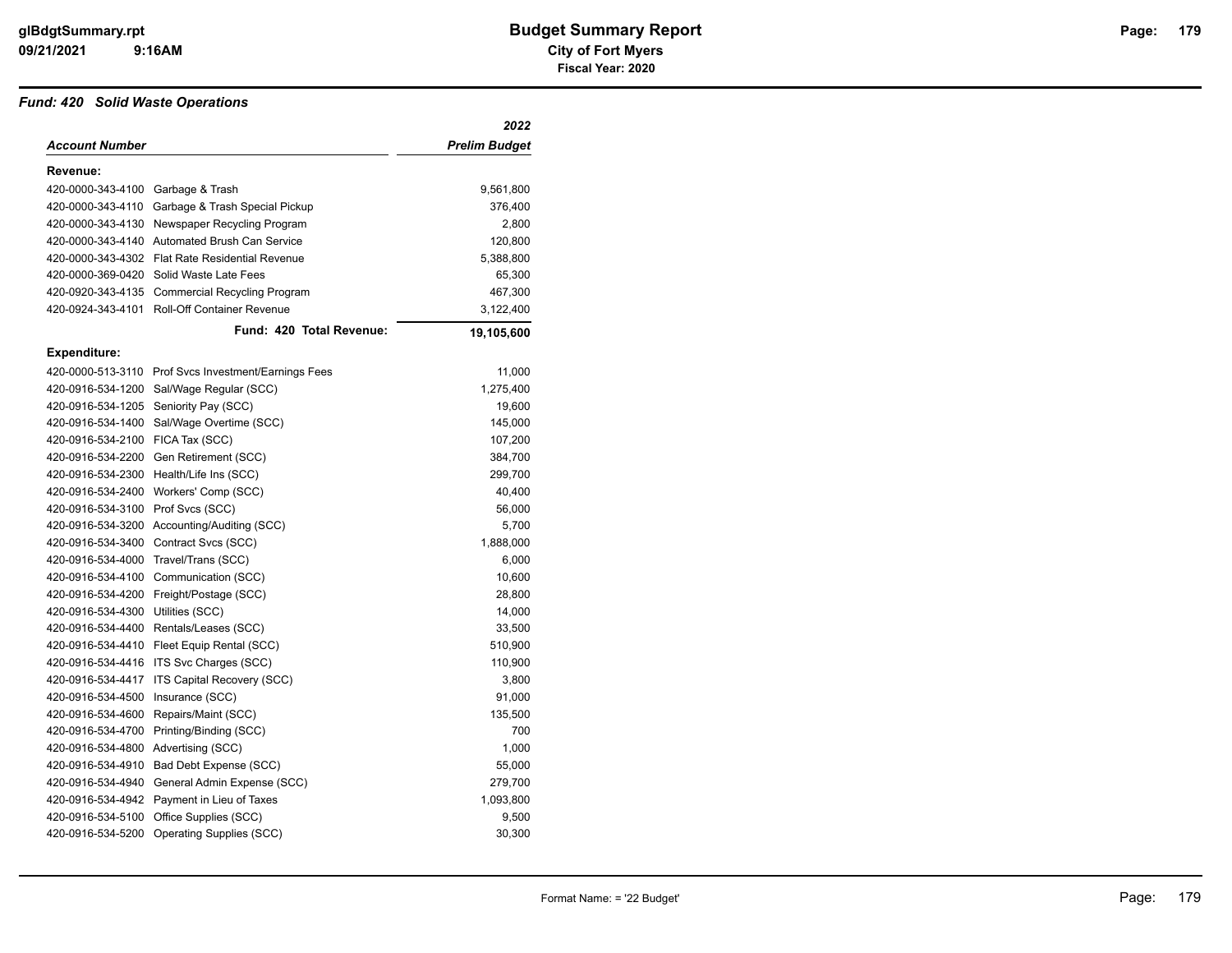# Budget Summary Report

**City of Fort Myers**

**Fiscal Year: 2020**

### *Fund: 420 Solid Waste Operations*

| *Account Number* | | *2022 Prelim Budget* |
|---|---|---|
| **Revenue:** | | |
| 420-0000-343-4100 | Garbage & Trash | 9,561,800 |
| 420-0000-343-4110 | Garbage & Trash Special Pickup | 376,400 |
| 420-0000-343-4130 | Newspaper Recycling Program | 2,800 |
| 420-0000-343-4140 | Automated Brush Can Service | 120,800 |
| 420-0000-343-4302 | Flat Rate Residential Revenue | 5,388,800 |
| 420-0000-369-0420 | Solid Waste Late Fees | 65,300 |
| 420-0920-343-4135 | Commercial Recycling Program | 467,300 |
| 420-0924-343-4101 | Roll-Off Container Revenue | 3,122,400 |
| | **Fund: 420 Total Revenue:** | **19,105,600** |
| **Expenditure:** | | |
| 420-0000-513-3110 | Prof Svcs Investment/Earnings Fees | 11,000 |
| 420-0916-534-1200 | Sal/Wage Regular (SCC) | 1,275,400 |
| 420-0916-534-1205 | Seniority Pay (SCC) | 19,600 |
| 420-0916-534-1400 | Sal/Wage Overtime (SCC) | 145,000 |
| 420-0916-534-2100 | FICA Tax (SCC) | 107,200 |
| 420-0916-534-2200 | Gen Retirement (SCC) | 384,700 |
| 420-0916-534-2300 | Health/Life Ins (SCC) | 299,700 |
| 420-0916-534-2400 | Workers' Comp (SCC) | 40,400 |
| 420-0916-534-3100 | Prof Svcs (SCC) | 56,000 |
| 420-0916-534-3200 | Accounting/Auditing (SCC) | 5,700 |
| 420-0916-534-3400 | Contract Svcs (SCC) | 1,888,000 |
| 420-0916-534-4000 | Travel/Trans (SCC) | 6,000 |
| 420-0916-534-4100 | Communication (SCC) | 10,600 |
| 420-0916-534-4200 | Freight/Postage (SCC) | 28,800 |
| 420-0916-534-4300 | Utilities (SCC) | 14,000 |
| 420-0916-534-4400 | Rentals/Leases (SCC) | 33,500 |
| 420-0916-534-4410 | Fleet Equip Rental (SCC) | 510,900 |
| 420-0916-534-4416 | ITS Svc Charges (SCC) | 110,900 |
| 420-0916-534-4417 | ITS Capital Recovery (SCC) | 3,800 |
| 420-0916-534-4500 | Insurance (SCC) | 91,000 |
| 420-0916-534-4600 | Repairs/Maint (SCC) | 135,500 |
| 420-0916-534-4700 | Printing/Binding (SCC) | 700 |
| 420-0916-534-4800 | Advertising (SCC) | 1,000 |
| 420-0916-534-4910 | Bad Debt Expense (SCC) | 55,000 |
| 420-0916-534-4940 | General Admin Expense (SCC) | 279,700 |
| 420-0916-534-4942 | Payment in Lieu of Taxes | 1,093,800 |
| 420-0916-534-5100 | Office Supplies (SCC) | 9,500 |
| 420-0916-534-5200 | Operating Supplies (SCC) | 30,300 |

Format Name: = '22 Budget'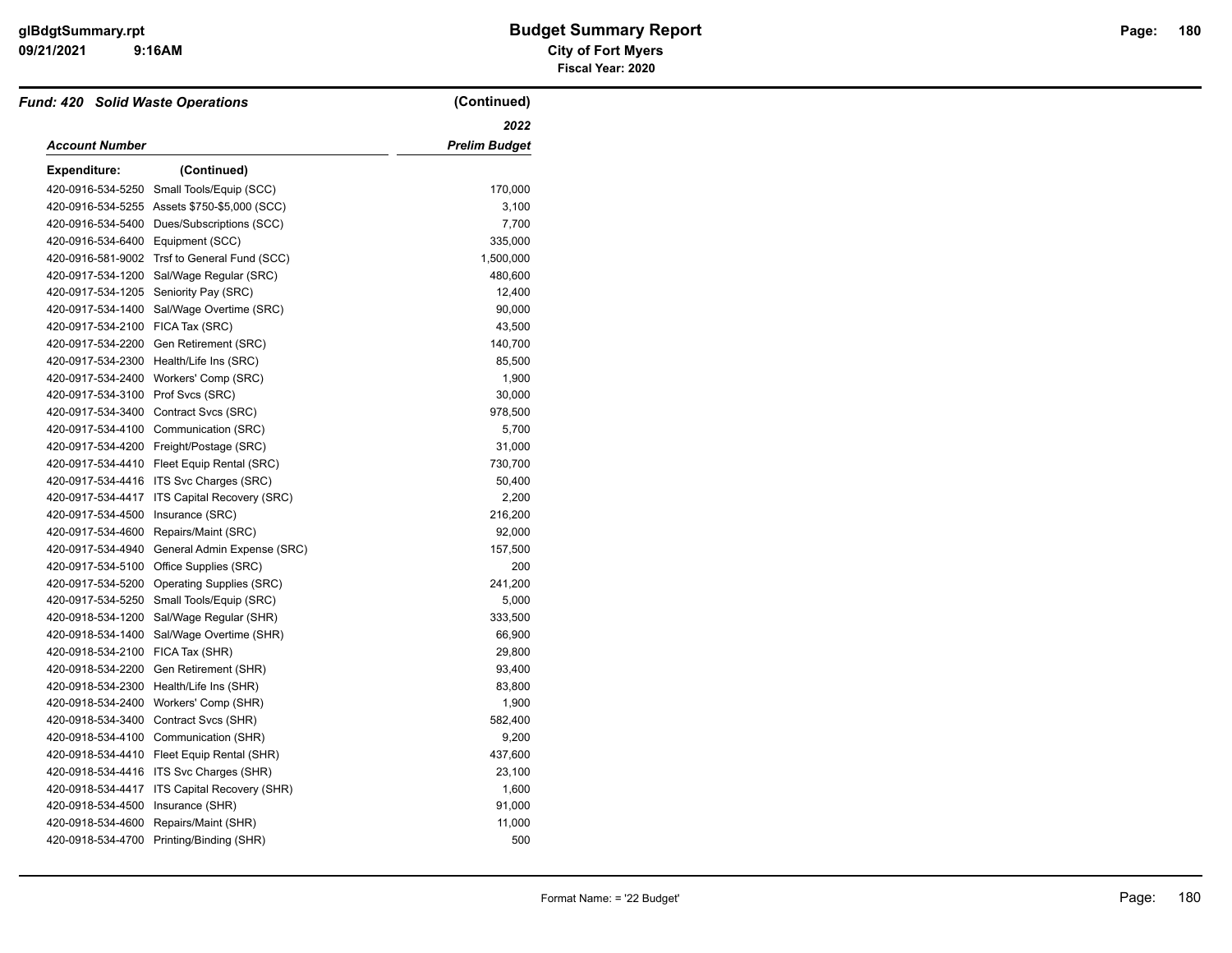# Budget Summary Report

**City of Fort Myers**

**Fiscal Year: 2020**

## *Fund: 420 Solid Waste Operations* (Continued)

| *Account Number* | | *2022 Prelim Budget* |
|---|---|---|
| **Expenditure:** | **(Continued)** | |
| 420-0916-534-5250 | Small Tools/Equip (SCC) | 170,000 |
| 420-0916-534-5255 | Assets $750-$5,000 (SCC) | 3,100 |
| 420-0916-534-5400 | Dues/Subscriptions (SCC) | 7,700 |
| 420-0916-534-6400 | Equipment (SCC) | 335,000 |
| 420-0916-581-9002 | Trsf to General Fund (SCC) | 1,500,000 |
| 420-0917-534-1200 | Sal/Wage Regular (SRC) | 480,600 |
| 420-0917-534-1205 | Seniority Pay (SRC) | 12,400 |
| 420-0917-534-1400 | Sal/Wage Overtime (SRC) | 90,000 |
| 420-0917-534-2100 | FICA Tax (SRC) | 43,500 |
| 420-0917-534-2200 | Gen Retirement (SRC) | 140,700 |
| 420-0917-534-2300 | Health/Life Ins (SRC) | 85,500 |
| 420-0917-534-2400 | Workers' Comp (SRC) | 1,900 |
| 420-0917-534-3100 | Prof Svcs (SRC) | 30,000 |
| 420-0917-534-3400 | Contract Svcs (SRC) | 978,500 |
| 420-0917-534-4100 | Communication (SRC) | 5,700 |
| 420-0917-534-4200 | Freight/Postage (SRC) | 31,000 |
| 420-0917-534-4410 | Fleet Equip Rental (SRC) | 730,700 |
| 420-0917-534-4416 | ITS Svc Charges (SRC) | 50,400 |
| 420-0917-534-4417 | ITS Capital Recovery (SRC) | 2,200 |
| 420-0917-534-4500 | Insurance (SRC) | 216,200 |
| 420-0917-534-4600 | Repairs/Maint (SRC) | 92,000 |
| 420-0917-534-4940 | General Admin Expense (SRC) | 157,500 |
| 420-0917-534-5100 | Office Supplies (SRC) | 200 |
| 420-0917-534-5200 | Operating Supplies (SRC) | 241,200 |
| 420-0917-534-5250 | Small Tools/Equip (SRC) | 5,000 |
| 420-0918-534-1200 | Sal/Wage Regular (SHR) | 333,500 |
| 420-0918-534-1400 | Sal/Wage Overtime (SHR) | 66,900 |
| 420-0918-534-2100 | FICA Tax (SHR) | 29,800 |
| 420-0918-534-2200 | Gen Retirement (SHR) | 93,400 |
| 420-0918-534-2300 | Health/Life Ins (SHR) | 83,800 |
| 420-0918-534-2400 | Workers' Comp (SHR) | 1,900 |
| 420-0918-534-3400 | Contract Svcs (SHR) | 582,400 |
| 420-0918-534-4100 | Communication (SHR) | 9,200 |
| 420-0918-534-4410 | Fleet Equip Rental (SHR) | 437,600 |
| 420-0918-534-4416 | ITS Svc Charges (SHR) | 23,100 |
| 420-0918-534-4417 | ITS Capital Recovery (SHR) | 1,600 |
| 420-0918-534-4500 | Insurance (SHR) | 91,000 |
| 420-0918-534-4600 | Repairs/Maint (SHR) | 11,000 |
| 420-0918-534-4700 | Printing/Binding (SHR) | 500 |

Format Name: = '22 Budget'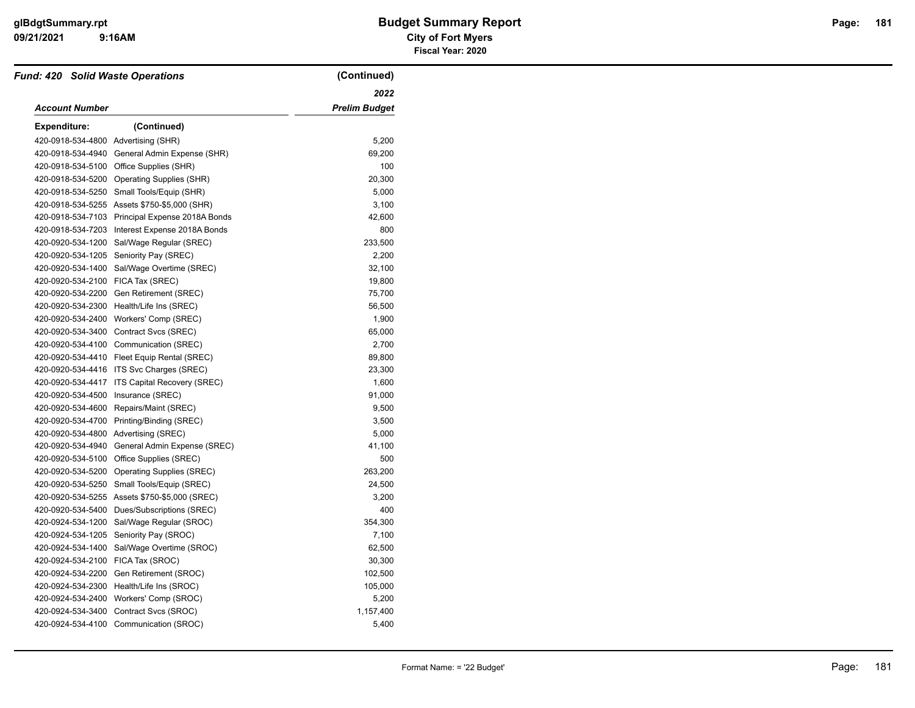# Budget Summary Report

**City of Fort Myers**

**Fiscal Year: 2020**

## *Fund: 420 Solid Waste Operations* (Continued)

| *Account Number* | | *2022 Prelim Budget* |
|---|---|---|
| **Expenditure:** | **(Continued)** | |
| 420-0918-534-4800 | Advertising (SHR) | 5,200 |
| 420-0918-534-4940 | General Admin Expense (SHR) | 69,200 |
| 420-0918-534-5100 | Office Supplies (SHR) | 100 |
| 420-0918-534-5200 | Operating Supplies (SHR) | 20,300 |
| 420-0918-534-5250 | Small Tools/Equip (SHR) | 5,000 |
| 420-0918-534-5255 | Assets $750-$5,000 (SHR) | 3,100 |
| 420-0918-534-7103 | Principal Expense 2018A Bonds | 42,600 |
| 420-0918-534-7203 | Interest Expense 2018A Bonds | 800 |
| 420-0920-534-1200 | Sal/Wage Regular (SREC) | 233,500 |
| 420-0920-534-1205 | Seniority Pay (SREC) | 2,200 |
| 420-0920-534-1400 | Sal/Wage Overtime (SREC) | 32,100 |
| 420-0920-534-2100 | FICA Tax (SREC) | 19,800 |
| 420-0920-534-2200 | Gen Retirement (SREC) | 75,700 |
| 420-0920-534-2300 | Health/Life Ins (SREC) | 56,500 |
| 420-0920-534-2400 | Workers' Comp (SREC) | 1,900 |
| 420-0920-534-3400 | Contract Svcs (SREC) | 65,000 |
| 420-0920-534-4100 | Communication (SREC) | 2,700 |
| 420-0920-534-4410 | Fleet Equip Rental (SREC) | 89,800 |
| 420-0920-534-4416 | ITS Svc Charges (SREC) | 23,300 |
| 420-0920-534-4417 | ITS Capital Recovery (SREC) | 1,600 |
| 420-0920-534-4500 | Insurance (SREC) | 91,000 |
| 420-0920-534-4600 | Repairs/Maint (SREC) | 9,500 |
| 420-0920-534-4700 | Printing/Binding (SREC) | 3,500 |
| 420-0920-534-4800 | Advertising (SREC) | 5,000 |
| 420-0920-534-4940 | General Admin Expense (SREC) | 41,100 |
| 420-0920-534-5100 | Office Supplies (SREC) | 500 |
| 420-0920-534-5200 | Operating Supplies (SREC) | 263,200 |
| 420-0920-534-5250 | Small Tools/Equip (SREC) | 24,500 |
| 420-0920-534-5255 | Assets $750-$5,000 (SREC) | 3,200 |
| 420-0920-534-5400 | Dues/Subscriptions (SREC) | 400 |
| 420-0924-534-1200 | Sal/Wage Regular (SROC) | 354,300 |
| 420-0924-534-1205 | Seniority Pay (SROC) | 7,100 |
| 420-0924-534-1400 | Sal/Wage Overtime (SROC) | 62,500 |
| 420-0924-534-2100 | FICA Tax (SROC) | 30,300 |
| 420-0924-534-2200 | Gen Retirement (SROC) | 102,500 |
| 420-0924-534-2300 | Health/Life Ins (SROC) | 105,000 |
| 420-0924-534-2400 | Workers' Comp (SROC) | 5,200 |
| 420-0924-534-3400 | Contract Svcs (SROC) | 1,157,400 |
| 420-0924-534-4100 | Communication (SROC) | 5,400 |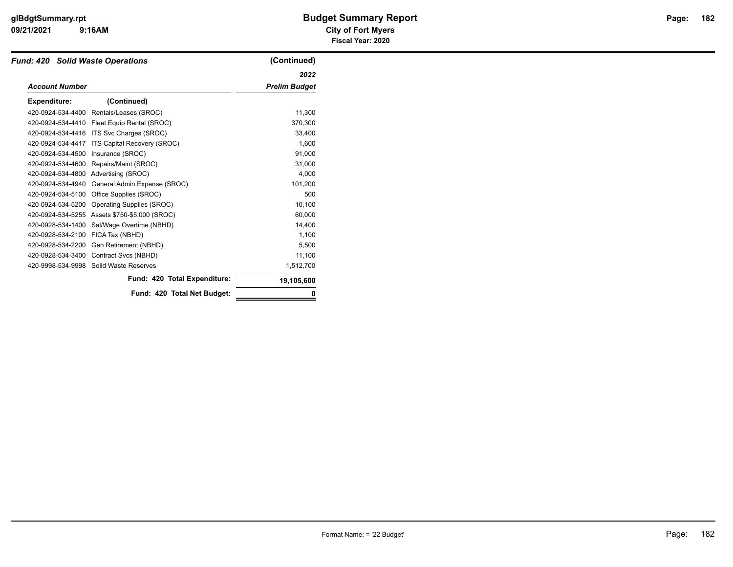## Budget Summary Report

**City of Fort Myers**

**Fiscal Year: 2020**

***Fund: 420 Solid Waste Operations*** (Continued)

| *Account Number* | | *2022 Prelim Budget* |
|---|---|---|
| **Expenditure:** | **(Continued)** | |
| 420-0924-534-4400 | Rentals/Leases (SROC) | 11,300 |
| 420-0924-534-4410 | Fleet Equip Rental (SROC) | 370,300 |
| 420-0924-534-4416 | ITS Svc Charges (SROC) | 33,400 |
| 420-0924-534-4417 | ITS Capital Recovery (SROC) | 1,600 |
| 420-0924-534-4500 | Insurance (SROC) | 91,000 |
| 420-0924-534-4600 | Repairs/Maint (SROC) | 31,000 |
| 420-0924-534-4800 | Advertising (SROC) | 4,000 |
| 420-0924-534-4940 | General Admin Expense (SROC) | 101,200 |
| 420-0924-534-5100 | Office Supplies (SROC) | 500 |
| 420-0924-534-5200 | Operating Supplies (SROC) | 10,100 |
| 420-0924-534-5255 | Assets $750-$5,000 (SROC) | 60,000 |
| 420-0928-534-1400 | Sal/Wage Overtime (NBHD) | 14,400 |
| 420-0928-534-2100 | FICA Tax (NBHD) | 1,100 |
| 420-0928-534-2200 | Gen Retirement (NBHD) | 5,500 |
| 420-0928-534-3400 | Contract Svcs (NBHD) | 11,100 |
| 420-9998-534-9998 | Solid Waste Reserves | 1,512,700 |
| | **Fund: 420 Total Expenditure:** | **19,105,600** |
| | **Fund: 420 Total Net Budget:** | **0** |

Format Name: = '22 Budget'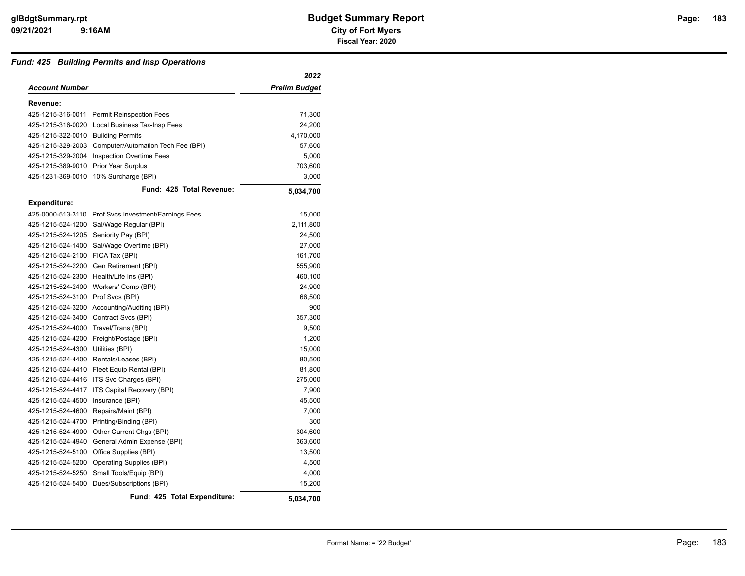# Budget Summary Report

**City of Fort Myers**

**Fiscal Year: 2020**

### *Fund: 425 Building Permits and Insp Operations*

| *Account Number* | | *2022 Prelim Budget* |
|---|---|---|
| **Revenue:** | | |
| 425-1215-316-0011 | Permit Reinspection Fees | 71,300 |
| 425-1215-316-0020 | Local Business Tax-Insp Fees | 24,200 |
| 425-1215-322-0010 | Building Permits | 4,170,000 |
| 425-1215-329-2003 | Computer/Automation Tech Fee (BPI) | 57,600 |
| 425-1215-329-2004 | Inspection Overtime Fees | 5,000 |
| 425-1215-389-9010 | Prior Year Surplus | 703,600 |
| 425-1231-369-0010 | 10% Surcharge (BPI) | 3,000 |
| | **Fund: 425 Total Revenue:** | **5,034,700** |
| **Expenditure:** | | |
| 425-0000-513-3110 | Prof Svcs Investment/Earnings Fees | 15,000 |
| 425-1215-524-1200 | Sal/Wage Regular (BPI) | 2,111,800 |
| 425-1215-524-1205 | Seniority Pay (BPI) | 24,500 |
| 425-1215-524-1400 | Sal/Wage Overtime (BPI) | 27,000 |
| 425-1215-524-2100 | FICA Tax (BPI) | 161,700 |
| 425-1215-524-2200 | Gen Retirement (BPI) | 555,900 |
| 425-1215-524-2300 | Health/Life Ins (BPI) | 460,100 |
| 425-1215-524-2400 | Workers' Comp (BPI) | 24,900 |
| 425-1215-524-3100 | Prof Svcs (BPI) | 66,500 |
| 425-1215-524-3200 | Accounting/Auditing (BPI) | 900 |
| 425-1215-524-3400 | Contract Svcs (BPI) | 357,300 |
| 425-1215-524-4000 | Travel/Trans (BPI) | 9,500 |
| 425-1215-524-4200 | Freight/Postage (BPI) | 1,200 |
| 425-1215-524-4300 | Utilities (BPI) | 15,000 |
| 425-1215-524-4400 | Rentals/Leases (BPI) | 80,500 |
| 425-1215-524-4410 | Fleet Equip Rental (BPI) | 81,800 |
| 425-1215-524-4416 | ITS Svc Charges (BPI) | 275,000 |
| 425-1215-524-4417 | ITS Capital Recovery (BPI) | 7,900 |
| 425-1215-524-4500 | Insurance (BPI) | 45,500 |
| 425-1215-524-4600 | Repairs/Maint (BPI) | 7,000 |
| 425-1215-524-4700 | Printing/Binding (BPI) | 300 |
| 425-1215-524-4900 | Other Current Chgs (BPI) | 304,600 |
| 425-1215-524-4940 | General Admin Expense (BPI) | 363,600 |
| 425-1215-524-5100 | Office Supplies (BPI) | 13,500 |
| 425-1215-524-5200 | Operating Supplies (BPI) | 4,500 |
| 425-1215-524-5250 | Small Tools/Equip (BPI) | 4,000 |
| 425-1215-524-5400 | Dues/Subscriptions (BPI) | 15,200 |
| | **Fund: 425 Total Expenditure:** | **5,034,700** |

Format Name: = '22 Budget'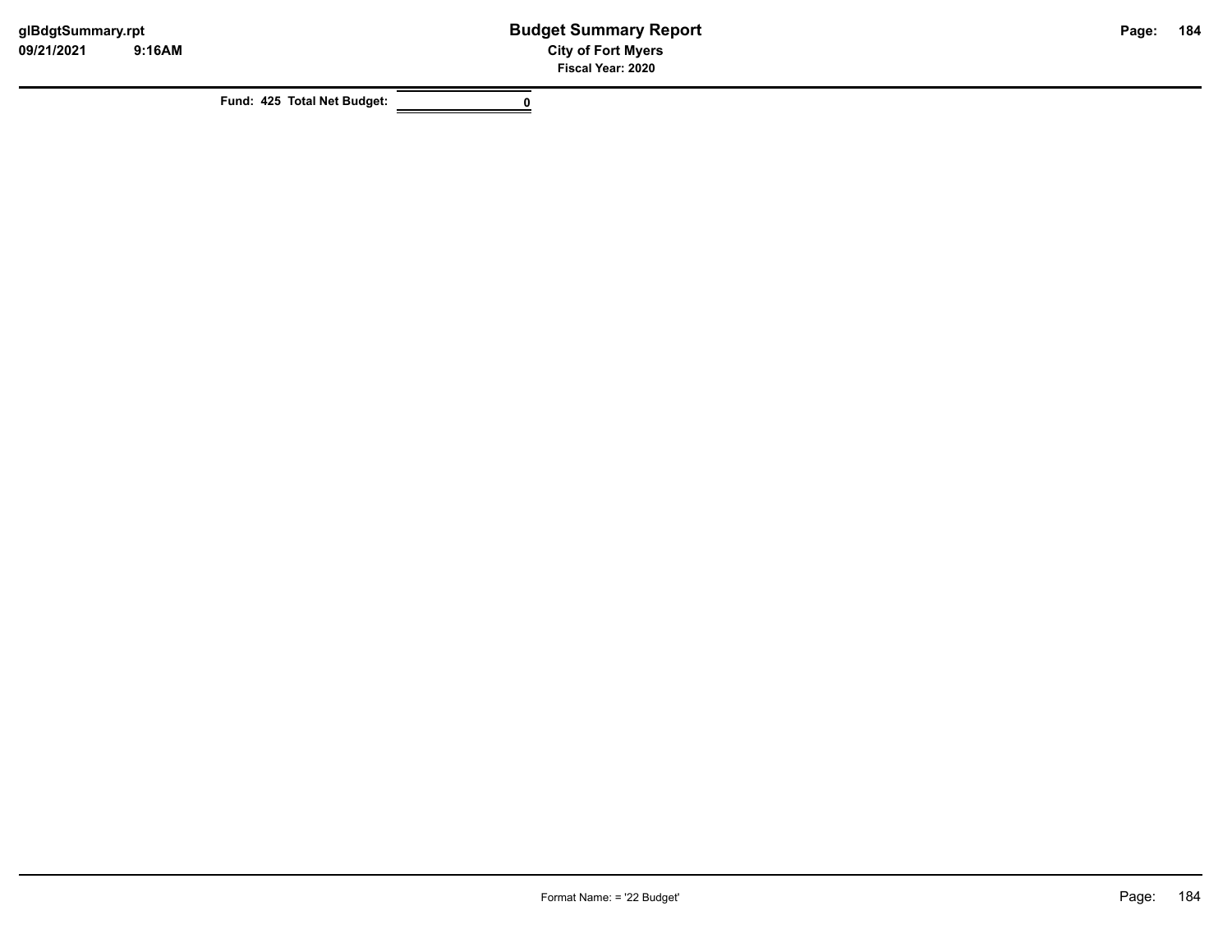| Fund: 425 Total Net Budget: | 0 |
|---|---|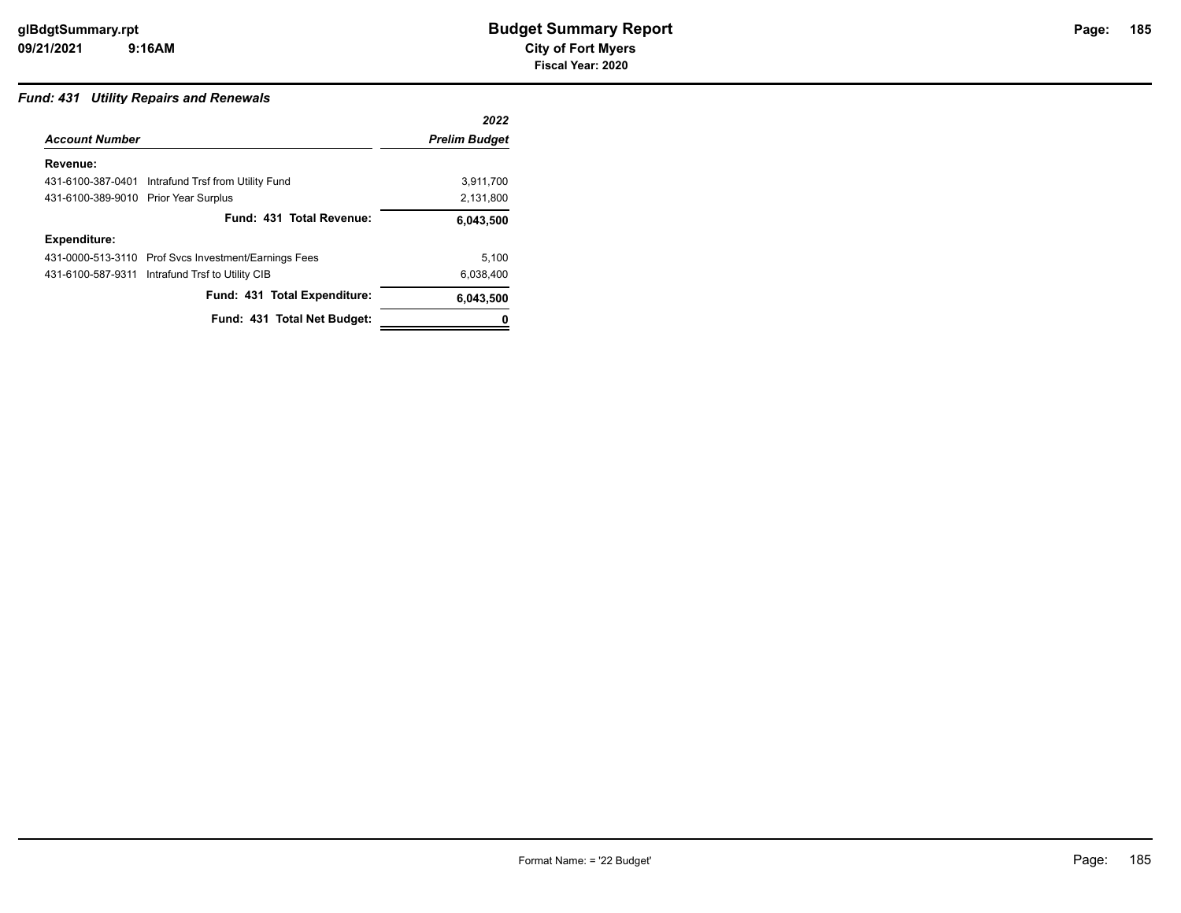# Budget Summary Report

**City of Fort Myers**

**Fiscal Year: 2020**

### *Fund: 431 Utility Repairs and Renewals*

| *Account Number* | | *2022 Prelim Budget* |
|---|---|---|
| **Revenue:** | | |
| 431-6100-387-0401 | Intrafund Trsf from Utility Fund | 3,911,700 |
| 431-6100-389-9010 | Prior Year Surplus | 2,131,800 |
| | **Fund: 431 Total Revenue:** | **6,043,500** |
| **Expenditure:** | | |
| 431-0000-513-3110 | Prof Svcs Investment/Earnings Fees | 5,100 |
| 431-6100-587-9311 | Intrafund Trsf to Utility CIB | 6,038,400 |
| | **Fund: 431 Total Expenditure:** | **6,043,500** |
| | **Fund: 431 Total Net Budget:** | **0** |

Format Name: = '22 Budget'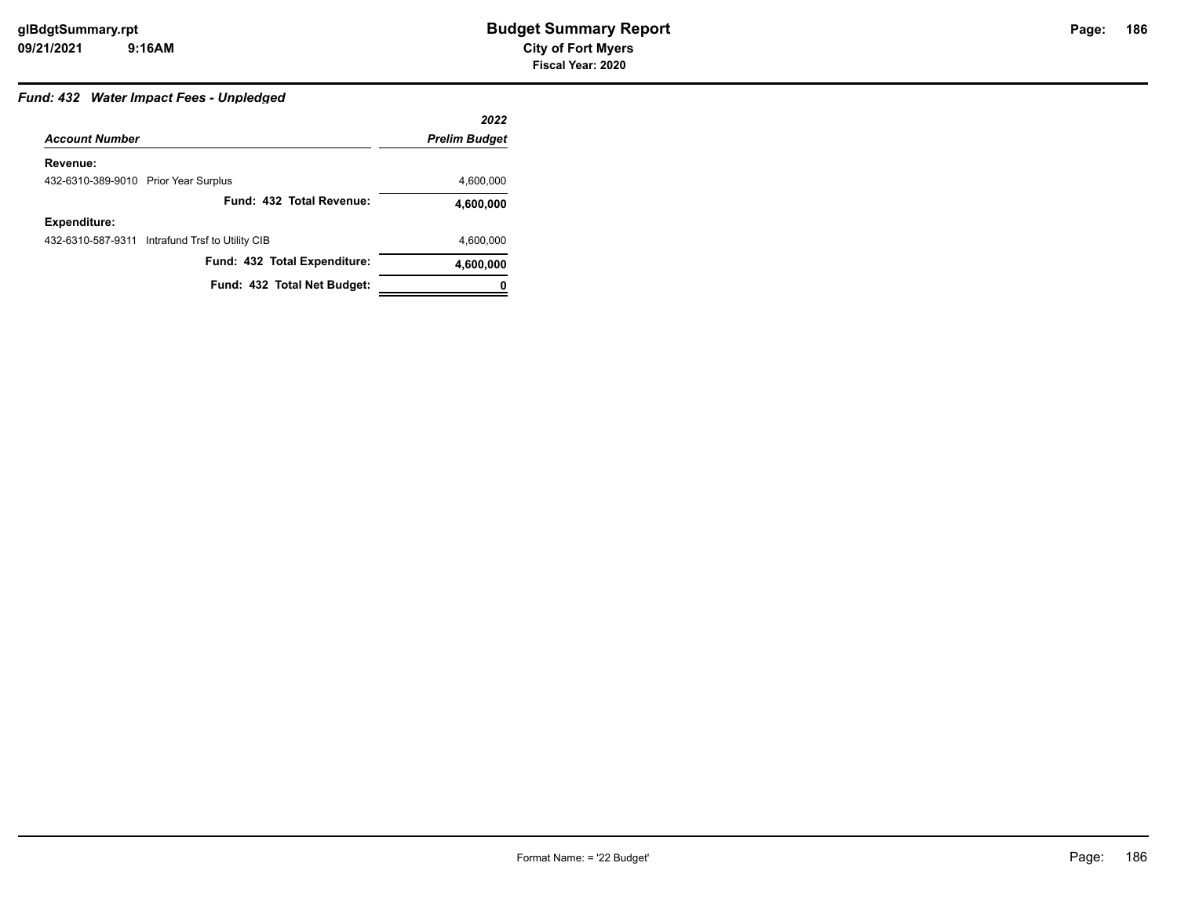### *Fund: 432 Water Impact Fees - Unpledged*

| *Account Number* | *2022 Prelim Budget* |
|---|---|
| **Revenue:** | |
| 432-6310-389-9010 Prior Year Surplus | 4,600,000 |
| **Fund: 432 Total Revenue:** | **4,600,000** |
| **Expenditure:** | |
| 432-6310-587-9311 Intrafund Trsf to Utility CIB | 4,600,000 |
| **Fund: 432 Total Expenditure:** | **4,600,000** |
| **Fund: 432 Total Net Budget:** | **0** |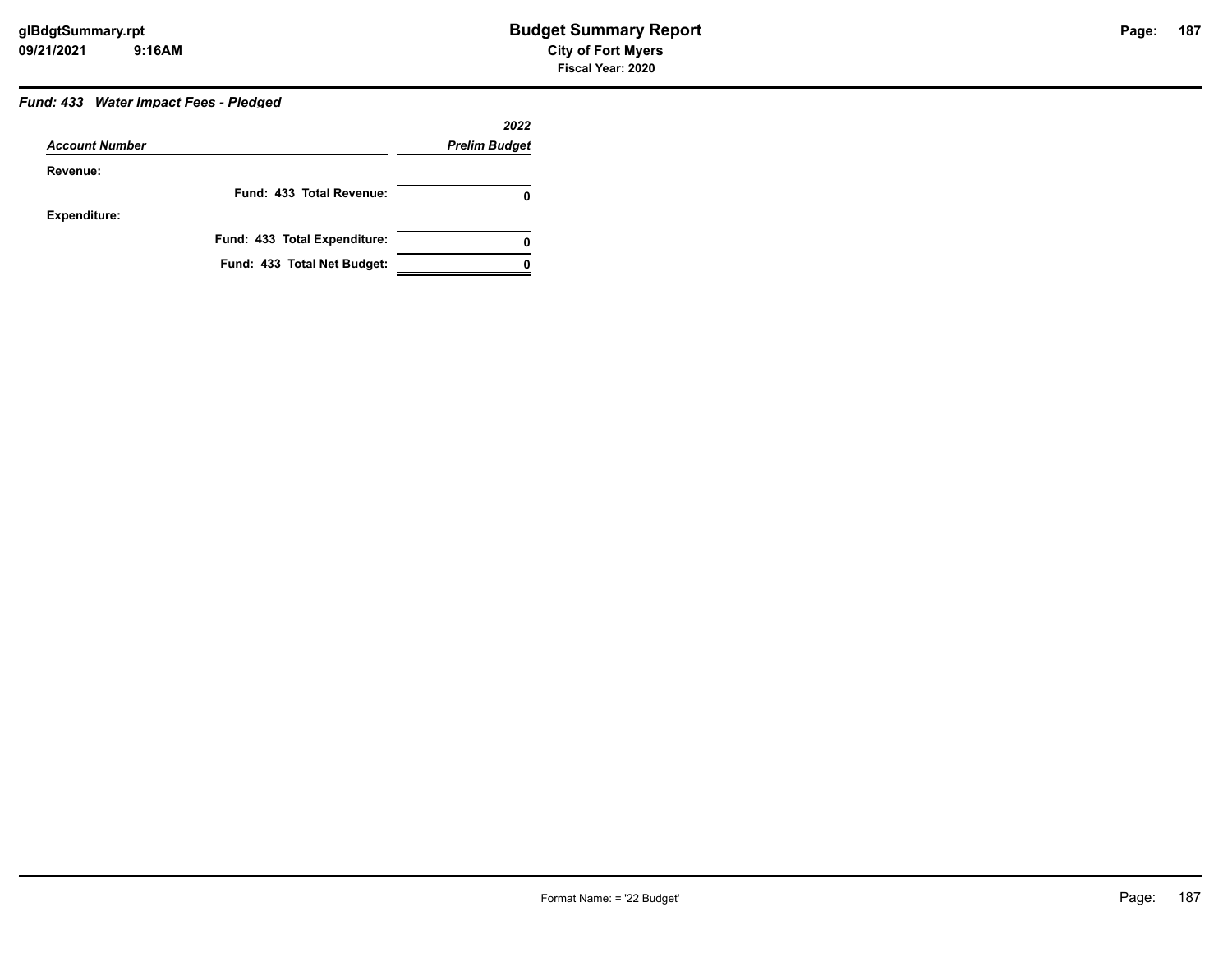### *Fund: 433 Water Impact Fees - Pledged*

| *Account Number* | *2022 Prelim Budget* |
|---|---|
| **Revenue:** | |
| **Fund: 433 Total Revenue:** | **0** |
| **Expenditure:** | |
| **Fund: 433 Total Expenditure:** | **0** |
| **Fund: 433 Total Net Budget:** | **0** |

Format Name: = '22 Budget'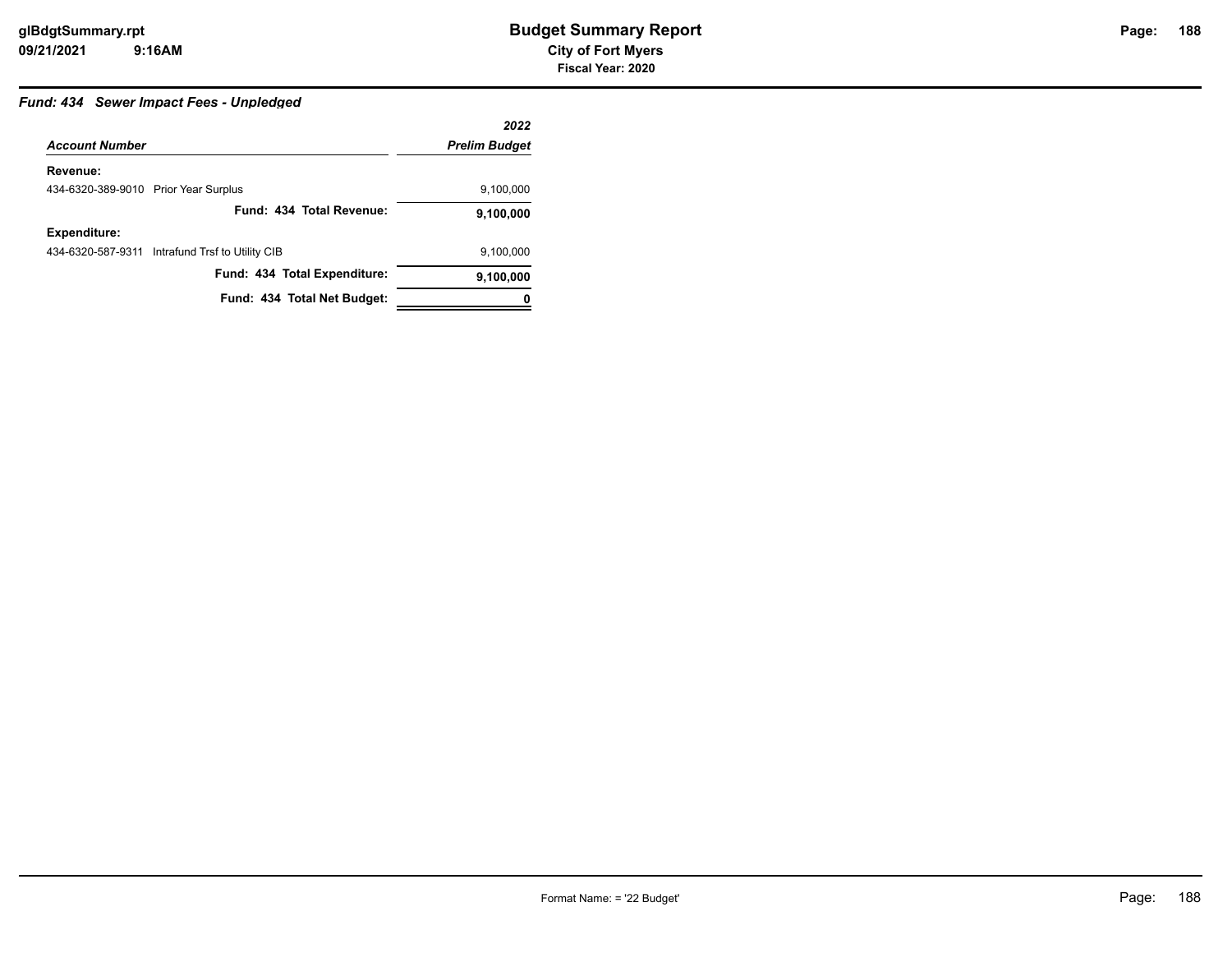### *Fund: 434 Sewer Impact Fees - Unpledged*

| *Account Number* | *2022 Prelim Budget* |
|---|---|
| **Revenue:** | |
| 434-6320-389-9010 Prior Year Surplus | 9,100,000 |
| **Fund: 434 Total Revenue:** | **9,100,000** |
| **Expenditure:** | |
| 434-6320-587-9311 Intrafund Trsf to Utility CIB | 9,100,000 |
| **Fund: 434 Total Expenditure:** | **9,100,000** |
| **Fund: 434 Total Net Budget:** | **0** |

Format Name: = '22 Budget'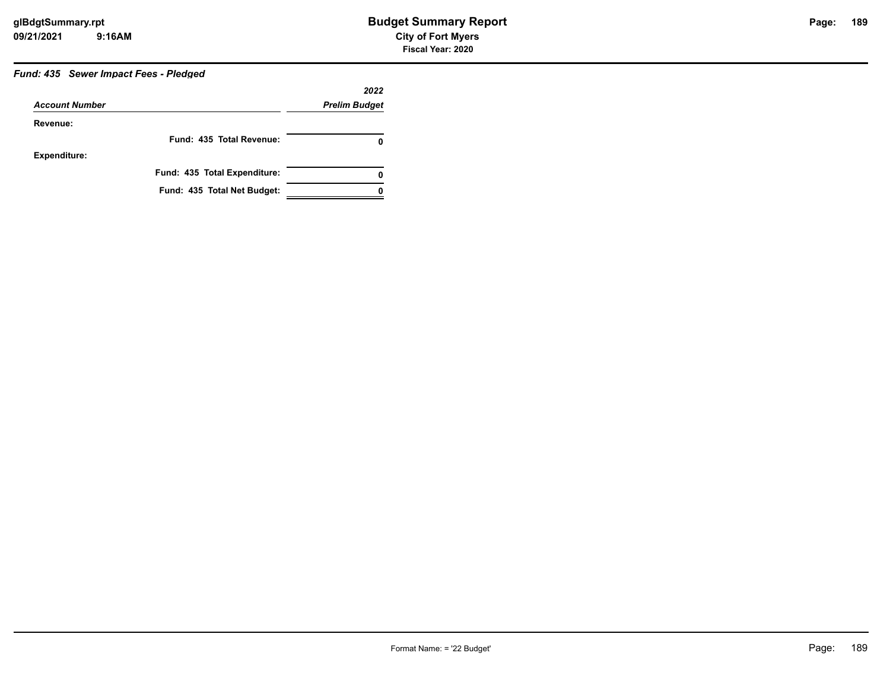# Budget Summary Report

**City of Fort Myers**

**Fiscal Year: 2020**

***Fund: 435 Sewer Impact Fees - Pledged***

| *Account Number* | *2022 Prelim Budget* |
|---|---|
| **Revenue:** | |
| **Fund: 435 Total Revenue:** | **0** |
| **Expenditure:** | |
| **Fund: 435 Total Expenditure:** | **0** |
| **Fund: 435 Total Net Budget:** | **0** |

Format Name: = '22 Budget'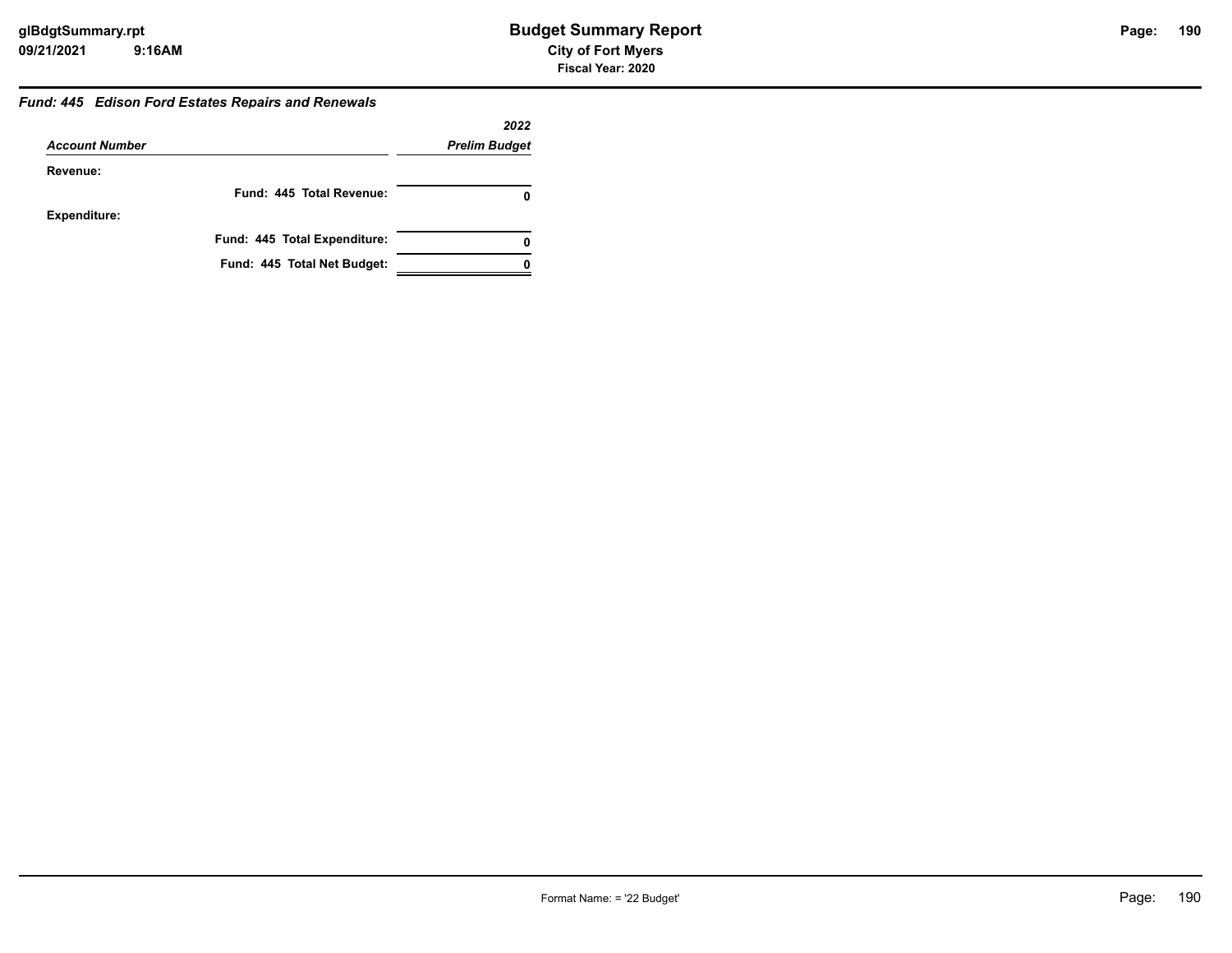# Budget Summary Report

**City of Fort Myers**

**Fiscal Year: 2020**

glBdgtSummary.rpt
09/21/2021 9:16AM

***Fund: 445 Edison Ford Estates Repairs and Renewals***

| *Account Number* | *2022 Prelim Budget* |
|---|---|
| **Revenue:** | |
| **Fund: 445 Total Revenue:** | **0** |
| **Expenditure:** | |
| **Fund: 445 Total Expenditure:** | **0** |
| **Fund: 445 Total Net Budget:** | **0** |

Format Name: = '22 Budget'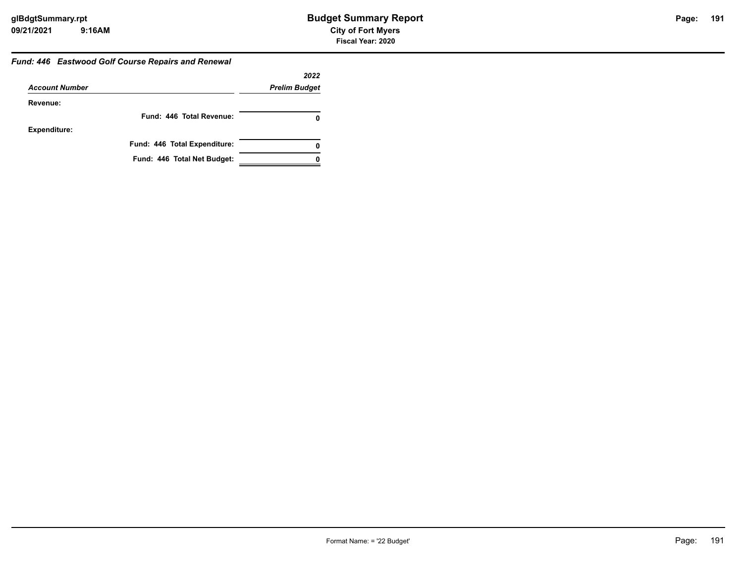### *Fund: 446 Eastwood Golf Course Repairs and Renewal*

| *Account Number* | *2022 Prelim Budget* |
|---|---|
| **Revenue:** | |
| **Fund: 446 Total Revenue:** | **0** |
| **Expenditure:** | |
| **Fund: 446 Total Expenditure:** | **0** |
| **Fund: 446 Total Net Budget:** | **0** |

Format Name: = '22 Budget'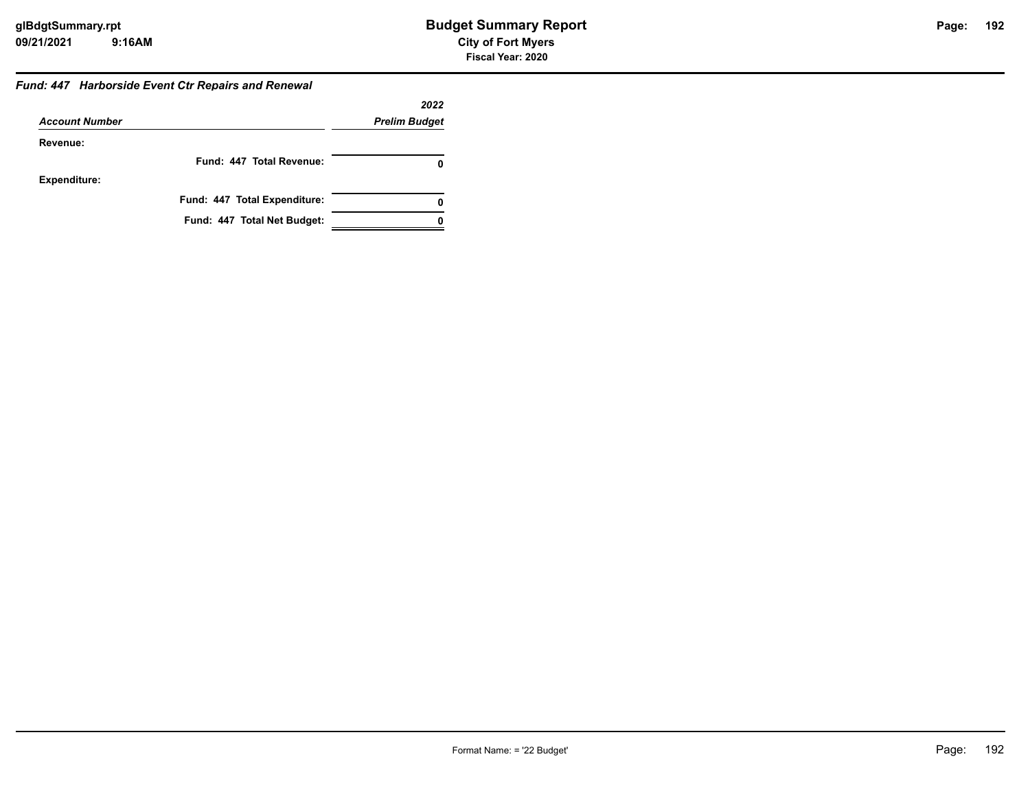### *Fund: 447 Harborside Event Ctr Repairs and Renewal*

| *Account Number* | *2022 Prelim Budget* |
|---|---|
| **Revenue:** | |
| **Fund: 447 Total Revenue:** | **0** |
| **Expenditure:** | |
| **Fund: 447 Total Expenditure:** | **0** |
| **Fund: 447 Total Net Budget:** | **0** |

Format Name: = '22 Budget'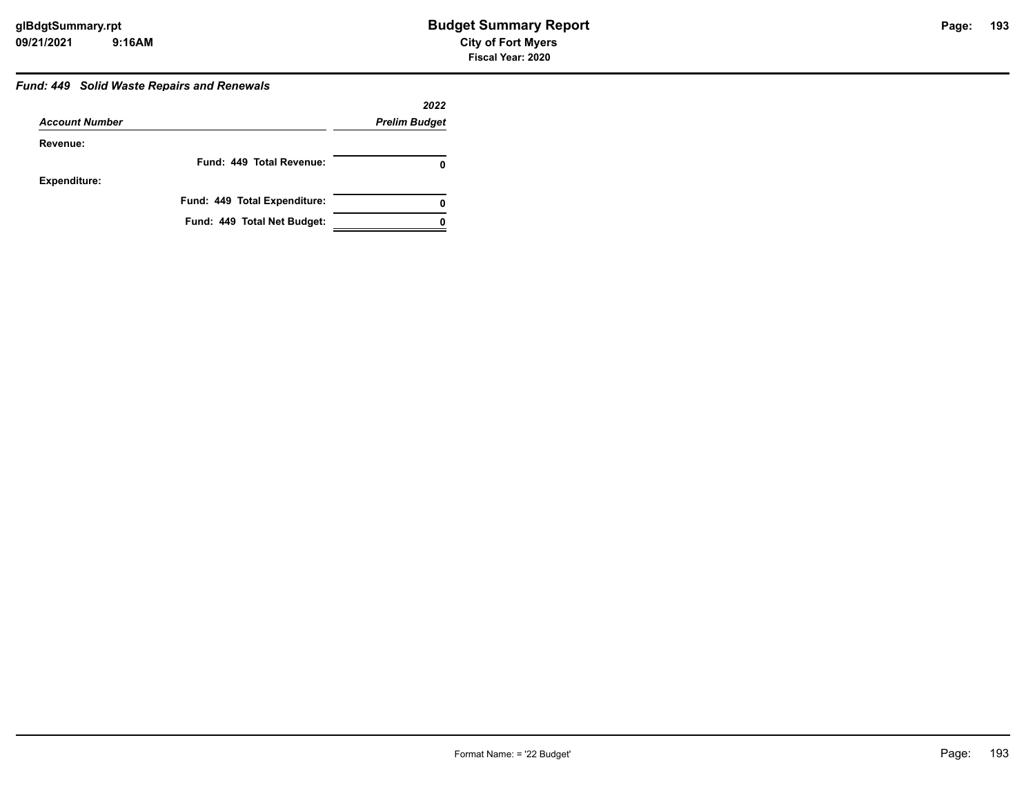## Budget Summary Report

**City of Fort Myers**

**Fiscal Year: 2020**

### *Fund: 449 Solid Waste Repairs and Renewals*

| *Account Number* | *2022 Prelim Budget* |
|---|---|
| **Revenue:** | |
| **Fund: 449 Total Revenue:** | **0** |
| **Expenditure:** | |
| **Fund: 449 Total Expenditure:** | **0** |
| **Fund: 449 Total Net Budget:** | **0** |

Format Name: = '22 Budget'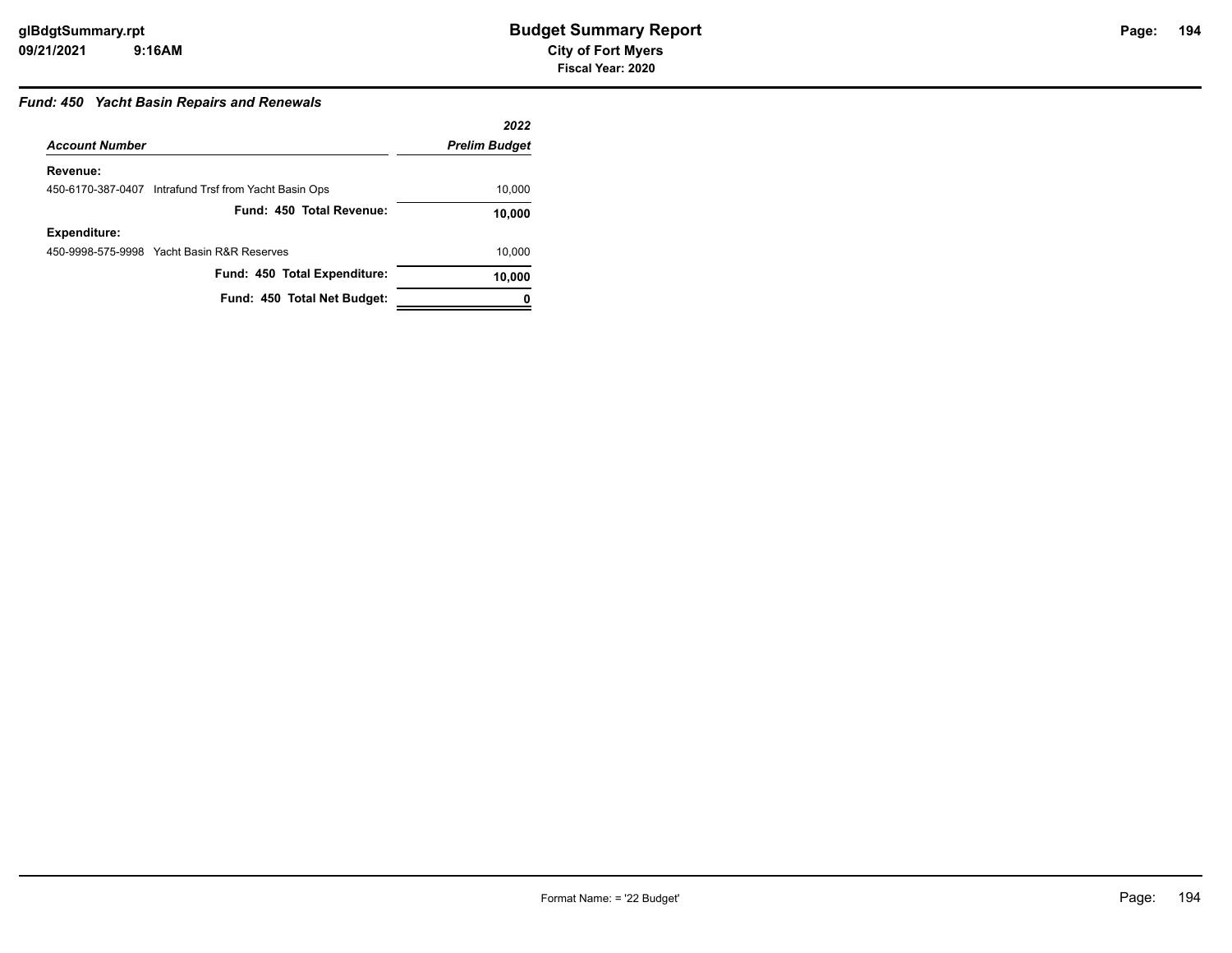# Budget Summary Report

**City of Fort Myers**

**Fiscal Year: 2020**

### *Fund: 450 Yacht Basin Repairs and Renewals*

| *Account Number* | *2022 Prelim Budget* |
|---|---|
| **Revenue:** | |
| 450-6170-387-0407 Intrafund Trsf from Yacht Basin Ops | 10,000 |
| **Fund: 450 Total Revenue:** | **10,000** |
| **Expenditure:** | |
| 450-9998-575-9998 Yacht Basin R&R Reserves | 10,000 |
| **Fund: 450 Total Expenditure:** | **10,000** |
| **Fund: 450 Total Net Budget:** | **0** |

Format Name: = '22 Budget'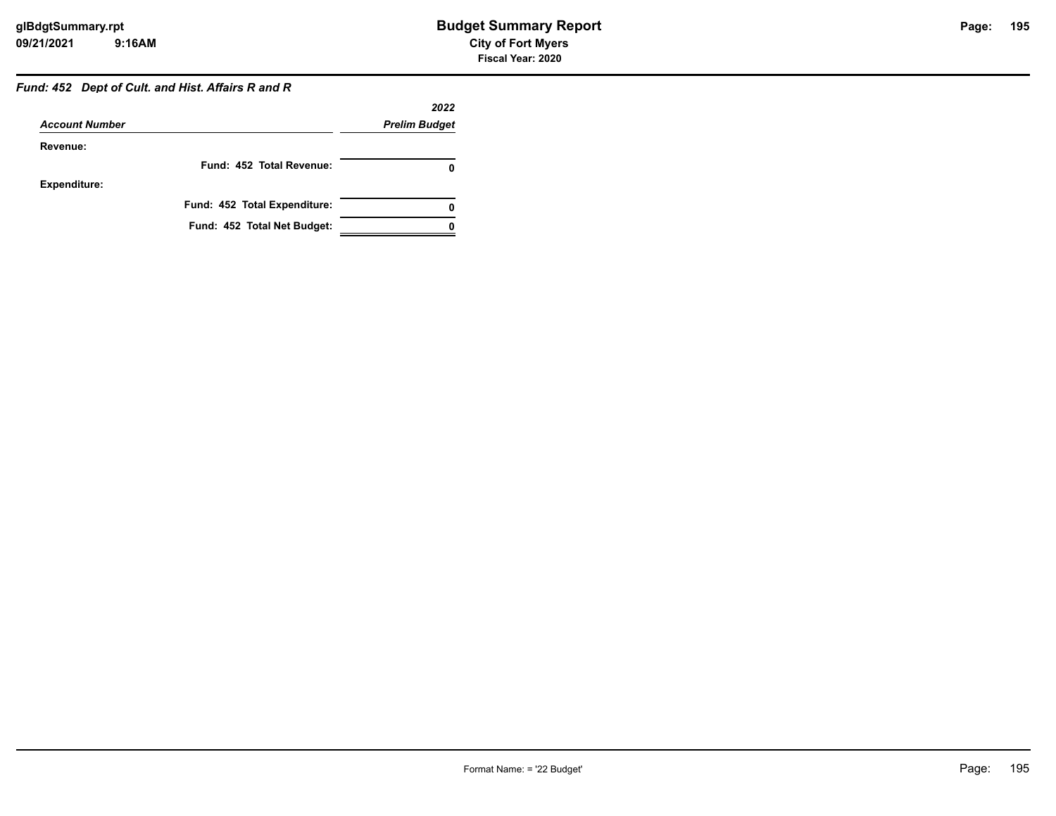## Budget Summary Report

**City of Fort Myers**

**Fiscal Year: 2020**

### *Fund: 452 Dept of Cult. and Hist. Affairs R and R*

| *Account Number* | *2022 Prelim Budget* |
|---|---|
| **Revenue:** | |
| **Fund: 452 Total Revenue:** | **0** |
| **Expenditure:** | |
| **Fund: 452 Total Expenditure:** | **0** |
| **Fund: 452 Total Net Budget:** | **0** |

Format Name: = '22 Budget'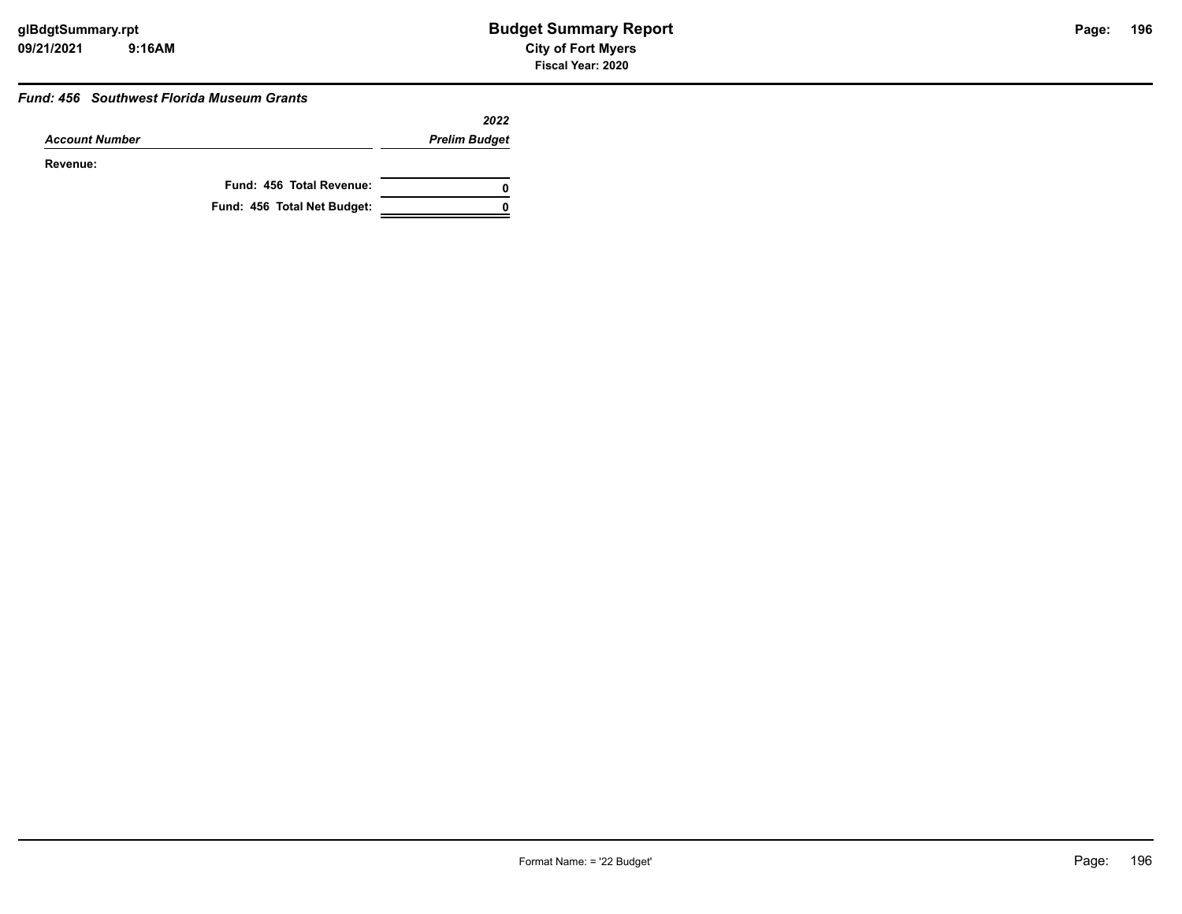### Fund: 456 Southwest Florida Museum Grants

| Account Number | 2022 Prelim Budget |
|---|---|
| **Revenue:** | |
| **Fund: 456 Total Revenue:** | **0** |
| **Fund: 456 Total Net Budget:** | **0** |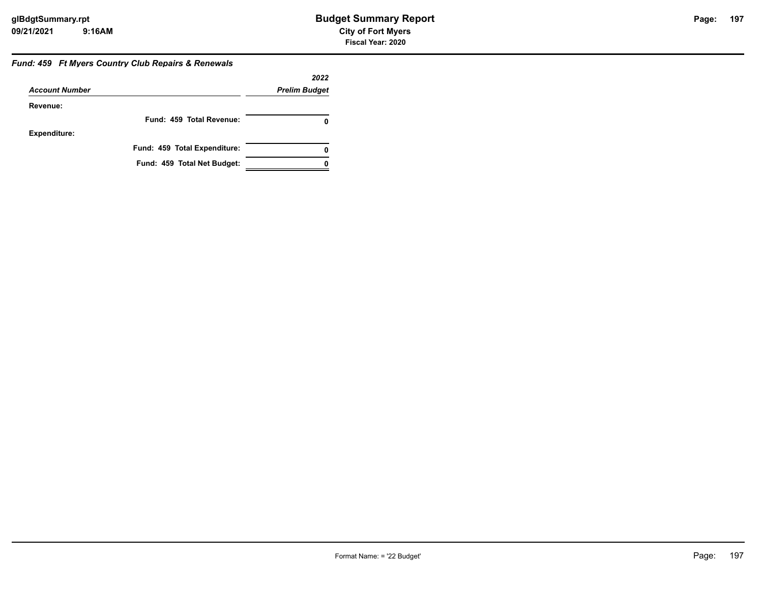## *Fund: 459 Ft Myers Country Club Repairs & Renewals*

| *Account Number* | *2022 Prelim Budget* |
|---|---|
| **Revenue:** | |
| **Fund: 459 Total Revenue:** | **0** |
| **Expenditure:** | |
| **Fund: 459 Total Expenditure:** | **0** |
| **Fund: 459 Total Net Budget:** | **0** |

Format Name: = '22 Budget'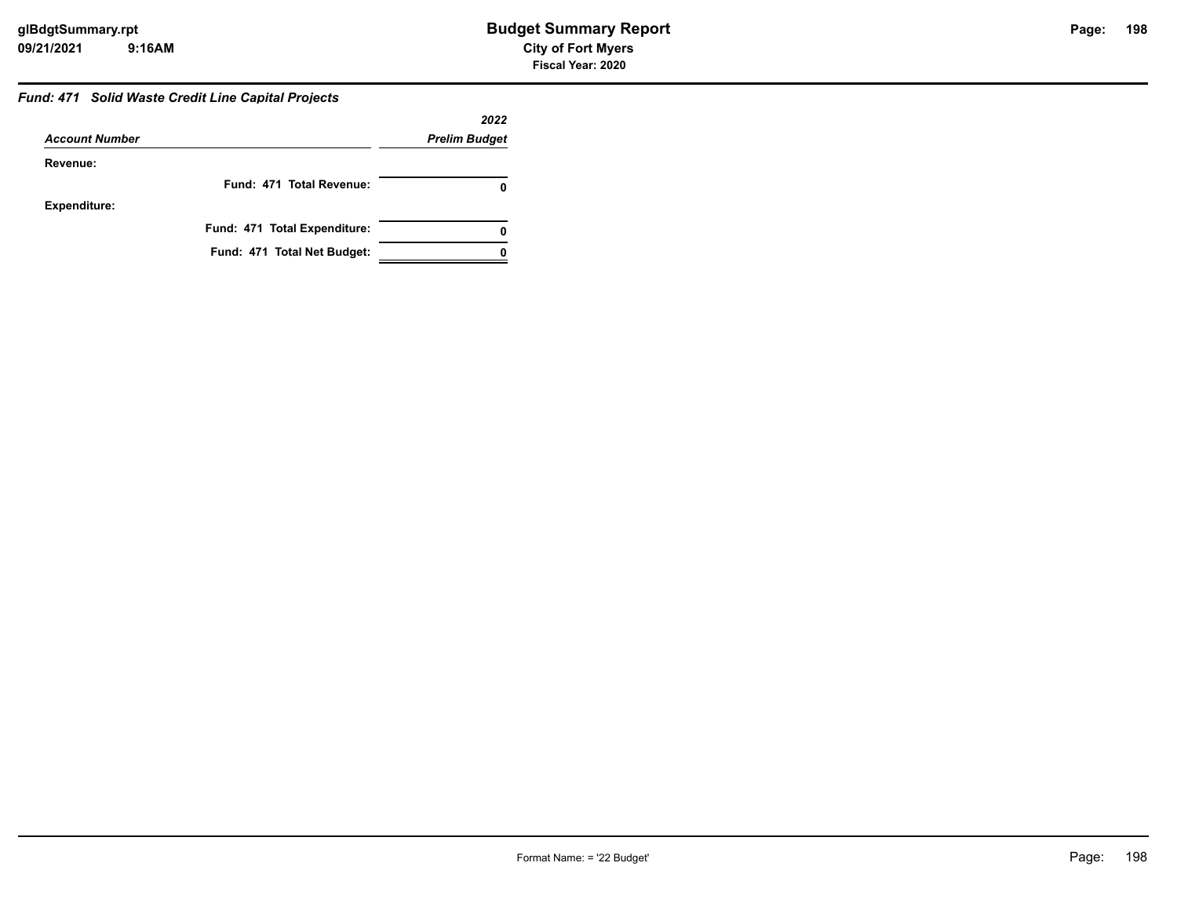### *Fund: 471 Solid Waste Credit Line Capital Projects*

| *Account Number* | *2022 Prelim Budget* |
|---|---|
| **Revenue:** | |
| **Fund: 471 Total Revenue:** | **0** |
| **Expenditure:** | |
| **Fund: 471 Total Expenditure:** | **0** |
| **Fund: 471 Total Net Budget:** | **0** |

Format Name: = '22 Budget'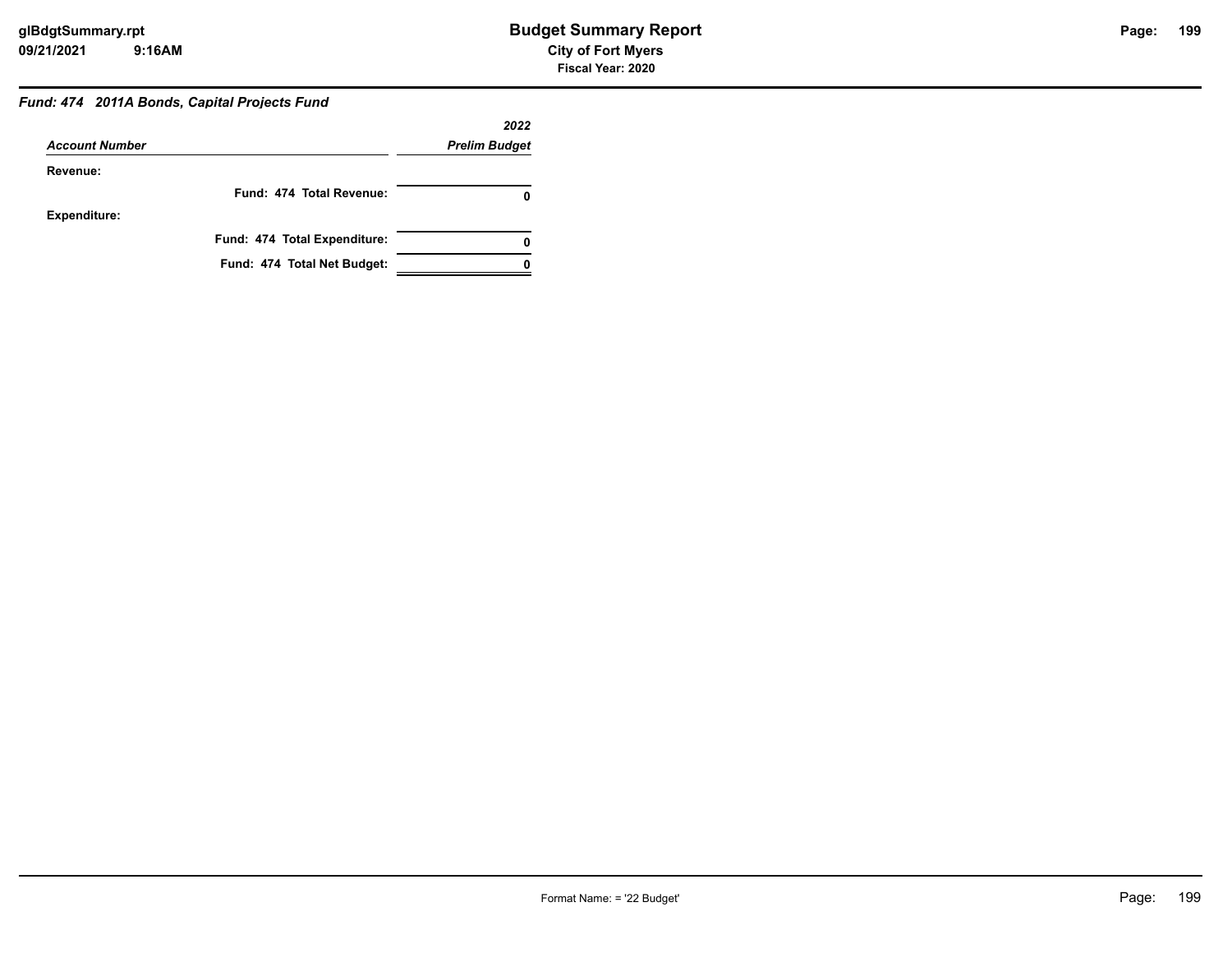## Fund: 474 2011A Bonds, Capital Projects Fund

| Account Number | 2022 Prelim Budget |
|---|---|
| **Revenue:** | |
| **Fund: 474 Total Revenue:** | **0** |
| **Expenditure:** | |
| **Fund: 474 Total Expenditure:** | **0** |
| **Fund: 474 Total Net Budget:** | **0** |

Format Name: = '22 Budget'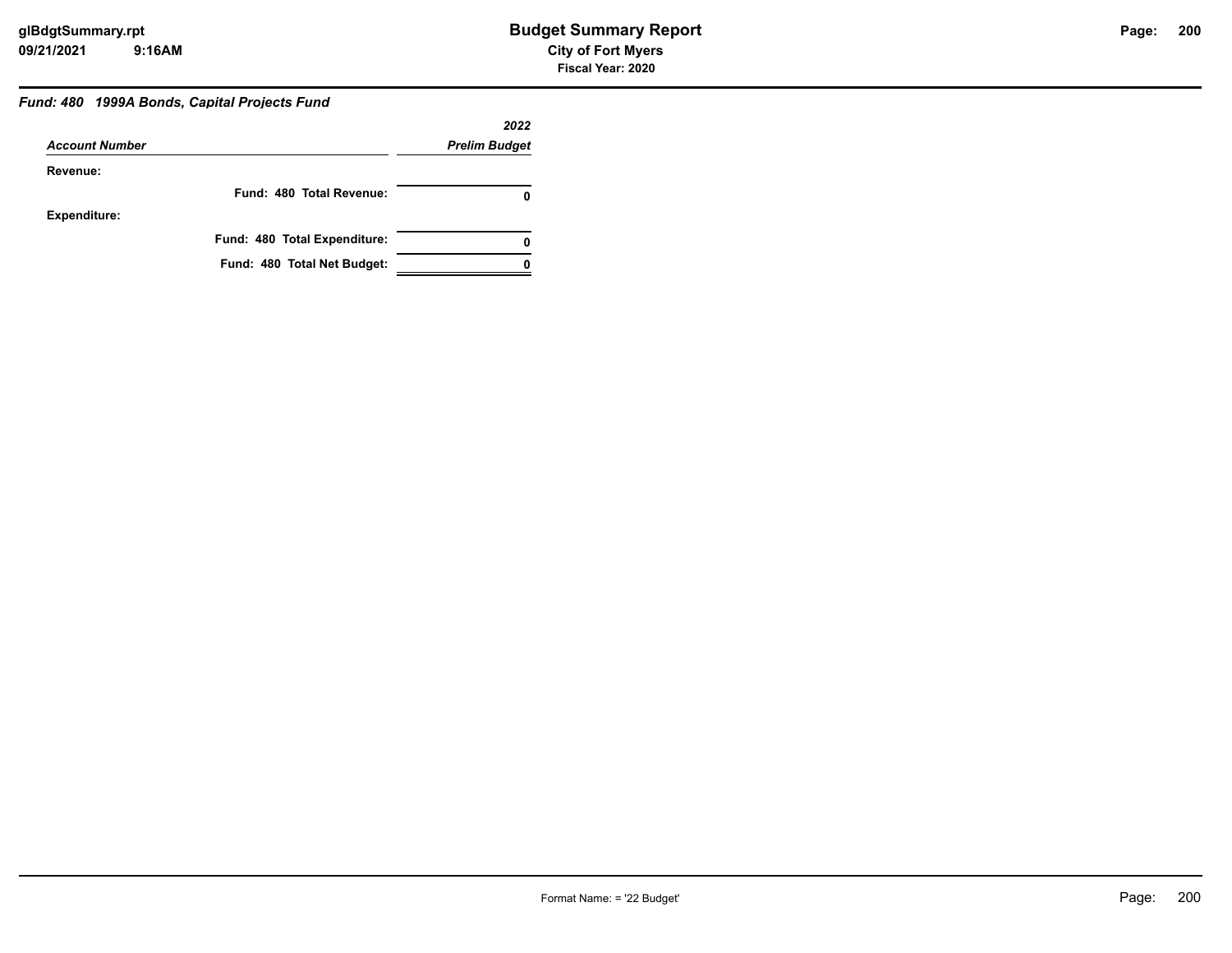## *Fund: 480 1999A Bonds, Capital Projects Fund*

| *Account Number* | *2022 Prelim Budget* |
|---|---|
| **Revenue:** | |
| **Fund: 480 Total Revenue:** | **0** |
| **Expenditure:** | |
| **Fund: 480 Total Expenditure:** | **0** |
| **Fund: 480 Total Net Budget:** | **0** |

Format Name: = '22 Budget'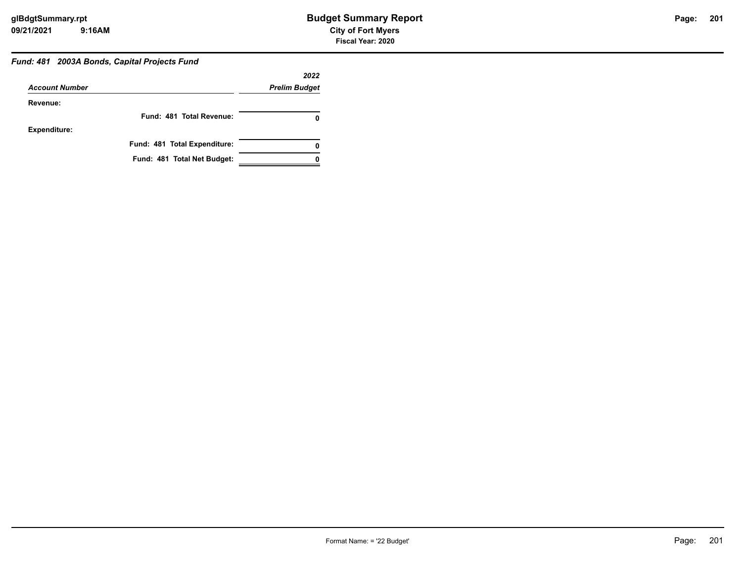# Budget Summary Report

**City of Fort Myers**

**Fiscal Year: 2020**

***Fund: 481 2003A Bonds, Capital Projects Fund***

| *Account Number* | *2022 Prelim Budget* |
|---|---|
| **Revenue:** | |
| **Fund: 481 Total Revenue:** | **0** |
| **Expenditure:** | |
| **Fund: 481 Total Expenditure:** | **0** |
| **Fund: 481 Total Net Budget:** | **0** |

Format Name: = '22 Budget'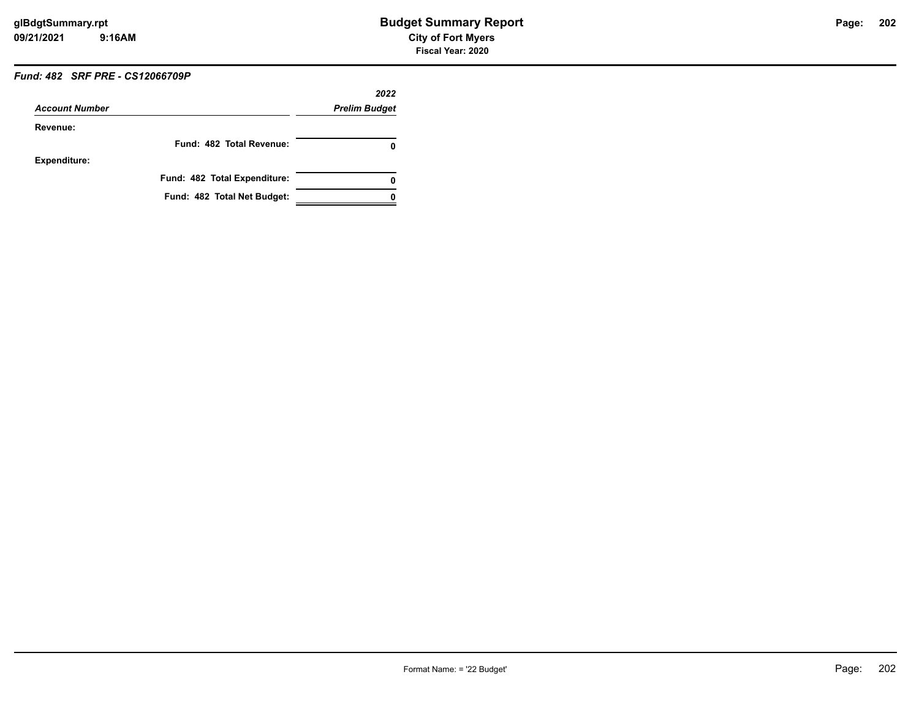### Fund: 482 SRF PRE - CS12066709P

| Account Number | 2022 Prelim Budget |
|---|---|
| **Revenue:** | |
| Fund: 482 Total Revenue: | 0 |
| **Expenditure:** | |
| Fund: 482 Total Expenditure: | 0 |
| Fund: 482 Total Net Budget: | 0 |

Format Name: = '22 Budget'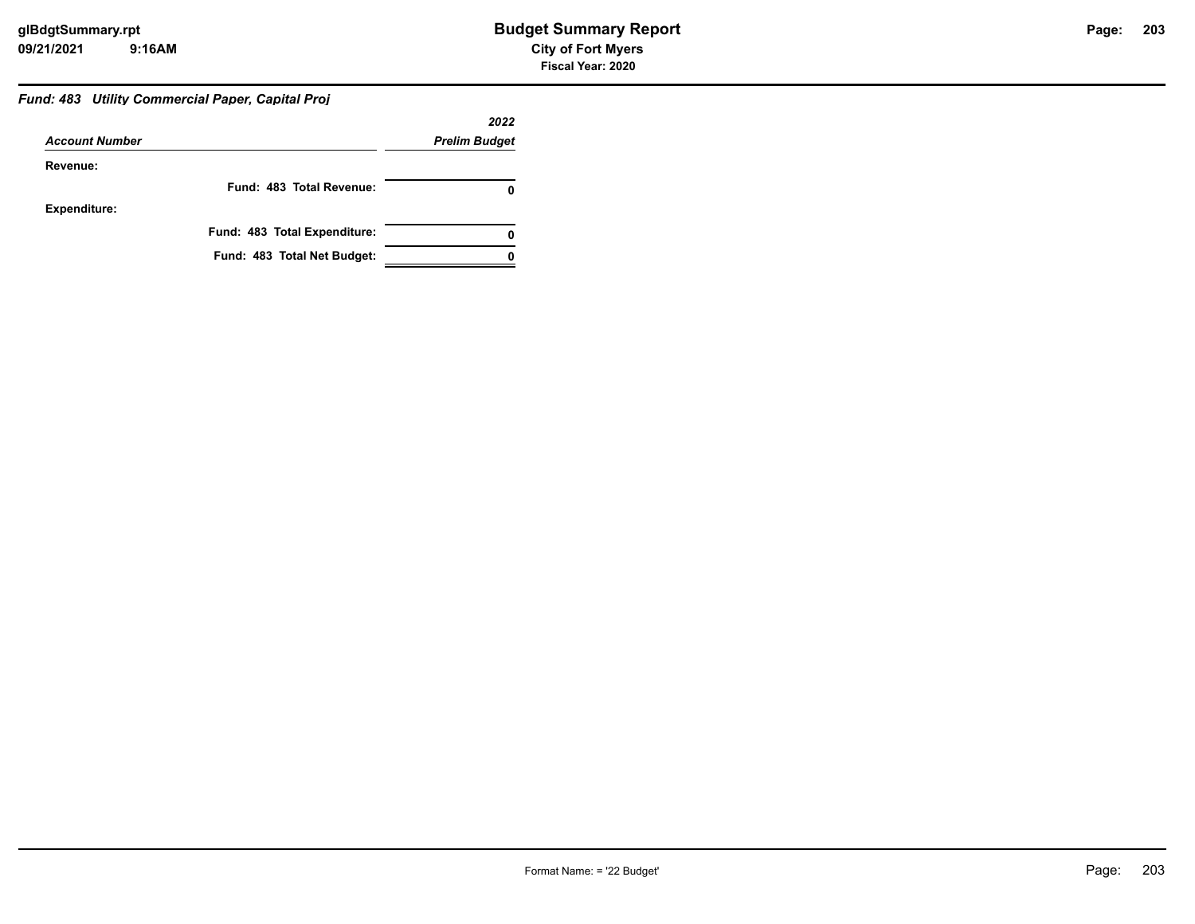### *Fund: 483 Utility Commercial Paper, Capital Proj*

| *Account Number* | *2022 Prelim Budget* |
|---|---|
| **Revenue:** | |
| **Fund: 483 Total Revenue:** | **0** |
| **Expenditure:** | |
| **Fund: 483 Total Expenditure:** | **0** |
| **Fund: 483 Total Net Budget:** | **0** |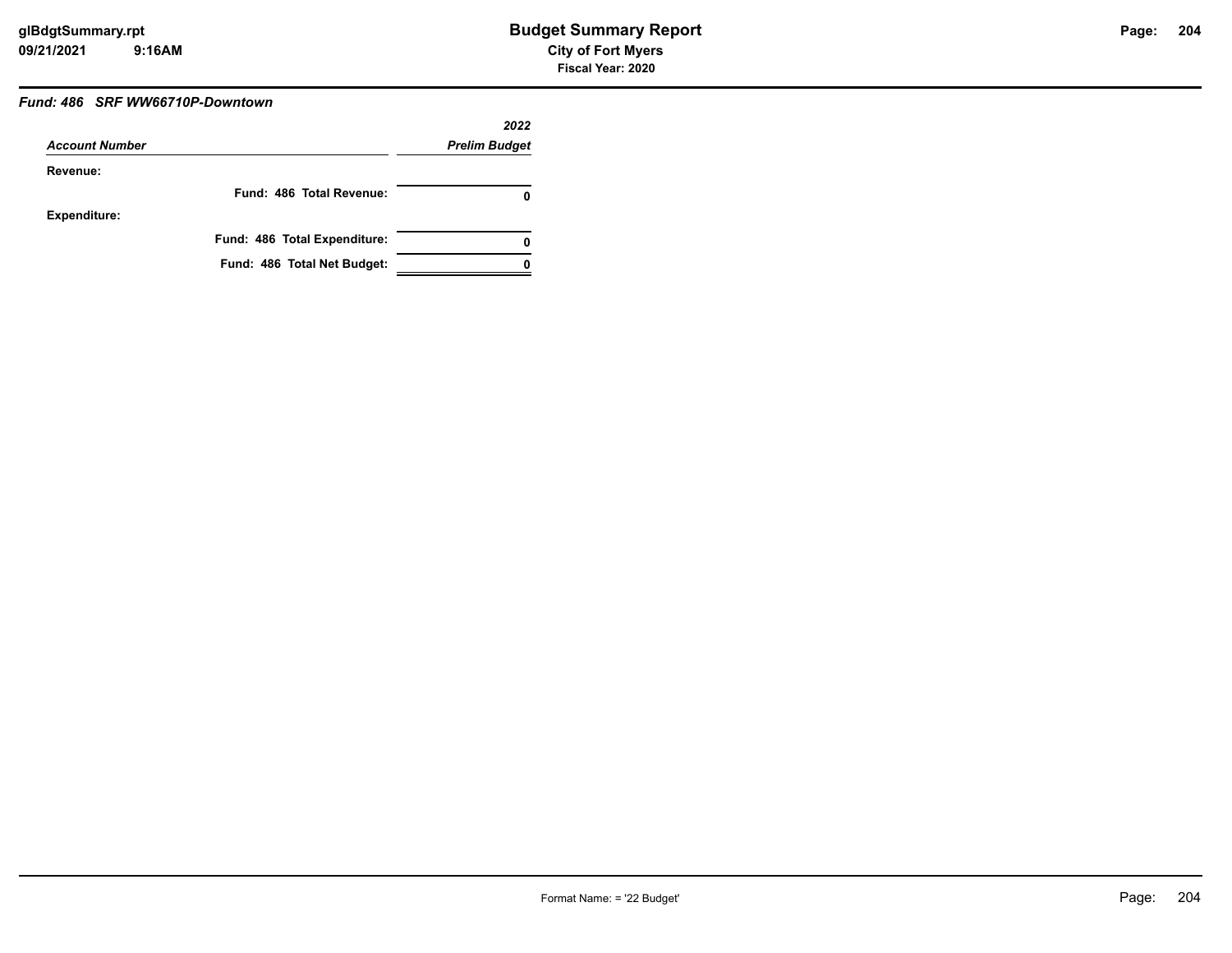### *Fund: 486 SRF WW66710P-Downtown*

| *Account Number* | *2022 Prelim Budget* |
|---|---|
| **Revenue:** | |
| **Fund: 486 Total Revenue:** | **0** |
| **Expenditure:** | |
| **Fund: 486 Total Expenditure:** | **0** |
| **Fund: 486 Total Net Budget:** | **0** |

Format Name: = '22 Budget'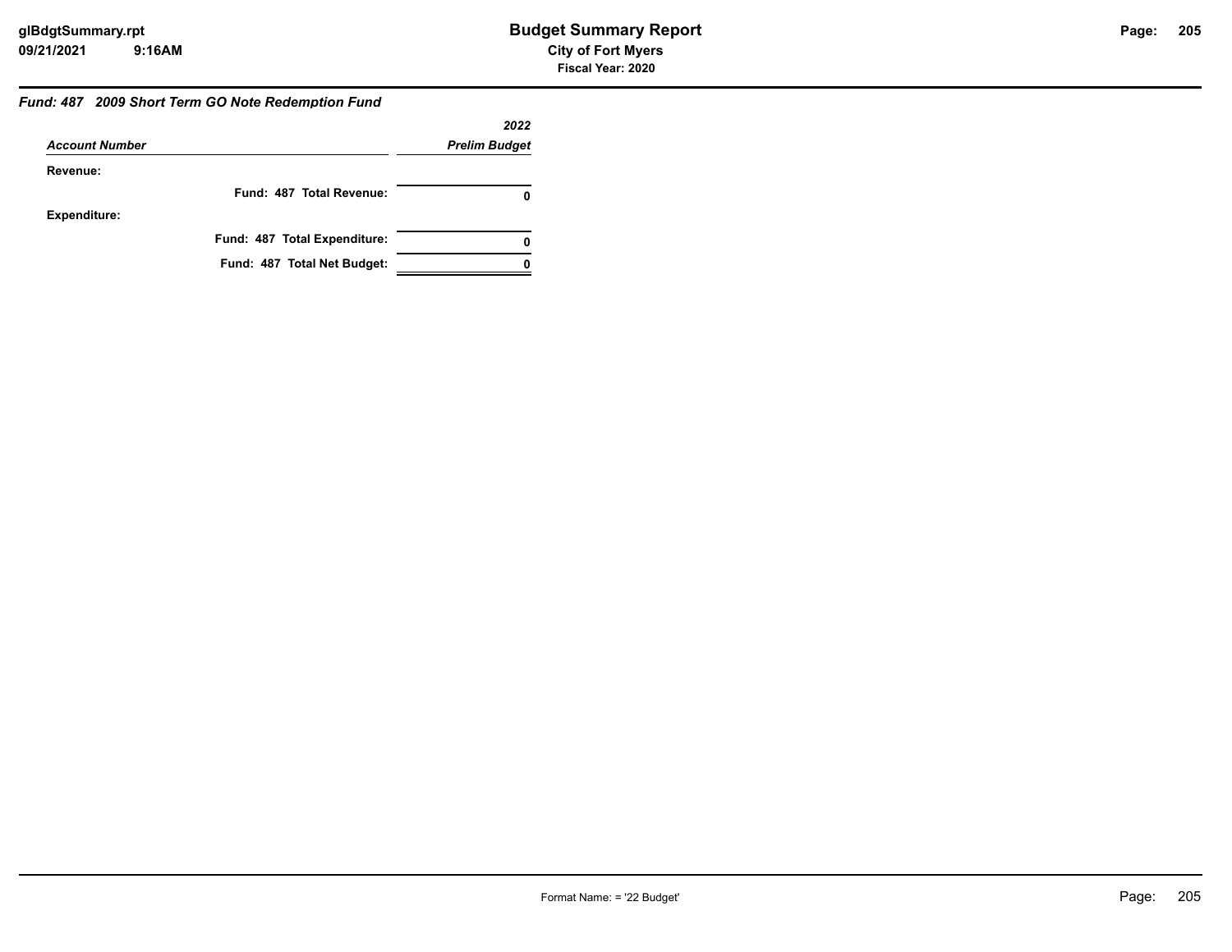### *Fund: 487 2009 Short Term GO Note Redemption Fund*

| *Account Number* | *2022 Prelim Budget* |
|---|---|
| **Revenue:** | |
| **Fund: 487 Total Revenue:** | **0** |
| **Expenditure:** | |
| **Fund: 487 Total Expenditure:** | **0** |
| **Fund: 487 Total Net Budget:** | **0** |

Format Name: = '22 Budget'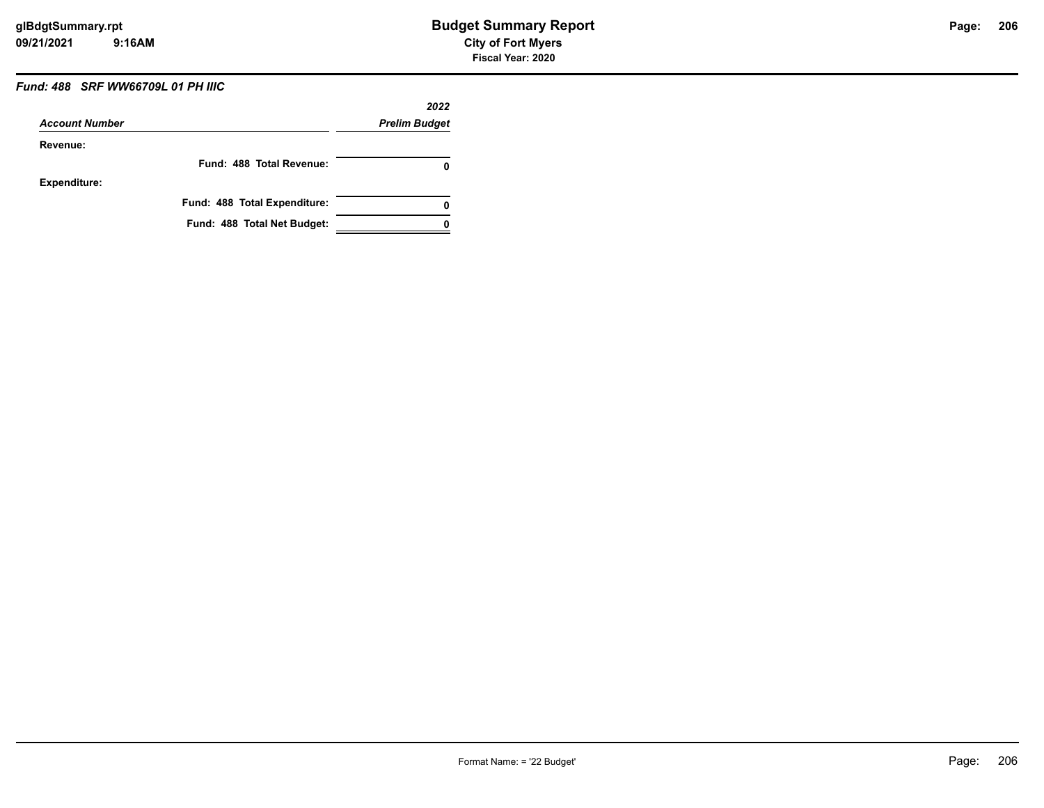### *Fund: 488 SRF WW66709L 01 PH IIIC*

| *Account Number* | *2022 Prelim Budget* |
|---|---|
| **Revenue:** | |
| **Fund: 488 Total Revenue:** | **0** |
| **Expenditure:** | |
| **Fund: 488 Total Expenditure:** | **0** |
| **Fund: 488 Total Net Budget:** | **0** |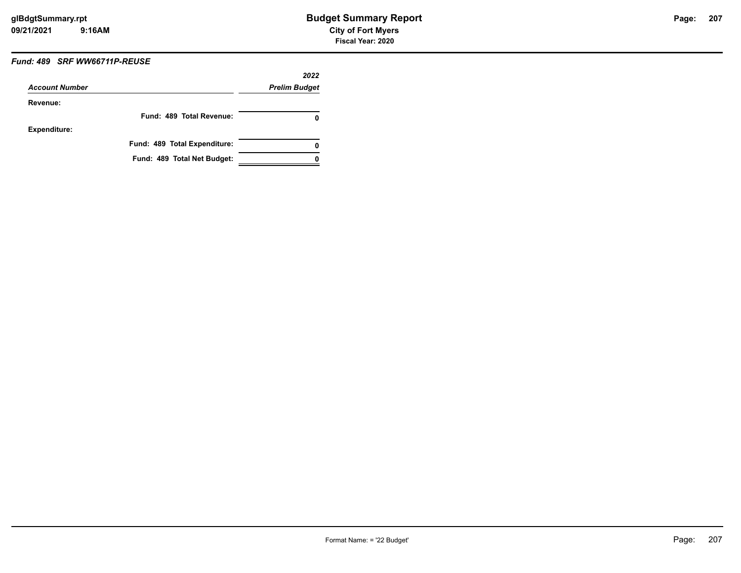### *Fund: 489 SRF WW66711P-REUSE*

| *Account Number* | *2022 Prelim Budget* |
|---|---|
| **Revenue:** | |
| **Fund: 489 Total Revenue:** | **0** |
| **Expenditure:** | |
| **Fund: 489 Total Expenditure:** | **0** |
| **Fund: 489 Total Net Budget:** | **0** |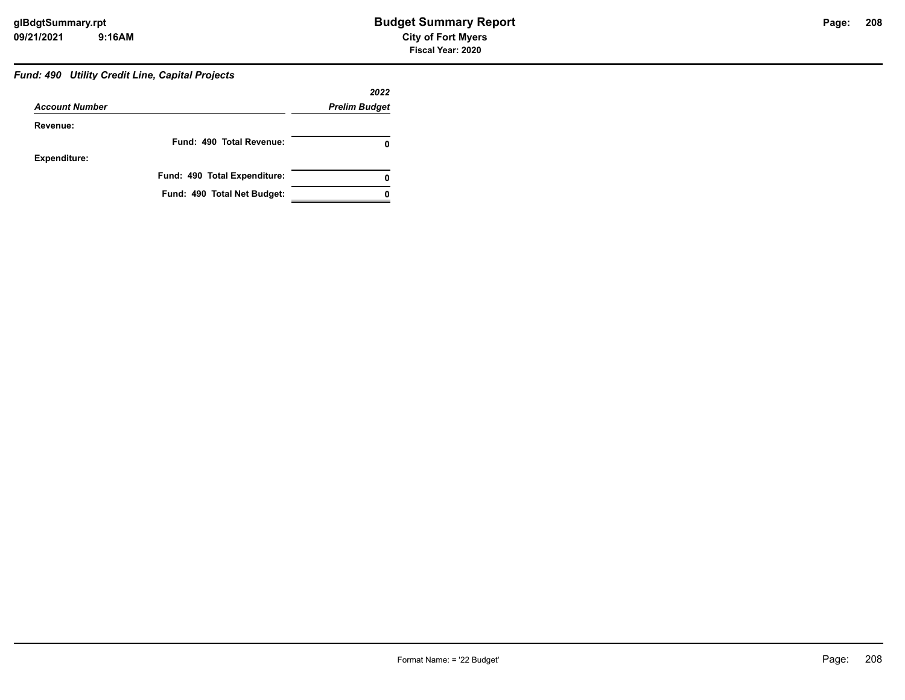### *Fund: 490 Utility Credit Line, Capital Projects*

| *Account Number* | *2022 Prelim Budget* |
|---|---|
| **Revenue:** | |
| **Fund: 490 Total Revenue:** | **0** |
| **Expenditure:** | |
| **Fund: 490 Total Expenditure:** | **0** |
| **Fund: 490 Total Net Budget:** | **0** |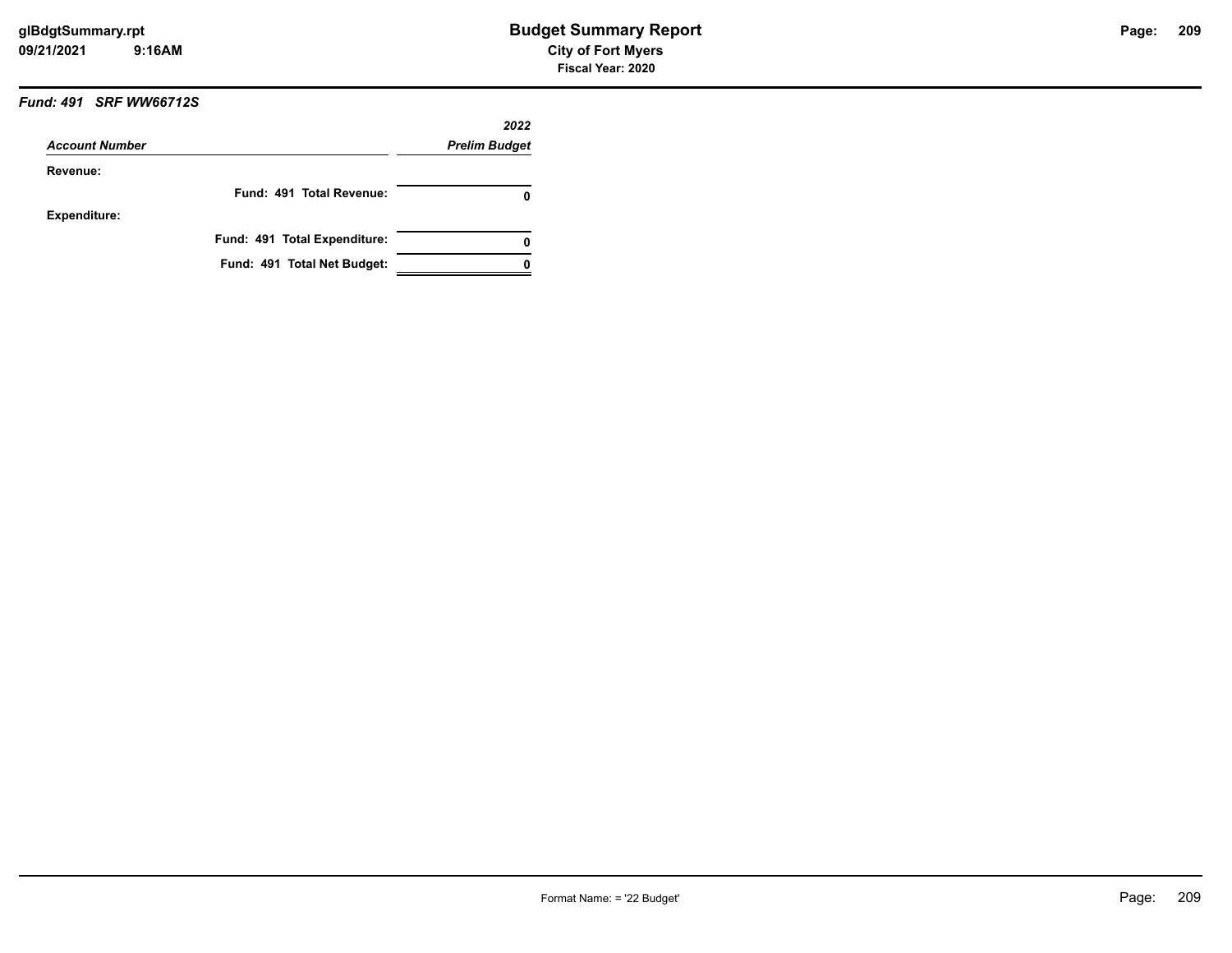*Fund: 491 SRF WW66712S*

| *Account Number* | *2022 Prelim Budget* |
|---|---|
| **Revenue:** | |
| **Fund: 491 Total Revenue:** | **0** |
| **Expenditure:** | |
| **Fund: 491 Total Expenditure:** | **0** |
| **Fund: 491 Total Net Budget:** | **0** |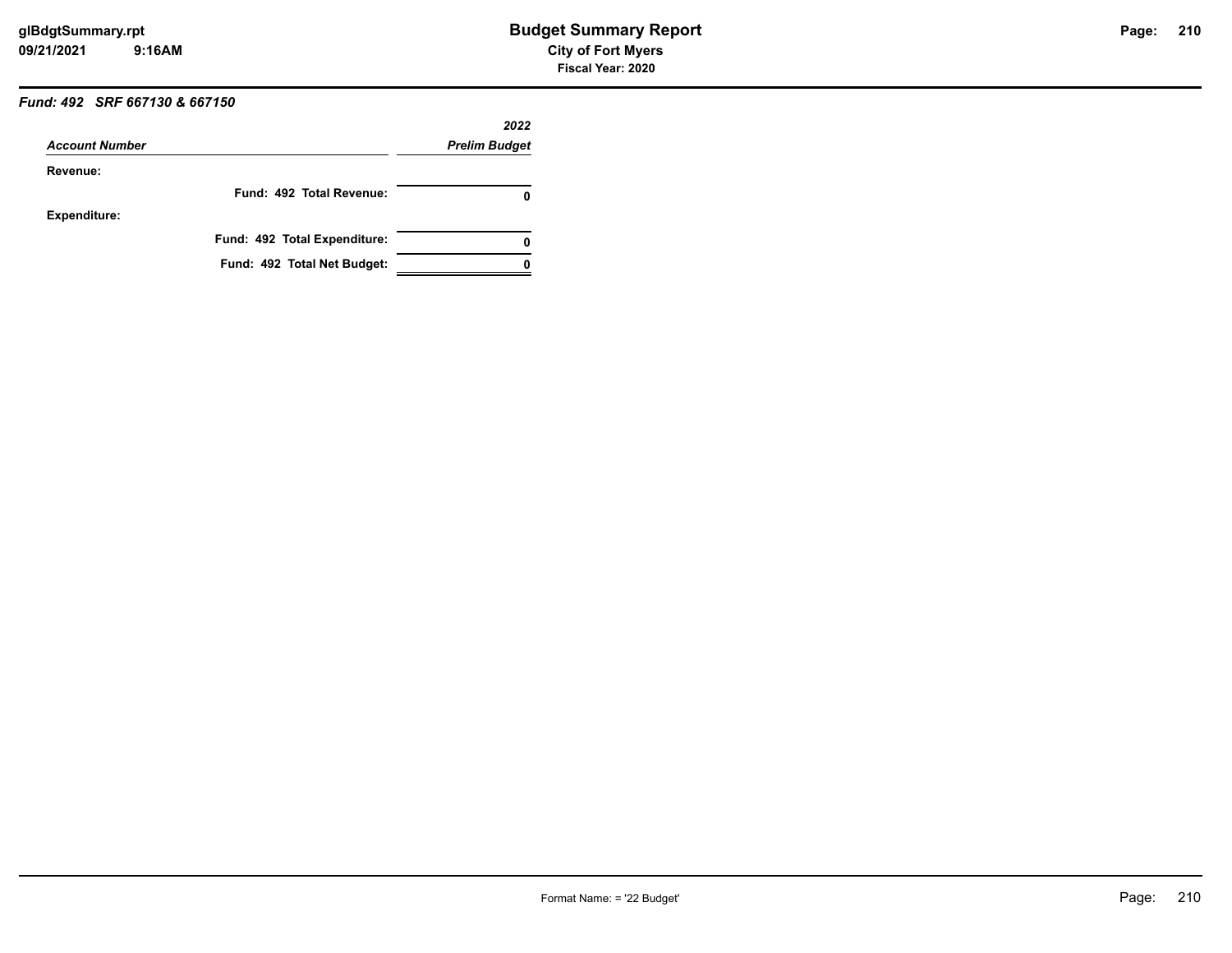### *Fund: 492 SRF 667130 & 667150*

| *Account Number* | *2022 Prelim Budget* |
|---|---|
| **Revenue:** | |
| **Fund: 492 Total Revenue:** | **0** |
| **Expenditure:** | |
| **Fund: 492 Total Expenditure:** | **0** |
| **Fund: 492 Total Net Budget:** | **0** |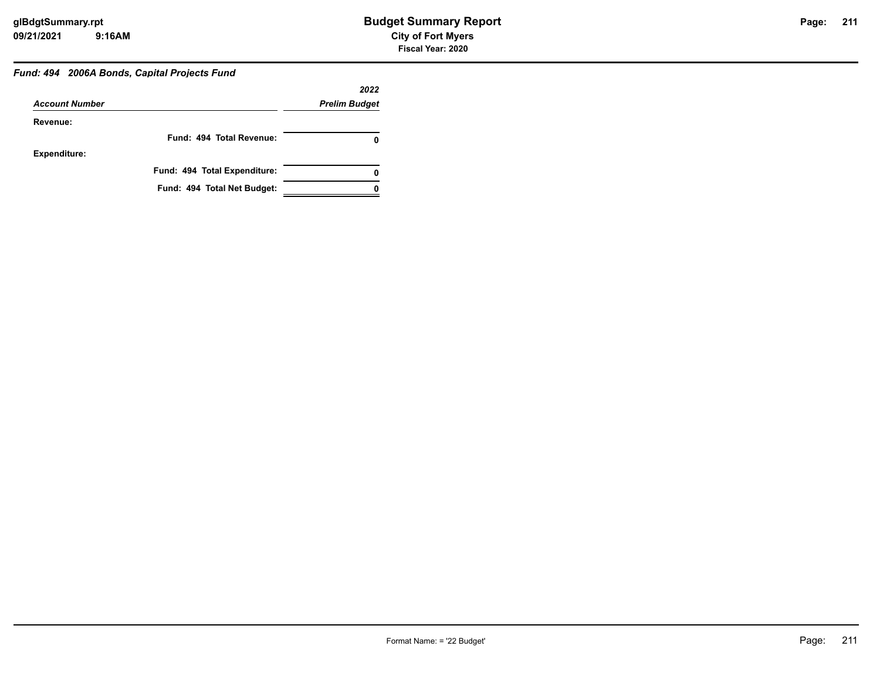# Budget Summary Report

**City of Fort Myers**

**Fiscal Year: 2020**

glBdgtSummary.rpt
09/21/2021 9:16AM

## *Fund: 494 2006A Bonds, Capital Projects Fund*

| *Account Number* | *2022 Prelim Budget* |
|---|---|
| **Revenue:** | |
| **Fund: 494 Total Revenue:** | **0** |
| **Expenditure:** | |
| **Fund: 494 Total Expenditure:** | **0** |
| **Fund: 494 Total Net Budget:** | **0** |

Format Name: = '22 Budget'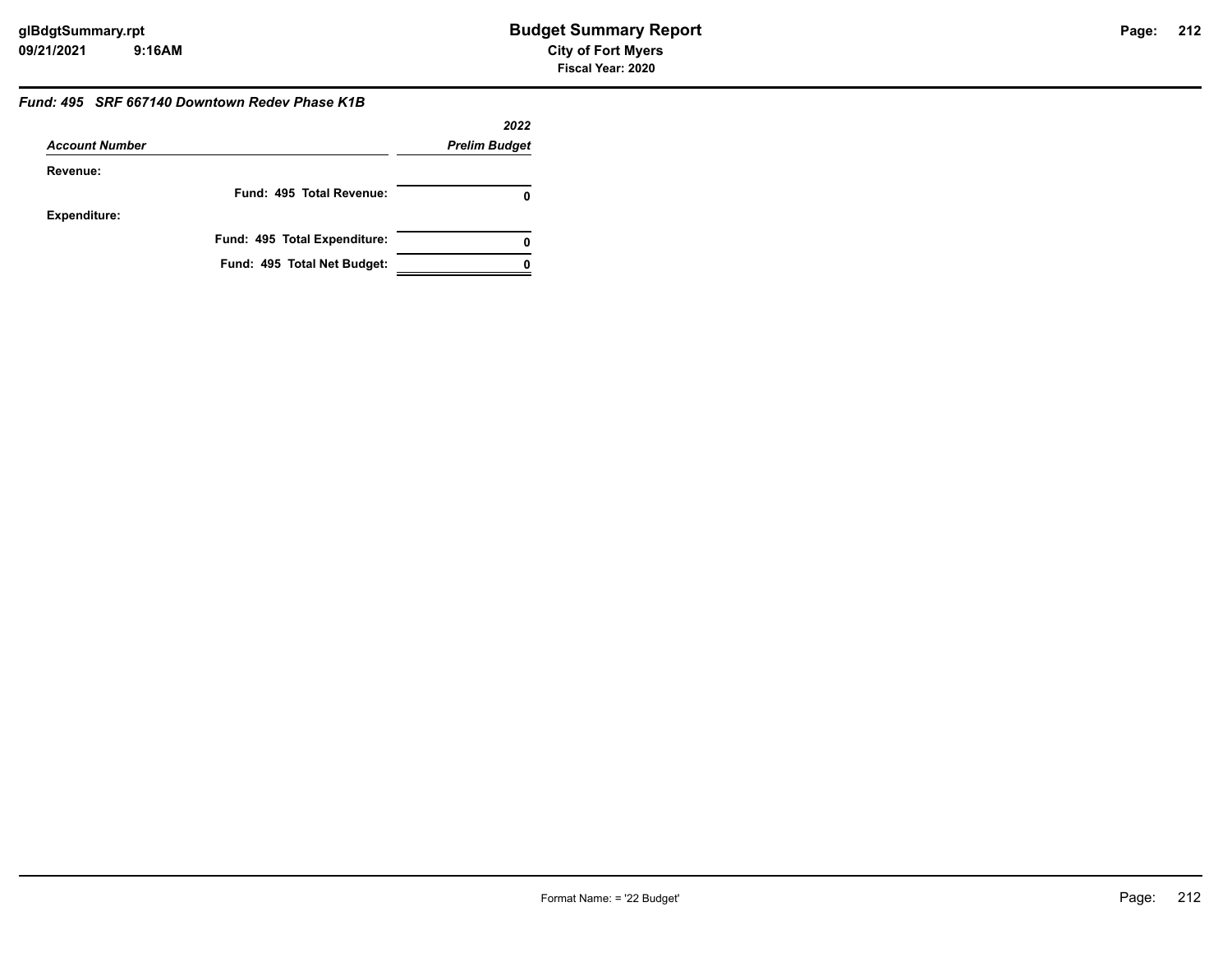### Fund: 495 SRF 667140 Downtown Redev Phase K1B

| Account Number | 2022 Prelim Budget |
|---|---|
| **Revenue:** | |
| Fund: 495 Total Revenue: | 0 |
| **Expenditure:** | |
| Fund: 495 Total Expenditure: | 0 |
| Fund: 495 Total Net Budget: | 0 |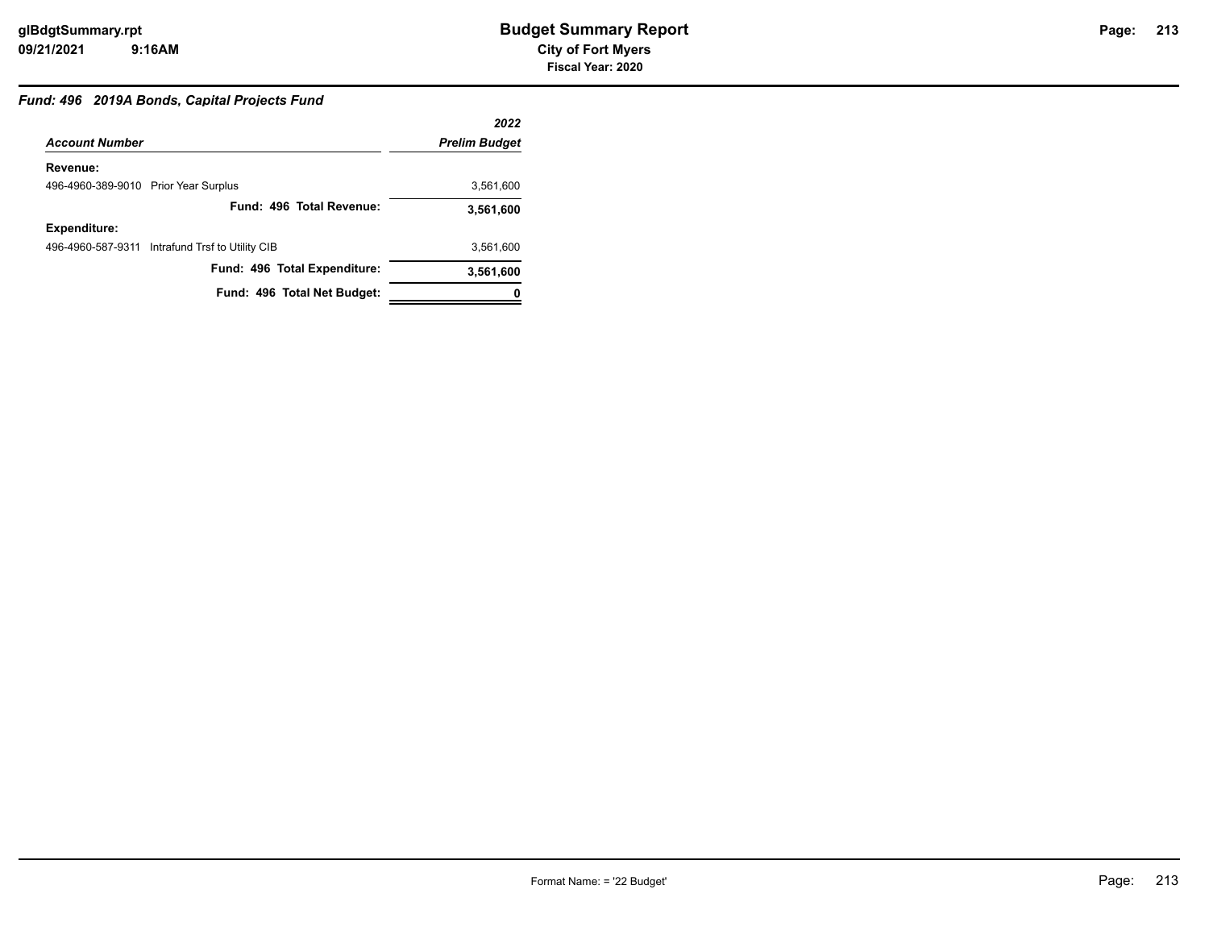### Fund: 496 2019A Bonds, Capital Projects Fund

| Account Number | 2022 Prelim Budget |
|---|---|
| **Revenue:** | |
| 496-4960-389-9010 Prior Year Surplus | 3,561,600 |
| **Fund: 496 Total Revenue:** | **3,561,600** |
| **Expenditure:** | |
| 496-4960-587-9311 Intrafund Trsf to Utility CIB | 3,561,600 |
| **Fund: 496 Total Expenditure:** | **3,561,600** |
| **Fund: 496 Total Net Budget:** | **0** |

Format Name: = '22 Budget'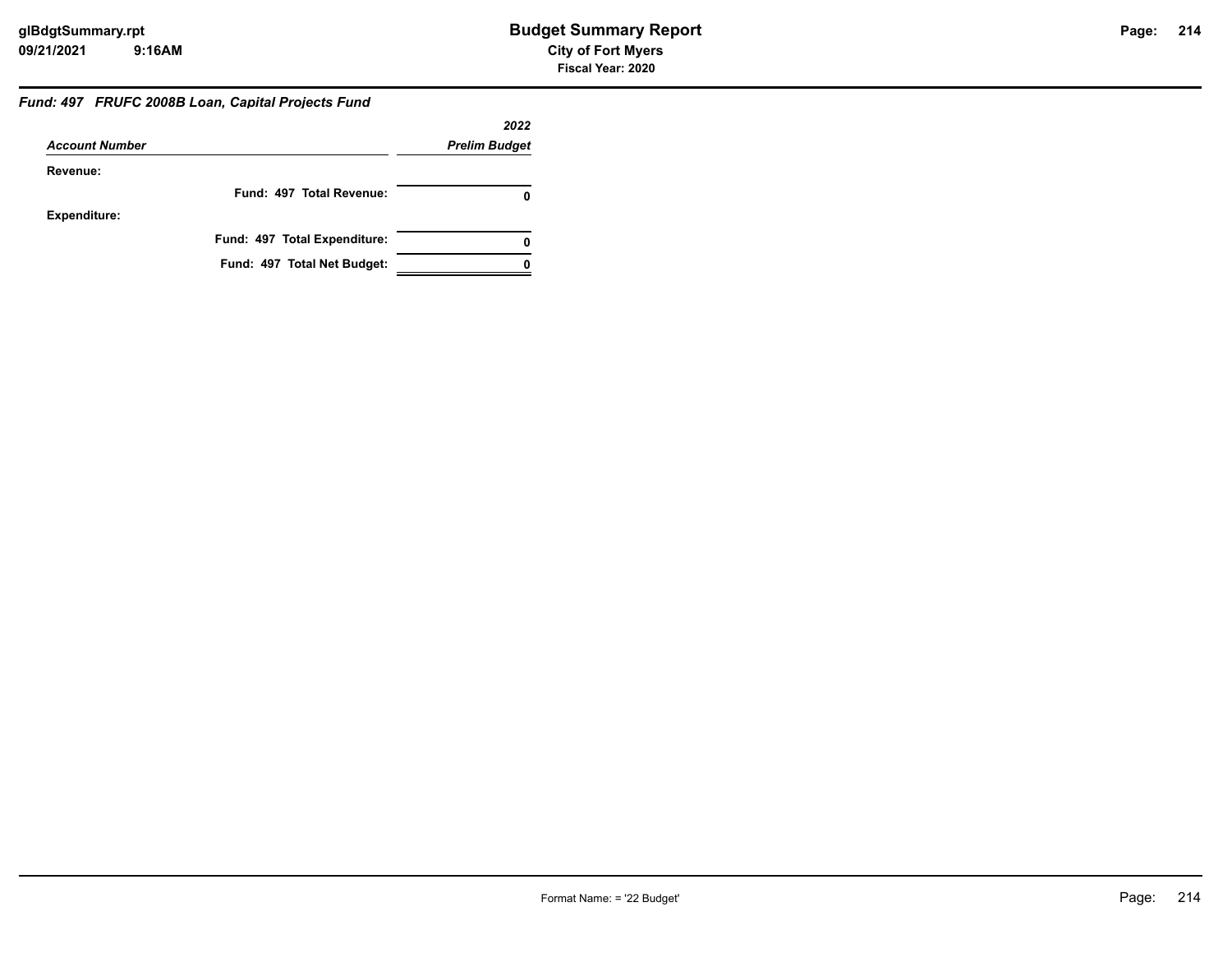# Budget Summary Report

**City of Fort Myers**

**Fiscal Year: 2020**

### *Fund: 497 FRUFC 2008B Loan, Capital Projects Fund*

| *Account Number* | *2022 Prelim Budget* |
|---|---|
| **Revenue:** | |
| **Fund: 497 Total Revenue:** | **0** |
| **Expenditure:** | |
| **Fund: 497 Total Expenditure:** | **0** |
| **Fund: 497 Total Net Budget:** | **0** |

Format Name: = '22 Budget'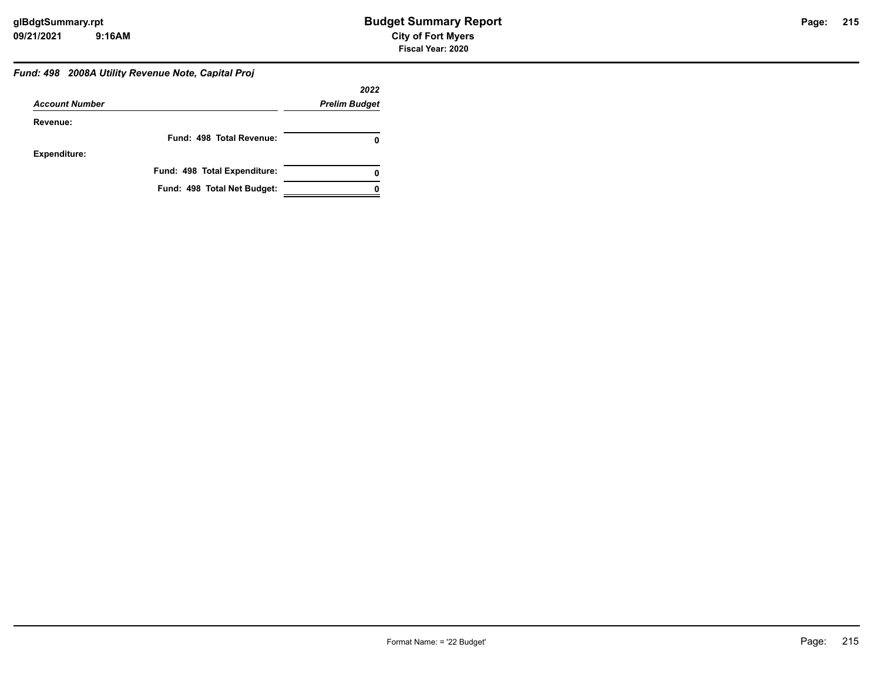# Budget Summary Report

**City of Fort Myers**

**Fiscal Year: 2020**

### *Fund: 498 2008A Utility Revenue Note, Capital Proj*

| *Account Number* | *2022 Prelim Budget* |
|---|---|
| **Revenue:** | |
| **Fund: 498 Total Revenue:** | **0** |
| **Expenditure:** | |
| **Fund: 498 Total Expenditure:** | **0** |
| **Fund: 498 Total Net Budget:** | **0** |

Format Name: = '22 Budget'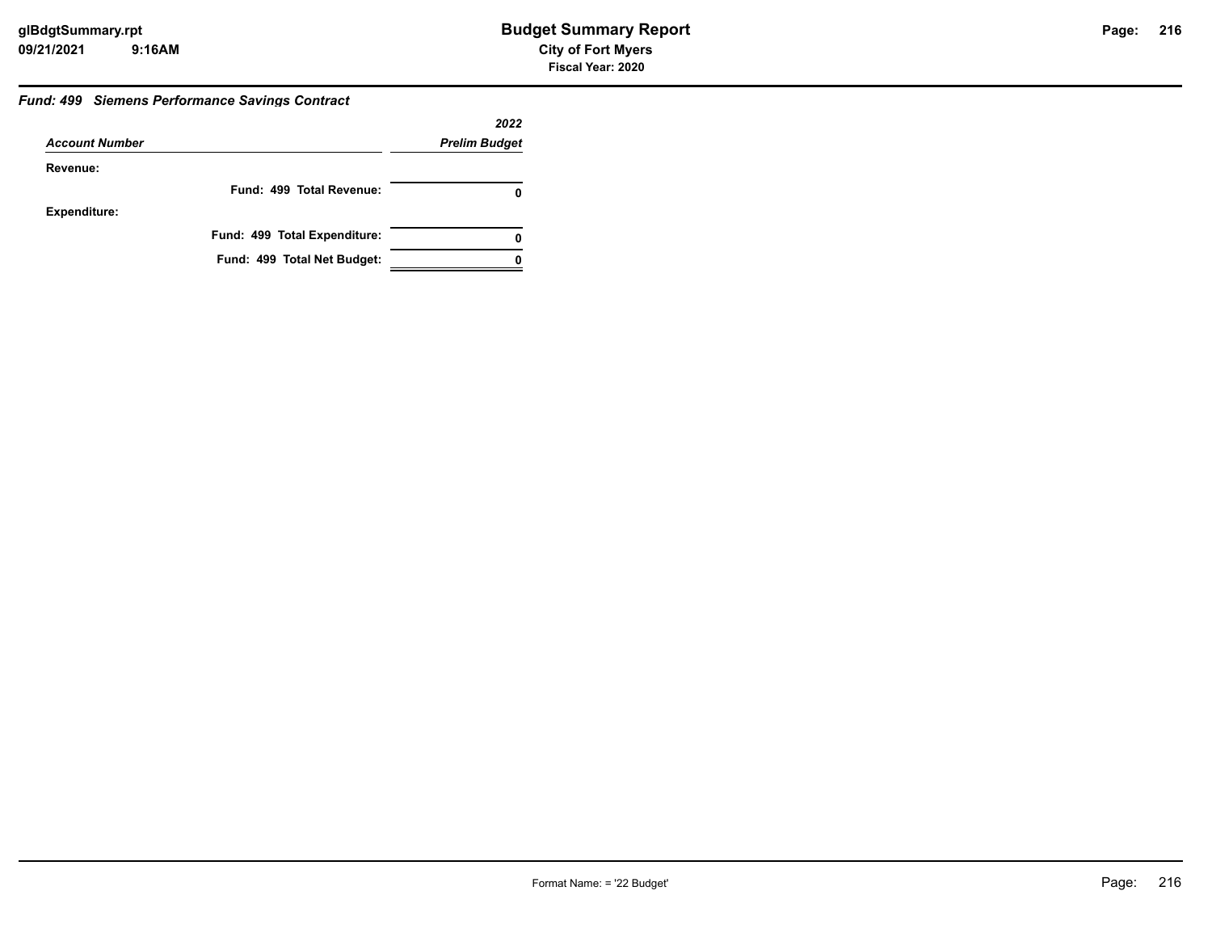### *Fund: 499 Siemens Performance Savings Contract*

| *Account Number* | *2022 Prelim Budget* |
| --- | --- |
| **Revenue:** | |
| **Fund: 499 Total Revenue:** | **0** |
| **Expenditure:** | |
| **Fund: 499 Total Expenditure:** | **0** |
| **Fund: 499 Total Net Budget:** | **0** |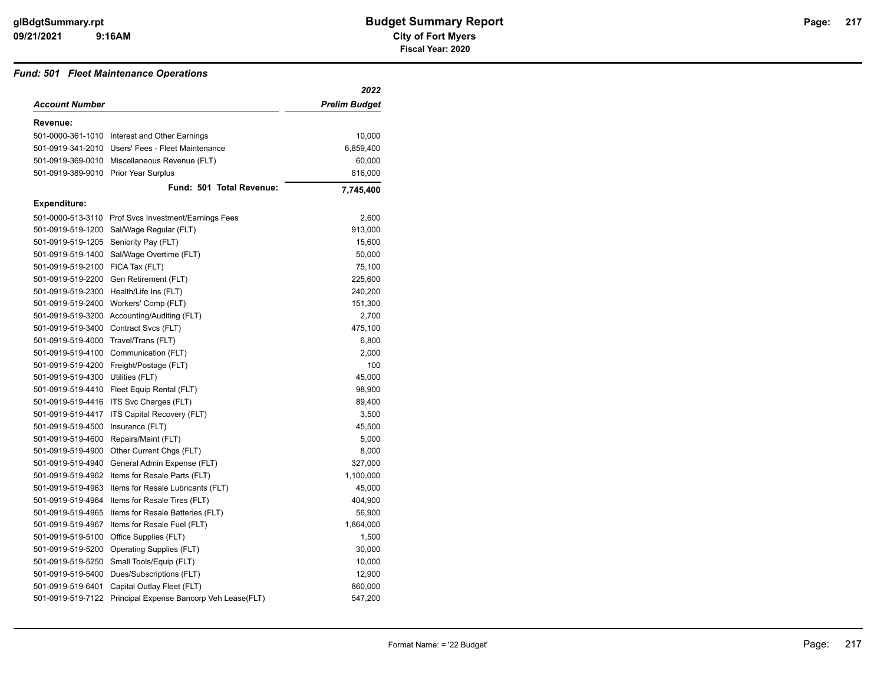# Budget Summary Report

**City of Fort Myers**

**Fiscal Year: 2020**

## *Fund: 501 Fleet Maintenance Operations*

| *Account Number* | | *2022 Prelim Budget* |
|---|---|---|
| **Revenue:** | | |
| 501-0000-361-1010 | Interest and Other Earnings | 10,000 |
| 501-0919-341-2010 | Users' Fees - Fleet Maintenance | 6,859,400 |
| 501-0919-369-0010 | Miscellaneous Revenue (FLT) | 60,000 |
| 501-0919-389-9010 | Prior Year Surplus | 816,000 |
| | **Fund: 501 Total Revenue:** | **7,745,400** |
| **Expenditure:** | | |
| 501-0000-513-3110 | Prof Svcs Investment/Earnings Fees | 2,600 |
| 501-0919-519-1200 | Sal/Wage Regular (FLT) | 913,000 |
| 501-0919-519-1205 | Seniority Pay (FLT) | 15,600 |
| 501-0919-519-1400 | Sal/Wage Overtime (FLT) | 50,000 |
| 501-0919-519-2100 | FICA Tax (FLT) | 75,100 |
| 501-0919-519-2200 | Gen Retirement (FLT) | 225,600 |
| 501-0919-519-2300 | Health/Life Ins (FLT) | 240,200 |
| 501-0919-519-2400 | Workers' Comp (FLT) | 151,300 |
| 501-0919-519-3200 | Accounting/Auditing (FLT) | 2,700 |
| 501-0919-519-3400 | Contract Svcs (FLT) | 475,100 |
| 501-0919-519-4000 | Travel/Trans (FLT) | 6,800 |
| 501-0919-519-4100 | Communication (FLT) | 2,000 |
| 501-0919-519-4200 | Freight/Postage (FLT) | 100 |
| 501-0919-519-4300 | Utilities (FLT) | 45,000 |
| 501-0919-519-4410 | Fleet Equip Rental (FLT) | 98,900 |
| 501-0919-519-4416 | ITS Svc Charges (FLT) | 89,400 |
| 501-0919-519-4417 | ITS Capital Recovery (FLT) | 3,500 |
| 501-0919-519-4500 | Insurance (FLT) | 45,500 |
| 501-0919-519-4600 | Repairs/Maint (FLT) | 5,000 |
| 501-0919-519-4900 | Other Current Chgs (FLT) | 8,000 |
| 501-0919-519-4940 | General Admin Expense (FLT) | 327,000 |
| 501-0919-519-4962 | Items for Resale Parts (FLT) | 1,100,000 |
| 501-0919-519-4963 | Items for Resale Lubricants (FLT) | 45,000 |
| 501-0919-519-4964 | Items for Resale Tires (FLT) | 404,900 |
| 501-0919-519-4965 | Items for Resale Batteries (FLT) | 56,900 |
| 501-0919-519-4967 | Items for Resale Fuel (FLT) | 1,864,000 |
| 501-0919-519-5100 | Office Supplies (FLT) | 1,500 |
| 501-0919-519-5200 | Operating Supplies (FLT) | 30,000 |
| 501-0919-519-5250 | Small Tools/Equip (FLT) | 10,000 |
| 501-0919-519-5400 | Dues/Subscriptions (FLT) | 12,900 |
| 501-0919-519-6401 | Capital Outlay Fleet (FLT) | 860,000 |
| 501-0919-519-7122 | Principal Expense Bancorp Veh Lease(FLT) | 547,200 |

Format Name: = '22 Budget'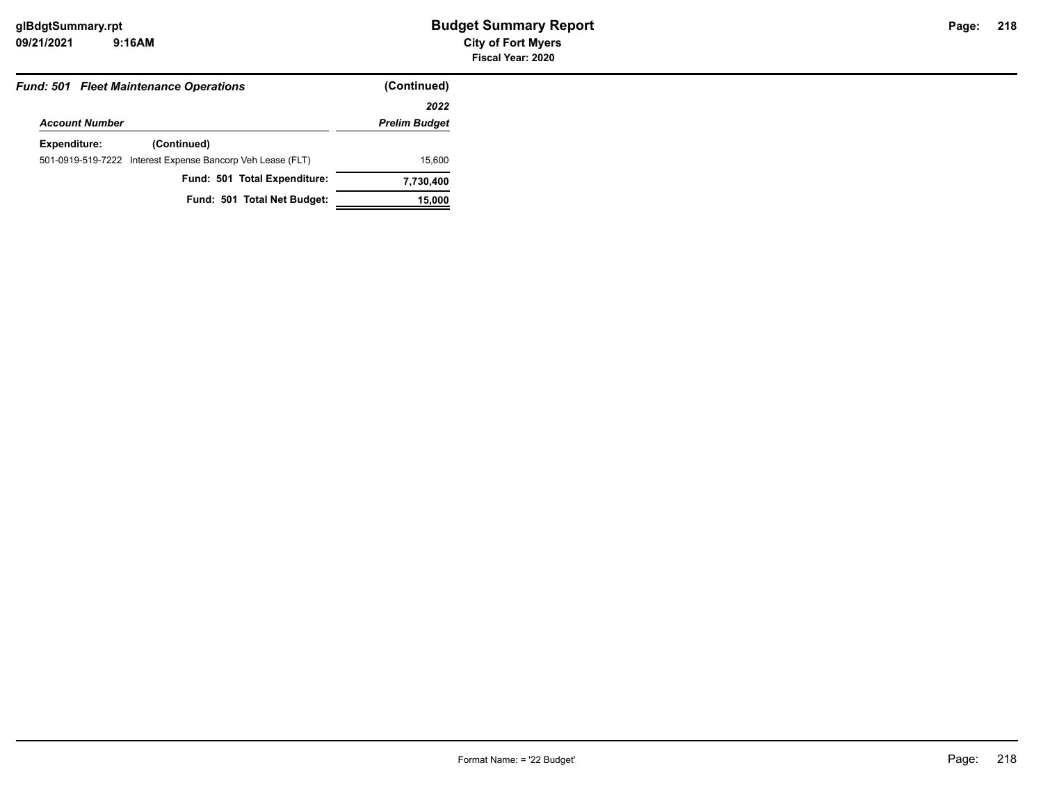**Budget Summary Report**
**City of Fort Myers**
**Fiscal Year: 2020**

### *Fund: 501 Fleet Maintenance Operations* (Continued)

| *Account Number* | | *2022 Prelim Budget* |
|---|---|---|
| **Expenditure:** | **(Continued)** | |
| 501-0919-519-7222 | Interest Expense Bancorp Veh Lease (FLT) | 15,600 |
| | **Fund: 501 Total Expenditure:** | **7,730,400** |
| | **Fund: 501 Total Net Budget:** | **15,000** |

Format Name: = '22 Budget'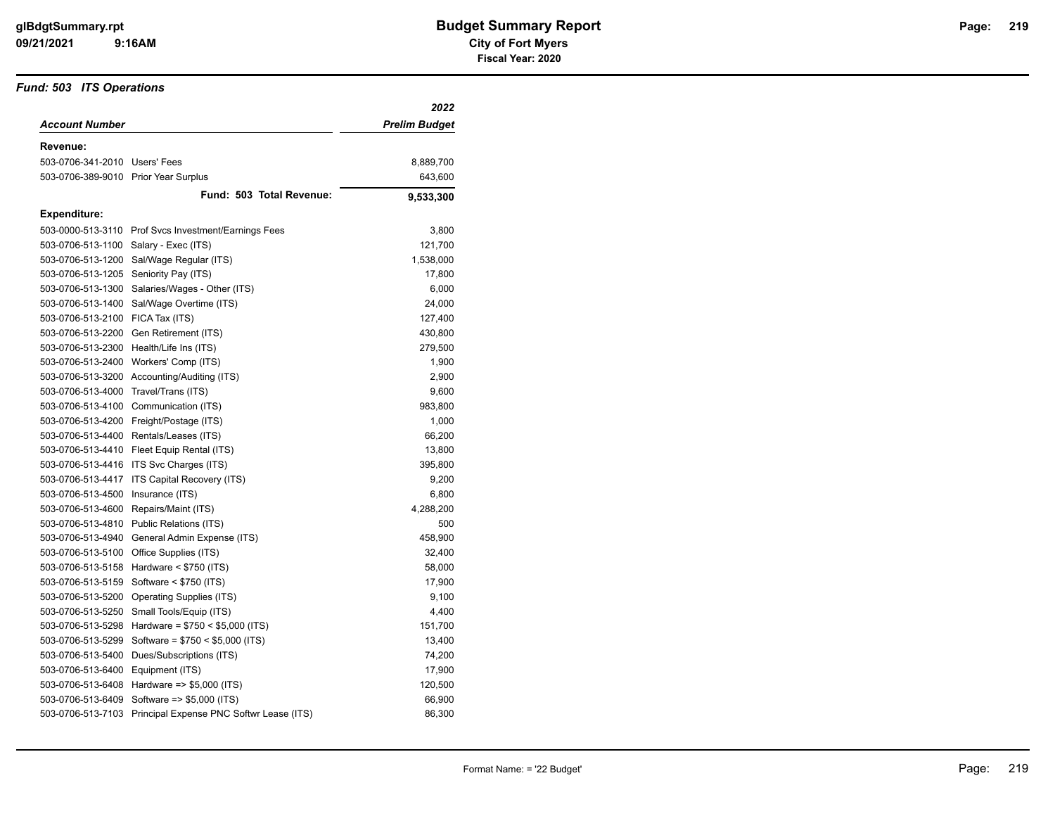# Budget Summary Report

**City of Fort Myers**

**Fiscal Year: 2020**

## *Fund: 503 ITS Operations*

| *Account Number* | | *2022 Prelim Budget* |
|---|---|---|
| **Revenue:** | | |
| 503-0706-341-2010 | Users' Fees | 8,889,700 |
| 503-0706-389-9010 | Prior Year Surplus | 643,600 |
| | **Fund: 503 Total Revenue:** | **9,533,300** |
| **Expenditure:** | | |
| 503-0000-513-3110 | Prof Svcs Investment/Earnings Fees | 3,800 |
| 503-0706-513-1100 | Salary - Exec (ITS) | 121,700 |
| 503-0706-513-1200 | Sal/Wage Regular (ITS) | 1,538,000 |
| 503-0706-513-1205 | Seniority Pay (ITS) | 17,800 |
| 503-0706-513-1300 | Salaries/Wages - Other (ITS) | 6,000 |
| 503-0706-513-1400 | Sal/Wage Overtime (ITS) | 24,000 |
| 503-0706-513-2100 | FICA Tax (ITS) | 127,400 |
| 503-0706-513-2200 | Gen Retirement (ITS) | 430,800 |
| 503-0706-513-2300 | Health/Life Ins (ITS) | 279,500 |
| 503-0706-513-2400 | Workers' Comp (ITS) | 1,900 |
| 503-0706-513-3200 | Accounting/Auditing (ITS) | 2,900 |
| 503-0706-513-4000 | Travel/Trans (ITS) | 9,600 |
| 503-0706-513-4100 | Communication (ITS) | 983,800 |
| 503-0706-513-4200 | Freight/Postage (ITS) | 1,000 |
| 503-0706-513-4400 | Rentals/Leases (ITS) | 66,200 |
| 503-0706-513-4410 | Fleet Equip Rental (ITS) | 13,800 |
| 503-0706-513-4416 | ITS Svc Charges (ITS) | 395,800 |
| 503-0706-513-4417 | ITS Capital Recovery (ITS) | 9,200 |
| 503-0706-513-4500 | Insurance (ITS) | 6,800 |
| 503-0706-513-4600 | Repairs/Maint (ITS) | 4,288,200 |
| 503-0706-513-4810 | Public Relations (ITS) | 500 |
| 503-0706-513-4940 | General Admin Expense (ITS) | 458,900 |
| 503-0706-513-5100 | Office Supplies (ITS) | 32,400 |
| 503-0706-513-5158 | Hardware < $750 (ITS) | 58,000 |
| 503-0706-513-5159 | Software < $750 (ITS) | 17,900 |
| 503-0706-513-5200 | Operating Supplies (ITS) | 9,100 |
| 503-0706-513-5250 | Small Tools/Equip (ITS) | 4,400 |
| 503-0706-513-5298 | Hardware = $750 < $5,000 (ITS) | 151,700 |
| 503-0706-513-5299 | Software = $750 < $5,000 (ITS) | 13,400 |
| 503-0706-513-5400 | Dues/Subscriptions (ITS) | 74,200 |
| 503-0706-513-6400 | Equipment (ITS) | 17,900 |
| 503-0706-513-6408 | Hardware => $5,000 (ITS) | 120,500 |
| 503-0706-513-6409 | Software => $5,000 (ITS) | 66,900 |
| 503-0706-513-7103 | Principal Expense PNC Softwr Lease (ITS) | 86,300 |

Format Name: = '22 Budget'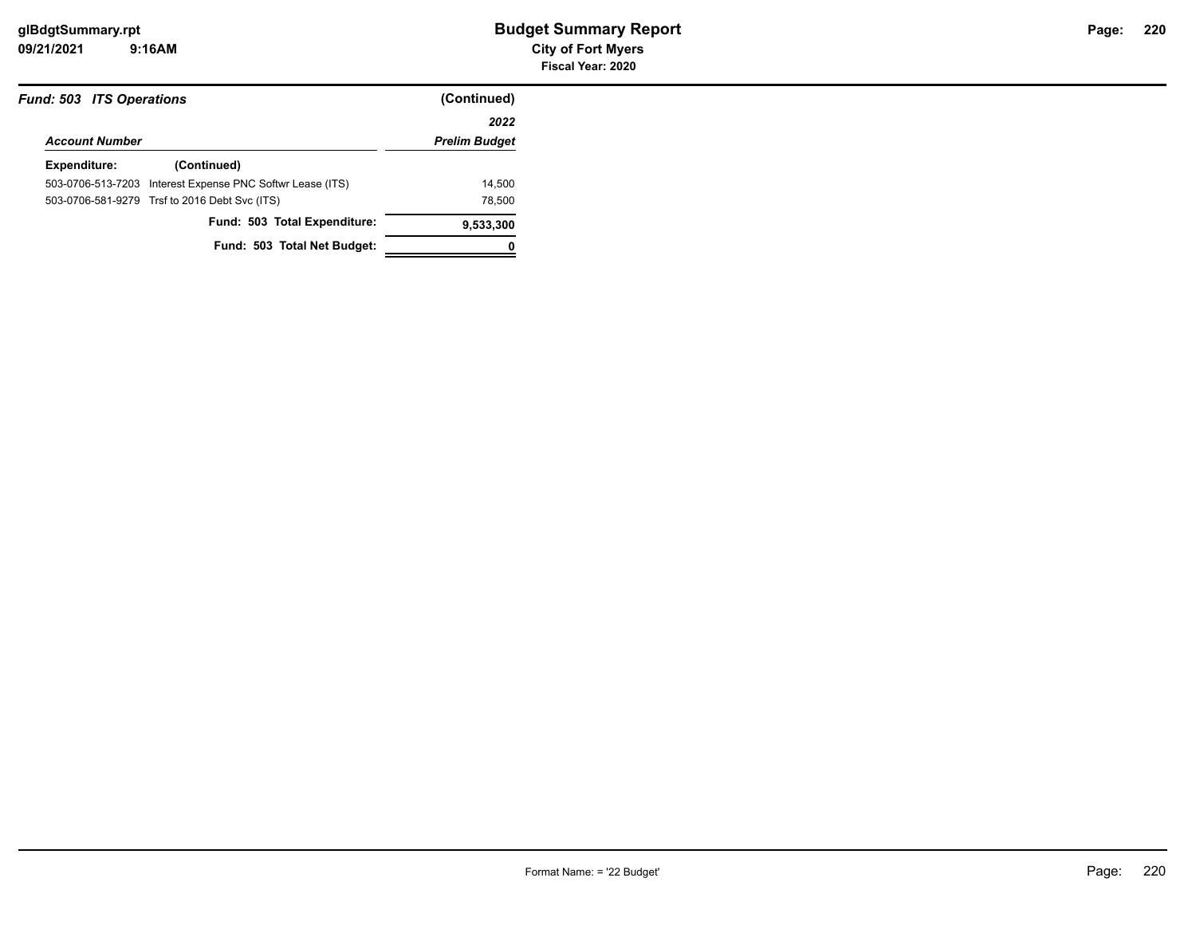**Fund: 503 ITS Operations** (Continued)

| Account Number | | 2022 Prelim Budget |
|---|---|---|
| **Expenditure:** | **(Continued)** | |
| 503-0706-513-7203 | Interest Expense PNC Softwr Lease (ITS) | 14,500 |
| 503-0706-581-9279 | Trsf to 2016 Debt Svc (ITS) | 78,500 |
| | **Fund: 503 Total Expenditure:** | **9,533,300** |
| | **Fund: 503 Total Net Budget:** | **0** |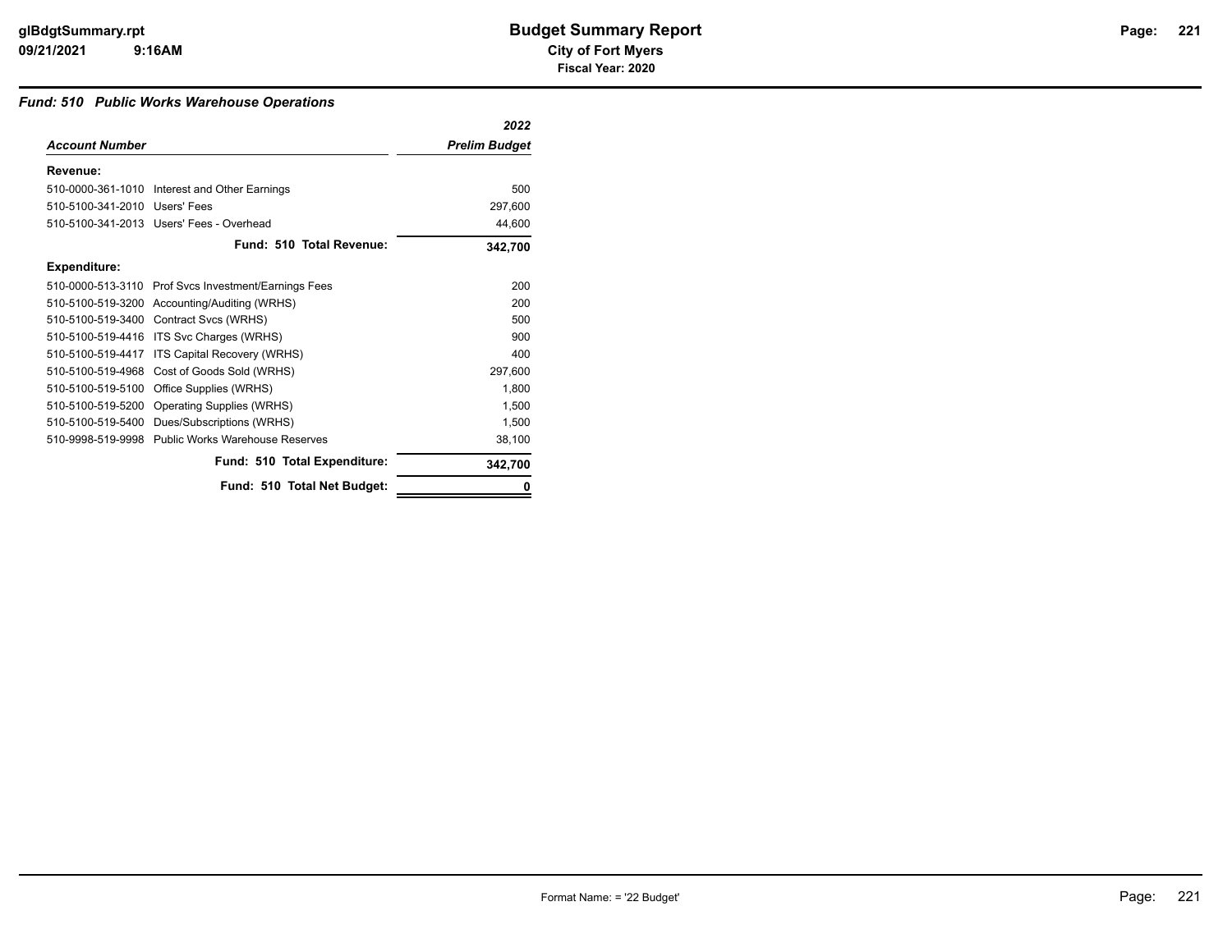### *Fund: 510 Public Works Warehouse Operations*

| *Account Number* | | *2022 Prelim Budget* |
|---|---|---|
| **Revenue:** | | |
| 510-0000-361-1010 | Interest and Other Earnings | 500 |
| 510-5100-341-2010 | Users' Fees | 297,600 |
| 510-5100-341-2013 | Users' Fees - Overhead | 44,600 |
| | **Fund: 510 Total Revenue:** | **342,700** |
| **Expenditure:** | | |
| 510-0000-513-3110 | Prof Svcs Investment/Earnings Fees | 200 |
| 510-5100-519-3200 | Accounting/Auditing (WRHS) | 200 |
| 510-5100-519-3400 | Contract Svcs (WRHS) | 500 |
| 510-5100-519-4416 | ITS Svc Charges (WRHS) | 900 |
| 510-5100-519-4417 | ITS Capital Recovery (WRHS) | 400 |
| 510-5100-519-4968 | Cost of Goods Sold (WRHS) | 297,600 |
| 510-5100-519-5100 | Office Supplies (WRHS) | 1,800 |
| 510-5100-519-5200 | Operating Supplies (WRHS) | 1,500 |
| 510-5100-519-5400 | Dues/Subscriptions (WRHS) | 1,500 |
| 510-9998-519-9998 | Public Works Warehouse Reserves | 38,100 |
| | **Fund: 510 Total Expenditure:** | **342,700** |
| | **Fund: 510 Total Net Budget:** | **0** |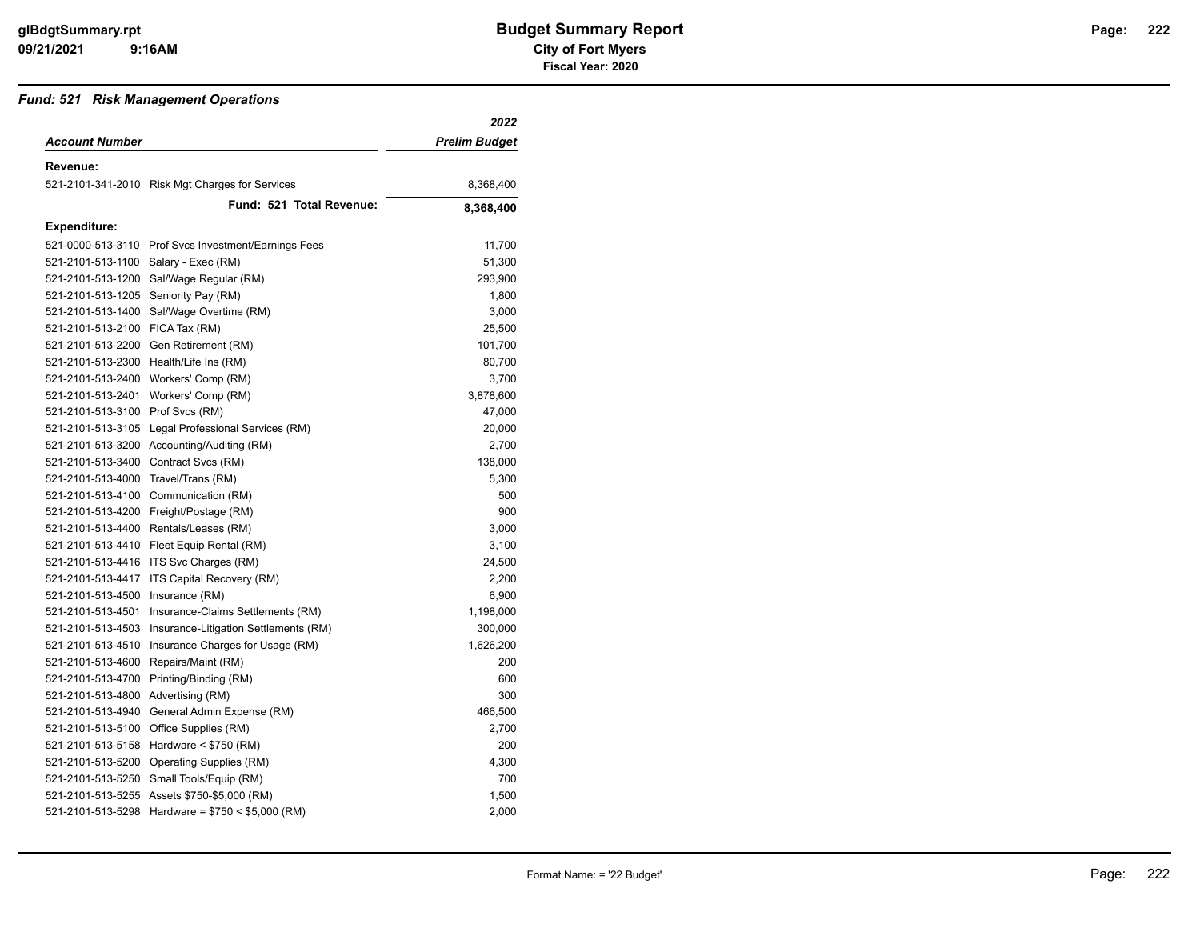# Budget Summary Report

**City of Fort Myers**

**Fiscal Year: 2020**

### *Fund: 521 Risk Management Operations*

| *Account Number* | | *2022 Prelim Budget* |
|---|---|---|
| **Revenue:** | | |
| 521-2101-341-2010 | Risk Mgt Charges for Services | 8,368,400 |
| | **Fund: 521 Total Revenue:** | **8,368,400** |
| **Expenditure:** | | |
| 521-0000-513-3110 | Prof Svcs Investment/Earnings Fees | 11,700 |
| 521-2101-513-1100 | Salary - Exec (RM) | 51,300 |
| 521-2101-513-1200 | Sal/Wage Regular (RM) | 293,900 |
| 521-2101-513-1205 | Seniority Pay (RM) | 1,800 |
| 521-2101-513-1400 | Sal/Wage Overtime (RM) | 3,000 |
| 521-2101-513-2100 | FICA Tax (RM) | 25,500 |
| 521-2101-513-2200 | Gen Retirement (RM) | 101,700 |
| 521-2101-513-2300 | Health/Life Ins (RM) | 80,700 |
| 521-2101-513-2400 | Workers' Comp (RM) | 3,700 |
| 521-2101-513-2401 | Workers' Comp (RM) | 3,878,600 |
| 521-2101-513-3100 | Prof Svcs (RM) | 47,000 |
| 521-2101-513-3105 | Legal Professional Services (RM) | 20,000 |
| 521-2101-513-3200 | Accounting/Auditing (RM) | 2,700 |
| 521-2101-513-3400 | Contract Svcs (RM) | 138,000 |
| 521-2101-513-4000 | Travel/Trans (RM) | 5,300 |
| 521-2101-513-4100 | Communication (RM) | 500 |
| 521-2101-513-4200 | Freight/Postage (RM) | 900 |
| 521-2101-513-4400 | Rentals/Leases (RM) | 3,000 |
| 521-2101-513-4410 | Fleet Equip Rental (RM) | 3,100 |
| 521-2101-513-4416 | ITS Svc Charges (RM) | 24,500 |
| 521-2101-513-4417 | ITS Capital Recovery (RM) | 2,200 |
| 521-2101-513-4500 | Insurance (RM) | 6,900 |
| 521-2101-513-4501 | Insurance-Claims Settlements (RM) | 1,198,000 |
| 521-2101-513-4503 | Insurance-Litigation Settlements (RM) | 300,000 |
| 521-2101-513-4510 | Insurance Charges for Usage (RM) | 1,626,200 |
| 521-2101-513-4600 | Repairs/Maint (RM) | 200 |
| 521-2101-513-4700 | Printing/Binding (RM) | 600 |
| 521-2101-513-4800 | Advertising (RM) | 300 |
| 521-2101-513-4940 | General Admin Expense (RM) | 466,500 |
| 521-2101-513-5100 | Office Supplies (RM) | 2,700 |
| 521-2101-513-5158 | Hardware < $750 (RM) | 200 |
| 521-2101-513-5200 | Operating Supplies (RM) | 4,300 |
| 521-2101-513-5250 | Small Tools/Equip (RM) | 700 |
| 521-2101-513-5255 | Assets $750-$5,000 (RM) | 1,500 |
| 521-2101-513-5298 | Hardware = $750 < $5,000 (RM) | 2,000 |

Format Name: = '22 Budget'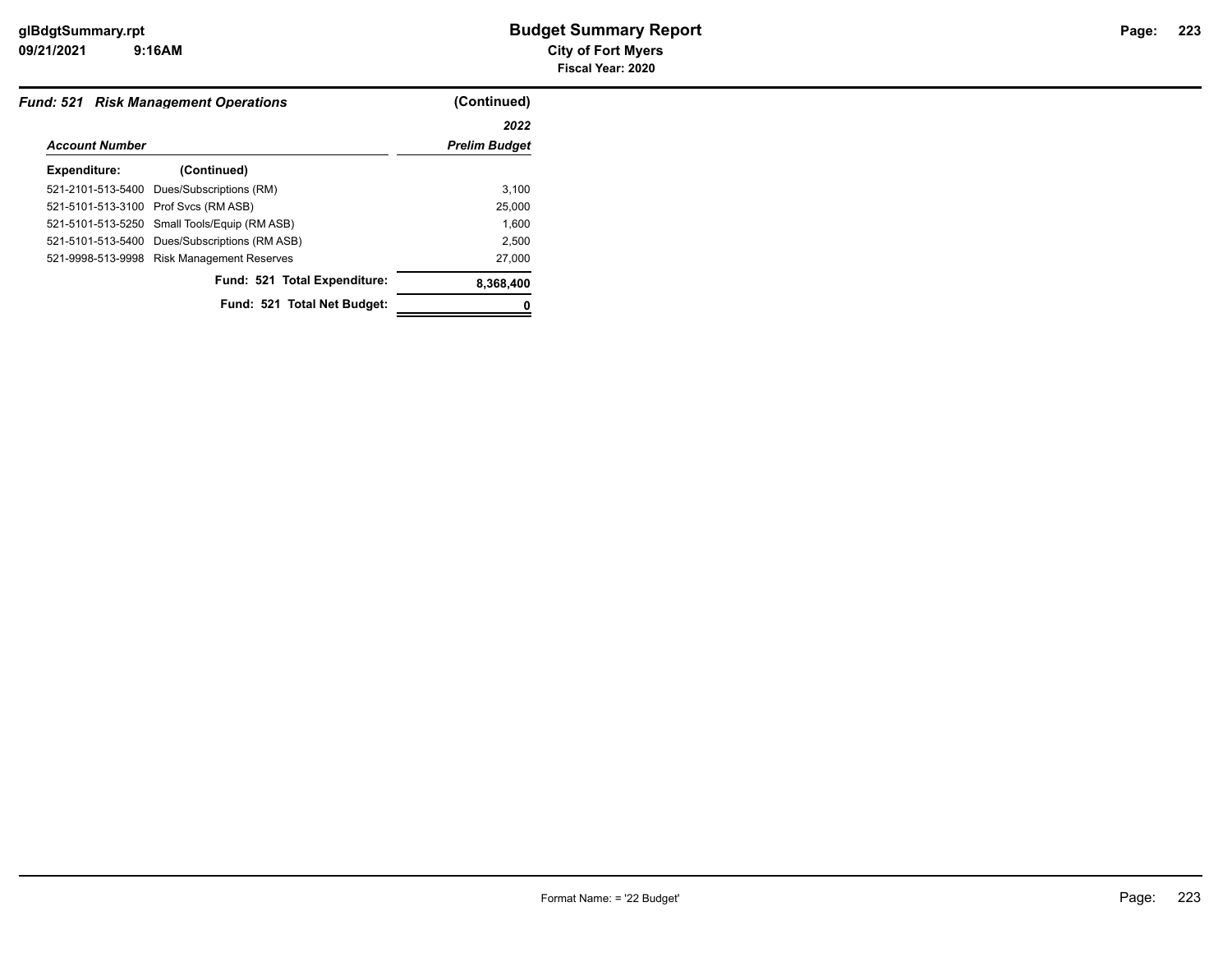**Fund: 521 Risk Management Operations** (Continued)

| Account Number | | 2022 Prelim Budget |
|---|---|---|
| **Expenditure:** | **(Continued)** | |
| 521-2101-513-5400 | Dues/Subscriptions (RM) | 3,100 |
| 521-5101-513-3100 | Prof Svcs (RM ASB) | 25,000 |
| 521-5101-513-5250 | Small Tools/Equip (RM ASB) | 1,600 |
| 521-5101-513-5400 | Dues/Subscriptions (RM ASB) | 2,500 |
| 521-9998-513-9998 | Risk Management Reserves | 27,000 |
| | **Fund: 521 Total Expenditure:** | **8,368,400** |
| | **Fund: 521 Total Net Budget:** | **0** |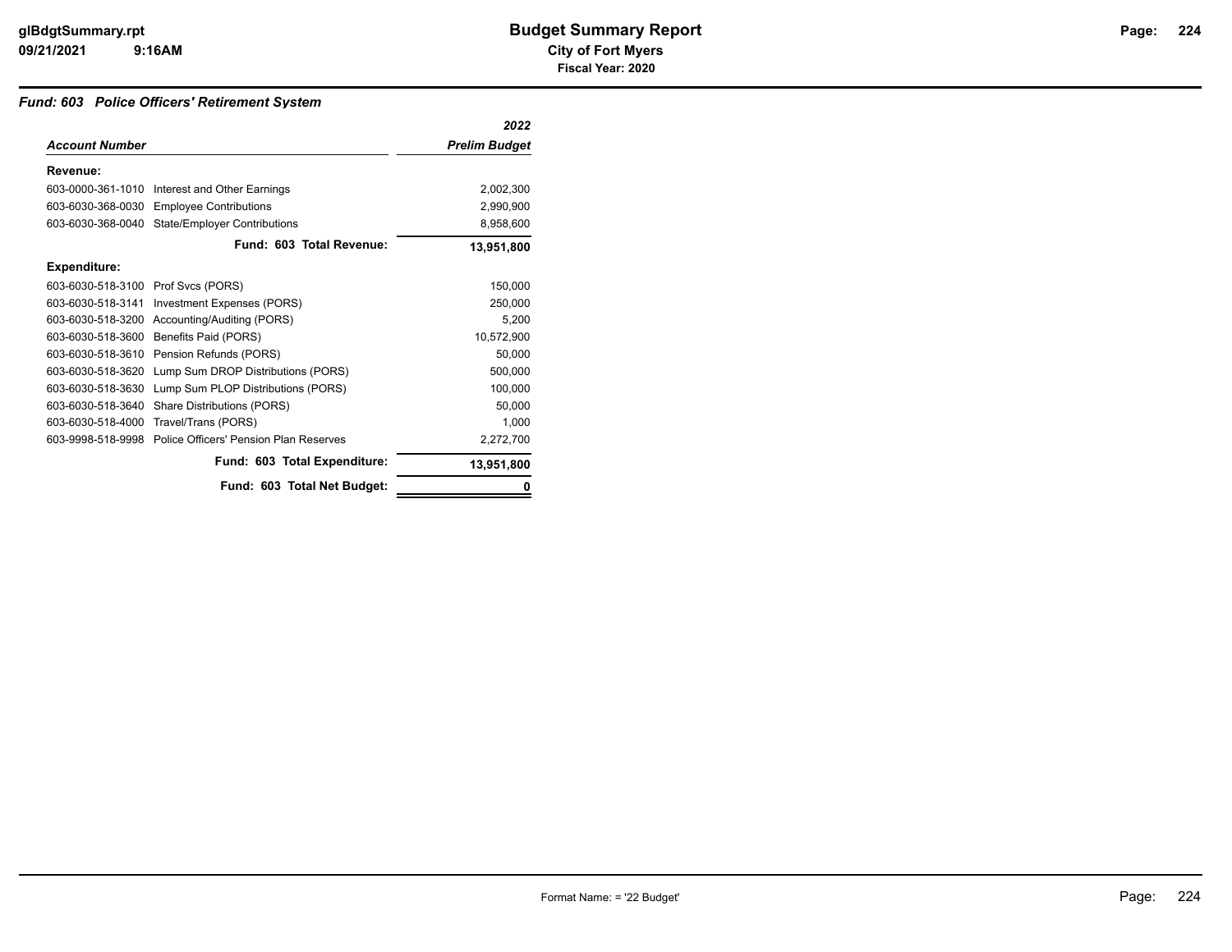# Budget Summary Report

**City of Fort Myers**

**Fiscal Year: 2020**

### *Fund: 603 Police Officers' Retirement System*

| *Account Number* | | *2022 Prelim Budget* |
|---|---|---|
| **Revenue:** | | |
| 603-0000-361-1010 | Interest and Other Earnings | 2,002,300 |
| 603-6030-368-0030 | Employee Contributions | 2,990,900 |
| 603-6030-368-0040 | State/Employer Contributions | 8,958,600 |
| | **Fund: 603 Total Revenue:** | **13,951,800** |
| **Expenditure:** | | |
| 603-6030-518-3100 | Prof Svcs (PORS) | 150,000 |
| 603-6030-518-3141 | Investment Expenses (PORS) | 250,000 |
| 603-6030-518-3200 | Accounting/Auditing (PORS) | 5,200 |
| 603-6030-518-3600 | Benefits Paid (PORS) | 10,572,900 |
| 603-6030-518-3610 | Pension Refunds (PORS) | 50,000 |
| 603-6030-518-3620 | Lump Sum DROP Distributions (PORS) | 500,000 |
| 603-6030-518-3630 | Lump Sum PLOP Distributions (PORS) | 100,000 |
| 603-6030-518-3640 | Share Distributions (PORS) | 50,000 |
| 603-6030-518-4000 | Travel/Trans (PORS) | 1,000 |
| 603-9998-518-9998 | Police Officers' Pension Plan Reserves | 2,272,700 |
| | **Fund: 603 Total Expenditure:** | **13,951,800** |
| | **Fund: 603 Total Net Budget:** | **0** |

Format Name: = '22 Budget'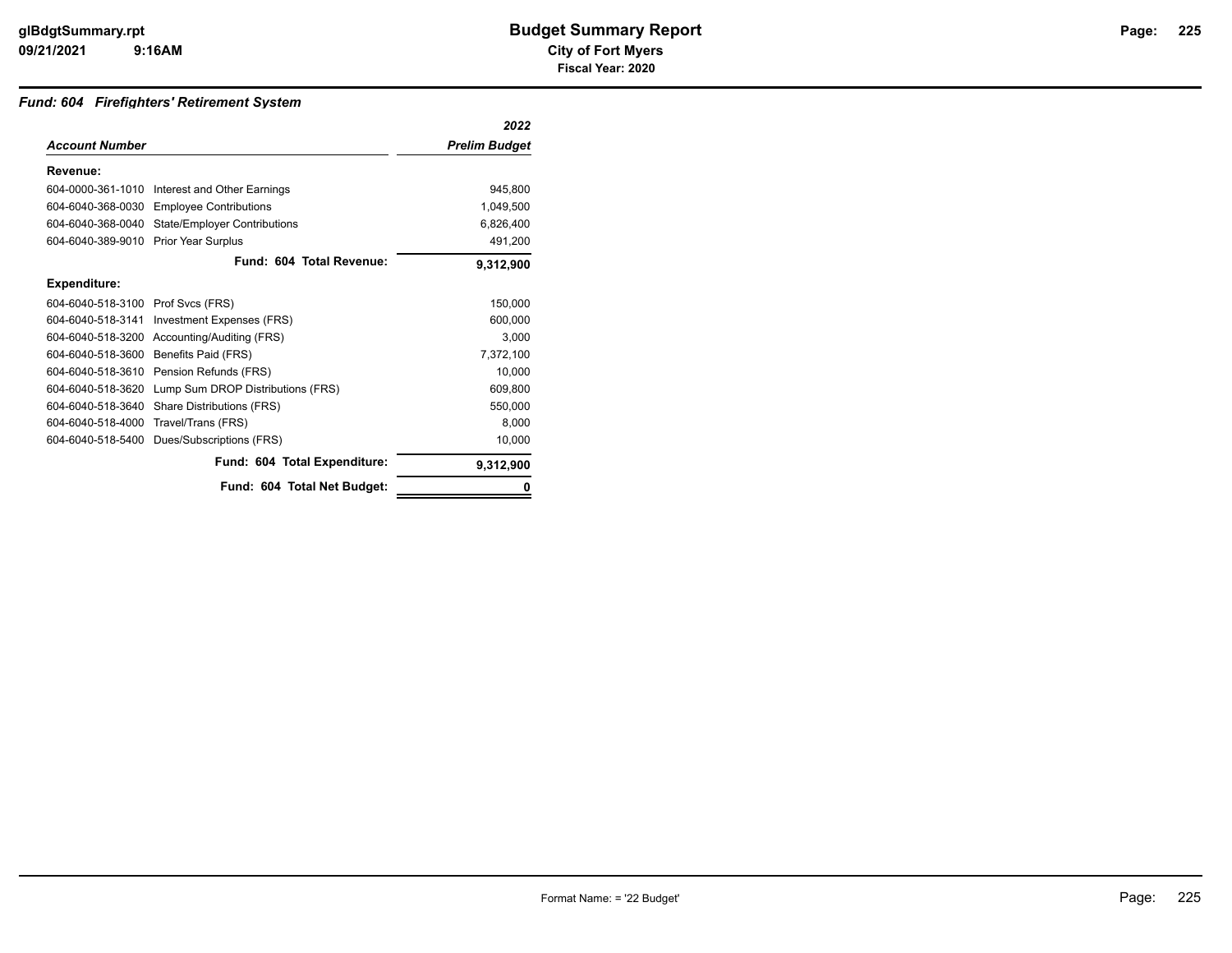# Budget Summary Report

**City of Fort Myers**

**Fiscal Year: 2020**

## *Fund: 604 Firefighters' Retirement System*

| *Account Number* | | *2022 Prelim Budget* |
|---|---|---|
| **Revenue:** | | |
| 604-0000-361-1010 | Interest and Other Earnings | 945,800 |
| 604-6040-368-0030 | Employee Contributions | 1,049,500 |
| 604-6040-368-0040 | State/Employer Contributions | 6,826,400 |
| 604-6040-389-9010 | Prior Year Surplus | 491,200 |
| | **Fund: 604 Total Revenue:** | **9,312,900** |
| **Expenditure:** | | |
| 604-6040-518-3100 | Prof Svcs (FRS) | 150,000 |
| 604-6040-518-3141 | Investment Expenses (FRS) | 600,000 |
| 604-6040-518-3200 | Accounting/Auditing (FRS) | 3,000 |
| 604-6040-518-3600 | Benefits Paid (FRS) | 7,372,100 |
| 604-6040-518-3610 | Pension Refunds (FRS) | 10,000 |
| 604-6040-518-3620 | Lump Sum DROP Distributions (FRS) | 609,800 |
| 604-6040-518-3640 | Share Distributions (FRS) | 550,000 |
| 604-6040-518-4000 | Travel/Trans (FRS) | 8,000 |
| 604-6040-518-5400 | Dues/Subscriptions (FRS) | 10,000 |
| | **Fund: 604 Total Expenditure:** | **9,312,900** |
| | **Fund: 604 Total Net Budget:** | **0** |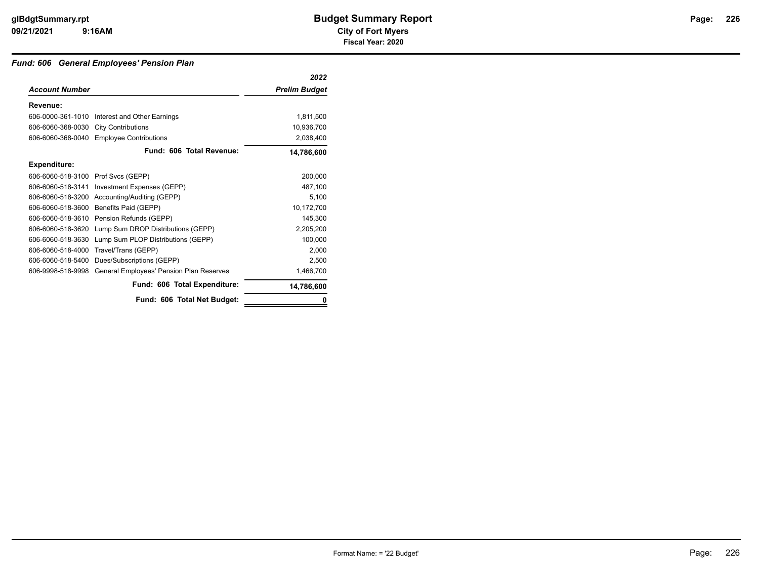### *Fund: 606 General Employees' Pension Plan*

| *Account Number* | | *2022 Prelim Budget* |
|---|---|---|
| **Revenue:** | | |
| 606-0000-361-1010 | Interest and Other Earnings | 1,811,500 |
| 606-6060-368-0030 | City Contributions | 10,936,700 |
| 606-6060-368-0040 | Employee Contributions | 2,038,400 |
| | **Fund: 606 Total Revenue:** | **14,786,600** |
| **Expenditure:** | | |
| 606-6060-518-3100 | Prof Svcs (GEPP) | 200,000 |
| 606-6060-518-3141 | Investment Expenses (GEPP) | 487,100 |
| 606-6060-518-3200 | Accounting/Auditing (GEPP) | 5,100 |
| 606-6060-518-3600 | Benefits Paid (GEPP) | 10,172,700 |
| 606-6060-518-3610 | Pension Refunds (GEPP) | 145,300 |
| 606-6060-518-3620 | Lump Sum DROP Distributions (GEPP) | 2,205,200 |
| 606-6060-518-3630 | Lump Sum PLOP Distributions (GEPP) | 100,000 |
| 606-6060-518-4000 | Travel/Trans (GEPP) | 2,000 |
| 606-6060-518-5400 | Dues/Subscriptions (GEPP) | 2,500 |
| 606-9998-518-9998 | General Employees' Pension Plan Reserves | 1,466,700 |
| | **Fund: 606 Total Expenditure:** | **14,786,600** |
| | **Fund: 606 Total Net Budget:** | **0** |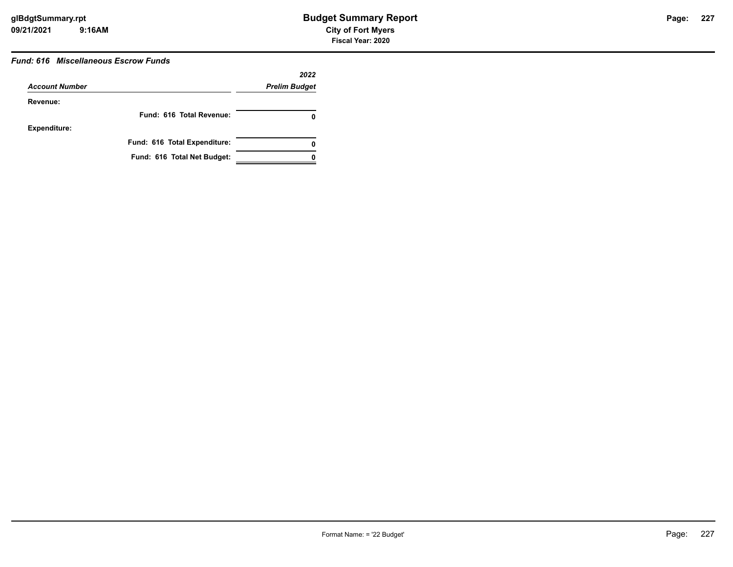### *Fund: 616 Miscellaneous Escrow Funds*

| *Account Number* | *2022 Prelim Budget* |
|---|---|
| **Revenue:** | |
| **Fund: 616 Total Revenue:** | **0** |
| **Expenditure:** | |
| **Fund: 616 Total Expenditure:** | **0** |
| **Fund: 616 Total Net Budget:** | **0** |

Format Name: = '22 Budget'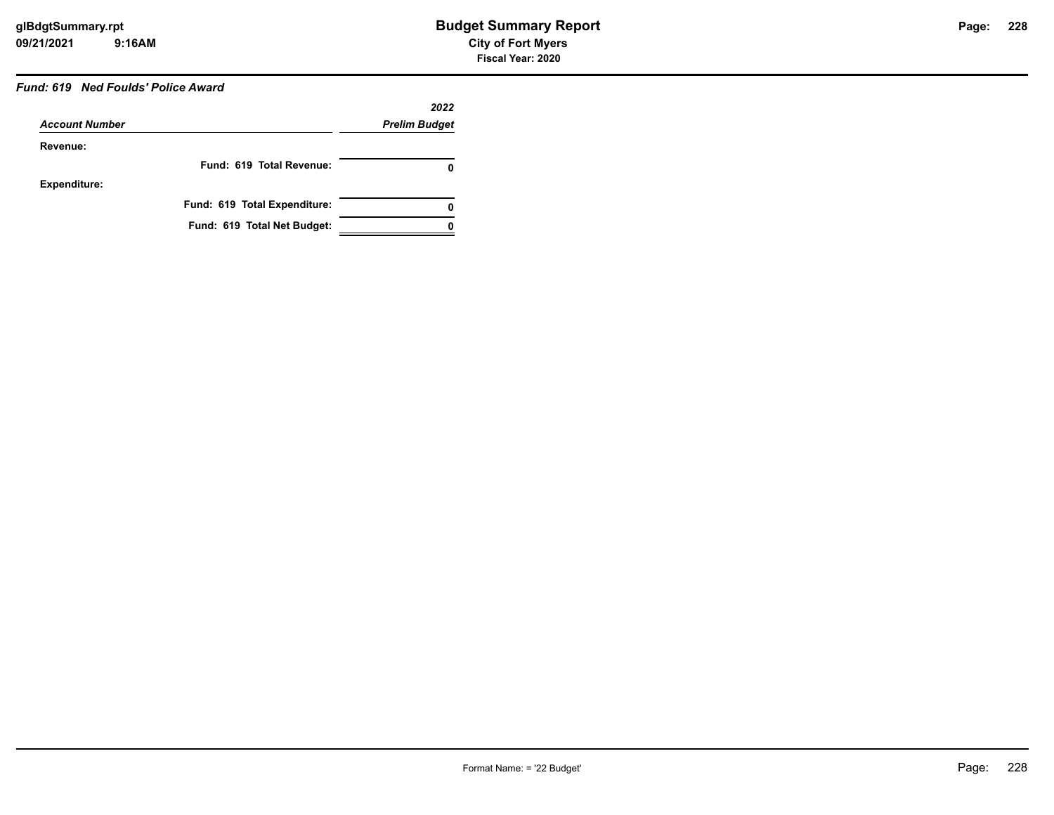# Budget Summary Report

**City of Fort Myers**

**Fiscal Year: 2020**

***Fund: 619 Ned Foulds' Police Award***

| *Account Number* | *2022 Prelim Budget* |
|---|---|
| **Revenue:** | |
| **Fund: 619 Total Revenue:** | **0** |
| **Expenditure:** | |
| **Fund: 619 Total Expenditure:** | **0** |
| **Fund: 619 Total Net Budget:** | **0** |

Format Name: = '22 Budget'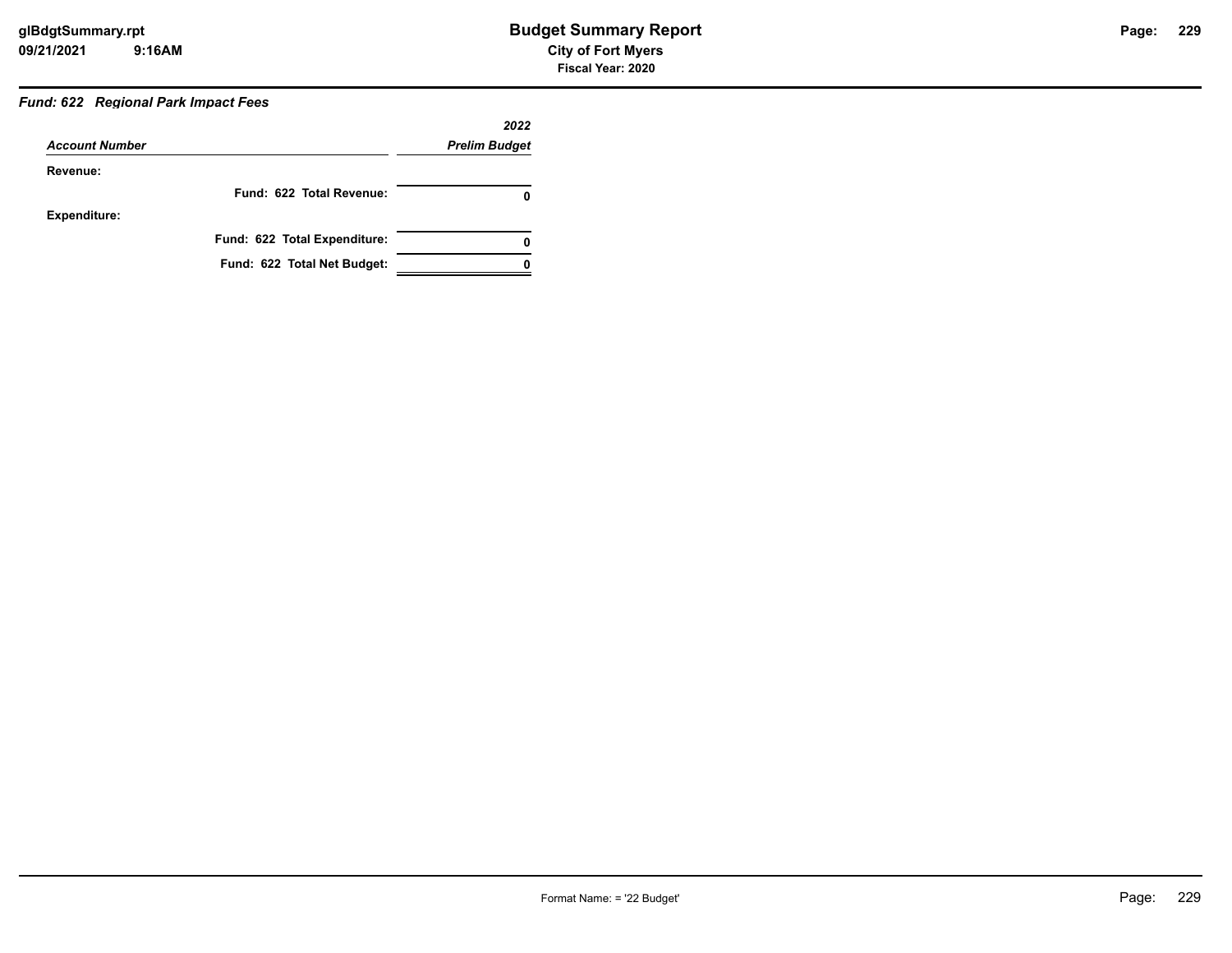# Budget Summary Report

**City of Fort Myers**

**Fiscal Year: 2020**

### *Fund: 622 Regional Park Impact Fees*

| *Account Number* | *2022 Prelim Budget* |
|---|---|
| **Revenue:** | |
| **Fund: 622 Total Revenue:** | **0** |
| **Expenditure:** | |
| **Fund: 622 Total Expenditure:** | **0** |
| **Fund: 622 Total Net Budget:** | **0** |

Format Name: = '22 Budget'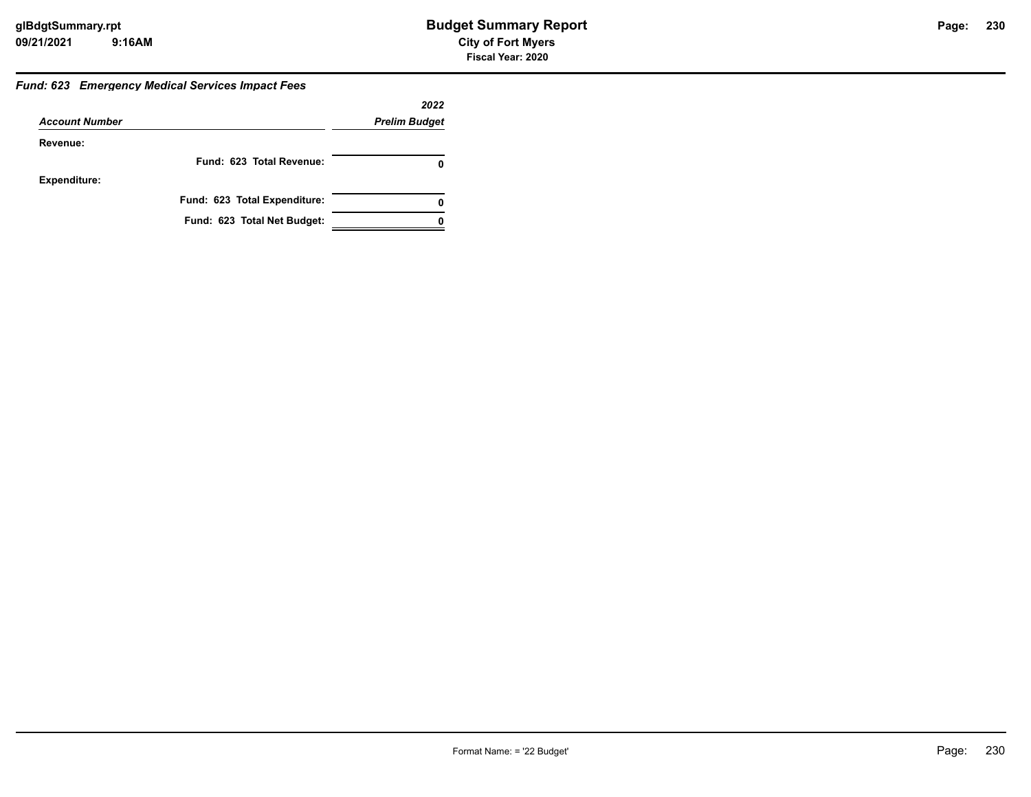# Budget Summary Report

**City of Fort Myers**

**Fiscal Year: 2020**

### *Fund: 623 Emergency Medical Services Impact Fees*

| *Account Number* | *2022 Prelim Budget* |
|---|---|
| **Revenue:** | |
| **Fund: 623 Total Revenue:** | **0** |
| **Expenditure:** | |
| **Fund: 623 Total Expenditure:** | **0** |
| **Fund: 623 Total Net Budget:** | **0** |

Format Name: = '22 Budget'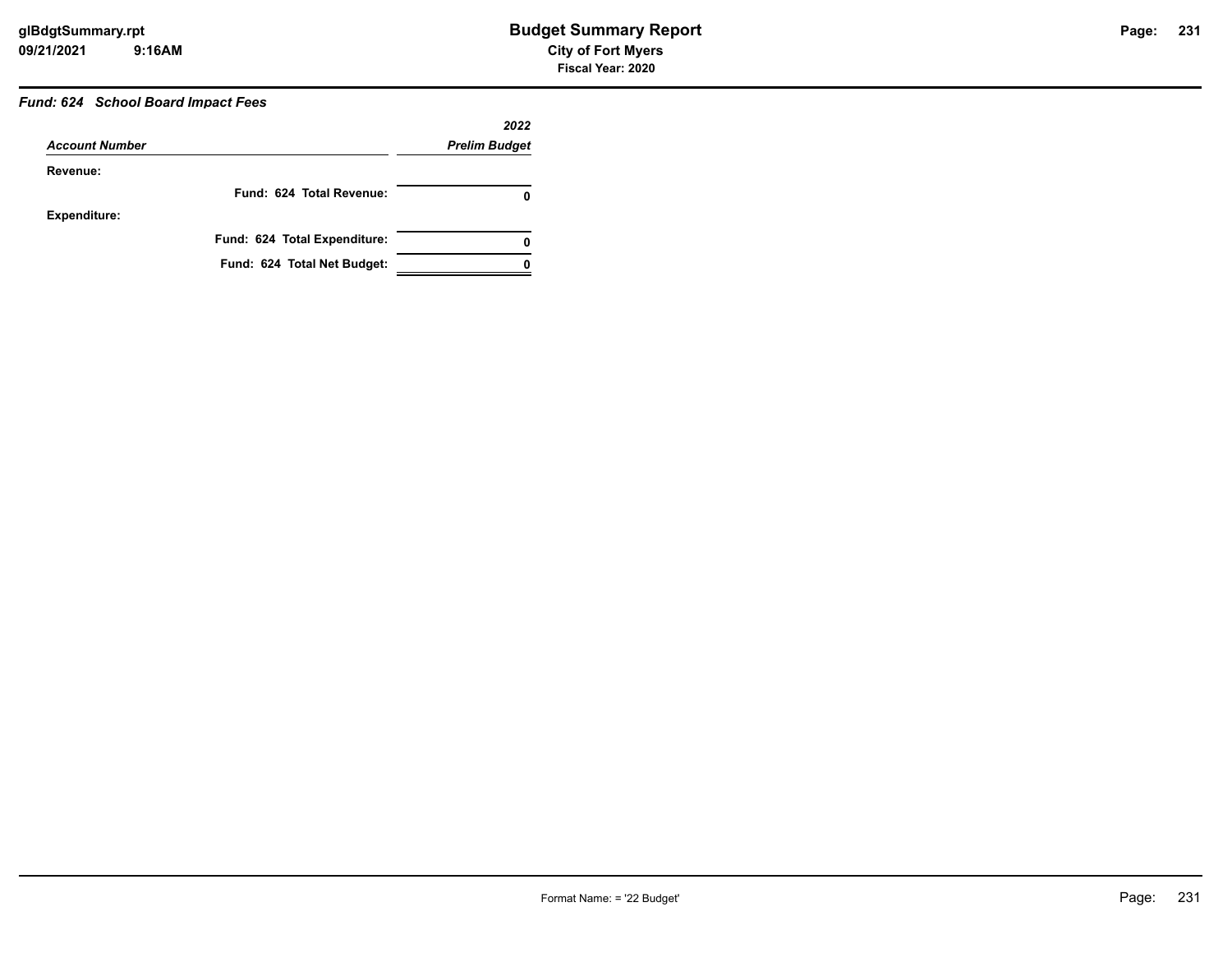### *Fund: 624 School Board Impact Fees*

| *Account Number* | *2022 Prelim Budget* |
|---|---|
| **Revenue:** | |
| **Fund: 624 Total Revenue:** | **0** |
| **Expenditure:** | |
| **Fund: 624 Total Expenditure:** | **0** |
| **Fund: 624 Total Net Budget:** | **0** |

Format Name: = '22 Budget'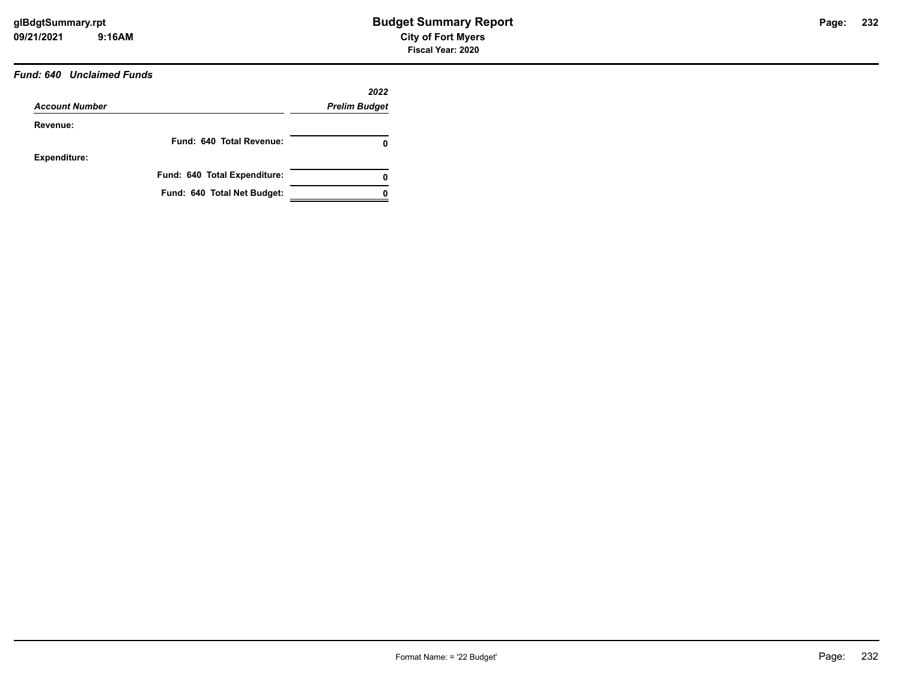# Budget Summary Report

**City of Fort Myers**

**Fiscal Year: 2020**

***Fund: 640 Unclaimed Funds***

| *Account Number* | *2022 Prelim Budget* |
|---|---|
| **Revenue:** | |
| **Fund: 640 Total Revenue:** | **0** |
| **Expenditure:** | |
| **Fund: 640 Total Expenditure:** | **0** |
| **Fund: 640 Total Net Budget:** | **0** |

Format Name: = '22 Budget'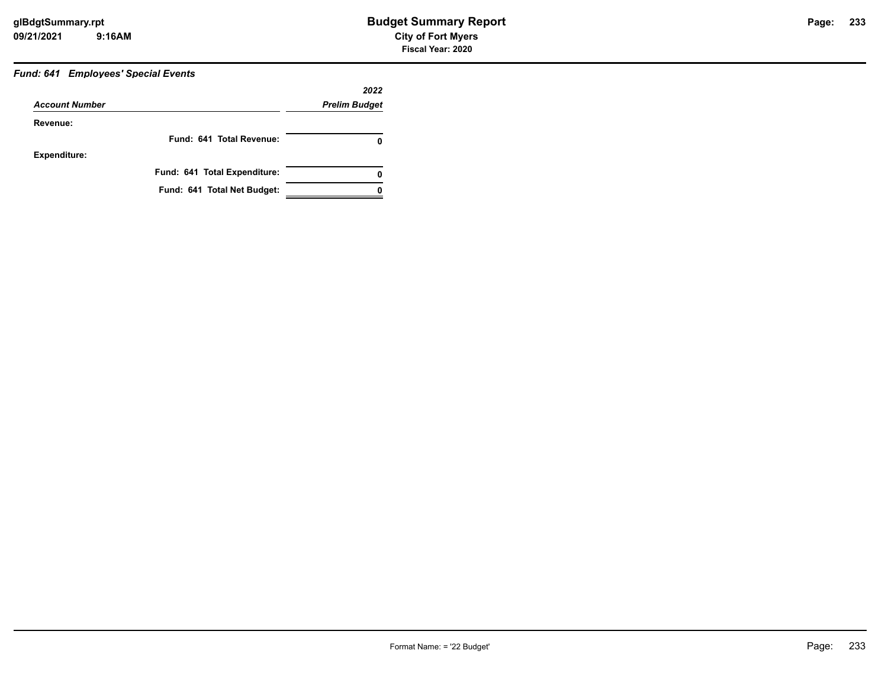# Budget Summary Report

**City of Fort Myers**

**Fiscal Year: 2020**

### *Fund: 641 Employees' Special Events*

| *Account Number* | *2022 Prelim Budget* |
|---|---|
| **Revenue:** | |
| **Fund: 641 Total Revenue:** | **0** |
| **Expenditure:** | |
| **Fund: 641 Total Expenditure:** | **0** |
| **Fund: 641 Total Net Budget:** | **0** |

Format Name: = '22 Budget'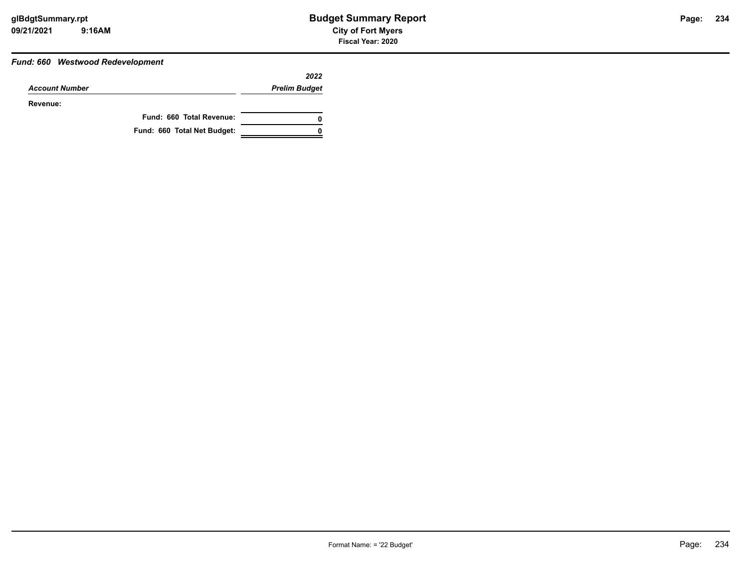# Budget Summary Report

## City of Fort Myers

**Fiscal Year: 2020**

### *Fund: 660 Westwood Redevelopment*

| *Account Number* | *2022 Prelim Budget* |
|---|---|
| **Revenue:** | |
| **Fund: 660 Total Revenue:** | **0** |
| **Fund: 660 Total Net Budget:** | **0** |

Format Name: = '22 Budget'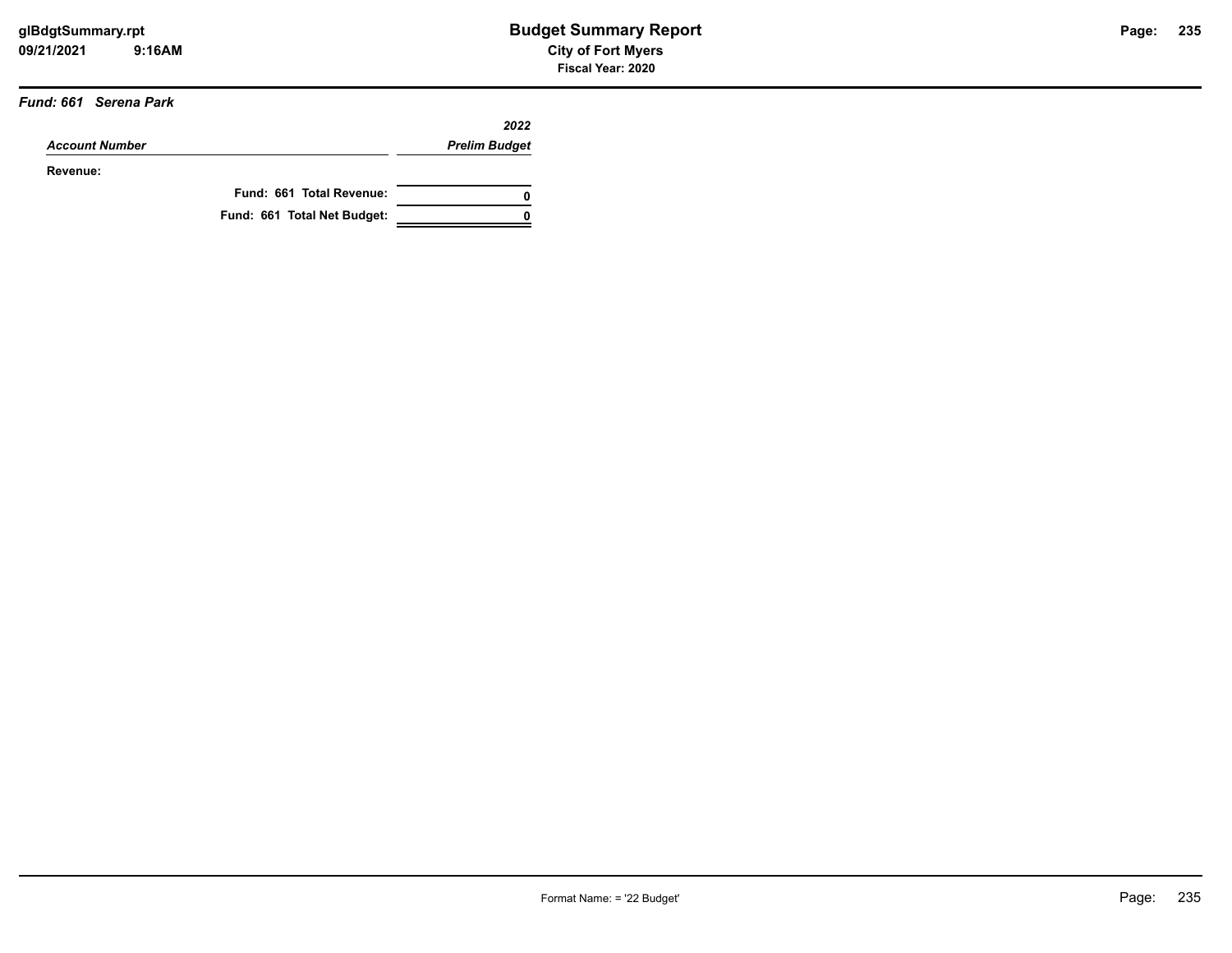# Budget Summary Report

**City of Fort Myers**

**Fiscal Year: 2020**

***Fund: 661 Serena Park***

| *Account Number* | *2022 Prelim Budget* |
|---|---|
| **Revenue:** | |
| **Fund: 661 Total Revenue:** | **0** |
| **Fund: 661 Total Net Budget:** | **0** |

Format Name: = '22 Budget'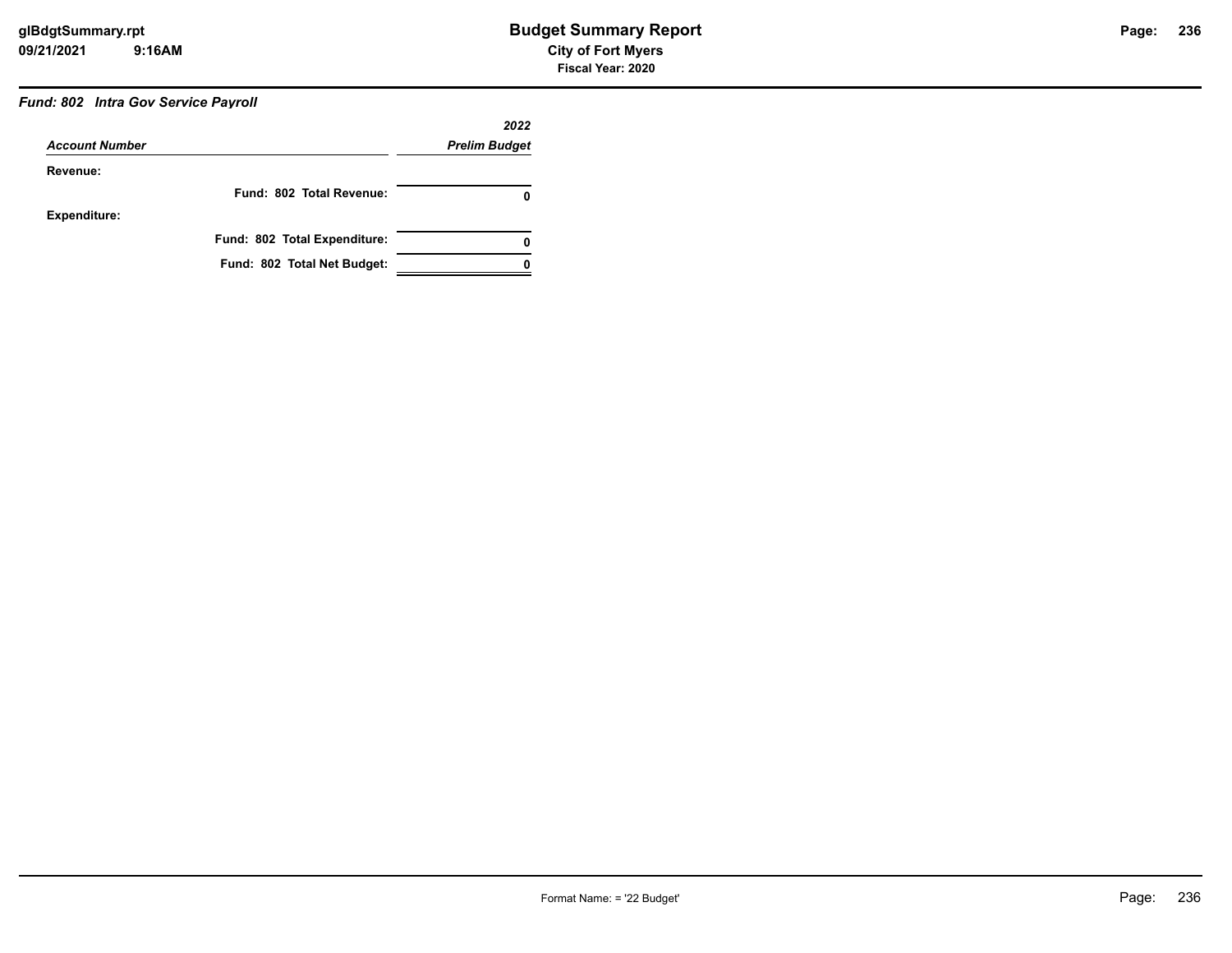**Budget Summary Report**
**City of Fort Myers**
**Fiscal Year: 2020**

***Fund: 802 Intra Gov Service Payroll***

| *Account Number* | *2022 Prelim Budget* |
|---|---|
| **Revenue:** | |
| **Fund: 802 Total Revenue:** | **0** |
| **Expenditure:** | |
| **Fund: 802 Total Expenditure:** | **0** |
| **Fund: 802 Total Net Budget:** | **0** |

Format Name: = '22 Budget'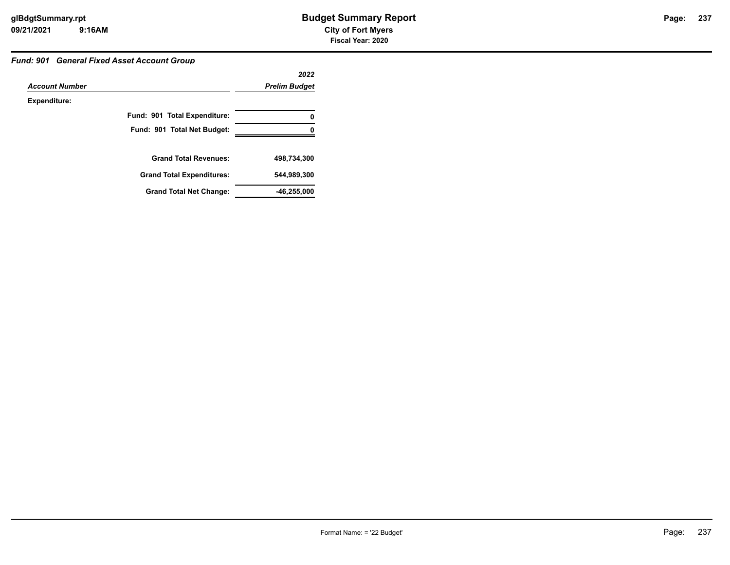### *Fund: 901 General Fixed Asset Account Group*

| *Account Number* | *2022 Prelim Budget* |
|---|---|
| **Expenditure:** | |
| **Fund: 901 Total Expenditure:** | **0** |
| **Fund: 901 Total Net Budget:** | **0** |
| | |
| **Grand Total Revenues:** | **498,734,300** |
| **Grand Total Expenditures:** | **544,989,300** |
| **Grand Total Net Change:** | **-46,255,000** |

Format Name: = '22 Budget'